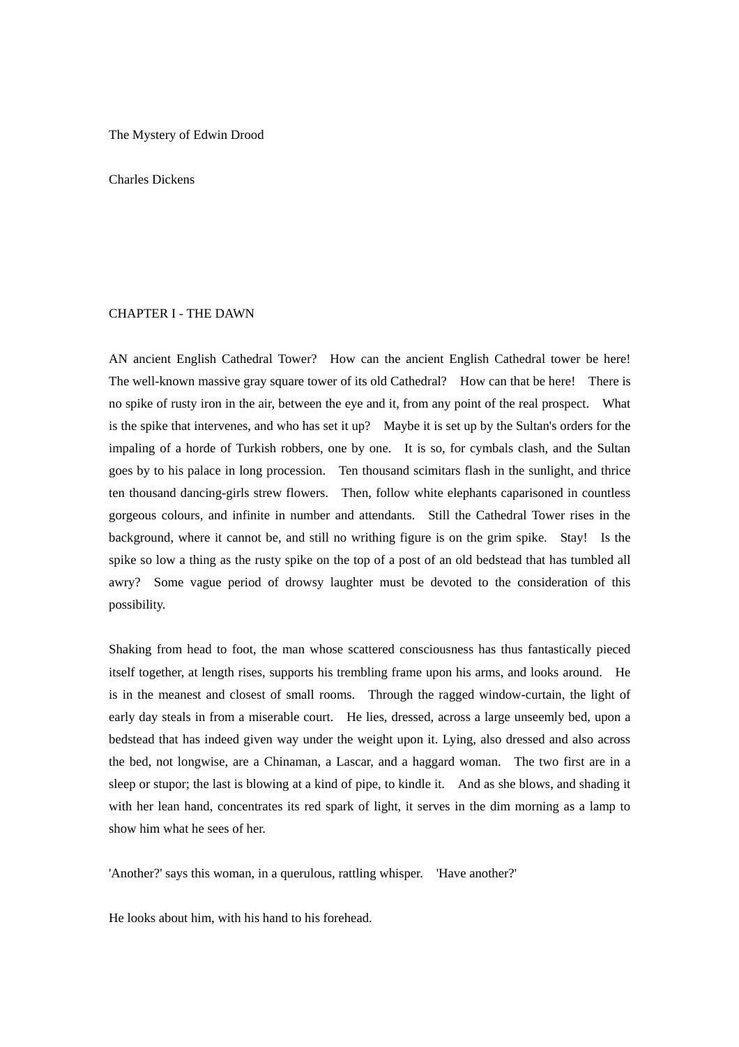# The Mystery of Edwin Drood

Charles Dickens

## CHAPTER I - THE DAWN

AN ancient English Cathedral Tower? How can the ancient English Cathedral tower be here! The well-known massive gray square tower of its old Cathedral? How can that be here! There is no spike of rusty iron in the air, between the eye and it, from any point of the real prospect. What is the spike that intervenes, and who has set it up? Maybe it is set up by the Sultan's orders for the impaling of a horde of Turkish robbers, one by one. It is so, for cymbals clash, and the Sultan goes by to his palace in long procession. Ten thousand scimitars flash in the sunlight, and thrice ten thousand dancing-girls strew flowers. Then, follow white elephants caparisoned in countless gorgeous colours, and infinite in number and attendants. Still the Cathedral Tower rises in the background, where it cannot be, and still no writhing figure is on the grim spike. Stay! Is the spike so low a thing as the rusty spike on the top of a post of an old bedstead that has tumbled all awry? Some vague period of drowsy laughter must be devoted to the consideration of this possibility.

Shaking from head to foot, the man whose scattered consciousness has thus fantastically pieced itself together, at length rises, supports his trembling frame upon his arms, and looks around. He is in the meanest and closest of small rooms. Through the ragged window-curtain, the light of early day steals in from a miserable court. He lies, dressed, across a large unseemly bed, upon a bedstead that has indeed given way under the weight upon it. Lying, also dressed and also across the bed, not longwise, are a Chinaman, a Lascar, and a haggard woman. The two first are in a sleep or stupor; the last is blowing at a kind of pipe, to kindle it. And as she blows, and shading it with her lean hand, concentrates its red spark of light, it serves in the dim morning as a lamp to show him what he sees of her.

'Another?' says this woman, in a querulous, rattling whisper. 'Have another?'

He looks about him, with his hand to his forehead.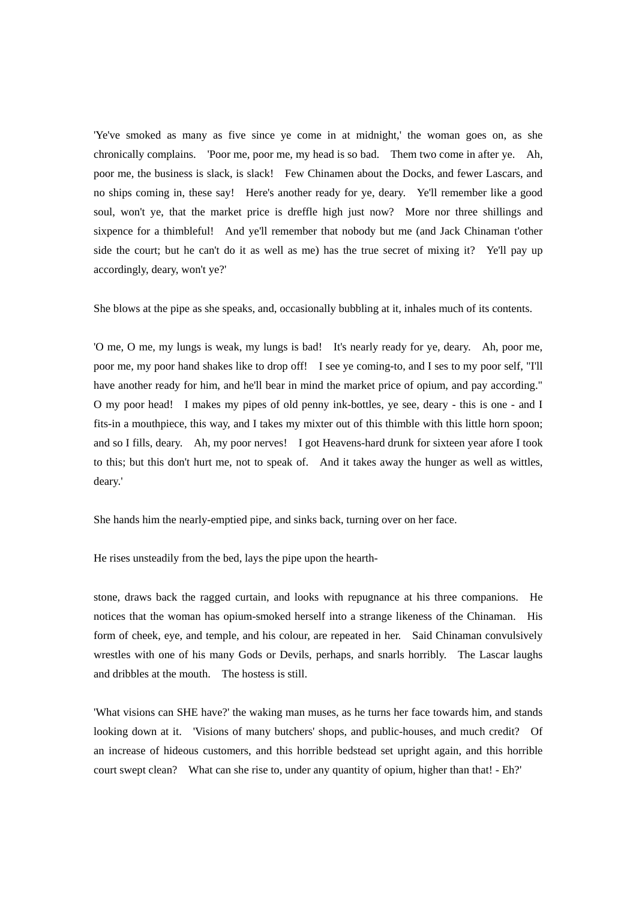'Ye've smoked as many as five since ye come in at midnight,' the woman goes on, as she chronically complains. 'Poor me, poor me, my head is so bad. Them two come in after ye. Ah, poor me, the business is slack, is slack! Few Chinamen about the Docks, and fewer Lascars, and no ships coming in, these say! Here's another ready for ye, deary. Ye'll remember like a good soul, won't ye, that the market price is dreffle high just now? More nor three shillings and sixpence for a thimbleful! And ye'll remember that nobody but me (and Jack Chinaman t'other side the court; but he can't do it as well as me) has the true secret of mixing it? Ye'll pay up accordingly, deary, won't ye?'

She blows at the pipe as she speaks, and, occasionally bubbling at it, inhales much of its contents.

'O me, O me, my lungs is weak, my lungs is bad! It's nearly ready for ye, deary. Ah, poor me, poor me, my poor hand shakes like to drop off! I see ye coming-to, and I ses to my poor self, "I'll have another ready for him, and he'll bear in mind the market price of opium, and pay according." O my poor head! I makes my pipes of old penny ink-bottles, ye see, deary - this is one - and I fits-in a mouthpiece, this way, and I takes my mixter out of this thimble with this little horn spoon; and so I fills, deary. Ah, my poor nerves! I got Heavens-hard drunk for sixteen year afore I took to this; but this don't hurt me, not to speak of. And it takes away the hunger as well as wittles, deary.'

She hands him the nearly-emptied pipe, and sinks back, turning over on her face.

He rises unsteadily from the bed, lays the pipe upon the hearth-stone, draws back the ragged curtain, and looks with repugnance at his three companions. He notices that the woman has opium-smoked herself into a strange likeness of the Chinaman. His form of cheek, eye, and temple, and his colour, are repeated in her. Said Chinaman convulsively wrestles with one of his many Gods or Devils, perhaps, and snarls horribly. The Lascar laughs and dribbles at the mouth. The hostess is still.

'What visions can SHE have?' the waking man muses, as he turns her face towards him, and stands looking down at it. 'Visions of many butchers' shops, and public-houses, and much credit? Of an increase of hideous customers, and this horrible bedstead set upright again, and this horrible court swept clean? What can she rise to, under any quantity of opium, higher than that! - Eh?'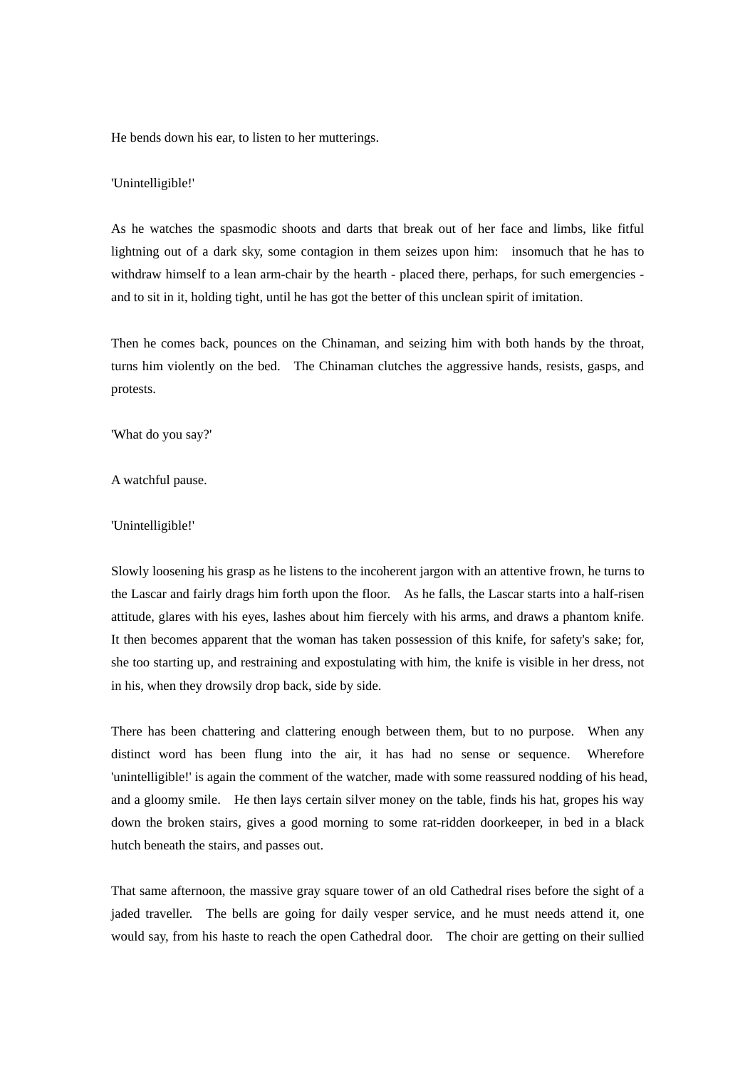He bends down his ear, to listen to her mutterings.

'Unintelligible!'

As he watches the spasmodic shoots and darts that break out of her face and limbs, like fitful lightning out of a dark sky, some contagion in them seizes upon him: insomuch that he has to withdraw himself to a lean arm-chair by the hearth - placed there, perhaps, for such emergencies - and to sit in it, holding tight, until he has got the better of this unclean spirit of imitation.

Then he comes back, pounces on the Chinaman, and seizing him with both hands by the throat, turns him violently on the bed. The Chinaman clutches the aggressive hands, resists, gasps, and protests.

'What do you say?'

A watchful pause.

'Unintelligible!'

Slowly loosening his grasp as he listens to the incoherent jargon with an attentive frown, he turns to the Lascar and fairly drags him forth upon the floor. As he falls, the Lascar starts into a half-risen attitude, glares with his eyes, lashes about him fiercely with his arms, and draws a phantom knife. It then becomes apparent that the woman has taken possession of this knife, for safety's sake; for, she too starting up, and restraining and expostulating with him, the knife is visible in her dress, not in his, when they drowsily drop back, side by side.

There has been chattering and clattering enough between them, but to no purpose. When any distinct word has been flung into the air, it has had no sense or sequence. Wherefore 'unintelligible!' is again the comment of the watcher, made with some reassured nodding of his head, and a gloomy smile. He then lays certain silver money on the table, finds his hat, gropes his way down the broken stairs, gives a good morning to some rat-ridden doorkeeper, in bed in a black hutch beneath the stairs, and passes out.

That same afternoon, the massive gray square tower of an old Cathedral rises before the sight of a jaded traveller. The bells are going for daily vesper service, and he must needs attend it, one would say, from his haste to reach the open Cathedral door. The choir are getting on their sullied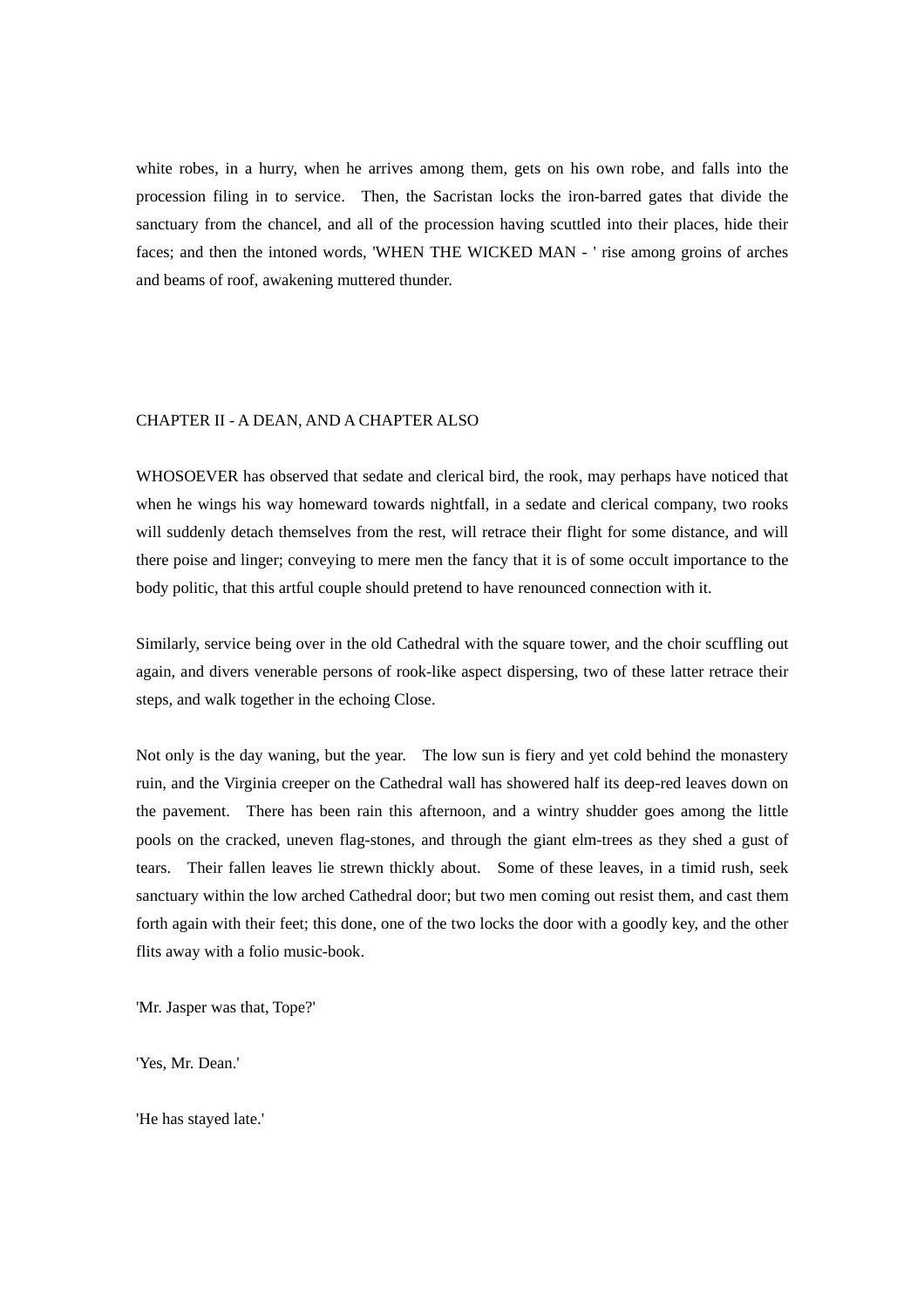white robes, in a hurry, when he arrives among them, gets on his own robe, and falls into the procession filing in to service. Then, the Sacristan locks the iron-barred gates that divide the sanctuary from the chancel, and all of the procession having scuttled into their places, hide their faces; and then the intoned words, 'WHEN THE WICKED MAN - ' rise among groins of arches and beams of roof, awakening muttered thunder.

## CHAPTER II - A DEAN, AND A CHAPTER ALSO

WHOSOEVER has observed that sedate and clerical bird, the rook, may perhaps have noticed that when he wings his way homeward towards nightfall, in a sedate and clerical company, two rooks will suddenly detach themselves from the rest, will retrace their flight for some distance, and will there poise and linger; conveying to mere men the fancy that it is of some occult importance to the body politic, that this artful couple should pretend to have renounced connection with it.

Similarly, service being over in the old Cathedral with the square tower, and the choir scuffling out again, and divers venerable persons of rook-like aspect dispersing, two of these latter retrace their steps, and walk together in the echoing Close.

Not only is the day waning, but the year. The low sun is fiery and yet cold behind the monastery ruin, and the Virginia creeper on the Cathedral wall has showered half its deep-red leaves down on the pavement. There has been rain this afternoon, and a wintry shudder goes among the little pools on the cracked, uneven flag-stones, and through the giant elm-trees as they shed a gust of tears. Their fallen leaves lie strewn thickly about. Some of these leaves, in a timid rush, seek sanctuary within the low arched Cathedral door; but two men coming out resist them, and cast them forth again with their feet; this done, one of the two locks the door with a goodly key, and the other flits away with a folio music-book.

'Mr. Jasper was that, Tope?'

'Yes, Mr. Dean.'

'He has stayed late.'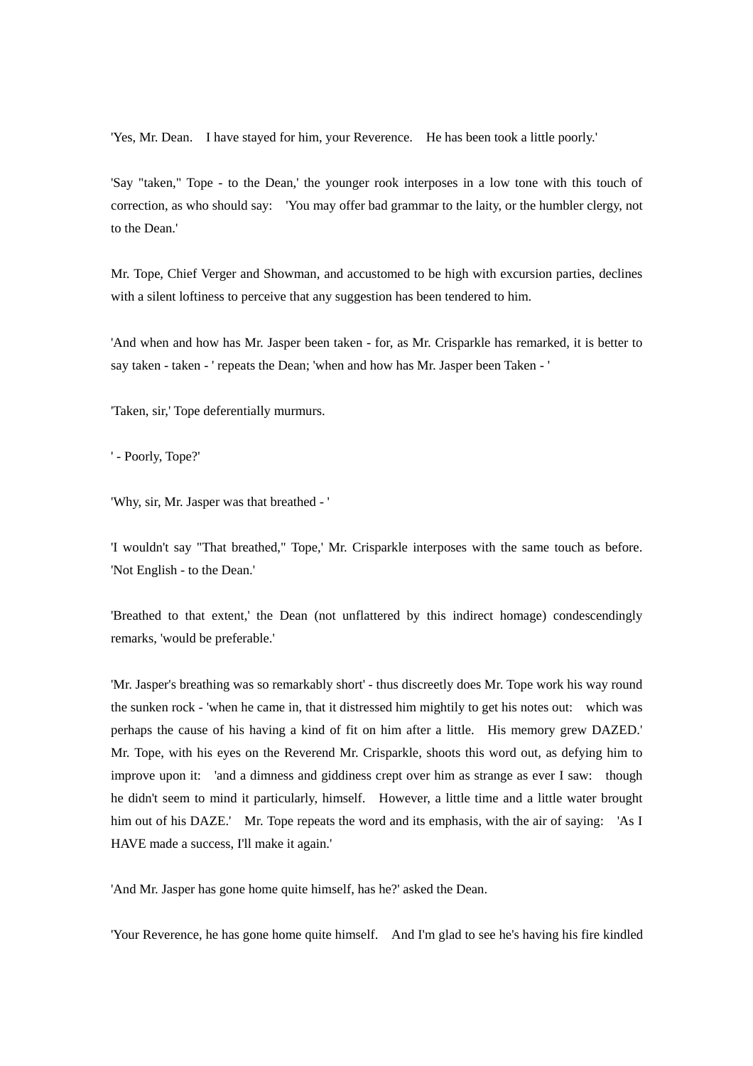'Yes, Mr. Dean. I have stayed for him, your Reverence. He has been took a little poorly.'

'Say "taken," Tope - to the Dean,' the younger rook interposes in a low tone with this touch of correction, as who should say: 'You may offer bad grammar to the laity, or the humbler clergy, not to the Dean.'

Mr. Tope, Chief Verger and Showman, and accustomed to be high with excursion parties, declines with a silent loftiness to perceive that any suggestion has been tendered to him.

'And when and how has Mr. Jasper been taken - for, as Mr. Crisparkle has remarked, it is better to say taken - taken - ' repeats the Dean; 'when and how has Mr. Jasper been Taken - '

'Taken, sir,' Tope deferentially murmurs.

' - Poorly, Tope?'

'Why, sir, Mr. Jasper was that breathed - '

'I wouldn't say "That breathed," Tope,' Mr. Crisparkle interposes with the same touch as before. 'Not English - to the Dean.'

'Breathed to that extent,' the Dean (not unflattered by this indirect homage) condescendingly remarks, 'would be preferable.'

'Mr. Jasper's breathing was so remarkably short' - thus discreetly does Mr. Tope work his way round the sunken rock - 'when he came in, that it distressed him mightily to get his notes out: which was perhaps the cause of his having a kind of fit on him after a little. His memory grew DAZED.' Mr. Tope, with his eyes on the Reverend Mr. Crisparkle, shoots this word out, as defying him to improve upon it: 'and a dimness and giddiness crept over him as strange as ever I saw: though he didn't seem to mind it particularly, himself. However, a little time and a little water brought him out of his DAZE.' Mr. Tope repeats the word and its emphasis, with the air of saying: 'As I HAVE made a success, I'll make it again.'

'And Mr. Jasper has gone home quite himself, has he?' asked the Dean.

'Your Reverence, he has gone home quite himself. And I'm glad to see he's having his fire kindled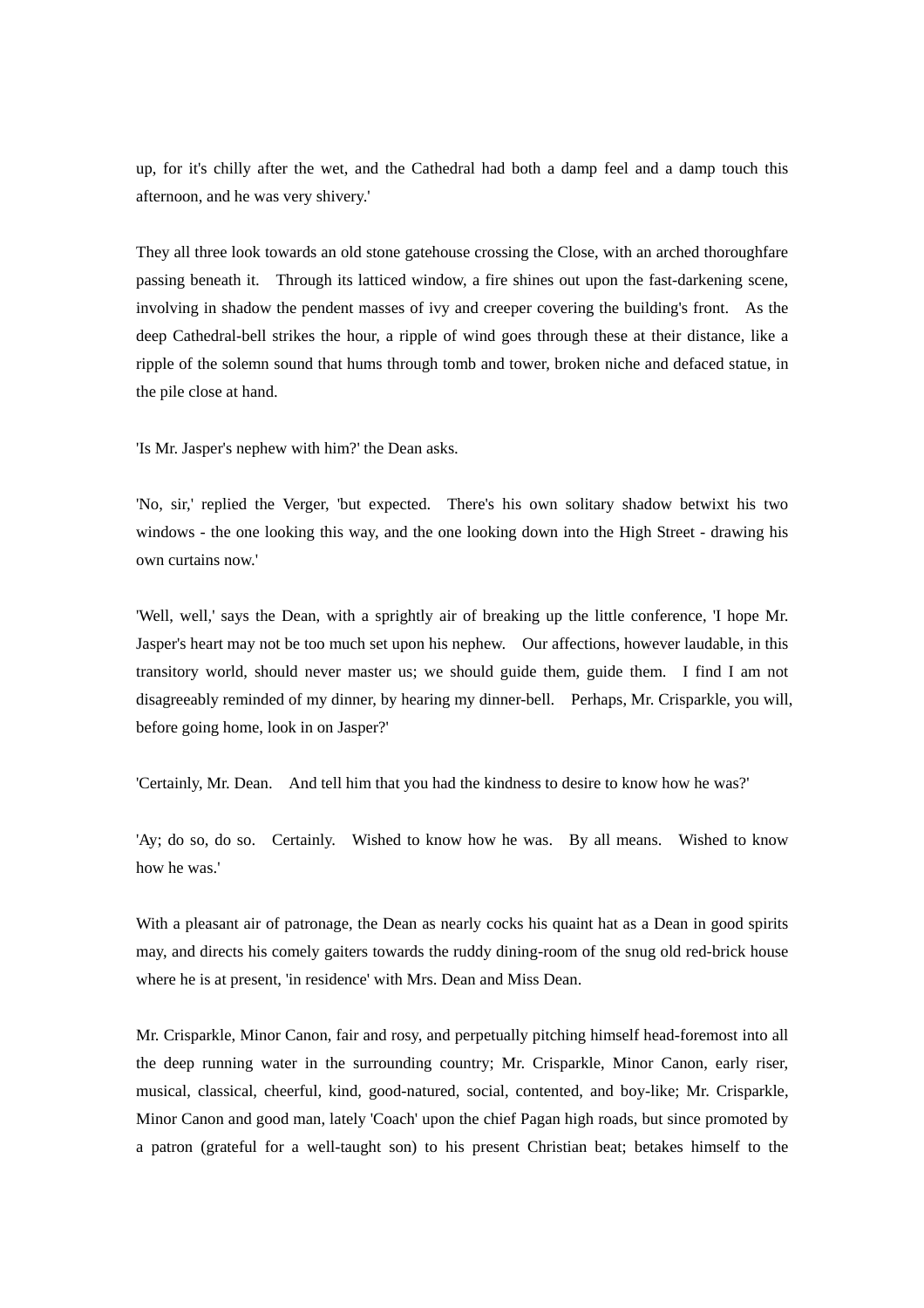up, for it's chilly after the wet, and the Cathedral had both a damp feel and a damp touch this afternoon, and he was very shivery.'

They all three look towards an old stone gatehouse crossing the Close, with an arched thoroughfare passing beneath it. Through its latticed window, a fire shines out upon the fast-darkening scene, involving in shadow the pendent masses of ivy and creeper covering the building's front. As the deep Cathedral-bell strikes the hour, a ripple of wind goes through these at their distance, like a ripple of the solemn sound that hums through tomb and tower, broken niche and defaced statue, in the pile close at hand.

'Is Mr. Jasper's nephew with him?' the Dean asks.

'No, sir,' replied the Verger, 'but expected. There's his own solitary shadow betwixt his two windows - the one looking this way, and the one looking down into the High Street - drawing his own curtains now.'

'Well, well,' says the Dean, with a sprightly air of breaking up the little conference, 'I hope Mr. Jasper's heart may not be too much set upon his nephew. Our affections, however laudable, in this transitory world, should never master us; we should guide them, guide them. I find I am not disagreeably reminded of my dinner, by hearing my dinner-bell. Perhaps, Mr. Crisparkle, you will, before going home, look in on Jasper?'

'Certainly, Mr. Dean. And tell him that you had the kindness to desire to know how he was?'

'Ay; do so, do so. Certainly. Wished to know how he was. By all means. Wished to know how he was.'

With a pleasant air of patronage, the Dean as nearly cocks his quaint hat as a Dean in good spirits may, and directs his comely gaiters towards the ruddy dining-room of the snug old red-brick house where he is at present, 'in residence' with Mrs. Dean and Miss Dean.

Mr. Crisparkle, Minor Canon, fair and rosy, and perpetually pitching himself head-foremost into all the deep running water in the surrounding country; Mr. Crisparkle, Minor Canon, early riser, musical, classical, cheerful, kind, good-natured, social, contented, and boy-like; Mr. Crisparkle, Minor Canon and good man, lately 'Coach' upon the chief Pagan high roads, but since promoted by a patron (grateful for a well-taught son) to his present Christian beat; betakes himself to the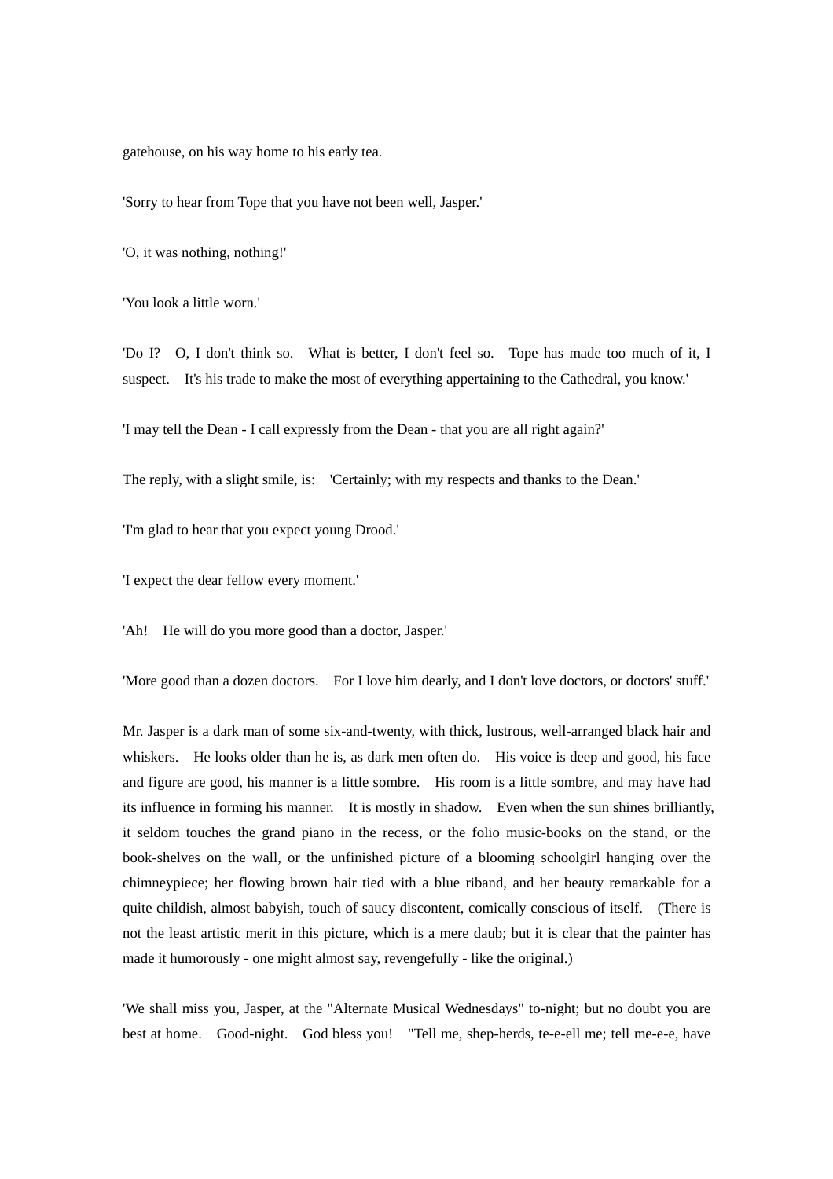gatehouse, on his way home to his early tea.

'Sorry to hear from Tope that you have not been well, Jasper.'

'O, it was nothing, nothing!'

'You look a little worn.'

'Do I? O, I don't think so. What is better, I don't feel so. Tope has made too much of it, I suspect. It's his trade to make the most of everything appertaining to the Cathedral, you know.'

'I may tell the Dean - I call expressly from the Dean - that you are all right again?'

The reply, with a slight smile, is: 'Certainly; with my respects and thanks to the Dean.'

'I'm glad to hear that you expect young Drood.'

'I expect the dear fellow every moment.'

'Ah! He will do you more good than a doctor, Jasper.'

'More good than a dozen doctors. For I love him dearly, and I don't love doctors, or doctors' stuff.'

Mr. Jasper is a dark man of some six-and-twenty, with thick, lustrous, well-arranged black hair and whiskers. He looks older than he is, as dark men often do. His voice is deep and good, his face and figure are good, his manner is a little sombre. His room is a little sombre, and may have had its influence in forming his manner. It is mostly in shadow. Even when the sun shines brilliantly, it seldom touches the grand piano in the recess, or the folio music-books on the stand, or the book-shelves on the wall, or the unfinished picture of a blooming schoolgirl hanging over the chimneypiece; her flowing brown hair tied with a blue riband, and her beauty remarkable for a quite childish, almost babyish, touch of saucy discontent, comically conscious of itself. (There is not the least artistic merit in this picture, which is a mere daub; but it is clear that the painter has made it humorously - one might almost say, revengefully - like the original.)

'We shall miss you, Jasper, at the "Alternate Musical Wednesdays" to-night; but no doubt you are best at home. Good-night. God bless you! "Tell me, shep-herds, te-e-ell me; tell me-e-e, have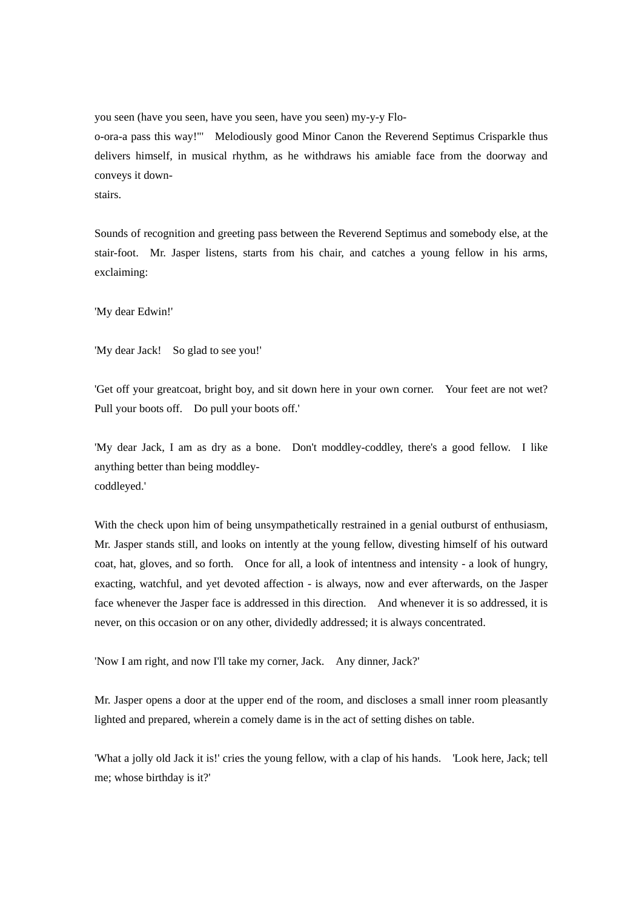you seen (have you seen, have you seen, have you seen) my-y-y Flo-
o-ora-a pass this way!"' Melodiously good Minor Canon the Reverend Septimus Crisparkle thus delivers himself, in musical rhythm, as he withdraws his amiable face from the doorway and conveys it down-
stairs.

Sounds of recognition and greeting pass between the Reverend Septimus and somebody else, at the stair-foot. Mr. Jasper listens, starts from his chair, and catches a young fellow in his arms, exclaiming:

'My dear Edwin!'

'My dear Jack! So glad to see you!'

'Get off your greatcoat, bright boy, and sit down here in your own corner. Your feet are not wet? Pull your boots off. Do pull your boots off.'

'My dear Jack, I am as dry as a bone. Don't moddley-coddley, there's a good fellow. I like anything better than being moddley-
coddleyed.'

With the check upon him of being unsympathetically restrained in a genial outburst of enthusiasm, Mr. Jasper stands still, and looks on intently at the young fellow, divesting himself of his outward coat, hat, gloves, and so forth. Once for all, a look of intentness and intensity - a look of hungry, exacting, watchful, and yet devoted affection - is always, now and ever afterwards, on the Jasper face whenever the Jasper face is addressed in this direction. And whenever it is so addressed, it is never, on this occasion or on any other, dividedly addressed; it is always concentrated.

'Now I am right, and now I'll take my corner, Jack. Any dinner, Jack?'

Mr. Jasper opens a door at the upper end of the room, and discloses a small inner room pleasantly lighted and prepared, wherein a comely dame is in the act of setting dishes on table.

'What a jolly old Jack it is!' cries the young fellow, with a clap of his hands. 'Look here, Jack; tell me; whose birthday is it?'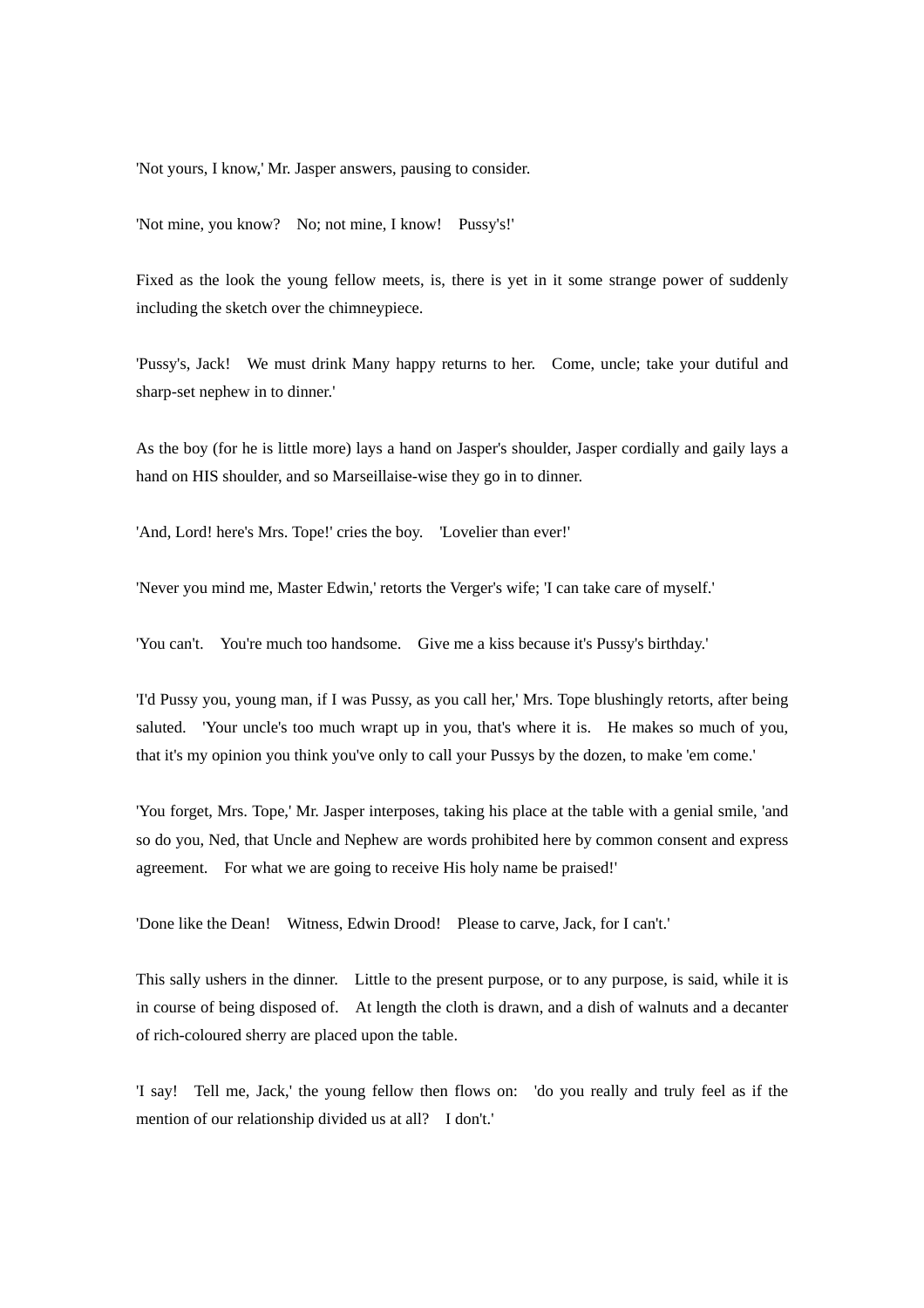'Not yours, I know,' Mr. Jasper answers, pausing to consider.

'Not mine, you know?  No; not mine, I know!  Pussy's!'

Fixed as the look the young fellow meets, is, there is yet in it some strange power of suddenly including the sketch over the chimneypiece.

'Pussy's, Jack!  We must drink Many happy returns to her.  Come, uncle; take your dutiful and sharp-set nephew in to dinner.'

As the boy (for he is little more) lays a hand on Jasper's shoulder, Jasper cordially and gaily lays a hand on HIS shoulder, and so Marseillaise-wise they go in to dinner.

'And, Lord! here's Mrs. Tope!' cries the boy.  'Lovelier than ever!'

'Never you mind me, Master Edwin,' retorts the Verger's wife; 'I can take care of myself.'

'You can't.  You're much too handsome.  Give me a kiss because it's Pussy's birthday.'

'I'd Pussy you, young man, if I was Pussy, as you call her,' Mrs. Tope blushingly retorts, after being saluted.  'Your uncle's too much wrapt up in you, that's where it is.  He makes so much of you, that it's my opinion you think you've only to call your Pussys by the dozen, to make 'em come.'

'You forget, Mrs. Tope,' Mr. Jasper interposes, taking his place at the table with a genial smile, 'and so do you, Ned, that Uncle and Nephew are words prohibited here by common consent and express agreement.  For what we are going to receive His holy name be praised!'

'Done like the Dean!  Witness, Edwin Drood!  Please to carve, Jack, for I can't.'

This sally ushers in the dinner.  Little to the present purpose, or to any purpose, is said, while it is in course of being disposed of.  At length the cloth is drawn, and a dish of walnuts and a decanter of rich-coloured sherry are placed upon the table.

'I say!  Tell me, Jack,' the young fellow then flows on:  'do you really and truly feel as if the mention of our relationship divided us at all?  I don't.'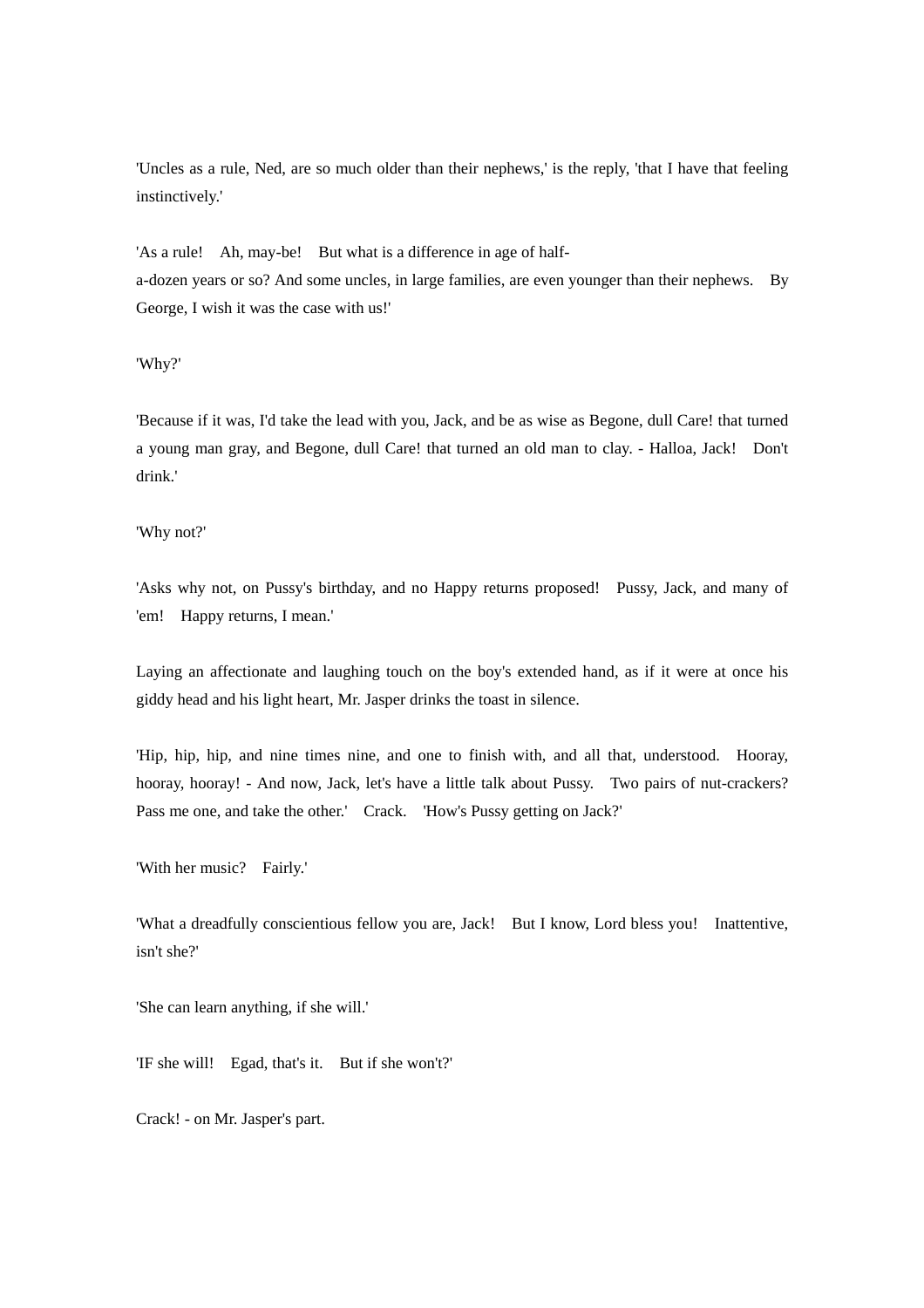'Uncles as a rule, Ned, are so much older than their nephews,' is the reply, 'that I have that feeling instinctively.'

'As a rule! Ah, may-be! But what is a difference in age of half-a-dozen years or so? And some uncles, in large families, are even younger than their nephews. By George, I wish it was the case with us!'

'Why?'

'Because if it was, I'd take the lead with you, Jack, and be as wise as Begone, dull Care! that turned a young man gray, and Begone, dull Care! that turned an old man to clay. - Halloa, Jack! Don't drink.'

'Why not?'

'Asks why not, on Pussy's birthday, and no Happy returns proposed! Pussy, Jack, and many of 'em! Happy returns, I mean.'

Laying an affectionate and laughing touch on the boy's extended hand, as if it were at once his giddy head and his light heart, Mr. Jasper drinks the toast in silence.

'Hip, hip, hip, and nine times nine, and one to finish with, and all that, understood. Hooray, hooray, hooray! - And now, Jack, let's have a little talk about Pussy. Two pairs of nut-crackers? Pass me one, and take the other.' Crack. 'How's Pussy getting on Jack?'

'With her music? Fairly.'

'What a dreadfully conscientious fellow you are, Jack! But I know, Lord bless you! Inattentive, isn't she?'

'She can learn anything, if she will.'

'IF she will! Egad, that's it. But if she won't?'

Crack! - on Mr. Jasper's part.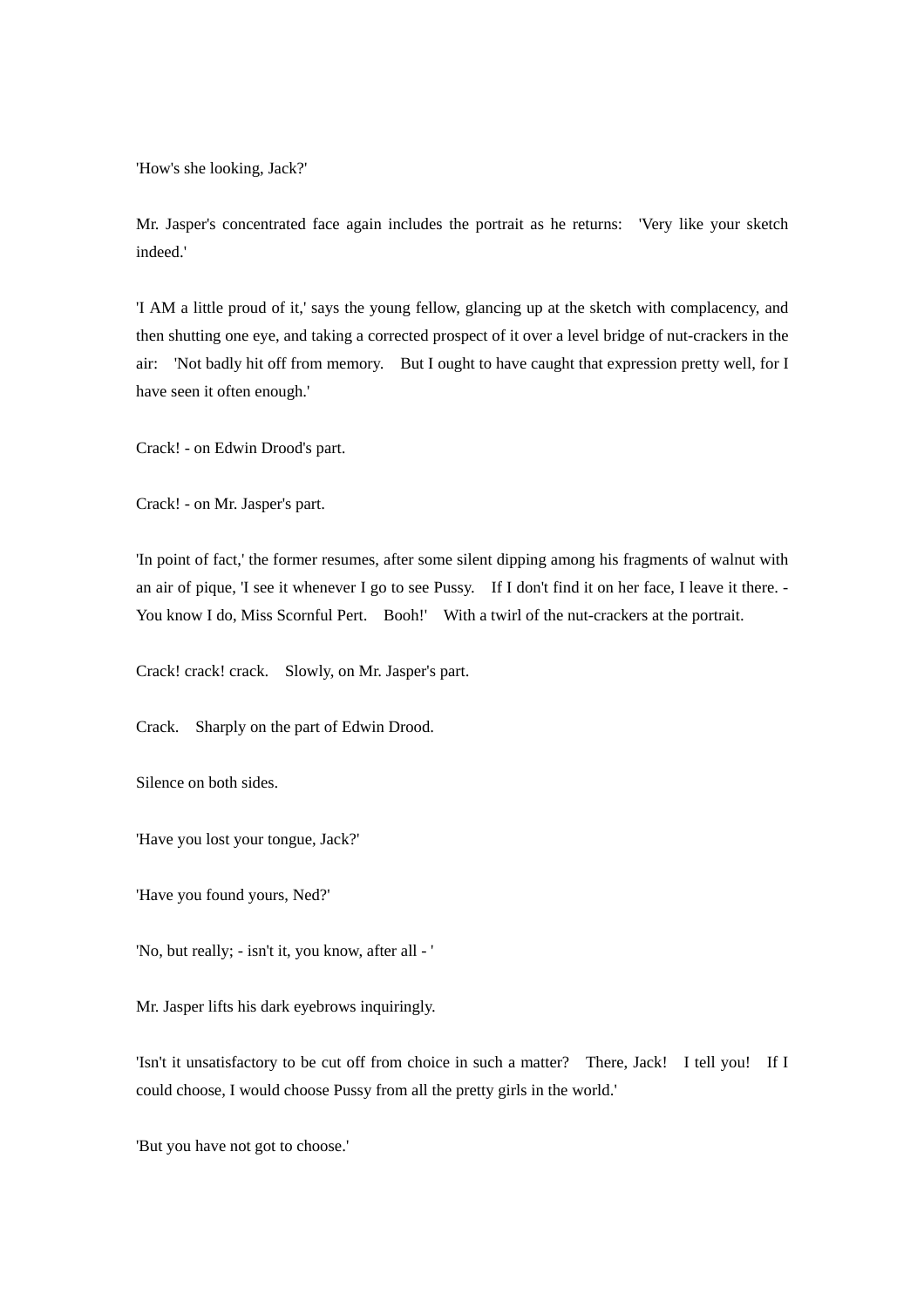'How's she looking, Jack?'

Mr. Jasper's concentrated face again includes the portrait as he returns: 'Very like your sketch indeed.'

'I AM a little proud of it,' says the young fellow, glancing up at the sketch with complacency, and then shutting one eye, and taking a corrected prospect of it over a level bridge of nut-crackers in the air: 'Not badly hit off from memory. But I ought to have caught that expression pretty well, for I have seen it often enough.'

Crack! - on Edwin Drood's part.

Crack! - on Mr. Jasper's part.

'In point of fact,' the former resumes, after some silent dipping among his fragments of walnut with an air of pique, 'I see it whenever I go to see Pussy. If I don't find it on her face, I leave it there. - You know I do, Miss Scornful Pert. Booh!' With a twirl of the nut-crackers at the portrait.

Crack! crack! crack. Slowly, on Mr. Jasper's part.

Crack. Sharply on the part of Edwin Drood.

Silence on both sides.

'Have you lost your tongue, Jack?'

'Have you found yours, Ned?'

'No, but really; - isn't it, you know, after all - '

Mr. Jasper lifts his dark eyebrows inquiringly.

'Isn't it unsatisfactory to be cut off from choice in such a matter? There, Jack! I tell you! If I could choose, I would choose Pussy from all the pretty girls in the world.'

'But you have not got to choose.'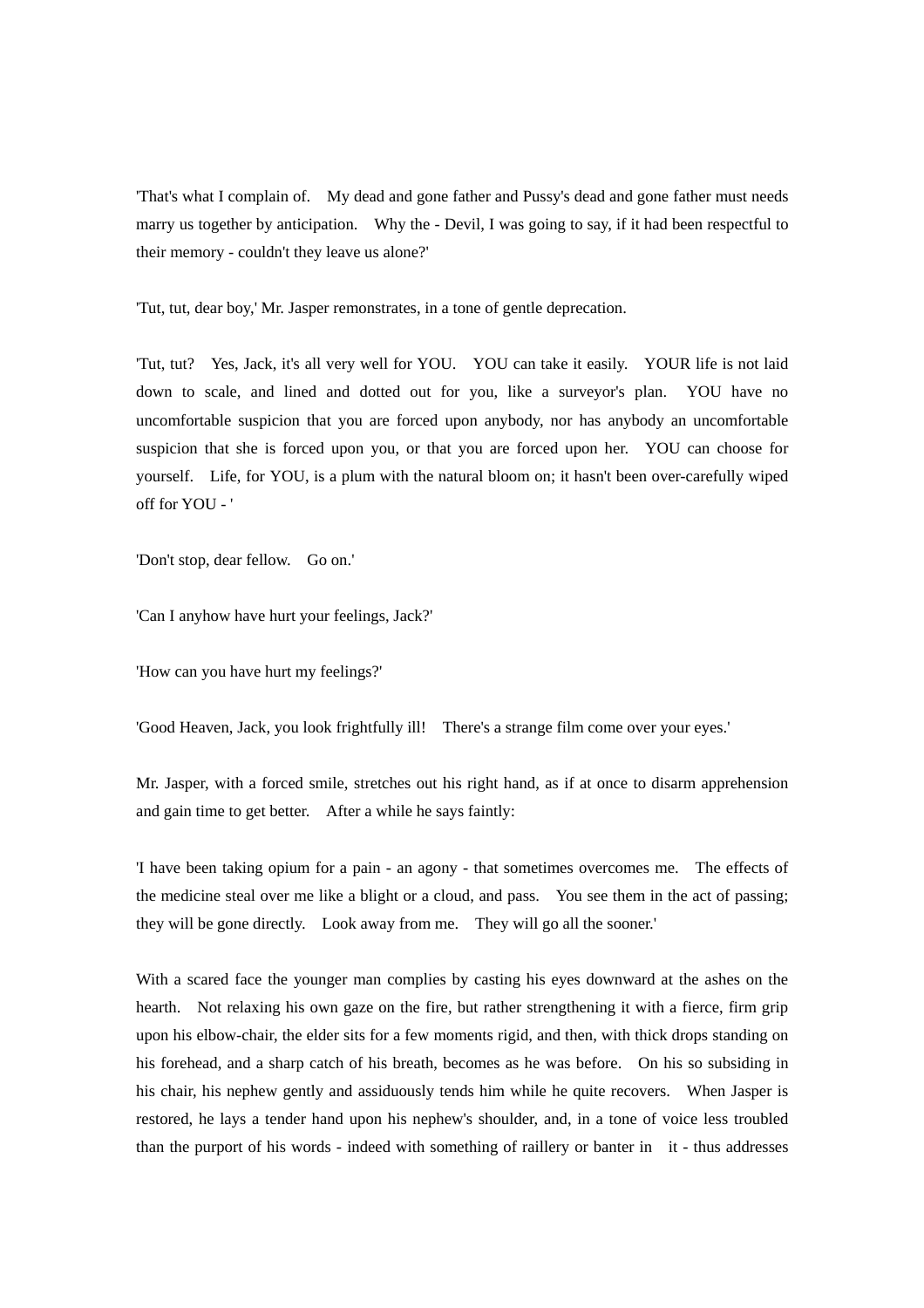'That's what I complain of. My dead and gone father and Pussy's dead and gone father must needs marry us together by anticipation. Why the - Devil, I was going to say, if it had been respectful to their memory - couldn't they leave us alone?'

'Tut, tut, dear boy,' Mr. Jasper remonstrates, in a tone of gentle deprecation.

'Tut, tut? Yes, Jack, it's all very well for YOU. YOU can take it easily. YOUR life is not laid down to scale, and lined and dotted out for you, like a surveyor's plan. YOU have no uncomfortable suspicion that you are forced upon anybody, nor has anybody an uncomfortable suspicion that she is forced upon you, or that you are forced upon her. YOU can choose for yourself. Life, for YOU, is a plum with the natural bloom on; it hasn't been over-carefully wiped off for YOU - '

'Don't stop, dear fellow. Go on.'

'Can I anyhow have hurt your feelings, Jack?'

'How can you have hurt my feelings?'

'Good Heaven, Jack, you look frightfully ill! There's a strange film come over your eyes.'

Mr. Jasper, with a forced smile, stretches out his right hand, as if at once to disarm apprehension and gain time to get better. After a while he says faintly:

'I have been taking opium for a pain - an agony - that sometimes overcomes me. The effects of the medicine steal over me like a blight or a cloud, and pass. You see them in the act of passing; they will be gone directly. Look away from me. They will go all the sooner.'

With a scared face the younger man complies by casting his eyes downward at the ashes on the hearth. Not relaxing his own gaze on the fire, but rather strengthening it with a fierce, firm grip upon his elbow-chair, the elder sits for a few moments rigid, and then, with thick drops standing on his forehead, and a sharp catch of his breath, becomes as he was before. On his so subsiding in his chair, his nephew gently and assiduously tends him while he quite recovers. When Jasper is restored, he lays a tender hand upon his nephew's shoulder, and, in a tone of voice less troubled than the purport of his words - indeed with something of raillery or banter in it - thus addresses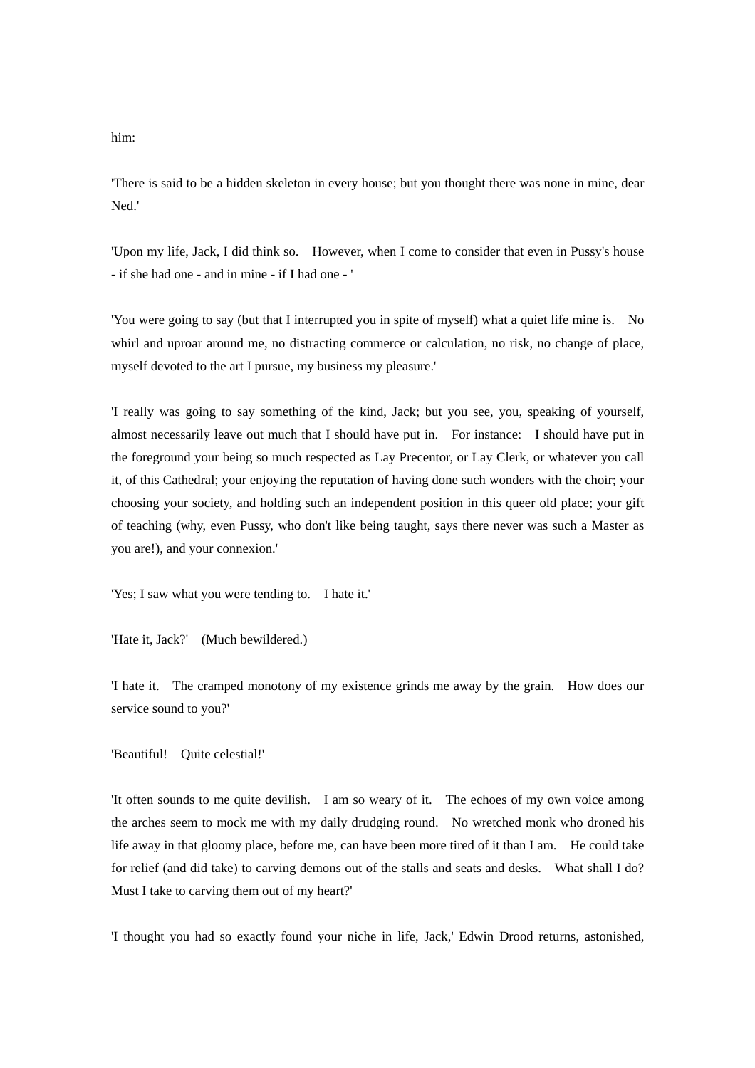him:

'There is said to be a hidden skeleton in every house; but you thought there was none in mine, dear Ned.'

'Upon my life, Jack, I did think so.  However, when I come to consider that even in Pussy's house - if she had one - and in mine - if I had one - '

'You were going to say (but that I interrupted you in spite of myself) what a quiet life mine is.  No whirl and uproar around me, no distracting commerce or calculation, no risk, no change of place, myself devoted to the art I pursue, my business my pleasure.'

'I really was going to say something of the kind, Jack; but you see, you, speaking of yourself, almost necessarily leave out much that I should have put in.  For instance:  I should have put in the foreground your being so much respected as Lay Precentor, or Lay Clerk, or whatever you call it, of this Cathedral; your enjoying the reputation of having done such wonders with the choir; your choosing your society, and holding such an independent position in this queer old place; your gift of teaching (why, even Pussy, who don't like being taught, says there never was such a Master as you are!), and your connexion.'

'Yes; I saw what you were tending to.  I hate it.'

'Hate it, Jack?'  (Much bewildered.)

'I hate it.  The cramped monotony of my existence grinds me away by the grain.  How does our service sound to you?'

'Beautiful!  Quite celestial!'

'It often sounds to me quite devilish.  I am so weary of it.  The echoes of my own voice among the arches seem to mock me with my daily drudging round.  No wretched monk who droned his life away in that gloomy place, before me, can have been more tired of it than I am.  He could take for relief (and did take) to carving demons out of the stalls and seats and desks.  What shall I do? Must I take to carving them out of my heart?'

'I thought you had so exactly found your niche in life, Jack,' Edwin Drood returns, astonished,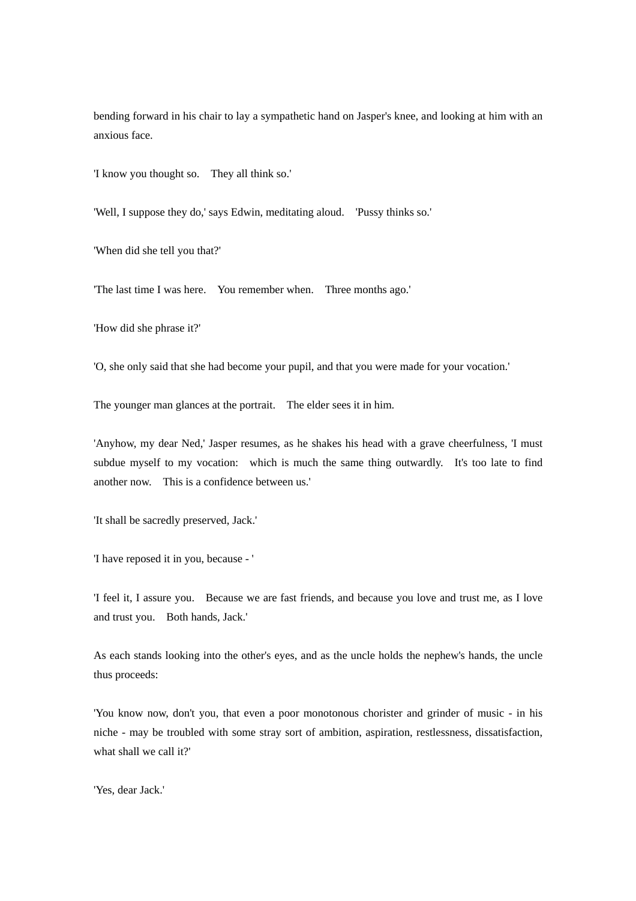bending forward in his chair to lay a sympathetic hand on Jasper's knee, and looking at him with an anxious face.

'I know you thought so. They all think so.'

'Well, I suppose they do,' says Edwin, meditating aloud. 'Pussy thinks so.'

'When did she tell you that?'

'The last time I was here. You remember when. Three months ago.'

'How did she phrase it?'

'O, she only said that she had become your pupil, and that you were made for your vocation.'

The younger man glances at the portrait. The elder sees it in him.

'Anyhow, my dear Ned,' Jasper resumes, as he shakes his head with a grave cheerfulness, 'I must subdue myself to my vocation: which is much the same thing outwardly. It's too late to find another now. This is a confidence between us.'

'It shall be sacredly preserved, Jack.'

'I have reposed it in you, because - '

'I feel it, I assure you. Because we are fast friends, and because you love and trust me, as I love and trust you. Both hands, Jack.'

As each stands looking into the other's eyes, and as the uncle holds the nephew's hands, the uncle thus proceeds:

'You know now, don't you, that even a poor monotonous chorister and grinder of music - in his niche - may be troubled with some stray sort of ambition, aspiration, restlessness, dissatisfaction, what shall we call it?'

'Yes, dear Jack.'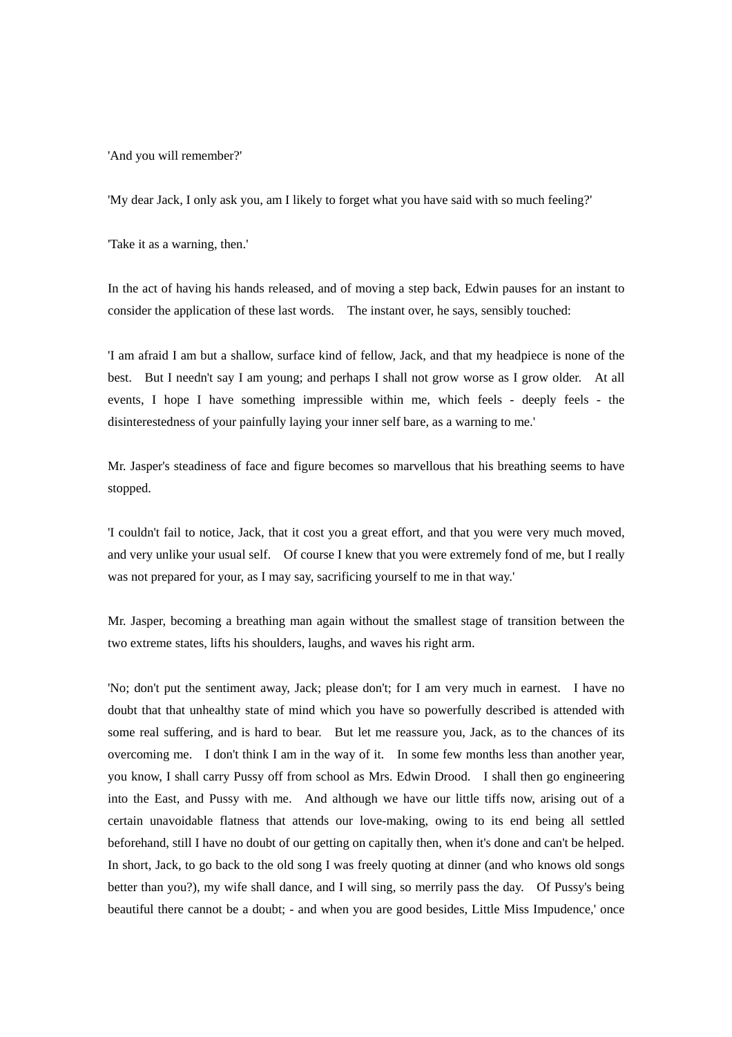'And you will remember?'

'My dear Jack, I only ask you, am I likely to forget what you have said with so much feeling?'

'Take it as a warning, then.'

In the act of having his hands released, and of moving a step back, Edwin pauses for an instant to consider the application of these last words. The instant over, he says, sensibly touched:

'I am afraid I am but a shallow, surface kind of fellow, Jack, and that my headpiece is none of the best. But I needn't say I am young; and perhaps I shall not grow worse as I grow older. At all events, I hope I have something impressible within me, which feels - deeply feels - the disinterestedness of your painfully laying your inner self bare, as a warning to me.'

Mr. Jasper's steadiness of face and figure becomes so marvellous that his breathing seems to have stopped.

'I couldn't fail to notice, Jack, that it cost you a great effort, and that you were very much moved, and very unlike your usual self. Of course I knew that you were extremely fond of me, but I really was not prepared for your, as I may say, sacrificing yourself to me in that way.'

Mr. Jasper, becoming a breathing man again without the smallest stage of transition between the two extreme states, lifts his shoulders, laughs, and waves his right arm.

'No; don't put the sentiment away, Jack; please don't; for I am very much in earnest. I have no doubt that that unhealthy state of mind which you have so powerfully described is attended with some real suffering, and is hard to bear. But let me reassure you, Jack, as to the chances of its overcoming me. I don't think I am in the way of it. In some few months less than another year, you know, I shall carry Pussy off from school as Mrs. Edwin Drood. I shall then go engineering into the East, and Pussy with me. And although we have our little tiffs now, arising out of a certain unavoidable flatness that attends our love-making, owing to its end being all settled beforehand, still I have no doubt of our getting on capitally then, when it's done and can't be helped. In short, Jack, to go back to the old song I was freely quoting at dinner (and who knows old songs better than you?), my wife shall dance, and I will sing, so merrily pass the day. Of Pussy's being beautiful there cannot be a doubt; - and when you are good besides, Little Miss Impudence,' once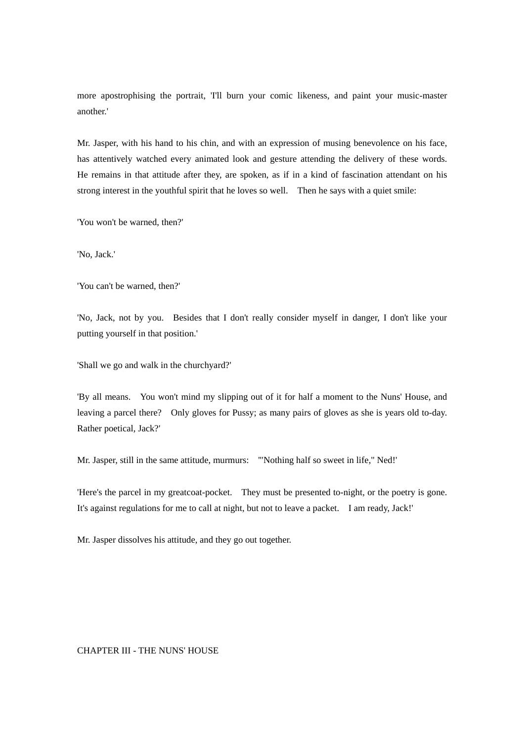more apostrophising the portrait, 'I'll burn your comic likeness, and paint your music-master another.'

Mr. Jasper, with his hand to his chin, and with an expression of musing benevolence on his face, has attentively watched every animated look and gesture attending the delivery of these words. He remains in that attitude after they, are spoken, as if in a kind of fascination attendant on his strong interest in the youthful spirit that he loves so well. Then he says with a quiet smile:

'You won't be warned, then?'

'No, Jack.'

'You can't be warned, then?'

'No, Jack, not by you. Besides that I don't really consider myself in danger, I don't like your putting yourself in that position.'

'Shall we go and walk in the churchyard?'

'By all means. You won't mind my slipping out of it for half a moment to the Nuns' House, and leaving a parcel there? Only gloves for Pussy; as many pairs of gloves as she is years old to-day. Rather poetical, Jack?'

Mr. Jasper, still in the same attitude, murmurs: '"Nothing half so sweet in life," Ned!'

'Here's the parcel in my greatcoat-pocket. They must be presented to-night, or the poetry is gone. It's against regulations for me to call at night, but not to leave a packet. I am ready, Jack!'

Mr. Jasper dissolves his attitude, and they go out together.

## CHAPTER III - THE NUNS' HOUSE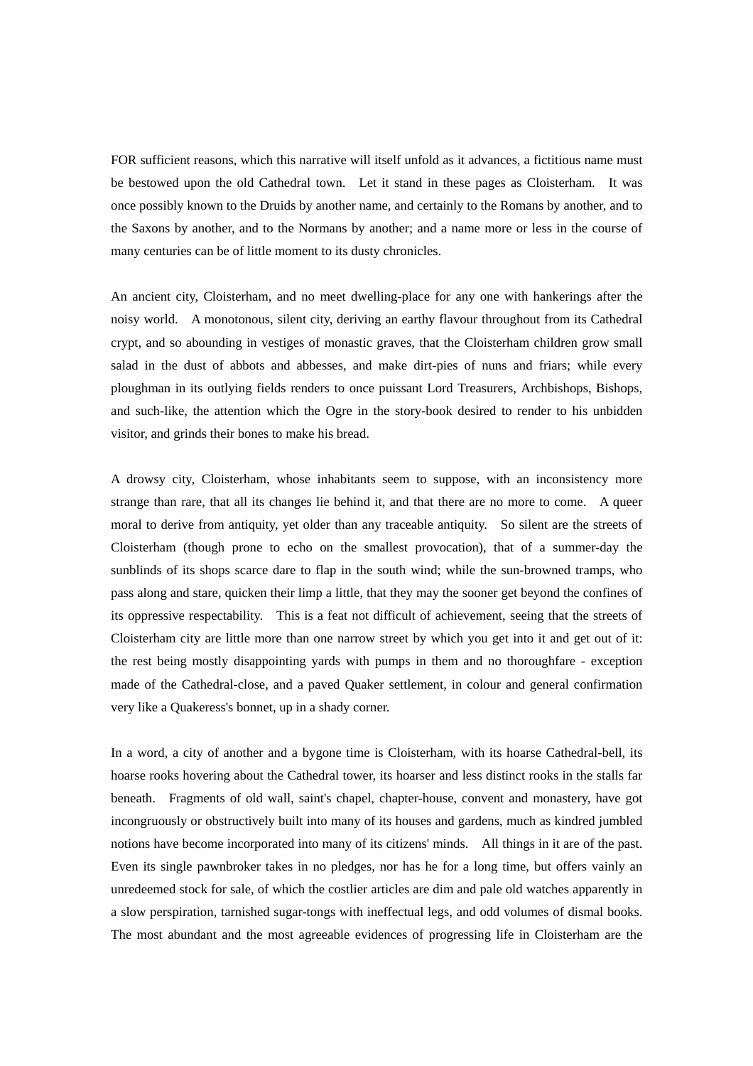FOR sufficient reasons, which this narrative will itself unfold as it advances, a fictitious name must be bestowed upon the old Cathedral town. Let it stand in these pages as Cloisterham. It was once possibly known to the Druids by another name, and certainly to the Romans by another, and to the Saxons by another, and to the Normans by another; and a name more or less in the course of many centuries can be of little moment to its dusty chronicles.

An ancient city, Cloisterham, and no meet dwelling-place for any one with hankerings after the noisy world. A monotonous, silent city, deriving an earthy flavour throughout from its Cathedral crypt, and so abounding in vestiges of monastic graves, that the Cloisterham children grow small salad in the dust of abbots and abbesses, and make dirt-pies of nuns and friars; while every ploughman in its outlying fields renders to once puissant Lord Treasurers, Archbishops, Bishops, and such-like, the attention which the Ogre in the story-book desired to render to his unbidden visitor, and grinds their bones to make his bread.

A drowsy city, Cloisterham, whose inhabitants seem to suppose, with an inconsistency more strange than rare, that all its changes lie behind it, and that there are no more to come. A queer moral to derive from antiquity, yet older than any traceable antiquity. So silent are the streets of Cloisterham (though prone to echo on the smallest provocation), that of a summer-day the sunblinds of its shops scarce dare to flap in the south wind; while the sun-browned tramps, who pass along and stare, quicken their limp a little, that they may the sooner get beyond the confines of its oppressive respectability. This is a feat not difficult of achievement, seeing that the streets of Cloisterham city are little more than one narrow street by which you get into it and get out of it: the rest being mostly disappointing yards with pumps in them and no thoroughfare - exception made of the Cathedral-close, and a paved Quaker settlement, in colour and general confirmation very like a Quakeress's bonnet, up in a shady corner.

In a word, a city of another and a bygone time is Cloisterham, with its hoarse Cathedral-bell, its hoarse rooks hovering about the Cathedral tower, its hoarser and less distinct rooks in the stalls far beneath. Fragments of old wall, saint's chapel, chapter-house, convent and monastery, have got incongruously or obstructively built into many of its houses and gardens, much as kindred jumbled notions have become incorporated into many of its citizens' minds. All things in it are of the past. Even its single pawnbroker takes in no pledges, nor has he for a long time, but offers vainly an unredeemed stock for sale, of which the costlier articles are dim and pale old watches apparently in a slow perspiration, tarnished sugar-tongs with ineffectual legs, and odd volumes of dismal books. The most abundant and the most agreeable evidences of progressing life in Cloisterham are the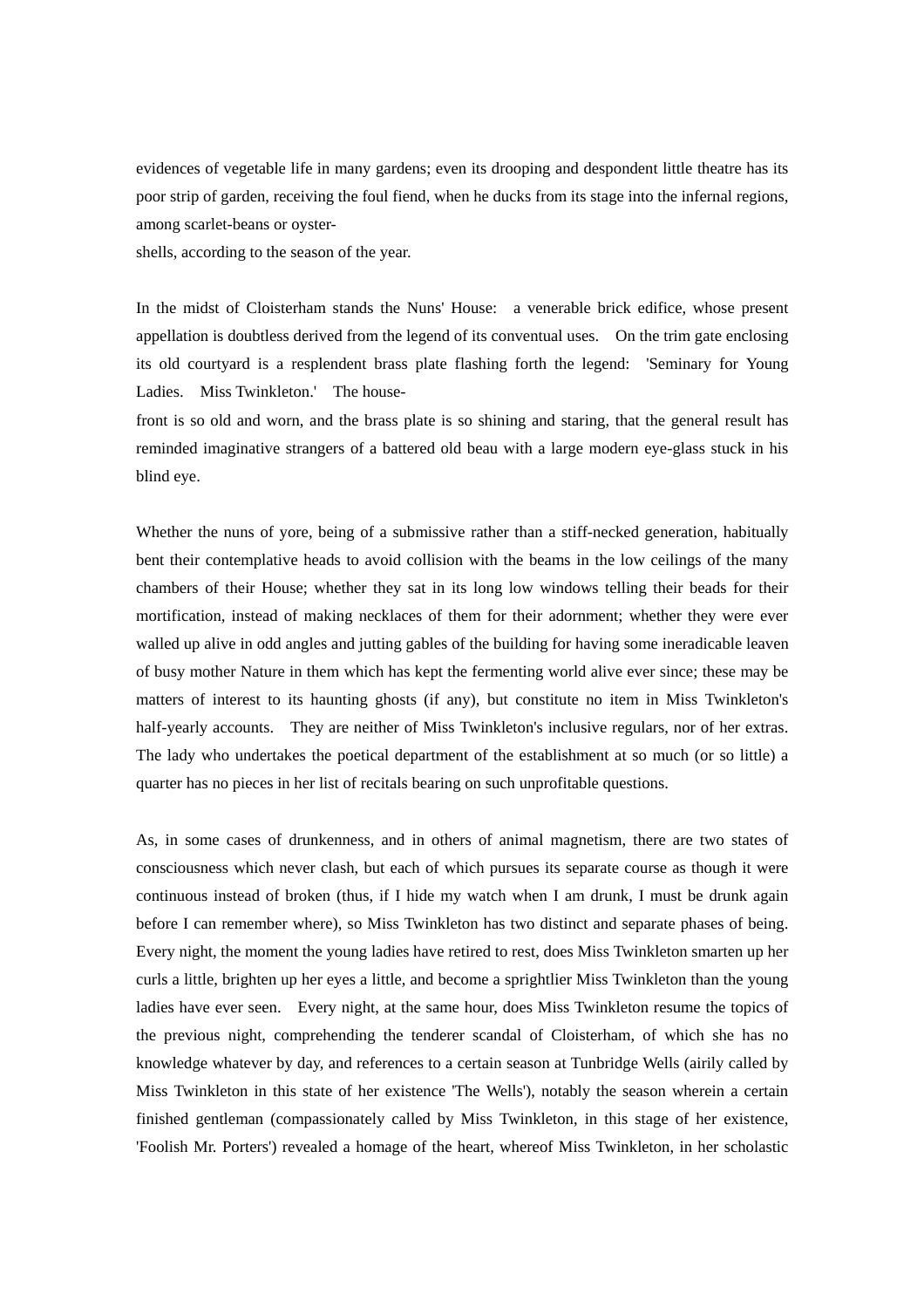evidences of vegetable life in many gardens; even its drooping and despondent little theatre has its poor strip of garden, receiving the foul fiend, when he ducks from its stage into the infernal regions, among scarlet-beans or oyster-shells, according to the season of the year.

In the midst of Cloisterham stands the Nuns' House: a venerable brick edifice, whose present appellation is doubtless derived from the legend of its conventual uses. On the trim gate enclosing its old courtyard is a resplendent brass plate flashing forth the legend: 'Seminary for Young Ladies. Miss Twinkleton.' The house-front is so old and worn, and the brass plate is so shining and staring, that the general result has reminded imaginative strangers of a battered old beau with a large modern eye-glass stuck in his blind eye.

Whether the nuns of yore, being of a submissive rather than a stiff-necked generation, habitually bent their contemplative heads to avoid collision with the beams in the low ceilings of the many chambers of their House; whether they sat in its long low windows telling their beads for their mortification, instead of making necklaces of them for their adornment; whether they were ever walled up alive in odd angles and jutting gables of the building for having some ineradicable leaven of busy mother Nature in them which has kept the fermenting world alive ever since; these may be matters of interest to its haunting ghosts (if any), but constitute no item in Miss Twinkleton's half-yearly accounts. They are neither of Miss Twinkleton's inclusive regulars, nor of her extras. The lady who undertakes the poetical department of the establishment at so much (or so little) a quarter has no pieces in her list of recitals bearing on such unprofitable questions.

As, in some cases of drunkenness, and in others of animal magnetism, there are two states of consciousness which never clash, but each of which pursues its separate course as though it were continuous instead of broken (thus, if I hide my watch when I am drunk, I must be drunk again before I can remember where), so Miss Twinkleton has two distinct and separate phases of being. Every night, the moment the young ladies have retired to rest, does Miss Twinkleton smarten up her curls a little, brighten up her eyes a little, and become a sprightlier Miss Twinkleton than the young ladies have ever seen. Every night, at the same hour, does Miss Twinkleton resume the topics of the previous night, comprehending the tenderer scandal of Cloisterham, of which she has no knowledge whatever by day, and references to a certain season at Tunbridge Wells (airily called by Miss Twinkleton in this state of her existence 'The Wells'), notably the season wherein a certain finished gentleman (compassionately called by Miss Twinkleton, in this stage of her existence, 'Foolish Mr. Porters') revealed a homage of the heart, whereof Miss Twinkleton, in her scholastic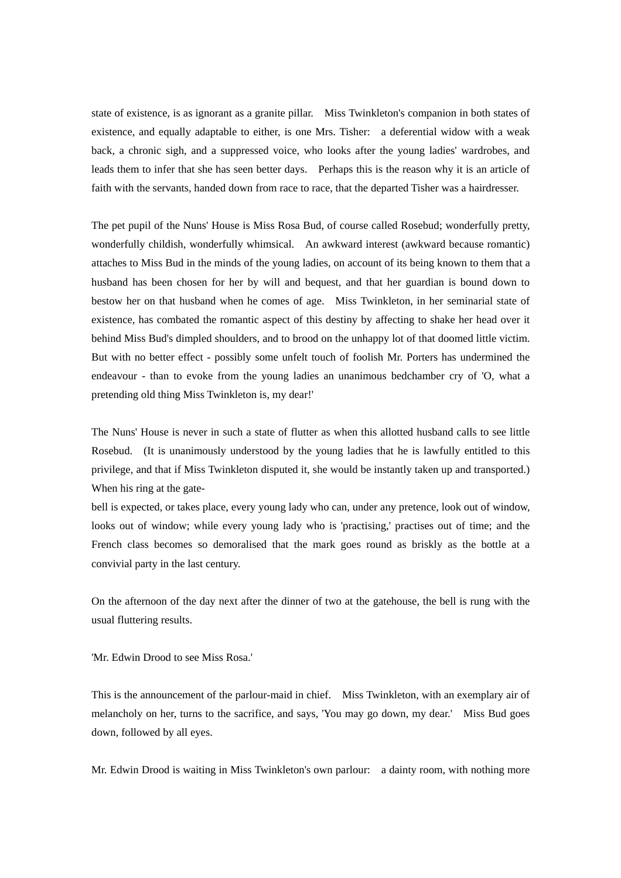state of existence, is as ignorant as a granite pillar. Miss Twinkleton's companion in both states of existence, and equally adaptable to either, is one Mrs. Tisher: a deferential widow with a weak back, a chronic sigh, and a suppressed voice, who looks after the young ladies' wardrobes, and leads them to infer that she has seen better days. Perhaps this is the reason why it is an article of faith with the servants, handed down from race to race, that the departed Tisher was a hairdresser.

The pet pupil of the Nuns' House is Miss Rosa Bud, of course called Rosebud; wonderfully pretty, wonderfully childish, wonderfully whimsical. An awkward interest (awkward because romantic) attaches to Miss Bud in the minds of the young ladies, on account of its being known to them that a husband has been chosen for her by will and bequest, and that her guardian is bound down to bestow her on that husband when he comes of age. Miss Twinkleton, in her seminarial state of existence, has combated the romantic aspect of this destiny by affecting to shake her head over it behind Miss Bud's dimpled shoulders, and to brood on the unhappy lot of that doomed little victim. But with no better effect - possibly some unfelt touch of foolish Mr. Porters has undermined the endeavour - than to evoke from the young ladies an unanimous bedchamber cry of 'O, what a pretending old thing Miss Twinkleton is, my dear!'

The Nuns' House is never in such a state of flutter as when this allotted husband calls to see little Rosebud. (It is unanimously understood by the young ladies that he is lawfully entitled to this privilege, and that if Miss Twinkleton disputed it, she would be instantly taken up and transported.) When his ring at the gate-bell is expected, or takes place, every young lady who can, under any pretence, look out of window, looks out of window; while every young lady who is 'practising,' practises out of time; and the French class becomes so demoralised that the mark goes round as briskly as the bottle at a convivial party in the last century.

On the afternoon of the day next after the dinner of two at the gatehouse, the bell is rung with the usual fluttering results.

'Mr. Edwin Drood to see Miss Rosa.'

This is the announcement of the parlour-maid in chief. Miss Twinkleton, with an exemplary air of melancholy on her, turns to the sacrifice, and says, 'You may go down, my dear.' Miss Bud goes down, followed by all eyes.

Mr. Edwin Drood is waiting in Miss Twinkleton's own parlour: a dainty room, with nothing more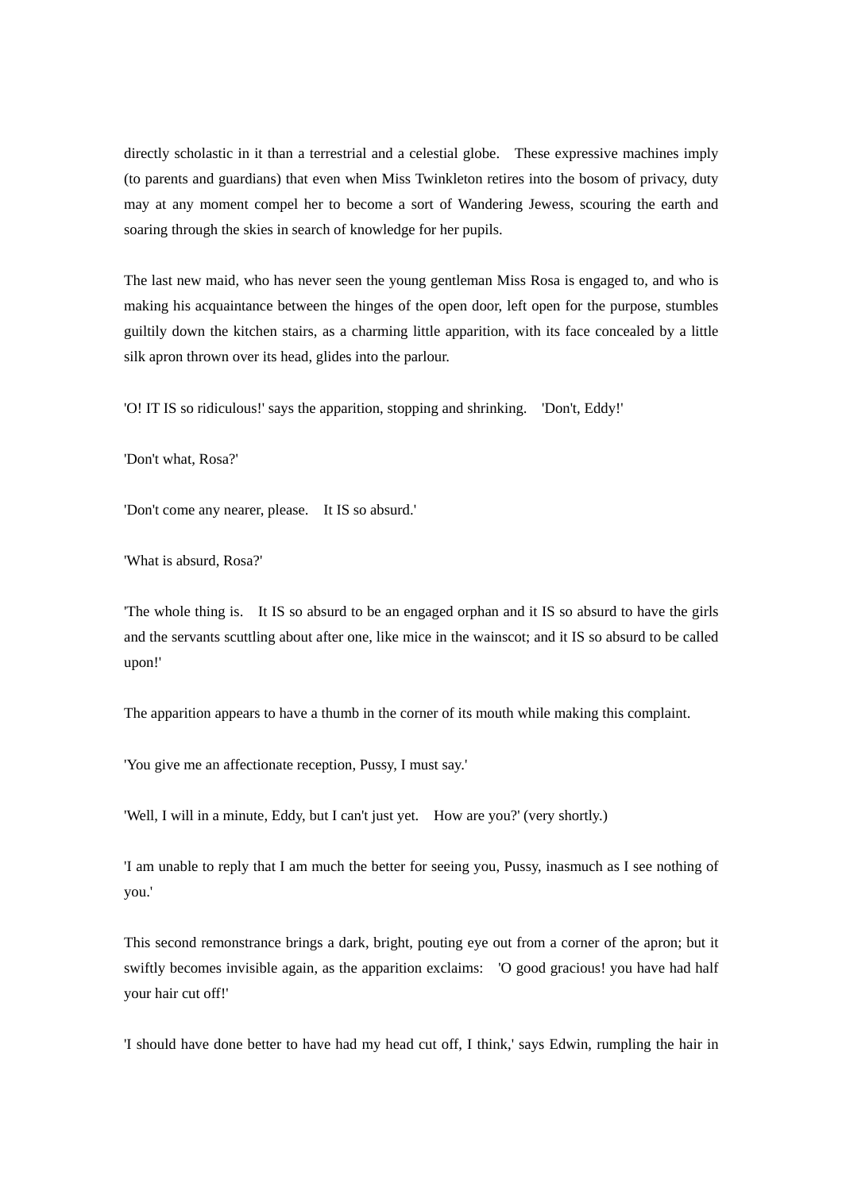directly scholastic in it than a terrestrial and a celestial globe. These expressive machines imply (to parents and guardians) that even when Miss Twinkleton retires into the bosom of privacy, duty may at any moment compel her to become a sort of Wandering Jewess, scouring the earth and soaring through the skies in search of knowledge for her pupils.

The last new maid, who has never seen the young gentleman Miss Rosa is engaged to, and who is making his acquaintance between the hinges of the open door, left open for the purpose, stumbles guiltily down the kitchen stairs, as a charming little apparition, with its face concealed by a little silk apron thrown over its head, glides into the parlour.

'O! IT IS so ridiculous!' says the apparition, stopping and shrinking. 'Don't, Eddy!'

'Don't what, Rosa?'

'Don't come any nearer, please. It IS so absurd.'

'What is absurd, Rosa?'

'The whole thing is. It IS so absurd to be an engaged orphan and it IS so absurd to have the girls and the servants scuttling about after one, like mice in the wainscot; and it IS so absurd to be called upon!'

The apparition appears to have a thumb in the corner of its mouth while making this complaint.

'You give me an affectionate reception, Pussy, I must say.'

'Well, I will in a minute, Eddy, but I can't just yet. How are you?' (very shortly.)

'I am unable to reply that I am much the better for seeing you, Pussy, inasmuch as I see nothing of you.'

This second remonstrance brings a dark, bright, pouting eye out from a corner of the apron; but it swiftly becomes invisible again, as the apparition exclaims: 'O good gracious! you have had half your hair cut off!'

'I should have done better to have had my head cut off, I think,' says Edwin, rumpling the hair in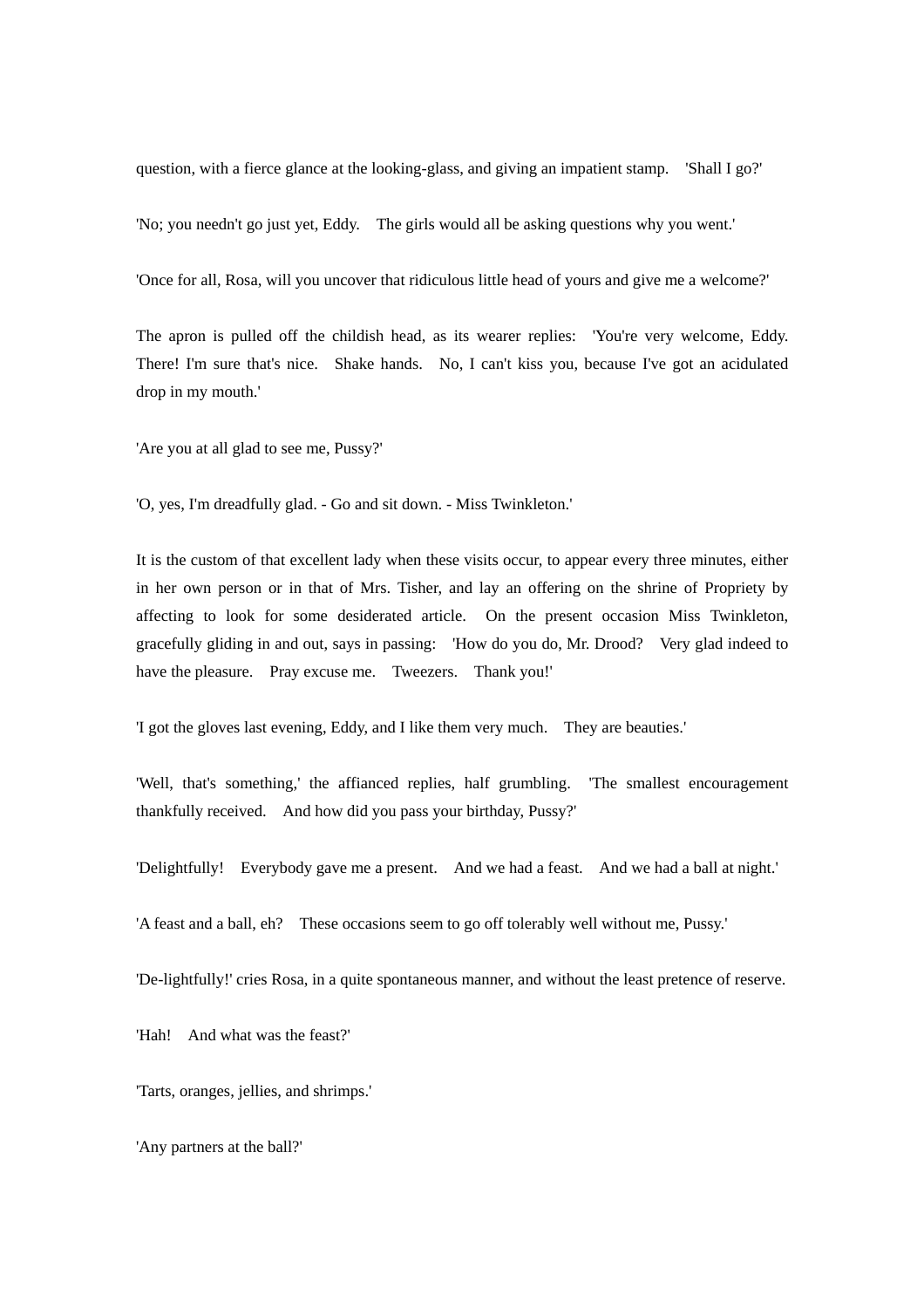question, with a fierce glance at the looking-glass, and giving an impatient stamp. 'Shall I go?'

'No; you needn't go just yet, Eddy. The girls would all be asking questions why you went.'

'Once for all, Rosa, will you uncover that ridiculous little head of yours and give me a welcome?'

The apron is pulled off the childish head, as its wearer replies: 'You're very welcome, Eddy. There! I'm sure that's nice. Shake hands. No, I can't kiss you, because I've got an acidulated drop in my mouth.'

'Are you at all glad to see me, Pussy?'

'O, yes, I'm dreadfully glad. - Go and sit down. - Miss Twinkleton.'

It is the custom of that excellent lady when these visits occur, to appear every three minutes, either in her own person or in that of Mrs. Tisher, and lay an offering on the shrine of Propriety by affecting to look for some desiderated article. On the present occasion Miss Twinkleton, gracefully gliding in and out, says in passing: 'How do you do, Mr. Drood? Very glad indeed to have the pleasure. Pray excuse me. Tweezers. Thank you!'

'I got the gloves last evening, Eddy, and I like them very much. They are beauties.'

'Well, that's something,' the affianced replies, half grumbling. 'The smallest encouragement thankfully received. And how did you pass your birthday, Pussy?'

'Delightfully! Everybody gave me a present. And we had a feast. And we had a ball at night.'

'A feast and a ball, eh? These occasions seem to go off tolerably well without me, Pussy.'

'De-lightfully!' cries Rosa, in a quite spontaneous manner, and without the least pretence of reserve.

'Hah! And what was the feast?'

'Tarts, oranges, jellies, and shrimps.'

'Any partners at the ball?'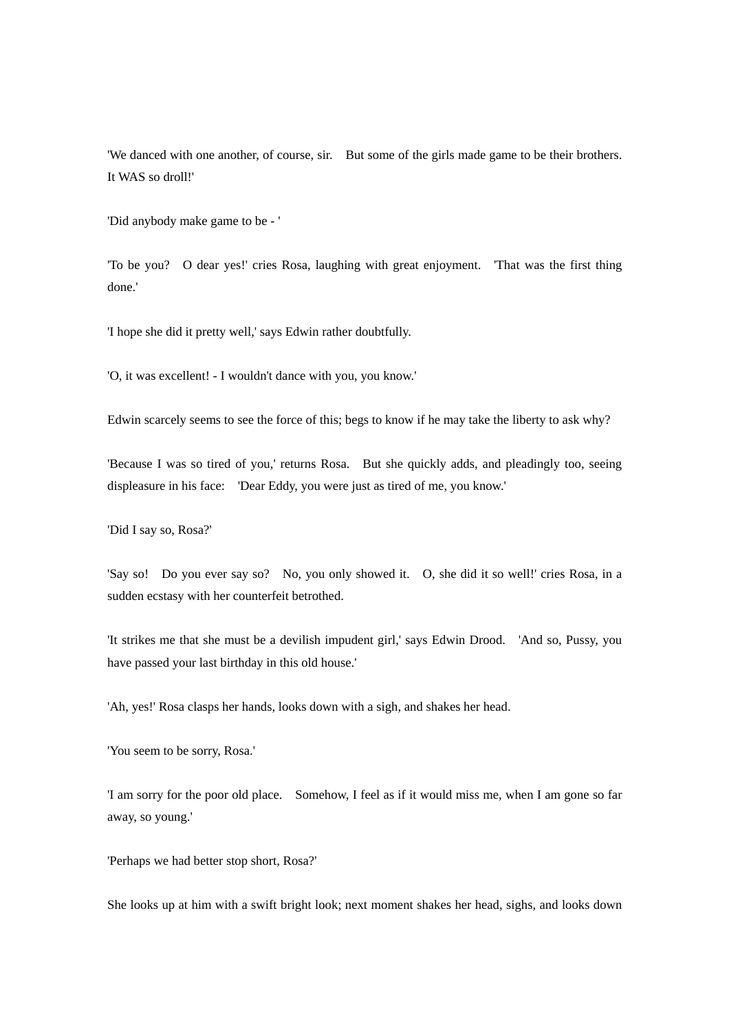'We danced with one another, of course, sir.  But some of the girls made game to be their brothers.  It WAS so droll!'

'Did anybody make game to be - '

'To be you?  O dear yes!' cries Rosa, laughing with great enjoyment.  'That was the first thing done.'

'I hope she did it pretty well,' says Edwin rather doubtfully.

'O, it was excellent! - I wouldn't dance with you, you know.'

Edwin scarcely seems to see the force of this; begs to know if he may take the liberty to ask why?

'Because I was so tired of you,' returns Rosa.  But she quickly adds, and pleadingly too, seeing displeasure in his face:  'Dear Eddy, you were just as tired of me, you know.'

'Did I say so, Rosa?'

'Say so!  Do you ever say so?  No, you only showed it.  O, she did it so well!' cries Rosa, in a sudden ecstasy with her counterfeit betrothed.

'It strikes me that she must be a devilish impudent girl,' says Edwin Drood.  'And so, Pussy, you have passed your last birthday in this old house.'

'Ah, yes!' Rosa clasps her hands, looks down with a sigh, and shakes her head.

'You seem to be sorry, Rosa.'

'I am sorry for the poor old place.  Somehow, I feel as if it would miss me, when I am gone so far away, so young.'

'Perhaps we had better stop short, Rosa?'

She looks up at him with a swift bright look; next moment shakes her head, sighs, and looks down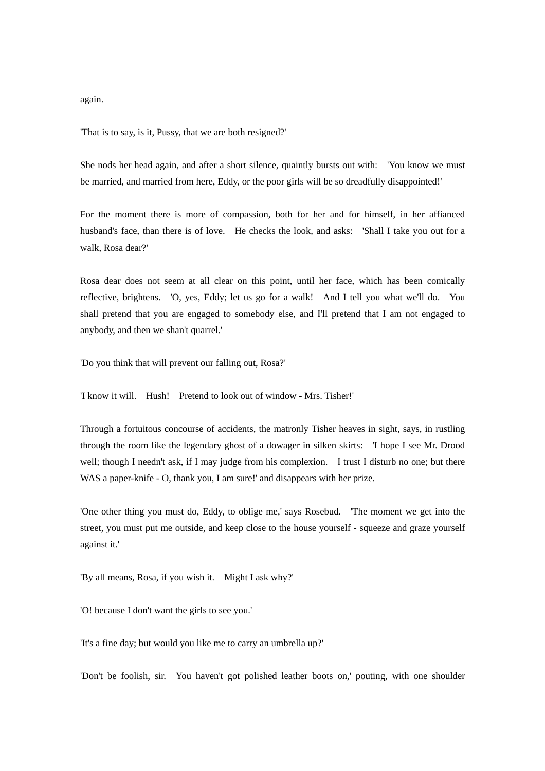again.

'That is to say, is it, Pussy, that we are both resigned?'

She nods her head again, and after a short silence, quaintly bursts out with: 'You know we must be married, and married from here, Eddy, or the poor girls will be so dreadfully disappointed!'

For the moment there is more of compassion, both for her and for himself, in her affianced husband's face, than there is of love. He checks the look, and asks: 'Shall I take you out for a walk, Rosa dear?'

Rosa dear does not seem at all clear on this point, until her face, which has been comically reflective, brightens. 'O, yes, Eddy; let us go for a walk! And I tell you what we'll do. You shall pretend that you are engaged to somebody else, and I'll pretend that I am not engaged to anybody, and then we shan't quarrel.'

'Do you think that will prevent our falling out, Rosa?'

'I know it will. Hush! Pretend to look out of window - Mrs. Tisher!'

Through a fortuitous concourse of accidents, the matronly Tisher heaves in sight, says, in rustling through the room like the legendary ghost of a dowager in silken skirts: 'I hope I see Mr. Drood well; though I needn't ask, if I may judge from his complexion. I trust I disturb no one; but there WAS a paper-knife - O, thank you, I am sure!' and disappears with her prize.

'One other thing you must do, Eddy, to oblige me,' says Rosebud. 'The moment we get into the street, you must put me outside, and keep close to the house yourself - squeeze and graze yourself against it.'

'By all means, Rosa, if you wish it. Might I ask why?'

'O! because I don't want the girls to see you.'

'It's a fine day; but would you like me to carry an umbrella up?'

'Don't be foolish, sir. You haven't got polished leather boots on,' pouting, with one shoulder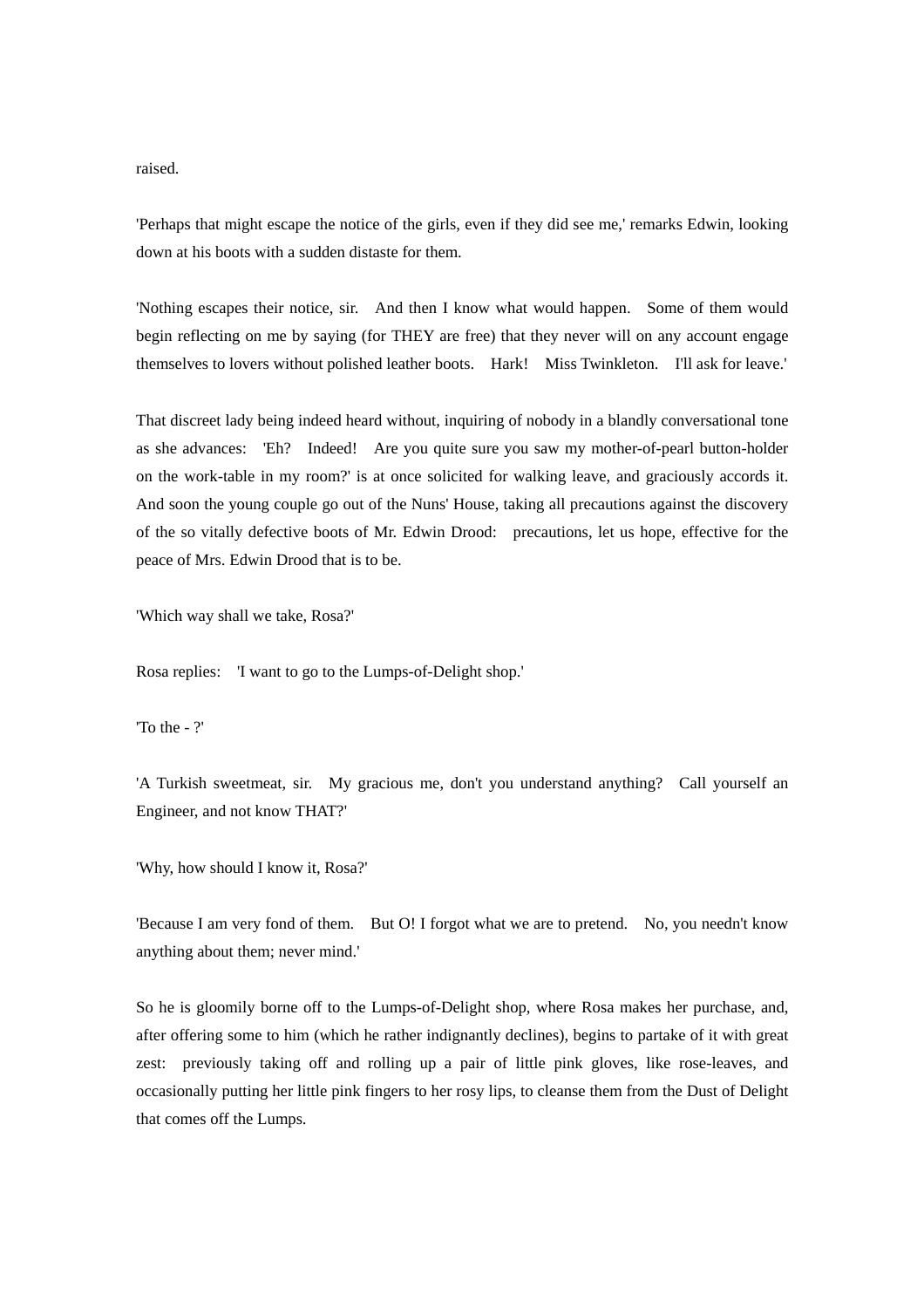raised.

'Perhaps that might escape the notice of the girls, even if they did see me,' remarks Edwin, looking down at his boots with a sudden distaste for them.

'Nothing escapes their notice, sir. And then I know what would happen. Some of them would begin reflecting on me by saying (for THEY are free) that they never will on any account engage themselves to lovers without polished leather boots. Hark! Miss Twinkleton. I'll ask for leave.'

That discreet lady being indeed heard without, inquiring of nobody in a blandly conversational tone as she advances: 'Eh? Indeed! Are you quite sure you saw my mother-of-pearl button-holder on the work-table in my room?' is at once solicited for walking leave, and graciously accords it. And soon the young couple go out of the Nuns' House, taking all precautions against the discovery of the so vitally defective boots of Mr. Edwin Drood: precautions, let us hope, effective for the peace of Mrs. Edwin Drood that is to be.

'Which way shall we take, Rosa?'

Rosa replies: 'I want to go to the Lumps-of-Delight shop.'

'To the - ?'

'A Turkish sweetmeat, sir. My gracious me, don't you understand anything? Call yourself an Engineer, and not know THAT?'

'Why, how should I know it, Rosa?'

'Because I am very fond of them. But O! I forgot what we are to pretend. No, you needn't know anything about them; never mind.'

So he is gloomily borne off to the Lumps-of-Delight shop, where Rosa makes her purchase, and, after offering some to him (which he rather indignantly declines), begins to partake of it with great zest: previously taking off and rolling up a pair of little pink gloves, like rose-leaves, and occasionally putting her little pink fingers to her rosy lips, to cleanse them from the Dust of Delight that comes off the Lumps.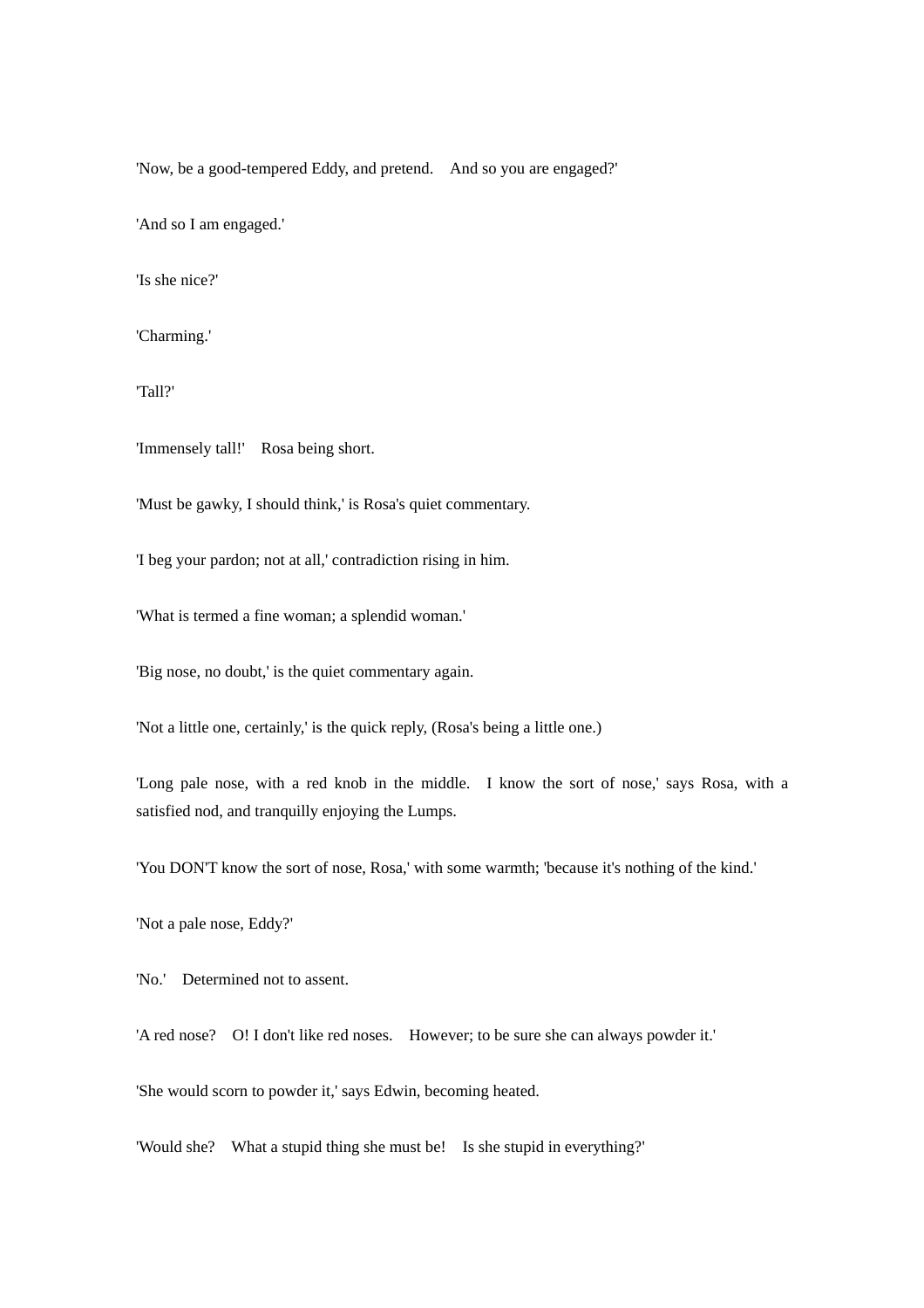'Now, be a good-tempered Eddy, and pretend. And so you are engaged?'

'And so I am engaged.'

'Is she nice?'

'Charming.'

'Tall?'

'Immensely tall!' Rosa being short.

'Must be gawky, I should think,' is Rosa's quiet commentary.

'I beg your pardon; not at all,' contradiction rising in him.

'What is termed a fine woman; a splendid woman.'

'Big nose, no doubt,' is the quiet commentary again.

'Not a little one, certainly,' is the quick reply, (Rosa's being a little one.)

'Long pale nose, with a red knob in the middle. I know the sort of nose,' says Rosa, with a satisfied nod, and tranquilly enjoying the Lumps.

'You DON'T know the sort of nose, Rosa,' with some warmth; 'because it's nothing of the kind.'

'Not a pale nose, Eddy?'

'No.' Determined not to assent.

'A red nose? O! I don't like red noses. However; to be sure she can always powder it.'

'She would scorn to powder it,' says Edwin, becoming heated.

'Would she? What a stupid thing she must be! Is she stupid in everything?'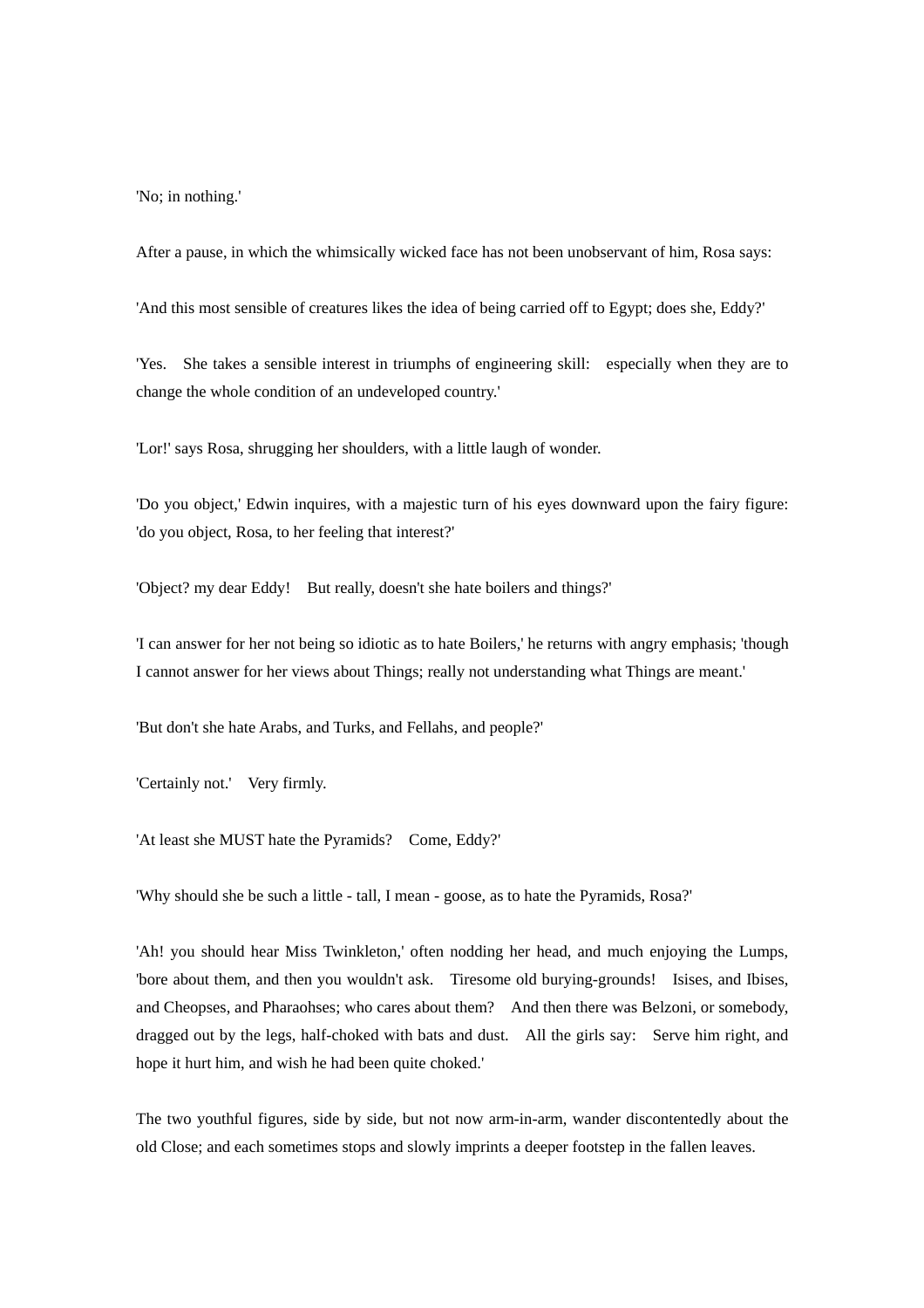'No; in nothing.'

After a pause, in which the whimsically wicked face has not been unobservant of him, Rosa says:

'And this most sensible of creatures likes the idea of being carried off to Egypt; does she, Eddy?'

'Yes. She takes a sensible interest in triumphs of engineering skill: especially when they are to change the whole condition of an undeveloped country.'

'Lor!' says Rosa, shrugging her shoulders, with a little laugh of wonder.

'Do you object,' Edwin inquires, with a majestic turn of his eyes downward upon the fairy figure: 'do you object, Rosa, to her feeling that interest?'

'Object? my dear Eddy! But really, doesn't she hate boilers and things?'

'I can answer for her not being so idiotic as to hate Boilers,' he returns with angry emphasis; 'though I cannot answer for her views about Things; really not understanding what Things are meant.'

'But don't she hate Arabs, and Turks, and Fellahs, and people?'

'Certainly not.' Very firmly.

'At least she MUST hate the Pyramids? Come, Eddy?'

'Why should she be such a little - tall, I mean - goose, as to hate the Pyramids, Rosa?'

'Ah! you should hear Miss Twinkleton,' often nodding her head, and much enjoying the Lumps, 'bore about them, and then you wouldn't ask. Tiresome old burying-grounds! Isises, and Ibises, and Cheopses, and Pharaohses; who cares about them? And then there was Belzoni, or somebody, dragged out by the legs, half-choked with bats and dust. All the girls say: Serve him right, and hope it hurt him, and wish he had been quite choked.'

The two youthful figures, side by side, but not now arm-in-arm, wander discontentedly about the old Close; and each sometimes stops and slowly imprints a deeper footstep in the fallen leaves.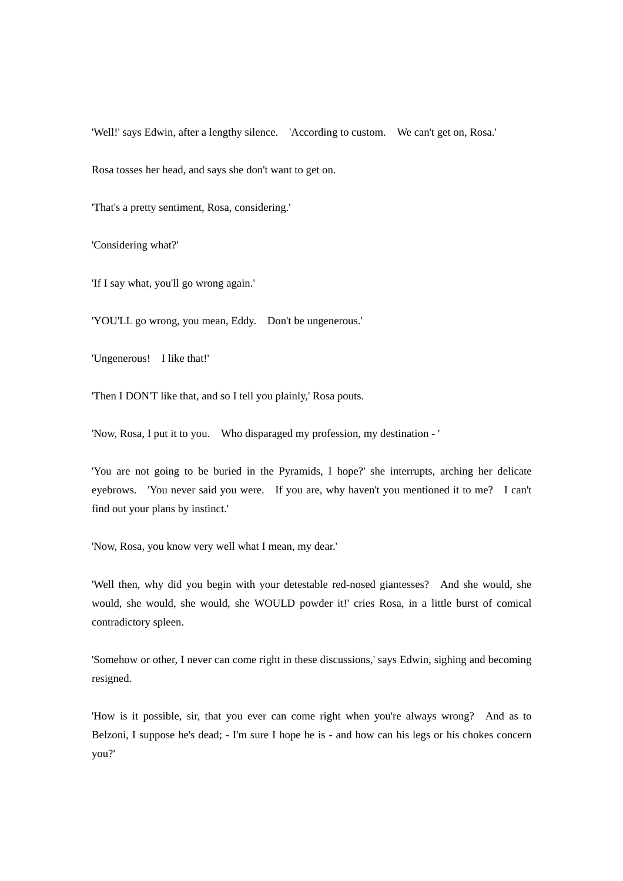'Well!' says Edwin, after a lengthy silence. 'According to custom. We can't get on, Rosa.'

Rosa tosses her head, and says she don't want to get on.

'That's a pretty sentiment, Rosa, considering.'

'Considering what?'

'If I say what, you'll go wrong again.'

'YOU'LL go wrong, you mean, Eddy. Don't be ungenerous.'

'Ungenerous! I like that!'

'Then I DON'T like that, and so I tell you plainly,' Rosa pouts.

'Now, Rosa, I put it to you. Who disparaged my profession, my destination - '

'You are not going to be buried in the Pyramids, I hope?' she interrupts, arching her delicate eyebrows. 'You never said you were. If you are, why haven't you mentioned it to me? I can't find out your plans by instinct.'

'Now, Rosa, you know very well what I mean, my dear.'

'Well then, why did you begin with your detestable red-nosed giantesses? And she would, she would, she would, she would, she WOULD powder it!' cries Rosa, in a little burst of comical contradictory spleen.

'Somehow or other, I never can come right in these discussions,' says Edwin, sighing and becoming resigned.

'How is it possible, sir, that you ever can come right when you're always wrong? And as to Belzoni, I suppose he's dead; - I'm sure I hope he is - and how can his legs or his chokes concern you?'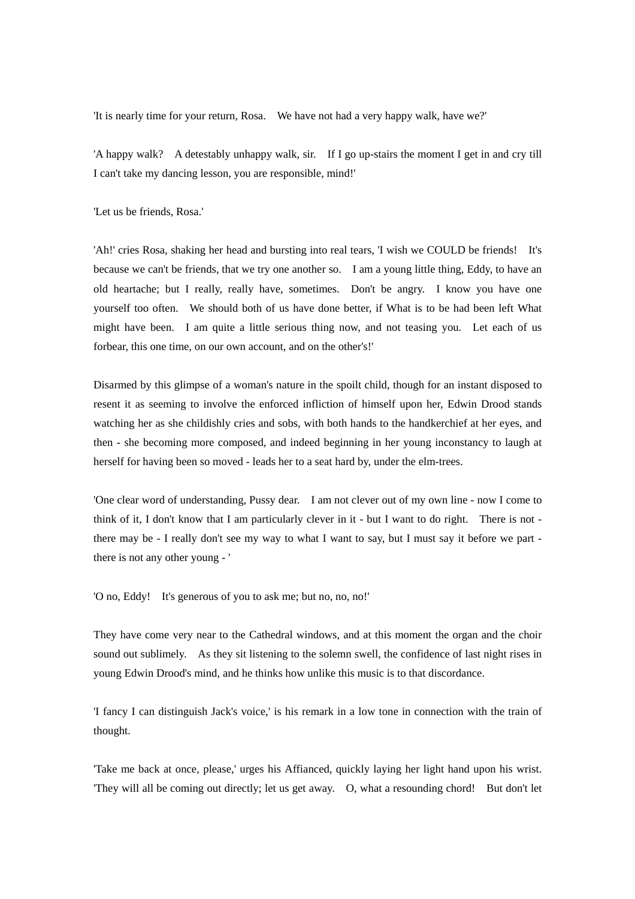'It is nearly time for your return, Rosa.  We have not had a very happy walk, have we?'

'A happy walk?  A detestably unhappy walk, sir.  If I go up-stairs the moment I get in and cry till I can't take my dancing lesson, you are responsible, mind!'

'Let us be friends, Rosa.'

'Ah!' cries Rosa, shaking her head and bursting into real tears, 'I wish we COULD be friends!  It's because we can't be friends, that we try one another so.  I am a young little thing, Eddy, to have an old heartache; but I really, really have, sometimes.  Don't be angry.  I know you have one yourself too often.  We should both of us have done better, if What is to be had been left What might have been.  I am quite a little serious thing now, and not teasing you.  Let each of us forbear, this one time, on our own account, and on the other's!'

Disarmed by this glimpse of a woman's nature in the spoilt child, though for an instant disposed to resent it as seeming to involve the enforced infliction of himself upon her, Edwin Drood stands watching her as she childishly cries and sobs, with both hands to the handkerchief at her eyes, and then - she becoming more composed, and indeed beginning in her young inconstancy to laugh at herself for having been so moved - leads her to a seat hard by, under the elm-trees.

'One clear word of understanding, Pussy dear.  I am not clever out of my own line - now I come to think of it, I don't know that I am particularly clever in it - but I want to do right.  There is not - there may be - I really don't see my way to what I want to say, but I must say it before we part - there is not any other young - '

'O no, Eddy!  It's generous of you to ask me; but no, no, no!'

They have come very near to the Cathedral windows, and at this moment the organ and the choir sound out sublimely.  As they sit listening to the solemn swell, the confidence of last night rises in young Edwin Drood's mind, and he thinks how unlike this music is to that discordance.

'I fancy I can distinguish Jack's voice,' is his remark in a low tone in connection with the train of thought.

'Take me back at once, please,' urges his Affianced, quickly laying her light hand upon his wrist. 'They will all be coming out directly; let us get away.  O, what a resounding chord!  But don't let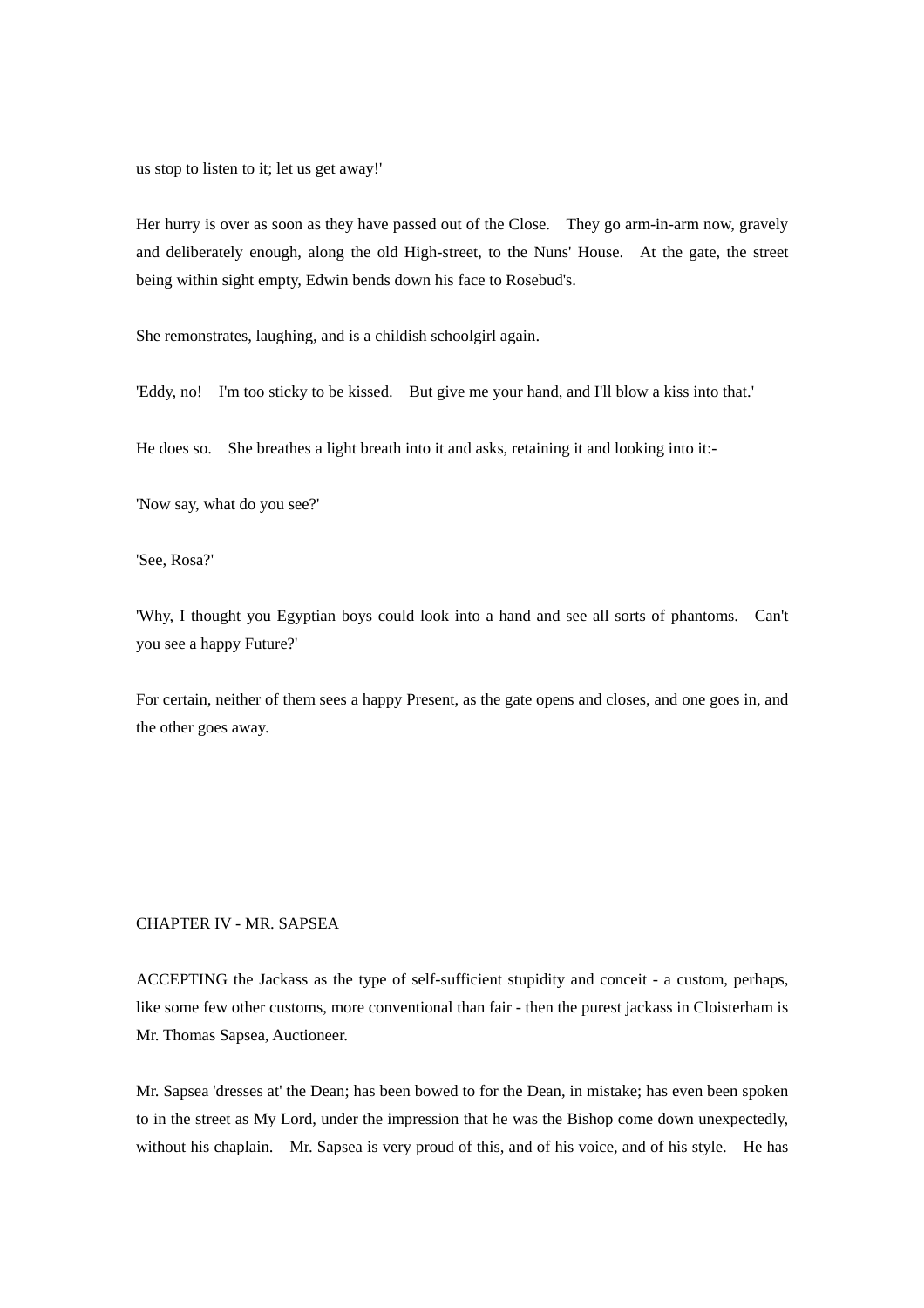us stop to listen to it; let us get away!'

Her hurry is over as soon as they have passed out of the Close. They go arm-in-arm now, gravely and deliberately enough, along the old High-street, to the Nuns' House. At the gate, the street being within sight empty, Edwin bends down his face to Rosebud's.

She remonstrates, laughing, and is a childish schoolgirl again.

'Eddy, no! I'm too sticky to be kissed. But give me your hand, and I'll blow a kiss into that.'

He does so. She breathes a light breath into it and asks, retaining it and looking into it:-

'Now say, what do you see?'

'See, Rosa?'

'Why, I thought you Egyptian boys could look into a hand and see all sorts of phantoms. Can't you see a happy Future?'

For certain, neither of them sees a happy Present, as the gate opens and closes, and one goes in, and the other goes away.

## CHAPTER IV - MR. SAPSEA

ACCEPTING the Jackass as the type of self-sufficient stupidity and conceit - a custom, perhaps, like some few other customs, more conventional than fair - then the purest jackass in Cloisterham is Mr. Thomas Sapsea, Auctioneer.

Mr. Sapsea 'dresses at' the Dean; has been bowed to for the Dean, in mistake; has even been spoken to in the street as My Lord, under the impression that he was the Bishop come down unexpectedly, without his chaplain. Mr. Sapsea is very proud of this, and of his voice, and of his style. He has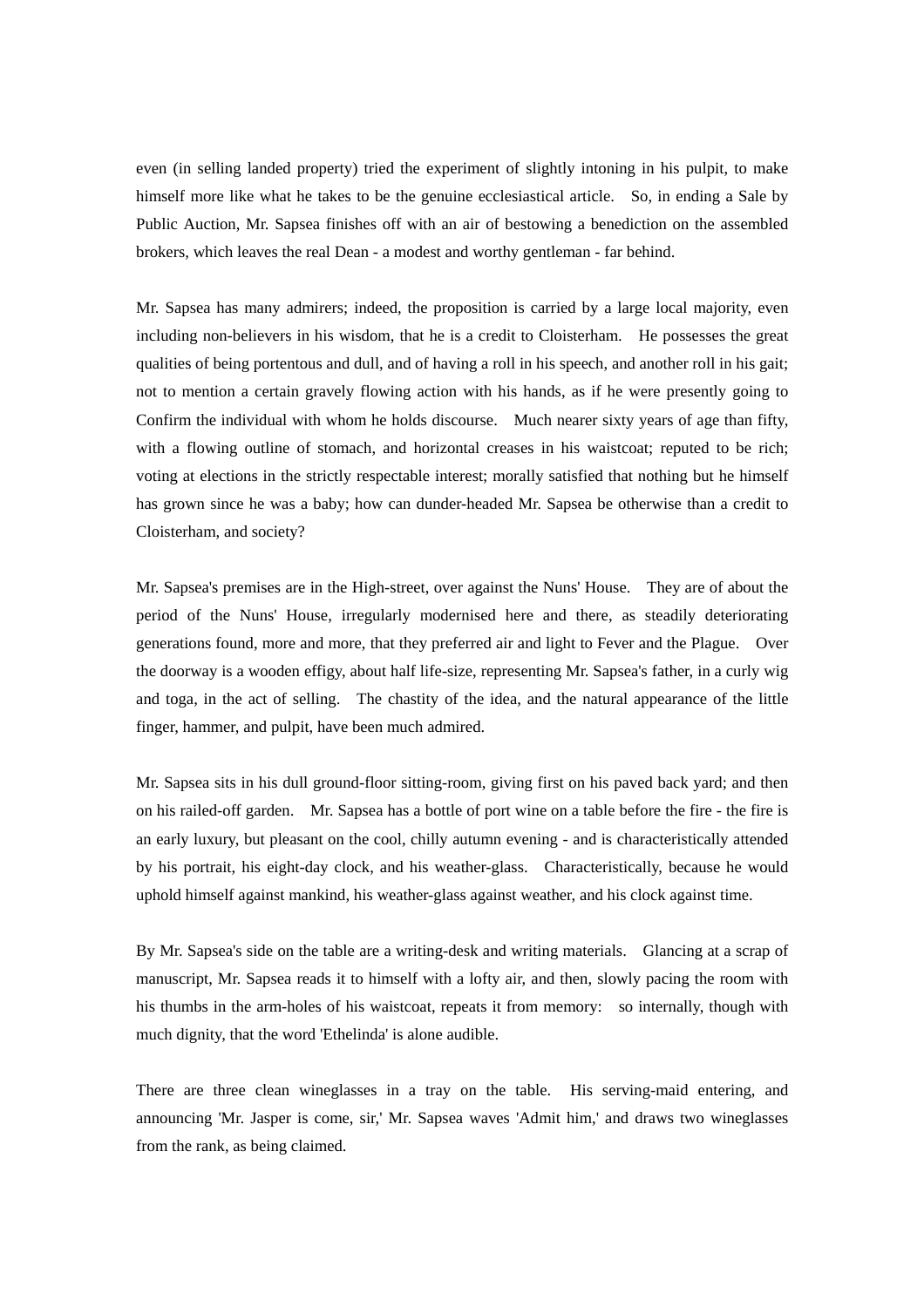even (in selling landed property) tried the experiment of slightly intoning in his pulpit, to make himself more like what he takes to be the genuine ecclesiastical article. So, in ending a Sale by Public Auction, Mr. Sapsea finishes off with an air of bestowing a benediction on the assembled brokers, which leaves the real Dean - a modest and worthy gentleman - far behind.

Mr. Sapsea has many admirers; indeed, the proposition is carried by a large local majority, even including non-believers in his wisdom, that he is a credit to Cloisterham. He possesses the great qualities of being portentous and dull, and of having a roll in his speech, and another roll in his gait; not to mention a certain gravely flowing action with his hands, as if he were presently going to Confirm the individual with whom he holds discourse. Much nearer sixty years of age than fifty, with a flowing outline of stomach, and horizontal creases in his waistcoat; reputed to be rich; voting at elections in the strictly respectable interest; morally satisfied that nothing but he himself has grown since he was a baby; how can dunder-headed Mr. Sapsea be otherwise than a credit to Cloisterham, and society?

Mr. Sapsea's premises are in the High-street, over against the Nuns' House. They are of about the period of the Nuns' House, irregularly modernised here and there, as steadily deteriorating generations found, more and more, that they preferred air and light to Fever and the Plague. Over the doorway is a wooden effigy, about half life-size, representing Mr. Sapsea's father, in a curly wig and toga, in the act of selling. The chastity of the idea, and the natural appearance of the little finger, hammer, and pulpit, have been much admired.

Mr. Sapsea sits in his dull ground-floor sitting-room, giving first on his paved back yard; and then on his railed-off garden. Mr. Sapsea has a bottle of port wine on a table before the fire - the fire is an early luxury, but pleasant on the cool, chilly autumn evening - and is characteristically attended by his portrait, his eight-day clock, and his weather-glass. Characteristically, because he would uphold himself against mankind, his weather-glass against weather, and his clock against time.

By Mr. Sapsea's side on the table are a writing-desk and writing materials. Glancing at a scrap of manuscript, Mr. Sapsea reads it to himself with a lofty air, and then, slowly pacing the room with his thumbs in the arm-holes of his waistcoat, repeats it from memory: so internally, though with much dignity, that the word 'Ethelinda' is alone audible.

There are three clean wineglasses in a tray on the table. His serving-maid entering, and announcing 'Mr. Jasper is come, sir,' Mr. Sapsea waves 'Admit him,' and draws two wineglasses from the rank, as being claimed.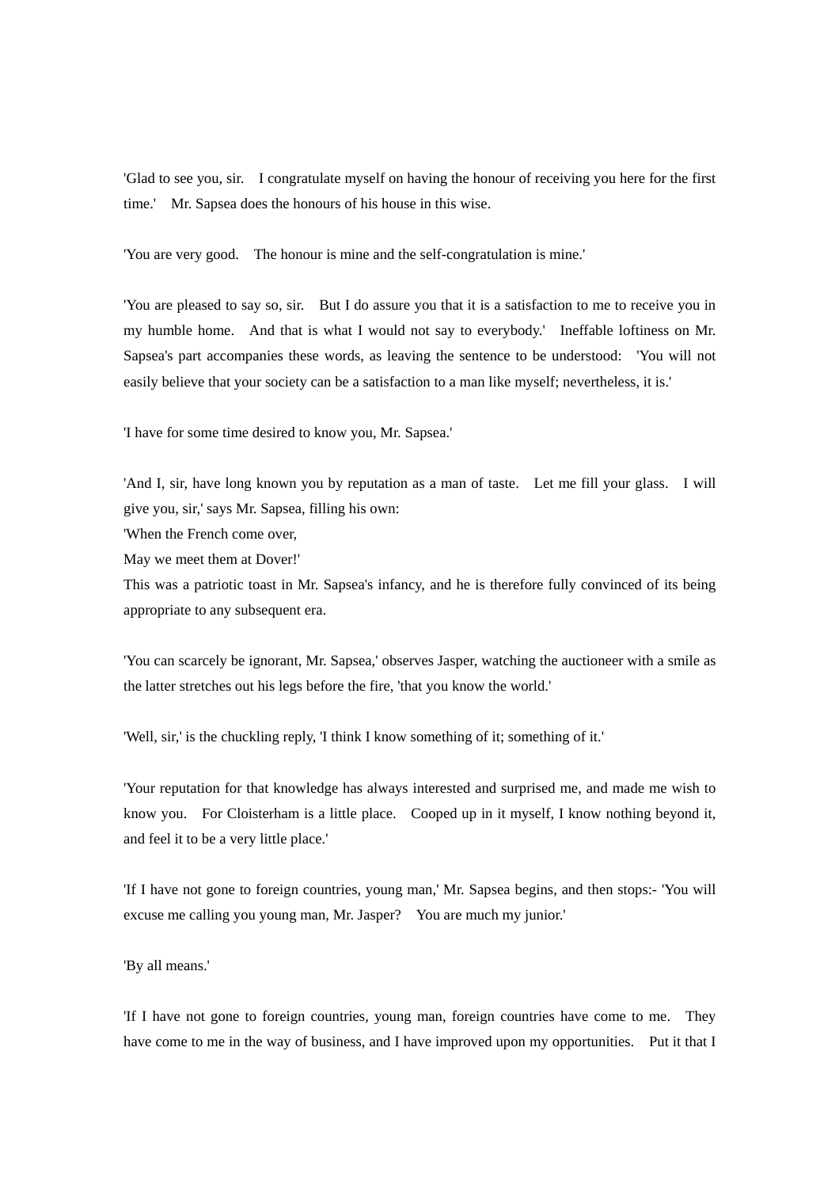'Glad to see you, sir. I congratulate myself on having the honour of receiving you here for the first time.' Mr. Sapsea does the honours of his house in this wise.

'You are very good. The honour is mine and the self-congratulation is mine.'

'You are pleased to say so, sir. But I do assure you that it is a satisfaction to me to receive you in my humble home. And that is what I would not say to everybody.' Ineffable loftiness on Mr. Sapsea's part accompanies these words, as leaving the sentence to be understood: 'You will not easily believe that your society can be a satisfaction to a man like myself; nevertheless, it is.'

'I have for some time desired to know you, Mr. Sapsea.'

'And I, sir, have long known you by reputation as a man of taste. Let me fill your glass. I will give you, sir,' says Mr. Sapsea, filling his own:
'When the French come over,
May we meet them at Dover!'
This was a patriotic toast in Mr. Sapsea's infancy, and he is therefore fully convinced of its being appropriate to any subsequent era.

'You can scarcely be ignorant, Mr. Sapsea,' observes Jasper, watching the auctioneer with a smile as the latter stretches out his legs before the fire, 'that you know the world.'

'Well, sir,' is the chuckling reply, 'I think I know something of it; something of it.'

'Your reputation for that knowledge has always interested and surprised me, and made me wish to know you. For Cloisterham is a little place. Cooped up in it myself, I know nothing beyond it, and feel it to be a very little place.'

'If I have not gone to foreign countries, young man,' Mr. Sapsea begins, and then stops:- 'You will excuse me calling you young man, Mr. Jasper? You are much my junior.'

'By all means.'

'If I have not gone to foreign countries, young man, foreign countries have come to me. They have come to me in the way of business, and I have improved upon my opportunities. Put it that I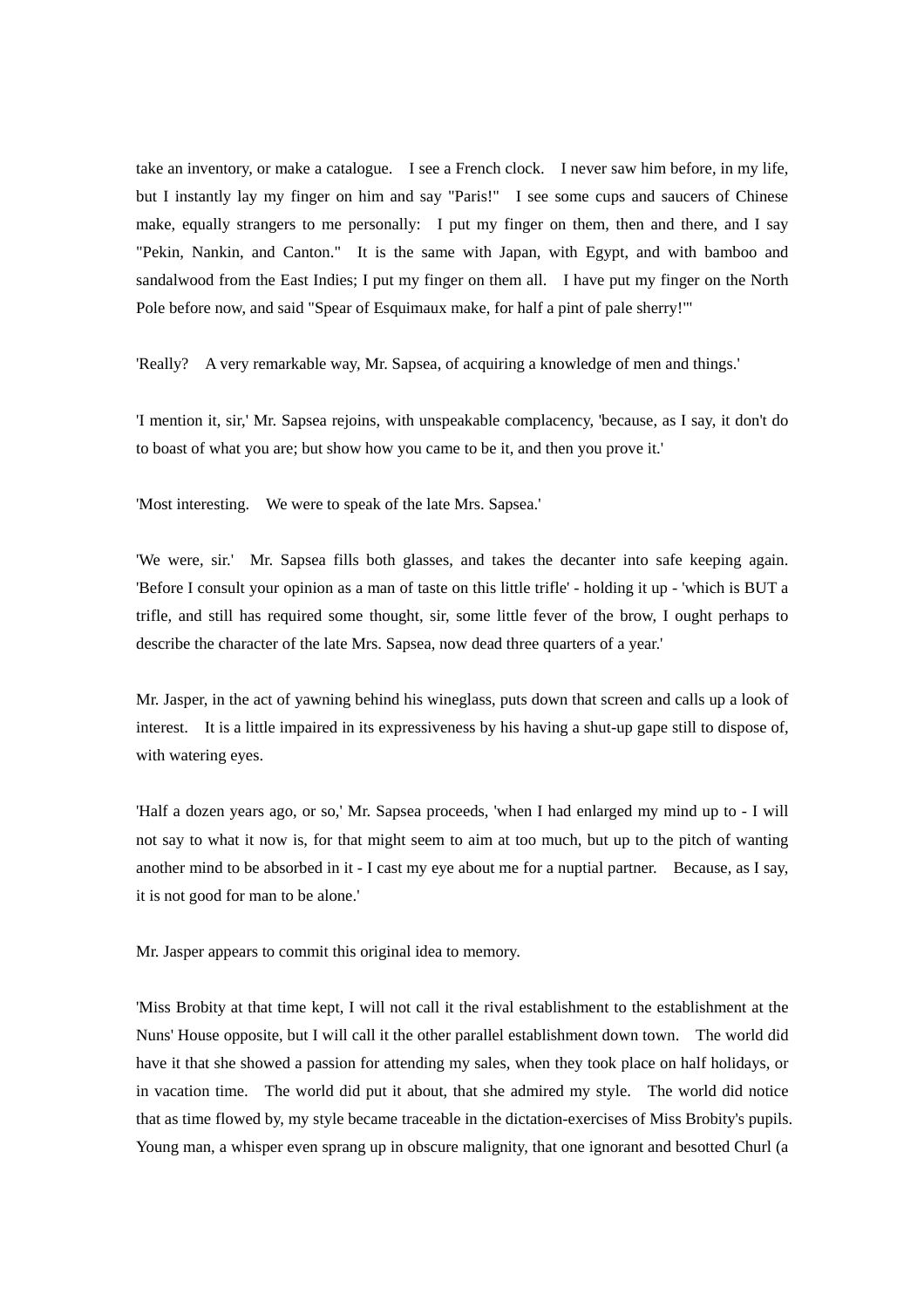take an inventory, or make a catalogue. I see a French clock. I never saw him before, in my life, but I instantly lay my finger on him and say "Paris!" I see some cups and saucers of Chinese make, equally strangers to me personally: I put my finger on them, then and there, and I say "Pekin, Nankin, and Canton." It is the same with Japan, with Egypt, and with bamboo and sandalwood from the East Indies; I put my finger on them all. I have put my finger on the North Pole before now, and said "Spear of Esquimaux make, for half a pint of pale sherry!"'

'Really? A very remarkable way, Mr. Sapsea, of acquiring a knowledge of men and things.'

'I mention it, sir,' Mr. Sapsea rejoins, with unspeakable complacency, 'because, as I say, it don't do to boast of what you are; but show how you came to be it, and then you prove it.'

'Most interesting. We were to speak of the late Mrs. Sapsea.'

'We were, sir.' Mr. Sapsea fills both glasses, and takes the decanter into safe keeping again. 'Before I consult your opinion as a man of taste on this little trifle' - holding it up - 'which is BUT a trifle, and still has required some thought, sir, some little fever of the brow, I ought perhaps to describe the character of the late Mrs. Sapsea, now dead three quarters of a year.'

Mr. Jasper, in the act of yawning behind his wineglass, puts down that screen and calls up a look of interest. It is a little impaired in its expressiveness by his having a shut-up gape still to dispose of, with watering eyes.

'Half a dozen years ago, or so,' Mr. Sapsea proceeds, 'when I had enlarged my mind up to - I will not say to what it now is, for that might seem to aim at too much, but up to the pitch of wanting another mind to be absorbed in it - I cast my eye about me for a nuptial partner. Because, as I say, it is not good for man to be alone.'

Mr. Jasper appears to commit this original idea to memory.

'Miss Brobity at that time kept, I will not call it the rival establishment to the establishment at the Nuns' House opposite, but I will call it the other parallel establishment down town. The world did have it that she showed a passion for attending my sales, when they took place on half holidays, or in vacation time. The world did put it about, that she admired my style. The world did notice that as time flowed by, my style became traceable in the dictation-exercises of Miss Brobity's pupils. Young man, a whisper even sprang up in obscure malignity, that one ignorant and besotted Churl (a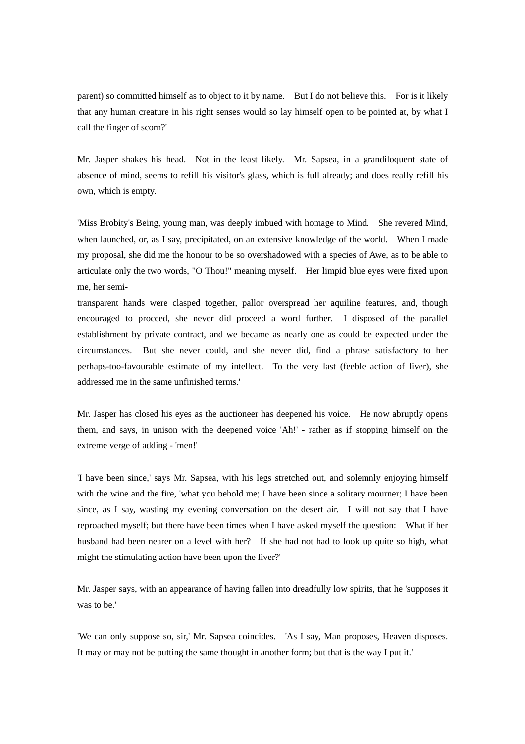parent) so committed himself as to object to it by name. But I do not believe this. For is it likely that any human creature in his right senses would so lay himself open to be pointed at, by what I call the finger of scorn?'

Mr. Jasper shakes his head. Not in the least likely. Mr. Sapsea, in a grandiloquent state of absence of mind, seems to refill his visitor's glass, which is full already; and does really refill his own, which is empty.

'Miss Brobity's Being, young man, was deeply imbued with homage to Mind. She revered Mind, when launched, or, as I say, precipitated, on an extensive knowledge of the world. When I made my proposal, she did me the honour to be so overshadowed with a species of Awe, as to be able to articulate only the two words, "O Thou!" meaning myself. Her limpid blue eyes were fixed upon me, her semi-transparent hands were clasped together, pallor overspread her aquiline features, and, though encouraged to proceed, she never did proceed a word further. I disposed of the parallel establishment by private contract, and we became as nearly one as could be expected under the circumstances. But she never could, and she never did, find a phrase satisfactory to her perhaps-too-favourable estimate of my intellect. To the very last (feeble action of liver), she addressed me in the same unfinished terms.'

Mr. Jasper has closed his eyes as the auctioneer has deepened his voice. He now abruptly opens them, and says, in unison with the deepened voice 'Ah!' - rather as if stopping himself on the extreme verge of adding - 'men!'

'I have been since,' says Mr. Sapsea, with his legs stretched out, and solemnly enjoying himself with the wine and the fire, 'what you behold me; I have been since a solitary mourner; I have been since, as I say, wasting my evening conversation on the desert air. I will not say that I have reproached myself; but there have been times when I have asked myself the question: What if her husband had been nearer on a level with her? If she had not had to look up quite so high, what might the stimulating action have been upon the liver?'

Mr. Jasper says, with an appearance of having fallen into dreadfully low spirits, that he 'supposes it was to be.'

'We can only suppose so, sir,' Mr. Sapsea coincides. 'As I say, Man proposes, Heaven disposes. It may or may not be putting the same thought in another form; but that is the way I put it.'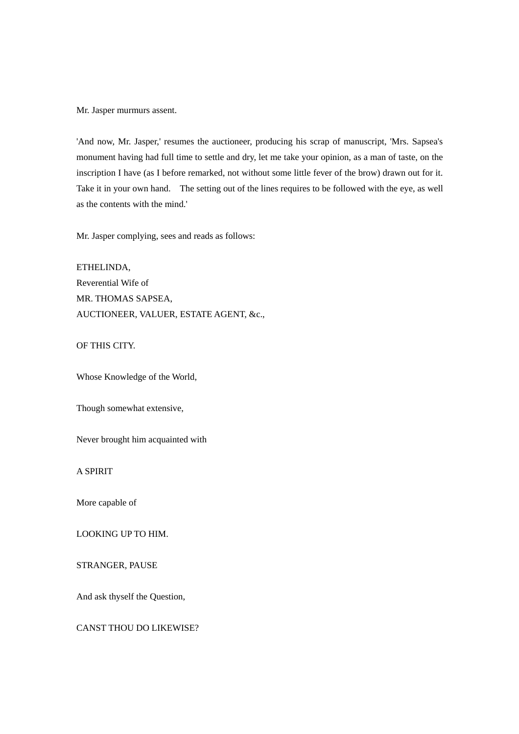Mr. Jasper murmurs assent.

'And now, Mr. Jasper,' resumes the auctioneer, producing his scrap of manuscript, 'Mrs. Sapsea's monument having had full time to settle and dry, let me take your opinion, as a man of taste, on the inscription I have (as I before remarked, not without some little fever of the brow) drawn out for it. Take it in your own hand. The setting out of the lines requires to be followed with the eye, as well as the contents with the mind.'

Mr. Jasper complying, sees and reads as follows:

ETHELINDA,  
Reverential Wife of  
MR. THOMAS SAPSEA,  
AUCTIONEER, VALUER, ESTATE AGENT, &c.,

OF THIS CITY.

Whose Knowledge of the World,

Though somewhat extensive,

Never brought him acquainted with

A SPIRIT

More capable of

LOOKING UP TO HIM.

STRANGER, PAUSE

And ask thyself the Question,

CANST THOU DO LIKEWISE?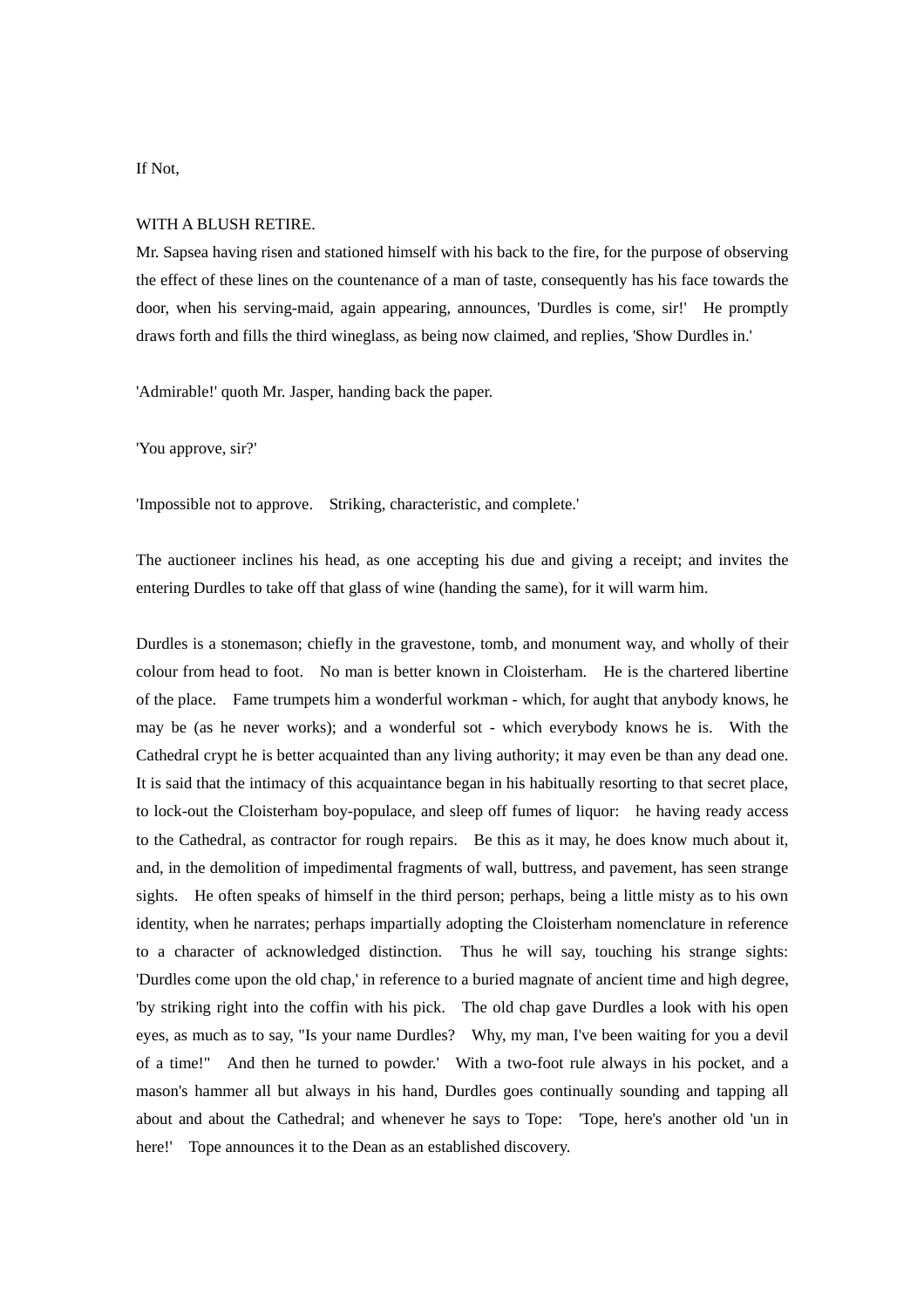If Not,

WITH A BLUSH RETIRE.

Mr. Sapsea having risen and stationed himself with his back to the fire, for the purpose of observing the effect of these lines on the countenance of a man of taste, consequently has his face towards the door, when his serving-maid, again appearing, announces, 'Durdles is come, sir!' He promptly draws forth and fills the third wineglass, as being now claimed, and replies, 'Show Durdles in.'

'Admirable!' quoth Mr. Jasper, handing back the paper.

'You approve, sir?'

'Impossible not to approve. Striking, characteristic, and complete.'

The auctioneer inclines his head, as one accepting his due and giving a receipt; and invites the entering Durdles to take off that glass of wine (handing the same), for it will warm him.

Durdles is a stonemason; chiefly in the gravestone, tomb, and monument way, and wholly of their colour from head to foot. No man is better known in Cloisterham. He is the chartered libertine of the place. Fame trumpets him a wonderful workman - which, for aught that anybody knows, he may be (as he never works); and a wonderful sot - which everybody knows he is. With the Cathedral crypt he is better acquainted than any living authority; it may even be than any dead one. It is said that the intimacy of this acquaintance began in his habitually resorting to that secret place, to lock-out the Cloisterham boy-populace, and sleep off fumes of liquor: he having ready access to the Cathedral, as contractor for rough repairs. Be this as it may, he does know much about it, and, in the demolition of impedimental fragments of wall, buttress, and pavement, has seen strange sights. He often speaks of himself in the third person; perhaps, being a little misty as to his own identity, when he narrates; perhaps impartially adopting the Cloisterham nomenclature in reference to a character of acknowledged distinction. Thus he will say, touching his strange sights: 'Durdles come upon the old chap,' in reference to a buried magnate of ancient time and high degree, 'by striking right into the coffin with his pick. The old chap gave Durdles a look with his open eyes, as much as to say, "Is your name Durdles? Why, my man, I've been waiting for you a devil of a time!" And then he turned to powder.' With a two-foot rule always in his pocket, and a mason's hammer all but always in his hand, Durdles goes continually sounding and tapping all about and about the Cathedral; and whenever he says to Tope: 'Tope, here's another old 'un in here!' Tope announces it to the Dean as an established discovery.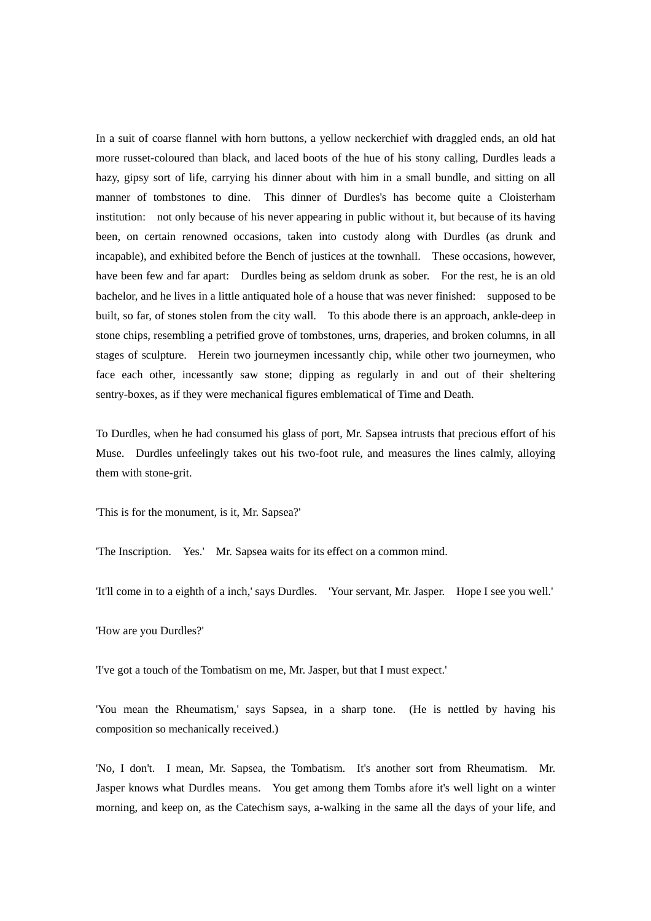In a suit of coarse flannel with horn buttons, a yellow neckerchief with draggled ends, an old hat more russet-coloured than black, and laced boots of the hue of his stony calling, Durdles leads a hazy, gipsy sort of life, carrying his dinner about with him in a small bundle, and sitting on all manner of tombstones to dine. This dinner of Durdles's has become quite a Cloisterham institution: not only because of his never appearing in public without it, but because of its having been, on certain renowned occasions, taken into custody along with Durdles (as drunk and incapable), and exhibited before the Bench of justices at the townhall. These occasions, however, have been few and far apart: Durdles being as seldom drunk as sober. For the rest, he is an old bachelor, and he lives in a little antiquated hole of a house that was never finished: supposed to be built, so far, of stones stolen from the city wall. To this abode there is an approach, ankle-deep in stone chips, resembling a petrified grove of tombstones, urns, draperies, and broken columns, in all stages of sculpture. Herein two journeymen incessantly chip, while other two journeymen, who face each other, incessantly saw stone; dipping as regularly in and out of their sheltering sentry-boxes, as if they were mechanical figures emblematical of Time and Death.

To Durdles, when he had consumed his glass of port, Mr. Sapsea intrusts that precious effort of his Muse. Durdles unfeelingly takes out his two-foot rule, and measures the lines calmly, alloying them with stone-grit.

'This is for the monument, is it, Mr. Sapsea?'

'The Inscription. Yes.' Mr. Sapsea waits for its effect on a common mind.

'It'll come in to a eighth of a inch,' says Durdles. 'Your servant, Mr. Jasper. Hope I see you well.'

'How are you Durdles?'

'I've got a touch of the Tombatism on me, Mr. Jasper, but that I must expect.'

'You mean the Rheumatism,' says Sapsea, in a sharp tone. (He is nettled by having his composition so mechanically received.)

'No, I don't. I mean, Mr. Sapsea, the Tombatism. It's another sort from Rheumatism. Mr. Jasper knows what Durdles means. You get among them Tombs afore it's well light on a winter morning, and keep on, as the Catechism says, a-walking in the same all the days of your life, and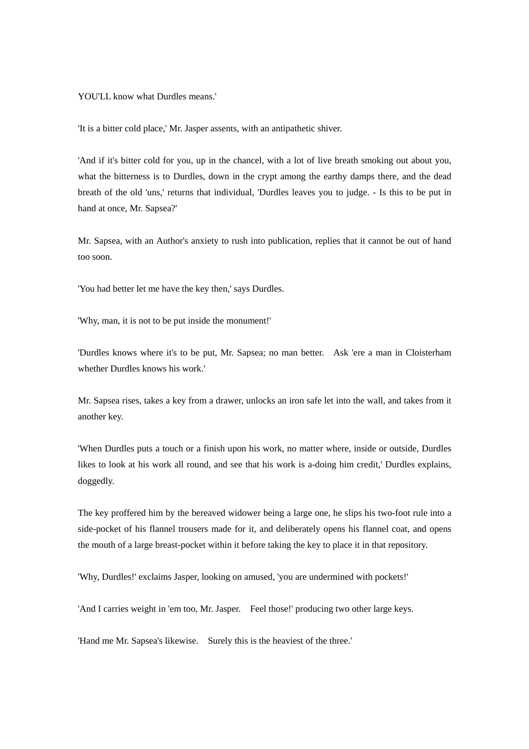YOU'LL know what Durdles means.'

'It is a bitter cold place,' Mr. Jasper assents, with an antipathetic shiver.

'And if it's bitter cold for you, up in the chancel, with a lot of live breath smoking out about you, what the bitterness is to Durdles, down in the crypt among the earthy damps there, and the dead breath of the old 'uns,' returns that individual, 'Durdles leaves you to judge. - Is this to be put in hand at once, Mr. Sapsea?'

Mr. Sapsea, with an Author's anxiety to rush into publication, replies that it cannot be out of hand too soon.

'You had better let me have the key then,' says Durdles.

'Why, man, it is not to be put inside the monument!'

'Durdles knows where it's to be put, Mr. Sapsea; no man better. Ask 'ere a man in Cloisterham whether Durdles knows his work.'

Mr. Sapsea rises, takes a key from a drawer, unlocks an iron safe let into the wall, and takes from it another key.

'When Durdles puts a touch or a finish upon his work, no matter where, inside or outside, Durdles likes to look at his work all round, and see that his work is a-doing him credit,' Durdles explains, doggedly.

The key proffered him by the bereaved widower being a large one, he slips his two-foot rule into a side-pocket of his flannel trousers made for it, and deliberately opens his flannel coat, and opens the mouth of a large breast-pocket within it before taking the key to place it in that repository.

'Why, Durdles!' exclaims Jasper, looking on amused, 'you are undermined with pockets!'

'And I carries weight in 'em too, Mr. Jasper. Feel those!' producing two other large keys.

'Hand me Mr. Sapsea's likewise. Surely this is the heaviest of the three.'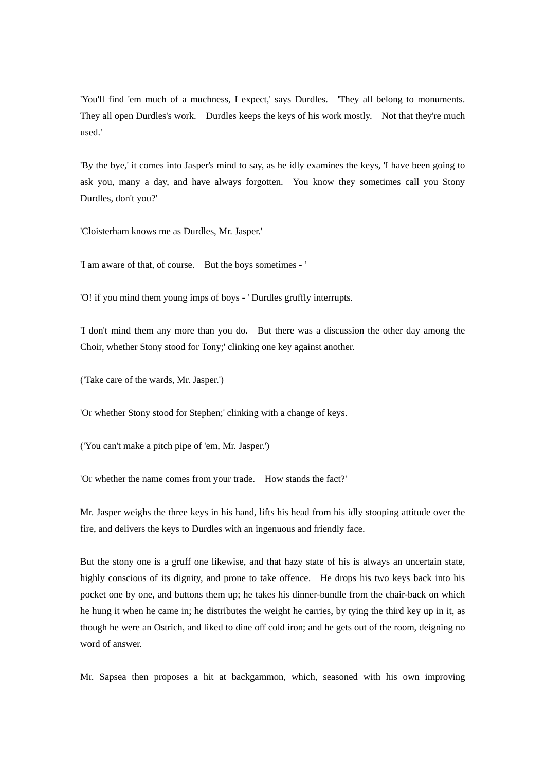'You'll find 'em much of a muchness, I expect,' says Durdles. 'They all belong to monuments. They all open Durdles's work. Durdles keeps the keys of his work mostly. Not that they're much used.'

'By the bye,' it comes into Jasper's mind to say, as he idly examines the keys, 'I have been going to ask you, many a day, and have always forgotten. You know they sometimes call you Stony Durdles, don't you?'

'Cloisterham knows me as Durdles, Mr. Jasper.'

'I am aware of that, of course. But the boys sometimes - '

'O! if you mind them young imps of boys - ' Durdles gruffly interrupts.

'I don't mind them any more than you do. But there was a discussion the other day among the Choir, whether Stony stood for Tony;' clinking one key against another.

('Take care of the wards, Mr. Jasper.')

'Or whether Stony stood for Stephen;' clinking with a change of keys.

('You can't make a pitch pipe of 'em, Mr. Jasper.')

'Or whether the name comes from your trade. How stands the fact?'

Mr. Jasper weighs the three keys in his hand, lifts his head from his idly stooping attitude over the fire, and delivers the keys to Durdles with an ingenuous and friendly face.

But the stony one is a gruff one likewise, and that hazy state of his is always an uncertain state, highly conscious of its dignity, and prone to take offence. He drops his two keys back into his pocket one by one, and buttons them up; he takes his dinner-bundle from the chair-back on which he hung it when he came in; he distributes the weight he carries, by tying the third key up in it, as though he were an Ostrich, and liked to dine off cold iron; and he gets out of the room, deigning no word of answer.

Mr. Sapsea then proposes a hit at backgammon, which, seasoned with his own improving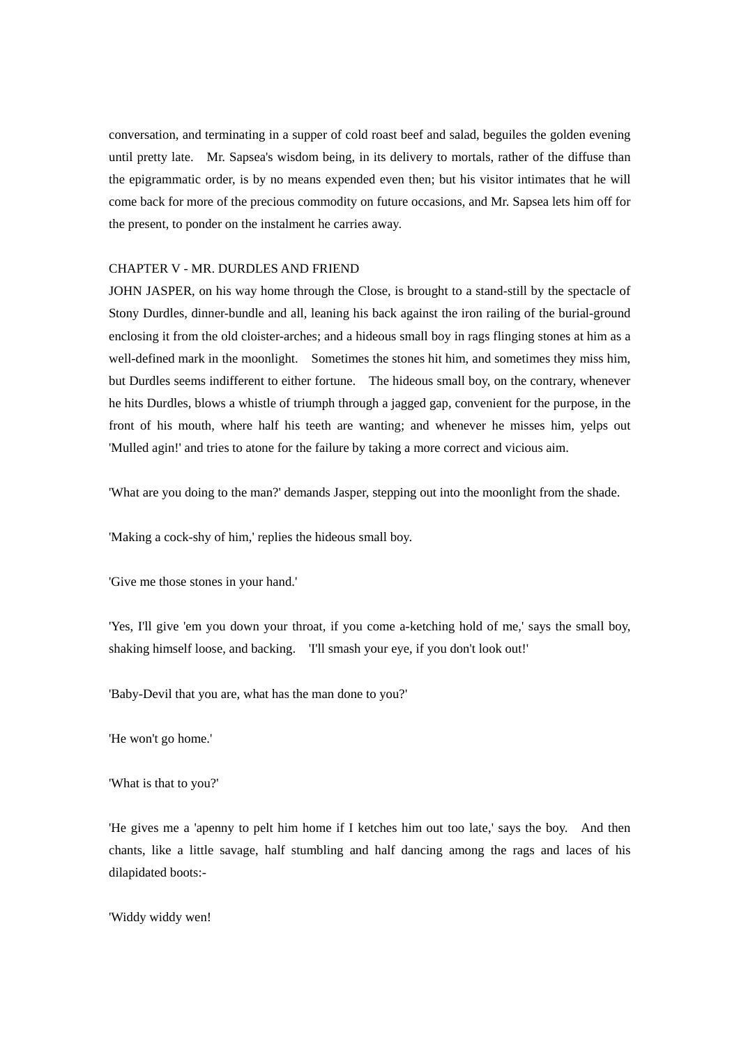conversation, and terminating in a supper of cold roast beef and salad, beguiles the golden evening until pretty late. Mr. Sapsea's wisdom being, in its delivery to mortals, rather of the diffuse than the epigrammatic order, is by no means expended even then; but his visitor intimates that he will come back for more of the precious commodity on future occasions, and Mr. Sapsea lets him off for the present, to ponder on the instalment he carries away.

## CHAPTER V - MR. DURDLES AND FRIEND

JOHN JASPER, on his way home through the Close, is brought to a stand-still by the spectacle of Stony Durdles, dinner-bundle and all, leaning his back against the iron railing of the burial-ground enclosing it from the old cloister-arches; and a hideous small boy in rags flinging stones at him as a well-defined mark in the moonlight. Sometimes the stones hit him, and sometimes they miss him, but Durdles seems indifferent to either fortune. The hideous small boy, on the contrary, whenever he hits Durdles, blows a whistle of triumph through a jagged gap, convenient for the purpose, in the front of his mouth, where half his teeth are wanting; and whenever he misses him, yelps out 'Mulled agin!' and tries to atone for the failure by taking a more correct and vicious aim.

'What are you doing to the man?' demands Jasper, stepping out into the moonlight from the shade.

'Making a cock-shy of him,' replies the hideous small boy.

'Give me those stones in your hand.'

'Yes, I'll give 'em you down your throat, if you come a-ketching hold of me,' says the small boy, shaking himself loose, and backing. 'I'll smash your eye, if you don't look out!'

'Baby-Devil that you are, what has the man done to you?'

'He won't go home.'

'What is that to you?'

'He gives me a 'apenny to pelt him home if I ketches him out too late,' says the boy. And then chants, like a little savage, half stumbling and half dancing among the rags and laces of his dilapidated boots:-

'Widdy widdy wen!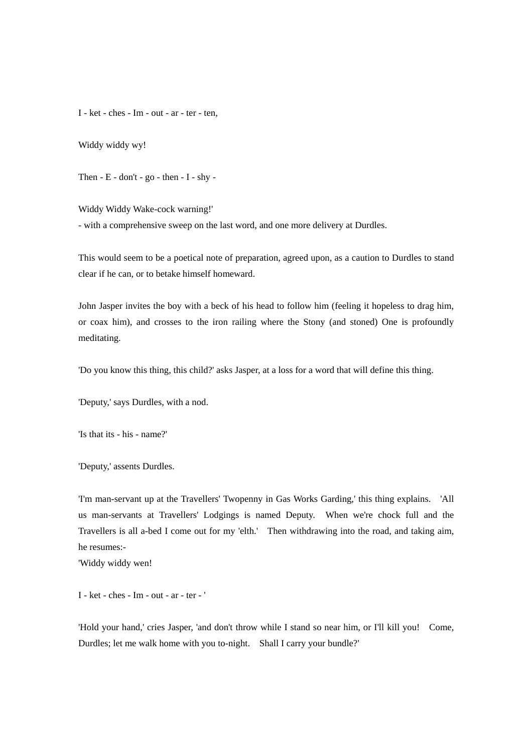I - ket - ches - Im - out - ar - ter - ten,

Widdy widdy wy!

Then - E - don't - go - then - I - shy -

Widdy Widdy Wake-cock warning!'
- with a comprehensive sweep on the last word, and one more delivery at Durdles.

This would seem to be a poetical note of preparation, agreed upon, as a caution to Durdles to stand clear if he can, or to betake himself homeward.

John Jasper invites the boy with a beck of his head to follow him (feeling it hopeless to drag him, or coax him), and crosses to the iron railing where the Stony (and stoned) One is profoundly meditating.

'Do you know this thing, this child?' asks Jasper, at a loss for a word that will define this thing.

'Deputy,' says Durdles, with a nod.

'Is that its - his - name?'

'Deputy,' assents Durdles.

'I'm man-servant up at the Travellers' Twopenny in Gas Works Garding,' this thing explains. 'All us man-servants at Travellers' Lodgings is named Deputy. When we're chock full and the Travellers is all a-bed I come out for my 'elth.' Then withdrawing into the road, and taking aim, he resumes:-
'Widdy widdy wen!

I - ket - ches - Im - out - ar - ter - '

'Hold your hand,' cries Jasper, 'and don't throw while I stand so near him, or I'll kill you! Come, Durdles; let me walk home with you to-night. Shall I carry your bundle?'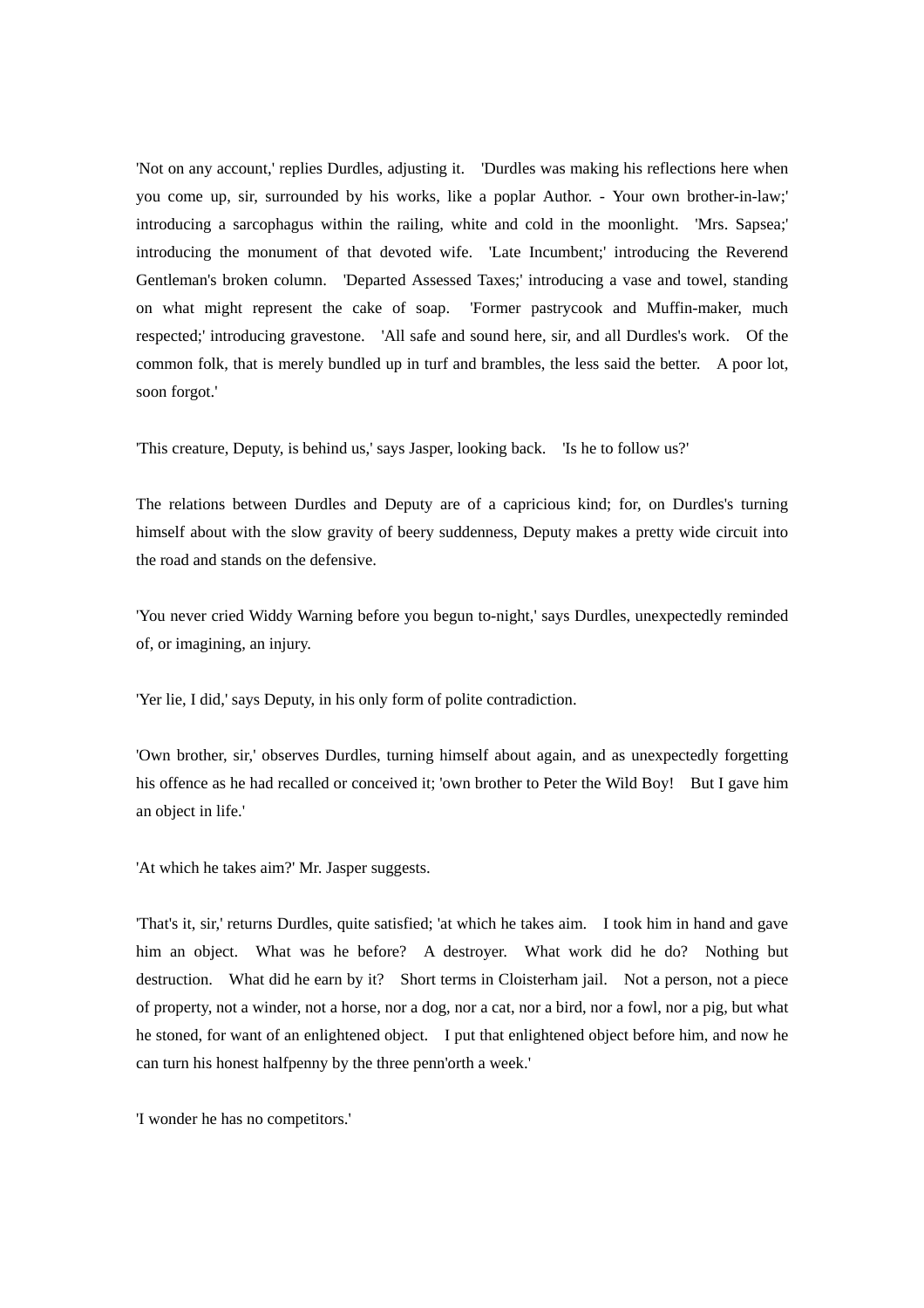'Not on any account,' replies Durdles, adjusting it. 'Durdles was making his reflections here when you come up, sir, surrounded by his works, like a poplar Author. - Your own brother-in-law;' introducing a sarcophagus within the railing, white and cold in the moonlight. 'Mrs. Sapsea;' introducing the monument of that devoted wife. 'Late Incumbent;' introducing the Reverend Gentleman's broken column. 'Departed Assessed Taxes;' introducing a vase and towel, standing on what might represent the cake of soap. 'Former pastrycook and Muffin-maker, much respected;' introducing gravestone. 'All safe and sound here, sir, and all Durdles's work. Of the common folk, that is merely bundled up in turf and brambles, the less said the better. A poor lot, soon forgot.'

'This creature, Deputy, is behind us,' says Jasper, looking back. 'Is he to follow us?'

The relations between Durdles and Deputy are of a capricious kind; for, on Durdles's turning himself about with the slow gravity of beery suddenness, Deputy makes a pretty wide circuit into the road and stands on the defensive.

'You never cried Widdy Warning before you begun to-night,' says Durdles, unexpectedly reminded of, or imagining, an injury.

'Yer lie, I did,' says Deputy, in his only form of polite contradiction.

'Own brother, sir,' observes Durdles, turning himself about again, and as unexpectedly forgetting his offence as he had recalled or conceived it; 'own brother to Peter the Wild Boy! But I gave him an object in life.'

'At which he takes aim?' Mr. Jasper suggests.

'That's it, sir,' returns Durdles, quite satisfied; 'at which he takes aim. I took him in hand and gave him an object. What was he before? A destroyer. What work did he do? Nothing but destruction. What did he earn by it? Short terms in Cloisterham jail. Not a person, not a piece of property, not a winder, not a horse, nor a dog, nor a cat, nor a bird, nor a fowl, nor a pig, but what he stoned, for want of an enlightened object. I put that enlightened object before him, and now he can turn his honest halfpenny by the three penn'orth a week.'

'I wonder he has no competitors.'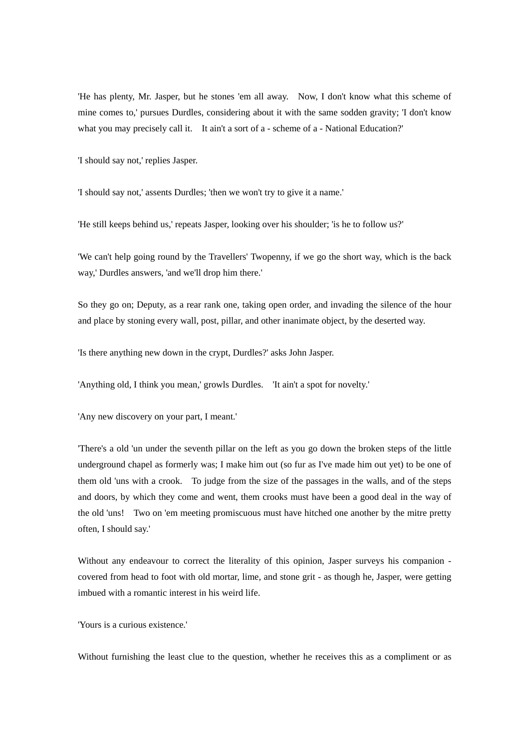'He has plenty, Mr. Jasper, but he stones 'em all away. Now, I don't know what this scheme of mine comes to,' pursues Durdles, considering about it with the same sodden gravity; 'I don't know what you may precisely call it. It ain't a sort of a - scheme of a - National Education?'

'I should say not,' replies Jasper.

'I should say not,' assents Durdles; 'then we won't try to give it a name.'

'He still keeps behind us,' repeats Jasper, looking over his shoulder; 'is he to follow us?'

'We can't help going round by the Travellers' Twopenny, if we go the short way, which is the back way,' Durdles answers, 'and we'll drop him there.'

So they go on; Deputy, as a rear rank one, taking open order, and invading the silence of the hour and place by stoning every wall, post, pillar, and other inanimate object, by the deserted way.

'Is there anything new down in the crypt, Durdles?' asks John Jasper.

'Anything old, I think you mean,' growls Durdles. 'It ain't a spot for novelty.'

'Any new discovery on your part, I meant.'

'There's a old 'un under the seventh pillar on the left as you go down the broken steps of the little underground chapel as formerly was; I make him out (so fur as I've made him out yet) to be one of them old 'uns with a crook. To judge from the size of the passages in the walls, and of the steps and doors, by which they come and went, them crooks must have been a good deal in the way of the old 'uns! Two on 'em meeting promiscuous must have hitched one another by the mitre pretty often, I should say.'

Without any endeavour to correct the literality of this opinion, Jasper surveys his companion - covered from head to foot with old mortar, lime, and stone grit - as though he, Jasper, were getting imbued with a romantic interest in his weird life.

'Yours is a curious existence.'

Without furnishing the least clue to the question, whether he receives this as a compliment or as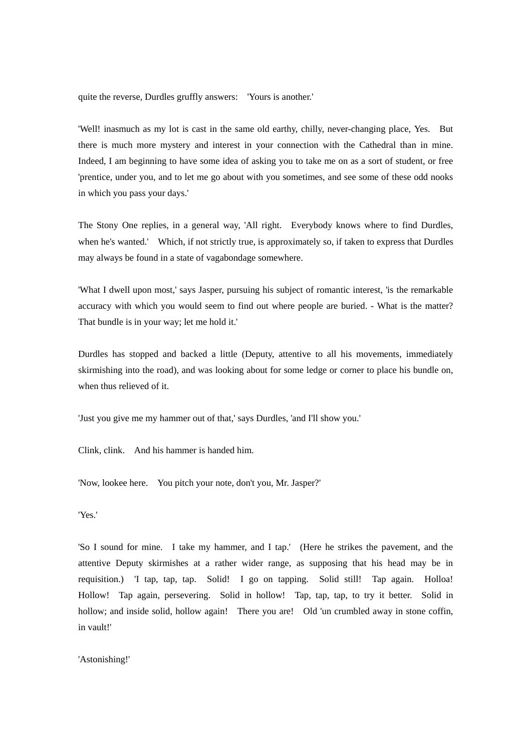quite the reverse, Durdles gruffly answers: 'Yours is another.'

'Well! inasmuch as my lot is cast in the same old earthy, chilly, never-changing place, Yes. But there is much more mystery and interest in your connection with the Cathedral than in mine. Indeed, I am beginning to have some idea of asking you to take me on as a sort of student, or free 'prentice, under you, and to let me go about with you sometimes, and see some of these odd nooks in which you pass your days.'

The Stony One replies, in a general way, 'All right. Everybody knows where to find Durdles, when he's wanted.' Which, if not strictly true, is approximately so, if taken to express that Durdles may always be found in a state of vagabondage somewhere.

'What I dwell upon most,' says Jasper, pursuing his subject of romantic interest, 'is the remarkable accuracy with which you would seem to find out where people are buried. - What is the matter? That bundle is in your way; let me hold it.'

Durdles has stopped and backed a little (Deputy, attentive to all his movements, immediately skirmishing into the road), and was looking about for some ledge or corner to place his bundle on, when thus relieved of it.

'Just you give me my hammer out of that,' says Durdles, 'and I'll show you.'

Clink, clink. And his hammer is handed him.

'Now, lookee here. You pitch your note, don't you, Mr. Jasper?'

'Yes.'

'So I sound for mine. I take my hammer, and I tap.' (Here he strikes the pavement, and the attentive Deputy skirmishes at a rather wider range, as supposing that his head may be in requisition.) 'I tap, tap, tap. Solid! I go on tapping. Solid still! Tap again. Holloa! Hollow! Tap again, persevering. Solid in hollow! Tap, tap, tap, to try it better. Solid in hollow; and inside solid, hollow again! There you are! Old 'un crumbled away in stone coffin, in vault!'

'Astonishing!'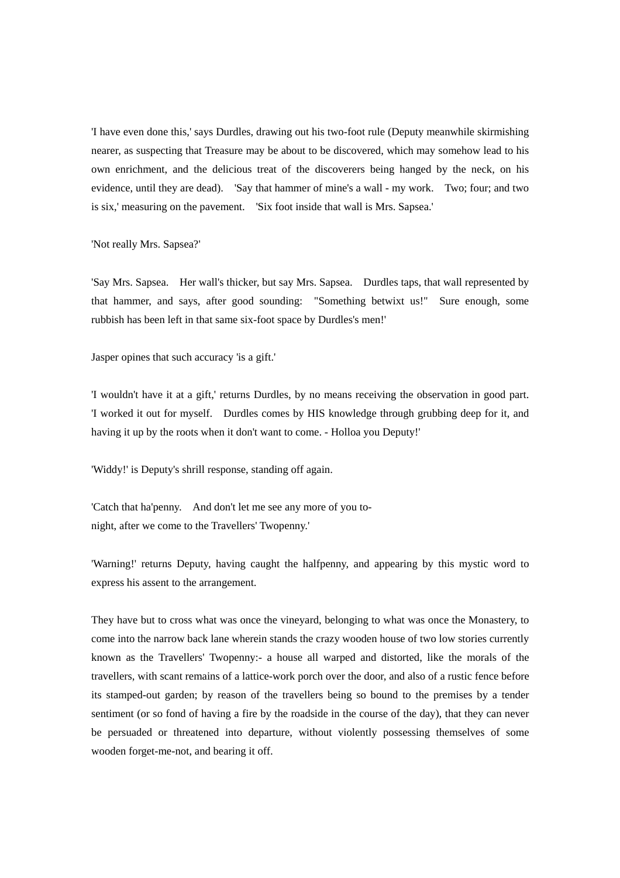'I have even done this,' says Durdles, drawing out his two-foot rule (Deputy meanwhile skirmishing nearer, as suspecting that Treasure may be about to be discovered, which may somehow lead to his own enrichment, and the delicious treat of the discoverers being hanged by the neck, on his evidence, until they are dead). 'Say that hammer of mine's a wall - my work. Two; four; and two is six,' measuring on the pavement. 'Six foot inside that wall is Mrs. Sapsea.'

'Not really Mrs. Sapsea?'

'Say Mrs. Sapsea. Her wall's thicker, but say Mrs. Sapsea. Durdles taps, that wall represented by that hammer, and says, after good sounding: "Something betwixt us!" Sure enough, some rubbish has been left in that same six-foot space by Durdles's men!'

Jasper opines that such accuracy 'is a gift.'

'I wouldn't have it at a gift,' returns Durdles, by no means receiving the observation in good part. 'I worked it out for myself. Durdles comes by HIS knowledge through grubbing deep for it, and having it up by the roots when it don't want to come. - Holloa you Deputy!'

'Widdy!' is Deputy's shrill response, standing off again.

'Catch that ha'penny. And don't let me see any more of you to-night, after we come to the Travellers' Twopenny.'

'Warning!' returns Deputy, having caught the halfpenny, and appearing by this mystic word to express his assent to the arrangement.

They have but to cross what was once the vineyard, belonging to what was once the Monastery, to come into the narrow back lane wherein stands the crazy wooden house of two low stories currently known as the Travellers' Twopenny:- a house all warped and distorted, like the morals of the travellers, with scant remains of a lattice-work porch over the door, and also of a rustic fence before its stamped-out garden; by reason of the travellers being so bound to the premises by a tender sentiment (or so fond of having a fire by the roadside in the course of the day), that they can never be persuaded or threatened into departure, without violently possessing themselves of some wooden forget-me-not, and bearing it off.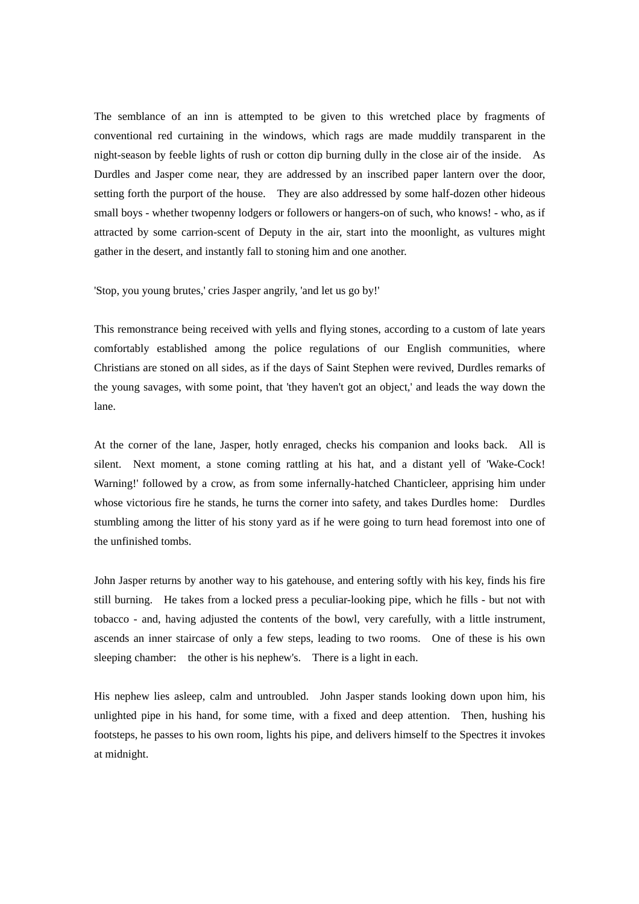The semblance of an inn is attempted to be given to this wretched place by fragments of conventional red curtaining in the windows, which rags are made muddily transparent in the night-season by feeble lights of rush or cotton dip burning dully in the close air of the inside. As Durdles and Jasper come near, they are addressed by an inscribed paper lantern over the door, setting forth the purport of the house. They are also addressed by some half-dozen other hideous small boys - whether twopenny lodgers or followers or hangers-on of such, who knows! - who, as if attracted by some carrion-scent of Deputy in the air, start into the moonlight, as vultures might gather in the desert, and instantly fall to stoning him and one another.

'Stop, you young brutes,' cries Jasper angrily, 'and let us go by!'

This remonstrance being received with yells and flying stones, according to a custom of late years comfortably established among the police regulations of our English communities, where Christians are stoned on all sides, as if the days of Saint Stephen were revived, Durdles remarks of the young savages, with some point, that 'they haven't got an object,' and leads the way down the lane.

At the corner of the lane, Jasper, hotly enraged, checks his companion and looks back. All is silent. Next moment, a stone coming rattling at his hat, and a distant yell of 'Wake-Cock! Warning!' followed by a crow, as from some infernally-hatched Chanticleer, apprising him under whose victorious fire he stands, he turns the corner into safety, and takes Durdles home: Durdles stumbling among the litter of his stony yard as if he were going to turn head foremost into one of the unfinished tombs.

John Jasper returns by another way to his gatehouse, and entering softly with his key, finds his fire still burning. He takes from a locked press a peculiar-looking pipe, which he fills - but not with tobacco - and, having adjusted the contents of the bowl, very carefully, with a little instrument, ascends an inner staircase of only a few steps, leading to two rooms. One of these is his own sleeping chamber: the other is his nephew's. There is a light in each.

His nephew lies asleep, calm and untroubled. John Jasper stands looking down upon him, his unlighted pipe in his hand, for some time, with a fixed and deep attention. Then, hushing his footsteps, he passes to his own room, lights his pipe, and delivers himself to the Spectres it invokes at midnight.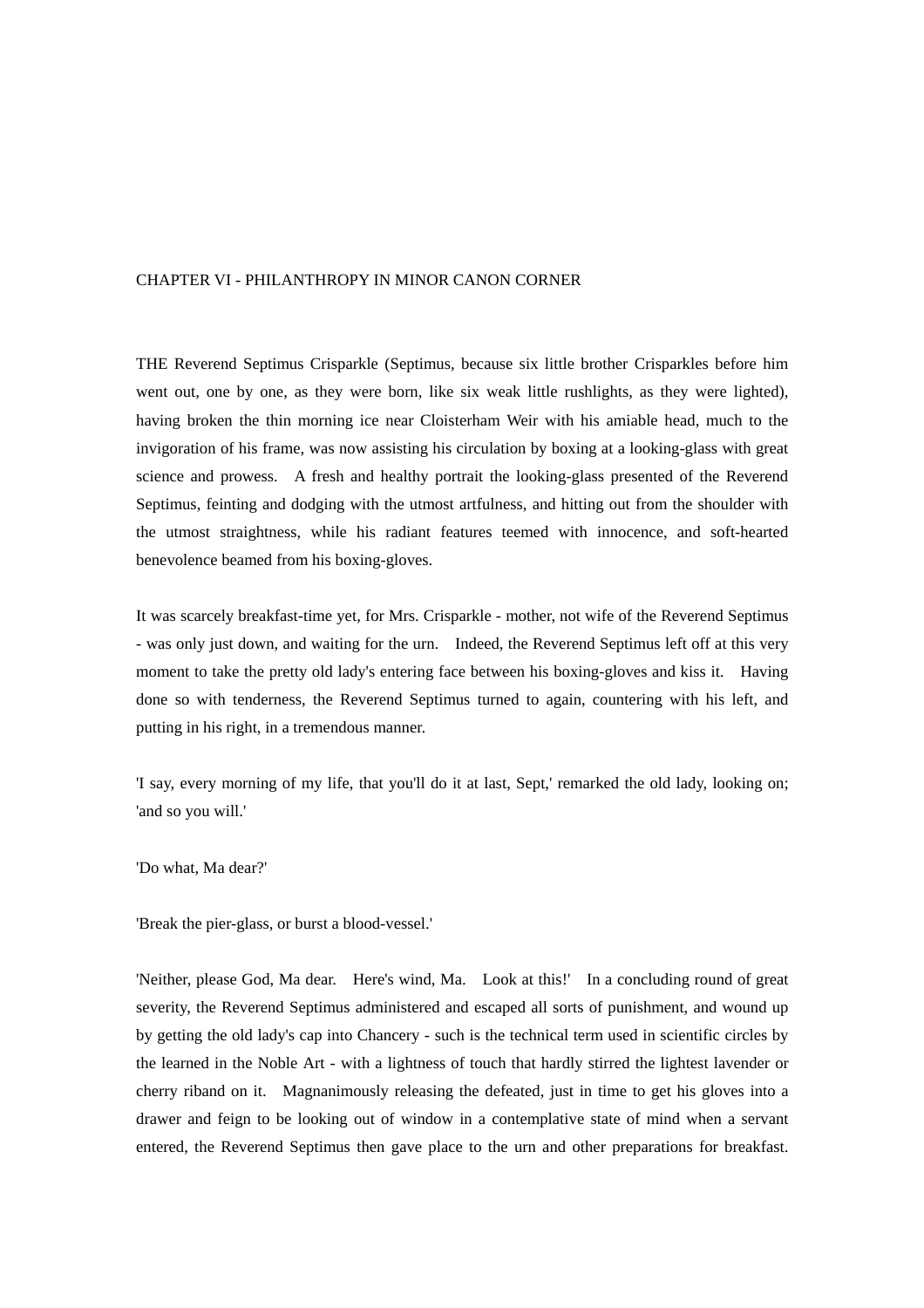## CHAPTER VI - PHILANTHROPY IN MINOR CANON CORNER

THE Reverend Septimus Crisparkle (Septimus, because six little brother Crisparkles before him went out, one by one, as they were born, like six weak little rushlights, as they were lighted), having broken the thin morning ice near Cloisterham Weir with his amiable head, much to the invigoration of his frame, was now assisting his circulation by boxing at a looking-glass with great science and prowess. A fresh and healthy portrait the looking-glass presented of the Reverend Septimus, feinting and dodging with the utmost artfulness, and hitting out from the shoulder with the utmost straightness, while his radiant features teemed with innocence, and soft-hearted benevolence beamed from his boxing-gloves.

It was scarcely breakfast-time yet, for Mrs. Crisparkle - mother, not wife of the Reverend Septimus - was only just down, and waiting for the urn. Indeed, the Reverend Septimus left off at this very moment to take the pretty old lady's entering face between his boxing-gloves and kiss it. Having done so with tenderness, the Reverend Septimus turned to again, countering with his left, and putting in his right, in a tremendous manner.

'I say, every morning of my life, that you'll do it at last, Sept,' remarked the old lady, looking on; 'and so you will.'

'Do what, Ma dear?'

'Break the pier-glass, or burst a blood-vessel.'

'Neither, please God, Ma dear. Here's wind, Ma. Look at this!' In a concluding round of great severity, the Reverend Septimus administered and escaped all sorts of punishment, and wound up by getting the old lady's cap into Chancery - such is the technical term used in scientific circles by the learned in the Noble Art - with a lightness of touch that hardly stirred the lightest lavender or cherry riband on it. Magnanimously releasing the defeated, just in time to get his gloves into a drawer and feign to be looking out of window in a contemplative state of mind when a servant entered, the Reverend Septimus then gave place to the urn and other preparations for breakfast.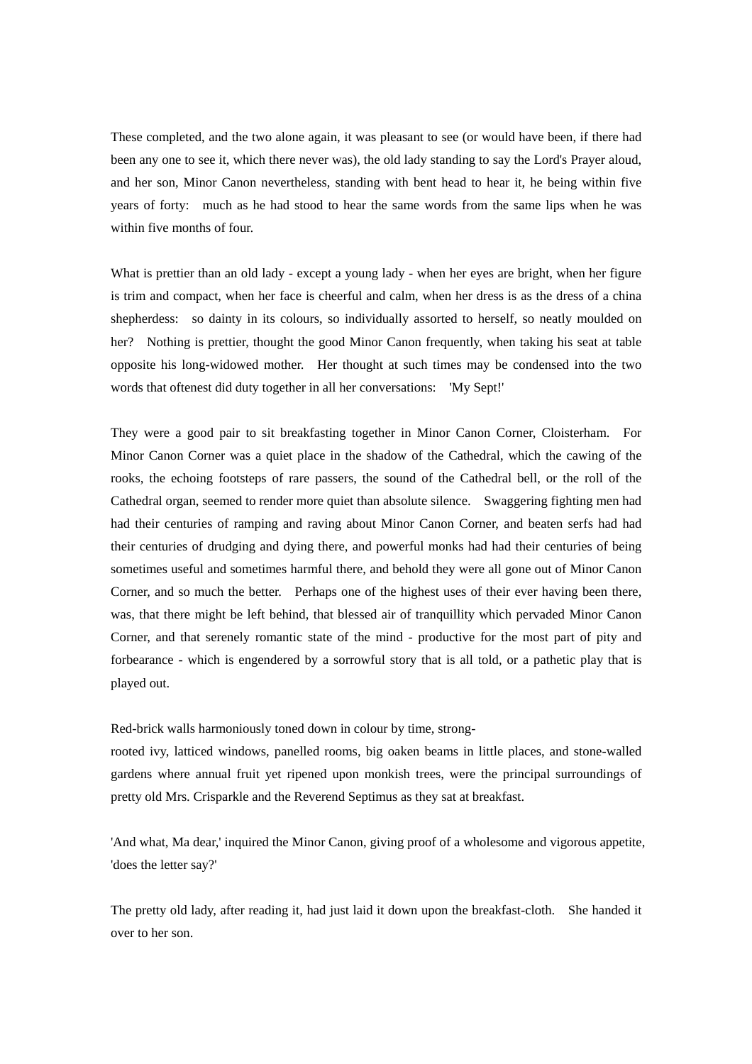These completed, and the two alone again, it was pleasant to see (or would have been, if there had been any one to see it, which there never was), the old lady standing to say the Lord's Prayer aloud, and her son, Minor Canon nevertheless, standing with bent head to hear it, he being within five years of forty: much as he had stood to hear the same words from the same lips when he was within five months of four.

What is prettier than an old lady - except a young lady - when her eyes are bright, when her figure is trim and compact, when her face is cheerful and calm, when her dress is as the dress of a china shepherdess: so dainty in its colours, so individually assorted to herself, so neatly moulded on her? Nothing is prettier, thought the good Minor Canon frequently, when taking his seat at table opposite his long-widowed mother. Her thought at such times may be condensed into the two words that oftenest did duty together in all her conversations: 'My Sept!'

They were a good pair to sit breakfasting together in Minor Canon Corner, Cloisterham. For Minor Canon Corner was a quiet place in the shadow of the Cathedral, which the cawing of the rooks, the echoing footsteps of rare passers, the sound of the Cathedral bell, or the roll of the Cathedral organ, seemed to render more quiet than absolute silence. Swaggering fighting men had had their centuries of ramping and raving about Minor Canon Corner, and beaten serfs had had their centuries of drudging and dying there, and powerful monks had had their centuries of being sometimes useful and sometimes harmful there, and behold they were all gone out of Minor Canon Corner, and so much the better. Perhaps one of the highest uses of their ever having been there, was, that there might be left behind, that blessed air of tranquillity which pervaded Minor Canon Corner, and that serenely romantic state of the mind - productive for the most part of pity and forbearance - which is engendered by a sorrowful story that is all told, or a pathetic play that is played out.

Red-brick walls harmoniously toned down in colour by time, strong-rooted ivy, latticed windows, panelled rooms, big oaken beams in little places, and stone-walled gardens where annual fruit yet ripened upon monkish trees, were the principal surroundings of pretty old Mrs. Crisparkle and the Reverend Septimus as they sat at breakfast.

'And what, Ma dear,' inquired the Minor Canon, giving proof of a wholesome and vigorous appetite, 'does the letter say?'

The pretty old lady, after reading it, had just laid it down upon the breakfast-cloth. She handed it over to her son.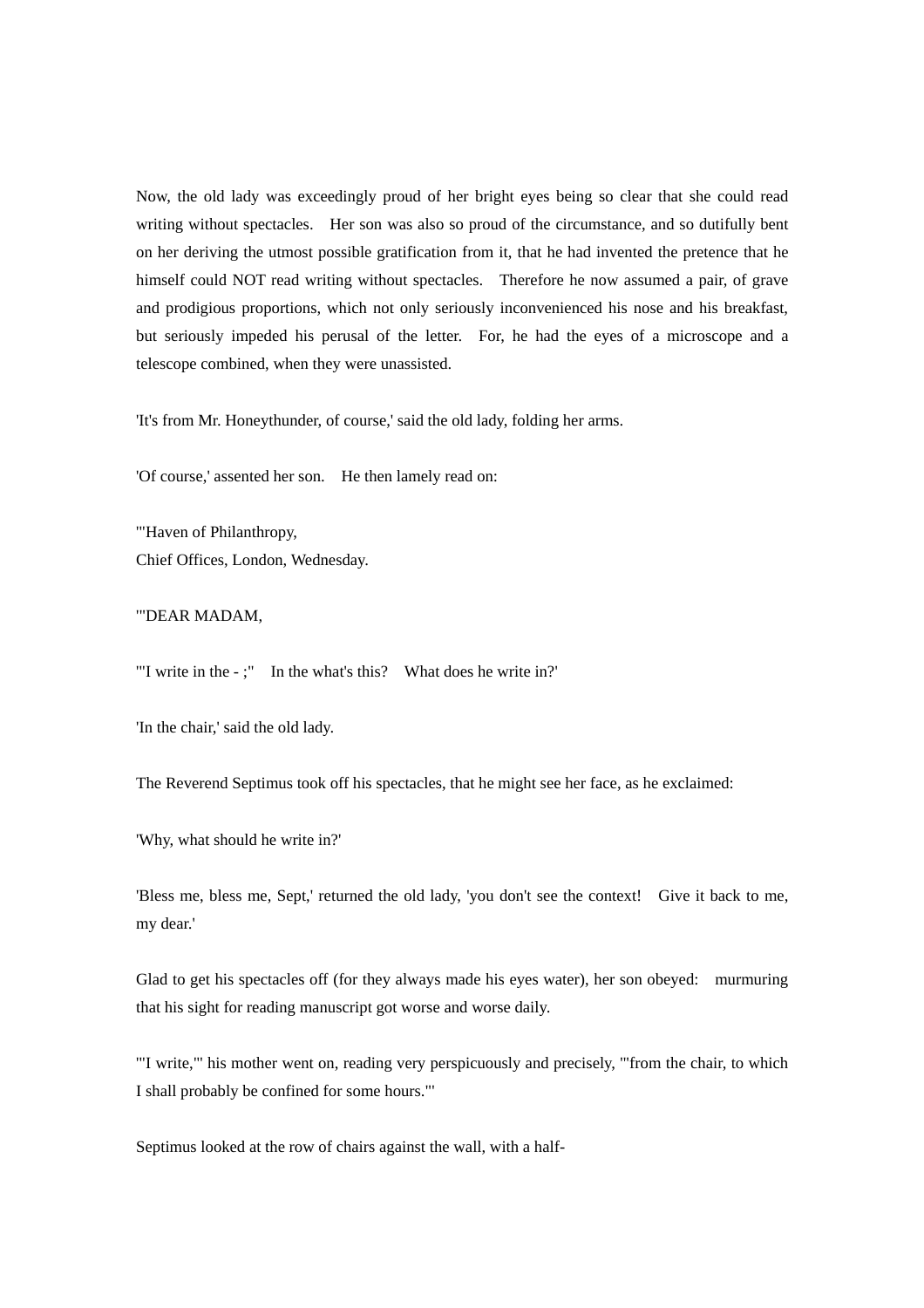Now, the old lady was exceedingly proud of her bright eyes being so clear that she could read writing without spectacles. Her son was also so proud of the circumstance, and so dutifully bent on her deriving the utmost possible gratification from it, that he had invented the pretence that he himself could NOT read writing without spectacles. Therefore he now assumed a pair, of grave and prodigious proportions, which not only seriously inconvenienced his nose and his breakfast, but seriously impeded his perusal of the letter. For, he had the eyes of a microscope and a telescope combined, when they were unassisted.

'It's from Mr. Honeythunder, of course,' said the old lady, folding her arms.

'Of course,' assented her son. He then lamely read on:

'"Haven of Philanthropy,  
Chief Offices, London, Wednesday.

'"DEAR MADAM,

'"I write in the - ;" In the what's this? What does he write in?'

'In the chair,' said the old lady.

The Reverend Septimus took off his spectacles, that he might see her face, as he exclaimed:

'Why, what should he write in?'

'Bless me, bless me, Sept,' returned the old lady, 'you don't see the context! Give it back to me, my dear.'

Glad to get his spectacles off (for they always made his eyes water), her son obeyed: murmuring that his sight for reading manuscript got worse and worse daily.

'"I write,"' his mother went on, reading very perspicuously and precisely, '"from the chair, to which I shall probably be confined for some hours."'

Septimus looked at the row of chairs against the wall, with a half-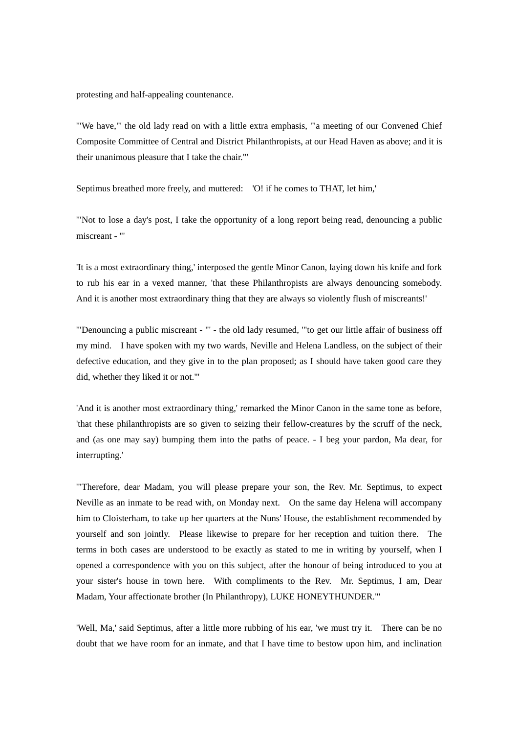protesting and half-appealing countenance.

"'We have,'" the old lady read on with a little extra emphasis, "'a meeting of our Convened Chief Composite Committee of Central and District Philanthropists, at our Head Haven as above; and it is their unanimous pleasure that I take the chair.'"

Septimus breathed more freely, and muttered: 'O! if he comes to THAT, let him,'

"'Not to lose a day's post, I take the opportunity of a long report being read, denouncing a public miscreant - '"

'It is a most extraordinary thing,' interposed the gentle Minor Canon, laying down his knife and fork to rub his ear in a vexed manner, 'that these Philanthropists are always denouncing somebody. And it is another most extraordinary thing that they are always so violently flush of miscreants!'

"'Denouncing a public miscreant - '" - the old lady resumed, "'to get our little affair of business off my mind. I have spoken with my two wards, Neville and Helena Landless, on the subject of their defective education, and they give in to the plan proposed; as I should have taken good care they did, whether they liked it or not.'"

'And it is another most extraordinary thing,' remarked the Minor Canon in the same tone as before, 'that these philanthropists are so given to seizing their fellow-creatures by the scruff of the neck, and (as one may say) bumping them into the paths of peace. - I beg your pardon, Ma dear, for interrupting.'

"'Therefore, dear Madam, you will please prepare your son, the Rev. Mr. Septimus, to expect Neville as an inmate to be read with, on Monday next. On the same day Helena will accompany him to Cloisterham, to take up her quarters at the Nuns' House, the establishment recommended by yourself and son jointly. Please likewise to prepare for her reception and tuition there. The terms in both cases are understood to be exactly as stated to me in writing by yourself, when I opened a correspondence with you on this subject, after the honour of being introduced to you at your sister's house in town here. With compliments to the Rev. Mr. Septimus, I am, Dear Madam, Your affectionate brother (In Philanthropy), LUKE HONEYTHUNDER.'"

'Well, Ma,' said Septimus, after a little more rubbing of his ear, 'we must try it. There can be no doubt that we have room for an inmate, and that I have time to bestow upon him, and inclination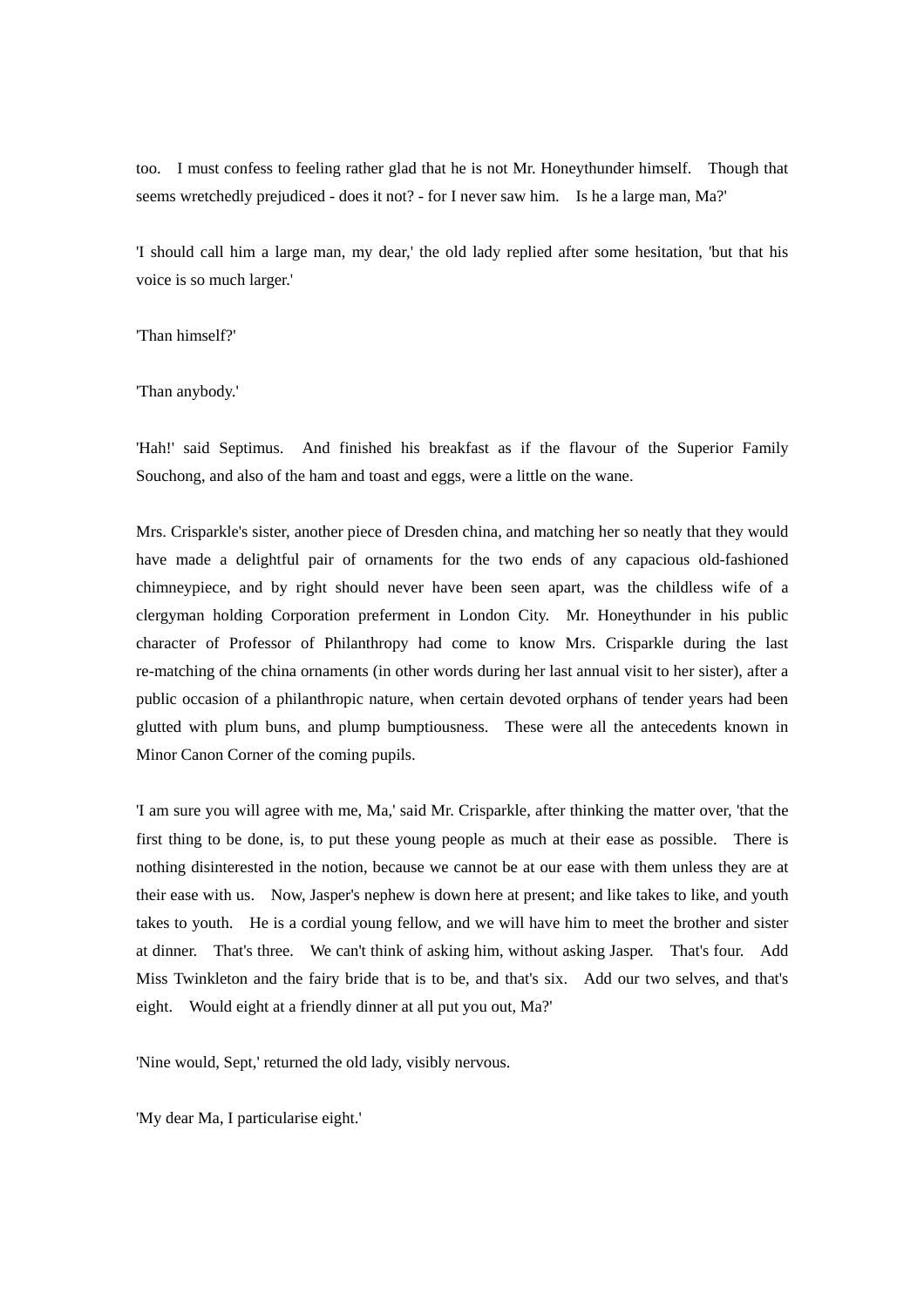too. I must confess to feeling rather glad that he is not Mr. Honeythunder himself. Though that seems wretchedly prejudiced - does it not? - for I never saw him. Is he a large man, Ma?'

'I should call him a large man, my dear,' the old lady replied after some hesitation, 'but that his voice is so much larger.'

'Than himself?'

'Than anybody.'

'Hah!' said Septimus. And finished his breakfast as if the flavour of the Superior Family Souchong, and also of the ham and toast and eggs, were a little on the wane.

Mrs. Crisparkle's sister, another piece of Dresden china, and matching her so neatly that they would have made a delightful pair of ornaments for the two ends of any capacious old-fashioned chimneypiece, and by right should never have been seen apart, was the childless wife of a clergyman holding Corporation preferment in London City. Mr. Honeythunder in his public character of Professor of Philanthropy had come to know Mrs. Crisparkle during the last re-matching of the china ornaments (in other words during her last annual visit to her sister), after a public occasion of a philanthropic nature, when certain devoted orphans of tender years had been glutted with plum buns, and plump bumptiousness. These were all the antecedents known in Minor Canon Corner of the coming pupils.

'I am sure you will agree with me, Ma,' said Mr. Crisparkle, after thinking the matter over, 'that the first thing to be done, is, to put these young people as much at their ease as possible. There is nothing disinterested in the notion, because we cannot be at our ease with them unless they are at their ease with us. Now, Jasper's nephew is down here at present; and like takes to like, and youth takes to youth. He is a cordial young fellow, and we will have him to meet the brother and sister at dinner. That's three. We can't think of asking him, without asking Jasper. That's four. Add Miss Twinkleton and the fairy bride that is to be, and that's six. Add our two selves, and that's eight. Would eight at a friendly dinner at all put you out, Ma?'

'Nine would, Sept,' returned the old lady, visibly nervous.

'My dear Ma, I particularise eight.'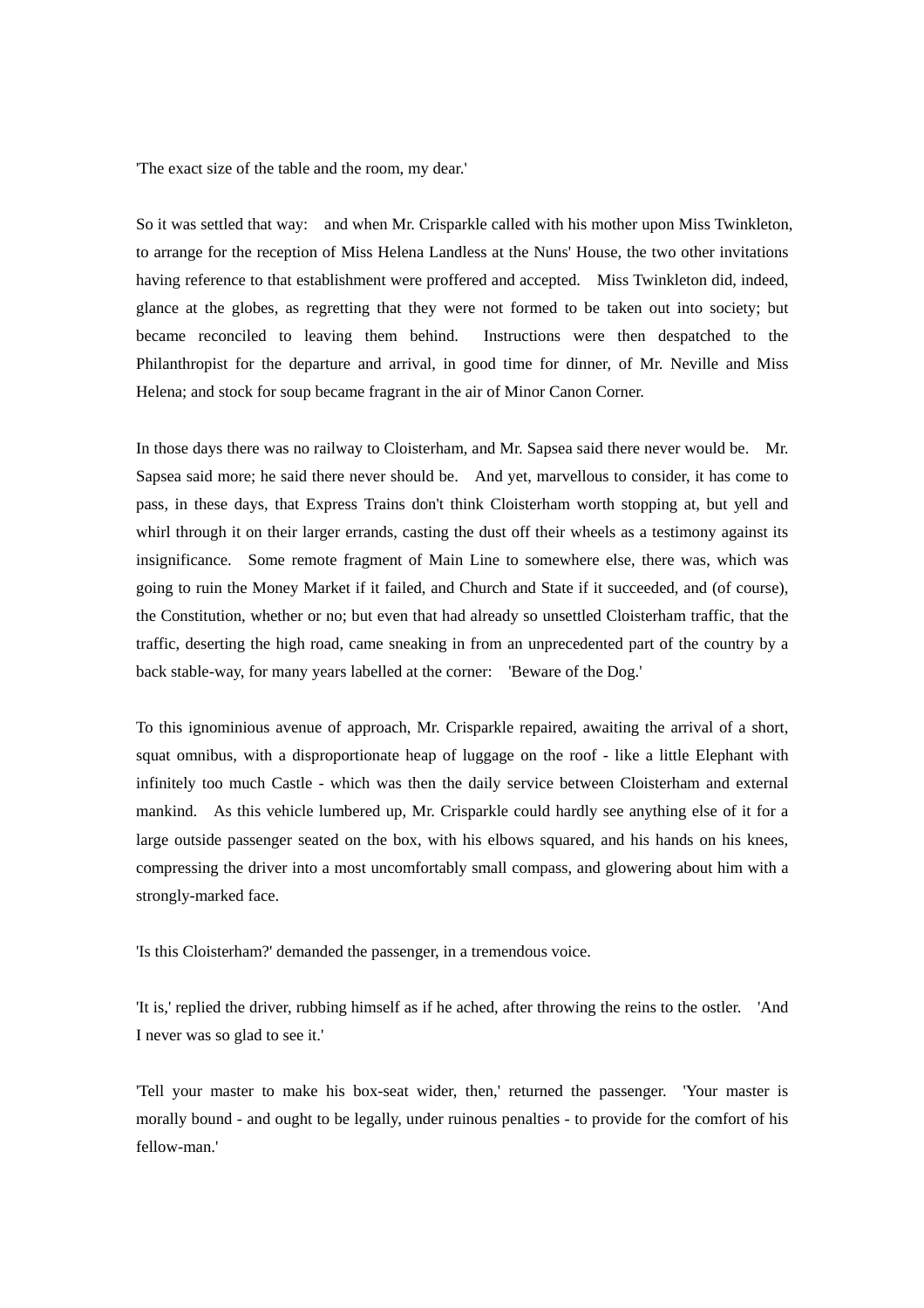'The exact size of the table and the room, my dear.'

So it was settled that way: and when Mr. Crisparkle called with his mother upon Miss Twinkleton, to arrange for the reception of Miss Helena Landless at the Nuns' House, the two other invitations having reference to that establishment were proffered and accepted. Miss Twinkleton did, indeed, glance at the globes, as regretting that they were not formed to be taken out into society; but became reconciled to leaving them behind. Instructions were then despatched to the Philanthropist for the departure and arrival, in good time for dinner, of Mr. Neville and Miss Helena; and stock for soup became fragrant in the air of Minor Canon Corner.

In those days there was no railway to Cloisterham, and Mr. Sapsea said there never would be. Mr. Sapsea said more; he said there never should be. And yet, marvellous to consider, it has come to pass, in these days, that Express Trains don't think Cloisterham worth stopping at, but yell and whirl through it on their larger errands, casting the dust off their wheels as a testimony against its insignificance. Some remote fragment of Main Line to somewhere else, there was, which was going to ruin the Money Market if it failed, and Church and State if it succeeded, and (of course), the Constitution, whether or no; but even that had already so unsettled Cloisterham traffic, that the traffic, deserting the high road, came sneaking in from an unprecedented part of the country by a back stable-way, for many years labelled at the corner: 'Beware of the Dog.'

To this ignominious avenue of approach, Mr. Crisparkle repaired, awaiting the arrival of a short, squat omnibus, with a disproportionate heap of luggage on the roof - like a little Elephant with infinitely too much Castle - which was then the daily service between Cloisterham and external mankind. As this vehicle lumbered up, Mr. Crisparkle could hardly see anything else of it for a large outside passenger seated on the box, with his elbows squared, and his hands on his knees, compressing the driver into a most uncomfortably small compass, and glowering about him with a strongly-marked face.

'Is this Cloisterham?' demanded the passenger, in a tremendous voice.

'It is,' replied the driver, rubbing himself as if he ached, after throwing the reins to the ostler. 'And I never was so glad to see it.'

'Tell your master to make his box-seat wider, then,' returned the passenger. 'Your master is morally bound - and ought to be legally, under ruinous penalties - to provide for the comfort of his fellow-man.'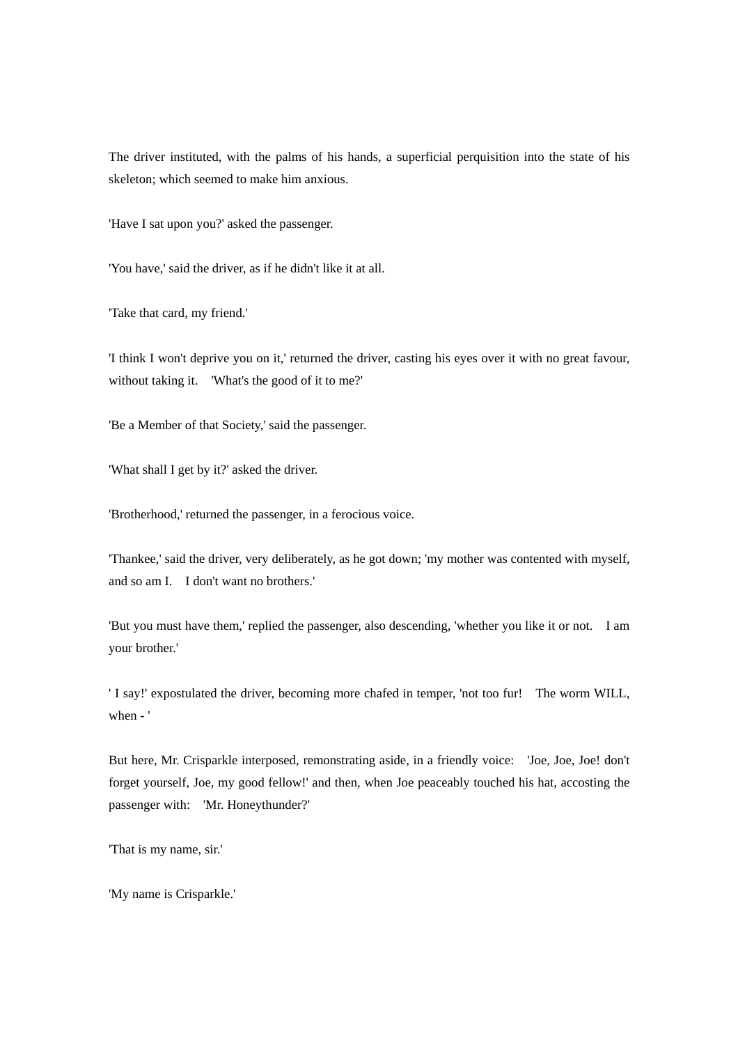The driver instituted, with the palms of his hands, a superficial perquisition into the state of his skeleton; which seemed to make him anxious.

'Have I sat upon you?' asked the passenger.

'You have,' said the driver, as if he didn't like it at all.

'Take that card, my friend.'

'I think I won't deprive you on it,' returned the driver, casting his eyes over it with no great favour, without taking it. 'What's the good of it to me?'

'Be a Member of that Society,' said the passenger.

'What shall I get by it?' asked the driver.

'Brotherhood,' returned the passenger, in a ferocious voice.

'Thankee,' said the driver, very deliberately, as he got down; 'my mother was contented with myself, and so am I. I don't want no brothers.'

'But you must have them,' replied the passenger, also descending, 'whether you like it or not. I am your brother.'

' I say!' expostulated the driver, becoming more chafed in temper, 'not too fur! The worm WILL, when - '

But here, Mr. Crisparkle interposed, remonstrating aside, in a friendly voice: 'Joe, Joe, Joe! don't forget yourself, Joe, my good fellow!' and then, when Joe peaceably touched his hat, accosting the passenger with: 'Mr. Honeythunder?'

'That is my name, sir.'

'My name is Crisparkle.'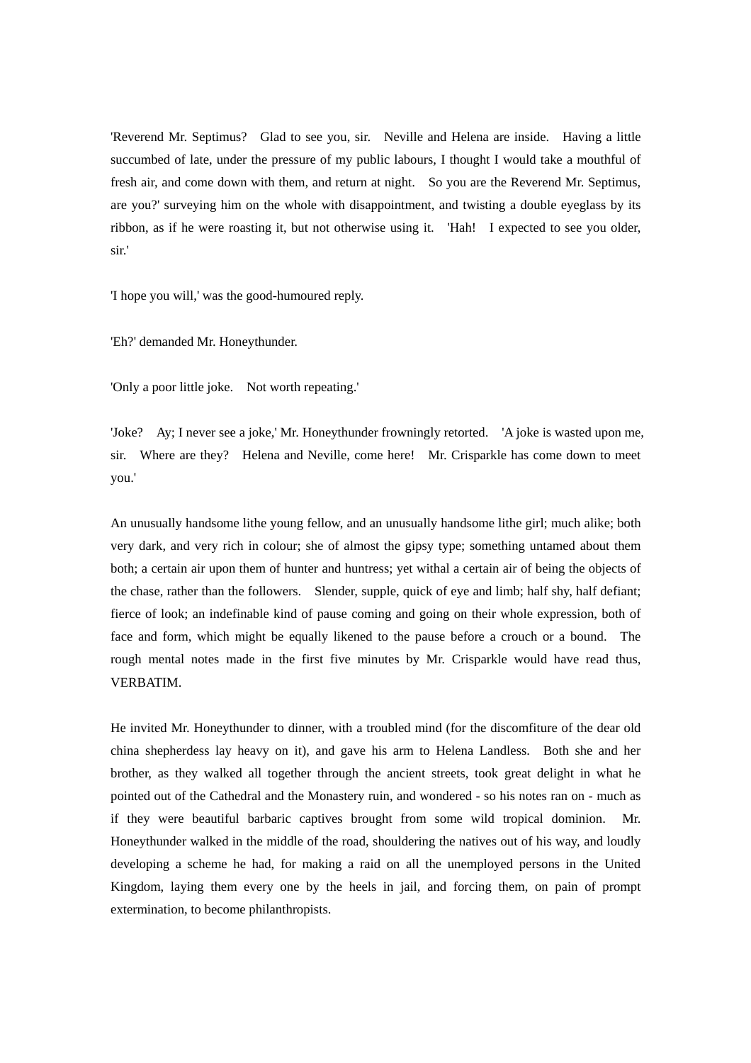'Reverend Mr. Septimus? Glad to see you, sir. Neville and Helena are inside. Having a little succumbed of late, under the pressure of my public labours, I thought I would take a mouthful of fresh air, and come down with them, and return at night. So you are the Reverend Mr. Septimus, are you?' surveying him on the whole with disappointment, and twisting a double eyeglass by its ribbon, as if he were roasting it, but not otherwise using it. 'Hah! I expected to see you older, sir.'

'I hope you will,' was the good-humoured reply.

'Eh?' demanded Mr. Honeythunder.

'Only a poor little joke. Not worth repeating.'

'Joke? Ay; I never see a joke,' Mr. Honeythunder frowningly retorted. 'A joke is wasted upon me, sir. Where are they? Helena and Neville, come here! Mr. Crisparkle has come down to meet you.'

An unusually handsome lithe young fellow, and an unusually handsome lithe girl; much alike; both very dark, and very rich in colour; she of almost the gipsy type; something untamed about them both; a certain air upon them of hunter and huntress; yet withal a certain air of being the objects of the chase, rather than the followers. Slender, supple, quick of eye and limb; half shy, half defiant; fierce of look; an indefinable kind of pause coming and going on their whole expression, both of face and form, which might be equally likened to the pause before a crouch or a bound. The rough mental notes made in the first five minutes by Mr. Crisparkle would have read thus, VERBATIM.

He invited Mr. Honeythunder to dinner, with a troubled mind (for the discomfiture of the dear old china shepherdess lay heavy on it), and gave his arm to Helena Landless. Both she and her brother, as they walked all together through the ancient streets, took great delight in what he pointed out of the Cathedral and the Monastery ruin, and wondered - so his notes ran on - much as if they were beautiful barbaric captives brought from some wild tropical dominion. Mr. Honeythunder walked in the middle of the road, shouldering the natives out of his way, and loudly developing a scheme he had, for making a raid on all the unemployed persons in the United Kingdom, laying them every one by the heels in jail, and forcing them, on pain of prompt extermination, to become philanthropists.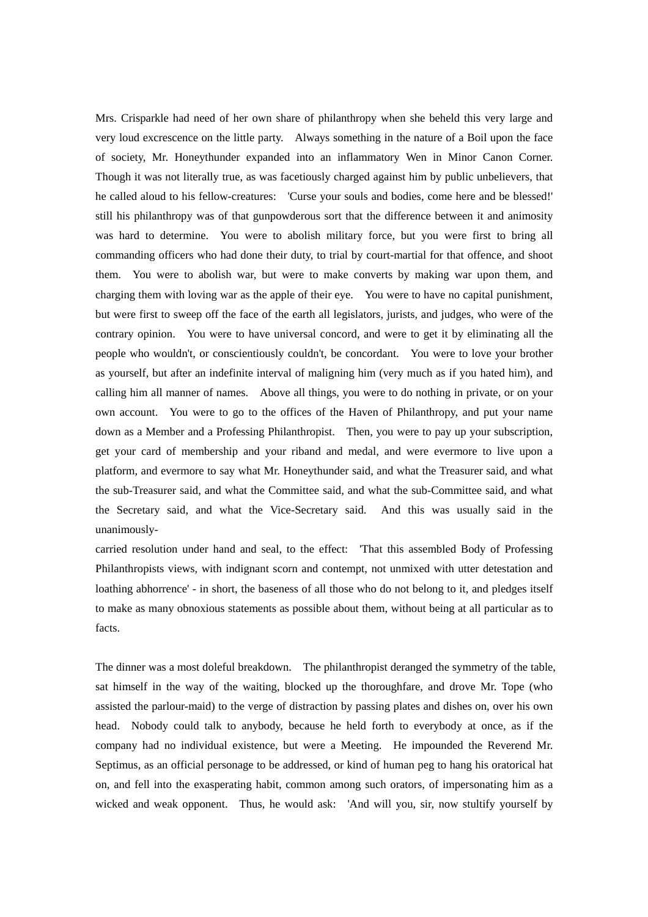Mrs. Crisparkle had need of her own share of philanthropy when she beheld this very large and very loud excrescence on the little party. Always something in the nature of a Boil upon the face of society, Mr. Honeythunder expanded into an inflammatory Wen in Minor Canon Corner. Though it was not literally true, as was facetiously charged against him by public unbelievers, that he called aloud to his fellow-creatures: 'Curse your souls and bodies, come here and be blessed!' still his philanthropy was of that gunpowderous sort that the difference between it and animosity was hard to determine. You were to abolish military force, but you were first to bring all commanding officers who had done their duty, to trial by court-martial for that offence, and shoot them. You were to abolish war, but were to make converts by making war upon them, and charging them with loving war as the apple of their eye. You were to have no capital punishment, but were first to sweep off the face of the earth all legislators, jurists, and judges, who were of the contrary opinion. You were to have universal concord, and were to get it by eliminating all the people who wouldn't, or conscientiously couldn't, be concordant. You were to love your brother as yourself, but after an indefinite interval of maligning him (very much as if you hated him), and calling him all manner of names. Above all things, you were to do nothing in private, or on your own account. You were to go to the offices of the Haven of Philanthropy, and put your name down as a Member and a Professing Philanthropist. Then, you were to pay up your subscription, get your card of membership and your riband and medal, and were evermore to live upon a platform, and evermore to say what Mr. Honeythunder said, and what the Treasurer said, and what the sub-Treasurer said, and what the Committee said, and what the sub-Committee said, and what the Secretary said, and what the Vice-Secretary said. And this was usually said in the unanimously-carried resolution under hand and seal, to the effect: 'That this assembled Body of Professing Philanthropists views, with indignant scorn and contempt, not unmixed with utter detestation and loathing abhorrence' - in short, the baseness of all those who do not belong to it, and pledges itself to make as many obnoxious statements as possible about them, without being at all particular as to facts.

The dinner was a most doleful breakdown. The philanthropist deranged the symmetry of the table, sat himself in the way of the waiting, blocked up the thoroughfare, and drove Mr. Tope (who assisted the parlour-maid) to the verge of distraction by passing plates and dishes on, over his own head. Nobody could talk to anybody, because he held forth to everybody at once, as if the company had no individual existence, but were a Meeting. He impounded the Reverend Mr. Septimus, as an official personage to be addressed, or kind of human peg to hang his oratorical hat on, and fell into the exasperating habit, common among such orators, of impersonating him as a wicked and weak opponent. Thus, he would ask: 'And will you, sir, now stultify yourself by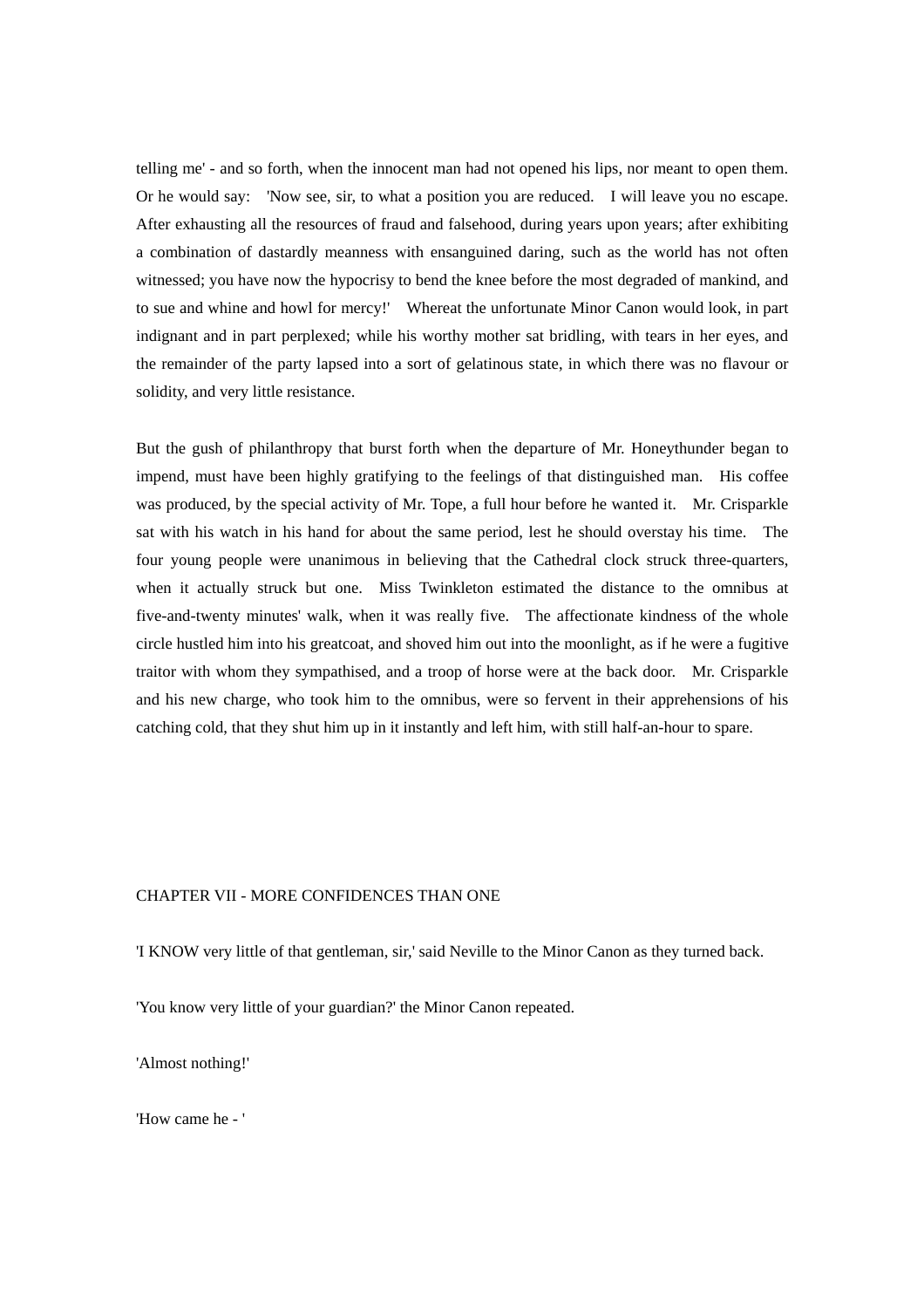telling me' - and so forth, when the innocent man had not opened his lips, nor meant to open them. Or he would say: 'Now see, sir, to what a position you are reduced. I will leave you no escape. After exhausting all the resources of fraud and falsehood, during years upon years; after exhibiting a combination of dastardly meanness with ensanguined daring, such as the world has not often witnessed; you have now the hypocrisy to bend the knee before the most degraded of mankind, and to sue and whine and howl for mercy!' Whereat the unfortunate Minor Canon would look, in part indignant and in part perplexed; while his worthy mother sat bridling, with tears in her eyes, and the remainder of the party lapsed into a sort of gelatinous state, in which there was no flavour or solidity, and very little resistance.

But the gush of philanthropy that burst forth when the departure of Mr. Honeythunder began to impend, must have been highly gratifying to the feelings of that distinguished man. His coffee was produced, by the special activity of Mr. Tope, a full hour before he wanted it. Mr. Crisparkle sat with his watch in his hand for about the same period, lest he should overstay his time. The four young people were unanimous in believing that the Cathedral clock struck three-quarters, when it actually struck but one. Miss Twinkleton estimated the distance to the omnibus at five-and-twenty minutes' walk, when it was really five. The affectionate kindness of the whole circle hustled him into his greatcoat, and shoved him out into the moonlight, as if he were a fugitive traitor with whom they sympathised, and a troop of horse were at the back door. Mr. Crisparkle and his new charge, who took him to the omnibus, were so fervent in their apprehensions of his catching cold, that they shut him up in it instantly and left him, with still half-an-hour to spare.

## CHAPTER VII - MORE CONFIDENCES THAN ONE

'I KNOW very little of that gentleman, sir,' said Neville to the Minor Canon as they turned back.

'You know very little of your guardian?' the Minor Canon repeated.

'Almost nothing!'

'How came he - '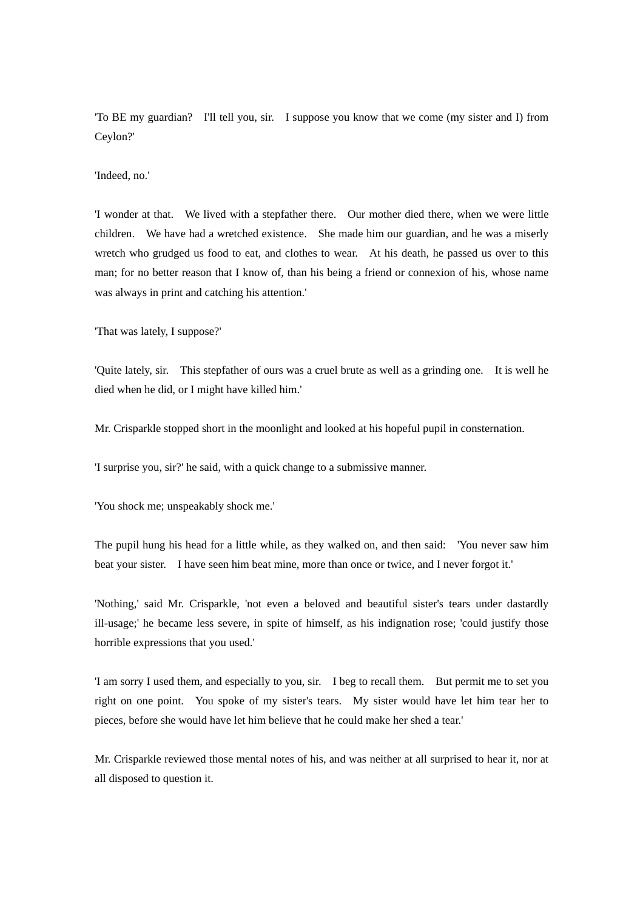'To BE my guardian? I'll tell you, sir. I suppose you know that we come (my sister and I) from Ceylon?'

'Indeed, no.'

'I wonder at that. We lived with a stepfather there. Our mother died there, when we were little children. We have had a wretched existence. She made him our guardian, and he was a miserly wretch who grudged us food to eat, and clothes to wear. At his death, he passed us over to this man; for no better reason that I know of, than his being a friend or connexion of his, whose name was always in print and catching his attention.'

'That was lately, I suppose?'

'Quite lately, sir. This stepfather of ours was a cruel brute as well as a grinding one. It is well he died when he did, or I might have killed him.'

Mr. Crisparkle stopped short in the moonlight and looked at his hopeful pupil in consternation.

'I surprise you, sir?' he said, with a quick change to a submissive manner.

'You shock me; unspeakably shock me.'

The pupil hung his head for a little while, as they walked on, and then said: 'You never saw him beat your sister. I have seen him beat mine, more than once or twice, and I never forgot it.'

'Nothing,' said Mr. Crisparkle, 'not even a beloved and beautiful sister's tears under dastardly ill-usage;' he became less severe, in spite of himself, as his indignation rose; 'could justify those horrible expressions that you used.'

'I am sorry I used them, and especially to you, sir. I beg to recall them. But permit me to set you right on one point. You spoke of my sister's tears. My sister would have let him tear her to pieces, before she would have let him believe that he could make her shed a tear.'

Mr. Crisparkle reviewed those mental notes of his, and was neither at all surprised to hear it, nor at all disposed to question it.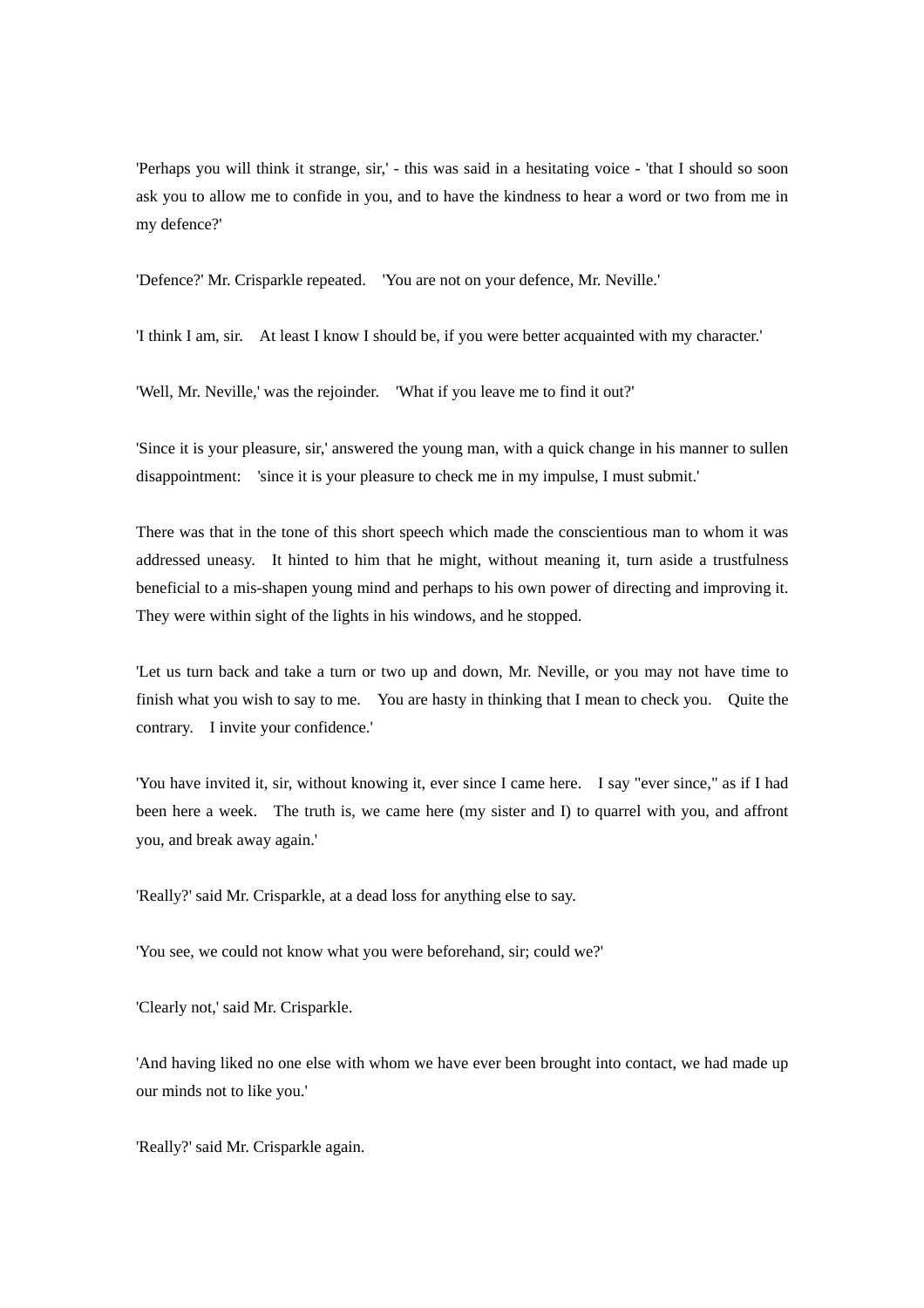'Perhaps you will think it strange, sir,' - this was said in a hesitating voice - 'that I should so soon ask you to allow me to confide in you, and to have the kindness to hear a word or two from me in my defence?'

'Defence?' Mr. Crisparkle repeated. 'You are not on your defence, Mr. Neville.'

'I think I am, sir. At least I know I should be, if you were better acquainted with my character.'

'Well, Mr. Neville,' was the rejoinder. 'What if you leave me to find it out?'

'Since it is your pleasure, sir,' answered the young man, with a quick change in his manner to sullen disappointment: 'since it is your pleasure to check me in my impulse, I must submit.'

There was that in the tone of this short speech which made the conscientious man to whom it was addressed uneasy. It hinted to him that he might, without meaning it, turn aside a trustfulness beneficial to a mis-shapen young mind and perhaps to his own power of directing and improving it. They were within sight of the lights in his windows, and he stopped.

'Let us turn back and take a turn or two up and down, Mr. Neville, or you may not have time to finish what you wish to say to me. You are hasty in thinking that I mean to check you. Quite the contrary. I invite your confidence.'

'You have invited it, sir, without knowing it, ever since I came here. I say "ever since," as if I had been here a week. The truth is, we came here (my sister and I) to quarrel with you, and affront you, and break away again.'

'Really?' said Mr. Crisparkle, at a dead loss for anything else to say.

'You see, we could not know what you were beforehand, sir; could we?'

'Clearly not,' said Mr. Crisparkle.

'And having liked no one else with whom we have ever been brought into contact, we had made up our minds not to like you.'

'Really?' said Mr. Crisparkle again.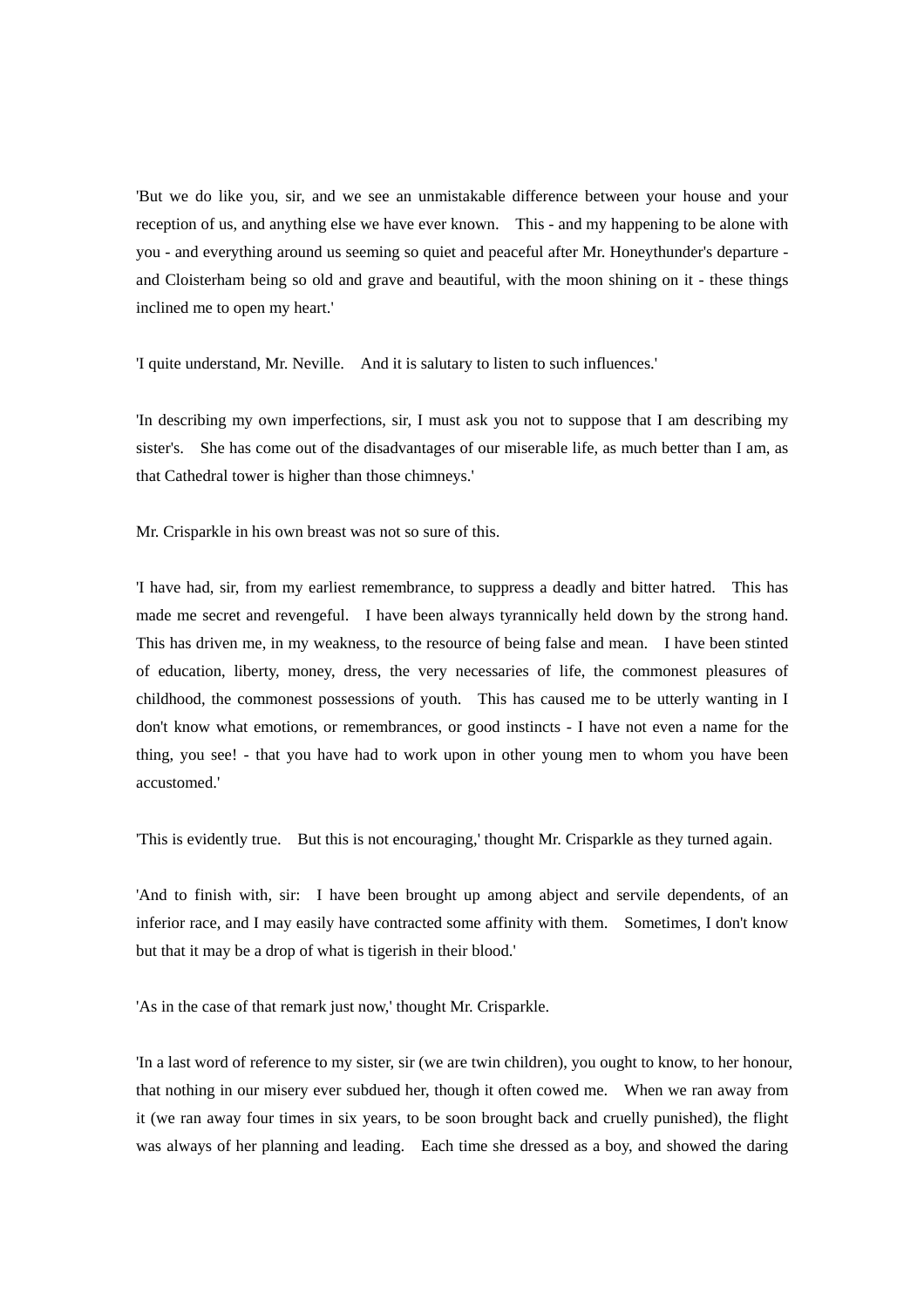'But we do like you, sir, and we see an unmistakable difference between your house and your reception of us, and anything else we have ever known. This - and my happening to be alone with you - and everything around us seeming so quiet and peaceful after Mr. Honeythunder's departure - and Cloisterham being so old and grave and beautiful, with the moon shining on it - these things inclined me to open my heart.'

'I quite understand, Mr. Neville. And it is salutary to listen to such influences.'

'In describing my own imperfections, sir, I must ask you not to suppose that I am describing my sister's. She has come out of the disadvantages of our miserable life, as much better than I am, as that Cathedral tower is higher than those chimneys.'

Mr. Crisparkle in his own breast was not so sure of this.

'I have had, sir, from my earliest remembrance, to suppress a deadly and bitter hatred. This has made me secret and revengeful. I have been always tyrannically held down by the strong hand. This has driven me, in my weakness, to the resource of being false and mean. I have been stinted of education, liberty, money, dress, the very necessaries of life, the commonest pleasures of childhood, the commonest possessions of youth. This has caused me to be utterly wanting in I don't know what emotions, or remembrances, or good instincts - I have not even a name for the thing, you see! - that you have had to work upon in other young men to whom you have been accustomed.'

'This is evidently true. But this is not encouraging,' thought Mr. Crisparkle as they turned again.

'And to finish with, sir: I have been brought up among abject and servile dependents, of an inferior race, and I may easily have contracted some affinity with them. Sometimes, I don't know but that it may be a drop of what is tigerish in their blood.'

'As in the case of that remark just now,' thought Mr. Crisparkle.

'In a last word of reference to my sister, sir (we are twin children), you ought to know, to her honour, that nothing in our misery ever subdued her, though it often cowed me. When we ran away from it (we ran away four times in six years, to be soon brought back and cruelly punished), the flight was always of her planning and leading. Each time she dressed as a boy, and showed the daring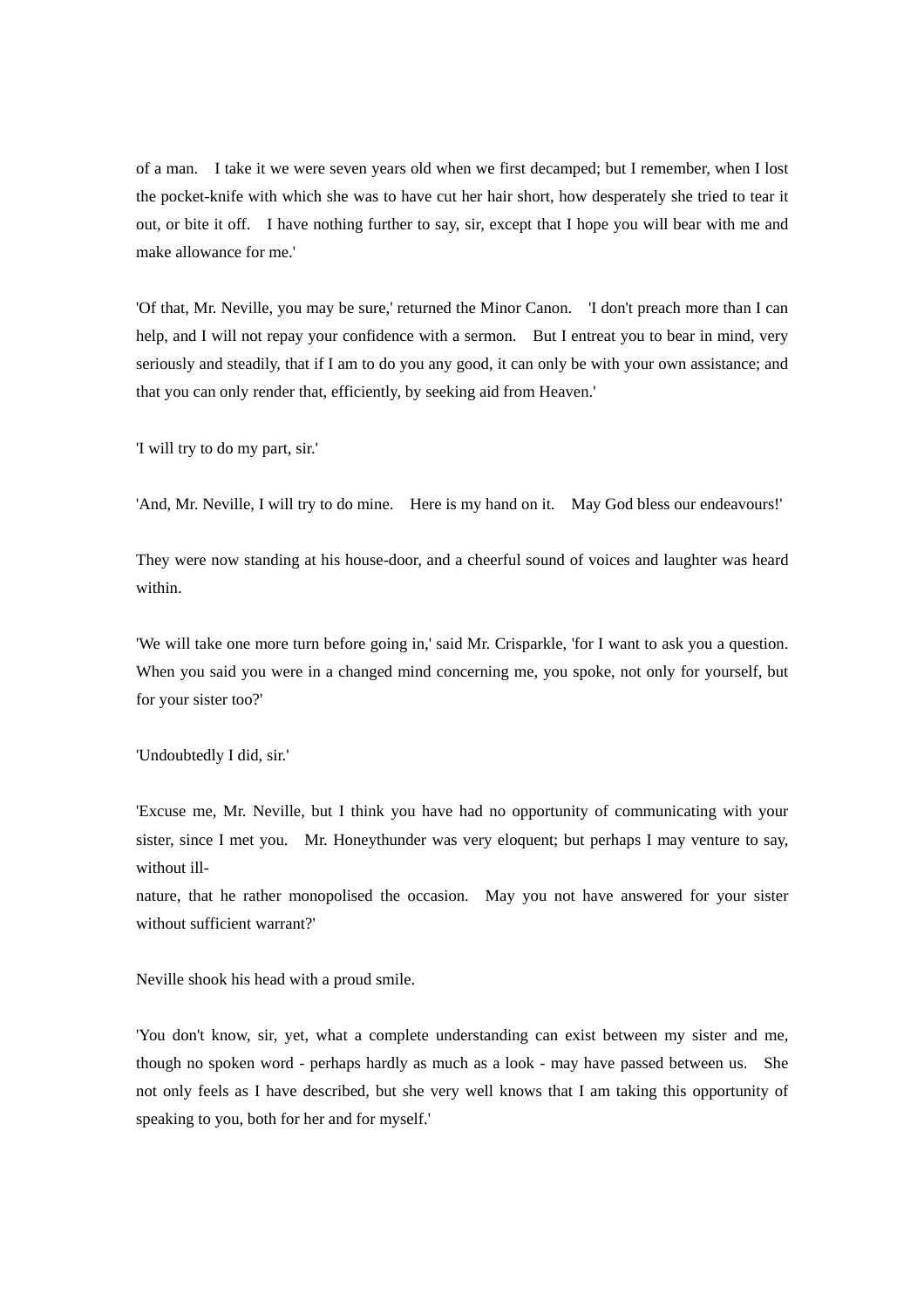of a man. I take it we were seven years old when we first decamped; but I remember, when I lost the pocket-knife with which she was to have cut her hair short, how desperately she tried to tear it out, or bite it off. I have nothing further to say, sir, except that I hope you will bear with me and make allowance for me.'

'Of that, Mr. Neville, you may be sure,' returned the Minor Canon. 'I don't preach more than I can help, and I will not repay your confidence with a sermon. But I entreat you to bear in mind, very seriously and steadily, that if I am to do you any good, it can only be with your own assistance; and that you can only render that, efficiently, by seeking aid from Heaven.'

'I will try to do my part, sir.'

'And, Mr. Neville, I will try to do mine. Here is my hand on it. May God bless our endeavours!'

They were now standing at his house-door, and a cheerful sound of voices and laughter was heard within.

'We will take one more turn before going in,' said Mr. Crisparkle, 'for I want to ask you a question. When you said you were in a changed mind concerning me, you spoke, not only for yourself, but for your sister too?'

'Undoubtedly I did, sir.'

'Excuse me, Mr. Neville, but I think you have had no opportunity of communicating with your sister, since I met you. Mr. Honeythunder was very eloquent; but perhaps I may venture to say, without ill-nature, that he rather monopolised the occasion. May you not have answered for your sister without sufficient warrant?'

Neville shook his head with a proud smile.

'You don't know, sir, yet, what a complete understanding can exist between my sister and me, though no spoken word - perhaps hardly as much as a look - may have passed between us. She not only feels as I have described, but she very well knows that I am taking this opportunity of speaking to you, both for her and for myself.'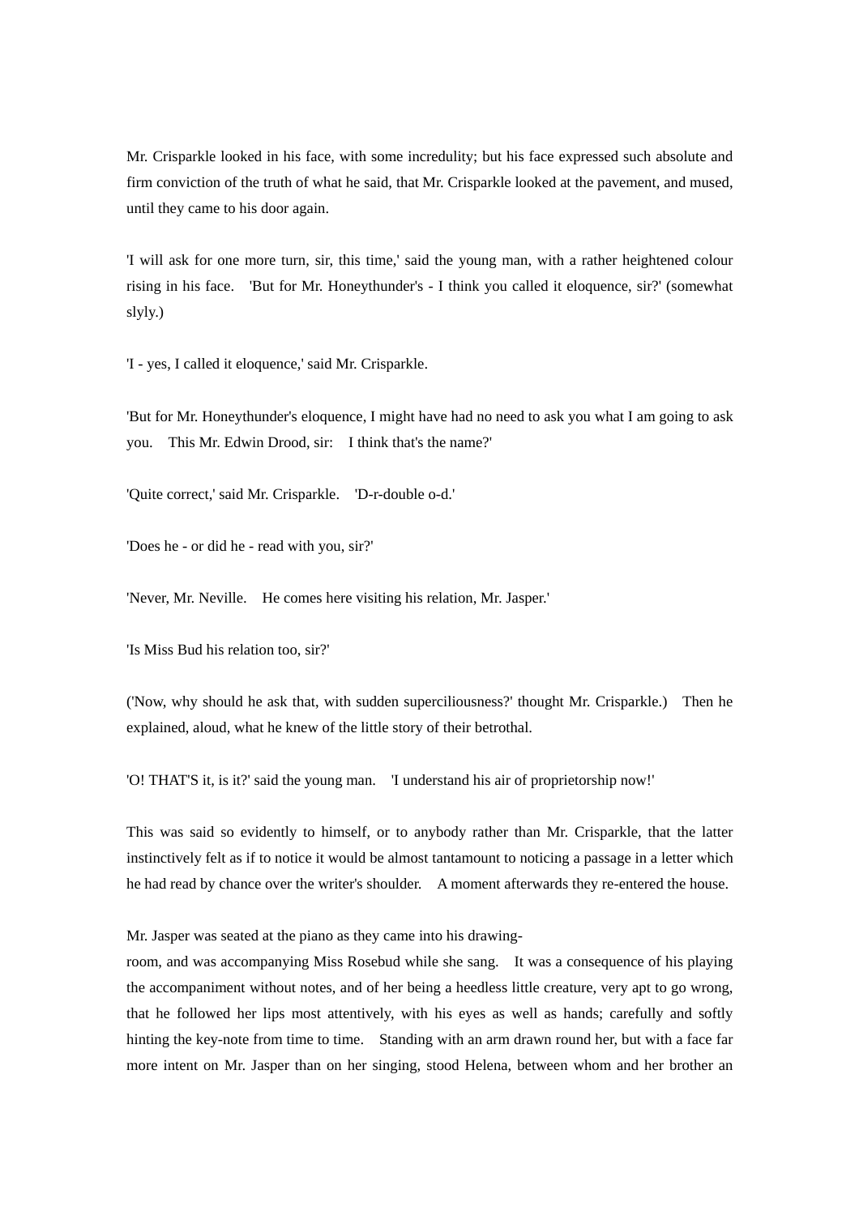Mr. Crisparkle looked in his face, with some incredulity; but his face expressed such absolute and firm conviction of the truth of what he said, that Mr. Crisparkle looked at the pavement, and mused, until they came to his door again.

'I will ask for one more turn, sir, this time,' said the young man, with a rather heightened colour rising in his face. 'But for Mr. Honeythunder's - I think you called it eloquence, sir?' (somewhat slyly.)

'I - yes, I called it eloquence,' said Mr. Crisparkle.

'But for Mr. Honeythunder's eloquence, I might have had no need to ask you what I am going to ask you. This Mr. Edwin Drood, sir: I think that's the name?'

'Quite correct,' said Mr. Crisparkle. 'D-r-double o-d.'

'Does he - or did he - read with you, sir?'

'Never, Mr. Neville. He comes here visiting his relation, Mr. Jasper.'

'Is Miss Bud his relation too, sir?'

('Now, why should he ask that, with sudden superciliousness?' thought Mr. Crisparkle.) Then he explained, aloud, what he knew of the little story of their betrothal.

'O! THAT'S it, is it?' said the young man. 'I understand his air of proprietorship now!'

This was said so evidently to himself, or to anybody rather than Mr. Crisparkle, that the latter instinctively felt as if to notice it would be almost tantamount to noticing a passage in a letter which he had read by chance over the writer's shoulder. A moment afterwards they re-entered the house.

Mr. Jasper was seated at the piano as they came into his drawing-room, and was accompanying Miss Rosebud while she sang. It was a consequence of his playing the accompaniment without notes, and of her being a heedless little creature, very apt to go wrong, that he followed her lips most attentively, with his eyes as well as hands; carefully and softly hinting the key-note from time to time. Standing with an arm drawn round her, but with a face far more intent on Mr. Jasper than on her singing, stood Helena, between whom and her brother an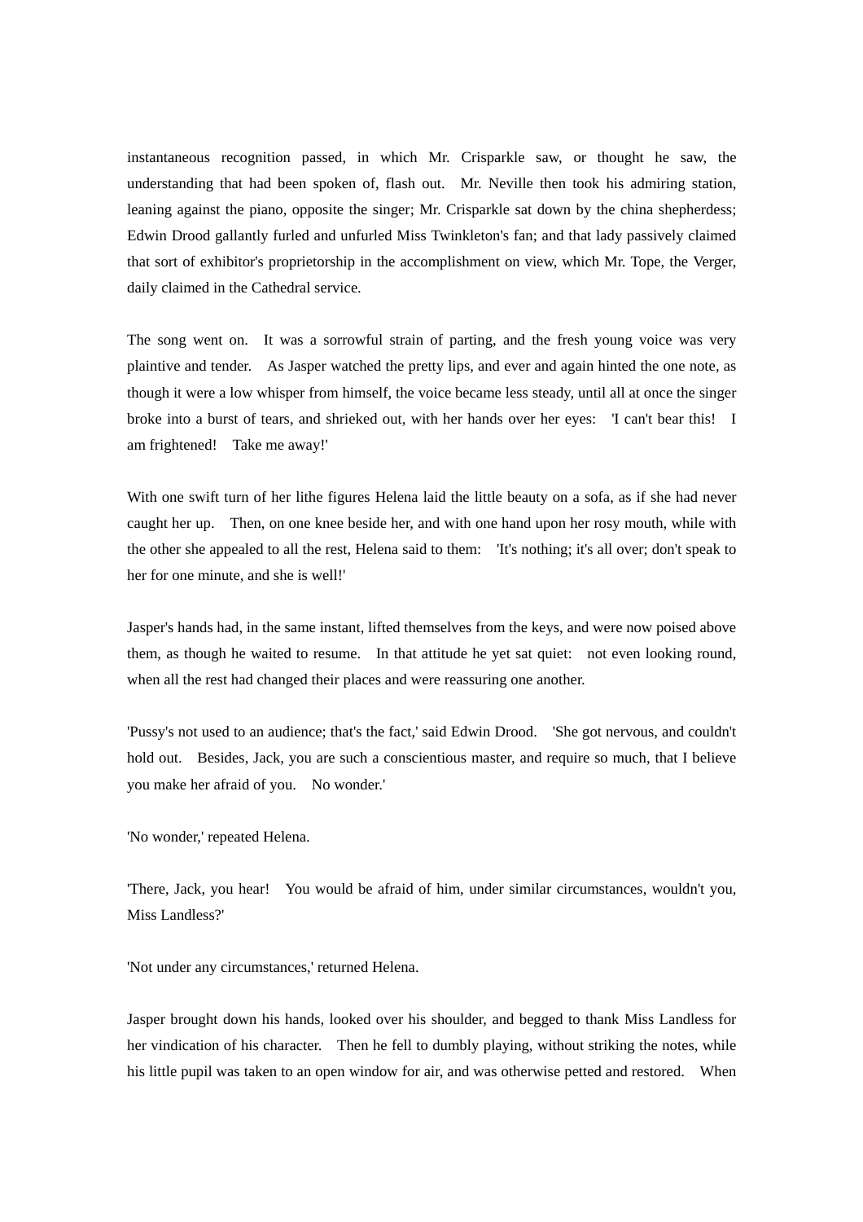instantaneous recognition passed, in which Mr. Crisparkle saw, or thought he saw, the understanding that had been spoken of, flash out. Mr. Neville then took his admiring station, leaning against the piano, opposite the singer; Mr. Crisparkle sat down by the china shepherdess; Edwin Drood gallantly furled and unfurled Miss Twinkleton's fan; and that lady passively claimed that sort of exhibitor's proprietorship in the accomplishment on view, which Mr. Tope, the Verger, daily claimed in the Cathedral service.

The song went on. It was a sorrowful strain of parting, and the fresh young voice was very plaintive and tender. As Jasper watched the pretty lips, and ever and again hinted the one note, as though it were a low whisper from himself, the voice became less steady, until all at once the singer broke into a burst of tears, and shrieked out, with her hands over her eyes: 'I can't bear this! I am frightened! Take me away!'

With one swift turn of her lithe figures Helena laid the little beauty on a sofa, as if she had never caught her up. Then, on one knee beside her, and with one hand upon her rosy mouth, while with the other she appealed to all the rest, Helena said to them: 'It's nothing; it's all over; don't speak to her for one minute, and she is well!'

Jasper's hands had, in the same instant, lifted themselves from the keys, and were now poised above them, as though he waited to resume. In that attitude he yet sat quiet: not even looking round, when all the rest had changed their places and were reassuring one another.

'Pussy's not used to an audience; that's the fact,' said Edwin Drood. 'She got nervous, and couldn't hold out. Besides, Jack, you are such a conscientious master, and require so much, that I believe you make her afraid of you. No wonder.'

'No wonder,' repeated Helena.

'There, Jack, you hear! You would be afraid of him, under similar circumstances, wouldn't you, Miss Landless?'

'Not under any circumstances,' returned Helena.

Jasper brought down his hands, looked over his shoulder, and begged to thank Miss Landless for her vindication of his character. Then he fell to dumbly playing, without striking the notes, while his little pupil was taken to an open window for air, and was otherwise petted and restored. When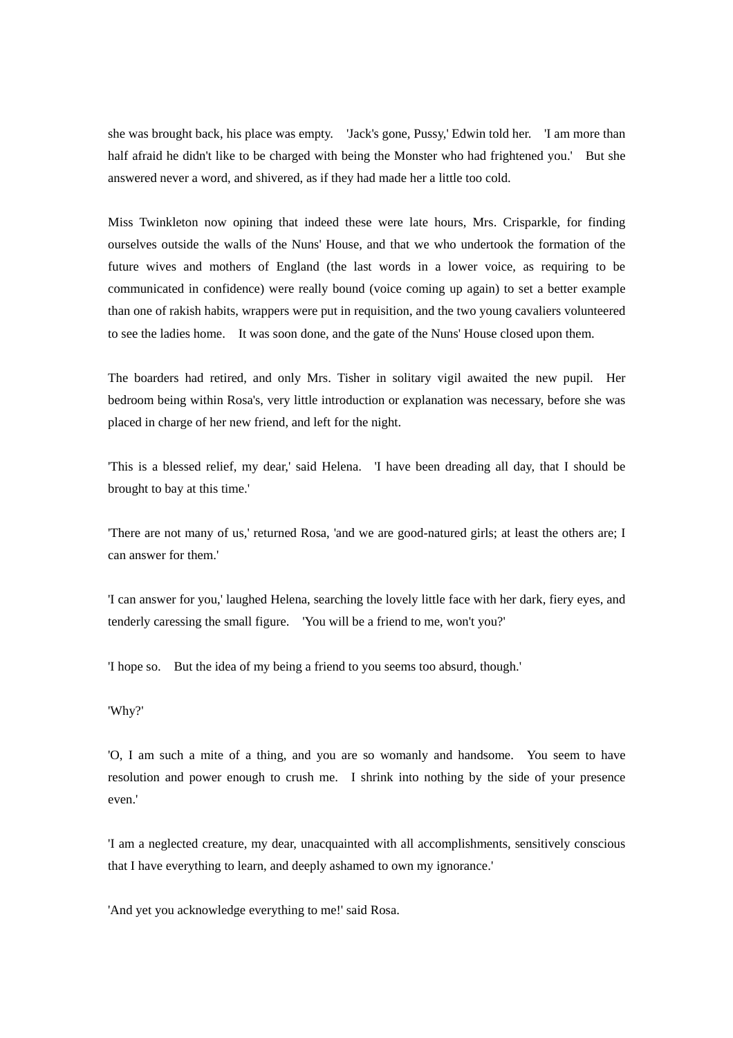she was brought back, his place was empty. 'Jack's gone, Pussy,' Edwin told her. 'I am more than half afraid he didn't like to be charged with being the Monster who had frightened you.' But she answered never a word, and shivered, as if they had made her a little too cold.

Miss Twinkleton now opining that indeed these were late hours, Mrs. Crisparkle, for finding ourselves outside the walls of the Nuns' House, and that we who undertook the formation of the future wives and mothers of England (the last words in a lower voice, as requiring to be communicated in confidence) were really bound (voice coming up again) to set a better example than one of rakish habits, wrappers were put in requisition, and the two young cavaliers volunteered to see the ladies home. It was soon done, and the gate of the Nuns' House closed upon them.

The boarders had retired, and only Mrs. Tisher in solitary vigil awaited the new pupil. Her bedroom being within Rosa's, very little introduction or explanation was necessary, before she was placed in charge of her new friend, and left for the night.

'This is a blessed relief, my dear,' said Helena. 'I have been dreading all day, that I should be brought to bay at this time.'

'There are not many of us,' returned Rosa, 'and we are good-natured girls; at least the others are; I can answer for them.'

'I can answer for you,' laughed Helena, searching the lovely little face with her dark, fiery eyes, and tenderly caressing the small figure. 'You will be a friend to me, won't you?'

'I hope so. But the idea of my being a friend to you seems too absurd, though.'

'Why?'

'O, I am such a mite of a thing, and you are so womanly and handsome. You seem to have resolution and power enough to crush me. I shrink into nothing by the side of your presence even.'

'I am a neglected creature, my dear, unacquainted with all accomplishments, sensitively conscious that I have everything to learn, and deeply ashamed to own my ignorance.'

'And yet you acknowledge everything to me!' said Rosa.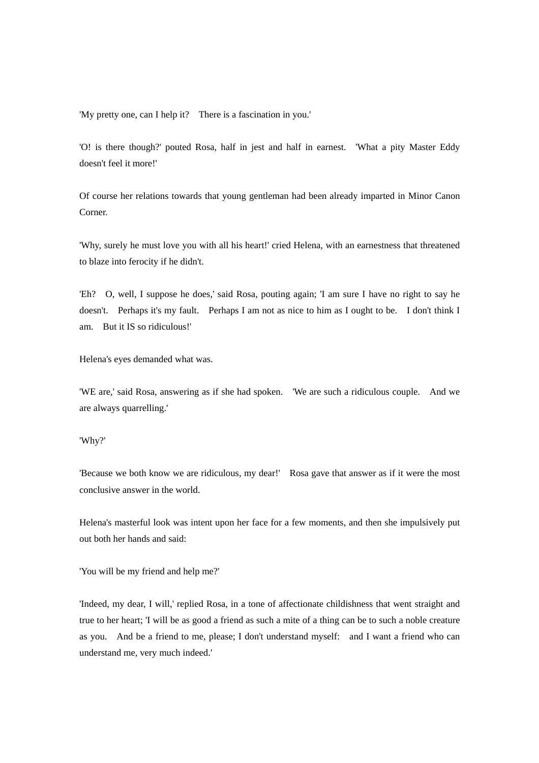'My pretty one, can I help it? There is a fascination in you.'

'O! is there though?' pouted Rosa, half in jest and half in earnest. 'What a pity Master Eddy doesn't feel it more!'

Of course her relations towards that young gentleman had been already imparted in Minor Canon Corner.

'Why, surely he must love you with all his heart!' cried Helena, with an earnestness that threatened to blaze into ferocity if he didn't.

'Eh? O, well, I suppose he does,' said Rosa, pouting again; 'I am sure I have no right to say he doesn't. Perhaps it's my fault. Perhaps I am not as nice to him as I ought to be. I don't think I am. But it IS so ridiculous!'

Helena's eyes demanded what was.

'WE are,' said Rosa, answering as if she had spoken. 'We are such a ridiculous couple. And we are always quarrelling.'

'Why?'

'Because we both know we are ridiculous, my dear!' Rosa gave that answer as if it were the most conclusive answer in the world.

Helena's masterful look was intent upon her face for a few moments, and then she impulsively put out both her hands and said:

'You will be my friend and help me?'

'Indeed, my dear, I will,' replied Rosa, in a tone of affectionate childishness that went straight and true to her heart; 'I will be as good a friend as such a mite of a thing can be to such a noble creature as you. And be a friend to me, please; I don't understand myself: and I want a friend who can understand me, very much indeed.'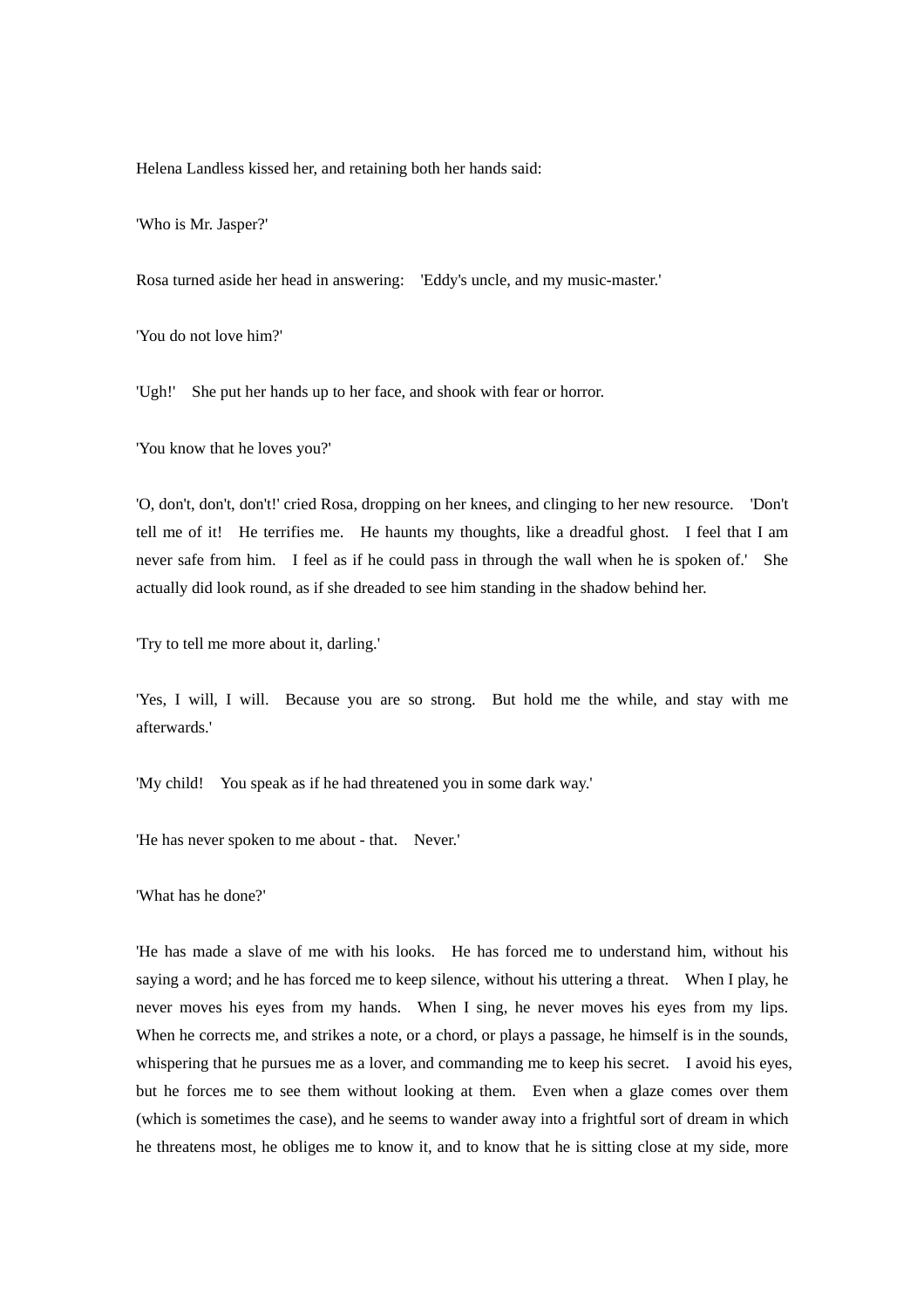Helena Landless kissed her, and retaining both her hands said:

'Who is Mr. Jasper?'

Rosa turned aside her head in answering: 'Eddy's uncle, and my music-master.'

'You do not love him?'

'Ugh!' She put her hands up to her face, and shook with fear or horror.

'You know that he loves you?'

'O, don't, don't, don't!' cried Rosa, dropping on her knees, and clinging to her new resource. 'Don't tell me of it! He terrifies me. He haunts my thoughts, like a dreadful ghost. I feel that I am never safe from him. I feel as if he could pass in through the wall when he is spoken of.' She actually did look round, as if she dreaded to see him standing in the shadow behind her.

'Try to tell me more about it, darling.'

'Yes, I will, I will. Because you are so strong. But hold me the while, and stay with me afterwards.'

'My child! You speak as if he had threatened you in some dark way.'

'He has never spoken to me about - that. Never.'

'What has he done?'

'He has made a slave of me with his looks. He has forced me to understand him, without his saying a word; and he has forced me to keep silence, without his uttering a threat. When I play, he never moves his eyes from my hands. When I sing, he never moves his eyes from my lips. When he corrects me, and strikes a note, or a chord, or plays a passage, he himself is in the sounds, whispering that he pursues me as a lover, and commanding me to keep his secret. I avoid his eyes, but he forces me to see them without looking at them. Even when a glaze comes over them (which is sometimes the case), and he seems to wander away into a frightful sort of dream in which he threatens most, he obliges me to know it, and to know that he is sitting close at my side, more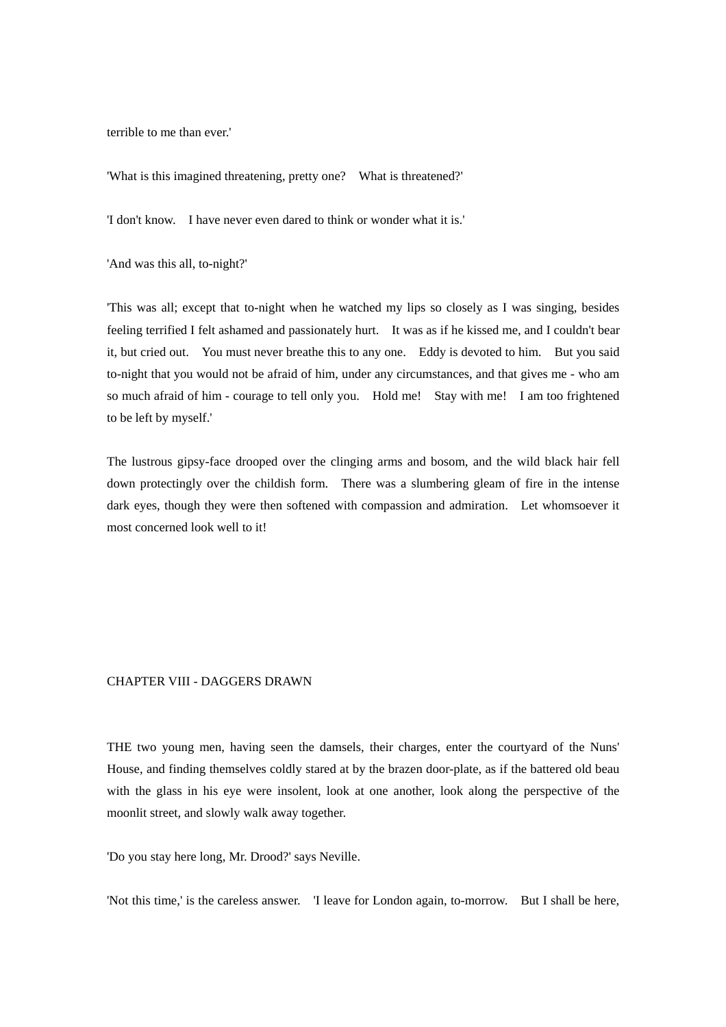terrible to me than ever.'

'What is this imagined threatening, pretty one? What is threatened?'

'I don't know. I have never even dared to think or wonder what it is.'

'And was this all, to-night?'

'This was all; except that to-night when he watched my lips so closely as I was singing, besides feeling terrified I felt ashamed and passionately hurt. It was as if he kissed me, and I couldn't bear it, but cried out. You must never breathe this to any one. Eddy is devoted to him. But you said to-night that you would not be afraid of him, under any circumstances, and that gives me - who am so much afraid of him - courage to tell only you. Hold me! Stay with me! I am too frightened to be left by myself.'

The lustrous gipsy-face drooped over the clinging arms and bosom, and the wild black hair fell down protectingly over the childish form. There was a slumbering gleam of fire in the intense dark eyes, though they were then softened with compassion and admiration. Let whomsoever it most concerned look well to it!

## CHAPTER VIII - DAGGERS DRAWN

THE two young men, having seen the damsels, their charges, enter the courtyard of the Nuns' House, and finding themselves coldly stared at by the brazen door-plate, as if the battered old beau with the glass in his eye were insolent, look at one another, look along the perspective of the moonlit street, and slowly walk away together.

'Do you stay here long, Mr. Drood?' says Neville.

'Not this time,' is the careless answer. 'I leave for London again, to-morrow. But I shall be here,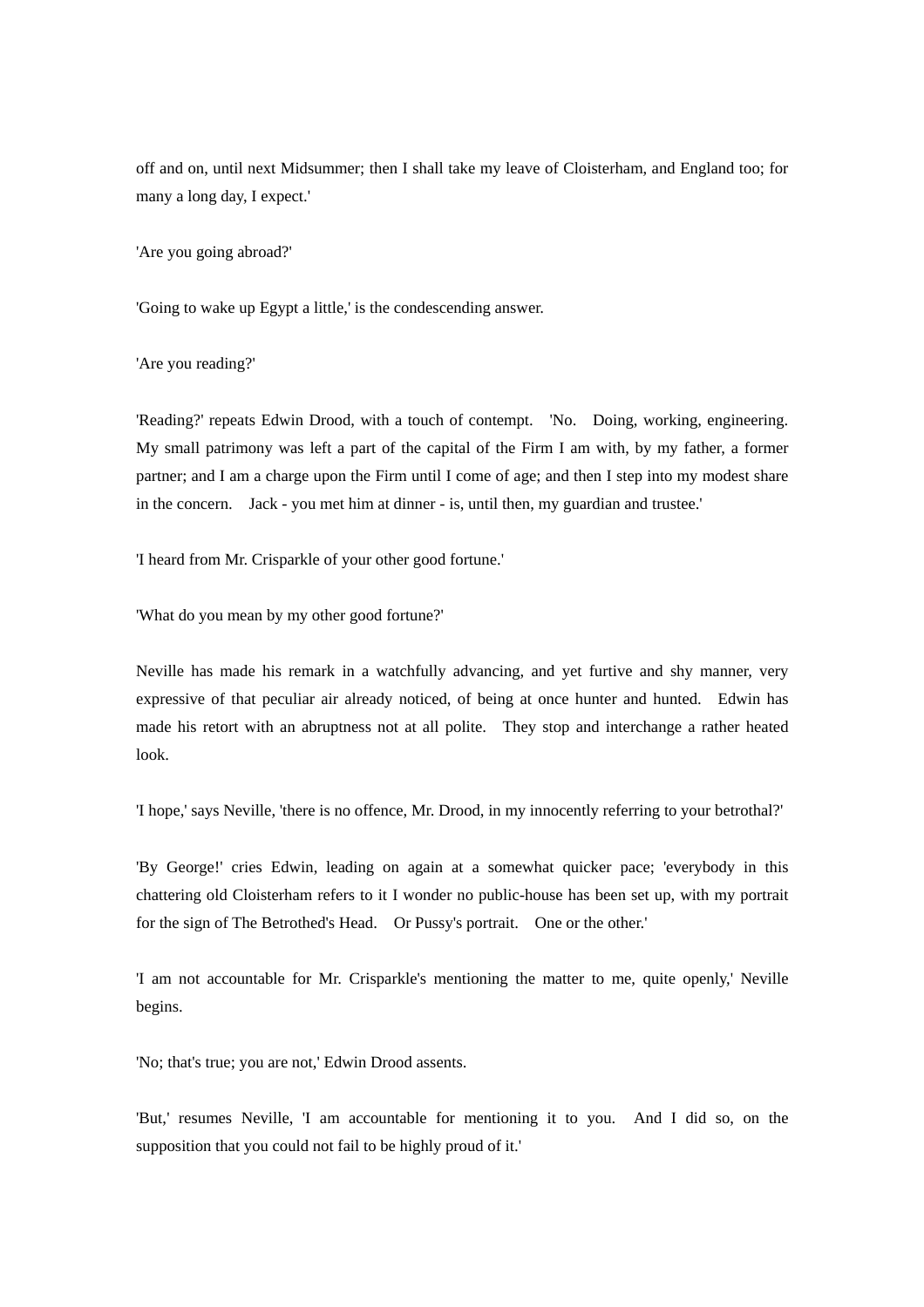off and on, until next Midsummer; then I shall take my leave of Cloisterham, and England too; for many a long day, I expect.'

'Are you going abroad?'

'Going to wake up Egypt a little,' is the condescending answer.

'Are you reading?'

'Reading?' repeats Edwin Drood, with a touch of contempt. 'No. Doing, working, engineering. My small patrimony was left a part of the capital of the Firm I am with, by my father, a former partner; and I am a charge upon the Firm until I come of age; and then I step into my modest share in the concern. Jack - you met him at dinner - is, until then, my guardian and trustee.'

'I heard from Mr. Crisparkle of your other good fortune.'

'What do you mean by my other good fortune?'

Neville has made his remark in a watchfully advancing, and yet furtive and shy manner, very expressive of that peculiar air already noticed, of being at once hunter and hunted. Edwin has made his retort with an abruptness not at all polite. They stop and interchange a rather heated look.

'I hope,' says Neville, 'there is no offence, Mr. Drood, in my innocently referring to your betrothal?'

'By George!' cries Edwin, leading on again at a somewhat quicker pace; 'everybody in this chattering old Cloisterham refers to it I wonder no public-house has been set up, with my portrait for the sign of The Betrothed's Head. Or Pussy's portrait. One or the other.'

'I am not accountable for Mr. Crisparkle's mentioning the matter to me, quite openly,' Neville begins.

'No; that's true; you are not,' Edwin Drood assents.

'But,' resumes Neville, 'I am accountable for mentioning it to you. And I did so, on the supposition that you could not fail to be highly proud of it.'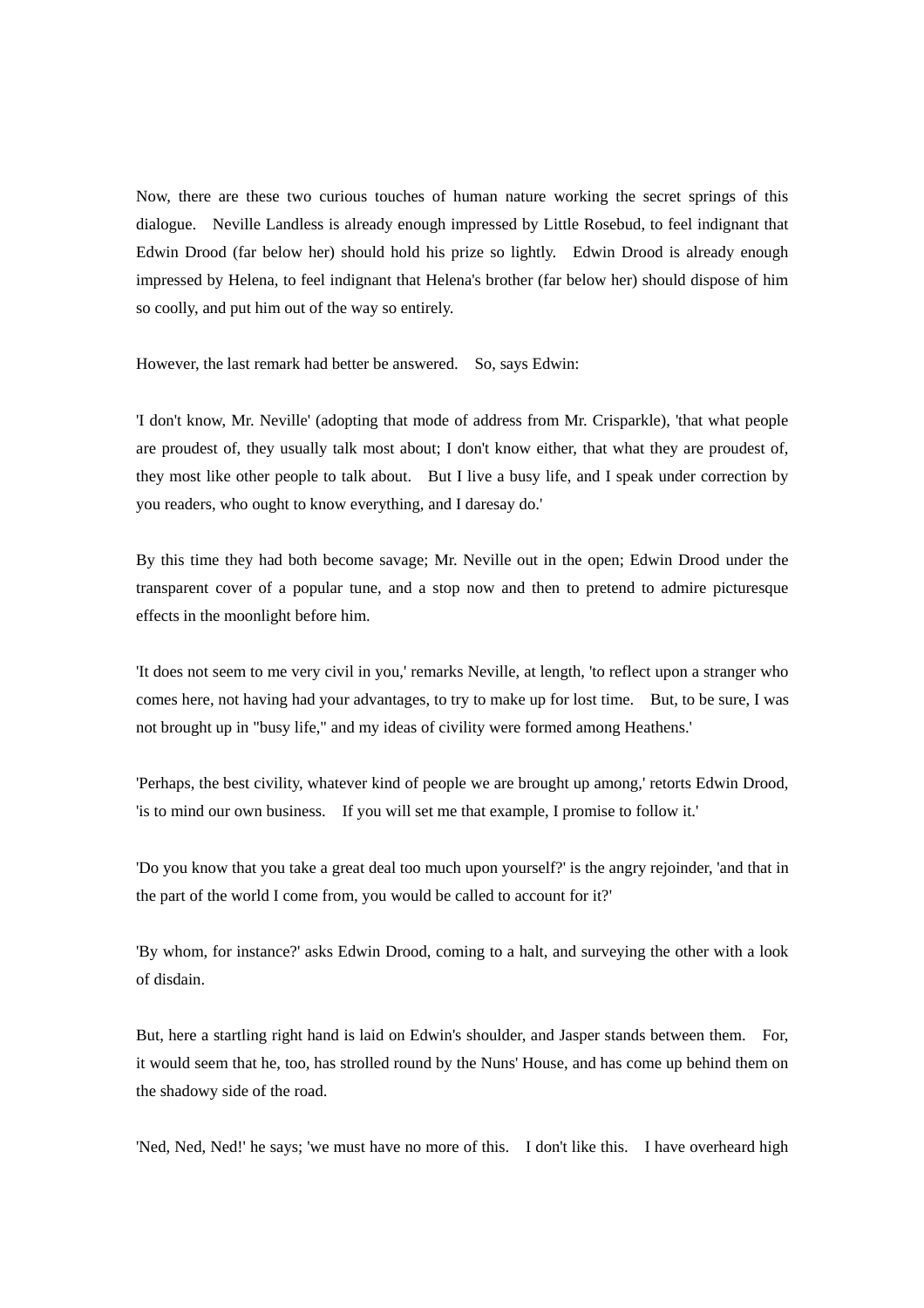Now, there are these two curious touches of human nature working the secret springs of this dialogue. Neville Landless is already enough impressed by Little Rosebud, to feel indignant that Edwin Drood (far below her) should hold his prize so lightly. Edwin Drood is already enough impressed by Helena, to feel indignant that Helena's brother (far below her) should dispose of him so coolly, and put him out of the way so entirely.

However, the last remark had better be answered. So, says Edwin:

'I don't know, Mr. Neville' (adopting that mode of address from Mr. Crisparkle), 'that what people are proudest of, they usually talk most about; I don't know either, that what they are proudest of, they most like other people to talk about. But I live a busy life, and I speak under correction by you readers, who ought to know everything, and I daresay do.'

By this time they had both become savage; Mr. Neville out in the open; Edwin Drood under the transparent cover of a popular tune, and a stop now and then to pretend to admire picturesque effects in the moonlight before him.

'It does not seem to me very civil in you,' remarks Neville, at length, 'to reflect upon a stranger who comes here, not having had your advantages, to try to make up for lost time. But, to be sure, I was not brought up in "busy life," and my ideas of civility were formed among Heathens.'

'Perhaps, the best civility, whatever kind of people we are brought up among,' retorts Edwin Drood, 'is to mind our own business. If you will set me that example, I promise to follow it.'

'Do you know that you take a great deal too much upon yourself?' is the angry rejoinder, 'and that in the part of the world I come from, you would be called to account for it?'

'By whom, for instance?' asks Edwin Drood, coming to a halt, and surveying the other with a look of disdain.

But, here a startling right hand is laid on Edwin's shoulder, and Jasper stands between them. For, it would seem that he, too, has strolled round by the Nuns' House, and has come up behind them on the shadowy side of the road.

'Ned, Ned, Ned!' he says; 'we must have no more of this. I don't like this. I have overheard high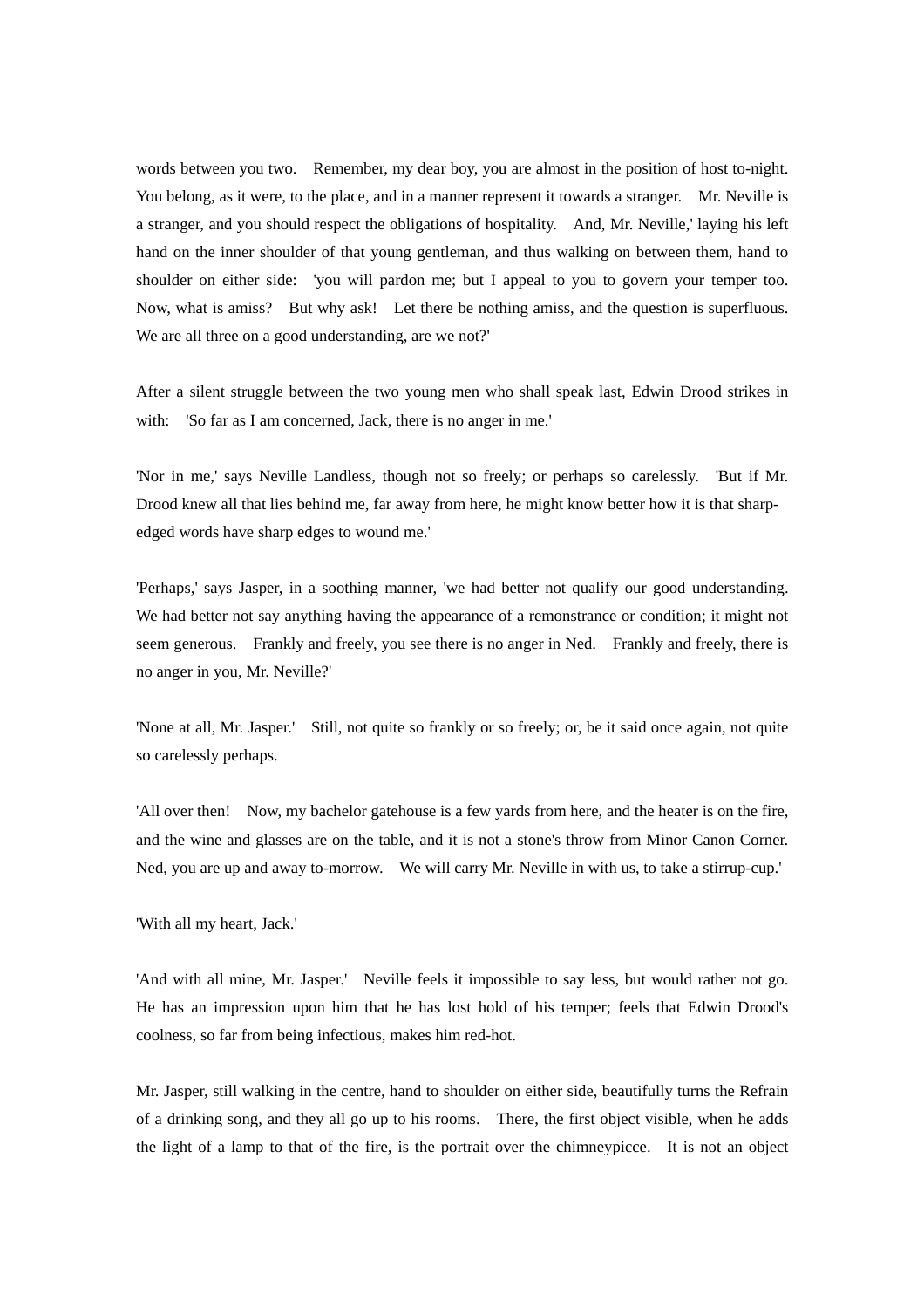words between you two. Remember, my dear boy, you are almost in the position of host to-night. You belong, as it were, to the place, and in a manner represent it towards a stranger. Mr. Neville is a stranger, and you should respect the obligations of hospitality. And, Mr. Neville,' laying his left hand on the inner shoulder of that young gentleman, and thus walking on between them, hand to shoulder on either side: 'you will pardon me; but I appeal to you to govern your temper too. Now, what is amiss? But why ask! Let there be nothing amiss, and the question is superfluous. We are all three on a good understanding, are we not?'

After a silent struggle between the two young men who shall speak last, Edwin Drood strikes in with: 'So far as I am concerned, Jack, there is no anger in me.'

'Nor in me,' says Neville Landless, though not so freely; or perhaps so carelessly. 'But if Mr. Drood knew all that lies behind me, far away from here, he might know better how it is that sharp-edged words have sharp edges to wound me.'

'Perhaps,' says Jasper, in a soothing manner, 'we had better not qualify our good understanding. We had better not say anything having the appearance of a remonstrance or condition; it might not seem generous. Frankly and freely, you see there is no anger in Ned. Frankly and freely, there is no anger in you, Mr. Neville?'

'None at all, Mr. Jasper.' Still, not quite so frankly or so freely; or, be it said once again, not quite so carelessly perhaps.

'All over then! Now, my bachelor gatehouse is a few yards from here, and the heater is on the fire, and the wine and glasses are on the table, and it is not a stone's throw from Minor Canon Corner. Ned, you are up and away to-morrow. We will carry Mr. Neville in with us, to take a stirrup-cup.'

'With all my heart, Jack.'

'And with all mine, Mr. Jasper.' Neville feels it impossible to say less, but would rather not go. He has an impression upon him that he has lost hold of his temper; feels that Edwin Drood's coolness, so far from being infectious, makes him red-hot.

Mr. Jasper, still walking in the centre, hand to shoulder on either side, beautifully turns the Refrain of a drinking song, and they all go up to his rooms. There, the first object visible, when he adds the light of a lamp to that of the fire, is the portrait over the chimneypicce. It is not an object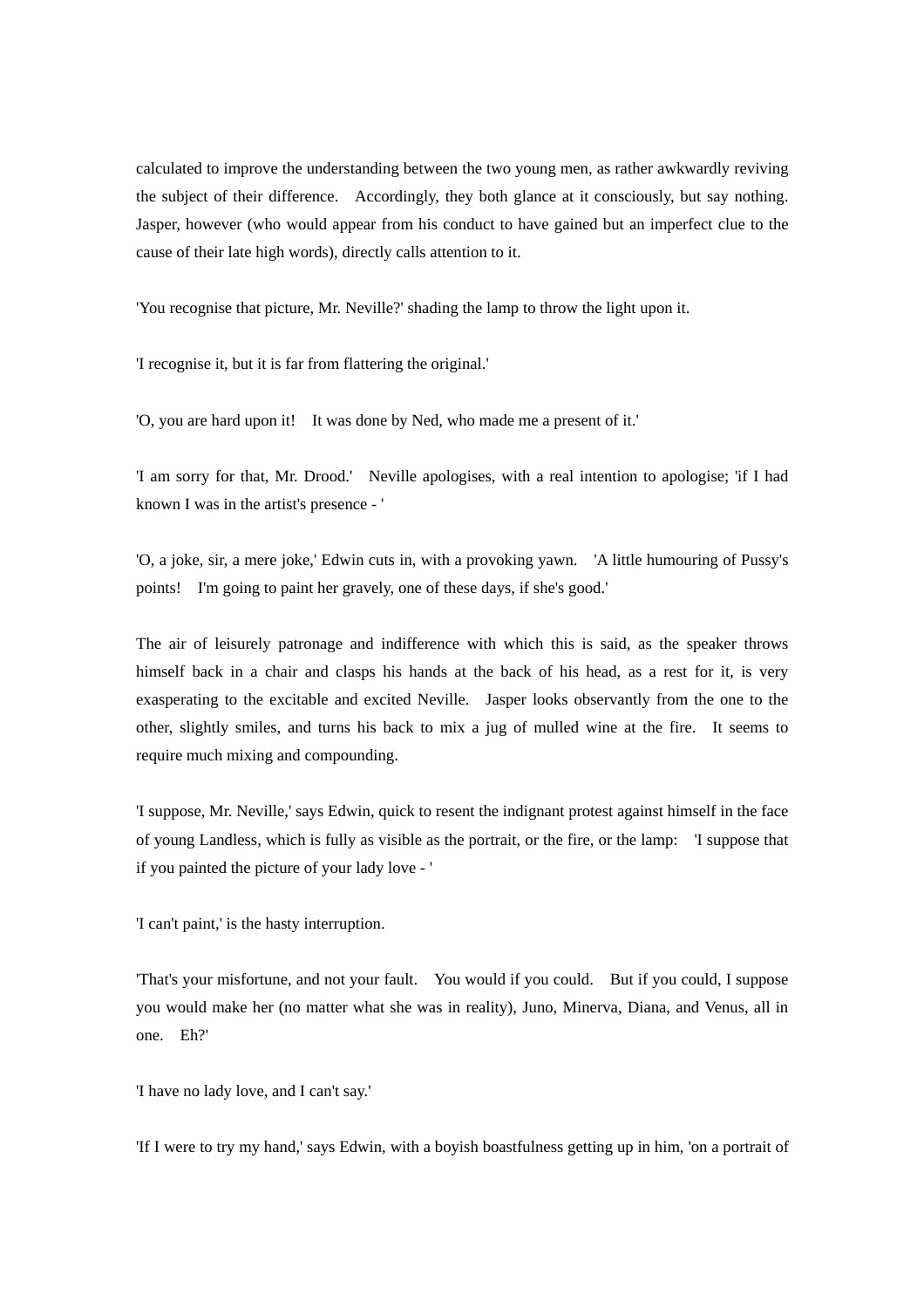calculated to improve the understanding between the two young men, as rather awkwardly reviving the subject of their difference. Accordingly, they both glance at it consciously, but say nothing. Jasper, however (who would appear from his conduct to have gained but an imperfect clue to the cause of their late high words), directly calls attention to it.

'You recognise that picture, Mr. Neville?' shading the lamp to throw the light upon it.

'I recognise it, but it is far from flattering the original.'

'O, you are hard upon it! It was done by Ned, who made me a present of it.'

'I am sorry for that, Mr. Drood.' Neville apologises, with a real intention to apologise; 'if I had known I was in the artist's presence - '

'O, a joke, sir, a mere joke,' Edwin cuts in, with a provoking yawn. 'A little humouring of Pussy's points! I'm going to paint her gravely, one of these days, if she's good.'

The air of leisurely patronage and indifference with which this is said, as the speaker throws himself back in a chair and clasps his hands at the back of his head, as a rest for it, is very exasperating to the excitable and excited Neville. Jasper looks observantly from the one to the other, slightly smiles, and turns his back to mix a jug of mulled wine at the fire. It seems to require much mixing and compounding.

'I suppose, Mr. Neville,' says Edwin, quick to resent the indignant protest against himself in the face of young Landless, which is fully as visible as the portrait, or the fire, or the lamp: 'I suppose that if you painted the picture of your lady love - '

'I can't paint,' is the hasty interruption.

'That's your misfortune, and not your fault. You would if you could. But if you could, I suppose you would make her (no matter what she was in reality), Juno, Minerva, Diana, and Venus, all in one. Eh?'

'I have no lady love, and I can't say.'

'If I were to try my hand,' says Edwin, with a boyish boastfulness getting up in him, 'on a portrait of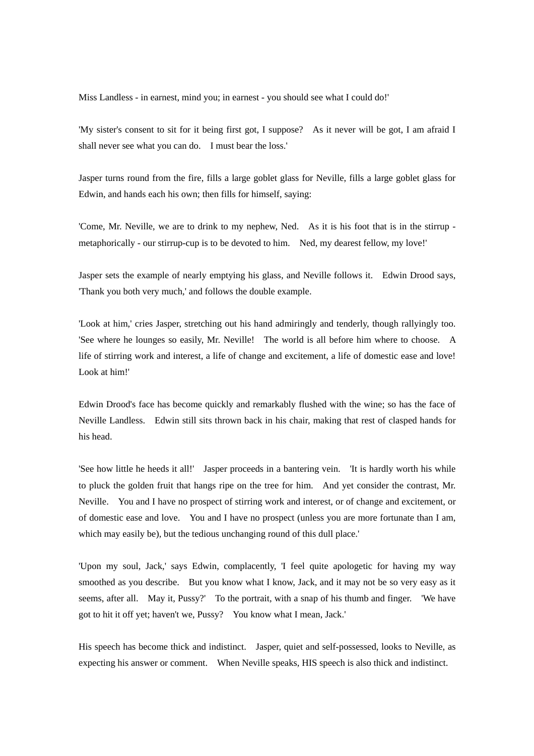Miss Landless - in earnest, mind you; in earnest - you should see what I could do!'

'My sister's consent to sit for it being first got, I suppose? As it never will be got, I am afraid I shall never see what you can do. I must bear the loss.'

Jasper turns round from the fire, fills a large goblet glass for Neville, fills a large goblet glass for Edwin, and hands each his own; then fills for himself, saying:

'Come, Mr. Neville, we are to drink to my nephew, Ned. As it is his foot that is in the stirrup - metaphorically - our stirrup-cup is to be devoted to him. Ned, my dearest fellow, my love!'

Jasper sets the example of nearly emptying his glass, and Neville follows it. Edwin Drood says, 'Thank you both very much,' and follows the double example.

'Look at him,' cries Jasper, stretching out his hand admiringly and tenderly, though rallyingly too. 'See where he lounges so easily, Mr. Neville! The world is all before him where to choose. A life of stirring work and interest, a life of change and excitement, a life of domestic ease and love! Look at him!'

Edwin Drood's face has become quickly and remarkably flushed with the wine; so has the face of Neville Landless. Edwin still sits thrown back in his chair, making that rest of clasped hands for his head.

'See how little he heeds it all!' Jasper proceeds in a bantering vein. 'It is hardly worth his while to pluck the golden fruit that hangs ripe on the tree for him. And yet consider the contrast, Mr. Neville. You and I have no prospect of stirring work and interest, or of change and excitement, or of domestic ease and love. You and I have no prospect (unless you are more fortunate than I am, which may easily be), but the tedious unchanging round of this dull place.'

'Upon my soul, Jack,' says Edwin, complacently, 'I feel quite apologetic for having my way smoothed as you describe. But you know what I know, Jack, and it may not be so very easy as it seems, after all. May it, Pussy?' To the portrait, with a snap of his thumb and finger. 'We have got to hit it off yet; haven't we, Pussy? You know what I mean, Jack.'

His speech has become thick and indistinct. Jasper, quiet and self-possessed, looks to Neville, as expecting his answer or comment. When Neville speaks, HIS speech is also thick and indistinct.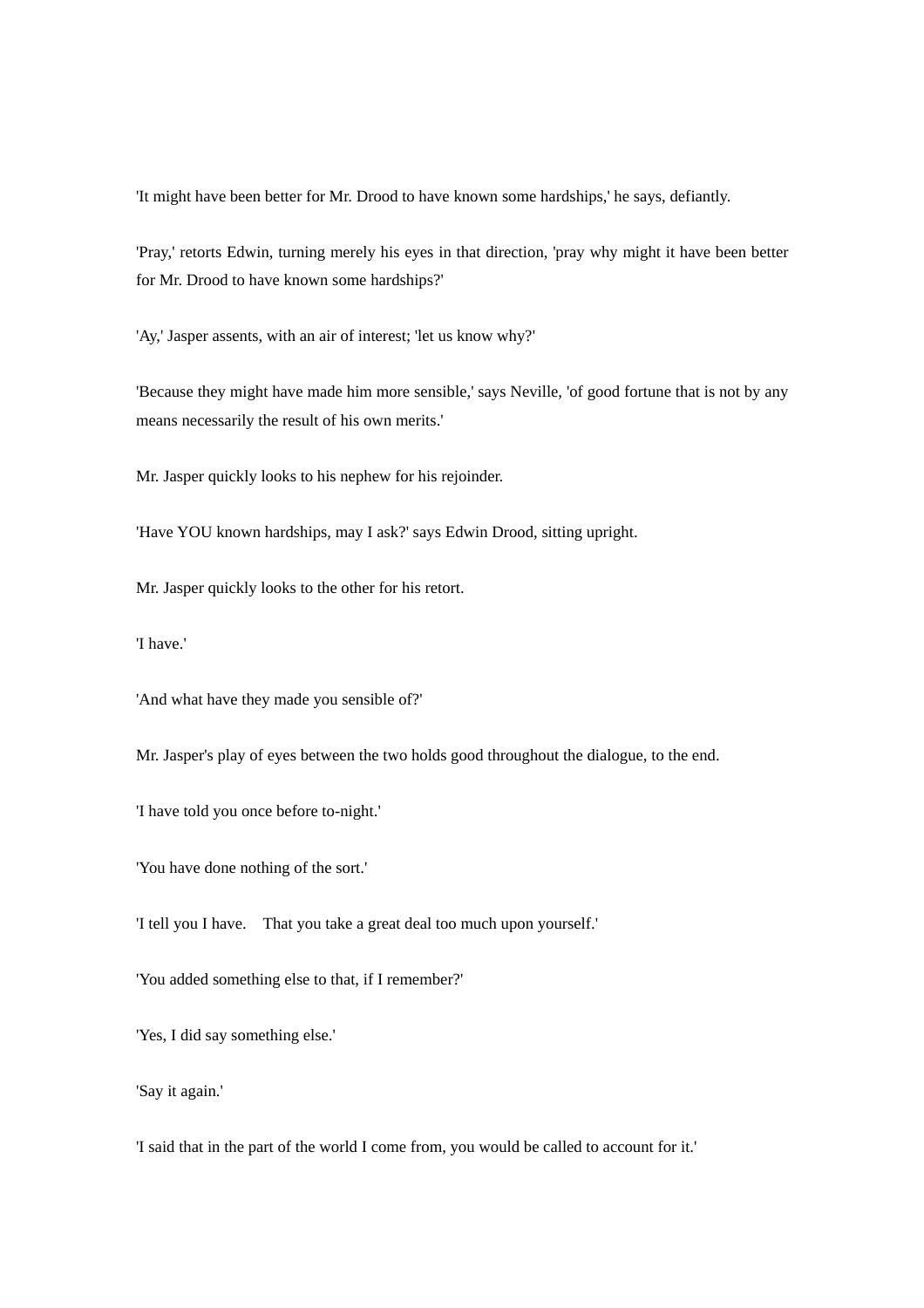'It might have been better for Mr. Drood to have known some hardships,' he says, defiantly.

'Pray,' retorts Edwin, turning merely his eyes in that direction, 'pray why might it have been better for Mr. Drood to have known some hardships?'

'Ay,' Jasper assents, with an air of interest; 'let us know why?'

'Because they might have made him more sensible,' says Neville, 'of good fortune that is not by any means necessarily the result of his own merits.'

Mr. Jasper quickly looks to his nephew for his rejoinder.

'Have YOU known hardships, may I ask?' says Edwin Drood, sitting upright.

Mr. Jasper quickly looks to the other for his retort.

'I have.'

'And what have they made you sensible of?'

Mr. Jasper's play of eyes between the two holds good throughout the dialogue, to the end.

'I have told you once before to-night.'

'You have done nothing of the sort.'

'I tell you I have.  That you take a great deal too much upon yourself.'

'You added something else to that, if I remember?'

'Yes, I did say something else.'

'Say it again.'

'I said that in the part of the world I come from, you would be called to account for it.'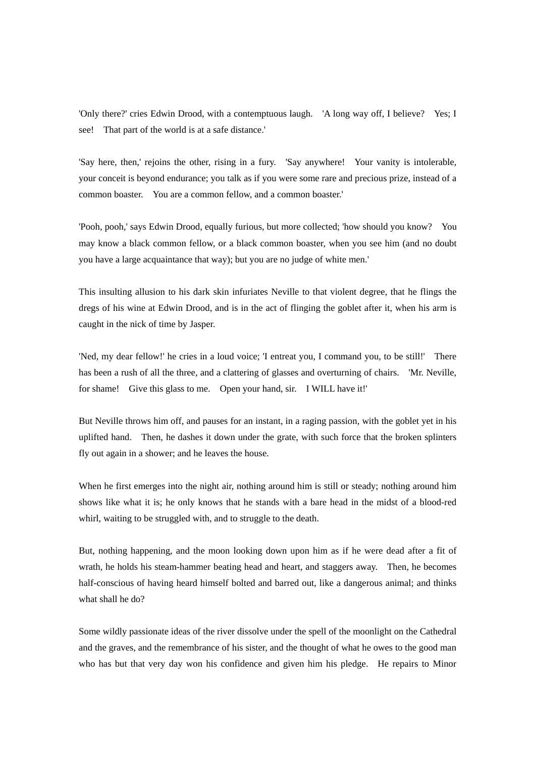'Only there?' cries Edwin Drood, with a contemptuous laugh. 'A long way off, I believe? Yes; I see! That part of the world is at a safe distance.'

'Say here, then,' rejoins the other, rising in a fury. 'Say anywhere! Your vanity is intolerable, your conceit is beyond endurance; you talk as if you were some rare and precious prize, instead of a common boaster. You are a common fellow, and a common boaster.'

'Pooh, pooh,' says Edwin Drood, equally furious, but more collected; 'how should you know? You may know a black common fellow, or a black common boaster, when you see him (and no doubt you have a large acquaintance that way); but you are no judge of white men.'

This insulting allusion to his dark skin infuriates Neville to that violent degree, that he flings the dregs of his wine at Edwin Drood, and is in the act of flinging the goblet after it, when his arm is caught in the nick of time by Jasper.

'Ned, my dear fellow!' he cries in a loud voice; 'I entreat you, I command you, to be still!' There has been a rush of all the three, and a clattering of glasses and overturning of chairs. 'Mr. Neville, for shame! Give this glass to me. Open your hand, sir. I WILL have it!'

But Neville throws him off, and pauses for an instant, in a raging passion, with the goblet yet in his uplifted hand. Then, he dashes it down under the grate, with such force that the broken splinters fly out again in a shower; and he leaves the house.

When he first emerges into the night air, nothing around him is still or steady; nothing around him shows like what it is; he only knows that he stands with a bare head in the midst of a blood-red whirl, waiting to be struggled with, and to struggle to the death.

But, nothing happening, and the moon looking down upon him as if he were dead after a fit of wrath, he holds his steam-hammer beating head and heart, and staggers away. Then, he becomes half-conscious of having heard himself bolted and barred out, like a dangerous animal; and thinks what shall he do?

Some wildly passionate ideas of the river dissolve under the spell of the moonlight on the Cathedral and the graves, and the remembrance of his sister, and the thought of what he owes to the good man who has but that very day won his confidence and given him his pledge. He repairs to Minor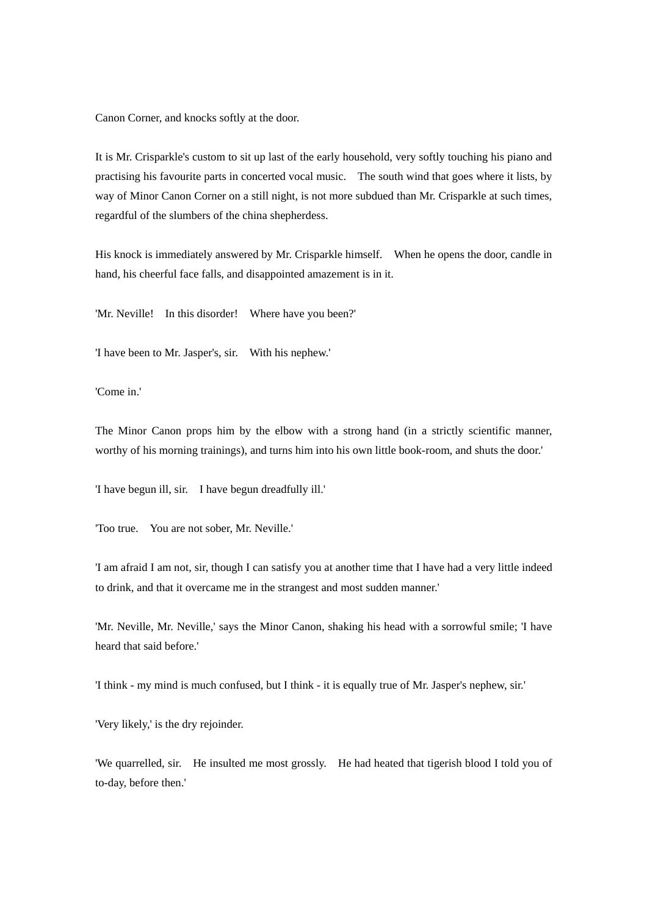Canon Corner, and knocks softly at the door.

It is Mr. Crisparkle's custom to sit up last of the early household, very softly touching his piano and practising his favourite parts in concerted vocal music. The south wind that goes where it lists, by way of Minor Canon Corner on a still night, is not more subdued than Mr. Crisparkle at such times, regardful of the slumbers of the china shepherdess.

His knock is immediately answered by Mr. Crisparkle himself. When he opens the door, candle in hand, his cheerful face falls, and disappointed amazement is in it.

'Mr. Neville! In this disorder! Where have you been?'

'I have been to Mr. Jasper's, sir. With his nephew.'

'Come in.'

The Minor Canon props him by the elbow with a strong hand (in a strictly scientific manner, worthy of his morning trainings), and turns him into his own little book-room, and shuts the door.'

'I have begun ill, sir. I have begun dreadfully ill.'

'Too true. You are not sober, Mr. Neville.'

'I am afraid I am not, sir, though I can satisfy you at another time that I have had a very little indeed to drink, and that it overcame me in the strangest and most sudden manner.'

'Mr. Neville, Mr. Neville,' says the Minor Canon, shaking his head with a sorrowful smile; 'I have heard that said before.'

'I think - my mind is much confused, but I think - it is equally true of Mr. Jasper's nephew, sir.'

'Very likely,' is the dry rejoinder.

'We quarrelled, sir. He insulted me most grossly. He had heated that tigerish blood I told you of to-day, before then.'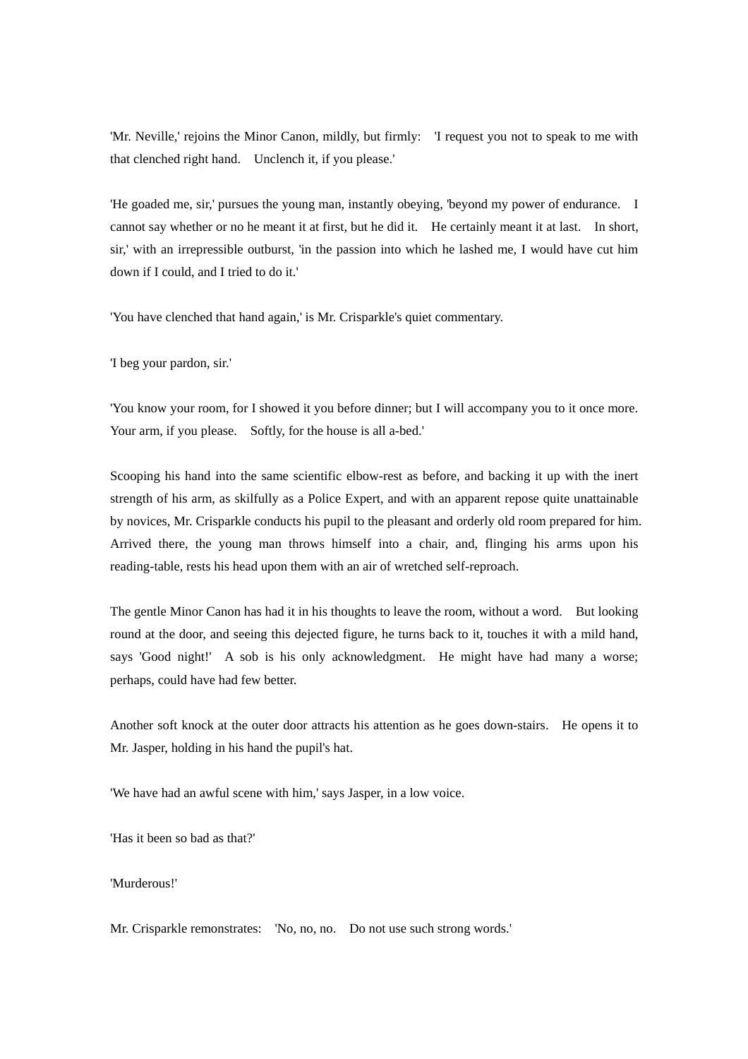'Mr. Neville,' rejoins the Minor Canon, mildly, but firmly: 'I request you not to speak to me with that clenched right hand. Unclench it, if you please.'

'He goaded me, sir,' pursues the young man, instantly obeying, 'beyond my power of endurance. I cannot say whether or no he meant it at first, but he did it. He certainly meant it at last. In short, sir,' with an irrepressible outburst, 'in the passion into which he lashed me, I would have cut him down if I could, and I tried to do it.'

'You have clenched that hand again,' is Mr. Crisparkle's quiet commentary.

'I beg your pardon, sir.'

'You know your room, for I showed it you before dinner; but I will accompany you to it once more. Your arm, if you please. Softly, for the house is all a-bed.'

Scooping his hand into the same scientific elbow-rest as before, and backing it up with the inert strength of his arm, as skilfully as a Police Expert, and with an apparent repose quite unattainable by novices, Mr. Crisparkle conducts his pupil to the pleasant and orderly old room prepared for him. Arrived there, the young man throws himself into a chair, and, flinging his arms upon his reading-table, rests his head upon them with an air of wretched self-reproach.

The gentle Minor Canon has had it in his thoughts to leave the room, without a word. But looking round at the door, and seeing this dejected figure, he turns back to it, touches it with a mild hand, says 'Good night!' A sob is his only acknowledgment. He might have had many a worse; perhaps, could have had few better.

Another soft knock at the outer door attracts his attention as he goes down-stairs. He opens it to Mr. Jasper, holding in his hand the pupil's hat.

'We have had an awful scene with him,' says Jasper, in a low voice.

'Has it been so bad as that?'

'Murderous!'

Mr. Crisparkle remonstrates: 'No, no, no. Do not use such strong words.'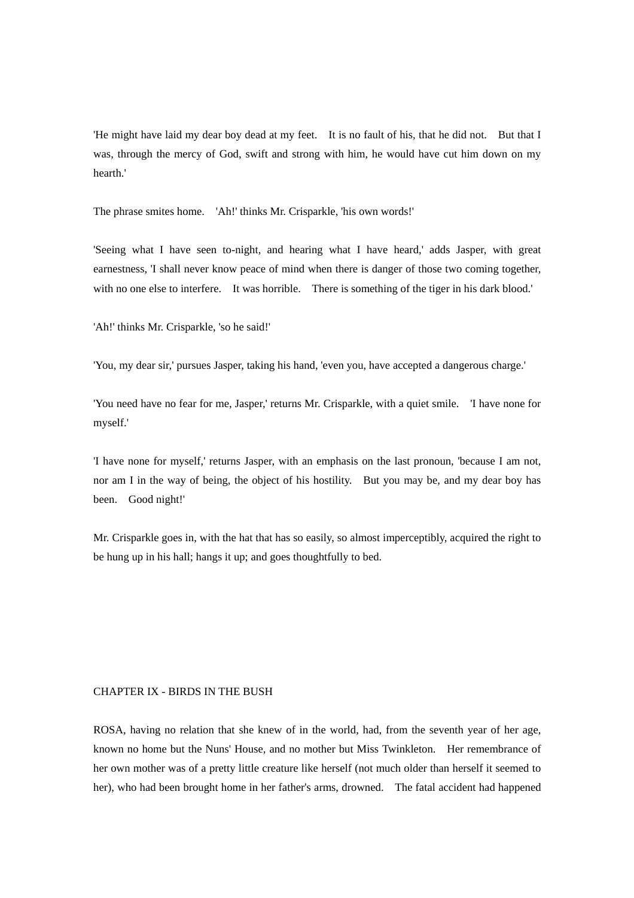'He might have laid my dear boy dead at my feet. It is no fault of his, that he did not. But that I was, through the mercy of God, swift and strong with him, he would have cut him down on my hearth.'

The phrase smites home. 'Ah!' thinks Mr. Crisparkle, 'his own words!'

'Seeing what I have seen to-night, and hearing what I have heard,' adds Jasper, with great earnestness, 'I shall never know peace of mind when there is danger of those two coming together, with no one else to interfere. It was horrible. There is something of the tiger in his dark blood.'

'Ah!' thinks Mr. Crisparkle, 'so he said!'

'You, my dear sir,' pursues Jasper, taking his hand, 'even you, have accepted a dangerous charge.'

'You need have no fear for me, Jasper,' returns Mr. Crisparkle, with a quiet smile. 'I have none for myself.'

'I have none for myself,' returns Jasper, with an emphasis on the last pronoun, 'because I am not, nor am I in the way of being, the object of his hostility. But you may be, and my dear boy has been. Good night!'

Mr. Crisparkle goes in, with the hat that has so easily, so almost imperceptibly, acquired the right to be hung up in his hall; hangs it up; and goes thoughtfully to bed.

## CHAPTER IX - BIRDS IN THE BUSH

ROSA, having no relation that she knew of in the world, had, from the seventh year of her age, known no home but the Nuns' House, and no mother but Miss Twinkleton. Her remembrance of her own mother was of a pretty little creature like herself (not much older than herself it seemed to her), who had been brought home in her father's arms, drowned. The fatal accident had happened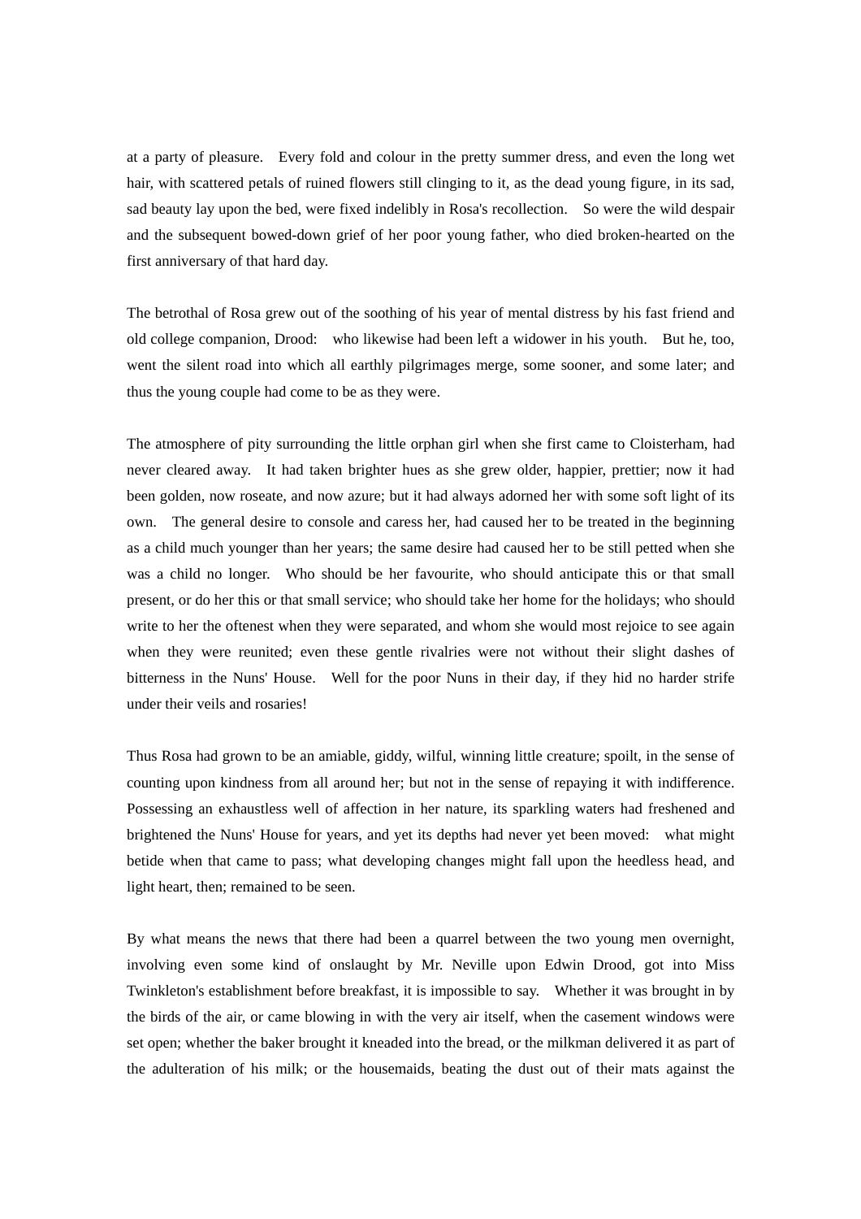at a party of pleasure. Every fold and colour in the pretty summer dress, and even the long wet hair, with scattered petals of ruined flowers still clinging to it, as the dead young figure, in its sad, sad beauty lay upon the bed, were fixed indelibly in Rosa's recollection. So were the wild despair and the subsequent bowed-down grief of her poor young father, who died broken-hearted on the first anniversary of that hard day.

The betrothal of Rosa grew out of the soothing of his year of mental distress by his fast friend and old college companion, Drood: who likewise had been left a widower in his youth. But he, too, went the silent road into which all earthly pilgrimages merge, some sooner, and some later; and thus the young couple had come to be as they were.

The atmosphere of pity surrounding the little orphan girl when she first came to Cloisterham, had never cleared away. It had taken brighter hues as she grew older, happier, prettier; now it had been golden, now roseate, and now azure; but it had always adorned her with some soft light of its own. The general desire to console and caress her, had caused her to be treated in the beginning as a child much younger than her years; the same desire had caused her to be still petted when she was a child no longer. Who should be her favourite, who should anticipate this or that small present, or do her this or that small service; who should take her home for the holidays; who should write to her the oftenest when they were separated, and whom she would most rejoice to see again when they were reunited; even these gentle rivalries were not without their slight dashes of bitterness in the Nuns' House. Well for the poor Nuns in their day, if they hid no harder strife under their veils and rosaries!

Thus Rosa had grown to be an amiable, giddy, wilful, winning little creature; spoilt, in the sense of counting upon kindness from all around her; but not in the sense of repaying it with indifference. Possessing an exhaustless well of affection in her nature, its sparkling waters had freshened and brightened the Nuns' House for years, and yet its depths had never yet been moved: what might betide when that came to pass; what developing changes might fall upon the heedless head, and light heart, then; remained to be seen.

By what means the news that there had been a quarrel between the two young men overnight, involving even some kind of onslaught by Mr. Neville upon Edwin Drood, got into Miss Twinkleton's establishment before breakfast, it is impossible to say. Whether it was brought in by the birds of the air, or came blowing in with the very air itself, when the casement windows were set open; whether the baker brought it kneaded into the bread, or the milkman delivered it as part of the adulteration of his milk; or the housemaids, beating the dust out of their mats against the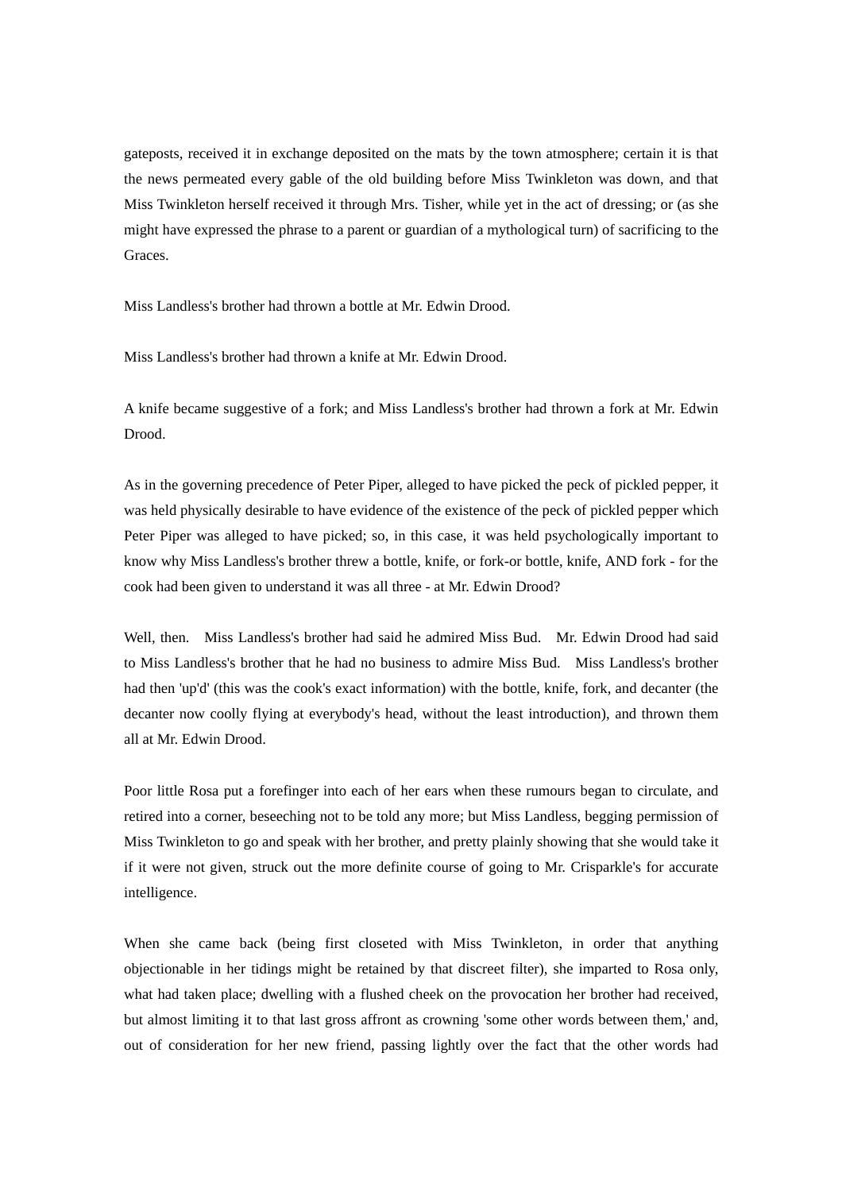gateposts, received it in exchange deposited on the mats by the town atmosphere; certain it is that the news permeated every gable of the old building before Miss Twinkleton was down, and that Miss Twinkleton herself received it through Mrs. Tisher, while yet in the act of dressing; or (as she might have expressed the phrase to a parent or guardian of a mythological turn) of sacrificing to the Graces.

Miss Landless's brother had thrown a bottle at Mr. Edwin Drood.

Miss Landless's brother had thrown a knife at Mr. Edwin Drood.

A knife became suggestive of a fork; and Miss Landless's brother had thrown a fork at Mr. Edwin Drood.

As in the governing precedence of Peter Piper, alleged to have picked the peck of pickled pepper, it was held physically desirable to have evidence of the existence of the peck of pickled pepper which Peter Piper was alleged to have picked; so, in this case, it was held psychologically important to know why Miss Landless's brother threw a bottle, knife, or fork-or bottle, knife, AND fork - for the cook had been given to understand it was all three - at Mr. Edwin Drood?

Well, then. Miss Landless's brother had said he admired Miss Bud. Mr. Edwin Drood had said to Miss Landless's brother that he had no business to admire Miss Bud. Miss Landless's brother had then 'up'd' (this was the cook's exact information) with the bottle, knife, fork, and decanter (the decanter now coolly flying at everybody's head, without the least introduction), and thrown them all at Mr. Edwin Drood.

Poor little Rosa put a forefinger into each of her ears when these rumours began to circulate, and retired into a corner, beseeching not to be told any more; but Miss Landless, begging permission of Miss Twinkleton to go and speak with her brother, and pretty plainly showing that she would take it if it were not given, struck out the more definite course of going to Mr. Crisparkle's for accurate intelligence.

When she came back (being first closeted with Miss Twinkleton, in order that anything objectionable in her tidings might be retained by that discreet filter), she imparted to Rosa only, what had taken place; dwelling with a flushed cheek on the provocation her brother had received, but almost limiting it to that last gross affront as crowning 'some other words between them,' and, out of consideration for her new friend, passing lightly over the fact that the other words had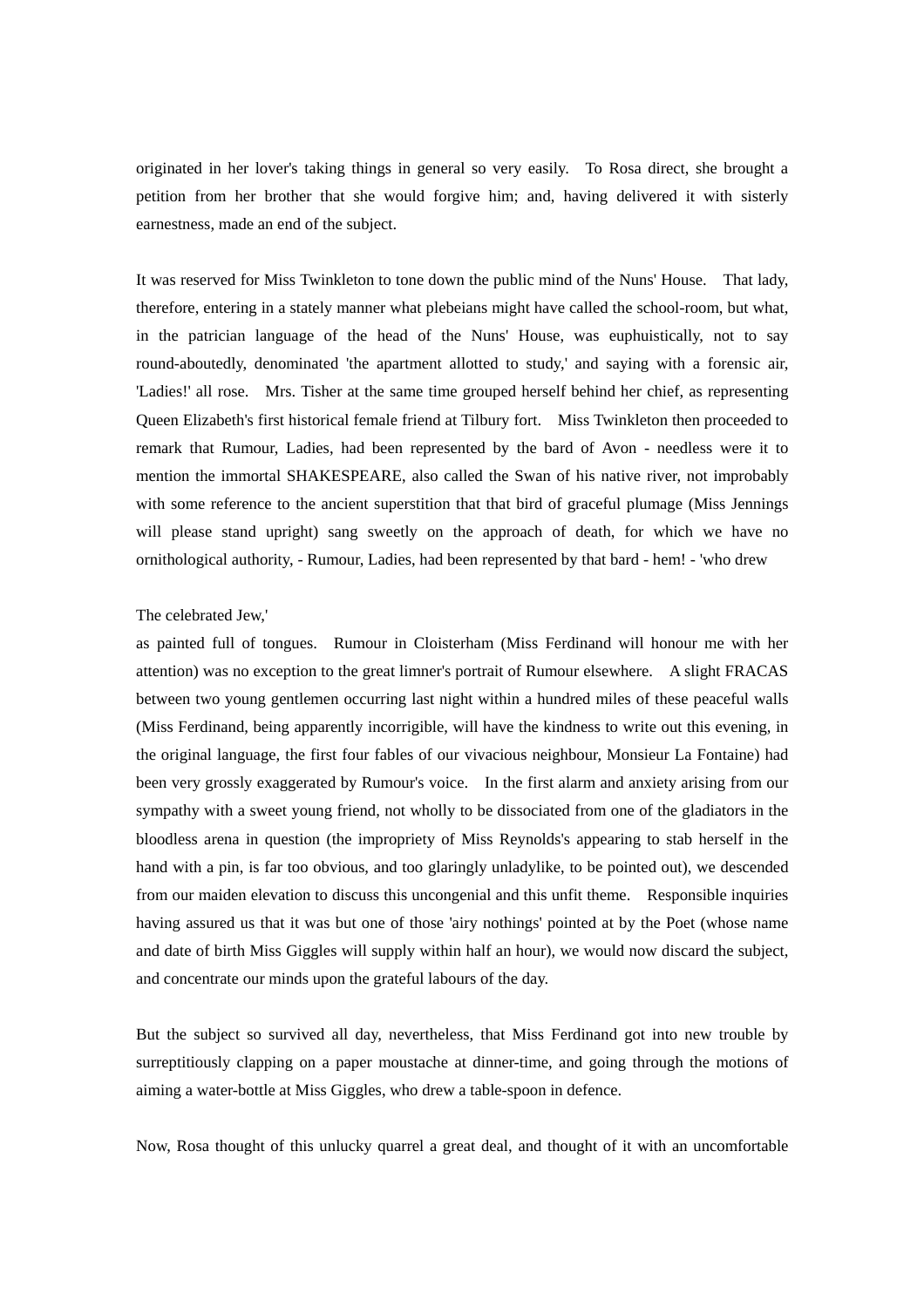originated in her lover's taking things in general so very easily. To Rosa direct, she brought a petition from her brother that she would forgive him; and, having delivered it with sisterly earnestness, made an end of the subject.

It was reserved for Miss Twinkleton to tone down the public mind of the Nuns' House. That lady, therefore, entering in a stately manner what plebeians might have called the school-room, but what, in the patrician language of the head of the Nuns' House, was euphuistically, not to say round-aboutedly, denominated 'the apartment allotted to study,' and saying with a forensic air, 'Ladies!' all rose. Mrs. Tisher at the same time grouped herself behind her chief, as representing Queen Elizabeth's first historical female friend at Tilbury fort. Miss Twinkleton then proceeded to remark that Rumour, Ladies, had been represented by the bard of Avon - needless were it to mention the immortal SHAKESPEARE, also called the Swan of his native river, not improbably with some reference to the ancient superstition that that bird of graceful plumage (Miss Jennings will please stand upright) sang sweetly on the approach of death, for which we have no ornithological authority, - Rumour, Ladies, had been represented by that bard - hem! - 'who drew

The celebrated Jew,'

as painted full of tongues. Rumour in Cloisterham (Miss Ferdinand will honour me with her attention) was no exception to the great limner's portrait of Rumour elsewhere. A slight FRACAS between two young gentlemen occurring last night within a hundred miles of these peaceful walls (Miss Ferdinand, being apparently incorrigible, will have the kindness to write out this evening, in the original language, the first four fables of our vivacious neighbour, Monsieur La Fontaine) had been very grossly exaggerated by Rumour's voice. In the first alarm and anxiety arising from our sympathy with a sweet young friend, not wholly to be dissociated from one of the gladiators in the bloodless arena in question (the impropriety of Miss Reynolds's appearing to stab herself in the hand with a pin, is far too obvious, and too glaringly unladylike, to be pointed out), we descended from our maiden elevation to discuss this uncongenial and this unfit theme. Responsible inquiries having assured us that it was but one of those 'airy nothings' pointed at by the Poet (whose name and date of birth Miss Giggles will supply within half an hour), we would now discard the subject, and concentrate our minds upon the grateful labours of the day.

But the subject so survived all day, nevertheless, that Miss Ferdinand got into new trouble by surreptitiously clapping on a paper moustache at dinner-time, and going through the motions of aiming a water-bottle at Miss Giggles, who drew a table-spoon in defence.

Now, Rosa thought of this unlucky quarrel a great deal, and thought of it with an uncomfortable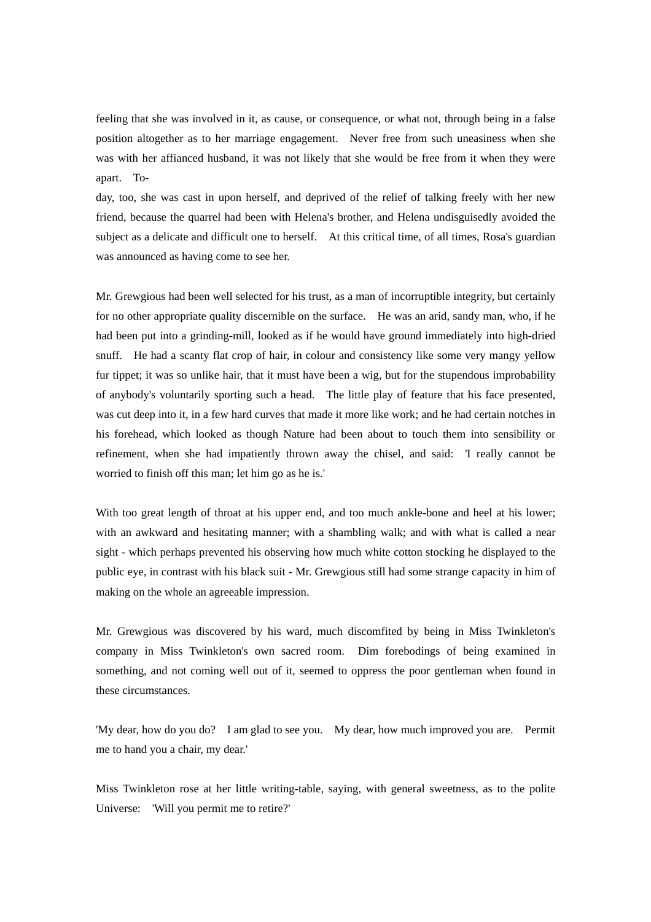feeling that she was involved in it, as cause, or consequence, or what not, through being in a false position altogether as to her marriage engagement. Never free from such uneasiness when she was with her affianced husband, it was not likely that she would be free from it when they were apart. To-
day, too, she was cast in upon herself, and deprived of the relief of talking freely with her new friend, because the quarrel had been with Helena's brother, and Helena undisguisedly avoided the subject as a delicate and difficult one to herself. At this critical time, of all times, Rosa's guardian was announced as having come to see her.

Mr. Grewgious had been well selected for his trust, as a man of incorruptible integrity, but certainly for no other appropriate quality discernible on the surface. He was an arid, sandy man, who, if he had been put into a grinding-mill, looked as if he would have ground immediately into high-dried snuff. He had a scanty flat crop of hair, in colour and consistency like some very mangy yellow fur tippet; it was so unlike hair, that it must have been a wig, but for the stupendous improbability of anybody's voluntarily sporting such a head. The little play of feature that his face presented, was cut deep into it, in a few hard curves that made it more like work; and he had certain notches in his forehead, which looked as though Nature had been about to touch them into sensibility or refinement, when she had impatiently thrown away the chisel, and said: 'I really cannot be worried to finish off this man; let him go as he is.'

With too great length of throat at his upper end, and too much ankle-bone and heel at his lower; with an awkward and hesitating manner; with a shambling walk; and with what is called a near sight - which perhaps prevented his observing how much white cotton stocking he displayed to the public eye, in contrast with his black suit - Mr. Grewgious still had some strange capacity in him of making on the whole an agreeable impression.

Mr. Grewgious was discovered by his ward, much discomfited by being in Miss Twinkleton's company in Miss Twinkleton's own sacred room. Dim forebodings of being examined in something, and not coming well out of it, seemed to oppress the poor gentleman when found in these circumstances.

'My dear, how do you do? I am glad to see you. My dear, how much improved you are. Permit me to hand you a chair, my dear.'

Miss Twinkleton rose at her little writing-table, saying, with general sweetness, as to the polite Universe: 'Will you permit me to retire?'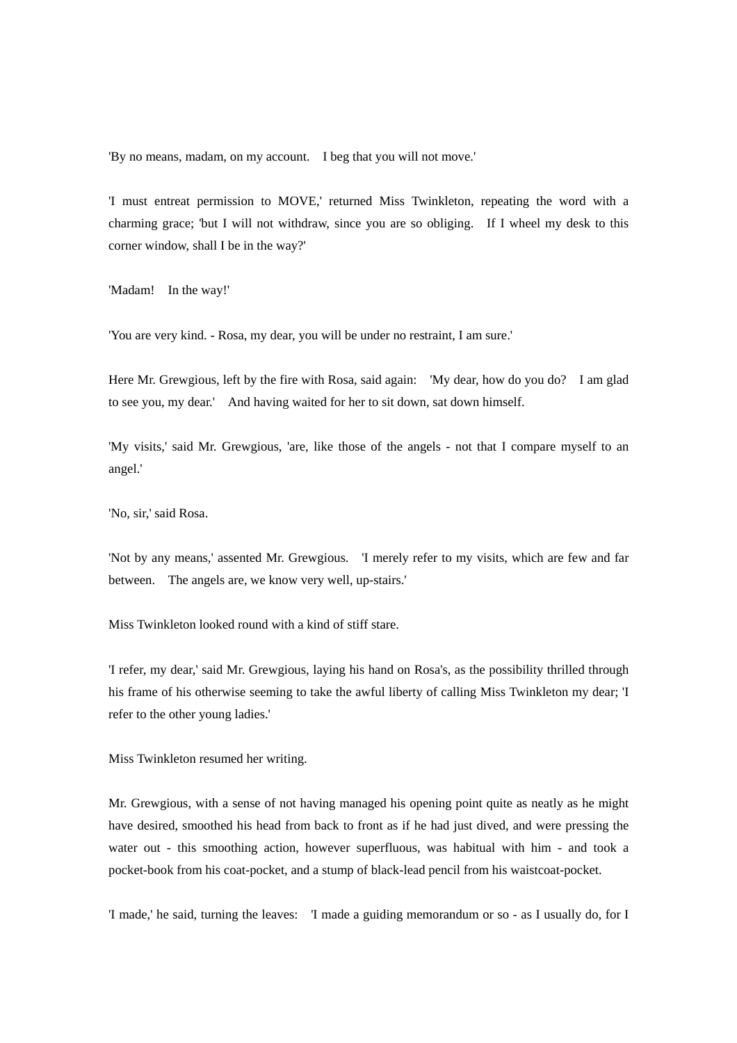'By no means, madam, on my account. I beg that you will not move.'

'I must entreat permission to MOVE,' returned Miss Twinkleton, repeating the word with a charming grace; 'but I will not withdraw, since you are so obliging. If I wheel my desk to this corner window, shall I be in the way?'

'Madam! In the way!'

'You are very kind. - Rosa, my dear, you will be under no restraint, I am sure.'

Here Mr. Grewgious, left by the fire with Rosa, said again: 'My dear, how do you do? I am glad to see you, my dear.' And having waited for her to sit down, sat down himself.

'My visits,' said Mr. Grewgious, 'are, like those of the angels - not that I compare myself to an angel.'

'No, sir,' said Rosa.

'Not by any means,' assented Mr. Grewgious. 'I merely refer to my visits, which are few and far between. The angels are, we know very well, up-stairs.'

Miss Twinkleton looked round with a kind of stiff stare.

'I refer, my dear,' said Mr. Grewgious, laying his hand on Rosa's, as the possibility thrilled through his frame of his otherwise seeming to take the awful liberty of calling Miss Twinkleton my dear; 'I refer to the other young ladies.'

Miss Twinkleton resumed her writing.

Mr. Grewgious, with a sense of not having managed his opening point quite as neatly as he might have desired, smoothed his head from back to front as if he had just dived, and were pressing the water out - this smoothing action, however superfluous, was habitual with him - and took a pocket-book from his coat-pocket, and a stump of black-lead pencil from his waistcoat-pocket.

'I made,' he said, turning the leaves: 'I made a guiding memorandum or so - as I usually do, for I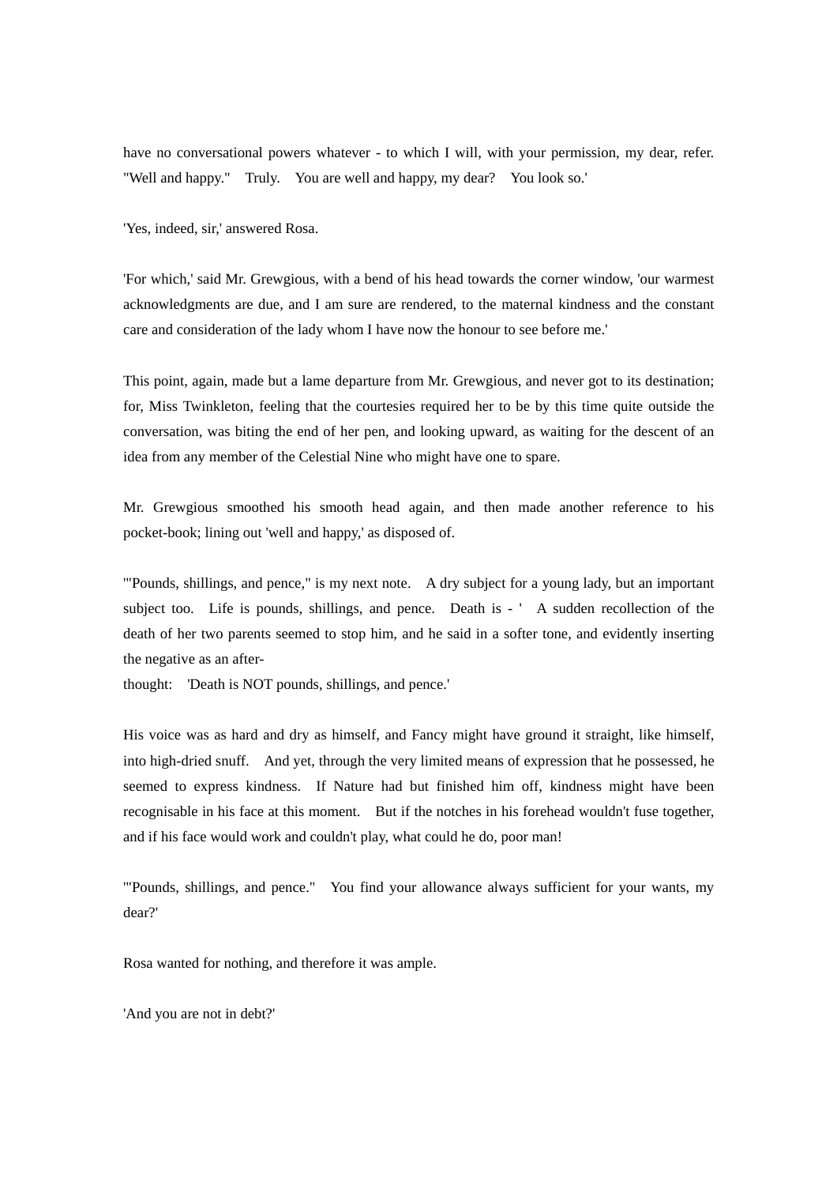have no conversational powers whatever - to which I will, with your permission, my dear, refer. "Well and happy." Truly. You are well and happy, my dear? You look so.'

'Yes, indeed, sir,' answered Rosa.

'For which,' said Mr. Grewgious, with a bend of his head towards the corner window, 'our warmest acknowledgments are due, and I am sure are rendered, to the maternal kindness and the constant care and consideration of the lady whom I have now the honour to see before me.'

This point, again, made but a lame departure from Mr. Grewgious, and never got to its destination; for, Miss Twinkleton, feeling that the courtesies required her to be by this time quite outside the conversation, was biting the end of her pen, and looking upward, as waiting for the descent of an idea from any member of the Celestial Nine who might have one to spare.

Mr. Grewgious smoothed his smooth head again, and then made another reference to his pocket-book; lining out 'well and happy,' as disposed of.

'"Pounds, shillings, and pence," is my next note. A dry subject for a young lady, but an important subject too. Life is pounds, shillings, and pence. Death is - ' A sudden recollection of the death of her two parents seemed to stop him, and he said in a softer tone, and evidently inserting the negative as an after-thought: 'Death is NOT pounds, shillings, and pence.'

His voice was as hard and dry as himself, and Fancy might have ground it straight, like himself, into high-dried snuff. And yet, through the very limited means of expression that he possessed, he seemed to express kindness. If Nature had but finished him off, kindness might have been recognisable in his face at this moment. But if the notches in his forehead wouldn't fuse together, and if his face would work and couldn't play, what could he do, poor man!

'"Pounds, shillings, and pence." You find your allowance always sufficient for your wants, my dear?'

Rosa wanted for nothing, and therefore it was ample.

'And you are not in debt?'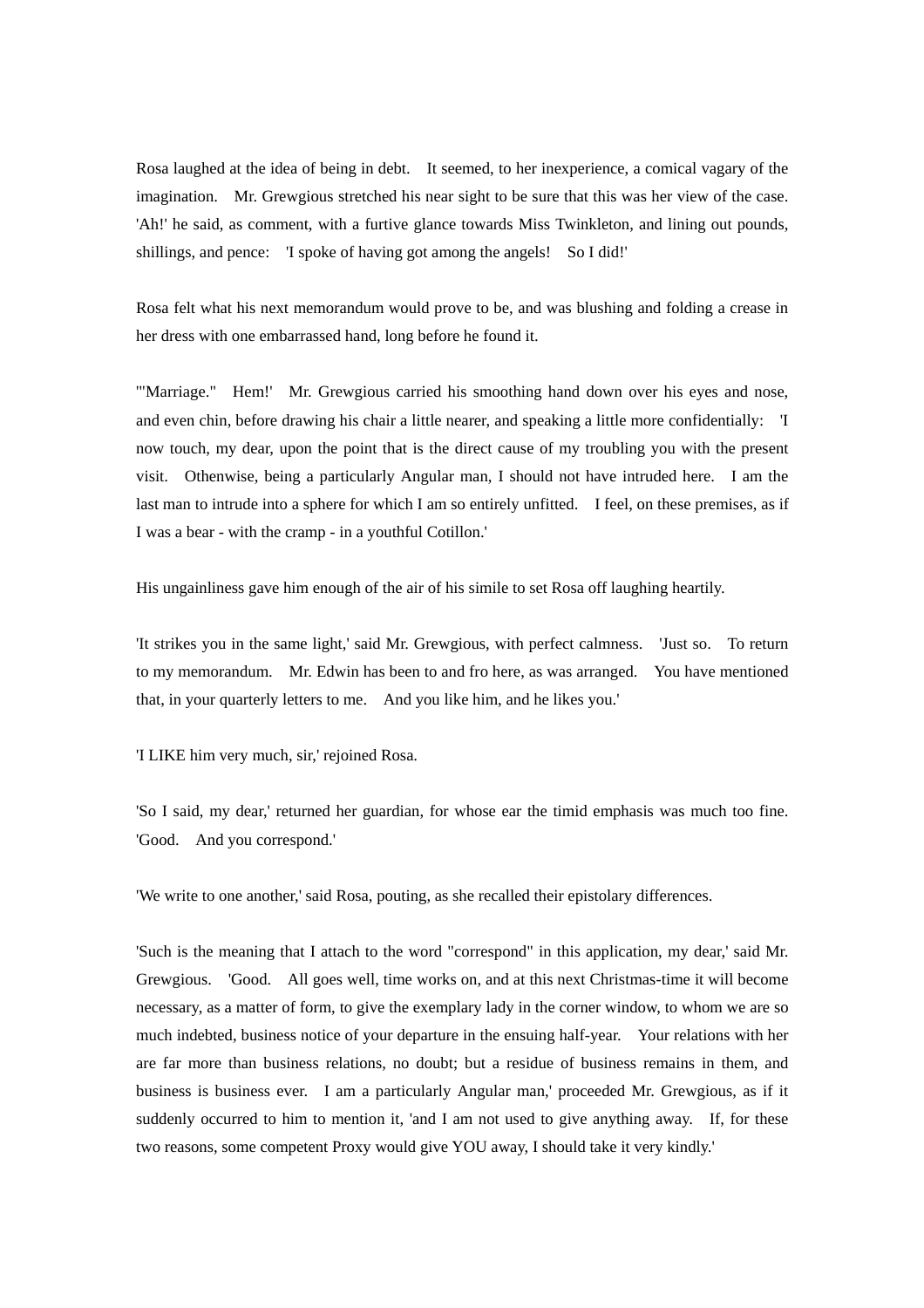Rosa laughed at the idea of being in debt. It seemed, to her inexperience, a comical vagary of the imagination. Mr. Grewgious stretched his near sight to be sure that this was her view of the case. 'Ah!' he said, as comment, with a furtive glance towards Miss Twinkleton, and lining out pounds, shillings, and pence: 'I spoke of having got among the angels! So I did!'

Rosa felt what his next memorandum would prove to be, and was blushing and folding a crease in her dress with one embarrassed hand, long before he found it.

'"Marriage." Hem!' Mr. Grewgious carried his smoothing hand down over his eyes and nose, and even chin, before drawing his chair a little nearer, and speaking a little more confidentially: 'I now touch, my dear, upon the point that is the direct cause of my troubling you with the present visit. Othenwise, being a particularly Angular man, I should not have intruded here. I am the last man to intrude into a sphere for which I am so entirely unfitted. I feel, on these premises, as if I was a bear - with the cramp - in a youthful Cotillon.'

His ungainliness gave him enough of the air of his simile to set Rosa off laughing heartily.

'It strikes you in the same light,' said Mr. Grewgious, with perfect calmness. 'Just so. To return to my memorandum. Mr. Edwin has been to and fro here, as was arranged. You have mentioned that, in your quarterly letters to me. And you like him, and he likes you.'

'I LIKE him very much, sir,' rejoined Rosa.

'So I said, my dear,' returned her guardian, for whose ear the timid emphasis was much too fine. 'Good. And you correspond.'

'We write to one another,' said Rosa, pouting, as she recalled their epistolary differences.

'Such is the meaning that I attach to the word "correspond" in this application, my dear,' said Mr. Grewgious. 'Good. All goes well, time works on, and at this next Christmas-time it will become necessary, as a matter of form, to give the exemplary lady in the corner window, to whom we are so much indebted, business notice of your departure in the ensuing half-year. Your relations with her are far more than business relations, no doubt; but a residue of business remains in them, and business is business ever. I am a particularly Angular man,' proceeded Mr. Grewgious, as if it suddenly occurred to him to mention it, 'and I am not used to give anything away. If, for these two reasons, some competent Proxy would give YOU away, I should take it very kindly.'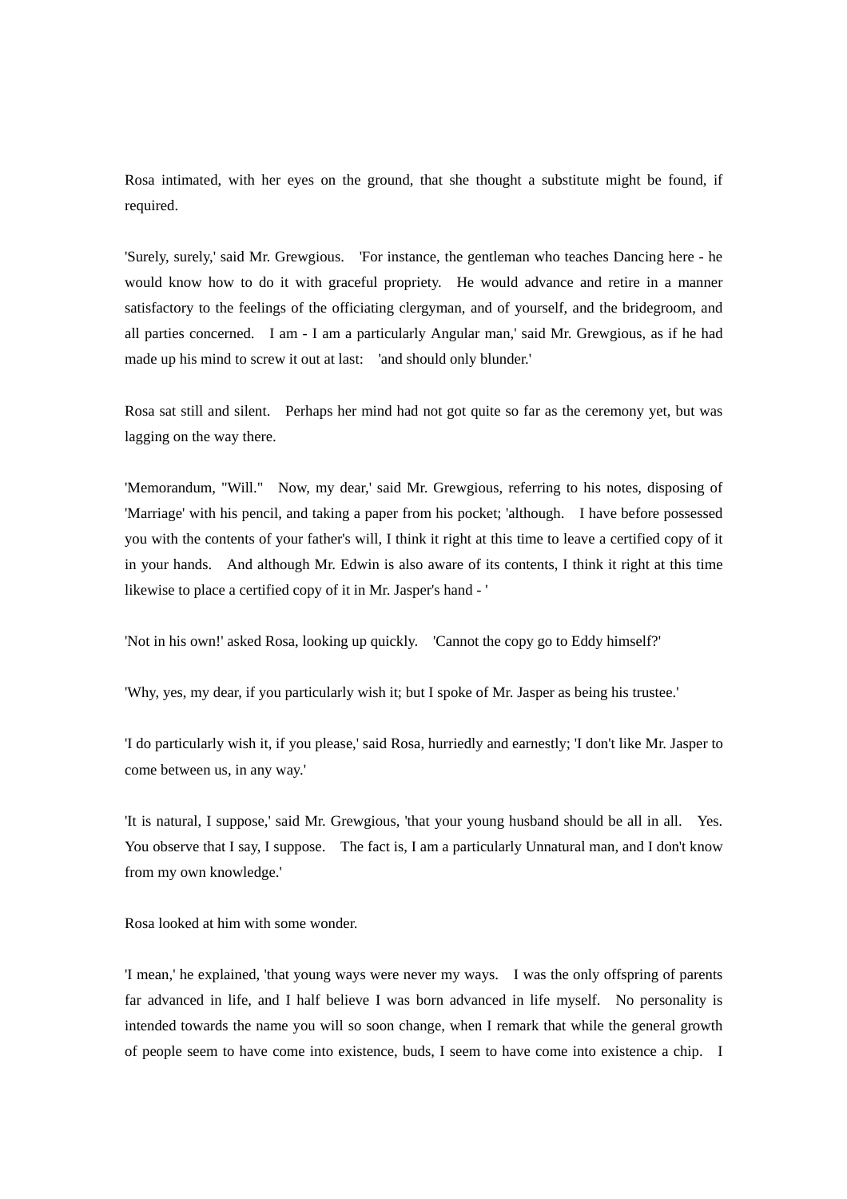Rosa intimated, with her eyes on the ground, that she thought a substitute might be found, if required.

'Surely, surely,' said Mr. Grewgious. 'For instance, the gentleman who teaches Dancing here - he would know how to do it with graceful propriety. He would advance and retire in a manner satisfactory to the feelings of the officiating clergyman, and of yourself, and the bridegroom, and all parties concerned. I am - I am a particularly Angular man,' said Mr. Grewgious, as if he had made up his mind to screw it out at last: 'and should only blunder.'

Rosa sat still and silent. Perhaps her mind had not got quite so far as the ceremony yet, but was lagging on the way there.

'Memorandum, "Will." Now, my dear,' said Mr. Grewgious, referring to his notes, disposing of 'Marriage' with his pencil, and taking a paper from his pocket; 'although. I have before possessed you with the contents of your father's will, I think it right at this time to leave a certified copy of it in your hands. And although Mr. Edwin is also aware of its contents, I think it right at this time likewise to place a certified copy of it in Mr. Jasper's hand - '

'Not in his own!' asked Rosa, looking up quickly. 'Cannot the copy go to Eddy himself?'

'Why, yes, my dear, if you particularly wish it; but I spoke of Mr. Jasper as being his trustee.'

'I do particularly wish it, if you please,' said Rosa, hurriedly and earnestly; 'I don't like Mr. Jasper to come between us, in any way.'

'It is natural, I suppose,' said Mr. Grewgious, 'that your young husband should be all in all. Yes. You observe that I say, I suppose. The fact is, I am a particularly Unnatural man, and I don't know from my own knowledge.'

Rosa looked at him with some wonder.

'I mean,' he explained, 'that young ways were never my ways. I was the only offspring of parents far advanced in life, and I half believe I was born advanced in life myself. No personality is intended towards the name you will so soon change, when I remark that while the general growth of people seem to have come into existence, buds, I seem to have come into existence a chip. I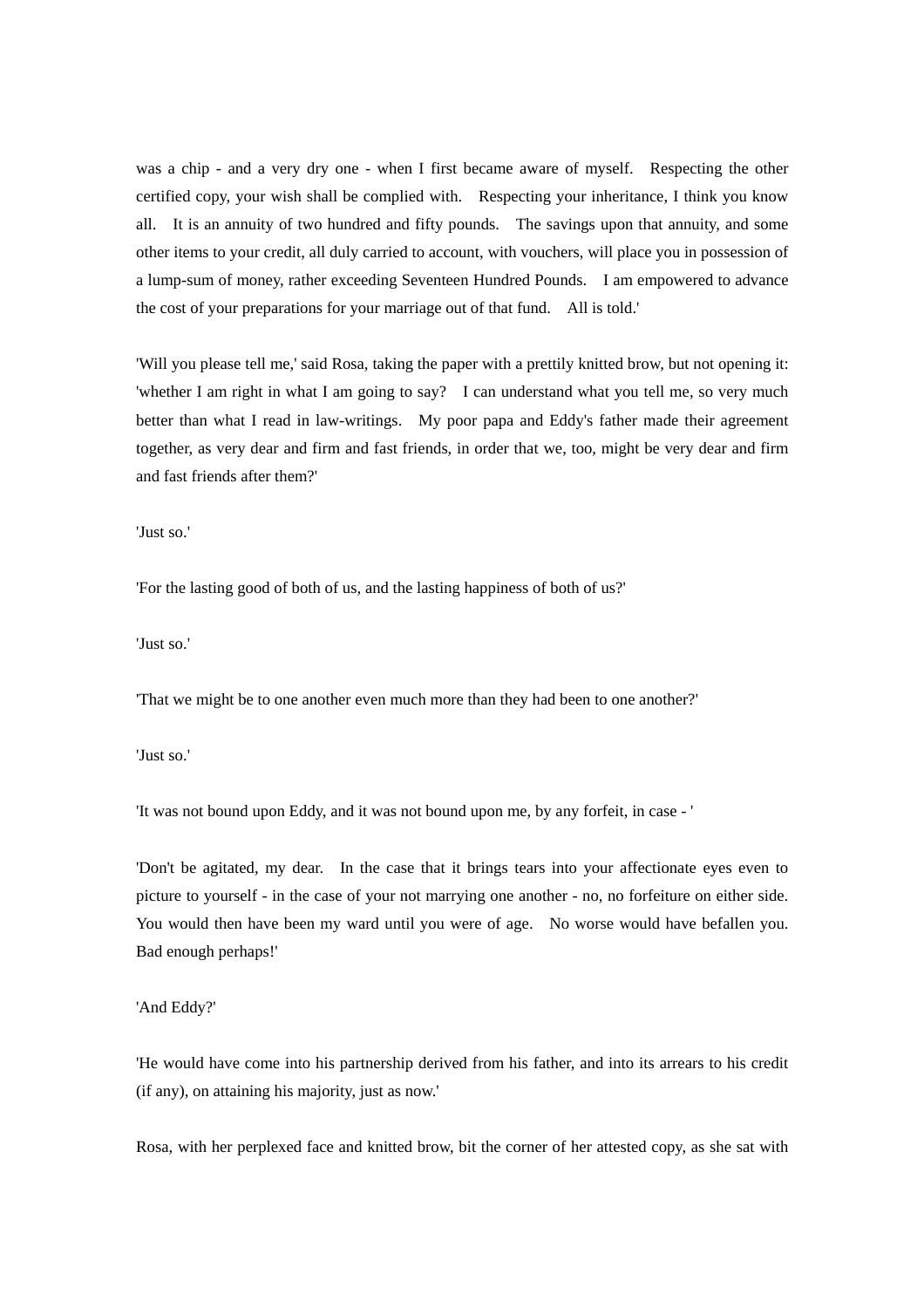was a chip - and a very dry one - when I first became aware of myself. Respecting the other certified copy, your wish shall be complied with. Respecting your inheritance, I think you know all. It is an annuity of two hundred and fifty pounds. The savings upon that annuity, and some other items to your credit, all duly carried to account, with vouchers, will place you in possession of a lump-sum of money, rather exceeding Seventeen Hundred Pounds. I am empowered to advance the cost of your preparations for your marriage out of that fund. All is told.'

'Will you please tell me,' said Rosa, taking the paper with a prettily knitted brow, but not opening it: 'whether I am right in what I am going to say? I can understand what you tell me, so very much better than what I read in law-writings. My poor papa and Eddy's father made their agreement together, as very dear and firm and fast friends, in order that we, too, might be very dear and firm and fast friends after them?'

'Just so.'

'For the lasting good of both of us, and the lasting happiness of both of us?'

'Just so.'

'That we might be to one another even much more than they had been to one another?'

'Just so.'

'It was not bound upon Eddy, and it was not bound upon me, by any forfeit, in case - '

'Don't be agitated, my dear. In the case that it brings tears into your affectionate eyes even to picture to yourself - in the case of your not marrying one another - no, no forfeiture on either side. You would then have been my ward until you were of age. No worse would have befallen you. Bad enough perhaps!'

'And Eddy?'

'He would have come into his partnership derived from his father, and into its arrears to his credit (if any), on attaining his majority, just as now.'

Rosa, with her perplexed face and knitted brow, bit the corner of her attested copy, as she sat with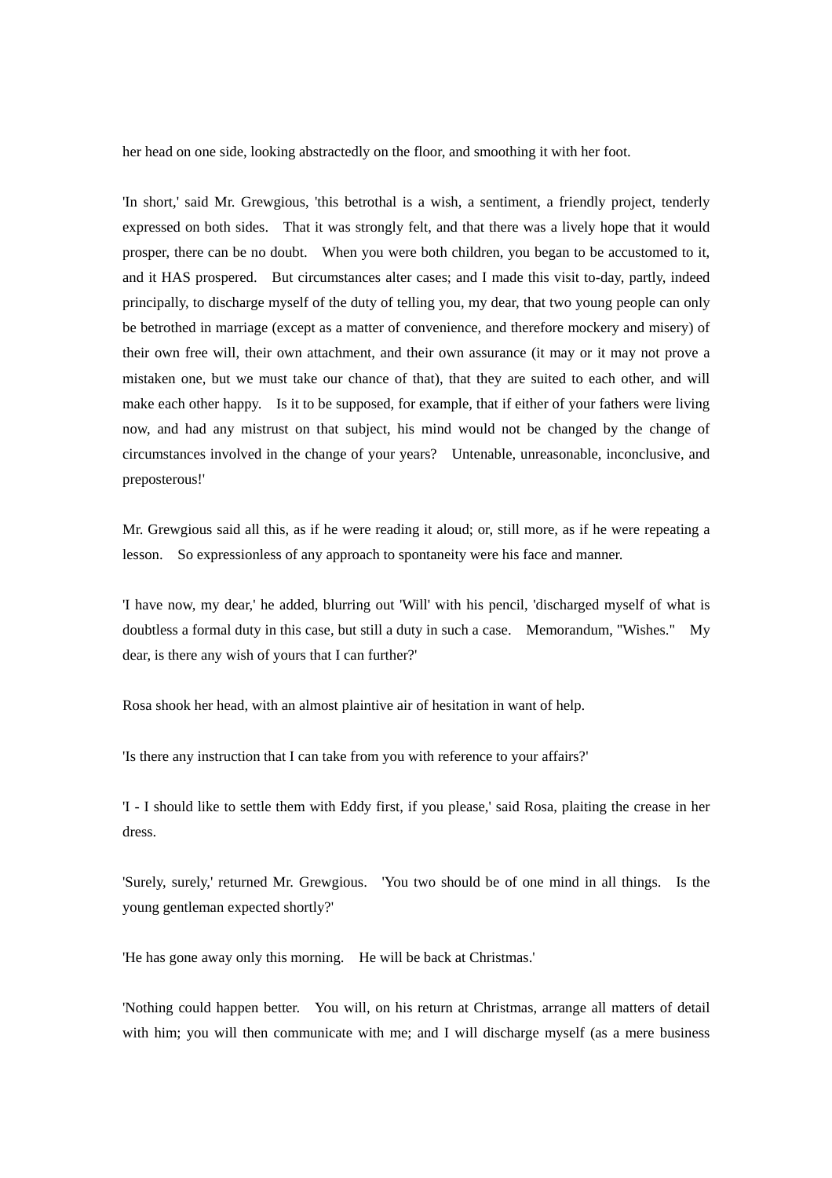her head on one side, looking abstractedly on the floor, and smoothing it with her foot.

'In short,' said Mr. Grewgious, 'this betrothal is a wish, a sentiment, a friendly project, tenderly expressed on both sides. That it was strongly felt, and that there was a lively hope that it would prosper, there can be no doubt. When you were both children, you began to be accustomed to it, and it HAS prospered. But circumstances alter cases; and I made this visit to-day, partly, indeed principally, to discharge myself of the duty of telling you, my dear, that two young people can only be betrothed in marriage (except as a matter of convenience, and therefore mockery and misery) of their own free will, their own attachment, and their own assurance (it may or it may not prove a mistaken one, but we must take our chance of that), that they are suited to each other, and will make each other happy. Is it to be supposed, for example, that if either of your fathers were living now, and had any mistrust on that subject, his mind would not be changed by the change of circumstances involved in the change of your years? Untenable, unreasonable, inconclusive, and preposterous!'

Mr. Grewgious said all this, as if he were reading it aloud; or, still more, as if he were repeating a lesson. So expressionless of any approach to spontaneity were his face and manner.

'I have now, my dear,' he added, blurring out 'Will' with his pencil, 'discharged myself of what is doubtless a formal duty in this case, but still a duty in such a case. Memorandum, "Wishes." My dear, is there any wish of yours that I can further?'

Rosa shook her head, with an almost plaintive air of hesitation in want of help.

'Is there any instruction that I can take from you with reference to your affairs?'

'I - I should like to settle them with Eddy first, if you please,' said Rosa, plaiting the crease in her dress.

'Surely, surely,' returned Mr. Grewgious. 'You two should be of one mind in all things. Is the young gentleman expected shortly?'

'He has gone away only this morning. He will be back at Christmas.'

'Nothing could happen better. You will, on his return at Christmas, arrange all matters of detail with him; you will then communicate with me; and I will discharge myself (as a mere business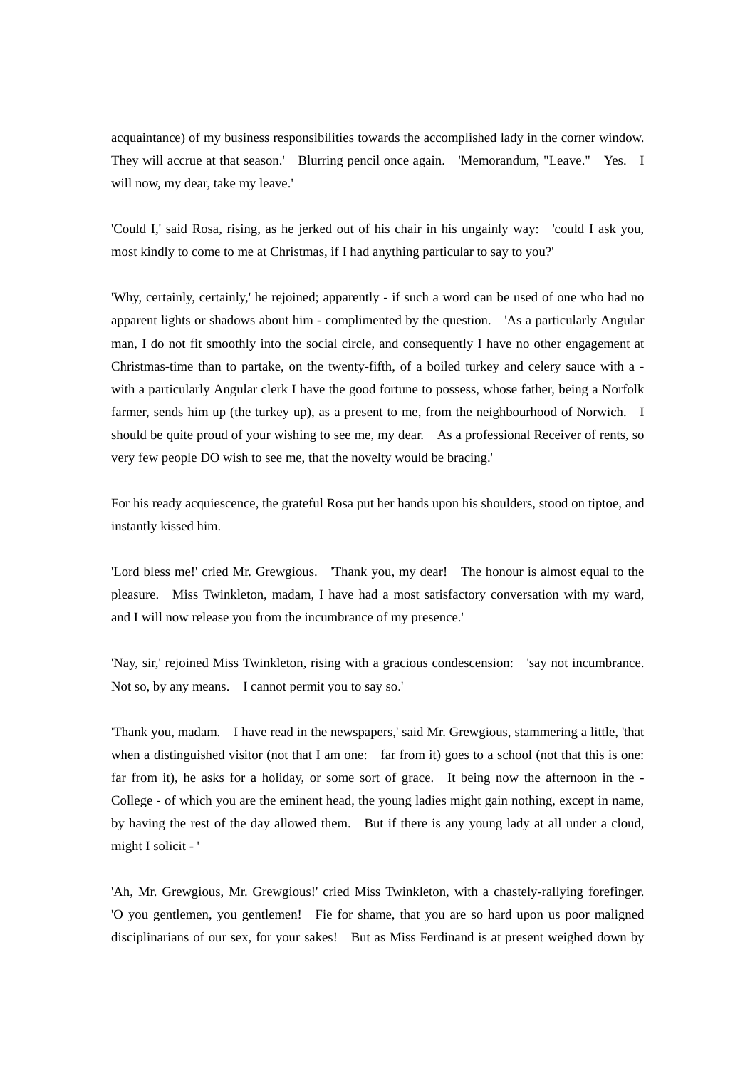acquaintance) of my business responsibilities towards the accomplished lady in the corner window. They will accrue at that season.' Blurring pencil once again. 'Memorandum, "Leave." Yes. I will now, my dear, take my leave.'

'Could I,' said Rosa, rising, as he jerked out of his chair in his ungainly way: 'could I ask you, most kindly to come to me at Christmas, if I had anything particular to say to you?'

'Why, certainly, certainly,' he rejoined; apparently - if such a word can be used of one who had no apparent lights or shadows about him - complimented by the question. 'As a particularly Angular man, I do not fit smoothly into the social circle, and consequently I have no other engagement at Christmas-time than to partake, on the twenty-fifth, of a boiled turkey and celery sauce with a - with a particularly Angular clerk I have the good fortune to possess, whose father, being a Norfolk farmer, sends him up (the turkey up), as a present to me, from the neighbourhood of Norwich. I should be quite proud of your wishing to see me, my dear. As a professional Receiver of rents, so very few people DO wish to see me, that the novelty would be bracing.'

For his ready acquiescence, the grateful Rosa put her hands upon his shoulders, stood on tiptoe, and instantly kissed him.

'Lord bless me!' cried Mr. Grewgious. 'Thank you, my dear! The honour is almost equal to the pleasure. Miss Twinkleton, madam, I have had a most satisfactory conversation with my ward, and I will now release you from the incumbrance of my presence.'

'Nay, sir,' rejoined Miss Twinkleton, rising with a gracious condescension: 'say not incumbrance. Not so, by any means. I cannot permit you to say so.'

'Thank you, madam. I have read in the newspapers,' said Mr. Grewgious, stammering a little, 'that when a distinguished visitor (not that I am one: far from it) goes to a school (not that this is one: far from it), he asks for a holiday, or some sort of grace. It being now the afternoon in the - College - of which you are the eminent head, the young ladies might gain nothing, except in name, by having the rest of the day allowed them. But if there is any young lady at all under a cloud, might I solicit - '

'Ah, Mr. Grewgious, Mr. Grewgious!' cried Miss Twinkleton, with a chastely-rallying forefinger. 'O you gentlemen, you gentlemen! Fie for shame, that you are so hard upon us poor maligned disciplinarians of our sex, for your sakes! But as Miss Ferdinand is at present weighed down by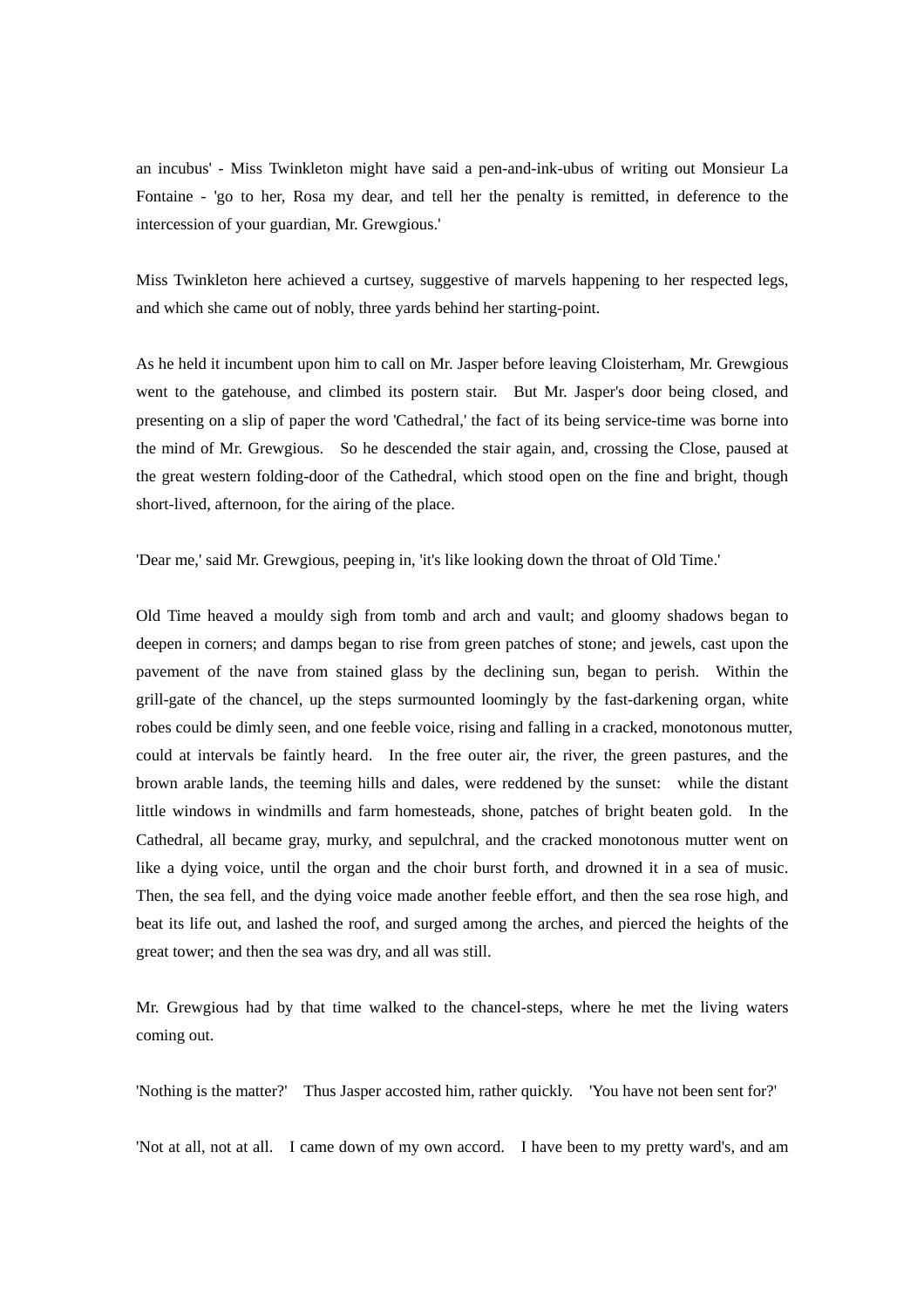an incubus' - Miss Twinkleton might have said a pen-and-ink-ubus of writing out Monsieur La Fontaine - 'go to her, Rosa my dear, and tell her the penalty is remitted, in deference to the intercession of your guardian, Mr. Grewgious.'

Miss Twinkleton here achieved a curtsey, suggestive of marvels happening to her respected legs, and which she came out of nobly, three yards behind her starting-point.

As he held it incumbent upon him to call on Mr. Jasper before leaving Cloisterham, Mr. Grewgious went to the gatehouse, and climbed its postern stair. But Mr. Jasper's door being closed, and presenting on a slip of paper the word 'Cathedral,' the fact of its being service-time was borne into the mind of Mr. Grewgious. So he descended the stair again, and, crossing the Close, paused at the great western folding-door of the Cathedral, which stood open on the fine and bright, though short-lived, afternoon, for the airing of the place.

'Dear me,' said Mr. Grewgious, peeping in, 'it's like looking down the throat of Old Time.'

Old Time heaved a mouldy sigh from tomb and arch and vault; and gloomy shadows began to deepen in corners; and damps began to rise from green patches of stone; and jewels, cast upon the pavement of the nave from stained glass by the declining sun, began to perish. Within the grill-gate of the chancel, up the steps surmounted loomingly by the fast-darkening organ, white robes could be dimly seen, and one feeble voice, rising and falling in a cracked, monotonous mutter, could at intervals be faintly heard. In the free outer air, the river, the green pastures, and the brown arable lands, the teeming hills and dales, were reddened by the sunset: while the distant little windows in windmills and farm homesteads, shone, patches of bright beaten gold. In the Cathedral, all became gray, murky, and sepulchral, and the cracked monotonous mutter went on like a dying voice, until the organ and the choir burst forth, and drowned it in a sea of music. Then, the sea fell, and the dying voice made another feeble effort, and then the sea rose high, and beat its life out, and lashed the roof, and surged among the arches, and pierced the heights of the great tower; and then the sea was dry, and all was still.

Mr. Grewgious had by that time walked to the chancel-steps, where he met the living waters coming out.

'Nothing is the matter?' Thus Jasper accosted him, rather quickly. 'You have not been sent for?'

'Not at all, not at all. I came down of my own accord. I have been to my pretty ward's, and am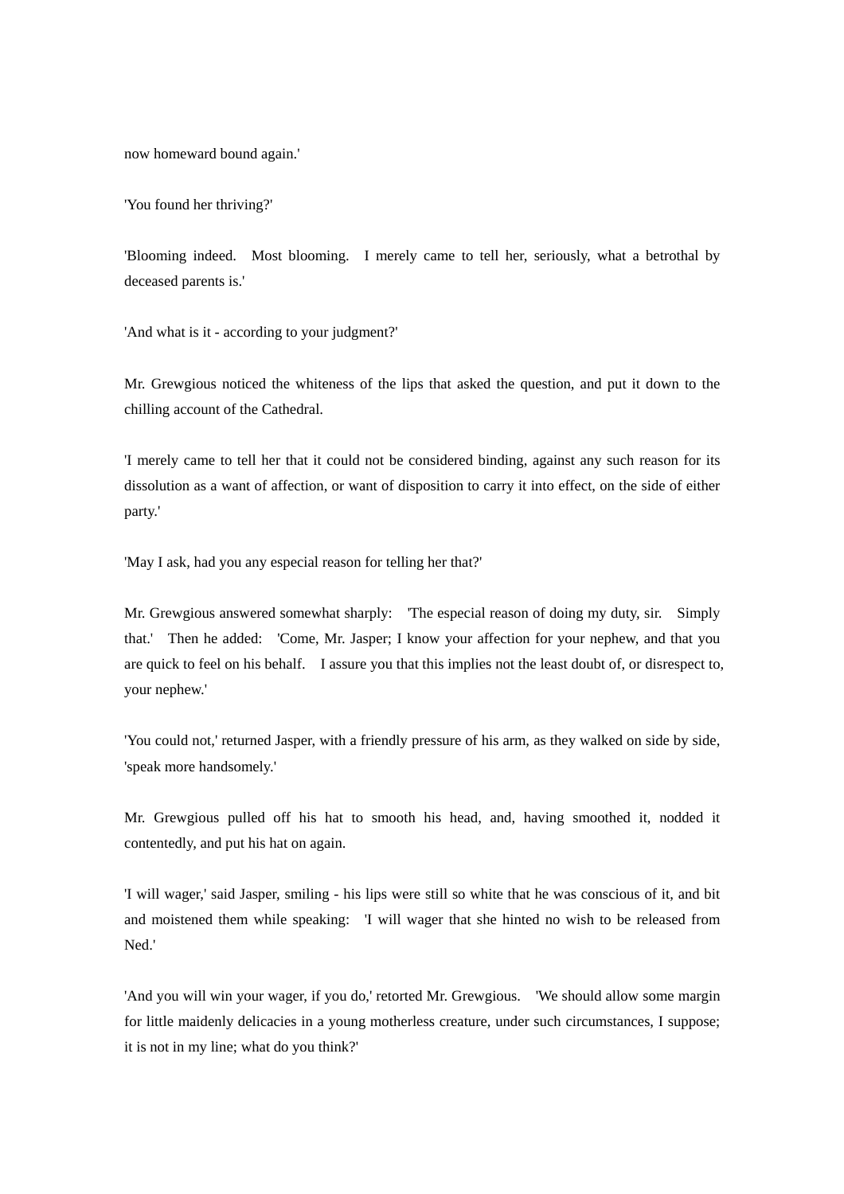now homeward bound again.'

'You found her thriving?'

'Blooming indeed. Most blooming. I merely came to tell her, seriously, what a betrothal by deceased parents is.'

'And what is it - according to your judgment?'

Mr. Grewgious noticed the whiteness of the lips that asked the question, and put it down to the chilling account of the Cathedral.

'I merely came to tell her that it could not be considered binding, against any such reason for its dissolution as a want of affection, or want of disposition to carry it into effect, on the side of either party.'

'May I ask, had you any especial reason for telling her that?'

Mr. Grewgious answered somewhat sharply: 'The especial reason of doing my duty, sir. Simply that.' Then he added: 'Come, Mr. Jasper; I know your affection for your nephew, and that you are quick to feel on his behalf. I assure you that this implies not the least doubt of, or disrespect to, your nephew.'

'You could not,' returned Jasper, with a friendly pressure of his arm, as they walked on side by side, 'speak more handsomely.'

Mr. Grewgious pulled off his hat to smooth his head, and, having smoothed it, nodded it contentedly, and put his hat on again.

'I will wager,' said Jasper, smiling - his lips were still so white that he was conscious of it, and bit and moistened them while speaking: 'I will wager that she hinted no wish to be released from Ned.'

'And you will win your wager, if you do,' retorted Mr. Grewgious. 'We should allow some margin for little maidenly delicacies in a young motherless creature, under such circumstances, I suppose; it is not in my line; what do you think?'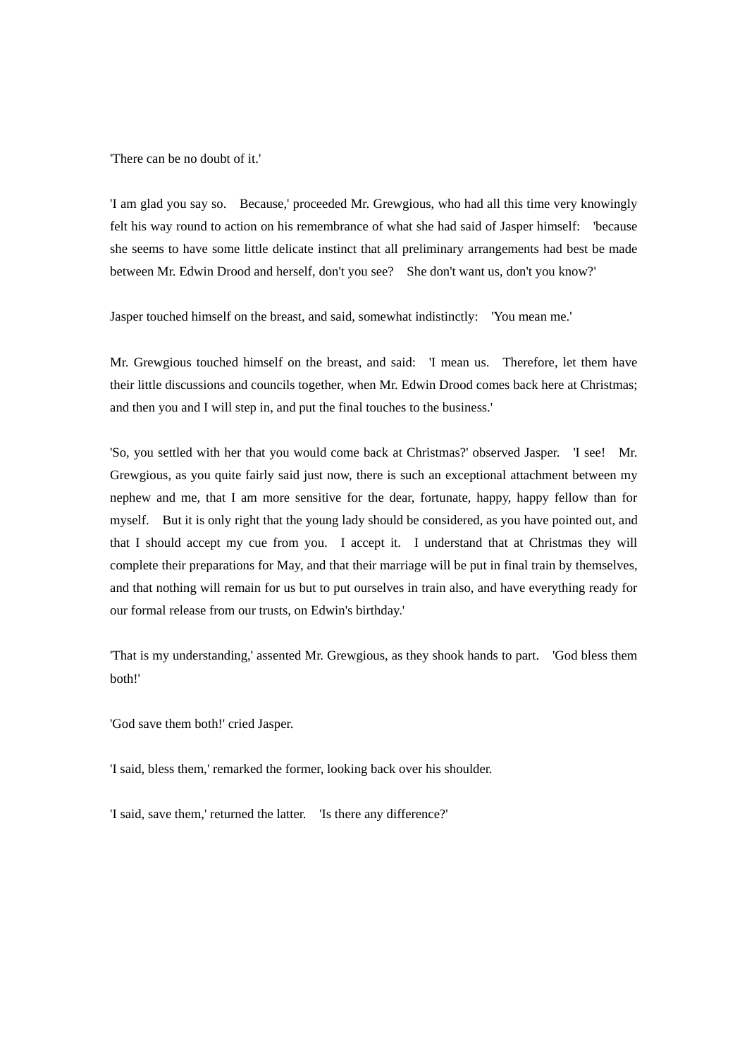'There can be no doubt of it.'

'I am glad you say so.  Because,' proceeded Mr. Grewgious, who had all this time very knowingly felt his way round to action on his remembrance of what she had said of Jasper himself:  'because she seems to have some little delicate instinct that all preliminary arrangements had best be made between Mr. Edwin Drood and herself, don't you see?  She don't want us, don't you know?'

Jasper touched himself on the breast, and said, somewhat indistinctly:  'You mean me.'

Mr. Grewgious touched himself on the breast, and said:  'I mean us.  Therefore, let them have their little discussions and councils together, when Mr. Edwin Drood comes back here at Christmas; and then you and I will step in, and put the final touches to the business.'

'So, you settled with her that you would come back at Christmas?' observed Jasper.  'I see!  Mr. Grewgious, as you quite fairly said just now, there is such an exceptional attachment between my nephew and me, that I am more sensitive for the dear, fortunate, happy, happy fellow than for myself.  But it is only right that the young lady should be considered, as you have pointed out, and that I should accept my cue from you.  I accept it.  I understand that at Christmas they will complete their preparations for May, and that their marriage will be put in final train by themselves, and that nothing will remain for us but to put ourselves in train also, and have everything ready for our formal release from our trusts, on Edwin's birthday.'

'That is my understanding,' assented Mr. Grewgious, as they shook hands to part.  'God bless them both!'

'God save them both!' cried Jasper.

'I said, bless them,' remarked the former, looking back over his shoulder.

'I said, save them,' returned the latter.  'Is there any difference?'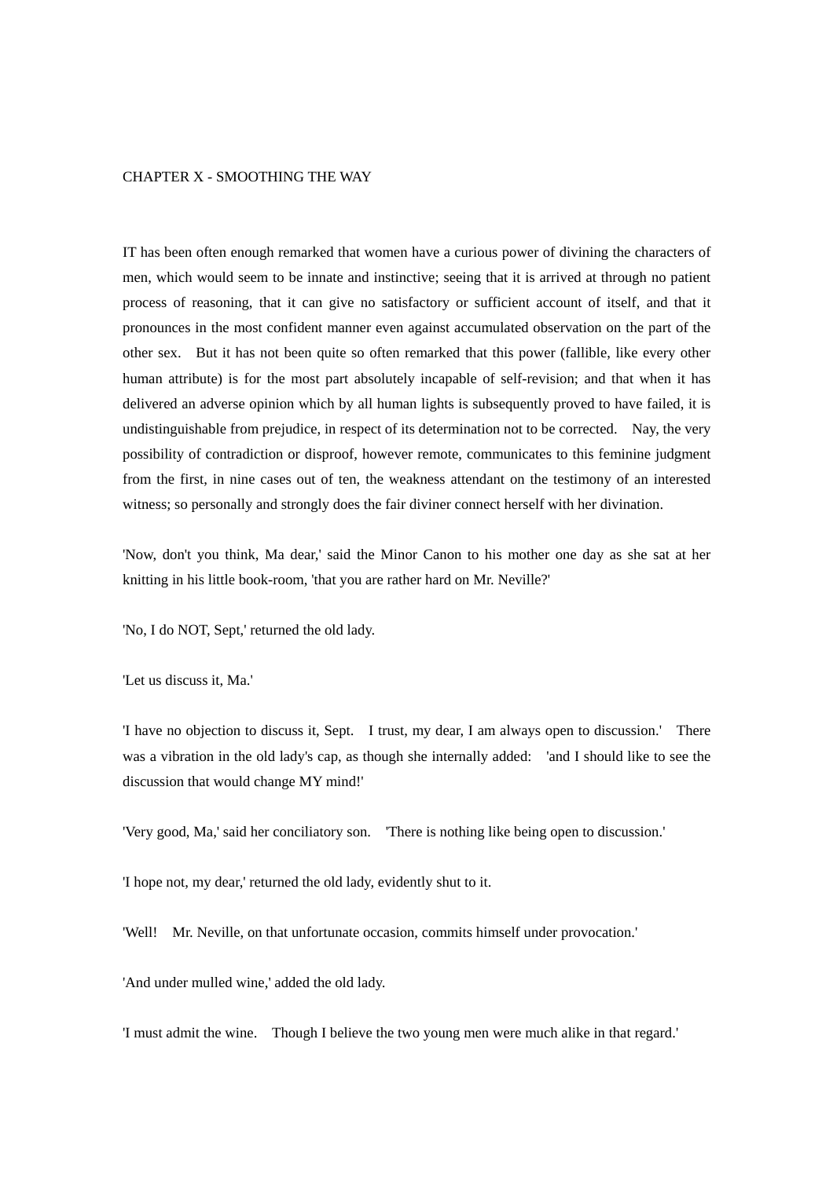## CHAPTER X - SMOOTHING THE WAY

IT has been often enough remarked that women have a curious power of divining the characters of men, which would seem to be innate and instinctive; seeing that it is arrived at through no patient process of reasoning, that it can give no satisfactory or sufficient account of itself, and that it pronounces in the most confident manner even against accumulated observation on the part of the other sex. But it has not been quite so often remarked that this power (fallible, like every other human attribute) is for the most part absolutely incapable of self-revision; and that when it has delivered an adverse opinion which by all human lights is subsequently proved to have failed, it is undistinguishable from prejudice, in respect of its determination not to be corrected. Nay, the very possibility of contradiction or disproof, however remote, communicates to this feminine judgment from the first, in nine cases out of ten, the weakness attendant on the testimony of an interested witness; so personally and strongly does the fair diviner connect herself with her divination.

'Now, don't you think, Ma dear,' said the Minor Canon to his mother one day as she sat at her knitting in his little book-room, 'that you are rather hard on Mr. Neville?'

'No, I do NOT, Sept,' returned the old lady.

'Let us discuss it, Ma.'

'I have no objection to discuss it, Sept. I trust, my dear, I am always open to discussion.' There was a vibration in the old lady's cap, as though she internally added: 'and I should like to see the discussion that would change MY mind!'

'Very good, Ma,' said her conciliatory son. 'There is nothing like being open to discussion.'

'I hope not, my dear,' returned the old lady, evidently shut to it.

'Well! Mr. Neville, on that unfortunate occasion, commits himself under provocation.'

'And under mulled wine,' added the old lady.

'I must admit the wine. Though I believe the two young men were much alike in that regard.'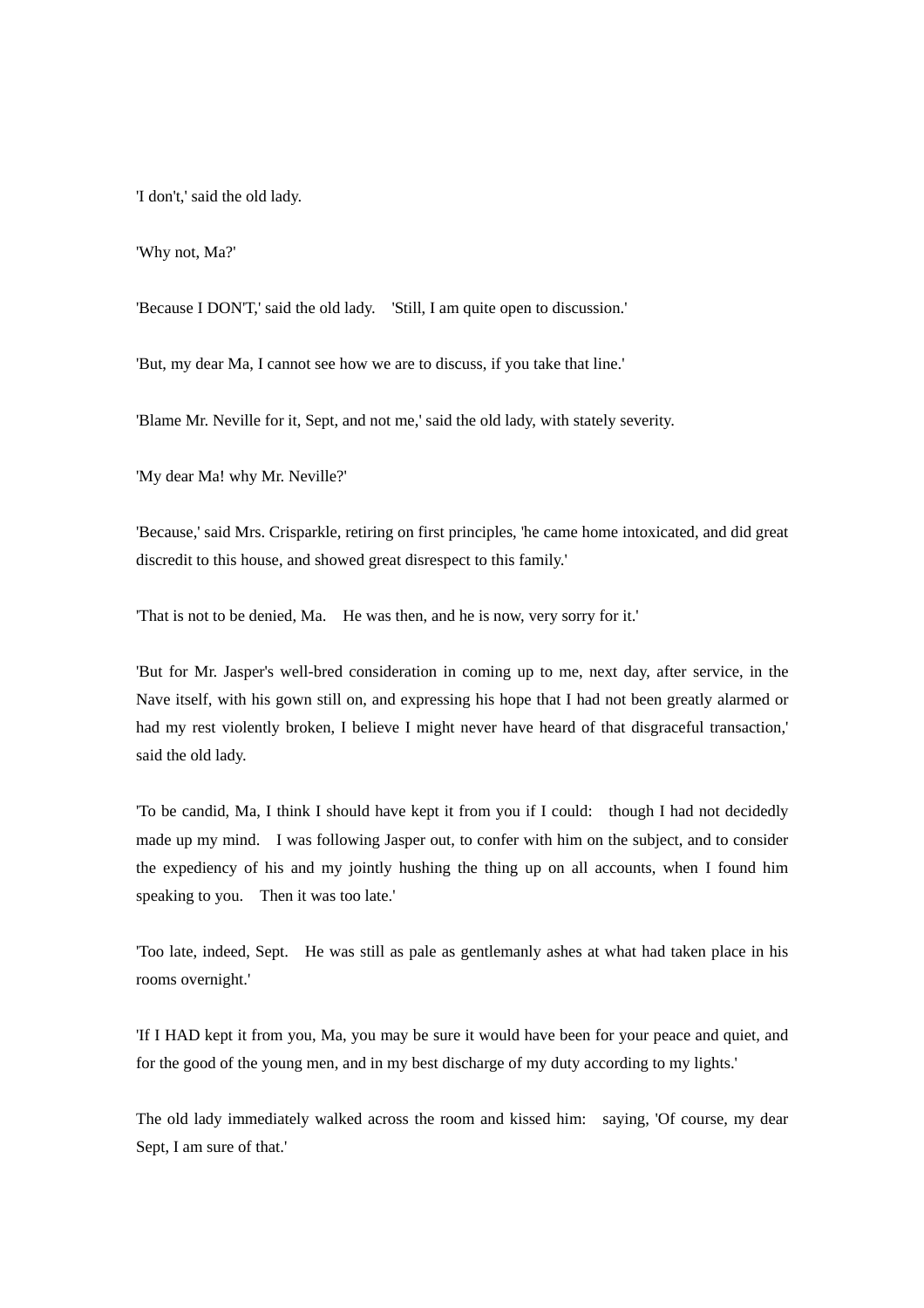'I don't,' said the old lady.

'Why not, Ma?'

'Because I DON'T,' said the old lady. 'Still, I am quite open to discussion.'

'But, my dear Ma, I cannot see how we are to discuss, if you take that line.'

'Blame Mr. Neville for it, Sept, and not me,' said the old lady, with stately severity.

'My dear Ma! why Mr. Neville?'

'Because,' said Mrs. Crisparkle, retiring on first principles, 'he came home intoxicated, and did great discredit to this house, and showed great disrespect to this family.'

'That is not to be denied, Ma. He was then, and he is now, very sorry for it.'

'But for Mr. Jasper's well-bred consideration in coming up to me, next day, after service, in the Nave itself, with his gown still on, and expressing his hope that I had not been greatly alarmed or had my rest violently broken, I believe I might never have heard of that disgraceful transaction,' said the old lady.

'To be candid, Ma, I think I should have kept it from you if I could: though I had not decidedly made up my mind. I was following Jasper out, to confer with him on the subject, and to consider the expediency of his and my jointly hushing the thing up on all accounts, when I found him speaking to you. Then it was too late.'

'Too late, indeed, Sept. He was still as pale as gentlemanly ashes at what had taken place in his rooms overnight.'

'If I HAD kept it from you, Ma, you may be sure it would have been for your peace and quiet, and for the good of the young men, and in my best discharge of my duty according to my lights.'

The old lady immediately walked across the room and kissed him: saying, 'Of course, my dear Sept, I am sure of that.'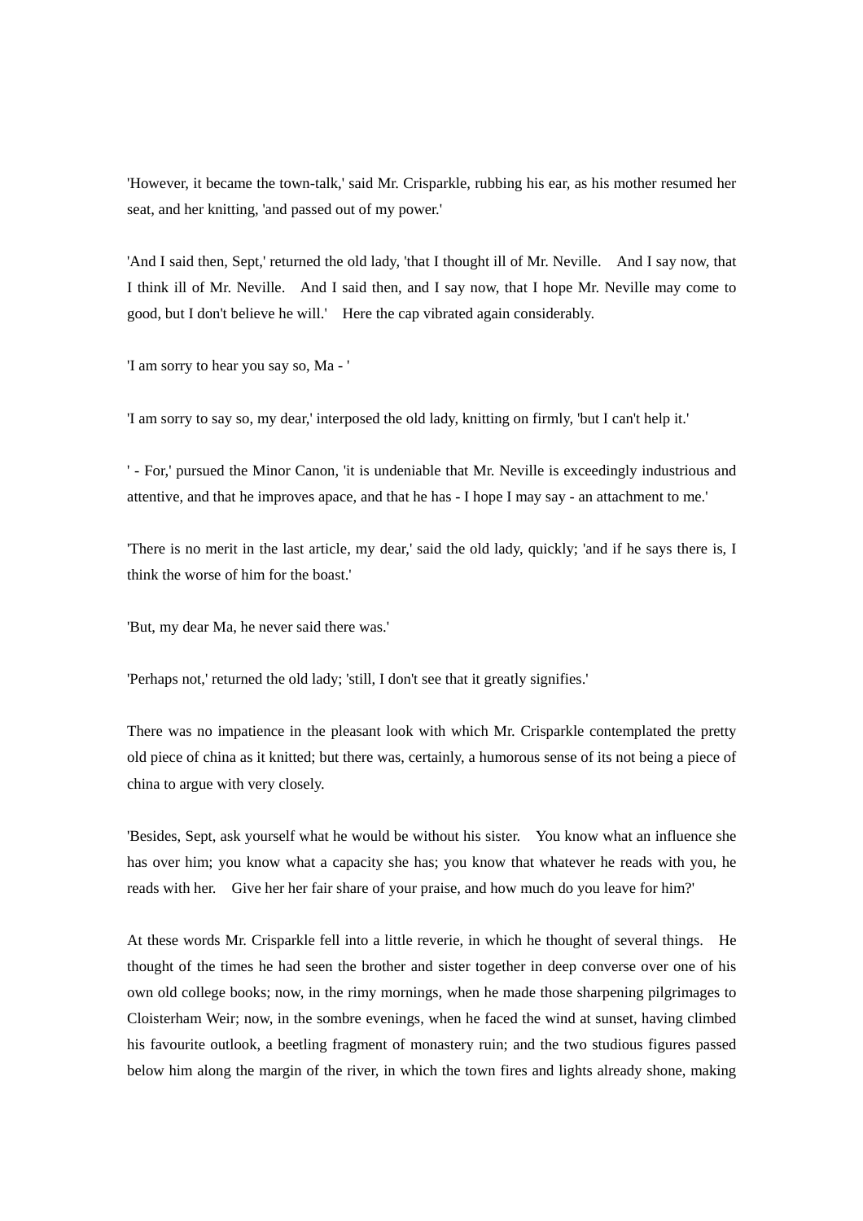'However, it became the town-talk,' said Mr. Crisparkle, rubbing his ear, as his mother resumed her seat, and her knitting, 'and passed out of my power.'

'And I said then, Sept,' returned the old lady, 'that I thought ill of Mr. Neville. And I say now, that I think ill of Mr. Neville. And I said then, and I say now, that I hope Mr. Neville may come to good, but I don't believe he will.' Here the cap vibrated again considerably.

'I am sorry to hear you say so, Ma - '

'I am sorry to say so, my dear,' interposed the old lady, knitting on firmly, 'but I can't help it.'

' - For,' pursued the Minor Canon, 'it is undeniable that Mr. Neville is exceedingly industrious and attentive, and that he improves apace, and that he has - I hope I may say - an attachment to me.'

'There is no merit in the last article, my dear,' said the old lady, quickly; 'and if he says there is, I think the worse of him for the boast.'

'But, my dear Ma, he never said there was.'

'Perhaps not,' returned the old lady; 'still, I don't see that it greatly signifies.'

There was no impatience in the pleasant look with which Mr. Crisparkle contemplated the pretty old piece of china as it knitted; but there was, certainly, a humorous sense of its not being a piece of china to argue with very closely.

'Besides, Sept, ask yourself what he would be without his sister. You know what an influence she has over him; you know what a capacity she has; you know that whatever he reads with you, he reads with her. Give her her fair share of your praise, and how much do you leave for him?'

At these words Mr. Crisparkle fell into a little reverie, in which he thought of several things. He thought of the times he had seen the brother and sister together in deep converse over one of his own old college books; now, in the rimy mornings, when he made those sharpening pilgrimages to Cloisterham Weir; now, in the sombre evenings, when he faced the wind at sunset, having climbed his favourite outlook, a beetling fragment of monastery ruin; and the two studious figures passed below him along the margin of the river, in which the town fires and lights already shone, making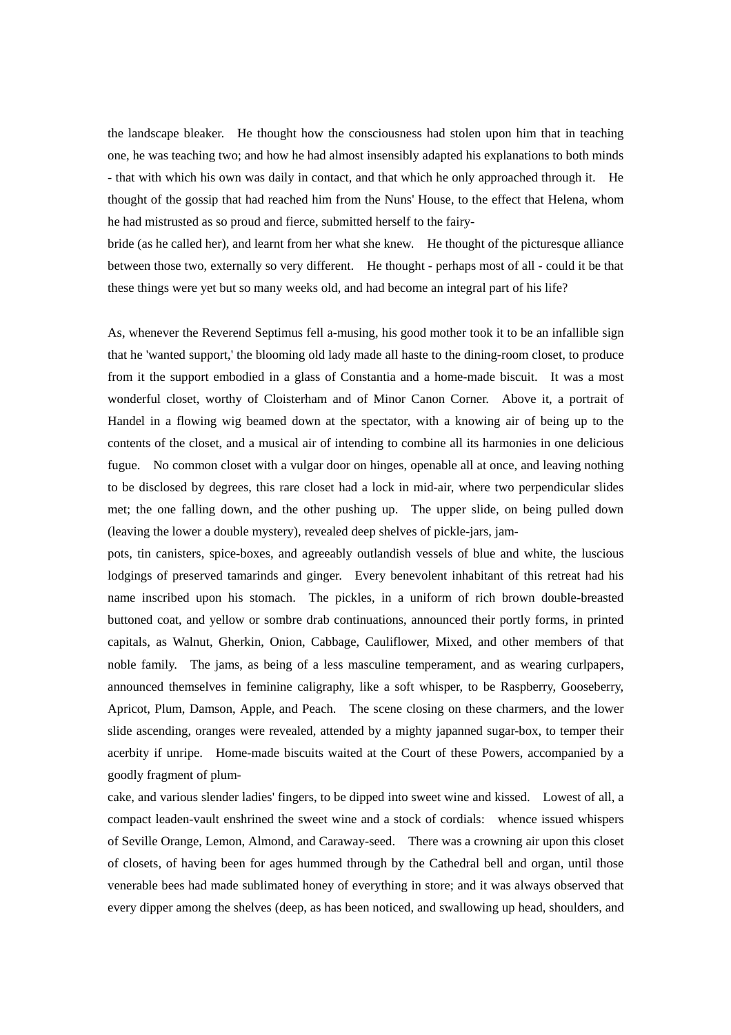the landscape bleaker. He thought how the consciousness had stolen upon him that in teaching one, he was teaching two; and how he had almost insensibly adapted his explanations to both minds - that with which his own was daily in contact, and that which he only approached through it. He thought of the gossip that had reached him from the Nuns' House, to the effect that Helena, whom he had mistrusted as so proud and fierce, submitted herself to the fairy-bride (as he called her), and learnt from her what she knew. He thought of the picturesque alliance between those two, externally so very different. He thought - perhaps most of all - could it be that these things were yet but so many weeks old, and had become an integral part of his life?

As, whenever the Reverend Septimus fell a-musing, his good mother took it to be an infallible sign that he 'wanted support,' the blooming old lady made all haste to the dining-room closet, to produce from it the support embodied in a glass of Constantia and a home-made biscuit. It was a most wonderful closet, worthy of Cloisterham and of Minor Canon Corner. Above it, a portrait of Handel in a flowing wig beamed down at the spectator, with a knowing air of being up to the contents of the closet, and a musical air of intending to combine all its harmonies in one delicious fugue. No common closet with a vulgar door on hinges, openable all at once, and leaving nothing to be disclosed by degrees, this rare closet had a lock in mid-air, where two perpendicular slides met; the one falling down, and the other pushing up. The upper slide, on being pulled down (leaving the lower a double mystery), revealed deep shelves of pickle-jars, jam-pots, tin canisters, spice-boxes, and agreeably outlandish vessels of blue and white, the luscious lodgings of preserved tamarinds and ginger. Every benevolent inhabitant of this retreat had his name inscribed upon his stomach. The pickles, in a uniform of rich brown double-breasted buttoned coat, and yellow or sombre drab continuations, announced their portly forms, in printed capitals, as Walnut, Gherkin, Onion, Cabbage, Cauliflower, Mixed, and other members of that noble family. The jams, as being of a less masculine temperament, and as wearing curlpapers, announced themselves in feminine caligraphy, like a soft whisper, to be Raspberry, Gooseberry, Apricot, Plum, Damson, Apple, and Peach. The scene closing on these charmers, and the lower slide ascending, oranges were revealed, attended by a mighty japanned sugar-box, to temper their acerbity if unripe. Home-made biscuits waited at the Court of these Powers, accompanied by a goodly fragment of plum-cake, and various slender ladies' fingers, to be dipped into sweet wine and kissed. Lowest of all, a compact leaden-vault enshrined the sweet wine and a stock of cordials: whence issued whispers of Seville Orange, Lemon, Almond, and Caraway-seed. There was a crowning air upon this closet of closets, of having been for ages hummed through by the Cathedral bell and organ, until those venerable bees had made sublimated honey of everything in store; and it was always observed that every dipper among the shelves (deep, as has been noticed, and swallowing up head, shoulders, and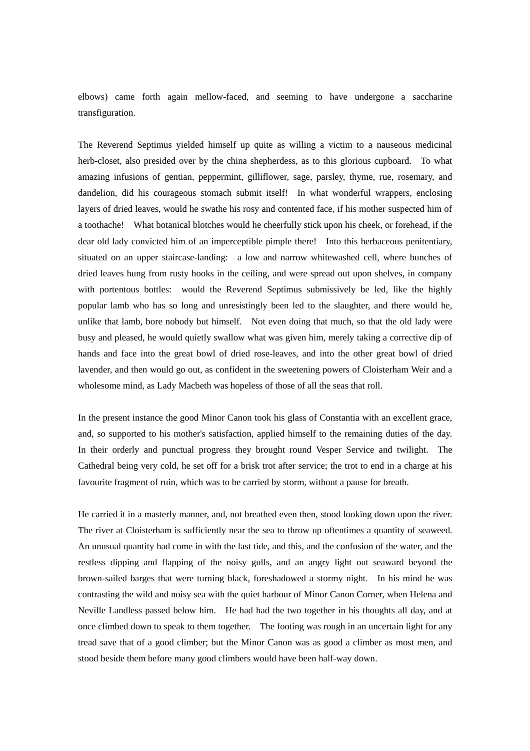elbows) came forth again mellow-faced, and seeming to have undergone a saccharine transfiguration.

The Reverend Septimus yielded himself up quite as willing a victim to a nauseous medicinal herb-closet, also presided over by the china shepherdess, as to this glorious cupboard. To what amazing infusions of gentian, peppermint, gilliflower, sage, parsley, thyme, rue, rosemary, and dandelion, did his courageous stomach submit itself! In what wonderful wrappers, enclosing layers of dried leaves, would he swathe his rosy and contented face, if his mother suspected him of a toothache! What botanical blotches would he cheerfully stick upon his cheek, or forehead, if the dear old lady convicted him of an imperceptible pimple there! Into this herbaceous penitentiary, situated on an upper staircase-landing: a low and narrow whitewashed cell, where bunches of dried leaves hung from rusty hooks in the ceiling, and were spread out upon shelves, in company with portentous bottles: would the Reverend Septimus submissively be led, like the highly popular lamb who has so long and unresistingly been led to the slaughter, and there would he, unlike that lamb, bore nobody but himself. Not even doing that much, so that the old lady were busy and pleased, he would quietly swallow what was given him, merely taking a corrective dip of hands and face into the great bowl of dried rose-leaves, and into the other great bowl of dried lavender, and then would go out, as confident in the sweetening powers of Cloisterham Weir and a wholesome mind, as Lady Macbeth was hopeless of those of all the seas that roll.

In the present instance the good Minor Canon took his glass of Constantia with an excellent grace, and, so supported to his mother's satisfaction, applied himself to the remaining duties of the day. In their orderly and punctual progress they brought round Vesper Service and twilight. The Cathedral being very cold, he set off for a brisk trot after service; the trot to end in a charge at his favourite fragment of ruin, which was to be carried by storm, without a pause for breath.

He carried it in a masterly manner, and, not breathed even then, stood looking down upon the river. The river at Cloisterham is sufficiently near the sea to throw up oftentimes a quantity of seaweed. An unusual quantity had come in with the last tide, and this, and the confusion of the water, and the restless dipping and flapping of the noisy gulls, and an angry light out seaward beyond the brown-sailed barges that were turning black, foreshadowed a stormy night. In his mind he was contrasting the wild and noisy sea with the quiet harbour of Minor Canon Corner, when Helena and Neville Landless passed below him. He had had the two together in his thoughts all day, and at once climbed down to speak to them together. The footing was rough in an uncertain light for any tread save that of a good climber; but the Minor Canon was as good a climber as most men, and stood beside them before many good climbers would have been half-way down.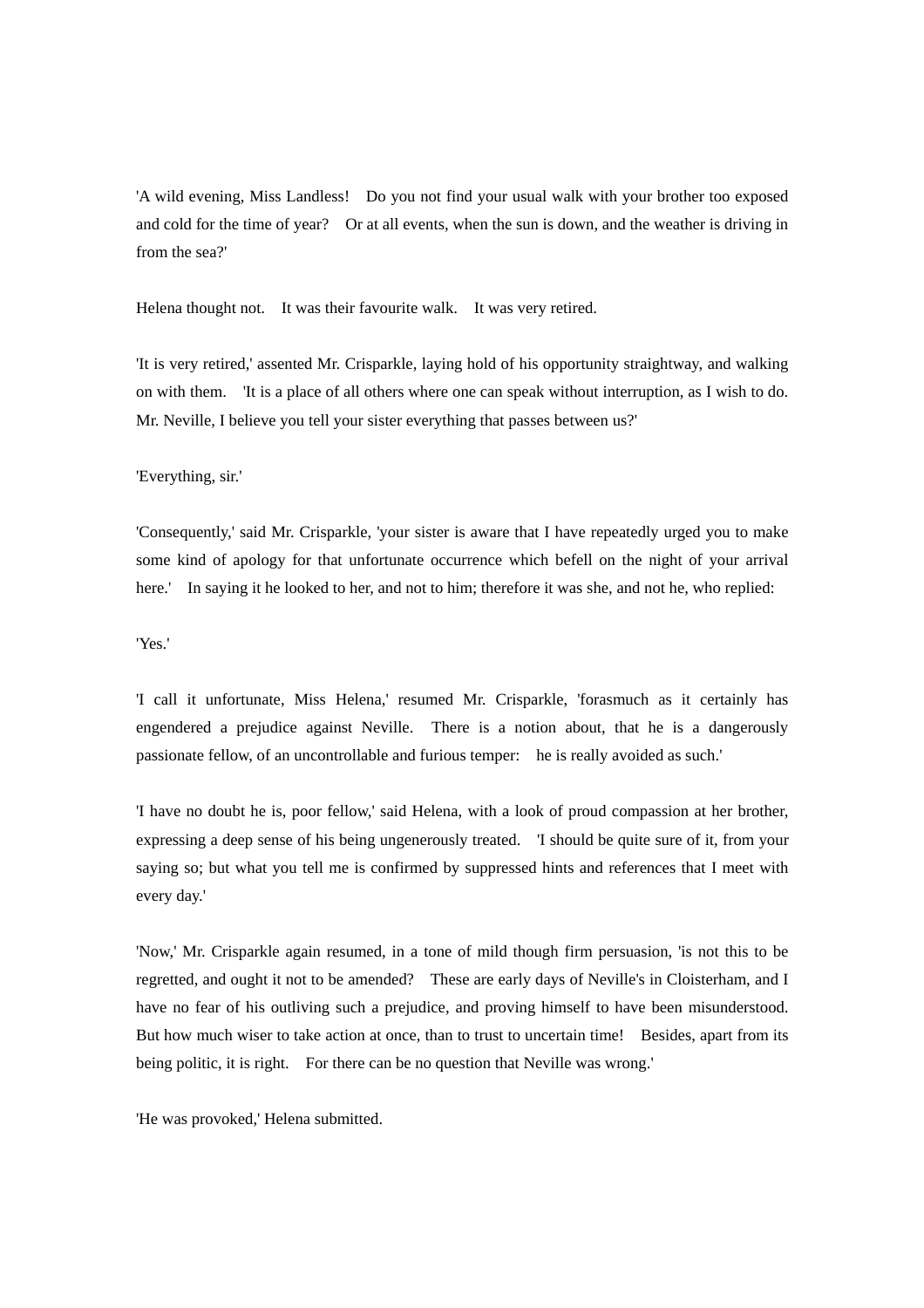'A wild evening, Miss Landless! Do you not find your usual walk with your brother too exposed and cold for the time of year? Or at all events, when the sun is down, and the weather is driving in from the sea?'

Helena thought not. It was their favourite walk. It was very retired.

'It is very retired,' assented Mr. Crisparkle, laying hold of his opportunity straightway, and walking on with them. 'It is a place of all others where one can speak without interruption, as I wish to do. Mr. Neville, I believe you tell your sister everything that passes between us?'

'Everything, sir.'

'Consequently,' said Mr. Crisparkle, 'your sister is aware that I have repeatedly urged you to make some kind of apology for that unfortunate occurrence which befell on the night of your arrival here.' In saying it he looked to her, and not to him; therefore it was she, and not he, who replied:

'Yes.'

'I call it unfortunate, Miss Helena,' resumed Mr. Crisparkle, 'forasmuch as it certainly has engendered a prejudice against Neville. There is a notion about, that he is a dangerously passionate fellow, of an uncontrollable and furious temper: he is really avoided as such.'

'I have no doubt he is, poor fellow,' said Helena, with a look of proud compassion at her brother, expressing a deep sense of his being ungenerously treated. 'I should be quite sure of it, from your saying so; but what you tell me is confirmed by suppressed hints and references that I meet with every day.'

'Now,' Mr. Crisparkle again resumed, in a tone of mild though firm persuasion, 'is not this to be regretted, and ought it not to be amended? These are early days of Neville's in Cloisterham, and I have no fear of his outliving such a prejudice, and proving himself to have been misunderstood. But how much wiser to take action at once, than to trust to uncertain time! Besides, apart from its being politic, it is right. For there can be no question that Neville was wrong.'

'He was provoked,' Helena submitted.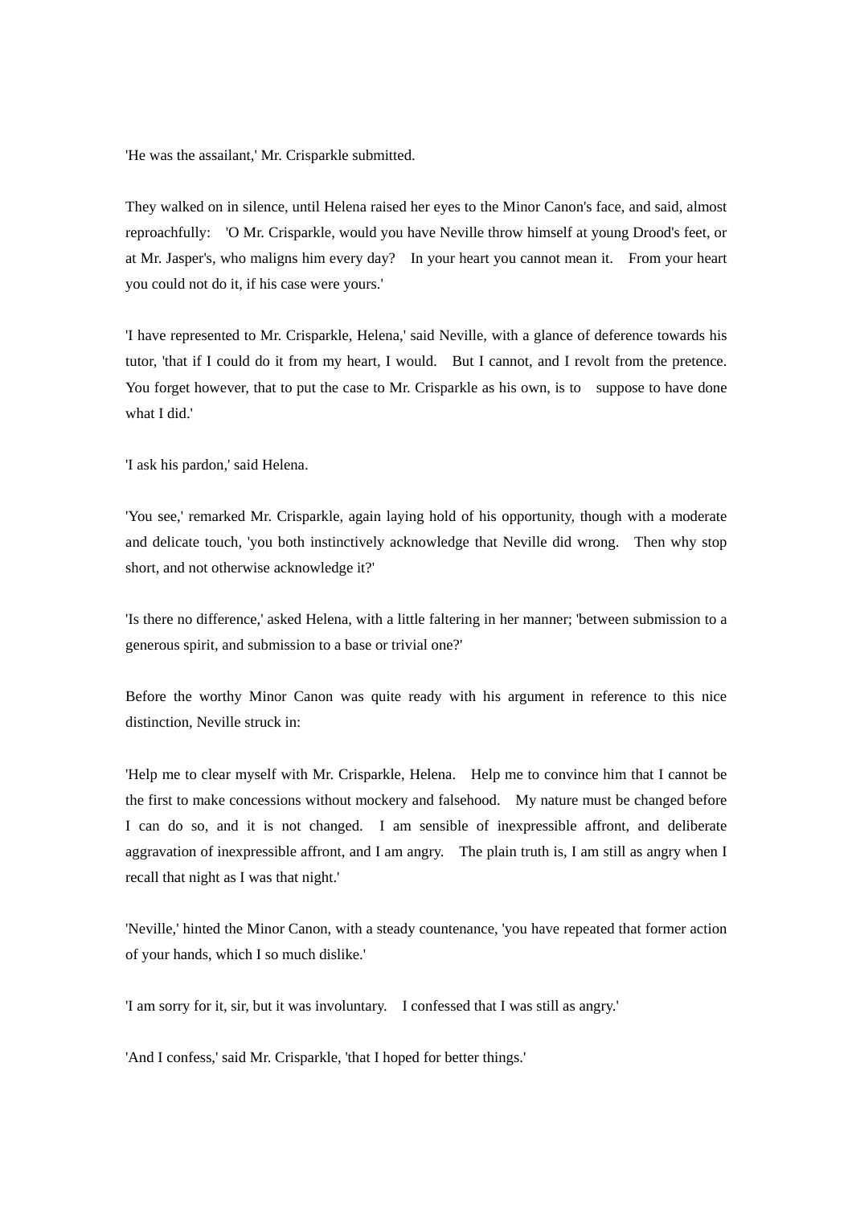'He was the assailant,' Mr. Crisparkle submitted.

They walked on in silence, until Helena raised her eyes to the Minor Canon's face, and said, almost reproachfully: 'O Mr. Crisparkle, would you have Neville throw himself at young Drood's feet, or at Mr. Jasper's, who maligns him every day? In your heart you cannot mean it. From your heart you could not do it, if his case were yours.'

'I have represented to Mr. Crisparkle, Helena,' said Neville, with a glance of deference towards his tutor, 'that if I could do it from my heart, I would. But I cannot, and I revolt from the pretence. You forget however, that to put the case to Mr. Crisparkle as his own, is to suppose to have done what I did.'

'I ask his pardon,' said Helena.

'You see,' remarked Mr. Crisparkle, again laying hold of his opportunity, though with a moderate and delicate touch, 'you both instinctively acknowledge that Neville did wrong. Then why stop short, and not otherwise acknowledge it?'

'Is there no difference,' asked Helena, with a little faltering in her manner; 'between submission to a generous spirit, and submission to a base or trivial one?'

Before the worthy Minor Canon was quite ready with his argument in reference to this nice distinction, Neville struck in:

'Help me to clear myself with Mr. Crisparkle, Helena. Help me to convince him that I cannot be the first to make concessions without mockery and falsehood. My nature must be changed before I can do so, and it is not changed. I am sensible of inexpressible affront, and deliberate aggravation of inexpressible affront, and I am angry. The plain truth is, I am still as angry when I recall that night as I was that night.'

'Neville,' hinted the Minor Canon, with a steady countenance, 'you have repeated that former action of your hands, which I so much dislike.'

'I am sorry for it, sir, but it was involuntary. I confessed that I was still as angry.'

'And I confess,' said Mr. Crisparkle, 'that I hoped for better things.'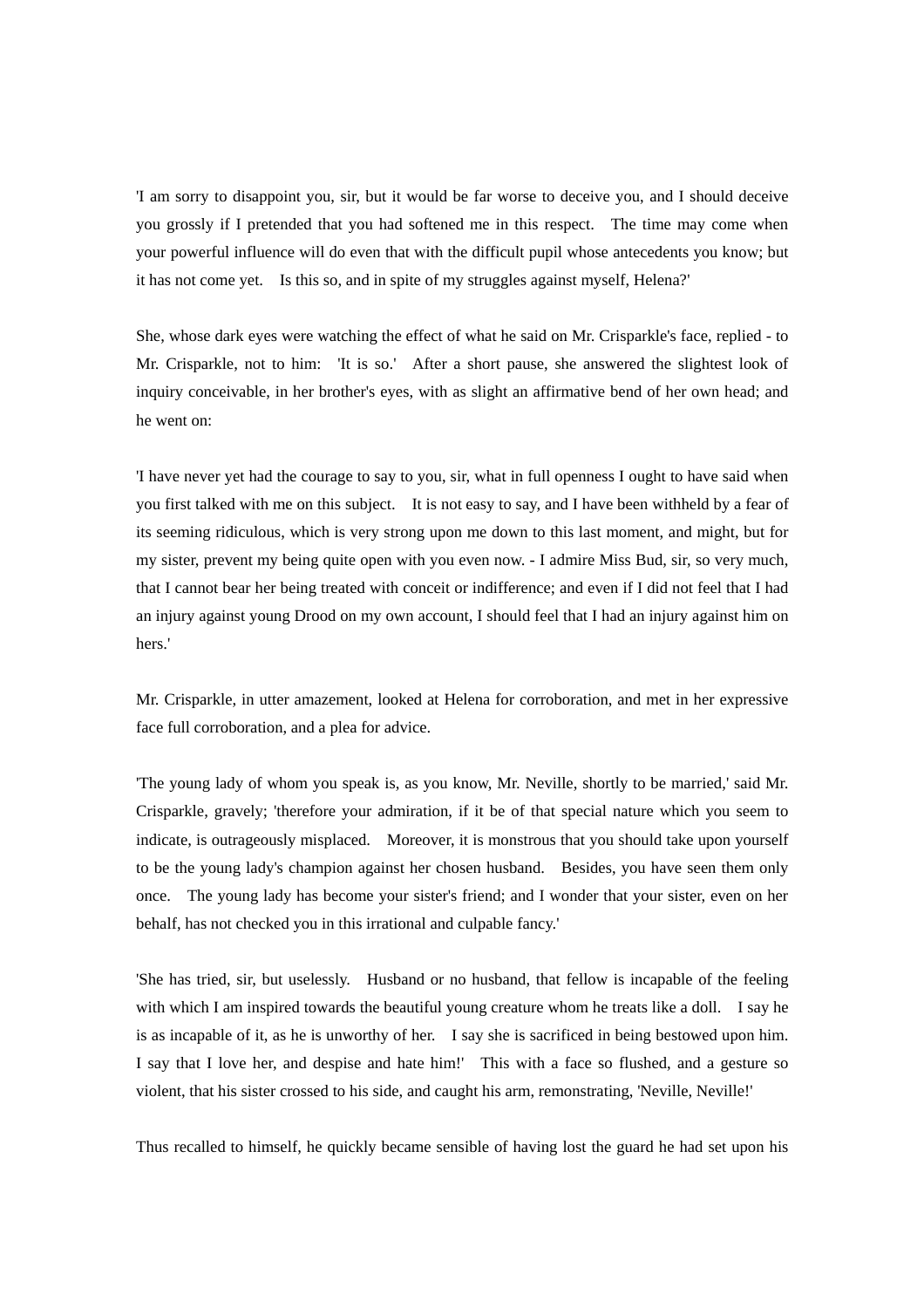'I am sorry to disappoint you, sir, but it would be far worse to deceive you, and I should deceive you grossly if I pretended that you had softened me in this respect. The time may come when your powerful influence will do even that with the difficult pupil whose antecedents you know; but it has not come yet. Is this so, and in spite of my struggles against myself, Helena?'

She, whose dark eyes were watching the effect of what he said on Mr. Crisparkle's face, replied - to Mr. Crisparkle, not to him: 'It is so.' After a short pause, she answered the slightest look of inquiry conceivable, in her brother's eyes, with as slight an affirmative bend of her own head; and he went on:

'I have never yet had the courage to say to you, sir, what in full openness I ought to have said when you first talked with me on this subject. It is not easy to say, and I have been withheld by a fear of its seeming ridiculous, which is very strong upon me down to this last moment, and might, but for my sister, prevent my being quite open with you even now. - I admire Miss Bud, sir, so very much, that I cannot bear her being treated with conceit or indifference; and even if I did not feel that I had an injury against young Drood on my own account, I should feel that I had an injury against him on hers.'

Mr. Crisparkle, in utter amazement, looked at Helena for corroboration, and met in her expressive face full corroboration, and a plea for advice.

'The young lady of whom you speak is, as you know, Mr. Neville, shortly to be married,' said Mr. Crisparkle, gravely; 'therefore your admiration, if it be of that special nature which you seem to indicate, is outrageously misplaced. Moreover, it is monstrous that you should take upon yourself to be the young lady's champion against her chosen husband. Besides, you have seen them only once. The young lady has become your sister's friend; and I wonder that your sister, even on her behalf, has not checked you in this irrational and culpable fancy.'

'She has tried, sir, but uselessly. Husband or no husband, that fellow is incapable of the feeling with which I am inspired towards the beautiful young creature whom he treats like a doll. I say he is as incapable of it, as he is unworthy of her. I say she is sacrificed in being bestowed upon him. I say that I love her, and despise and hate him!' This with a face so flushed, and a gesture so violent, that his sister crossed to his side, and caught his arm, remonstrating, 'Neville, Neville!'

Thus recalled to himself, he quickly became sensible of having lost the guard he had set upon his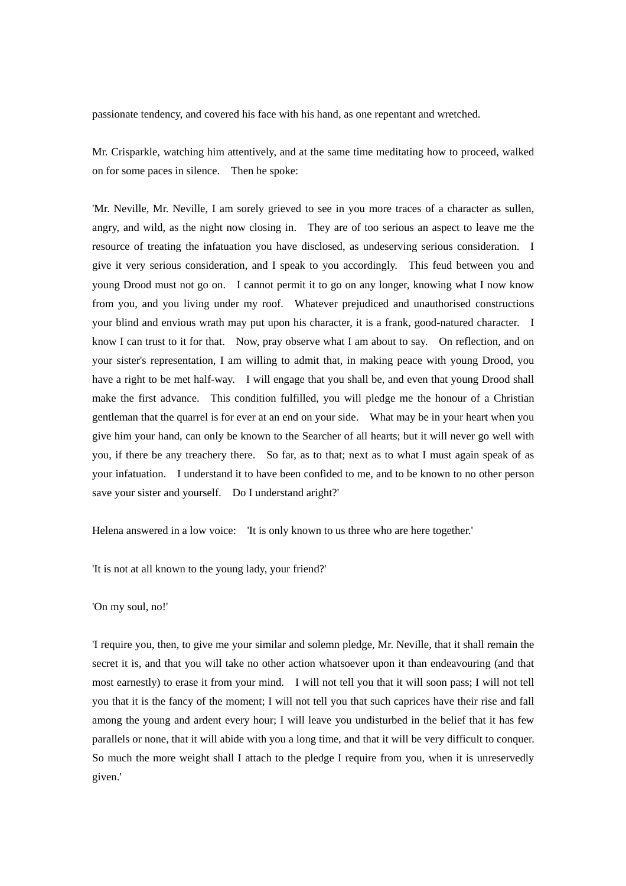passionate tendency, and covered his face with his hand, as one repentant and wretched.

Mr. Crisparkle, watching him attentively, and at the same time meditating how to proceed, walked on for some paces in silence. Then he spoke:

'Mr. Neville, Mr. Neville, I am sorely grieved to see in you more traces of a character as sullen, angry, and wild, as the night now closing in. They are of too serious an aspect to leave me the resource of treating the infatuation you have disclosed, as undeserving serious consideration. I give it very serious consideration, and I speak to you accordingly. This feud between you and young Drood must not go on. I cannot permit it to go on any longer, knowing what I now know from you, and you living under my roof. Whatever prejudiced and unauthorised constructions your blind and envious wrath may put upon his character, it is a frank, good-natured character. I know I can trust to it for that. Now, pray observe what I am about to say. On reflection, and on your sister's representation, I am willing to admit that, in making peace with young Drood, you have a right to be met half-way. I will engage that you shall be, and even that young Drood shall make the first advance. This condition fulfilled, you will pledge me the honour of a Christian gentleman that the quarrel is for ever at an end on your side. What may be in your heart when you give him your hand, can only be known to the Searcher of all hearts; but it will never go well with you, if there be any treachery there. So far, as to that; next as to what I must again speak of as your infatuation. I understand it to have been confided to me, and to be known to no other person save your sister and yourself. Do I understand aright?'

Helena answered in a low voice: 'It is only known to us three who are here together.'

'It is not at all known to the young lady, your friend?'

'On my soul, no!'

'I require you, then, to give me your similar and solemn pledge, Mr. Neville, that it shall remain the secret it is, and that you will take no other action whatsoever upon it than endeavouring (and that most earnestly) to erase it from your mind. I will not tell you that it will soon pass; I will not tell you that it is the fancy of the moment; I will not tell you that such caprices have their rise and fall among the young and ardent every hour; I will leave you undisturbed in the belief that it has few parallels or none, that it will abide with you a long time, and that it will be very difficult to conquer. So much the more weight shall I attach to the pledge I require from you, when it is unreservedly given.'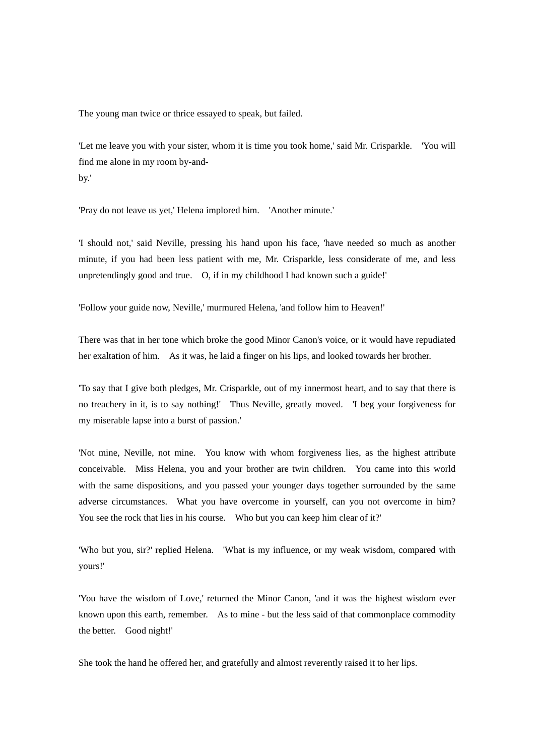The young man twice or thrice essayed to speak, but failed.

'Let me leave you with your sister, whom it is time you took home,' said Mr. Crisparkle. 'You will find me alone in my room by-and-by.'

'Pray do not leave us yet,' Helena implored him. 'Another minute.'

'I should not,' said Neville, pressing his hand upon his face, 'have needed so much as another minute, if you had been less patient with me, Mr. Crisparkle, less considerate of me, and less unpretendingly good and true. O, if in my childhood I had known such a guide!'

'Follow your guide now, Neville,' murmured Helena, 'and follow him to Heaven!'

There was that in her tone which broke the good Minor Canon's voice, or it would have repudiated her exaltation of him. As it was, he laid a finger on his lips, and looked towards her brother.

'To say that I give both pledges, Mr. Crisparkle, out of my innermost heart, and to say that there is no treachery in it, is to say nothing!' Thus Neville, greatly moved. 'I beg your forgiveness for my miserable lapse into a burst of passion.'

'Not mine, Neville, not mine. You know with whom forgiveness lies, as the highest attribute conceivable. Miss Helena, you and your brother are twin children. You came into this world with the same dispositions, and you passed your younger days together surrounded by the same adverse circumstances. What you have overcome in yourself, can you not overcome in him? You see the rock that lies in his course. Who but you can keep him clear of it?'

'Who but you, sir?' replied Helena. 'What is my influence, or my weak wisdom, compared with yours!'

'You have the wisdom of Love,' returned the Minor Canon, 'and it was the highest wisdom ever known upon this earth, remember. As to mine - but the less said of that commonplace commodity the better. Good night!'

She took the hand he offered her, and gratefully and almost reverently raised it to her lips.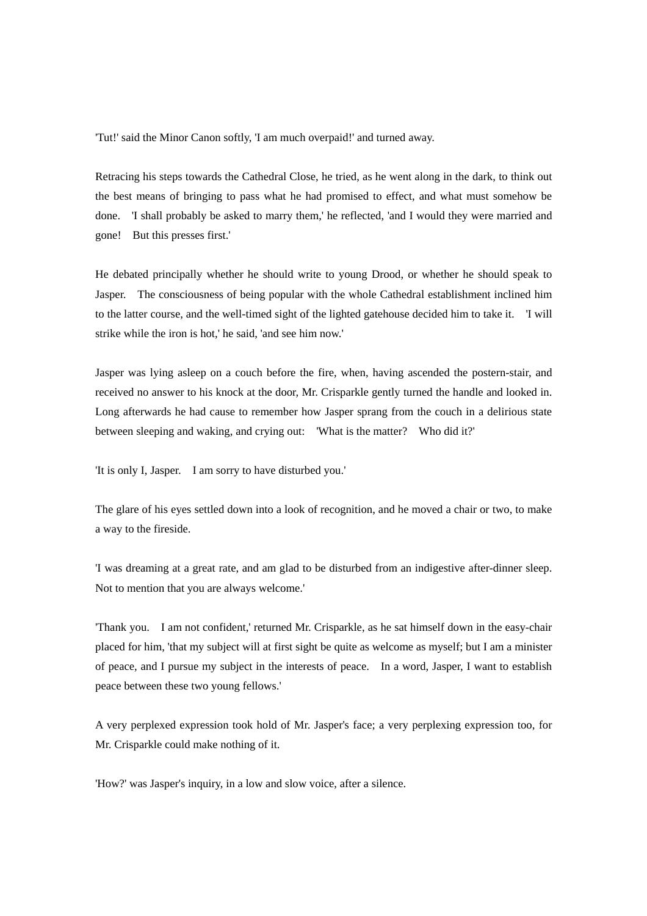'Tut!' said the Minor Canon softly, 'I am much overpaid!' and turned away.

Retracing his steps towards the Cathedral Close, he tried, as he went along in the dark, to think out the best means of bringing to pass what he had promised to effect, and what must somehow be done. 'I shall probably be asked to marry them,' he reflected, 'and I would they were married and gone! But this presses first.'

He debated principally whether he should write to young Drood, or whether he should speak to Jasper. The consciousness of being popular with the whole Cathedral establishment inclined him to the latter course, and the well-timed sight of the lighted gatehouse decided him to take it. 'I will strike while the iron is hot,' he said, 'and see him now.'

Jasper was lying asleep on a couch before the fire, when, having ascended the postern-stair, and received no answer to his knock at the door, Mr. Crisparkle gently turned the handle and looked in. Long afterwards he had cause to remember how Jasper sprang from the couch in a delirious state between sleeping and waking, and crying out: 'What is the matter? Who did it?'

'It is only I, Jasper. I am sorry to have disturbed you.'

The glare of his eyes settled down into a look of recognition, and he moved a chair or two, to make a way to the fireside.

'I was dreaming at a great rate, and am glad to be disturbed from an indigestive after-dinner sleep. Not to mention that you are always welcome.'

'Thank you. I am not confident,' returned Mr. Crisparkle, as he sat himself down in the easy-chair placed for him, 'that my subject will at first sight be quite as welcome as myself; but I am a minister of peace, and I pursue my subject in the interests of peace. In a word, Jasper, I want to establish peace between these two young fellows.'

A very perplexed expression took hold of Mr. Jasper's face; a very perplexing expression too, for Mr. Crisparkle could make nothing of it.

'How?' was Jasper's inquiry, in a low and slow voice, after a silence.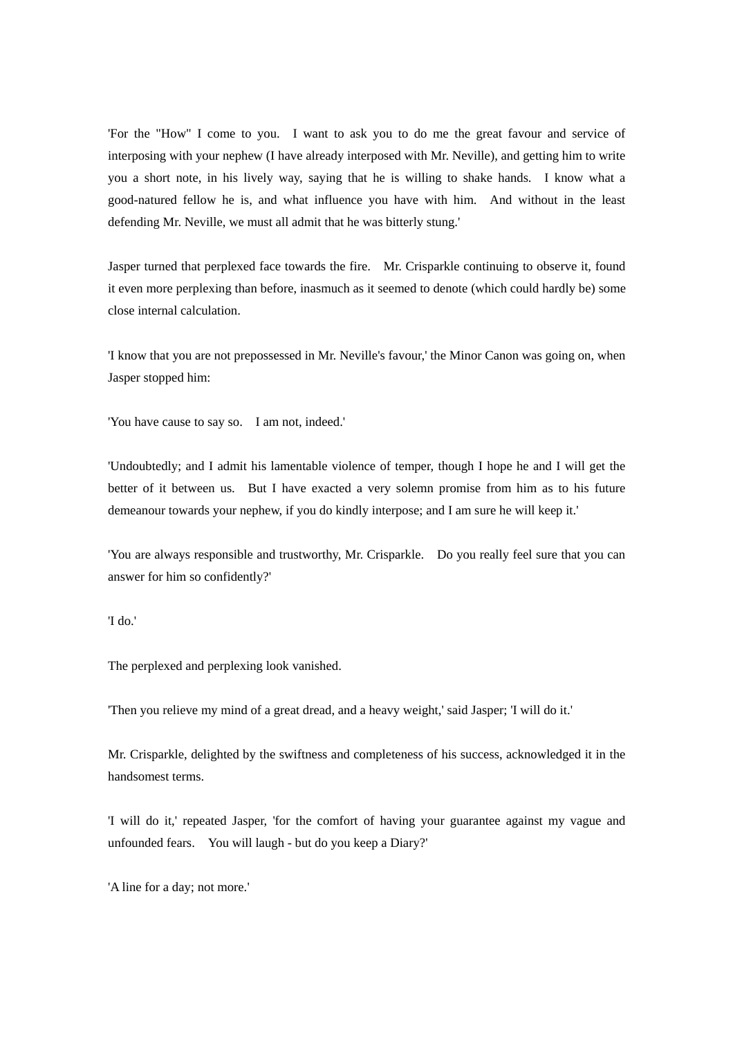'For the "How" I come to you. I want to ask you to do me the great favour and service of interposing with your nephew (I have already interposed with Mr. Neville), and getting him to write you a short note, in his lively way, saying that he is willing to shake hands. I know what a good-natured fellow he is, and what influence you have with him. And without in the least defending Mr. Neville, we must all admit that he was bitterly stung.'

Jasper turned that perplexed face towards the fire. Mr. Crisparkle continuing to observe it, found it even more perplexing than before, inasmuch as it seemed to denote (which could hardly be) some close internal calculation.

'I know that you are not prepossessed in Mr. Neville's favour,' the Minor Canon was going on, when Jasper stopped him:

'You have cause to say so. I am not, indeed.'

'Undoubtedly; and I admit his lamentable violence of temper, though I hope he and I will get the better of it between us. But I have exacted a very solemn promise from him as to his future demeanour towards your nephew, if you do kindly interpose; and I am sure he will keep it.'

'You are always responsible and trustworthy, Mr. Crisparkle. Do you really feel sure that you can answer for him so confidently?'

'I do.'

The perplexed and perplexing look vanished.

'Then you relieve my mind of a great dread, and a heavy weight,' said Jasper; 'I will do it.'

Mr. Crisparkle, delighted by the swiftness and completeness of his success, acknowledged it in the handsomest terms.

'I will do it,' repeated Jasper, 'for the comfort of having your guarantee against my vague and unfounded fears. You will laugh - but do you keep a Diary?'

'A line for a day; not more.'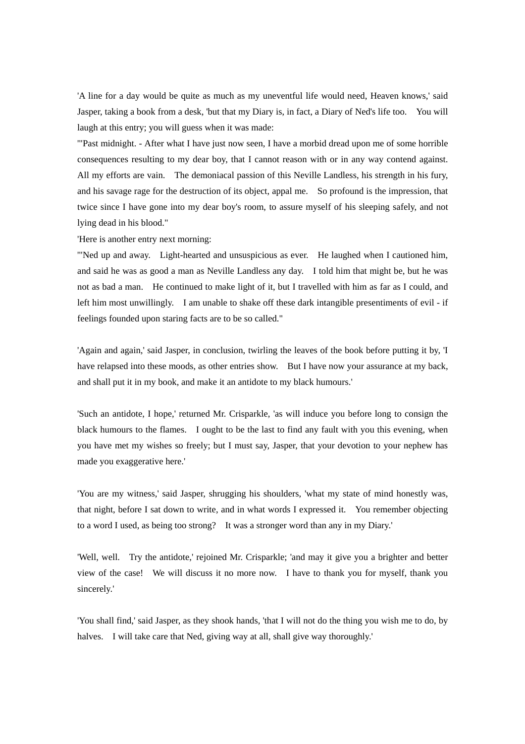'A line for a day would be quite as much as my uneventful life would need, Heaven knows,' said Jasper, taking a book from a desk, 'but that my Diary is, in fact, a Diary of Ned's life too. You will laugh at this entry; you will guess when it was made:

"'Past midnight. - After what I have just now seen, I have a morbid dread upon me of some horrible consequences resulting to my dear boy, that I cannot reason with or in any way contend against. All my efforts are vain. The demoniacal passion of this Neville Landless, his strength in his fury, and his savage rage for the destruction of its object, appal me. So profound is the impression, that twice since I have gone into my dear boy's room, to assure myself of his sleeping safely, and not lying dead in his blood."

'Here is another entry next morning:

"'Ned up and away. Light-hearted and unsuspicious as ever. He laughed when I cautioned him, and said he was as good a man as Neville Landless any day. I told him that might be, but he was not as bad a man. He continued to make light of it, but I travelled with him as far as I could, and left him most unwillingly. I am unable to shake off these dark intangible presentiments of evil - if feelings founded upon staring facts are to be so called."

'Again and again,' said Jasper, in conclusion, twirling the leaves of the book before putting it by, 'I have relapsed into these moods, as other entries show. But I have now your assurance at my back, and shall put it in my book, and make it an antidote to my black humours.'

'Such an antidote, I hope,' returned Mr. Crisparkle, 'as will induce you before long to consign the black humours to the flames. I ought to be the last to find any fault with you this evening, when you have met my wishes so freely; but I must say, Jasper, that your devotion to your nephew has made you exaggerative here.'

'You are my witness,' said Jasper, shrugging his shoulders, 'what my state of mind honestly was, that night, before I sat down to write, and in what words I expressed it. You remember objecting to a word I used, as being too strong? It was a stronger word than any in my Diary.'

'Well, well. Try the antidote,' rejoined Mr. Crisparkle; 'and may it give you a brighter and better view of the case! We will discuss it no more now. I have to thank you for myself, thank you sincerely.'

'You shall find,' said Jasper, as they shook hands, 'that I will not do the thing you wish me to do, by halves. I will take care that Ned, giving way at all, shall give way thoroughly.'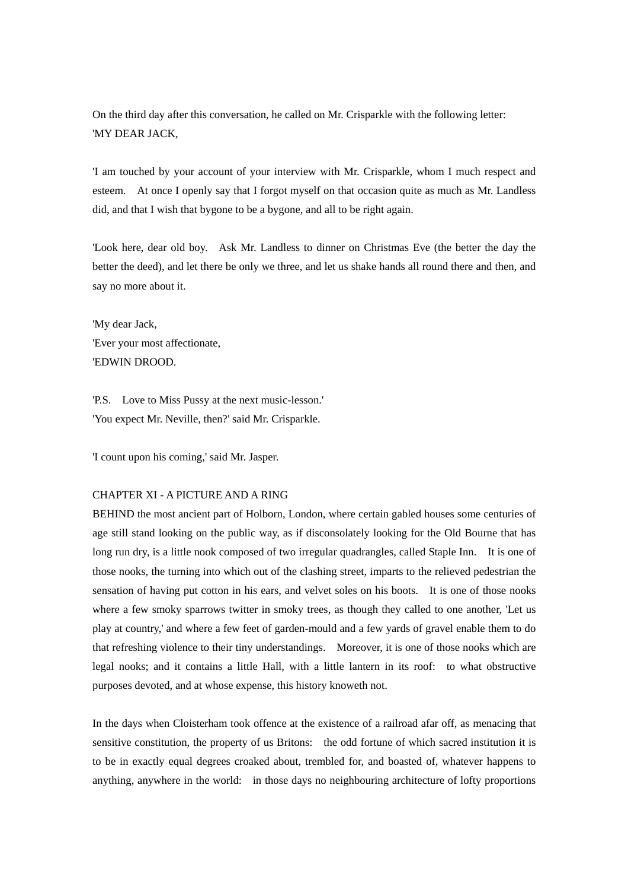On the third day after this conversation, he called on Mr. Crisparkle with the following letter:

'MY DEAR JACK,

'I am touched by your account of your interview with Mr. Crisparkle, whom I much respect and esteem. At once I openly say that I forgot myself on that occasion quite as much as Mr. Landless did, and that I wish that bygone to be a bygone, and all to be right again.

'Look here, dear old boy. Ask Mr. Landless to dinner on Christmas Eve (the better the day the better the deed), and let there be only we three, and let us shake hands all round there and then, and say no more about it.

'My dear Jack,  
'Ever your most affectionate,  
'EDWIN DROOD.

'P.S. Love to Miss Pussy at the next music-lesson.'

'You expect Mr. Neville, then?' said Mr. Crisparkle.

'I count upon his coming,' said Mr. Jasper.

## CHAPTER XI - A PICTURE AND A RING

BEHIND the most ancient part of Holborn, London, where certain gabled houses some centuries of age still stand looking on the public way, as if disconsolately looking for the Old Bourne that has long run dry, is a little nook composed of two irregular quadrangles, called Staple Inn. It is one of those nooks, the turning into which out of the clashing street, imparts to the relieved pedestrian the sensation of having put cotton in his ears, and velvet soles on his boots. It is one of those nooks where a few smoky sparrows twitter in smoky trees, as though they called to one another, 'Let us play at country,' and where a few feet of garden-mould and a few yards of gravel enable them to do that refreshing violence to their tiny understandings. Moreover, it is one of those nooks which are legal nooks; and it contains a little Hall, with a little lantern in its roof: to what obstructive purposes devoted, and at whose expense, this history knoweth not.

In the days when Cloisterham took offence at the existence of a railroad afar off, as menacing that sensitive constitution, the property of us Britons: the odd fortune of which sacred institution it is to be in exactly equal degrees croaked about, trembled for, and boasted of, whatever happens to anything, anywhere in the world: in those days no neighbouring architecture of lofty proportions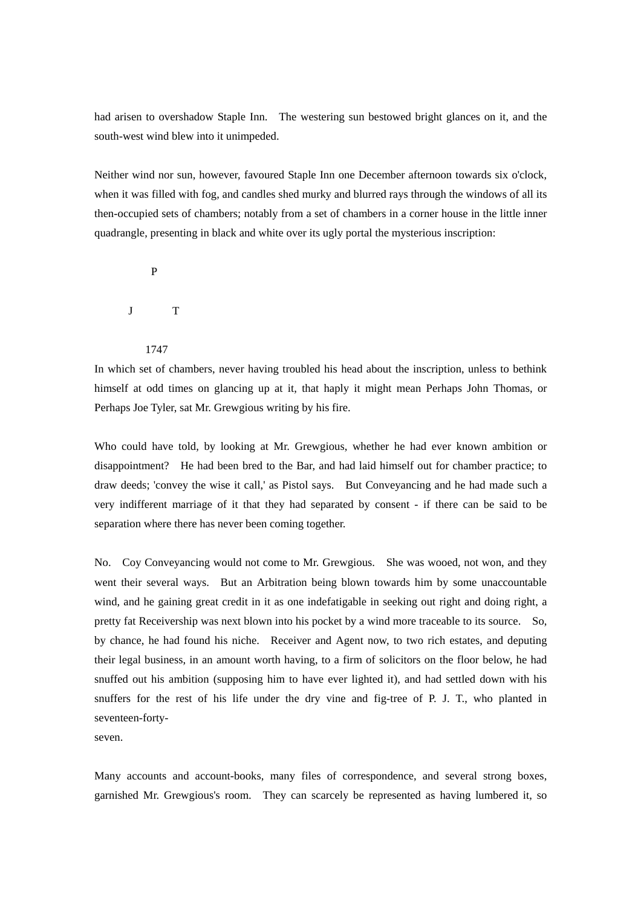had arisen to overshadow Staple Inn. The westering sun bestowed bright glances on it, and the south-west wind blew into it unimpeded.

Neither wind nor sun, however, favoured Staple Inn one December afternoon towards six o'clock, when it was filled with fog, and candles shed murky and blurred rays through the windows of all its then-occupied sets of chambers; notably from a set of chambers in a corner house in the little inner quadrangle, presenting in black and white over its ugly portal the mysterious inscription:

P

J T

1747

In which set of chambers, never having troubled his head about the inscription, unless to bethink himself at odd times on glancing up at it, that haply it might mean Perhaps John Thomas, or Perhaps Joe Tyler, sat Mr. Grewgious writing by his fire.

Who could have told, by looking at Mr. Grewgious, whether he had ever known ambition or disappointment? He had been bred to the Bar, and had laid himself out for chamber practice; to draw deeds; 'convey the wise it call,' as Pistol says. But Conveyancing and he had made such a very indifferent marriage of it that they had separated by consent - if there can be said to be separation where there has never been coming together.

No. Coy Conveyancing would not come to Mr. Grewgious. She was wooed, not won, and they went their several ways. But an Arbitration being blown towards him by some unaccountable wind, and he gaining great credit in it as one indefatigable in seeking out right and doing right, a pretty fat Receivership was next blown into his pocket by a wind more traceable to its source. So, by chance, he had found his niche. Receiver and Agent now, to two rich estates, and deputing their legal business, in an amount worth having, to a firm of solicitors on the floor below, he had snuffed out his ambition (supposing him to have ever lighted it), and had settled down with his snuffers for the rest of his life under the dry vine and fig-tree of P. J. T., who planted in seventeen-forty-seven.

Many accounts and account-books, many files of correspondence, and several strong boxes, garnished Mr. Grewgious's room. They can scarcely be represented as having lumbered it, so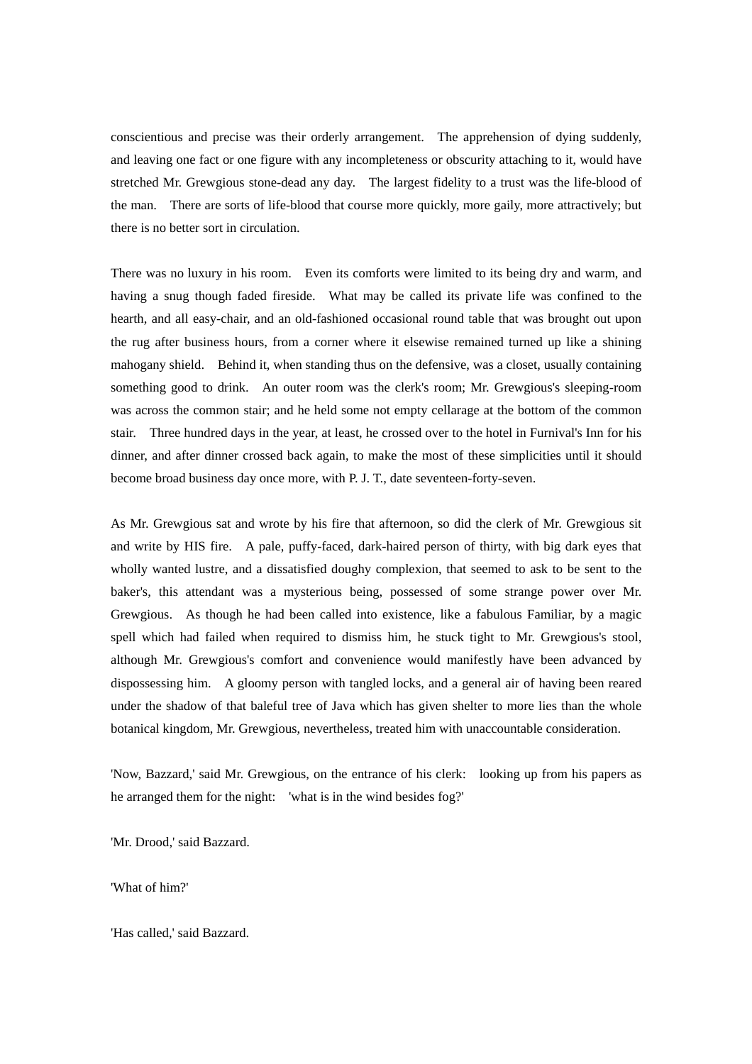conscientious and precise was their orderly arrangement. The apprehension of dying suddenly, and leaving one fact or one figure with any incompleteness or obscurity attaching to it, would have stretched Mr. Grewgious stone-dead any day. The largest fidelity to a trust was the life-blood of the man. There are sorts of life-blood that course more quickly, more gaily, more attractively; but there is no better sort in circulation.

There was no luxury in his room. Even its comforts were limited to its being dry and warm, and having a snug though faded fireside. What may be called its private life was confined to the hearth, and all easy-chair, and an old-fashioned occasional round table that was brought out upon the rug after business hours, from a corner where it elsewise remained turned up like a shining mahogany shield. Behind it, when standing thus on the defensive, was a closet, usually containing something good to drink. An outer room was the clerk's room; Mr. Grewgious's sleeping-room was across the common stair; and he held some not empty cellarage at the bottom of the common stair. Three hundred days in the year, at least, he crossed over to the hotel in Furnival's Inn for his dinner, and after dinner crossed back again, to make the most of these simplicities until it should become broad business day once more, with P. J. T., date seventeen-forty-seven.

As Mr. Grewgious sat and wrote by his fire that afternoon, so did the clerk of Mr. Grewgious sit and write by HIS fire. A pale, puffy-faced, dark-haired person of thirty, with big dark eyes that wholly wanted lustre, and a dissatisfied doughy complexion, that seemed to ask to be sent to the baker's, this attendant was a mysterious being, possessed of some strange power over Mr. Grewgious. As though he had been called into existence, like a fabulous Familiar, by a magic spell which had failed when required to dismiss him, he stuck tight to Mr. Grewgious's stool, although Mr. Grewgious's comfort and convenience would manifestly have been advanced by dispossessing him. A gloomy person with tangled locks, and a general air of having been reared under the shadow of that baleful tree of Java which has given shelter to more lies than the whole botanical kingdom, Mr. Grewgious, nevertheless, treated him with unaccountable consideration.

'Now, Bazzard,' said Mr. Grewgious, on the entrance of his clerk: looking up from his papers as he arranged them for the night: 'what is in the wind besides fog?'

'Mr. Drood,' said Bazzard.

'What of him?'

'Has called,' said Bazzard.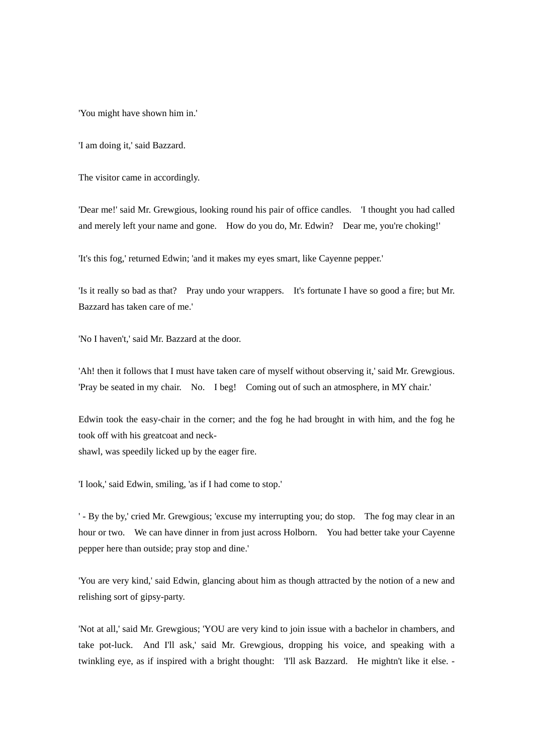'You might have shown him in.'

'I am doing it,' said Bazzard.

The visitor came in accordingly.

'Dear me!' said Mr. Grewgious, looking round his pair of office candles. 'I thought you had called and merely left your name and gone. How do you do, Mr. Edwin? Dear me, you're choking!'

'It's this fog,' returned Edwin; 'and it makes my eyes smart, like Cayenne pepper.'

'Is it really so bad as that? Pray undo your wrappers. It's fortunate I have so good a fire; but Mr. Bazzard has taken care of me.'

'No I haven't,' said Mr. Bazzard at the door.

'Ah! then it follows that I must have taken care of myself without observing it,' said Mr. Grewgious. 'Pray be seated in my chair. No. I beg! Coming out of such an atmosphere, in MY chair.'

Edwin took the easy-chair in the corner; and the fog he had brought in with him, and the fog he took off with his greatcoat and neck-shawl, was speedily licked up by the eager fire.

'I look,' said Edwin, smiling, 'as if I had come to stop.'

' - By the by,' cried Mr. Grewgious; 'excuse my interrupting you; do stop. The fog may clear in an hour or two. We can have dinner in from just across Holborn. You had better take your Cayenne pepper here than outside; pray stop and dine.'

'You are very kind,' said Edwin, glancing about him as though attracted by the notion of a new and relishing sort of gipsy-party.

'Not at all,' said Mr. Grewgious; 'YOU are very kind to join issue with a bachelor in chambers, and take pot-luck. And I'll ask,' said Mr. Grewgious, dropping his voice, and speaking with a twinkling eye, as if inspired with a bright thought: 'I'll ask Bazzard. He mightn't like it else. -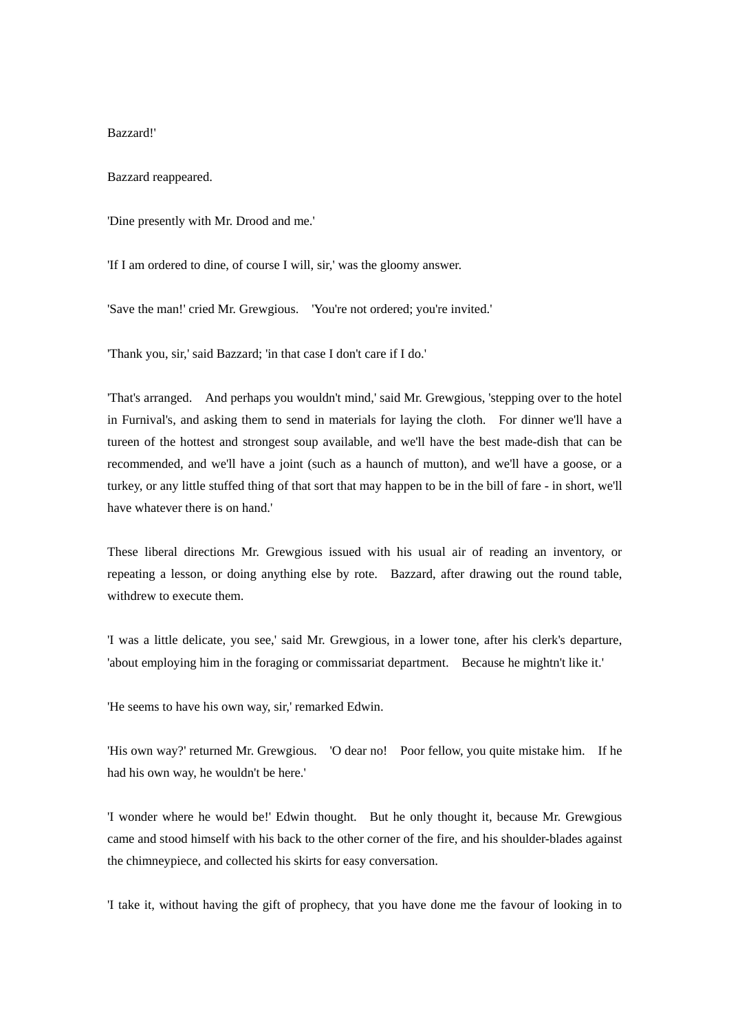Bazzard!'

Bazzard reappeared.

'Dine presently with Mr. Drood and me.'

'If I am ordered to dine, of course I will, sir,' was the gloomy answer.

'Save the man!' cried Mr. Grewgious. 'You're not ordered; you're invited.'

'Thank you, sir,' said Bazzard; 'in that case I don't care if I do.'

'That's arranged. And perhaps you wouldn't mind,' said Mr. Grewgious, 'stepping over to the hotel in Furnival's, and asking them to send in materials for laying the cloth. For dinner we'll have a tureen of the hottest and strongest soup available, and we'll have the best made-dish that can be recommended, and we'll have a joint (such as a haunch of mutton), and we'll have a goose, or a turkey, or any little stuffed thing of that sort that may happen to be in the bill of fare - in short, we'll have whatever there is on hand.'

These liberal directions Mr. Grewgious issued with his usual air of reading an inventory, or repeating a lesson, or doing anything else by rote. Bazzard, after drawing out the round table, withdrew to execute them.

'I was a little delicate, you see,' said Mr. Grewgious, in a lower tone, after his clerk's departure, 'about employing him in the foraging or commissariat department. Because he mightn't like it.'

'He seems to have his own way, sir,' remarked Edwin.

'His own way?' returned Mr. Grewgious. 'O dear no! Poor fellow, you quite mistake him. If he had his own way, he wouldn't be here.'

'I wonder where he would be!' Edwin thought. But he only thought it, because Mr. Grewgious came and stood himself with his back to the other corner of the fire, and his shoulder-blades against the chimneypiece, and collected his skirts for easy conversation.

'I take it, without having the gift of prophecy, that you have done me the favour of looking in to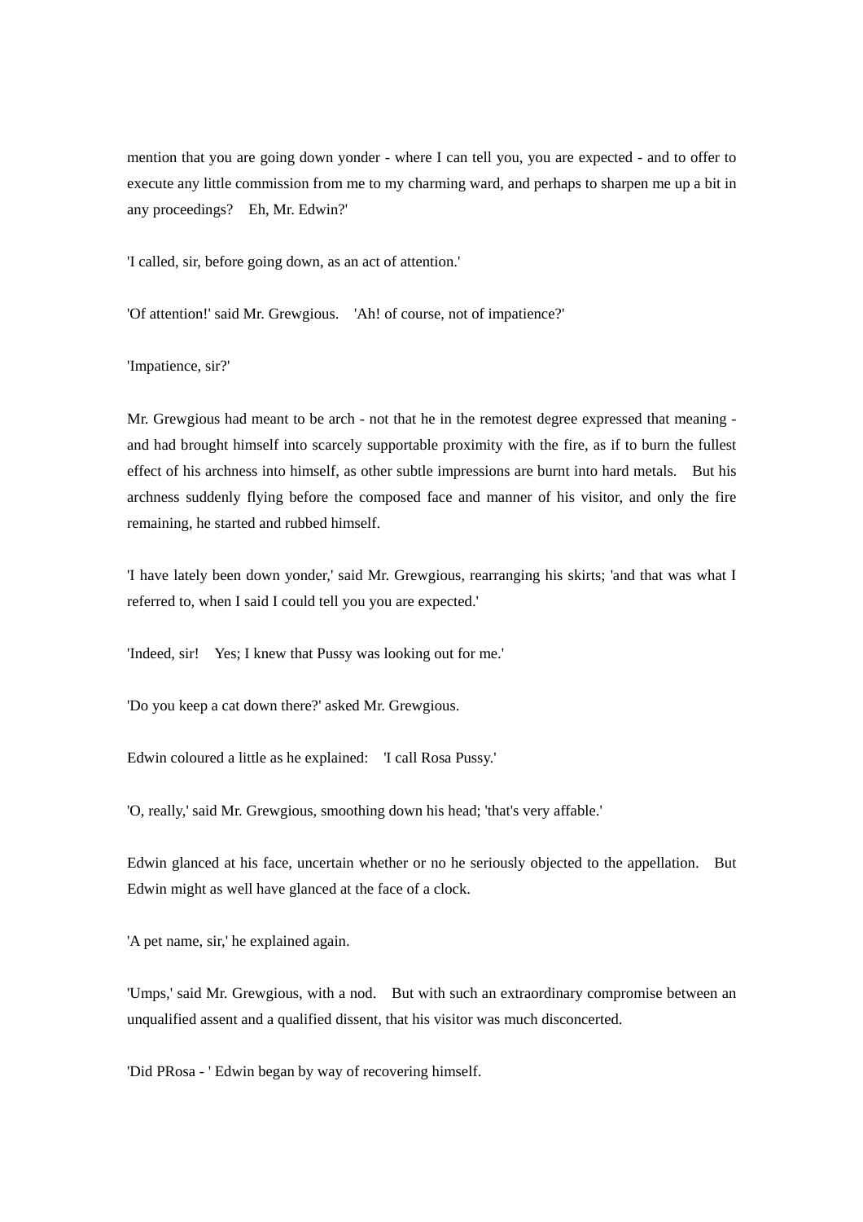mention that you are going down yonder - where I can tell you, you are expected - and to offer to execute any little commission from me to my charming ward, and perhaps to sharpen me up a bit in any proceedings?  Eh, Mr. Edwin?'

'I called, sir, before going down, as an act of attention.'

'Of attention!' said Mr. Grewgious.  'Ah! of course, not of impatience?'

'Impatience, sir?'

Mr. Grewgious had meant to be arch - not that he in the remotest degree expressed that meaning - and had brought himself into scarcely supportable proximity with the fire, as if to burn the fullest effect of his archness into himself, as other subtle impressions are burnt into hard metals.  But his archness suddenly flying before the composed face and manner of his visitor, and only the fire remaining, he started and rubbed himself.

'I have lately been down yonder,' said Mr. Grewgious, rearranging his skirts; 'and that was what I referred to, when I said I could tell you you are expected.'

'Indeed, sir!  Yes; I knew that Pussy was looking out for me.'

'Do you keep a cat down there?' asked Mr. Grewgious.

Edwin coloured a little as he explained:  'I call Rosa Pussy.'

'O, really,' said Mr. Grewgious, smoothing down his head; 'that's very affable.'

Edwin glanced at his face, uncertain whether or no he seriously objected to the appellation.  But Edwin might as well have glanced at the face of a clock.

'A pet name, sir,' he explained again.

'Umps,' said Mr. Grewgious, with a nod.  But with such an extraordinary compromise between an unqualified assent and a qualified dissent, that his visitor was much disconcerted.

'Did PRosa - ' Edwin began by way of recovering himself.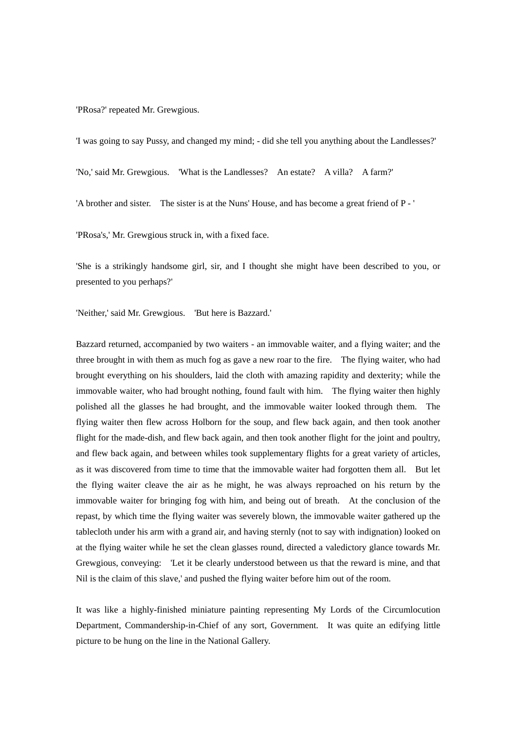'PRosa?' repeated Mr. Grewgious.

'I was going to say Pussy, and changed my mind; - did she tell you anything about the Landlesses?'

'No,' said Mr. Grewgious. 'What is the Landlesses? An estate? A villa? A farm?'

'A brother and sister. The sister is at the Nuns' House, and has become a great friend of P - '

'PRosa's,' Mr. Grewgious struck in, with a fixed face.

'She is a strikingly handsome girl, sir, and I thought she might have been described to you, or presented to you perhaps?'

'Neither,' said Mr. Grewgious. 'But here is Bazzard.'

Bazzard returned, accompanied by two waiters - an immovable waiter, and a flying waiter; and the three brought in with them as much fog as gave a new roar to the fire. The flying waiter, who had brought everything on his shoulders, laid the cloth with amazing rapidity and dexterity; while the immovable waiter, who had brought nothing, found fault with him. The flying waiter then highly polished all the glasses he had brought, and the immovable waiter looked through them. The flying waiter then flew across Holborn for the soup, and flew back again, and then took another flight for the made-dish, and flew back again, and then took another flight for the joint and poultry, and flew back again, and between whiles took supplementary flights for a great variety of articles, as it was discovered from time to time that the immovable waiter had forgotten them all. But let the flying waiter cleave the air as he might, he was always reproached on his return by the immovable waiter for bringing fog with him, and being out of breath. At the conclusion of the repast, by which time the flying waiter was severely blown, the immovable waiter gathered up the tablecloth under his arm with a grand air, and having sternly (not to say with indignation) looked on at the flying waiter while he set the clean glasses round, directed a valedictory glance towards Mr. Grewgious, conveying: 'Let it be clearly understood between us that the reward is mine, and that Nil is the claim of this slave,' and pushed the flying waiter before him out of the room.

It was like a highly-finished miniature painting representing My Lords of the Circumlocution Department, Commandership-in-Chief of any sort, Government. It was quite an edifying little picture to be hung on the line in the National Gallery.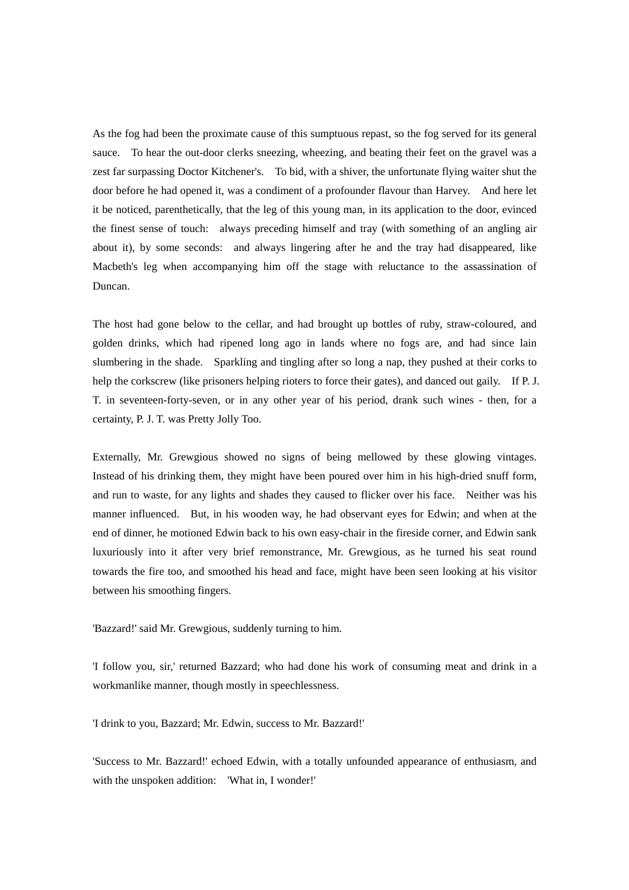As the fog had been the proximate cause of this sumptuous repast, so the fog served for its general sauce. To hear the out-door clerks sneezing, wheezing, and beating their feet on the gravel was a zest far surpassing Doctor Kitchener's. To bid, with a shiver, the unfortunate flying waiter shut the door before he had opened it, was a condiment of a profounder flavour than Harvey. And here let it be noticed, parenthetically, that the leg of this young man, in its application to the door, evinced the finest sense of touch: always preceding himself and tray (with something of an angling air about it), by some seconds: and always lingering after he and the tray had disappeared, like Macbeth's leg when accompanying him off the stage with reluctance to the assassination of Duncan.

The host had gone below to the cellar, and had brought up bottles of ruby, straw-coloured, and golden drinks, which had ripened long ago in lands where no fogs are, and had since lain slumbering in the shade. Sparkling and tingling after so long a nap, they pushed at their corks to help the corkscrew (like prisoners helping rioters to force their gates), and danced out gaily. If P. J. T. in seventeen-forty-seven, or in any other year of his period, drank such wines - then, for a certainty, P. J. T. was Pretty Jolly Too.

Externally, Mr. Grewgious showed no signs of being mellowed by these glowing vintages. Instead of his drinking them, they might have been poured over him in his high-dried snuff form, and run to waste, for any lights and shades they caused to flicker over his face. Neither was his manner influenced. But, in his wooden way, he had observant eyes for Edwin; and when at the end of dinner, he motioned Edwin back to his own easy-chair in the fireside corner, and Edwin sank luxuriously into it after very brief remonstrance, Mr. Grewgious, as he turned his seat round towards the fire too, and smoothed his head and face, might have been seen looking at his visitor between his smoothing fingers.

'Bazzard!' said Mr. Grewgious, suddenly turning to him.

'I follow you, sir,' returned Bazzard; who had done his work of consuming meat and drink in a workmanlike manner, though mostly in speechlessness.

'I drink to you, Bazzard; Mr. Edwin, success to Mr. Bazzard!'

'Success to Mr. Bazzard!' echoed Edwin, with a totally unfounded appearance of enthusiasm, and with the unspoken addition: 'What in, I wonder!'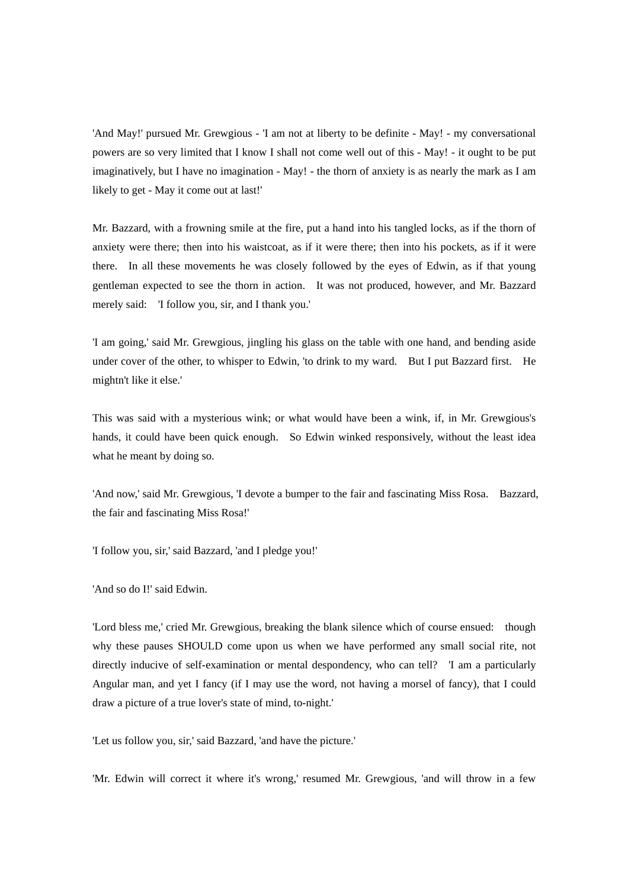'And May!' pursued Mr. Grewgious - 'I am not at liberty to be definite - May! - my conversational powers are so very limited that I know I shall not come well out of this - May! - it ought to be put imaginatively, but I have no imagination - May! - the thorn of anxiety is as nearly the mark as I am likely to get - May it come out at last!'

Mr. Bazzard, with a frowning smile at the fire, put a hand into his tangled locks, as if the thorn of anxiety were there; then into his waistcoat, as if it were there; then into his pockets, as if it were there. In all these movements he was closely followed by the eyes of Edwin, as if that young gentleman expected to see the thorn in action. It was not produced, however, and Mr. Bazzard merely said: 'I follow you, sir, and I thank you.'

'I am going,' said Mr. Grewgious, jingling his glass on the table with one hand, and bending aside under cover of the other, to whisper to Edwin, 'to drink to my ward. But I put Bazzard first. He mightn't like it else.'

This was said with a mysterious wink; or what would have been a wink, if, in Mr. Grewgious's hands, it could have been quick enough. So Edwin winked responsively, without the least idea what he meant by doing so.

'And now,' said Mr. Grewgious, 'I devote a bumper to the fair and fascinating Miss Rosa. Bazzard, the fair and fascinating Miss Rosa!'

'I follow you, sir,' said Bazzard, 'and I pledge you!'

'And so do I!' said Edwin.

'Lord bless me,' cried Mr. Grewgious, breaking the blank silence which of course ensued: though why these pauses SHOULD come upon us when we have performed any small social rite, not directly inducive of self-examination or mental despondency, who can tell? 'I am a particularly Angular man, and yet I fancy (if I may use the word, not having a morsel of fancy), that I could draw a picture of a true lover's state of mind, to-night.'

'Let us follow you, sir,' said Bazzard, 'and have the picture.'

'Mr. Edwin will correct it where it's wrong,' resumed Mr. Grewgious, 'and will throw in a few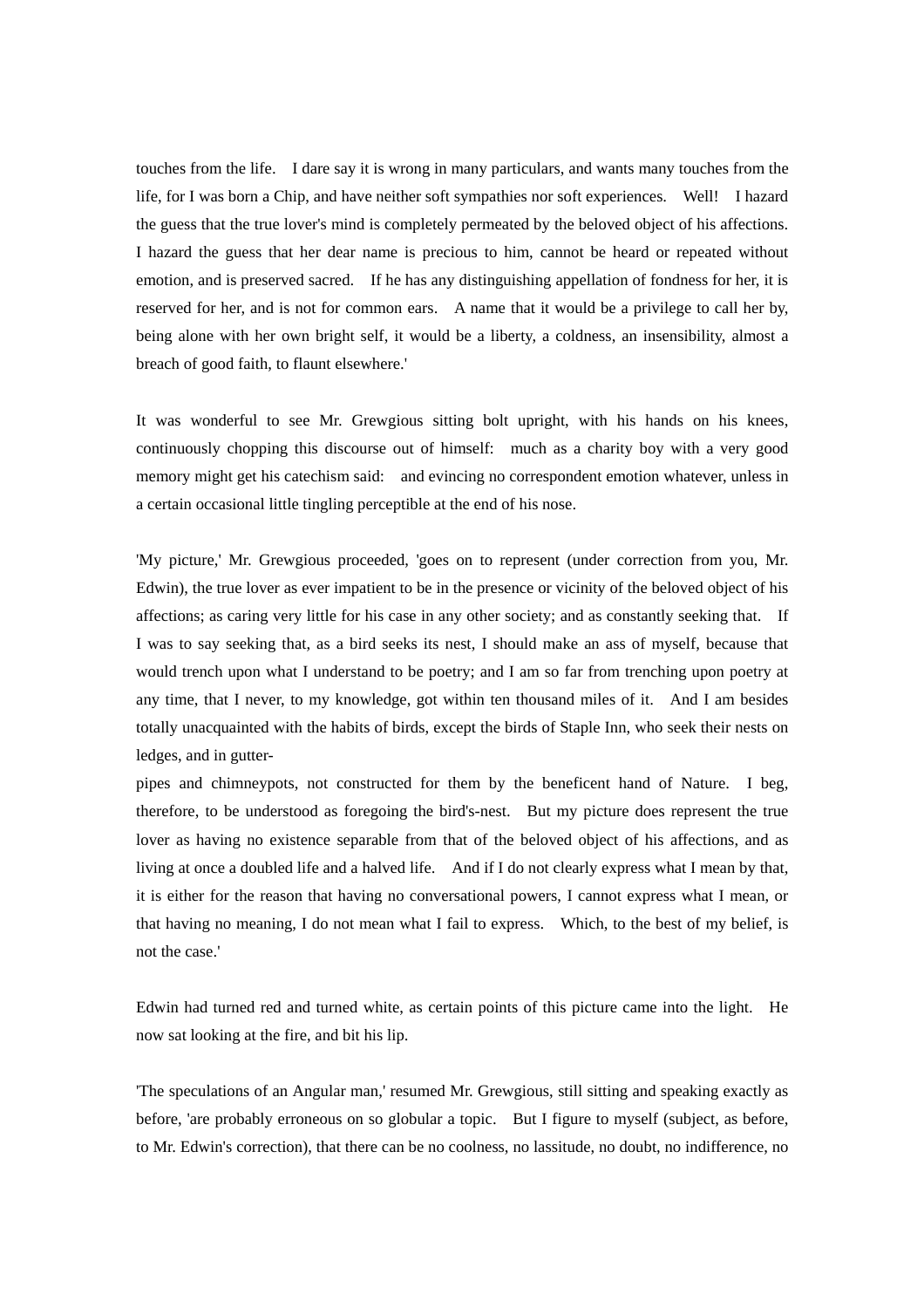touches from the life. I dare say it is wrong in many particulars, and wants many touches from the life, for I was born a Chip, and have neither soft sympathies nor soft experiences. Well! I hazard the guess that the true lover's mind is completely permeated by the beloved object of his affections. I hazard the guess that her dear name is precious to him, cannot be heard or repeated without emotion, and is preserved sacred. If he has any distinguishing appellation of fondness for her, it is reserved for her, and is not for common ears. A name that it would be a privilege to call her by, being alone with her own bright self, it would be a liberty, a coldness, an insensibility, almost a breach of good faith, to flaunt elsewhere.'

It was wonderful to see Mr. Grewgious sitting bolt upright, with his hands on his knees, continuously chopping this discourse out of himself: much as a charity boy with a very good memory might get his catechism said: and evincing no correspondent emotion whatever, unless in a certain occasional little tingling perceptible at the end of his nose.

'My picture,' Mr. Grewgious proceeded, 'goes on to represent (under correction from you, Mr. Edwin), the true lover as ever impatient to be in the presence or vicinity of the beloved object of his affections; as caring very little for his case in any other society; and as constantly seeking that. If I was to say seeking that, as a bird seeks its nest, I should make an ass of myself, because that would trench upon what I understand to be poetry; and I am so far from trenching upon poetry at any time, that I never, to my knowledge, got within ten thousand miles of it. And I am besides totally unacquainted with the habits of birds, except the birds of Staple Inn, who seek their nests on ledges, and in gutter-pipes and chimneypots, not constructed for them by the beneficent hand of Nature. I beg, therefore, to be understood as foregoing the bird's-nest. But my picture does represent the true lover as having no existence separable from that of the beloved object of his affections, and as living at once a doubled life and a halved life. And if I do not clearly express what I mean by that, it is either for the reason that having no conversational powers, I cannot express what I mean, or that having no meaning, I do not mean what I fail to express. Which, to the best of my belief, is not the case.'

Edwin had turned red and turned white, as certain points of this picture came into the light. He now sat looking at the fire, and bit his lip.

'The speculations of an Angular man,' resumed Mr. Grewgious, still sitting and speaking exactly as before, 'are probably erroneous on so globular a topic. But I figure to myself (subject, as before, to Mr. Edwin's correction), that there can be no coolness, no lassitude, no doubt, no indifference, no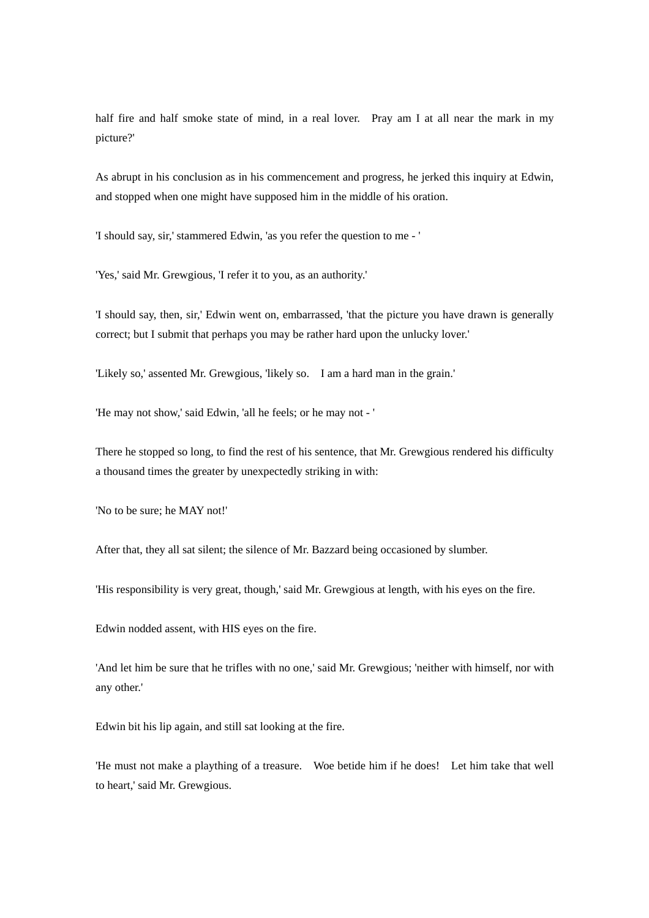half fire and half smoke state of mind, in a real lover. Pray am I at all near the mark in my picture?'

As abrupt in his conclusion as in his commencement and progress, he jerked this inquiry at Edwin, and stopped when one might have supposed him in the middle of his oration.

'I should say, sir,' stammered Edwin, 'as you refer the question to me - '

'Yes,' said Mr. Grewgious, 'I refer it to you, as an authority.'

'I should say, then, sir,' Edwin went on, embarrassed, 'that the picture you have drawn is generally correct; but I submit that perhaps you may be rather hard upon the unlucky lover.'

'Likely so,' assented Mr. Grewgious, 'likely so. I am a hard man in the grain.'

'He may not show,' said Edwin, 'all he feels; or he may not - '

There he stopped so long, to find the rest of his sentence, that Mr. Grewgious rendered his difficulty a thousand times the greater by unexpectedly striking in with:

'No to be sure; he MAY not!'

After that, they all sat silent; the silence of Mr. Bazzard being occasioned by slumber.

'His responsibility is very great, though,' said Mr. Grewgious at length, with his eyes on the fire.

Edwin nodded assent, with HIS eyes on the fire.

'And let him be sure that he trifles with no one,' said Mr. Grewgious; 'neither with himself, nor with any other.'

Edwin bit his lip again, and still sat looking at the fire.

'He must not make a plaything of a treasure. Woe betide him if he does! Let him take that well to heart,' said Mr. Grewgious.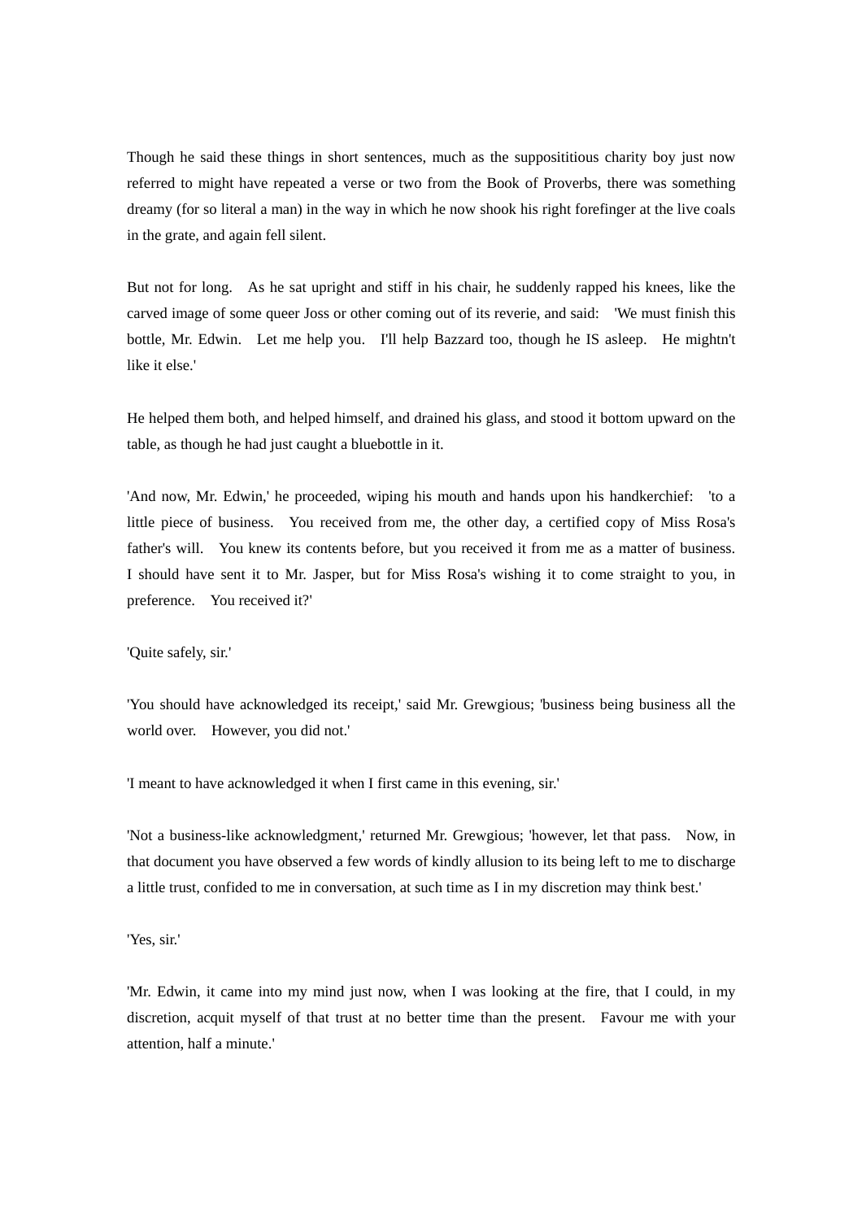Though he said these things in short sentences, much as the supposititious charity boy just now referred to might have repeated a verse or two from the Book of Proverbs, there was something dreamy (for so literal a man) in the way in which he now shook his right forefinger at the live coals in the grate, and again fell silent.

But not for long. As he sat upright and stiff in his chair, he suddenly rapped his knees, like the carved image of some queer Joss or other coming out of its reverie, and said: 'We must finish this bottle, Mr. Edwin. Let me help you. I'll help Bazzard too, though he IS asleep. He mightn't like it else.'

He helped them both, and helped himself, and drained his glass, and stood it bottom upward on the table, as though he had just caught a bluebottle in it.

'And now, Mr. Edwin,' he proceeded, wiping his mouth and hands upon his handkerchief: 'to a little piece of business. You received from me, the other day, a certified copy of Miss Rosa's father's will. You knew its contents before, but you received it from me as a matter of business. I should have sent it to Mr. Jasper, but for Miss Rosa's wishing it to come straight to you, in preference. You received it?'

'Quite safely, sir.'

'You should have acknowledged its receipt,' said Mr. Grewgious; 'business being business all the world over. However, you did not.'

'I meant to have acknowledged it when I first came in this evening, sir.'

'Not a business-like acknowledgment,' returned Mr. Grewgious; 'however, let that pass. Now, in that document you have observed a few words of kindly allusion to its being left to me to discharge a little trust, confided to me in conversation, at such time as I in my discretion may think best.'

'Yes, sir.'

'Mr. Edwin, it came into my mind just now, when I was looking at the fire, that I could, in my discretion, acquit myself of that trust at no better time than the present. Favour me with your attention, half a minute.'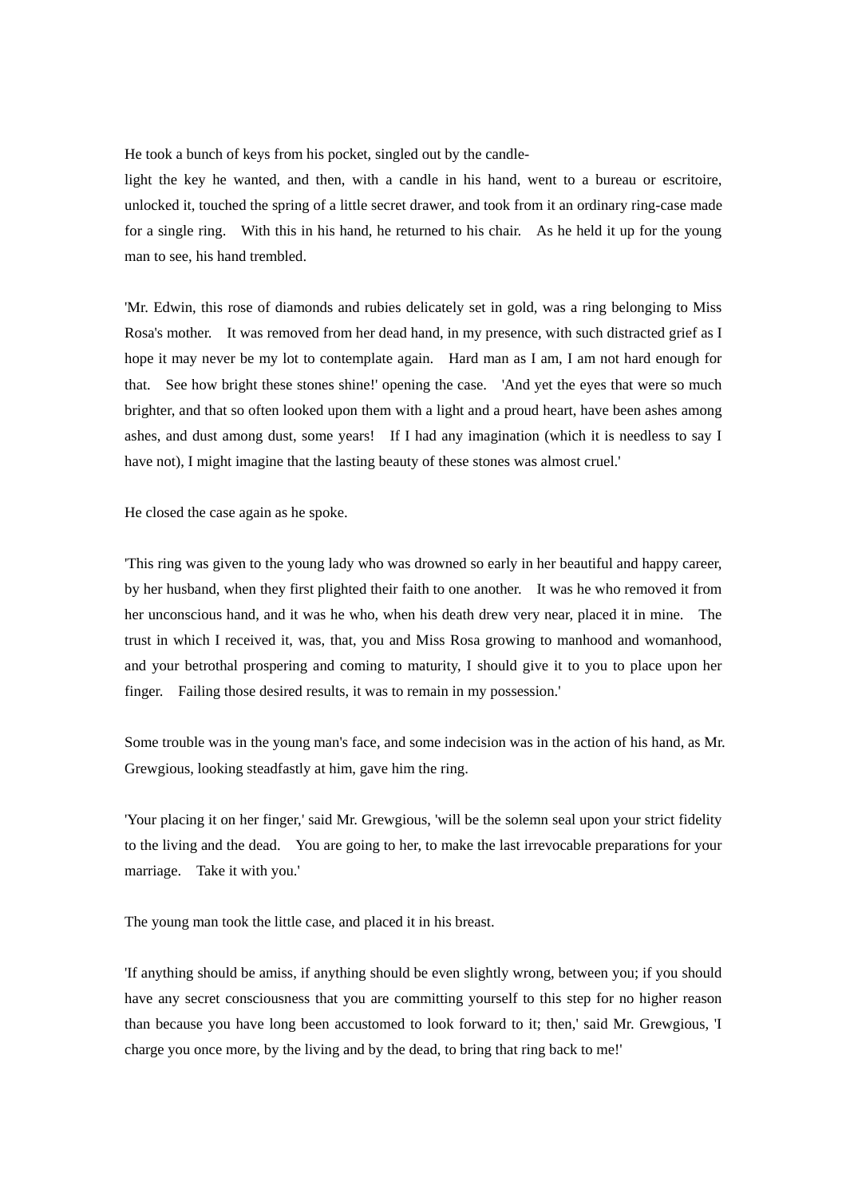He took a bunch of keys from his pocket, singled out by the candle-light the key he wanted, and then, with a candle in his hand, went to a bureau or escritoire, unlocked it, touched the spring of a little secret drawer, and took from it an ordinary ring-case made for a single ring. With this in his hand, he returned to his chair. As he held it up for the young man to see, his hand trembled.

'Mr. Edwin, this rose of diamonds and rubies delicately set in gold, was a ring belonging to Miss Rosa's mother. It was removed from her dead hand, in my presence, with such distracted grief as I hope it may never be my lot to contemplate again. Hard man as I am, I am not hard enough for that. See how bright these stones shine!' opening the case. 'And yet the eyes that were so much brighter, and that so often looked upon them with a light and a proud heart, have been ashes among ashes, and dust among dust, some years! If I had any imagination (which it is needless to say I have not), I might imagine that the lasting beauty of these stones was almost cruel.'

He closed the case again as he spoke.

'This ring was given to the young lady who was drowned so early in her beautiful and happy career, by her husband, when they first plighted their faith to one another. It was he who removed it from her unconscious hand, and it was he who, when his death drew very near, placed it in mine. The trust in which I received it, was, that, you and Miss Rosa growing to manhood and womanhood, and your betrothal prospering and coming to maturity, I should give it to you to place upon her finger. Failing those desired results, it was to remain in my possession.'

Some trouble was in the young man's face, and some indecision was in the action of his hand, as Mr. Grewgious, looking steadfastly at him, gave him the ring.

'Your placing it on her finger,' said Mr. Grewgious, 'will be the solemn seal upon your strict fidelity to the living and the dead. You are going to her, to make the last irrevocable preparations for your marriage. Take it with you.'

The young man took the little case, and placed it in his breast.

'If anything should be amiss, if anything should be even slightly wrong, between you; if you should have any secret consciousness that you are committing yourself to this step for no higher reason than because you have long been accustomed to look forward to it; then,' said Mr. Grewgious, 'I charge you once more, by the living and by the dead, to bring that ring back to me!'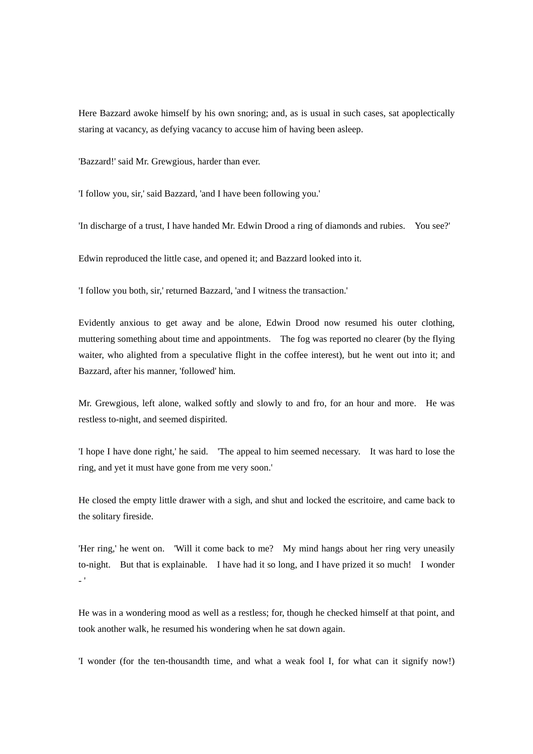Here Bazzard awoke himself by his own snoring; and, as is usual in such cases, sat apoplectically staring at vacancy, as defying vacancy to accuse him of having been asleep.

'Bazzard!' said Mr. Grewgious, harder than ever.

'I follow you, sir,' said Bazzard, 'and I have been following you.'

'In discharge of a trust, I have handed Mr. Edwin Drood a ring of diamonds and rubies. You see?'

Edwin reproduced the little case, and opened it; and Bazzard looked into it.

'I follow you both, sir,' returned Bazzard, 'and I witness the transaction.'

Evidently anxious to get away and be alone, Edwin Drood now resumed his outer clothing, muttering something about time and appointments. The fog was reported no clearer (by the flying waiter, who alighted from a speculative flight in the coffee interest), but he went out into it; and Bazzard, after his manner, 'followed' him.

Mr. Grewgious, left alone, walked softly and slowly to and fro, for an hour and more. He was restless to-night, and seemed dispirited.

'I hope I have done right,' he said. 'The appeal to him seemed necessary. It was hard to lose the ring, and yet it must have gone from me very soon.'

He closed the empty little drawer with a sigh, and shut and locked the escritoire, and came back to the solitary fireside.

'Her ring,' he went on. 'Will it come back to me? My mind hangs about her ring very uneasily to-night. But that is explainable. I have had it so long, and I have prized it so much! I wonder - '

He was in a wondering mood as well as a restless; for, though he checked himself at that point, and took another walk, he resumed his wondering when he sat down again.

'I wonder (for the ten-thousandth time, and what a weak fool I, for what can it signify now!)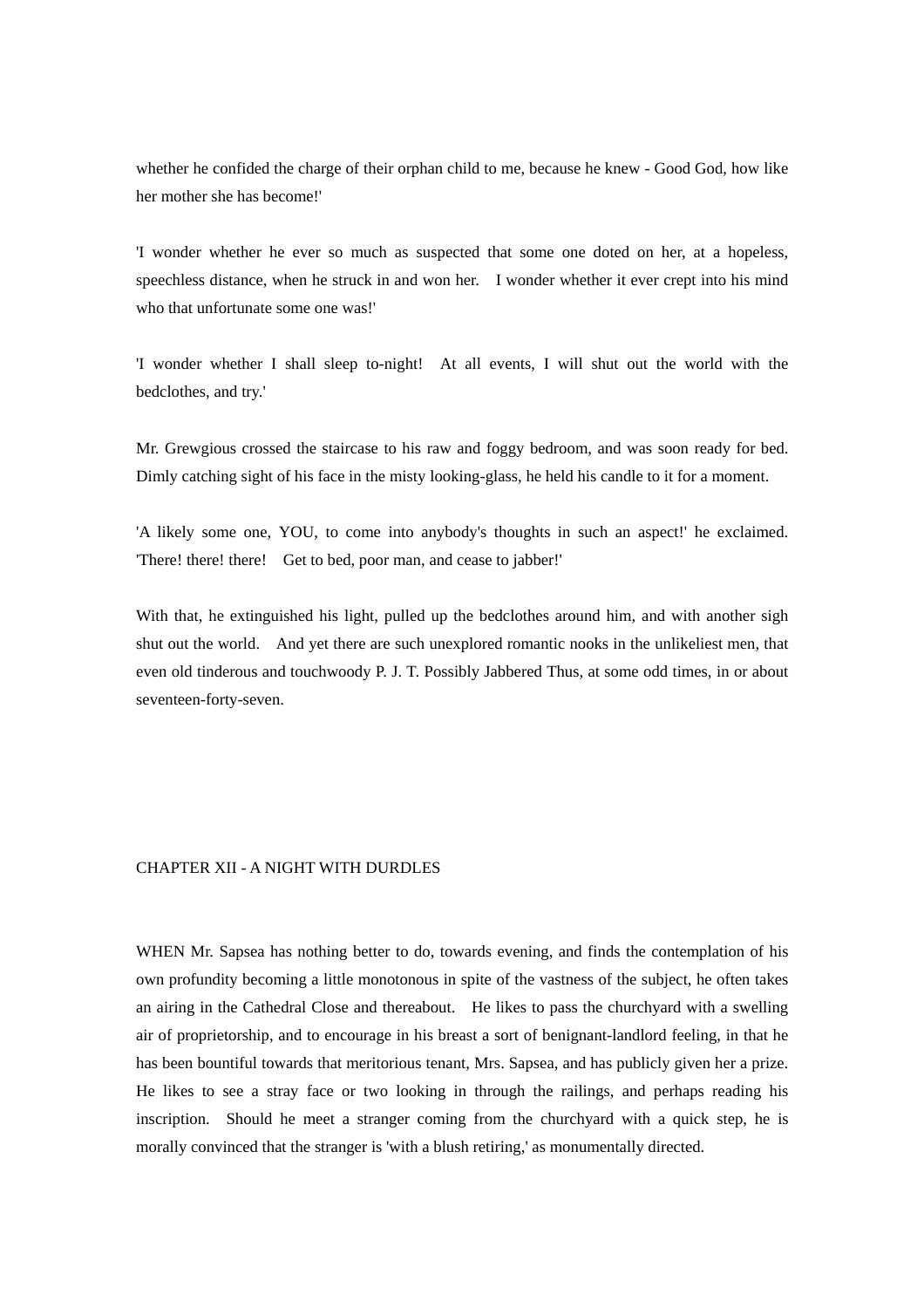whether he confided the charge of their orphan child to me, because he knew - Good God, how like her mother she has become!'

'I wonder whether he ever so much as suspected that some one doted on her, at a hopeless, speechless distance, when he struck in and won her. I wonder whether it ever crept into his mind who that unfortunate some one was!'

'I wonder whether I shall sleep to-night! At all events, I will shut out the world with the bedclothes, and try.'

Mr. Grewgious crossed the staircase to his raw and foggy bedroom, and was soon ready for bed. Dimly catching sight of his face in the misty looking-glass, he held his candle to it for a moment.

'A likely some one, YOU, to come into anybody's thoughts in such an aspect!' he exclaimed. 'There! there! there! Get to bed, poor man, and cease to jabber!'

With that, he extinguished his light, pulled up the bedclothes around him, and with another sigh shut out the world. And yet there are such unexplored romantic nooks in the unlikeliest men, that even old tinderous and touchwoody P. J. T. Possibly Jabbered Thus, at some odd times, in or about seventeen-forty-seven.

## CHAPTER XII - A NIGHT WITH DURDLES

WHEN Mr. Sapsea has nothing better to do, towards evening, and finds the contemplation of his own profundity becoming a little monotonous in spite of the vastness of the subject, he often takes an airing in the Cathedral Close and thereabout. He likes to pass the churchyard with a swelling air of proprietorship, and to encourage in his breast a sort of benignant-landlord feeling, in that he has been bountiful towards that meritorious tenant, Mrs. Sapsea, and has publicly given her a prize. He likes to see a stray face or two looking in through the railings, and perhaps reading his inscription. Should he meet a stranger coming from the churchyard with a quick step, he is morally convinced that the stranger is 'with a blush retiring,' as monumentally directed.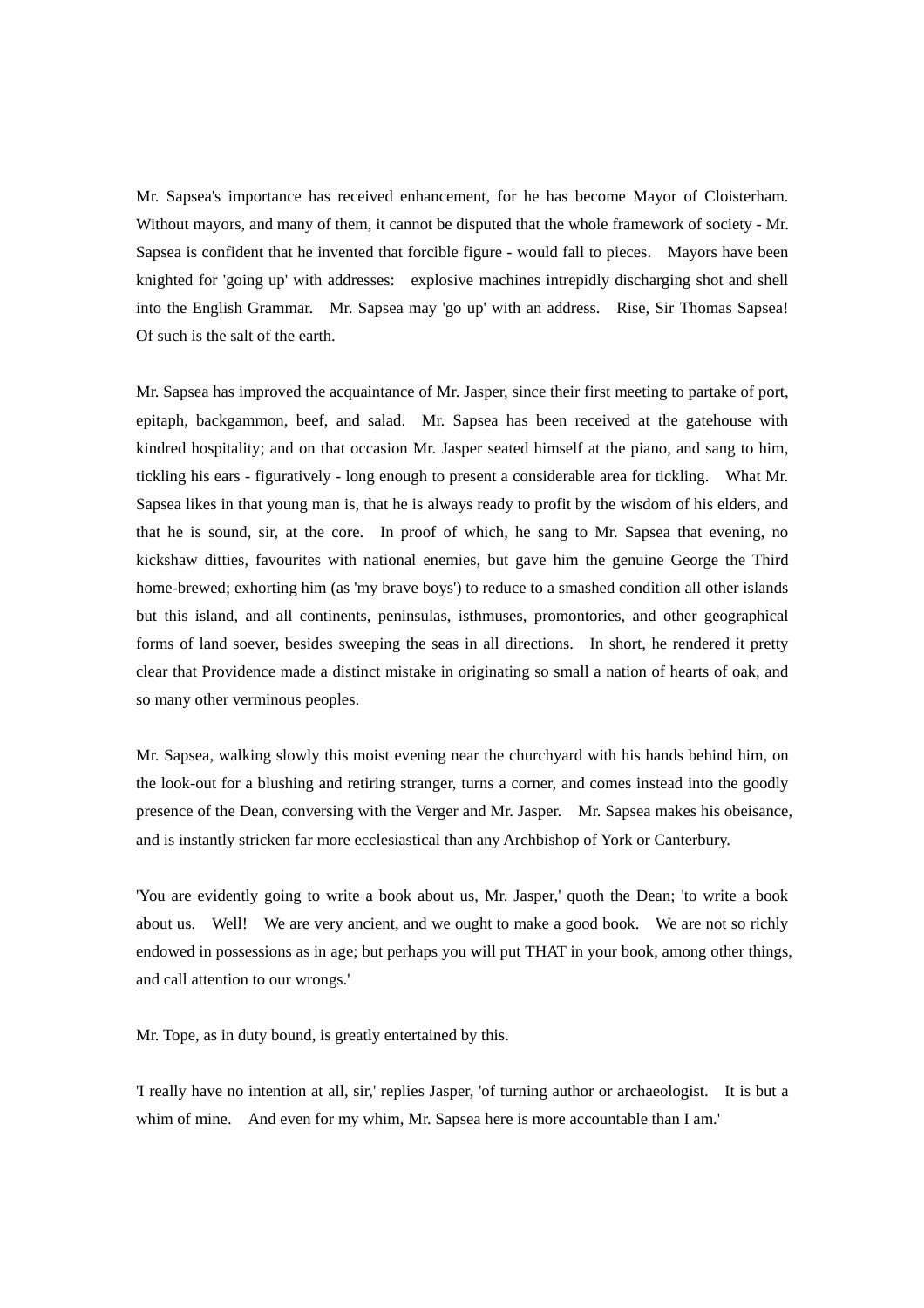Mr. Sapsea's importance has received enhancement, for he has become Mayor of Cloisterham. Without mayors, and many of them, it cannot be disputed that the whole framework of society - Mr. Sapsea is confident that he invented that forcible figure - would fall to pieces. Mayors have been knighted for 'going up' with addresses: explosive machines intrepidly discharging shot and shell into the English Grammar. Mr. Sapsea may 'go up' with an address. Rise, Sir Thomas Sapsea! Of such is the salt of the earth.

Mr. Sapsea has improved the acquaintance of Mr. Jasper, since their first meeting to partake of port, epitaph, backgammon, beef, and salad. Mr. Sapsea has been received at the gatehouse with kindred hospitality; and on that occasion Mr. Jasper seated himself at the piano, and sang to him, tickling his ears - figuratively - long enough to present a considerable area for tickling. What Mr. Sapsea likes in that young man is, that he is always ready to profit by the wisdom of his elders, and that he is sound, sir, at the core. In proof of which, he sang to Mr. Sapsea that evening, no kickshaw ditties, favourites with national enemies, but gave him the genuine George the Third home-brewed; exhorting him (as 'my brave boys') to reduce to a smashed condition all other islands but this island, and all continents, peninsulas, isthmuses, promontories, and other geographical forms of land soever, besides sweeping the seas in all directions. In short, he rendered it pretty clear that Providence made a distinct mistake in originating so small a nation of hearts of oak, and so many other verminous peoples.

Mr. Sapsea, walking slowly this moist evening near the churchyard with his hands behind him, on the look-out for a blushing and retiring stranger, turns a corner, and comes instead into the goodly presence of the Dean, conversing with the Verger and Mr. Jasper. Mr. Sapsea makes his obeisance, and is instantly stricken far more ecclesiastical than any Archbishop of York or Canterbury.

'You are evidently going to write a book about us, Mr. Jasper,' quoth the Dean; 'to write a book about us. Well! We are very ancient, and we ought to make a good book. We are not so richly endowed in possessions as in age; but perhaps you will put THAT in your book, among other things, and call attention to our wrongs.'

Mr. Tope, as in duty bound, is greatly entertained by this.

'I really have no intention at all, sir,' replies Jasper, 'of turning author or archaeologist. It is but a whim of mine. And even for my whim, Mr. Sapsea here is more accountable than I am.'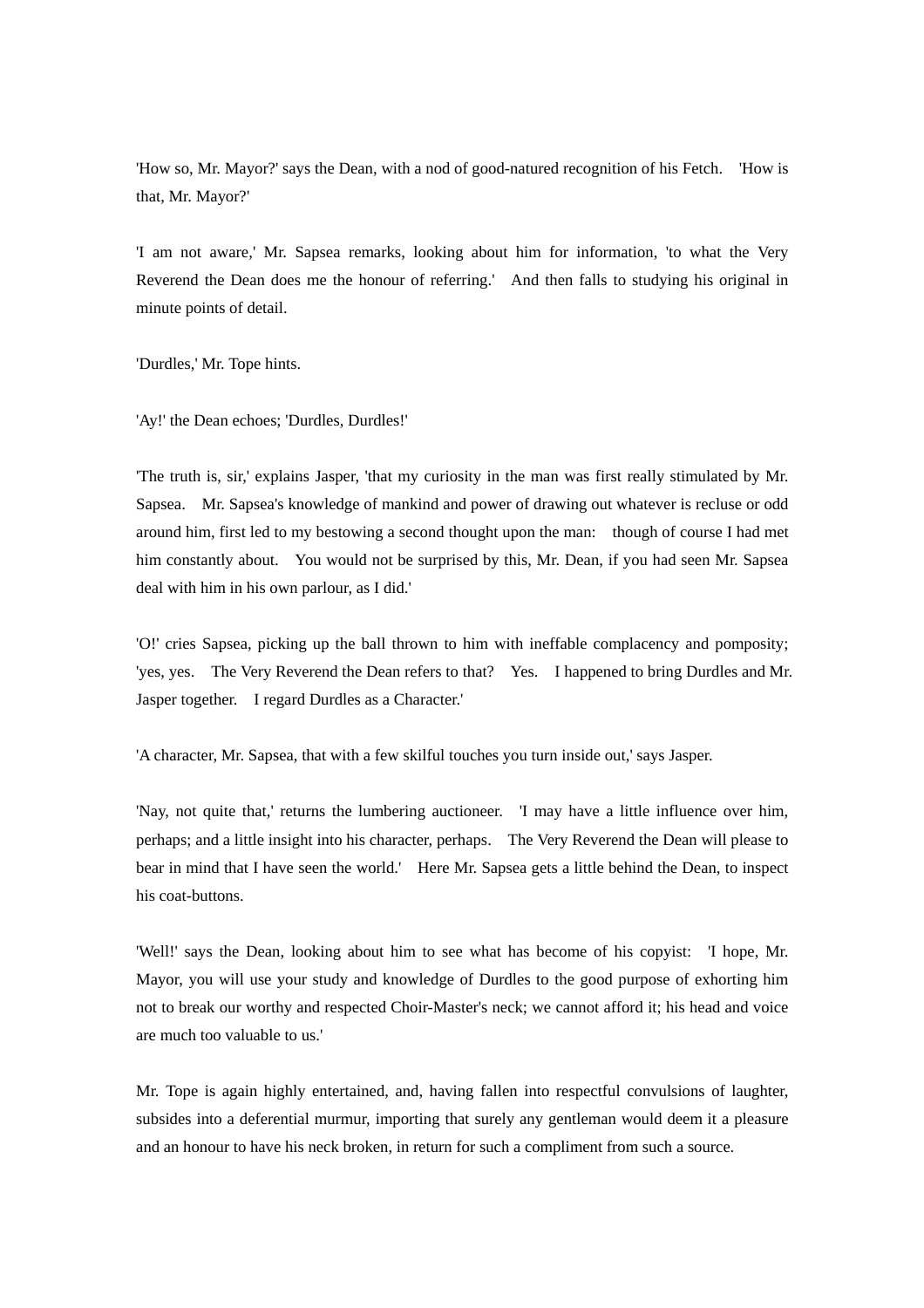'How so, Mr. Mayor?' says the Dean, with a nod of good-natured recognition of his Fetch. 'How is that, Mr. Mayor?'

'I am not aware,' Mr. Sapsea remarks, looking about him for information, 'to what the Very Reverend the Dean does me the honour of referring.' And then falls to studying his original in minute points of detail.

'Durdles,' Mr. Tope hints.

'Ay!' the Dean echoes; 'Durdles, Durdles!'

'The truth is, sir,' explains Jasper, 'that my curiosity in the man was first really stimulated by Mr. Sapsea. Mr. Sapsea's knowledge of mankind and power of drawing out whatever is recluse or odd around him, first led to my bestowing a second thought upon the man: though of course I had met him constantly about. You would not be surprised by this, Mr. Dean, if you had seen Mr. Sapsea deal with him in his own parlour, as I did.'

'O!' cries Sapsea, picking up the ball thrown to him with ineffable complacency and pomposity; 'yes, yes. The Very Reverend the Dean refers to that? Yes. I happened to bring Durdles and Mr. Jasper together. I regard Durdles as a Character.'

'A character, Mr. Sapsea, that with a few skilful touches you turn inside out,' says Jasper.

'Nay, not quite that,' returns the lumbering auctioneer. 'I may have a little influence over him, perhaps; and a little insight into his character, perhaps. The Very Reverend the Dean will please to bear in mind that I have seen the world.' Here Mr. Sapsea gets a little behind the Dean, to inspect his coat-buttons.

'Well!' says the Dean, looking about him to see what has become of his copyist: 'I hope, Mr. Mayor, you will use your study and knowledge of Durdles to the good purpose of exhorting him not to break our worthy and respected Choir-Master's neck; we cannot afford it; his head and voice are much too valuable to us.'

Mr. Tope is again highly entertained, and, having fallen into respectful convulsions of laughter, subsides into a deferential murmur, importing that surely any gentleman would deem it a pleasure and an honour to have his neck broken, in return for such a compliment from such a source.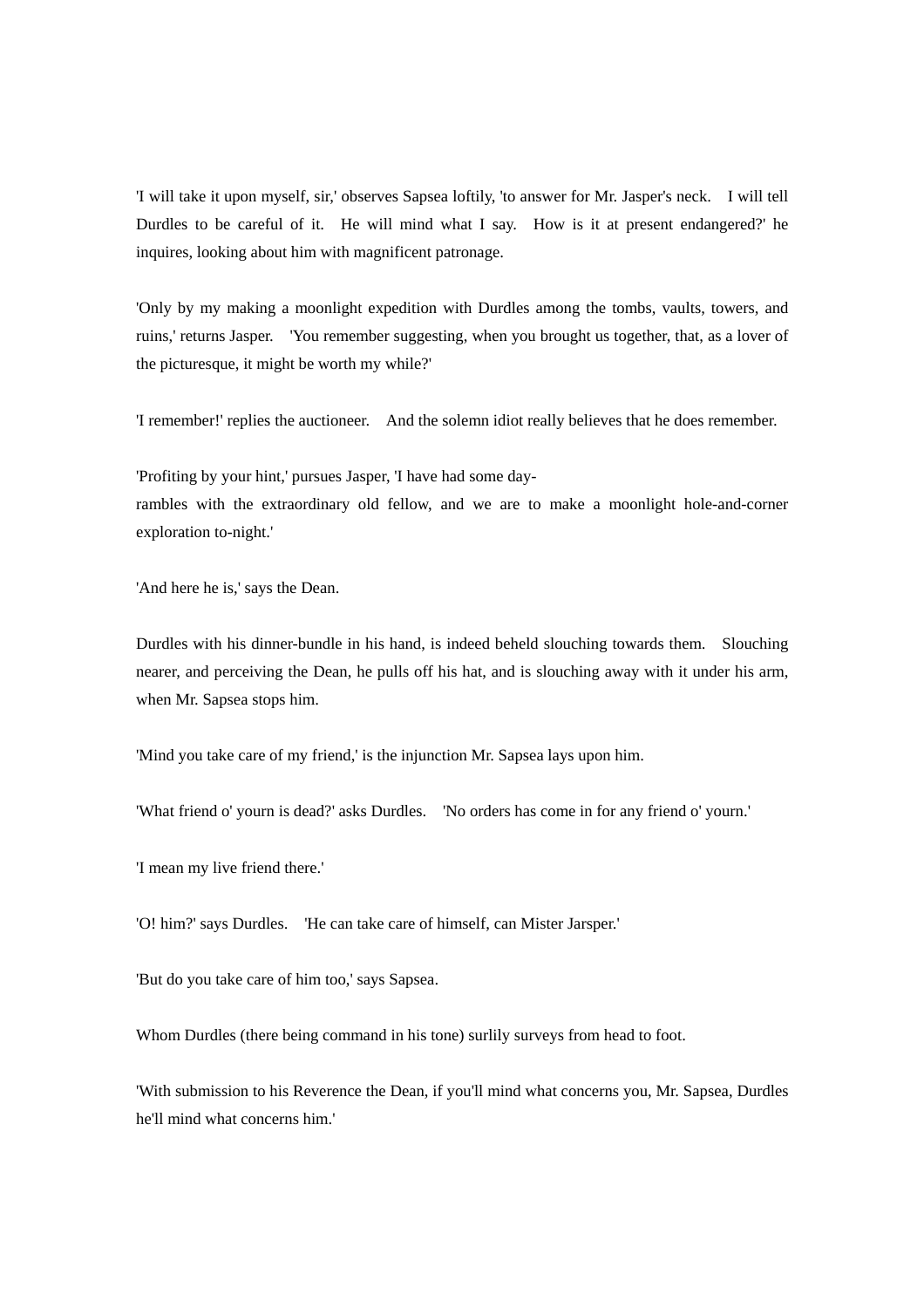'I will take it upon myself, sir,' observes Sapsea loftily, 'to answer for Mr. Jasper's neck. I will tell Durdles to be careful of it. He will mind what I say. How is it at present endangered?' he inquires, looking about him with magnificent patronage.

'Only by my making a moonlight expedition with Durdles among the tombs, vaults, towers, and ruins,' returns Jasper. 'You remember suggesting, when you brought us together, that, as a lover of the picturesque, it might be worth my while?'

'I remember!' replies the auctioneer. And the solemn idiot really believes that he does remember.

'Profiting by your hint,' pursues Jasper, 'I have had some day-rambles with the extraordinary old fellow, and we are to make a moonlight hole-and-corner exploration to-night.'

'And here he is,' says the Dean.

Durdles with his dinner-bundle in his hand, is indeed beheld slouching towards them. Slouching nearer, and perceiving the Dean, he pulls off his hat, and is slouching away with it under his arm, when Mr. Sapsea stops him.

'Mind you take care of my friend,' is the injunction Mr. Sapsea lays upon him.

'What friend o' yourn is dead?' asks Durdles. 'No orders has come in for any friend o' yourn.'

'I mean my live friend there.'

'O! him?' says Durdles. 'He can take care of himself, can Mister Jarsper.'

'But do you take care of him too,' says Sapsea.

Whom Durdles (there being command in his tone) surlily surveys from head to foot.

'With submission to his Reverence the Dean, if you'll mind what concerns you, Mr. Sapsea, Durdles he'll mind what concerns him.'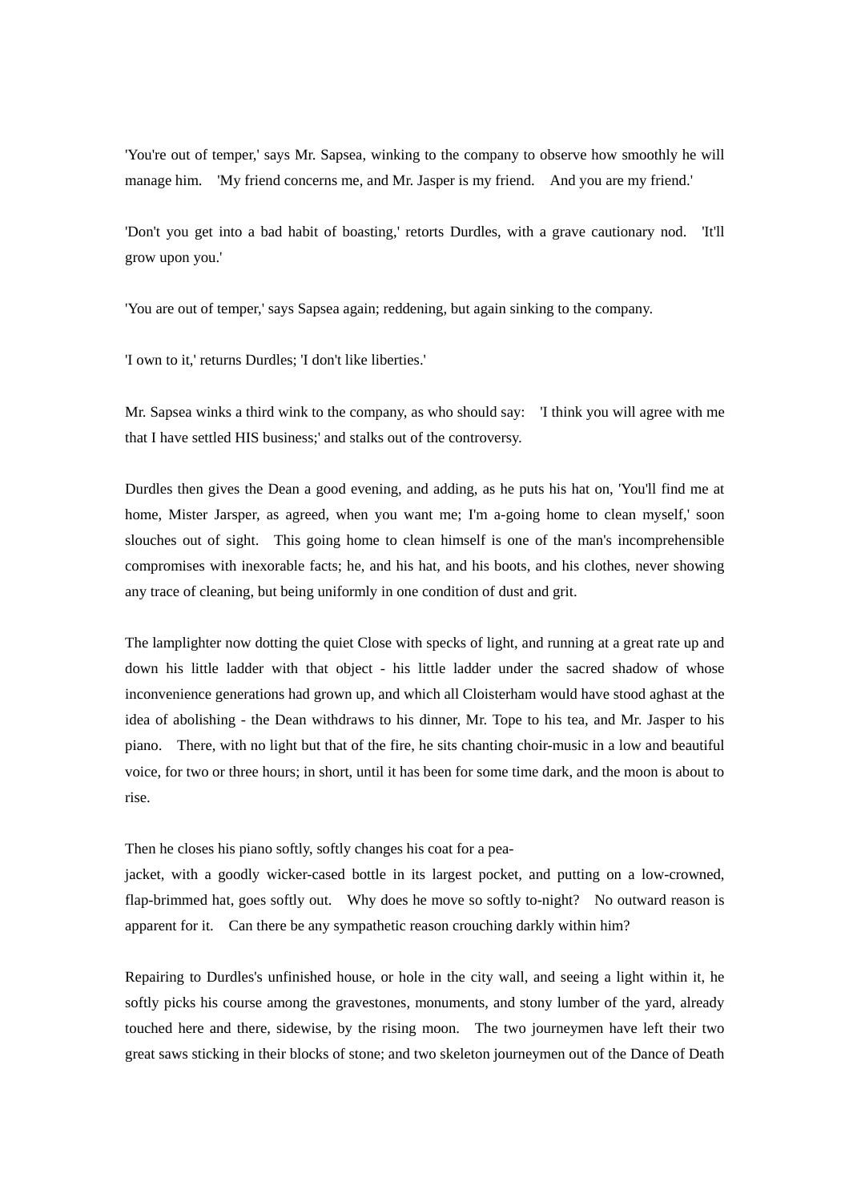'You're out of temper,' says Mr. Sapsea, winking to the company to observe how smoothly he will manage him. 'My friend concerns me, and Mr. Jasper is my friend. And you are my friend.'

'Don't you get into a bad habit of boasting,' retorts Durdles, with a grave cautionary nod. 'It'll grow upon you.'

'You are out of temper,' says Sapsea again; reddening, but again sinking to the company.

'I own to it,' returns Durdles; 'I don't like liberties.'

Mr. Sapsea winks a third wink to the company, as who should say: 'I think you will agree with me that I have settled HIS business;' and stalks out of the controversy.

Durdles then gives the Dean a good evening, and adding, as he puts his hat on, 'You'll find me at home, Mister Jarsper, as agreed, when you want me; I'm a-going home to clean myself,' soon slouches out of sight. This going home to clean himself is one of the man's incomprehensible compromises with inexorable facts; he, and his hat, and his boots, and his clothes, never showing any trace of cleaning, but being uniformly in one condition of dust and grit.

The lamplighter now dotting the quiet Close with specks of light, and running at a great rate up and down his little ladder with that object - his little ladder under the sacred shadow of whose inconvenience generations had grown up, and which all Cloisterham would have stood aghast at the idea of abolishing - the Dean withdraws to his dinner, Mr. Tope to his tea, and Mr. Jasper to his piano. There, with no light but that of the fire, he sits chanting choir-music in a low and beautiful voice, for two or three hours; in short, until it has been for some time dark, and the moon is about to rise.

Then he closes his piano softly, softly changes his coat for a pea-jacket, with a goodly wicker-cased bottle in its largest pocket, and putting on a low-crowned, flap-brimmed hat, goes softly out. Why does he move so softly to-night? No outward reason is apparent for it. Can there be any sympathetic reason crouching darkly within him?

Repairing to Durdles's unfinished house, or hole in the city wall, and seeing a light within it, he softly picks his course among the gravestones, monuments, and stony lumber of the yard, already touched here and there, sidewise, by the rising moon. The two journeymen have left their two great saws sticking in their blocks of stone; and two skeleton journeymen out of the Dance of Death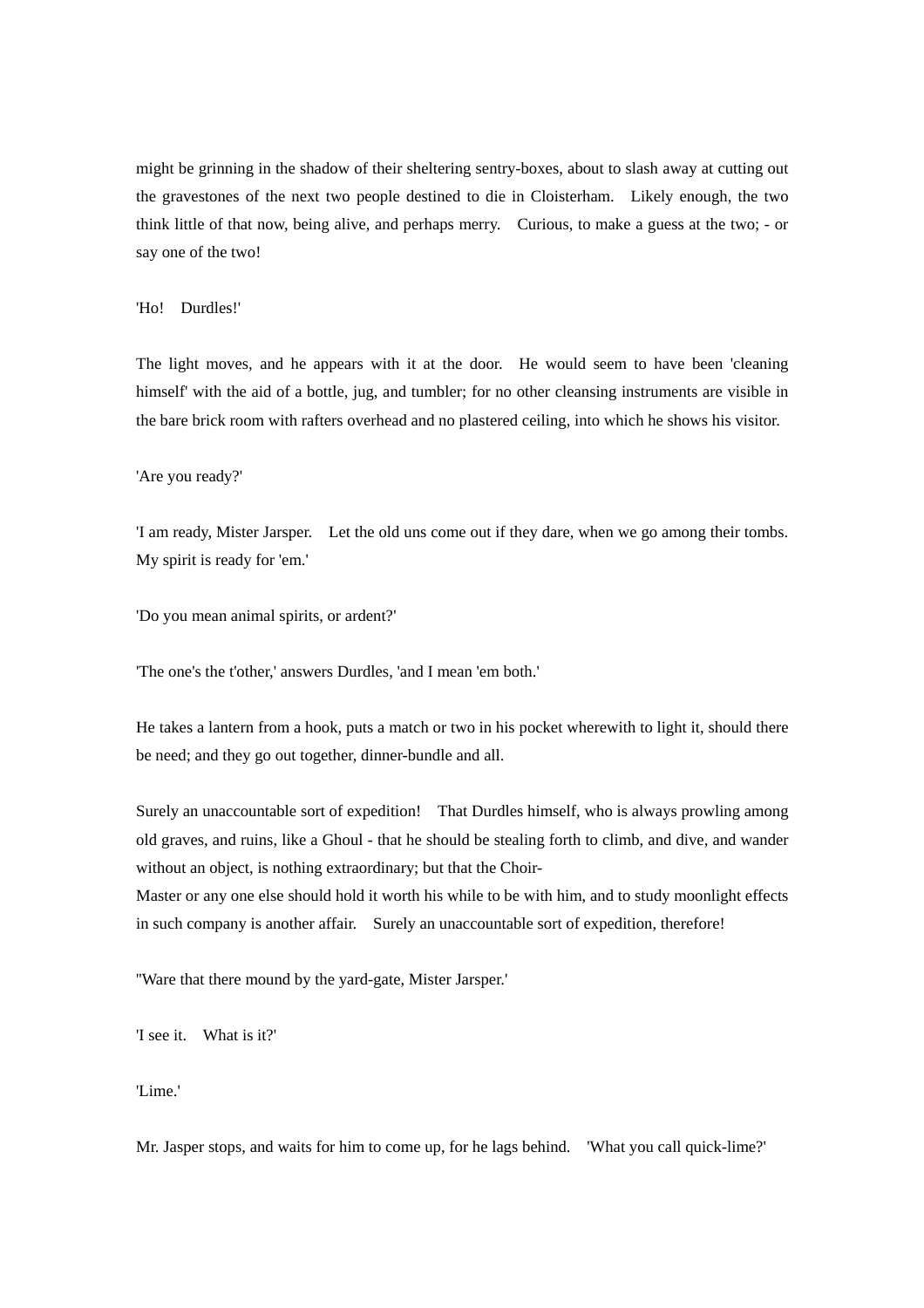might be grinning in the shadow of their sheltering sentry-boxes, about to slash away at cutting out the gravestones of the next two people destined to die in Cloisterham. Likely enough, the two think little of that now, being alive, and perhaps merry. Curious, to make a guess at the two; - or say one of the two!

'Ho! Durdles!'

The light moves, and he appears with it at the door. He would seem to have been 'cleaning himself' with the aid of a bottle, jug, and tumbler; for no other cleansing instruments are visible in the bare brick room with rafters overhead and no plastered ceiling, into which he shows his visitor.

'Are you ready?'

'I am ready, Mister Jarsper. Let the old uns come out if they dare, when we go among their tombs. My spirit is ready for 'em.'

'Do you mean animal spirits, or ardent?'

'The one's the t'other,' answers Durdles, 'and I mean 'em both.'

He takes a lantern from a hook, puts a match or two in his pocket wherewith to light it, should there be need; and they go out together, dinner-bundle and all.

Surely an unaccountable sort of expedition! That Durdles himself, who is always prowling among old graves, and ruins, like a Ghoul - that he should be stealing forth to climb, and dive, and wander without an object, is nothing extraordinary; but that the Choir-Master or any one else should hold it worth his while to be with him, and to study moonlight effects in such company is another affair. Surely an unaccountable sort of expedition, therefore!

''Ware that there mound by the yard-gate, Mister Jarsper.'

'I see it. What is it?'

'Lime.'

Mr. Jasper stops, and waits for him to come up, for he lags behind. 'What you call quick-lime?'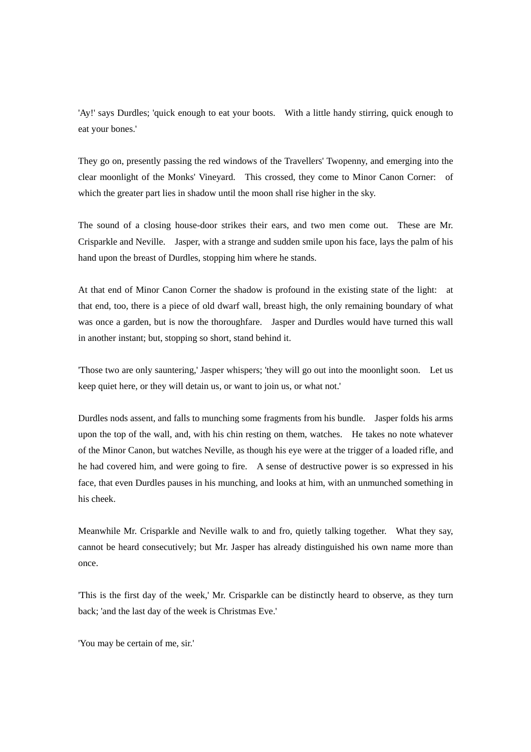'Ay!' says Durdles; 'quick enough to eat your boots. With a little handy stirring, quick enough to eat your bones.'

They go on, presently passing the red windows of the Travellers' Twopenny, and emerging into the clear moonlight of the Monks' Vineyard. This crossed, they come to Minor Canon Corner: of which the greater part lies in shadow until the moon shall rise higher in the sky.

The sound of a closing house-door strikes their ears, and two men come out. These are Mr. Crisparkle and Neville. Jasper, with a strange and sudden smile upon his face, lays the palm of his hand upon the breast of Durdles, stopping him where he stands.

At that end of Minor Canon Corner the shadow is profound in the existing state of the light: at that end, too, there is a piece of old dwarf wall, breast high, the only remaining boundary of what was once a garden, but is now the thoroughfare. Jasper and Durdles would have turned this wall in another instant; but, stopping so short, stand behind it.

'Those two are only sauntering,' Jasper whispers; 'they will go out into the moonlight soon. Let us keep quiet here, or they will detain us, or want to join us, or what not.'

Durdles nods assent, and falls to munching some fragments from his bundle. Jasper folds his arms upon the top of the wall, and, with his chin resting on them, watches. He takes no note whatever of the Minor Canon, but watches Neville, as though his eye were at the trigger of a loaded rifle, and he had covered him, and were going to fire. A sense of destructive power is so expressed in his face, that even Durdles pauses in his munching, and looks at him, with an unmunched something in his cheek.

Meanwhile Mr. Crisparkle and Neville walk to and fro, quietly talking together. What they say, cannot be heard consecutively; but Mr. Jasper has already distinguished his own name more than once.

'This is the first day of the week,' Mr. Crisparkle can be distinctly heard to observe, as they turn back; 'and the last day of the week is Christmas Eve.'

'You may be certain of me, sir.'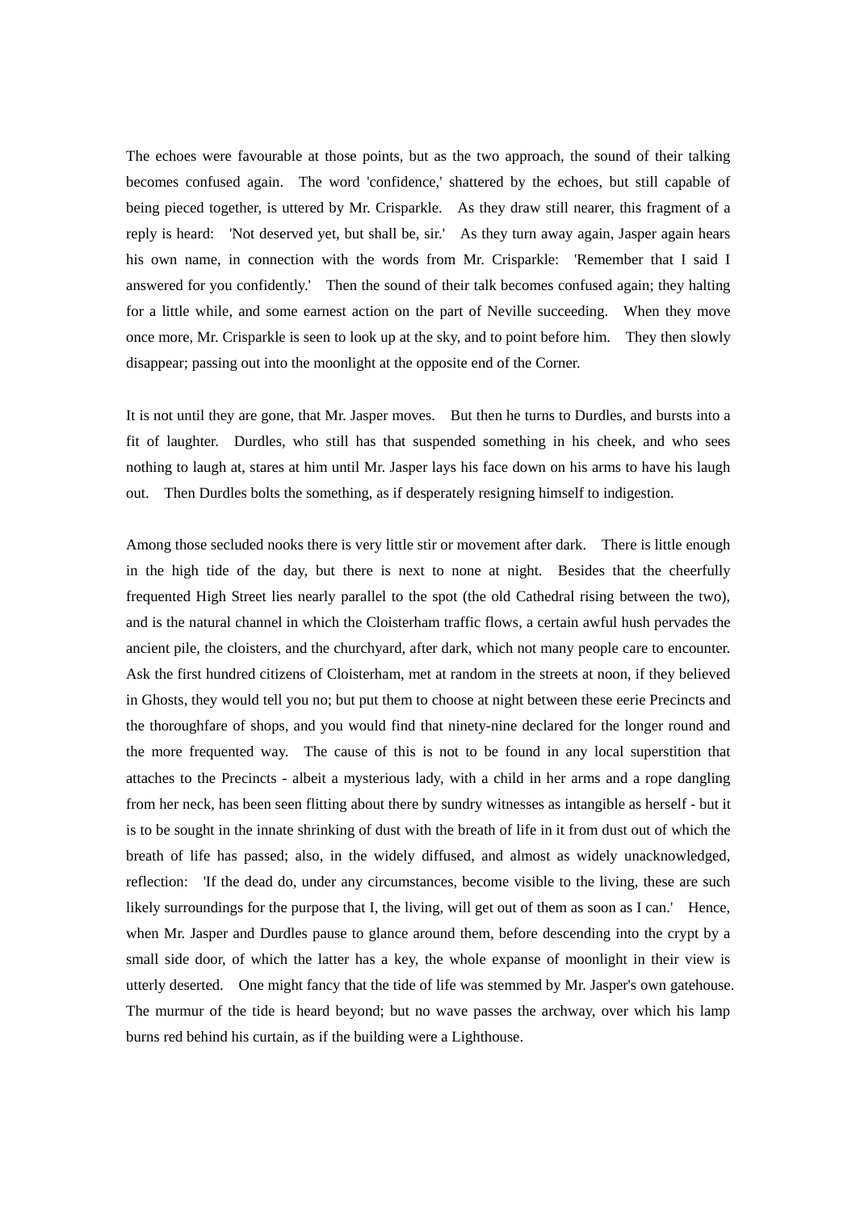The echoes were favourable at those points, but as the two approach, the sound of their talking becomes confused again. The word 'confidence,' shattered by the echoes, but still capable of being pieced together, is uttered by Mr. Crisparkle. As they draw still nearer, this fragment of a reply is heard: 'Not deserved yet, but shall be, sir.' As they turn away again, Jasper again hears his own name, in connection with the words from Mr. Crisparkle: 'Remember that I said I answered for you confidently.' Then the sound of their talk becomes confused again; they halting for a little while, and some earnest action on the part of Neville succeeding. When they move once more, Mr. Crisparkle is seen to look up at the sky, and to point before him. They then slowly disappear; passing out into the moonlight at the opposite end of the Corner.

It is not until they are gone, that Mr. Jasper moves. But then he turns to Durdles, and bursts into a fit of laughter. Durdles, who still has that suspended something in his cheek, and who sees nothing to laugh at, stares at him until Mr. Jasper lays his face down on his arms to have his laugh out. Then Durdles bolts the something, as if desperately resigning himself to indigestion.

Among those secluded nooks there is very little stir or movement after dark. There is little enough in the high tide of the day, but there is next to none at night. Besides that the cheerfully frequented High Street lies nearly parallel to the spot (the old Cathedral rising between the two), and is the natural channel in which the Cloisterham traffic flows, a certain awful hush pervades the ancient pile, the cloisters, and the churchyard, after dark, which not many people care to encounter. Ask the first hundred citizens of Cloisterham, met at random in the streets at noon, if they believed in Ghosts, they would tell you no; but put them to choose at night between these eerie Precincts and the thoroughfare of shops, and you would find that ninety-nine declared for the longer round and the more frequented way. The cause of this is not to be found in any local superstition that attaches to the Precincts - albeit a mysterious lady, with a child in her arms and a rope dangling from her neck, has been seen flitting about there by sundry witnesses as intangible as herself - but it is to be sought in the innate shrinking of dust with the breath of life in it from dust out of which the breath of life has passed; also, in the widely diffused, and almost as widely unacknowledged, reflection: 'If the dead do, under any circumstances, become visible to the living, these are such likely surroundings for the purpose that I, the living, will get out of them as soon as I can.' Hence, when Mr. Jasper and Durdles pause to glance around them, before descending into the crypt by a small side door, of which the latter has a key, the whole expanse of moonlight in their view is utterly deserted. One might fancy that the tide of life was stemmed by Mr. Jasper's own gatehouse. The murmur of the tide is heard beyond; but no wave passes the archway, over which his lamp burns red behind his curtain, as if the building were a Lighthouse.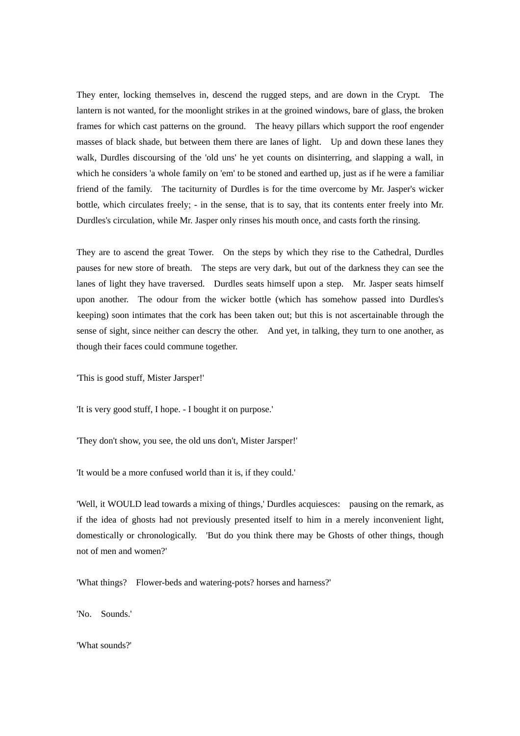They enter, locking themselves in, descend the rugged steps, and are down in the Crypt. The lantern is not wanted, for the moonlight strikes in at the groined windows, bare of glass, the broken frames for which cast patterns on the ground. The heavy pillars which support the roof engender masses of black shade, but between them there are lanes of light. Up and down these lanes they walk, Durdles discoursing of the 'old uns' he yet counts on disinterring, and slapping a wall, in which he considers 'a whole family on 'em' to be stoned and earthed up, just as if he were a familiar friend of the family. The taciturnity of Durdles is for the time overcome by Mr. Jasper's wicker bottle, which circulates freely; - in the sense, that is to say, that its contents enter freely into Mr. Durdles's circulation, while Mr. Jasper only rinses his mouth once, and casts forth the rinsing.

They are to ascend the great Tower. On the steps by which they rise to the Cathedral, Durdles pauses for new store of breath. The steps are very dark, but out of the darkness they can see the lanes of light they have traversed. Durdles seats himself upon a step. Mr. Jasper seats himself upon another. The odour from the wicker bottle (which has somehow passed into Durdles's keeping) soon intimates that the cork has been taken out; but this is not ascertainable through the sense of sight, since neither can descry the other. And yet, in talking, they turn to one another, as though their faces could commune together.

'This is good stuff, Mister Jarsper!'

'It is very good stuff, I hope. - I bought it on purpose.'

'They don't show, you see, the old uns don't, Mister Jarsper!'

'It would be a more confused world than it is, if they could.'

'Well, it WOULD lead towards a mixing of things,' Durdles acquiesces: pausing on the remark, as if the idea of ghosts had not previously presented itself to him in a merely inconvenient light, domestically or chronologically. 'But do you think there may be Ghosts of other things, though not of men and women?'

'What things? Flower-beds and watering-pots? horses and harness?'

'No. Sounds.'

'What sounds?'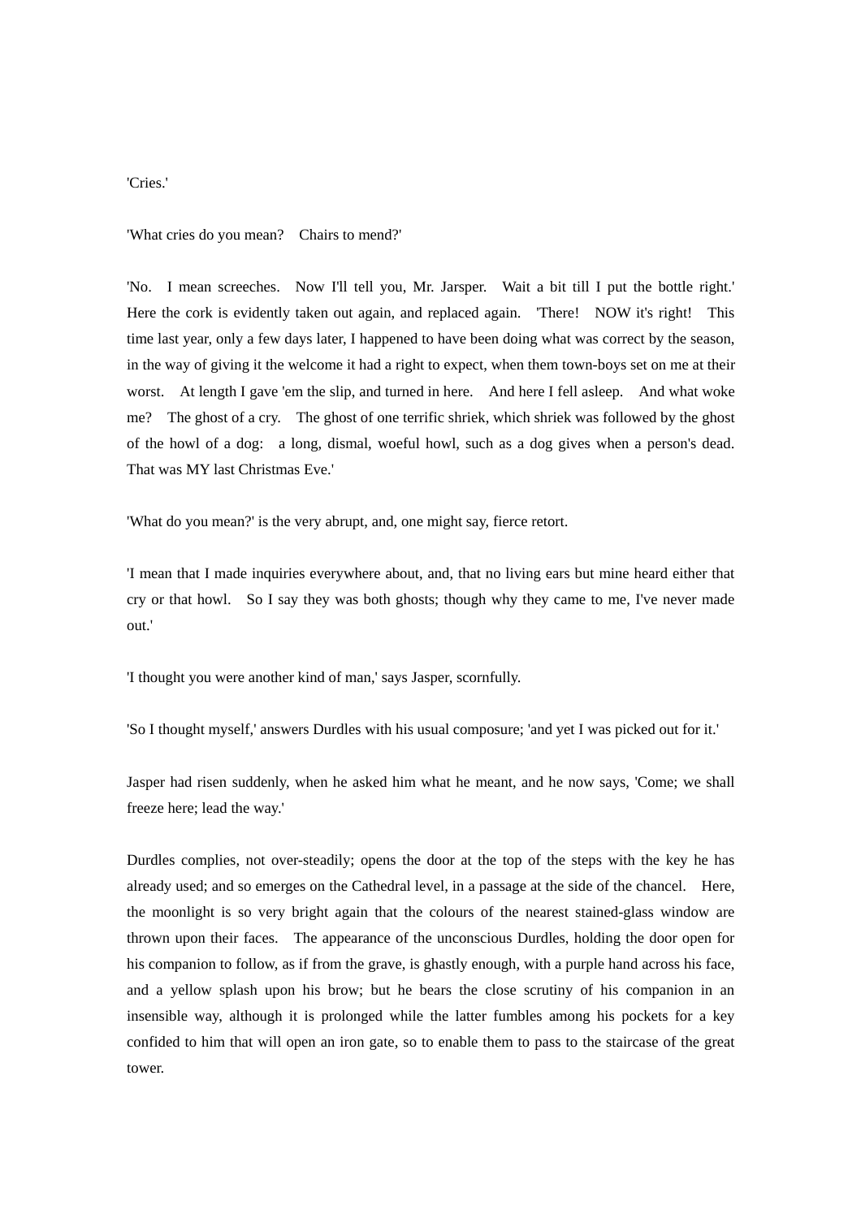'Cries.'

'What cries do you mean? Chairs to mend?'

'No. I mean screeches. Now I'll tell you, Mr. Jarsper. Wait a bit till I put the bottle right.' Here the cork is evidently taken out again, and replaced again. 'There! NOW it's right! This time last year, only a few days later, I happened to have been doing what was correct by the season, in the way of giving it the welcome it had a right to expect, when them town-boys set on me at their worst. At length I gave 'em the slip, and turned in here. And here I fell asleep. And what woke me? The ghost of a cry. The ghost of one terrific shriek, which shriek was followed by the ghost of the howl of a dog: a long, dismal, woeful howl, such as a dog gives when a person's dead. That was MY last Christmas Eve.'

'What do you mean?' is the very abrupt, and, one might say, fierce retort.

'I mean that I made inquiries everywhere about, and, that no living ears but mine heard either that cry or that howl. So I say they was both ghosts; though why they came to me, I've never made out.'

'I thought you were another kind of man,' says Jasper, scornfully.

'So I thought myself,' answers Durdles with his usual composure; 'and yet I was picked out for it.'

Jasper had risen suddenly, when he asked him what he meant, and he now says, 'Come; we shall freeze here; lead the way.'

Durdles complies, not over-steadily; opens the door at the top of the steps with the key he has already used; and so emerges on the Cathedral level, in a passage at the side of the chancel. Here, the moonlight is so very bright again that the colours of the nearest stained-glass window are thrown upon their faces. The appearance of the unconscious Durdles, holding the door open for his companion to follow, as if from the grave, is ghastly enough, with a purple hand across his face, and a yellow splash upon his brow; but he bears the close scrutiny of his companion in an insensible way, although it is prolonged while the latter fumbles among his pockets for a key confided to him that will open an iron gate, so to enable them to pass to the staircase of the great tower.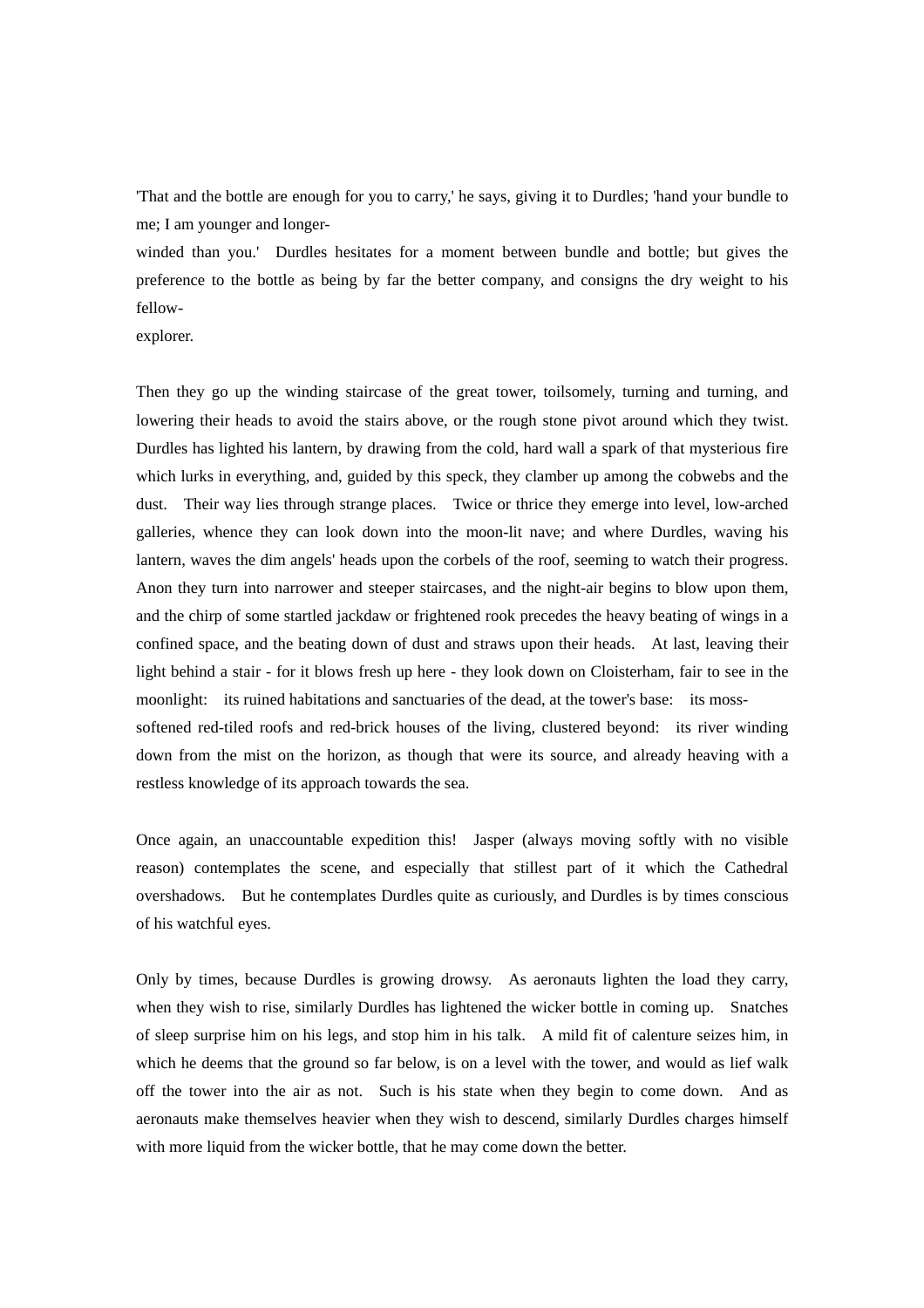'That and the bottle are enough for you to carry,' he says, giving it to Durdles; 'hand your bundle to me; I am younger and longer-winded than you.' Durdles hesitates for a moment between bundle and bottle; but gives the preference to the bottle as being by far the better company, and consigns the dry weight to his fellow-explorer.

Then they go up the winding staircase of the great tower, toilsomely, turning and turning, and lowering their heads to avoid the stairs above, or the rough stone pivot around which they twist. Durdles has lighted his lantern, by drawing from the cold, hard wall a spark of that mysterious fire which lurks in everything, and, guided by this speck, they clamber up among the cobwebs and the dust. Their way lies through strange places. Twice or thrice they emerge into level, low-arched galleries, whence they can look down into the moon-lit nave; and where Durdles, waving his lantern, waves the dim angels' heads upon the corbels of the roof, seeming to watch their progress. Anon they turn into narrower and steeper staircases, and the night-air begins to blow upon them, and the chirp of some startled jackdaw or frightened rook precedes the heavy beating of wings in a confined space, and the beating down of dust and straws upon their heads. At last, leaving their light behind a stair - for it blows fresh up here - they look down on Cloisterham, fair to see in the moonlight: its ruined habitations and sanctuaries of the dead, at the tower's base: its moss-softened red-tiled roofs and red-brick houses of the living, clustered beyond: its river winding down from the mist on the horizon, as though that were its source, and already heaving with a restless knowledge of its approach towards the sea.

Once again, an unaccountable expedition this! Jasper (always moving softly with no visible reason) contemplates the scene, and especially that stillest part of it which the Cathedral overshadows. But he contemplates Durdles quite as curiously, and Durdles is by times conscious of his watchful eyes.

Only by times, because Durdles is growing drowsy. As aeronauts lighten the load they carry, when they wish to rise, similarly Durdles has lightened the wicker bottle in coming up. Snatches of sleep surprise him on his legs, and stop him in his talk. A mild fit of calenture seizes him, in which he deems that the ground so far below, is on a level with the tower, and would as lief walk off the tower into the air as not. Such is his state when they begin to come down. And as aeronauts make themselves heavier when they wish to descend, similarly Durdles charges himself with more liquid from the wicker bottle, that he may come down the better.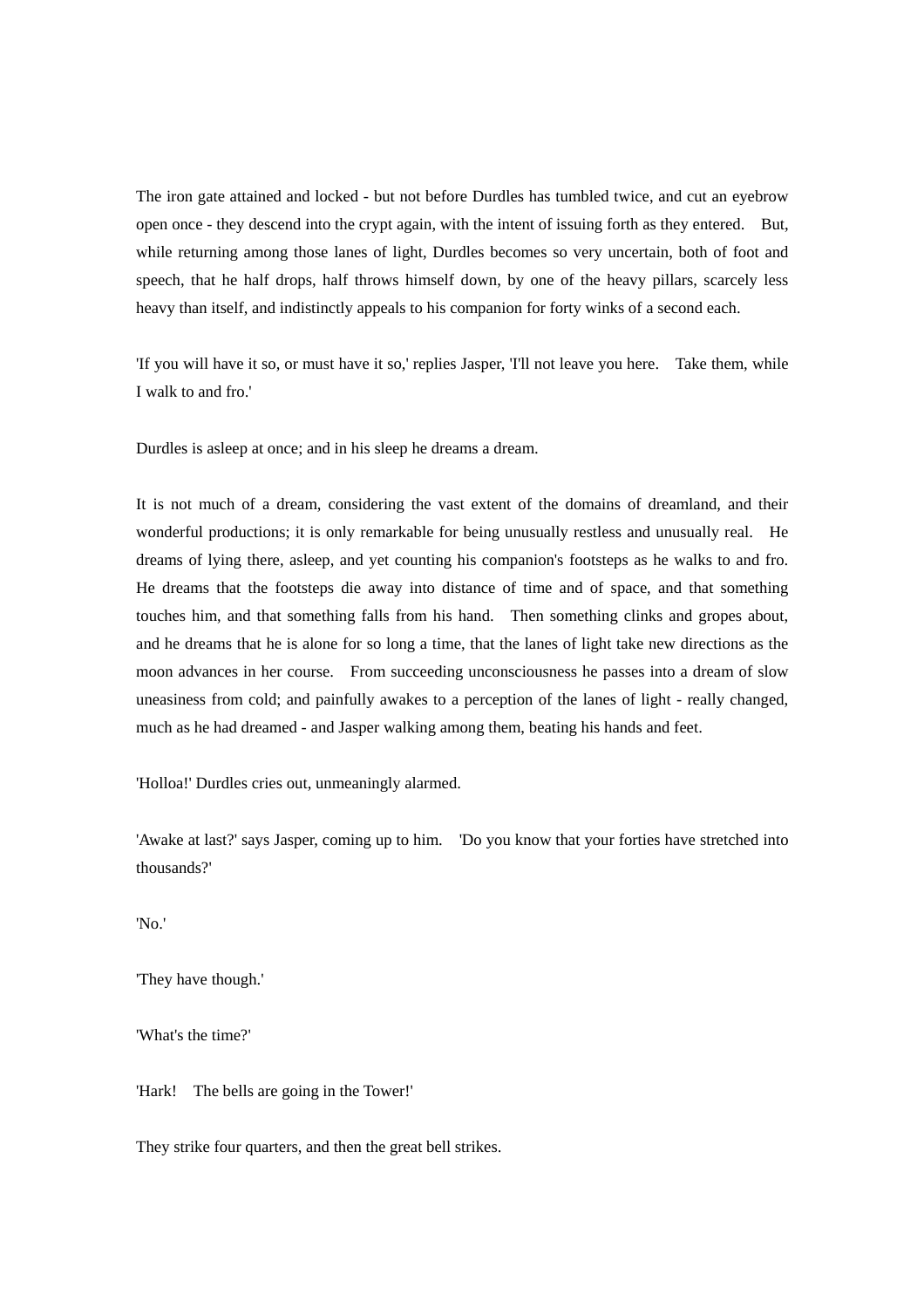The iron gate attained and locked - but not before Durdles has tumbled twice, and cut an eyebrow open once - they descend into the crypt again, with the intent of issuing forth as they entered. But, while returning among those lanes of light, Durdles becomes so very uncertain, both of foot and speech, that he half drops, half throws himself down, by one of the heavy pillars, scarcely less heavy than itself, and indistinctly appeals to his companion for forty winks of a second each.

'If you will have it so, or must have it so,' replies Jasper, 'I'll not leave you here. Take them, while I walk to and fro.'

Durdles is asleep at once; and in his sleep he dreams a dream.

It is not much of a dream, considering the vast extent of the domains of dreamland, and their wonderful productions; it is only remarkable for being unusually restless and unusually real. He dreams of lying there, asleep, and yet counting his companion's footsteps as he walks to and fro. He dreams that the footsteps die away into distance of time and of space, and that something touches him, and that something falls from his hand. Then something clinks and gropes about, and he dreams that he is alone for so long a time, that the lanes of light take new directions as the moon advances in her course. From succeeding unconsciousness he passes into a dream of slow uneasiness from cold; and painfully awakes to a perception of the lanes of light - really changed, much as he had dreamed - and Jasper walking among them, beating his hands and feet.

'Holloa!' Durdles cries out, unmeaningly alarmed.

'Awake at last?' says Jasper, coming up to him. 'Do you know that your forties have stretched into thousands?'

'No.'

'They have though.'

'What's the time?'

'Hark! The bells are going in the Tower!'

They strike four quarters, and then the great bell strikes.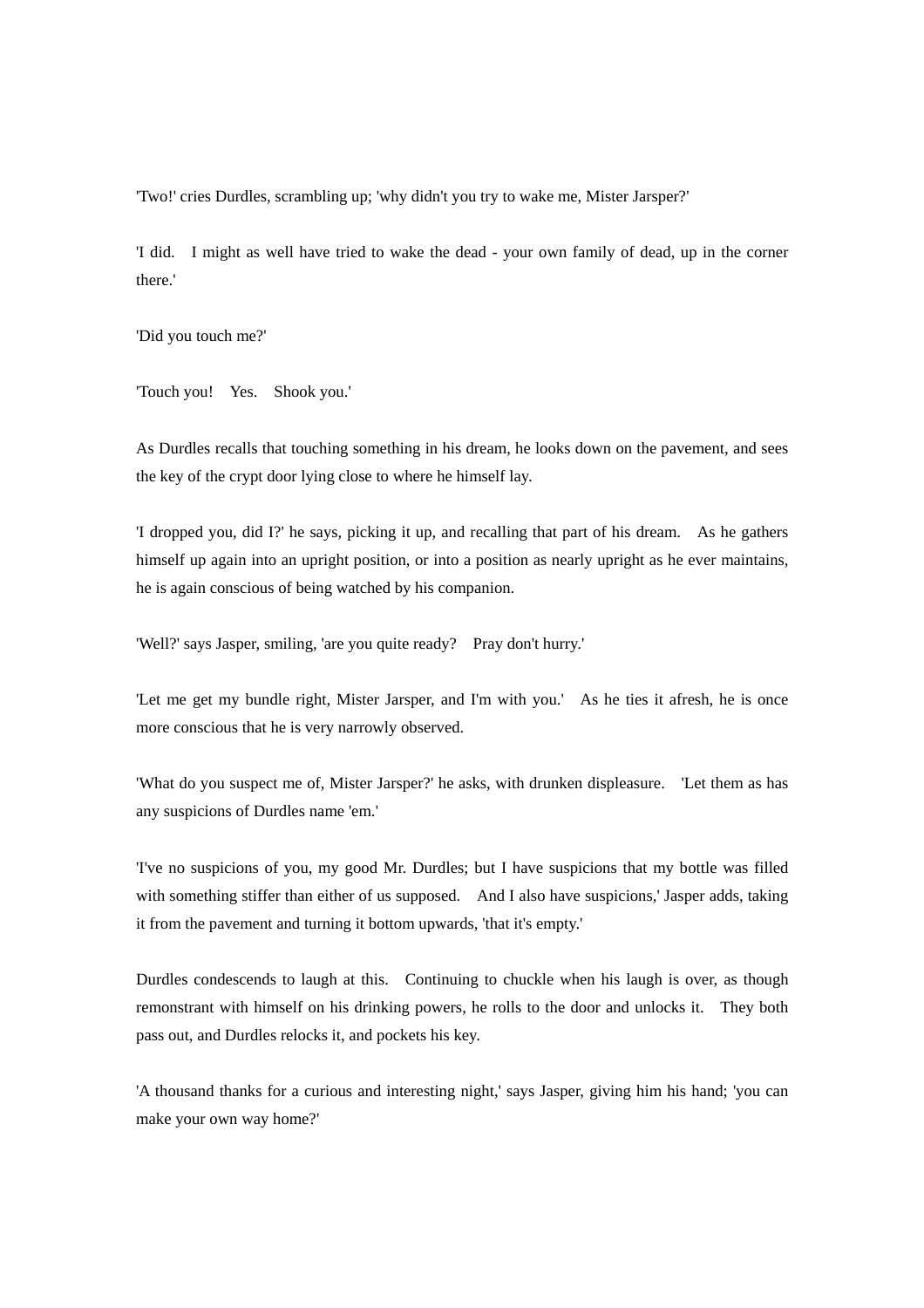'Two!' cries Durdles, scrambling up; 'why didn't you try to wake me, Mister Jarsper?'

'I did. I might as well have tried to wake the dead - your own family of dead, up in the corner there.'

'Did you touch me?'

'Touch you! Yes. Shook you.'

As Durdles recalls that touching something in his dream, he looks down on the pavement, and sees the key of the crypt door lying close to where he himself lay.

'I dropped you, did I?' he says, picking it up, and recalling that part of his dream. As he gathers himself up again into an upright position, or into a position as nearly upright as he ever maintains, he is again conscious of being watched by his companion.

'Well?' says Jasper, smiling, 'are you quite ready? Pray don't hurry.'

'Let me get my bundle right, Mister Jarsper, and I'm with you.' As he ties it afresh, he is once more conscious that he is very narrowly observed.

'What do you suspect me of, Mister Jarsper?' he asks, with drunken displeasure. 'Let them as has any suspicions of Durdles name 'em.'

'I've no suspicions of you, my good Mr. Durdles; but I have suspicions that my bottle was filled with something stiffer than either of us supposed. And I also have suspicions,' Jasper adds, taking it from the pavement and turning it bottom upwards, 'that it's empty.'

Durdles condescends to laugh at this. Continuing to chuckle when his laugh is over, as though remonstrant with himself on his drinking powers, he rolls to the door and unlocks it. They both pass out, and Durdles relocks it, and pockets his key.

'A thousand thanks for a curious and interesting night,' says Jasper, giving him his hand; 'you can make your own way home?'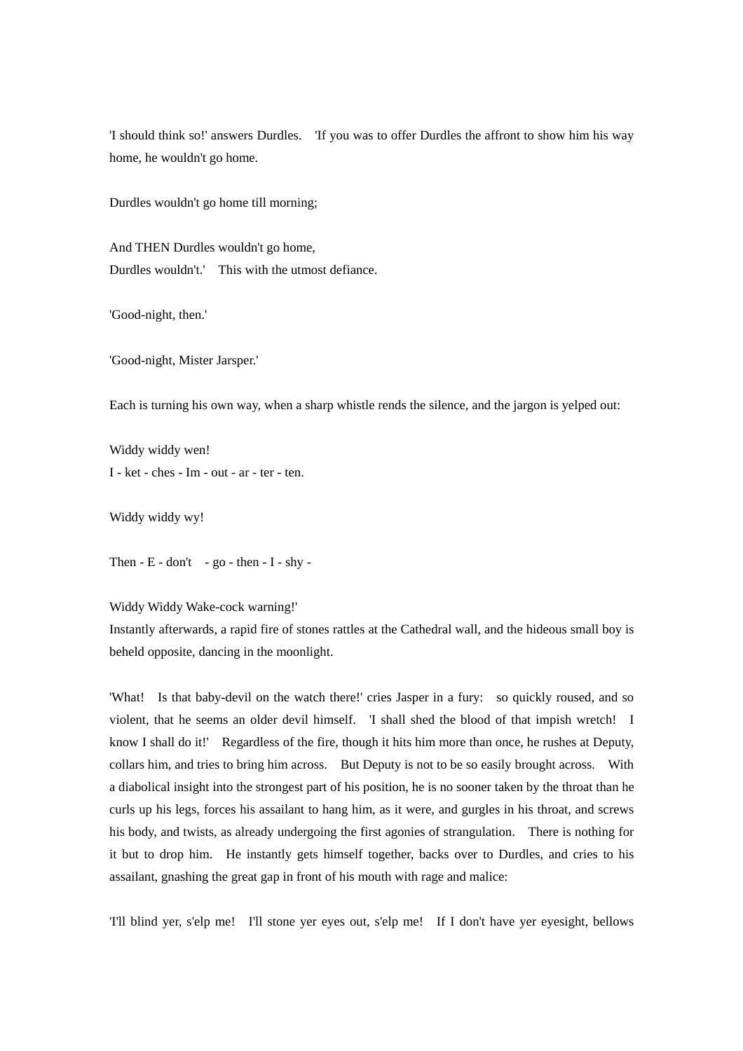'I should think so!' answers Durdles. 'If you was to offer Durdles the affront to show him his way home, he wouldn't go home.

Durdles wouldn't go home till morning;

And THEN Durdles wouldn't go home,
Durdles wouldn't.' This with the utmost defiance.

'Good-night, then.'

'Good-night, Mister Jarsper.'

Each is turning his own way, when a sharp whistle rends the silence, and the jargon is yelped out:

Widdy widdy wen!
I - ket - ches - Im - out - ar - ter - ten.

Widdy widdy wy!

Then - E - don't - go - then - I - shy -

Widdy Widdy Wake-cock warning!'
Instantly afterwards, a rapid fire of stones rattles at the Cathedral wall, and the hideous small boy is beheld opposite, dancing in the moonlight.

'What! Is that baby-devil on the watch there!' cries Jasper in a fury: so quickly roused, and so violent, that he seems an older devil himself. 'I shall shed the blood of that impish wretch! I know I shall do it!' Regardless of the fire, though it hits him more than once, he rushes at Deputy, collars him, and tries to bring him across. But Deputy is not to be so easily brought across. With a diabolical insight into the strongest part of his position, he is no sooner taken by the throat than he curls up his legs, forces his assailant to hang him, as it were, and gurgles in his throat, and screws his body, and twists, as already undergoing the first agonies of strangulation. There is nothing for it but to drop him. He instantly gets himself together, backs over to Durdles, and cries to his assailant, gnashing the great gap in front of his mouth with rage and malice:

'I'll blind yer, s'elp me! I'll stone yer eyes out, s'elp me! If I don't have yer eyesight, bellows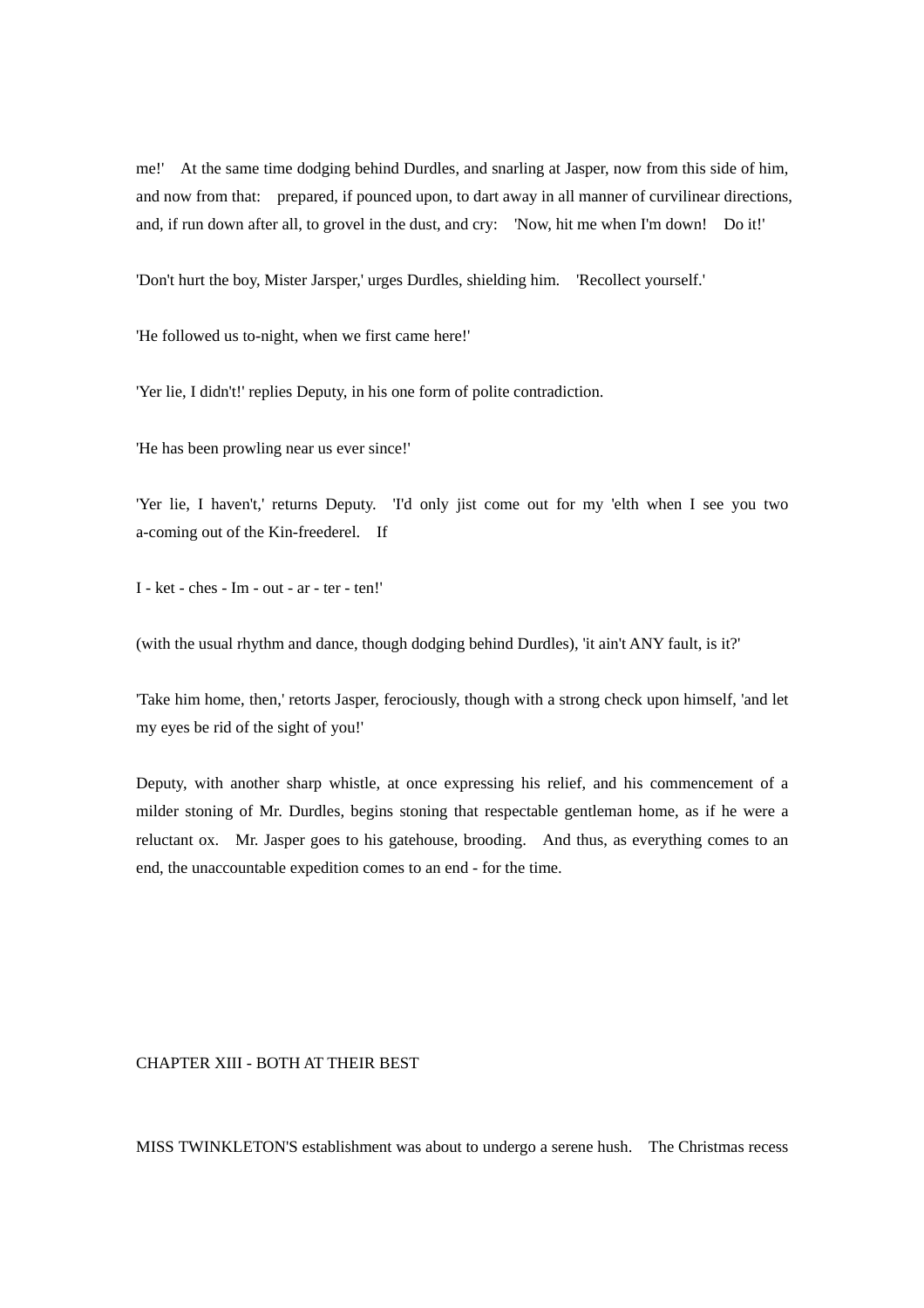me!' At the same time dodging behind Durdles, and snarling at Jasper, now from this side of him, and now from that: prepared, if pounced upon, to dart away in all manner of curvilinear directions, and, if run down after all, to grovel in the dust, and cry: 'Now, hit me when I'm down! Do it!'

'Don't hurt the boy, Mister Jarsper,' urges Durdles, shielding him. 'Recollect yourself.'

'He followed us to-night, when we first came here!'

'Yer lie, I didn't!' replies Deputy, in his one form of polite contradiction.

'He has been prowling near us ever since!'

'Yer lie, I haven't,' returns Deputy. 'I'd only jist come out for my 'elth when I see you two a-coming out of the Kin-freederel. If

I - ket - ches - Im - out - ar - ter - ten!'

(with the usual rhythm and dance, though dodging behind Durdles), 'it ain't ANY fault, is it?'

'Take him home, then,' retorts Jasper, ferociously, though with a strong check upon himself, 'and let my eyes be rid of the sight of you!'

Deputy, with another sharp whistle, at once expressing his relief, and his commencement of a milder stoning of Mr. Durdles, begins stoning that respectable gentleman home, as if he were a reluctant ox. Mr. Jasper goes to his gatehouse, brooding. And thus, as everything comes to an end, the unaccountable expedition comes to an end - for the time.

## CHAPTER XIII - BOTH AT THEIR BEST

MISS TWINKLETON'S establishment was about to undergo a serene hush. The Christmas recess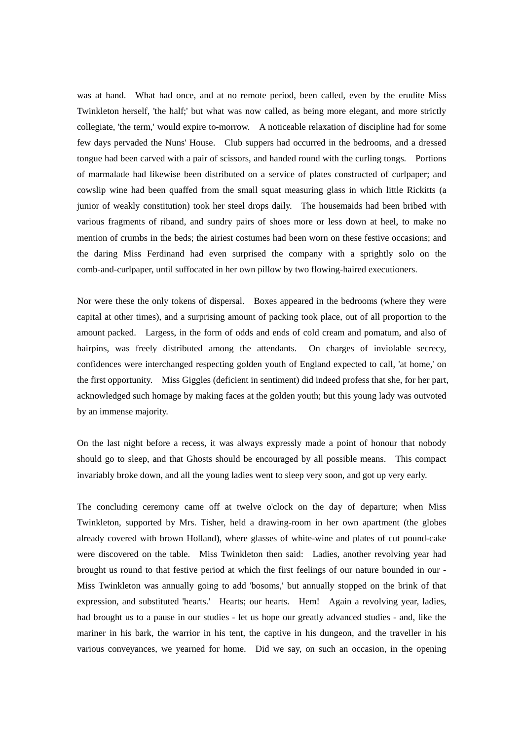was at hand. What had once, and at no remote period, been called, even by the erudite Miss Twinkleton herself, 'the half;' but what was now called, as being more elegant, and more strictly collegiate, 'the term,' would expire to-morrow. A noticeable relaxation of discipline had for some few days pervaded the Nuns' House. Club suppers had occurred in the bedrooms, and a dressed tongue had been carved with a pair of scissors, and handed round with the curling tongs. Portions of marmalade had likewise been distributed on a service of plates constructed of curlpaper; and cowslip wine had been quaffed from the small squat measuring glass in which little Rickitts (a junior of weakly constitution) took her steel drops daily. The housemaids had been bribed with various fragments of riband, and sundry pairs of shoes more or less down at heel, to make no mention of crumbs in the beds; the airiest costumes had been worn on these festive occasions; and the daring Miss Ferdinand had even surprised the company with a sprightly solo on the comb-and-curlpaper, until suffocated in her own pillow by two flowing-haired executioners.

Nor were these the only tokens of dispersal. Boxes appeared in the bedrooms (where they were capital at other times), and a surprising amount of packing took place, out of all proportion to the amount packed. Largess, in the form of odds and ends of cold cream and pomatum, and also of hairpins, was freely distributed among the attendants. On charges of inviolable secrecy, confidences were interchanged respecting golden youth of England expected to call, 'at home,' on the first opportunity. Miss Giggles (deficient in sentiment) did indeed profess that she, for her part, acknowledged such homage by making faces at the golden youth; but this young lady was outvoted by an immense majority.

On the last night before a recess, it was always expressly made a point of honour that nobody should go to sleep, and that Ghosts should be encouraged by all possible means. This compact invariably broke down, and all the young ladies went to sleep very soon, and got up very early.

The concluding ceremony came off at twelve o'clock on the day of departure; when Miss Twinkleton, supported by Mrs. Tisher, held a drawing-room in her own apartment (the globes already covered with brown Holland), where glasses of white-wine and plates of cut pound-cake were discovered on the table. Miss Twinkleton then said: Ladies, another revolving year had brought us round to that festive period at which the first feelings of our nature bounded in our - Miss Twinkleton was annually going to add 'bosoms,' but annually stopped on the brink of that expression, and substituted 'hearts.' Hearts; our hearts. Hem! Again a revolving year, ladies, had brought us to a pause in our studies - let us hope our greatly advanced studies - and, like the mariner in his bark, the warrior in his tent, the captive in his dungeon, and the traveller in his various conveyances, we yearned for home. Did we say, on such an occasion, in the opening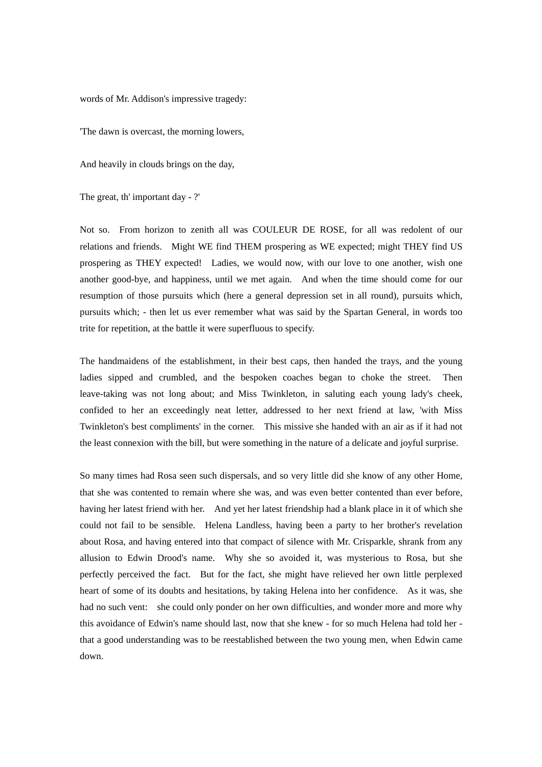words of Mr. Addison's impressive tragedy:

'The dawn is overcast, the morning lowers,

And heavily in clouds brings on the day,

The great, th' important day - ?'

Not so.  From horizon to zenith all was COULEUR DE ROSE, for all was redolent of our relations and friends.  Might WE find THEM prospering as WE expected; might THEY find US prospering as THEY expected!  Ladies, we would now, with our love to one another, wish one another good-bye, and happiness, until we met again.  And when the time should come for our resumption of those pursuits which (here a general depression set in all round), pursuits which, pursuits which; - then let us ever remember what was said by the Spartan General, in words too trite for repetition, at the battle it were superfluous to specify.

The handmaidens of the establishment, in their best caps, then handed the trays, and the young ladies sipped and crumbled, and the bespoken coaches began to choke the street.  Then leave-taking was not long about; and Miss Twinkleton, in saluting each young lady's cheek, confided to her an exceedingly neat letter, addressed to her next friend at law, 'with Miss Twinkleton's best compliments' in the corner.  This missive she handed with an air as if it had not the least connexion with the bill, but were something in the nature of a delicate and joyful surprise.

So many times had Rosa seen such dispersals, and so very little did she know of any other Home, that she was contented to remain where she was, and was even better contented than ever before, having her latest friend with her.  And yet her latest friendship had a blank place in it of which she could not fail to be sensible.  Helena Landless, having been a party to her brother's revelation about Rosa, and having entered into that compact of silence with Mr. Crisparkle, shrank from any allusion to Edwin Drood's name.  Why she so avoided it, was mysterious to Rosa, but she perfectly perceived the fact.  But for the fact, she might have relieved her own little perplexed heart of some of its doubts and hesitations, by taking Helena into her confidence.  As it was, she had no such vent:  she could only ponder on her own difficulties, and wonder more and more why this avoidance of Edwin's name should last, now that she knew - for so much Helena had told her - that a good understanding was to be reestablished between the two young men, when Edwin came down.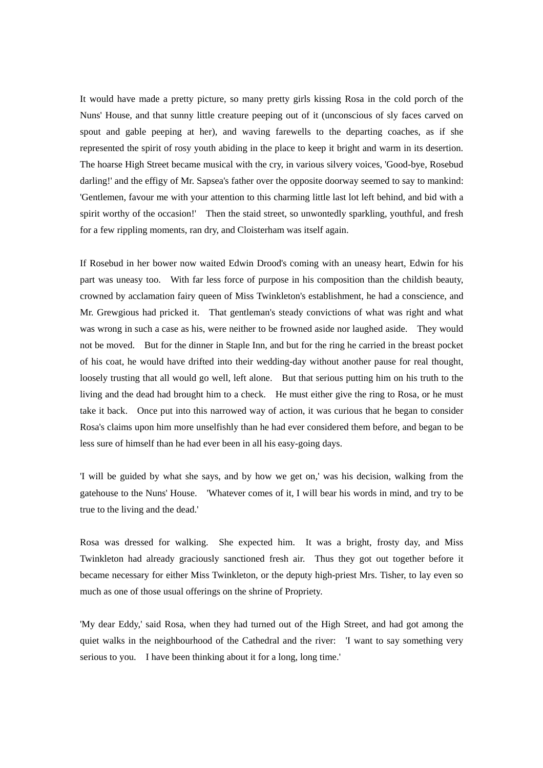It would have made a pretty picture, so many pretty girls kissing Rosa in the cold porch of the Nuns' House, and that sunny little creature peeping out of it (unconscious of sly faces carved on spout and gable peeping at her), and waving farewells to the departing coaches, as if she represented the spirit of rosy youth abiding in the place to keep it bright and warm in its desertion. The hoarse High Street became musical with the cry, in various silvery voices, 'Good-bye, Rosebud darling!' and the effigy of Mr. Sapsea's father over the opposite doorway seemed to say to mankind: 'Gentlemen, favour me with your attention to this charming little last lot left behind, and bid with a spirit worthy of the occasion!' Then the staid street, so unwontedly sparkling, youthful, and fresh for a few rippling moments, ran dry, and Cloisterham was itself again.

If Rosebud in her bower now waited Edwin Drood's coming with an uneasy heart, Edwin for his part was uneasy too. With far less force of purpose in his composition than the childish beauty, crowned by acclamation fairy queen of Miss Twinkleton's establishment, he had a conscience, and Mr. Grewgious had pricked it. That gentleman's steady convictions of what was right and what was wrong in such a case as his, were neither to be frowned aside nor laughed aside. They would not be moved. But for the dinner in Staple Inn, and but for the ring he carried in the breast pocket of his coat, he would have drifted into their wedding-day without another pause for real thought, loosely trusting that all would go well, left alone. But that serious putting him on his truth to the living and the dead had brought him to a check. He must either give the ring to Rosa, or he must take it back. Once put into this narrowed way of action, it was curious that he began to consider Rosa's claims upon him more unselfishly than he had ever considered them before, and began to be less sure of himself than he had ever been in all his easy-going days.

'I will be guided by what she says, and by how we get on,' was his decision, walking from the gatehouse to the Nuns' House. 'Whatever comes of it, I will bear his words in mind, and try to be true to the living and the dead.'

Rosa was dressed for walking. She expected him. It was a bright, frosty day, and Miss Twinkleton had already graciously sanctioned fresh air. Thus they got out together before it became necessary for either Miss Twinkleton, or the deputy high-priest Mrs. Tisher, to lay even so much as one of those usual offerings on the shrine of Propriety.

'My dear Eddy,' said Rosa, when they had turned out of the High Street, and had got among the quiet walks in the neighbourhood of the Cathedral and the river: 'I want to say something very serious to you. I have been thinking about it for a long, long time.'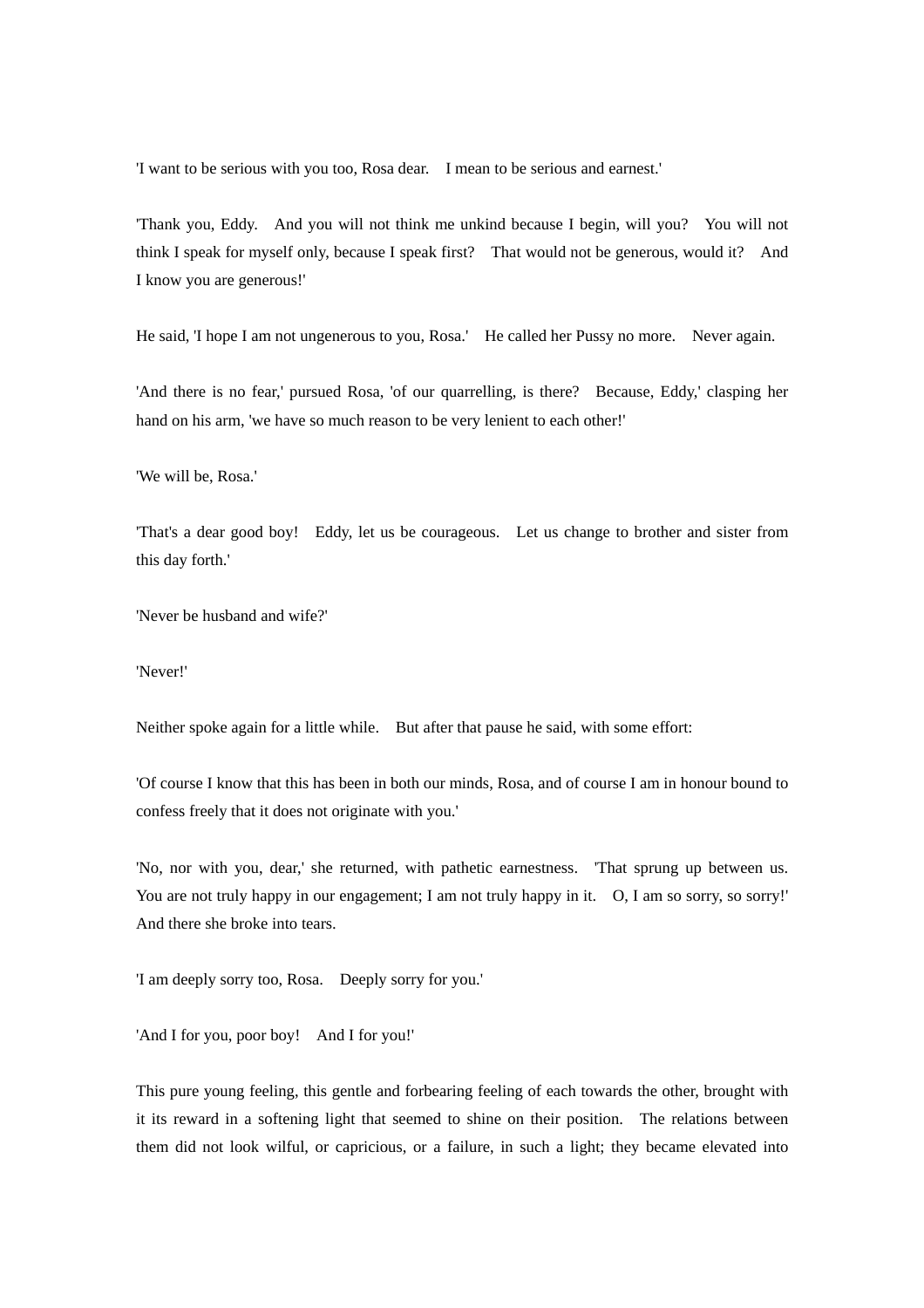'I want to be serious with you too, Rosa dear. I mean to be serious and earnest.'

'Thank you, Eddy. And you will not think me unkind because I begin, will you? You will not think I speak for myself only, because I speak first? That would not be generous, would it? And I know you are generous!'

He said, 'I hope I am not ungenerous to you, Rosa.' He called her Pussy no more. Never again.

'And there is no fear,' pursued Rosa, 'of our quarrelling, is there? Because, Eddy,' clasping her hand on his arm, 'we have so much reason to be very lenient to each other!'

'We will be, Rosa.'

'That's a dear good boy! Eddy, let us be courageous. Let us change to brother and sister from this day forth.'

'Never be husband and wife?'

'Never!'

Neither spoke again for a little while. But after that pause he said, with some effort:

'Of course I know that this has been in both our minds, Rosa, and of course I am in honour bound to confess freely that it does not originate with you.'

'No, nor with you, dear,' she returned, with pathetic earnestness. 'That sprung up between us. You are not truly happy in our engagement; I am not truly happy in it. O, I am so sorry, so sorry!' And there she broke into tears.

'I am deeply sorry too, Rosa. Deeply sorry for you.'

'And I for you, poor boy! And I for you!'

This pure young feeling, this gentle and forbearing feeling of each towards the other, brought with it its reward in a softening light that seemed to shine on their position. The relations between them did not look wilful, or capricious, or a failure, in such a light; they became elevated into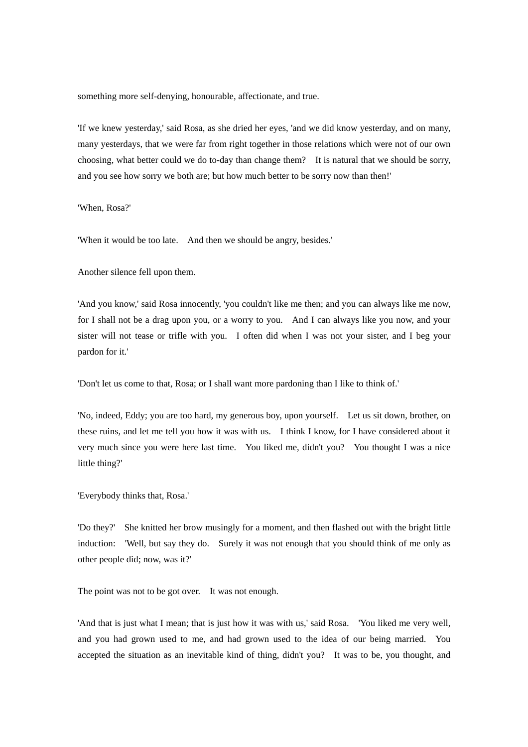something more self-denying, honourable, affectionate, and true.

'If we knew yesterday,' said Rosa, as she dried her eyes, 'and we did know yesterday, and on many, many yesterdays, that we were far from right together in those relations which were not of our own choosing, what better could we do to-day than change them? It is natural that we should be sorry, and you see how sorry we both are; but how much better to be sorry now than then!'

'When, Rosa?'

'When it would be too late. And then we should be angry, besides.'

Another silence fell upon them.

'And you know,' said Rosa innocently, 'you couldn't like me then; and you can always like me now, for I shall not be a drag upon you, or a worry to you. And I can always like you now, and your sister will not tease or trifle with you. I often did when I was not your sister, and I beg your pardon for it.'

'Don't let us come to that, Rosa; or I shall want more pardoning than I like to think of.'

'No, indeed, Eddy; you are too hard, my generous boy, upon yourself. Let us sit down, brother, on these ruins, and let me tell you how it was with us. I think I know, for I have considered about it very much since you were here last time. You liked me, didn't you? You thought I was a nice little thing?'

'Everybody thinks that, Rosa.'

'Do they?' She knitted her brow musingly for a moment, and then flashed out with the bright little induction: 'Well, but say they do. Surely it was not enough that you should think of me only as other people did; now, was it?'

The point was not to be got over. It was not enough.

'And that is just what I mean; that is just how it was with us,' said Rosa. 'You liked me very well, and you had grown used to me, and had grown used to the idea of our being married. You accepted the situation as an inevitable kind of thing, didn't you? It was to be, you thought, and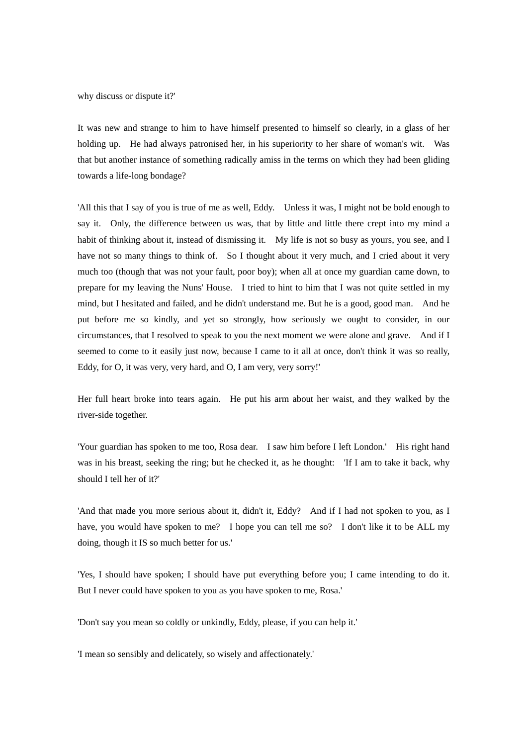why discuss or dispute it?'

It was new and strange to him to have himself presented to himself so clearly, in a glass of her holding up. He had always patronised her, in his superiority to her share of woman's wit. Was that but another instance of something radically amiss in the terms on which they had been gliding towards a life-long bondage?

'All this that I say of you is true of me as well, Eddy. Unless it was, I might not be bold enough to say it. Only, the difference between us was, that by little and little there crept into my mind a habit of thinking about it, instead of dismissing it. My life is not so busy as yours, you see, and I have not so many things to think of. So I thought about it very much, and I cried about it very much too (though that was not your fault, poor boy); when all at once my guardian came down, to prepare for my leaving the Nuns' House. I tried to hint to him that I was not quite settled in my mind, but I hesitated and failed, and he didn't understand me. But he is a good, good man. And he put before me so kindly, and yet so strongly, how seriously we ought to consider, in our circumstances, that I resolved to speak to you the next moment we were alone and grave. And if I seemed to come to it easily just now, because I came to it all at once, don't think it was so really, Eddy, for O, it was very, very hard, and O, I am very, very sorry!'

Her full heart broke into tears again. He put his arm about her waist, and they walked by the river-side together.

'Your guardian has spoken to me too, Rosa dear. I saw him before I left London.' His right hand was in his breast, seeking the ring; but he checked it, as he thought: 'If I am to take it back, why should I tell her of it?'

'And that made you more serious about it, didn't it, Eddy? And if I had not spoken to you, as I have, you would have spoken to me? I hope you can tell me so? I don't like it to be ALL my doing, though it IS so much better for us.'

'Yes, I should have spoken; I should have put everything before you; I came intending to do it. But I never could have spoken to you as you have spoken to me, Rosa.'

'Don't say you mean so coldly or unkindly, Eddy, please, if you can help it.'

'I mean so sensibly and delicately, so wisely and affectionately.'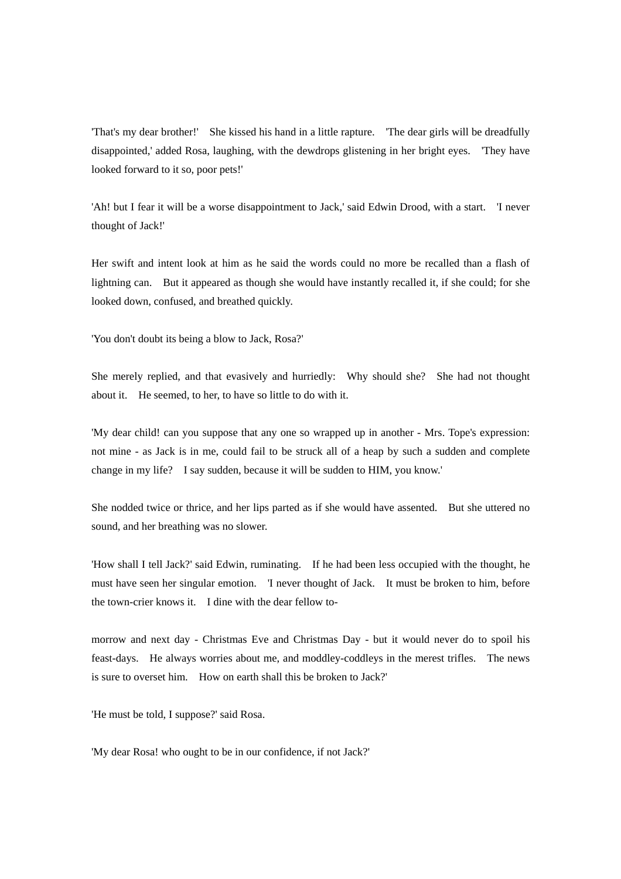'That's my dear brother!' She kissed his hand in a little rapture. 'The dear girls will be dreadfully disappointed,' added Rosa, laughing, with the dewdrops glistening in her bright eyes. 'They have looked forward to it so, poor pets!'

'Ah! but I fear it will be a worse disappointment to Jack,' said Edwin Drood, with a start. 'I never thought of Jack!'

Her swift and intent look at him as he said the words could no more be recalled than a flash of lightning can. But it appeared as though she would have instantly recalled it, if she could; for she looked down, confused, and breathed quickly.

'You don't doubt its being a blow to Jack, Rosa?'

She merely replied, and that evasively and hurriedly: Why should she? She had not thought about it. He seemed, to her, to have so little to do with it.

'My dear child! can you suppose that any one so wrapped up in another - Mrs. Tope's expression: not mine - as Jack is in me, could fail to be struck all of a heap by such a sudden and complete change in my life? I say sudden, because it will be sudden to HIM, you know.'

She nodded twice or thrice, and her lips parted as if she would have assented. But she uttered no sound, and her breathing was no slower.

'How shall I tell Jack?' said Edwin, ruminating. If he had been less occupied with the thought, he must have seen her singular emotion. 'I never thought of Jack. It must be broken to him, before the town-crier knows it. I dine with the dear fellow to-morrow and next day - Christmas Eve and Christmas Day - but it would never do to spoil his feast-days. He always worries about me, and moddley-coddleys in the merest trifles. The news is sure to overset him. How on earth shall this be broken to Jack?'

'He must be told, I suppose?' said Rosa.

'My dear Rosa! who ought to be in our confidence, if not Jack?'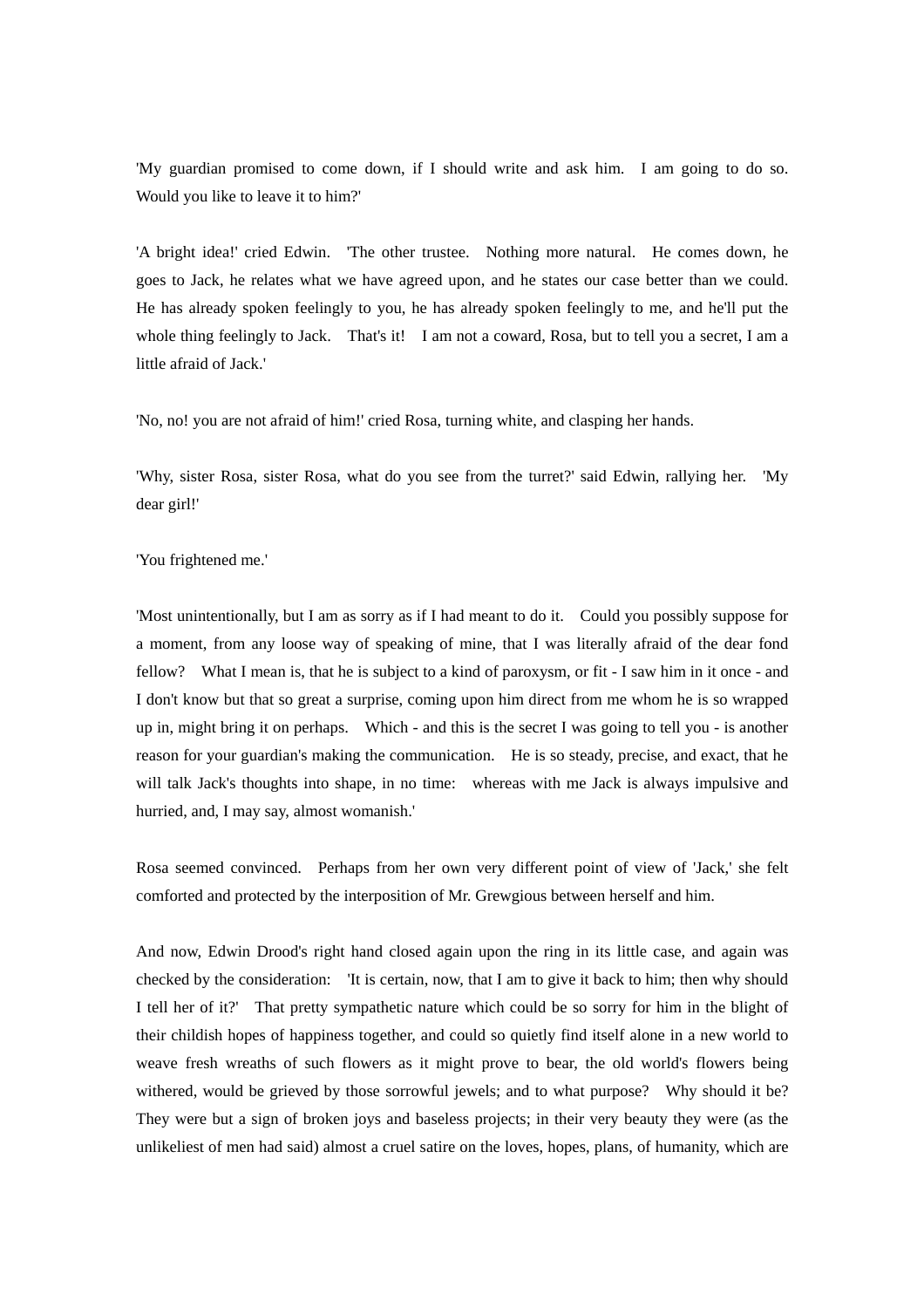'My guardian promised to come down, if I should write and ask him. I am going to do so. Would you like to leave it to him?'

'A bright idea!' cried Edwin. 'The other trustee. Nothing more natural. He comes down, he goes to Jack, he relates what we have agreed upon, and he states our case better than we could. He has already spoken feelingly to you, he has already spoken feelingly to me, and he'll put the whole thing feelingly to Jack. That's it! I am not a coward, Rosa, but to tell you a secret, I am a little afraid of Jack.'

'No, no! you are not afraid of him!' cried Rosa, turning white, and clasping her hands.

'Why, sister Rosa, sister Rosa, what do you see from the turret?' said Edwin, rallying her. 'My dear girl!'

'You frightened me.'

'Most unintentionally, but I am as sorry as if I had meant to do it. Could you possibly suppose for a moment, from any loose way of speaking of mine, that I was literally afraid of the dear fond fellow? What I mean is, that he is subject to a kind of paroxysm, or fit - I saw him in it once - and I don't know but that so great a surprise, coming upon him direct from me whom he is so wrapped up in, might bring it on perhaps. Which - and this is the secret I was going to tell you - is another reason for your guardian's making the communication. He is so steady, precise, and exact, that he will talk Jack's thoughts into shape, in no time: whereas with me Jack is always impulsive and hurried, and, I may say, almost womanish.'

Rosa seemed convinced. Perhaps from her own very different point of view of 'Jack,' she felt comforted and protected by the interposition of Mr. Grewgious between herself and him.

And now, Edwin Drood's right hand closed again upon the ring in its little case, and again was checked by the consideration: 'It is certain, now, that I am to give it back to him; then why should I tell her of it?' That pretty sympathetic nature which could be so sorry for him in the blight of their childish hopes of happiness together, and could so quietly find itself alone in a new world to weave fresh wreaths of such flowers as it might prove to bear, the old world's flowers being withered, would be grieved by those sorrowful jewels; and to what purpose? Why should it be? They were but a sign of broken joys and baseless projects; in their very beauty they were (as the unlikeliest of men had said) almost a cruel satire on the loves, hopes, plans, of humanity, which are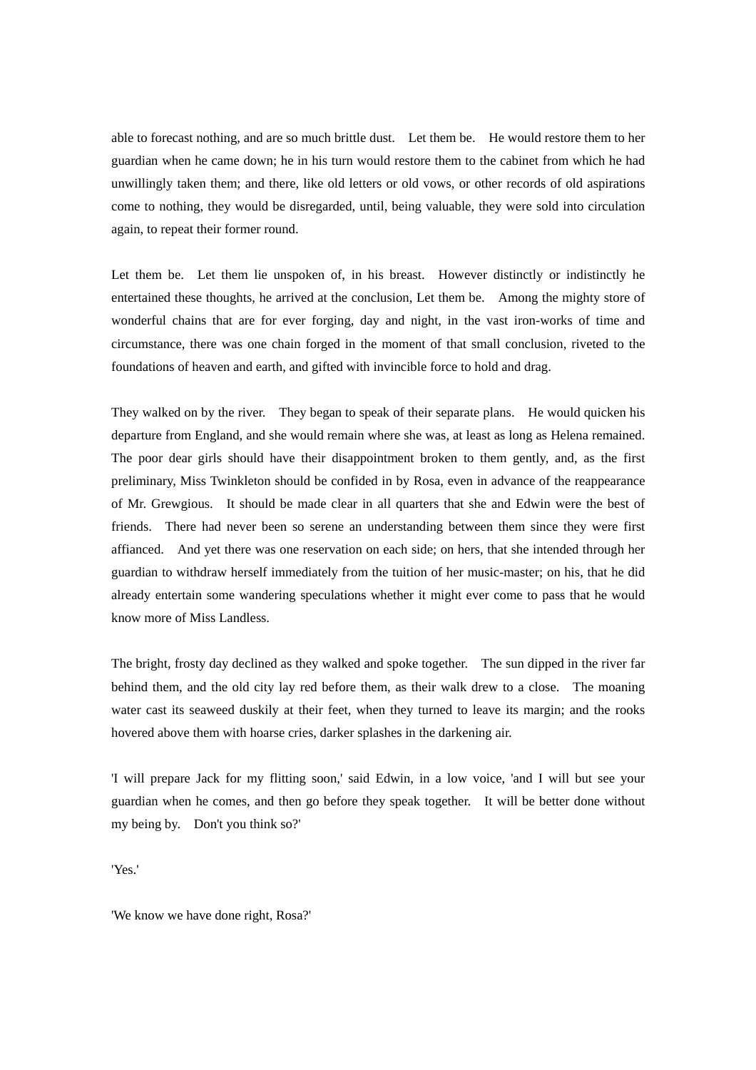able to forecast nothing, and are so much brittle dust. Let them be. He would restore them to her guardian when he came down; he in his turn would restore them to the cabinet from which he had unwillingly taken them; and there, like old letters or old vows, or other records of old aspirations come to nothing, they would be disregarded, until, being valuable, they were sold into circulation again, to repeat their former round.

Let them be. Let them lie unspoken of, in his breast. However distinctly or indistinctly he entertained these thoughts, he arrived at the conclusion, Let them be. Among the mighty store of wonderful chains that are for ever forging, day and night, in the vast iron-works of time and circumstance, there was one chain forged in the moment of that small conclusion, riveted to the foundations of heaven and earth, and gifted with invincible force to hold and drag.

They walked on by the river. They began to speak of their separate plans. He would quicken his departure from England, and she would remain where she was, at least as long as Helena remained. The poor dear girls should have their disappointment broken to them gently, and, as the first preliminary, Miss Twinkleton should be confided in by Rosa, even in advance of the reappearance of Mr. Grewgious. It should be made clear in all quarters that she and Edwin were the best of friends. There had never been so serene an understanding between them since they were first affianced. And yet there was one reservation on each side; on hers, that she intended through her guardian to withdraw herself immediately from the tuition of her music-master; on his, that he did already entertain some wandering speculations whether it might ever come to pass that he would know more of Miss Landless.

The bright, frosty day declined as they walked and spoke together. The sun dipped in the river far behind them, and the old city lay red before them, as their walk drew to a close. The moaning water cast its seaweed duskily at their feet, when they turned to leave its margin; and the rooks hovered above them with hoarse cries, darker splashes in the darkening air.

'I will prepare Jack for my flitting soon,' said Edwin, in a low voice, 'and I will but see your guardian when he comes, and then go before they speak together. It will be better done without my being by. Don't you think so?'

'Yes.'

'We know we have done right, Rosa?'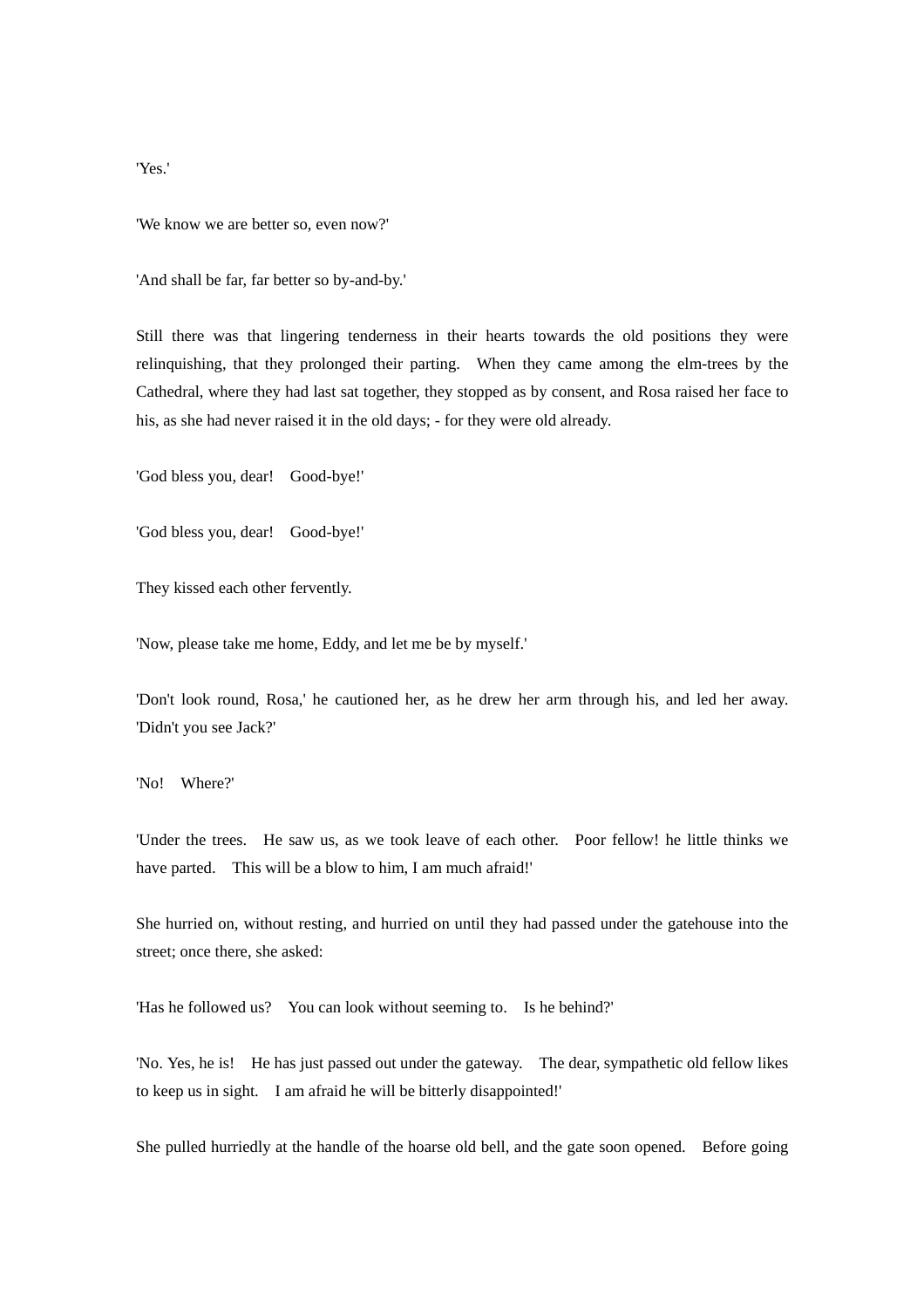'Yes.'

'We know we are better so, even now?'

'And shall be far, far better so by-and-by.'

Still there was that lingering tenderness in their hearts towards the old positions they were relinquishing, that they prolonged their parting. When they came among the elm-trees by the Cathedral, where they had last sat together, they stopped as by consent, and Rosa raised her face to his, as she had never raised it in the old days; - for they were old already.

'God bless you, dear! Good-bye!'

'God bless you, dear! Good-bye!'

They kissed each other fervently.

'Now, please take me home, Eddy, and let me be by myself.'

'Don't look round, Rosa,' he cautioned her, as he drew her arm through his, and led her away. 'Didn't you see Jack?'

'No! Where?'

'Under the trees. He saw us, as we took leave of each other. Poor fellow! he little thinks we have parted. This will be a blow to him, I am much afraid!'

She hurried on, without resting, and hurried on until they had passed under the gatehouse into the street; once there, she asked:

'Has he followed us? You can look without seeming to. Is he behind?'

'No. Yes, he is! He has just passed out under the gateway. The dear, sympathetic old fellow likes to keep us in sight. I am afraid he will be bitterly disappointed!'

She pulled hurriedly at the handle of the hoarse old bell, and the gate soon opened. Before going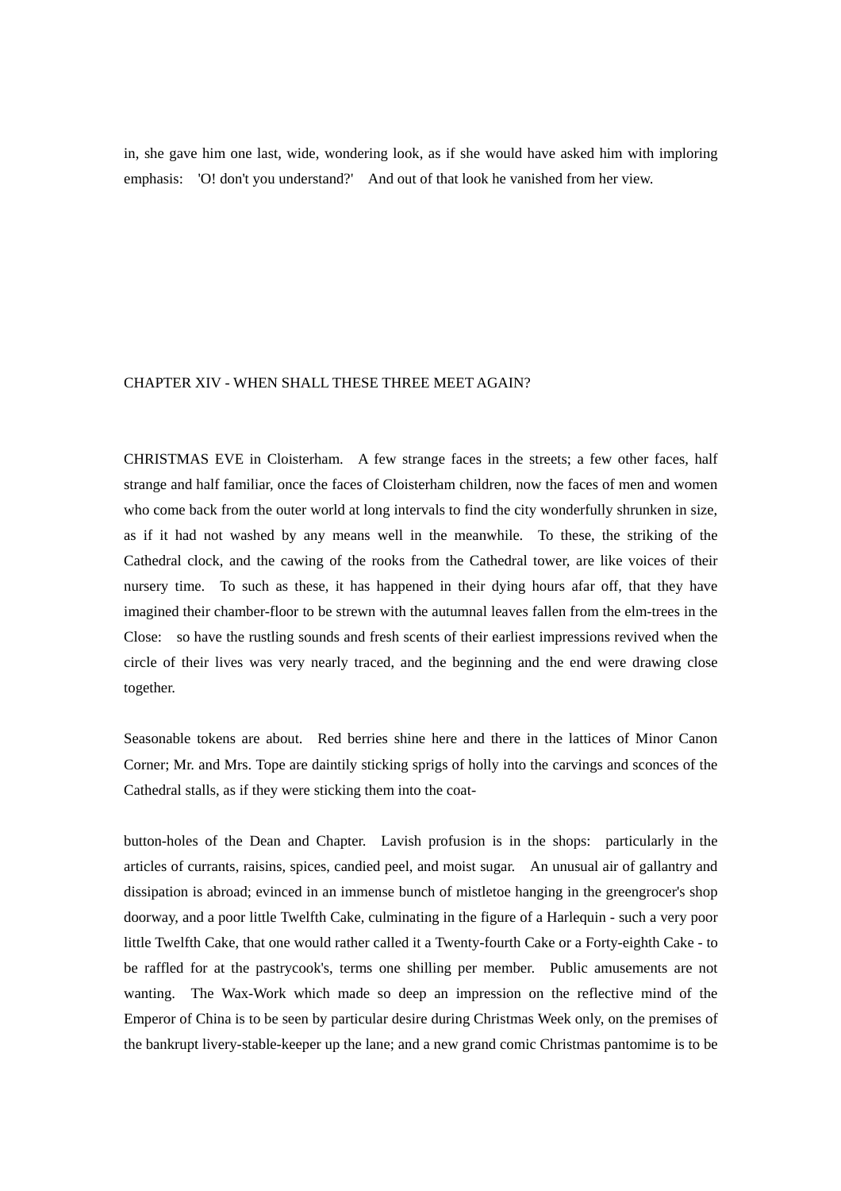in, she gave him one last, wide, wondering look, as if she would have asked him with imploring emphasis: 'O! don't you understand?' And out of that look he vanished from her view.

## CHAPTER XIV - WHEN SHALL THESE THREE MEET AGAIN?

CHRISTMAS EVE in Cloisterham. A few strange faces in the streets; a few other faces, half strange and half familiar, once the faces of Cloisterham children, now the faces of men and women who come back from the outer world at long intervals to find the city wonderfully shrunken in size, as if it had not washed by any means well in the meanwhile. To these, the striking of the Cathedral clock, and the cawing of the rooks from the Cathedral tower, are like voices of their nursery time. To such as these, it has happened in their dying hours afar off, that they have imagined their chamber-floor to be strewn with the autumnal leaves fallen from the elm-trees in the Close: so have the rustling sounds and fresh scents of their earliest impressions revived when the circle of their lives was very nearly traced, and the beginning and the end were drawing close together.

Seasonable tokens are about. Red berries shine here and there in the lattices of Minor Canon Corner; Mr. and Mrs. Tope are daintily sticking sprigs of holly into the carvings and sconces of the Cathedral stalls, as if they were sticking them into the coat-

button-holes of the Dean and Chapter. Lavish profusion is in the shops: particularly in the articles of currants, raisins, spices, candied peel, and moist sugar. An unusual air of gallantry and dissipation is abroad; evinced in an immense bunch of mistletoe hanging in the greengrocer's shop doorway, and a poor little Twelfth Cake, culminating in the figure of a Harlequin - such a very poor little Twelfth Cake, that one would rather called it a Twenty-fourth Cake or a Forty-eighth Cake - to be raffled for at the pastrycook's, terms one shilling per member. Public amusements are not wanting. The Wax-Work which made so deep an impression on the reflective mind of the Emperor of China is to be seen by particular desire during Christmas Week only, on the premises of the bankrupt livery-stable-keeper up the lane; and a new grand comic Christmas pantomime is to be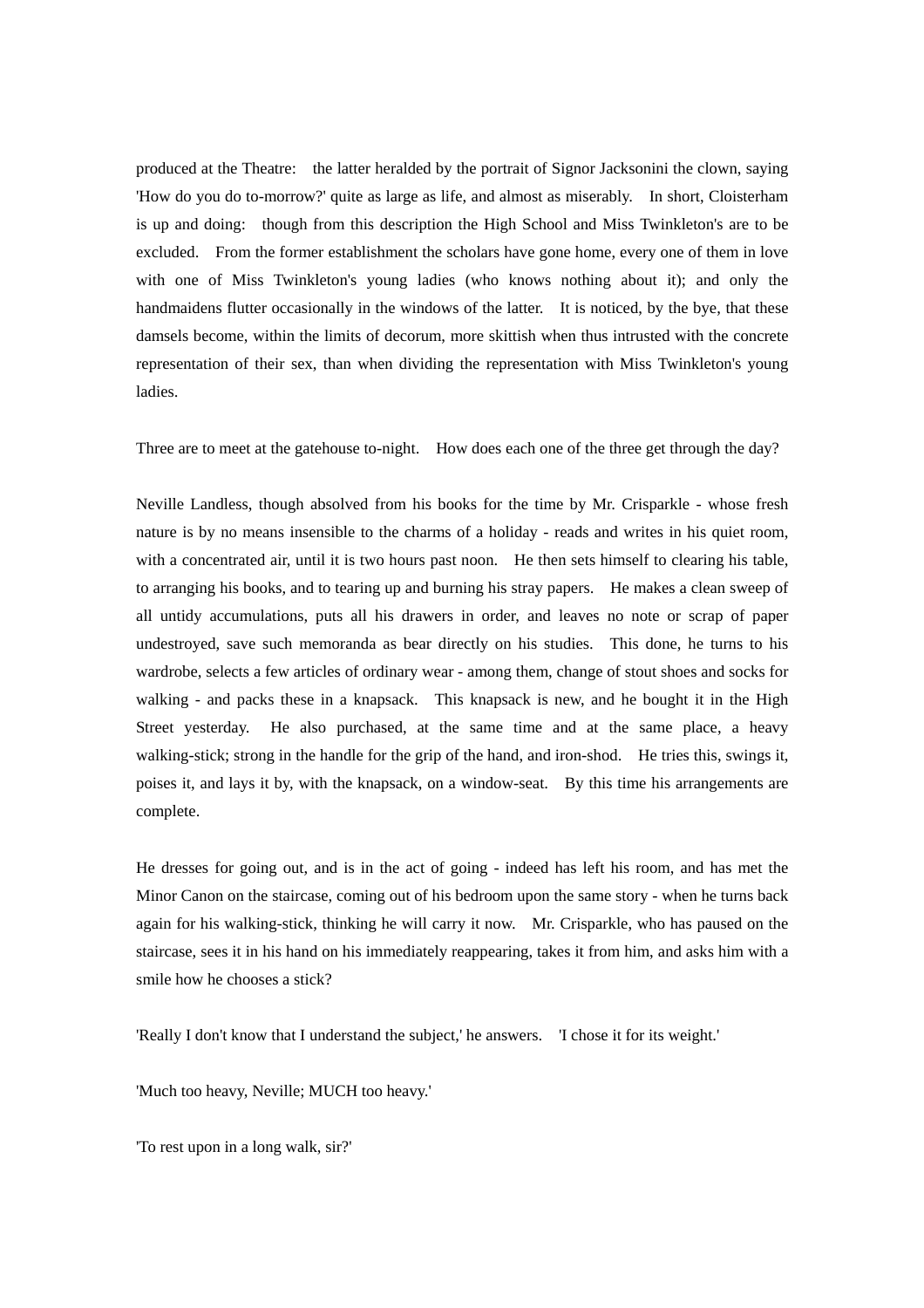produced at the Theatre: the latter heralded by the portrait of Signor Jacksonini the clown, saying 'How do you do to-morrow?' quite as large as life, and almost as miserably. In short, Cloisterham is up and doing: though from this description the High School and Miss Twinkleton's are to be excluded. From the former establishment the scholars have gone home, every one of them in love with one of Miss Twinkleton's young ladies (who knows nothing about it); and only the handmaidens flutter occasionally in the windows of the latter. It is noticed, by the bye, that these damsels become, within the limits of decorum, more skittish when thus intrusted with the concrete representation of their sex, than when dividing the representation with Miss Twinkleton's young ladies.

Three are to meet at the gatehouse to-night. How does each one of the three get through the day?

Neville Landless, though absolved from his books for the time by Mr. Crisparkle - whose fresh nature is by no means insensible to the charms of a holiday - reads and writes in his quiet room, with a concentrated air, until it is two hours past noon. He then sets himself to clearing his table, to arranging his books, and to tearing up and burning his stray papers. He makes a clean sweep of all untidy accumulations, puts all his drawers in order, and leaves no note or scrap of paper undestroyed, save such memoranda as bear directly on his studies. This done, he turns to his wardrobe, selects a few articles of ordinary wear - among them, change of stout shoes and socks for walking - and packs these in a knapsack. This knapsack is new, and he bought it in the High Street yesterday. He also purchased, at the same time and at the same place, a heavy walking-stick; strong in the handle for the grip of the hand, and iron-shod. He tries this, swings it, poises it, and lays it by, with the knapsack, on a window-seat. By this time his arrangements are complete.

He dresses for going out, and is in the act of going - indeed has left his room, and has met the Minor Canon on the staircase, coming out of his bedroom upon the same story - when he turns back again for his walking-stick, thinking he will carry it now. Mr. Crisparkle, who has paused on the staircase, sees it in his hand on his immediately reappearing, takes it from him, and asks him with a smile how he chooses a stick?

'Really I don't know that I understand the subject,' he answers. 'I chose it for its weight.'

'Much too heavy, Neville; MUCH too heavy.'

'To rest upon in a long walk, sir?'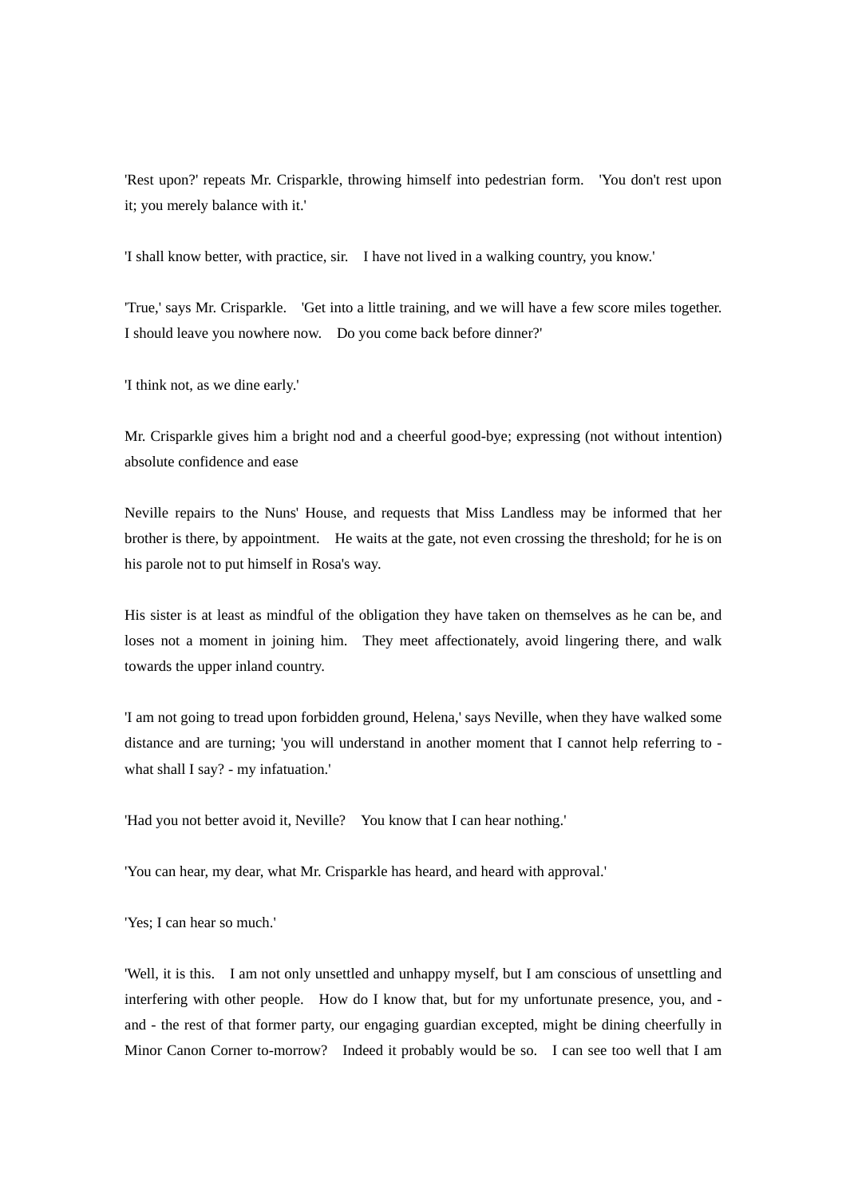'Rest upon?' repeats Mr. Crisparkle, throwing himself into pedestrian form. 'You don't rest upon it; you merely balance with it.'

'I shall know better, with practice, sir. I have not lived in a walking country, you know.'

'True,' says Mr. Crisparkle. 'Get into a little training, and we will have a few score miles together. I should leave you nowhere now. Do you come back before dinner?'

'I think not, as we dine early.'

Mr. Crisparkle gives him a bright nod and a cheerful good-bye; expressing (not without intention) absolute confidence and ease

Neville repairs to the Nuns' House, and requests that Miss Landless may be informed that her brother is there, by appointment. He waits at the gate, not even crossing the threshold; for he is on his parole not to put himself in Rosa's way.

His sister is at least as mindful of the obligation they have taken on themselves as he can be, and loses not a moment in joining him. They meet affectionately, avoid lingering there, and walk towards the upper inland country.

'I am not going to tread upon forbidden ground, Helena,' says Neville, when they have walked some distance and are turning; 'you will understand in another moment that I cannot help referring to - what shall I say? - my infatuation.'

'Had you not better avoid it, Neville? You know that I can hear nothing.'

'You can hear, my dear, what Mr. Crisparkle has heard, and heard with approval.'

'Yes; I can hear so much.'

'Well, it is this. I am not only unsettled and unhappy myself, but I am conscious of unsettling and interfering with other people. How do I know that, but for my unfortunate presence, you, and - and - the rest of that former party, our engaging guardian excepted, might be dining cheerfully in Minor Canon Corner to-morrow? Indeed it probably would be so. I can see too well that I am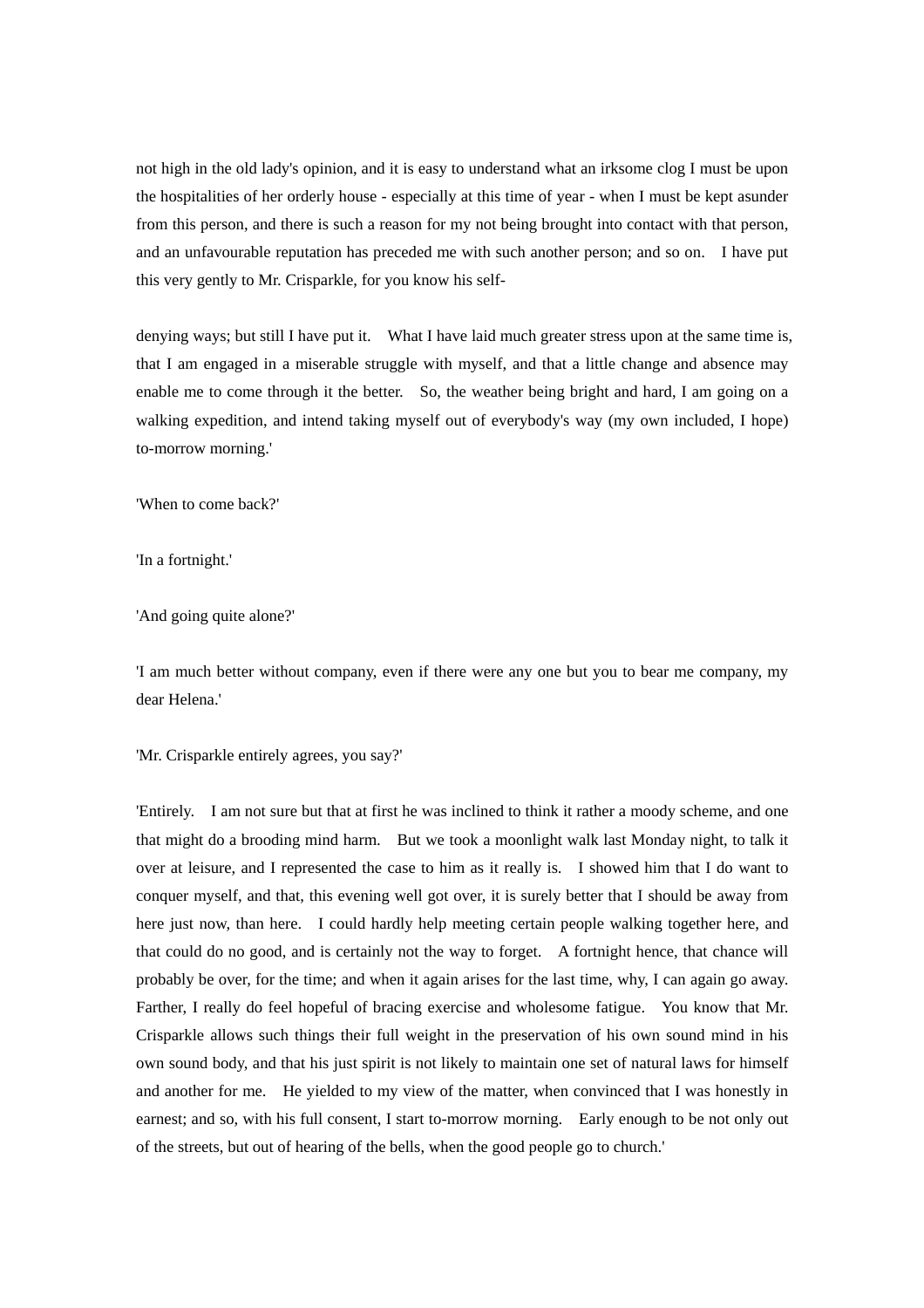not high in the old lady's opinion, and it is easy to understand what an irksome clog I must be upon the hospitalities of her orderly house - especially at this time of year - when I must be kept asunder from this person, and there is such a reason for my not being brought into contact with that person, and an unfavourable reputation has preceded me with such another person; and so on. I have put this very gently to Mr. Crisparkle, for you know his self-denying ways; but still I have put it. What I have laid much greater stress upon at the same time is, that I am engaged in a miserable struggle with myself, and that a little change and absence may enable me to come through it the better. So, the weather being bright and hard, I am going on a walking expedition, and intend taking myself out of everybody's way (my own included, I hope) to-morrow morning.'

'When to come back?'

'In a fortnight.'

'And going quite alone?'

'I am much better without company, even if there were any one but you to bear me company, my dear Helena.'

'Mr. Crisparkle entirely agrees, you say?'

'Entirely. I am not sure but that at first he was inclined to think it rather a moody scheme, and one that might do a brooding mind harm. But we took a moonlight walk last Monday night, to talk it over at leisure, and I represented the case to him as it really is. I showed him that I do want to conquer myself, and that, this evening well got over, it is surely better that I should be away from here just now, than here. I could hardly help meeting certain people walking together here, and that could do no good, and is certainly not the way to forget. A fortnight hence, that chance will probably be over, for the time; and when it again arises for the last time, why, I can again go away. Farther, I really do feel hopeful of bracing exercise and wholesome fatigue. You know that Mr. Crisparkle allows such things their full weight in the preservation of his own sound mind in his own sound body, and that his just spirit is not likely to maintain one set of natural laws for himself and another for me. He yielded to my view of the matter, when convinced that I was honestly in earnest; and so, with his full consent, I start to-morrow morning. Early enough to be not only out of the streets, but out of hearing of the bells, when the good people go to church.'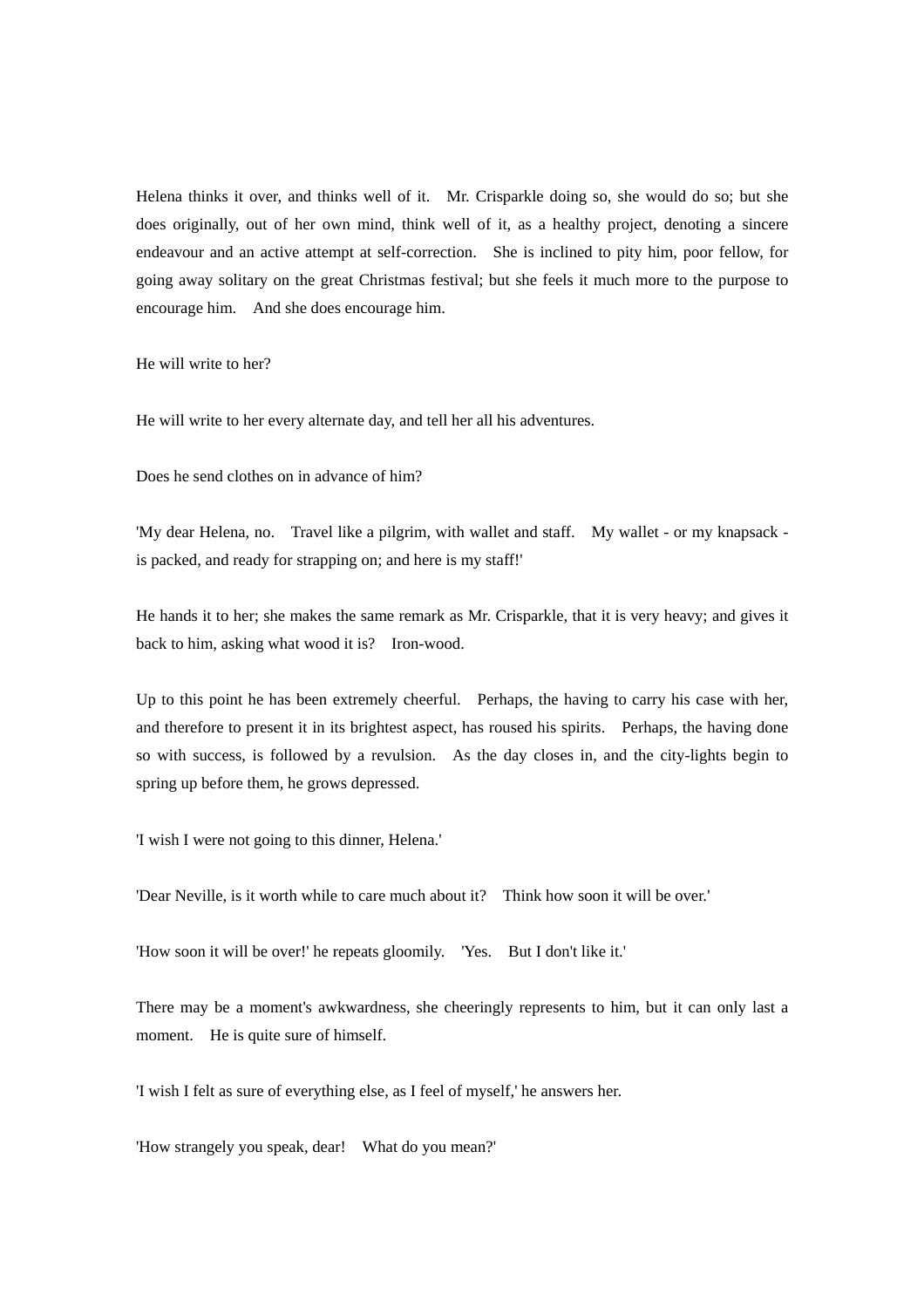Helena thinks it over, and thinks well of it. Mr. Crisparkle doing so, she would do so; but she does originally, out of her own mind, think well of it, as a healthy project, denoting a sincere endeavour and an active attempt at self-correction. She is inclined to pity him, poor fellow, for going away solitary on the great Christmas festival; but she feels it much more to the purpose to encourage him. And she does encourage him.

He will write to her?

He will write to her every alternate day, and tell her all his adventures.

Does he send clothes on in advance of him?

'My dear Helena, no. Travel like a pilgrim, with wallet and staff. My wallet - or my knapsack - is packed, and ready for strapping on; and here is my staff!'

He hands it to her; she makes the same remark as Mr. Crisparkle, that it is very heavy; and gives it back to him, asking what wood it is? Iron-wood.

Up to this point he has been extremely cheerful. Perhaps, the having to carry his case with her, and therefore to present it in its brightest aspect, has roused his spirits. Perhaps, the having done so with success, is followed by a revulsion. As the day closes in, and the city-lights begin to spring up before them, he grows depressed.

'I wish I were not going to this dinner, Helena.'

'Dear Neville, is it worth while to care much about it? Think how soon it will be over.'

'How soon it will be over!' he repeats gloomily. 'Yes. But I don't like it.'

There may be a moment's awkwardness, she cheeringly represents to him, but it can only last a moment. He is quite sure of himself.

'I wish I felt as sure of everything else, as I feel of myself,' he answers her.

'How strangely you speak, dear! What do you mean?'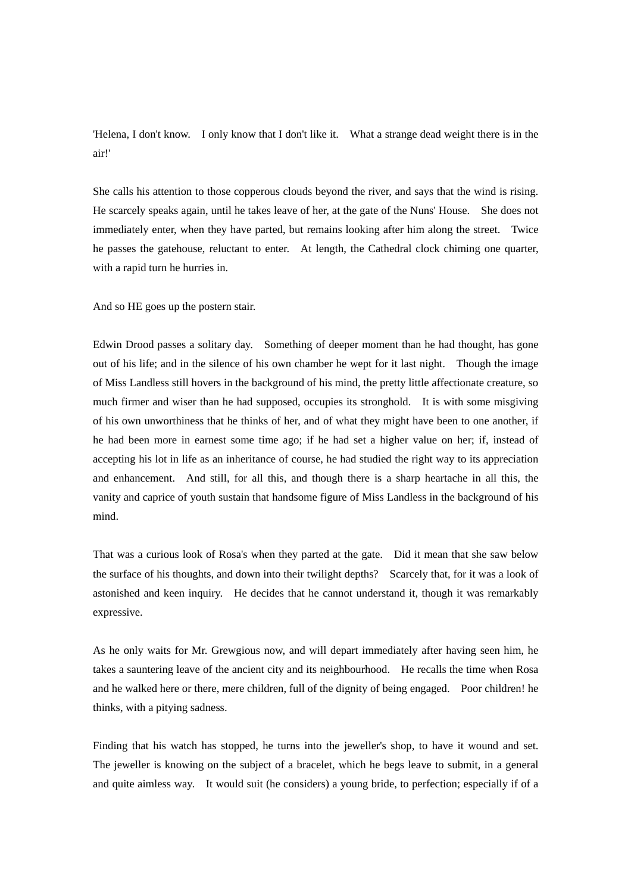'Helena, I don't know. I only know that I don't like it. What a strange dead weight there is in the air!'

She calls his attention to those copperous clouds beyond the river, and says that the wind is rising. He scarcely speaks again, until he takes leave of her, at the gate of the Nuns' House. She does not immediately enter, when they have parted, but remains looking after him along the street. Twice he passes the gatehouse, reluctant to enter. At length, the Cathedral clock chiming one quarter, with a rapid turn he hurries in.

And so HE goes up the postern stair.

Edwin Drood passes a solitary day. Something of deeper moment than he had thought, has gone out of his life; and in the silence of his own chamber he wept for it last night. Though the image of Miss Landless still hovers in the background of his mind, the pretty little affectionate creature, so much firmer and wiser than he had supposed, occupies its stronghold. It is with some misgiving of his own unworthiness that he thinks of her, and of what they might have been to one another, if he had been more in earnest some time ago; if he had set a higher value on her; if, instead of accepting his lot in life as an inheritance of course, he had studied the right way to its appreciation and enhancement. And still, for all this, and though there is a sharp heartache in all this, the vanity and caprice of youth sustain that handsome figure of Miss Landless in the background of his mind.

That was a curious look of Rosa's when they parted at the gate. Did it mean that she saw below the surface of his thoughts, and down into their twilight depths? Scarcely that, for it was a look of astonished and keen inquiry. He decides that he cannot understand it, though it was remarkably expressive.

As he only waits for Mr. Grewgious now, and will depart immediately after having seen him, he takes a sauntering leave of the ancient city and its neighbourhood. He recalls the time when Rosa and he walked here or there, mere children, full of the dignity of being engaged. Poor children! he thinks, with a pitying sadness.

Finding that his watch has stopped, he turns into the jeweller's shop, to have it wound and set. The jeweller is knowing on the subject of a bracelet, which he begs leave to submit, in a general and quite aimless way. It would suit (he considers) a young bride, to perfection; especially if of a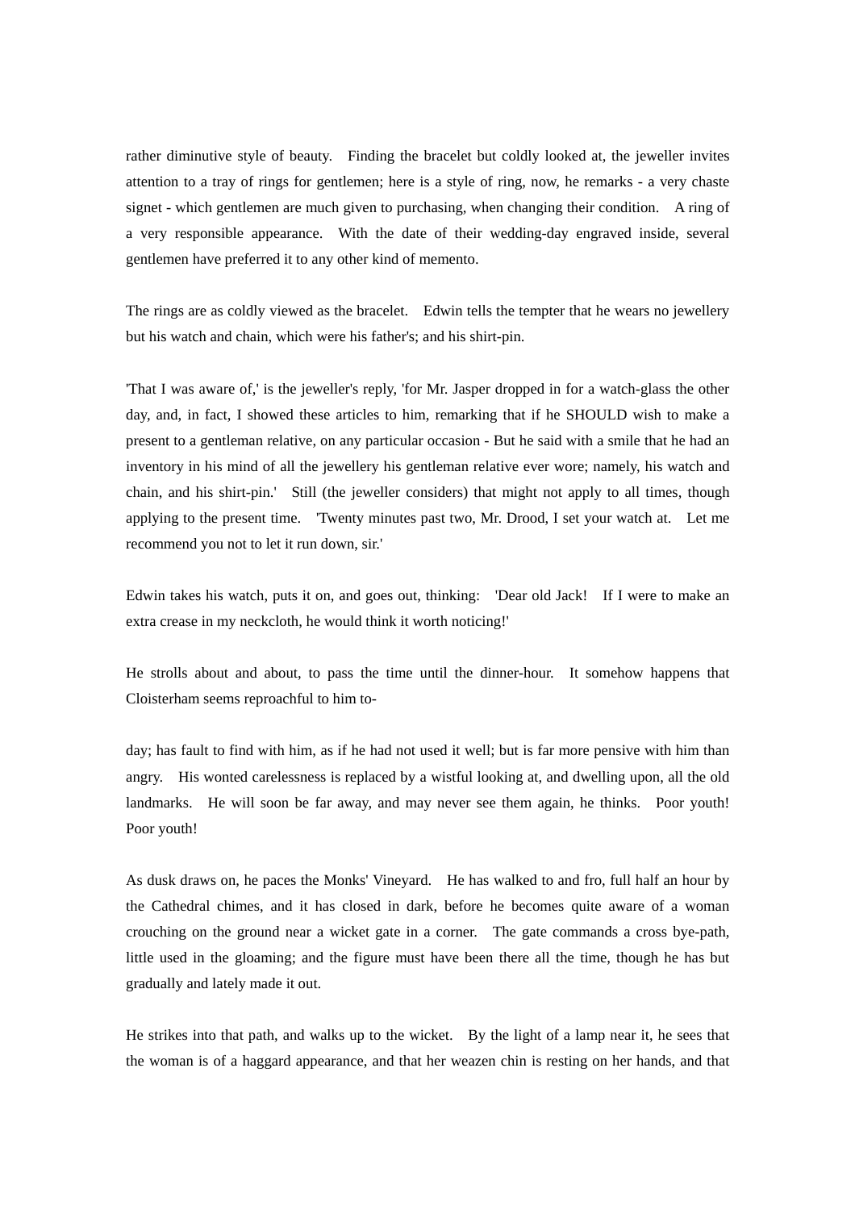rather diminutive style of beauty. Finding the bracelet but coldly looked at, the jeweller invites attention to a tray of rings for gentlemen; here is a style of ring, now, he remarks - a very chaste signet - which gentlemen are much given to purchasing, when changing their condition. A ring of a very responsible appearance. With the date of their wedding-day engraved inside, several gentlemen have preferred it to any other kind of memento.

The rings are as coldly viewed as the bracelet. Edwin tells the tempter that he wears no jewellery but his watch and chain, which were his father's; and his shirt-pin.

'That I was aware of,' is the jeweller's reply, 'for Mr. Jasper dropped in for a watch-glass the other day, and, in fact, I showed these articles to him, remarking that if he SHOULD wish to make a present to a gentleman relative, on any particular occasion - But he said with a smile that he had an inventory in his mind of all the jewellery his gentleman relative ever wore; namely, his watch and chain, and his shirt-pin.' Still (the jeweller considers) that might not apply to all times, though applying to the present time. 'Twenty minutes past two, Mr. Drood, I set your watch at. Let me recommend you not to let it run down, sir.'

Edwin takes his watch, puts it on, and goes out, thinking: 'Dear old Jack! If I were to make an extra crease in my neckcloth, he would think it worth noticing!'

He strolls about and about, to pass the time until the dinner-hour. It somehow happens that Cloisterham seems reproachful to him to-day; has fault to find with him, as if he had not used it well; but is far more pensive with him than angry. His wonted carelessness is replaced by a wistful looking at, and dwelling upon, all the old landmarks. He will soon be far away, and may never see them again, he thinks. Poor youth! Poor youth!

As dusk draws on, he paces the Monks' Vineyard. He has walked to and fro, full half an hour by the Cathedral chimes, and it has closed in dark, before he becomes quite aware of a woman crouching on the ground near a wicket gate in a corner. The gate commands a cross bye-path, little used in the gloaming; and the figure must have been there all the time, though he has but gradually and lately made it out.

He strikes into that path, and walks up to the wicket. By the light of a lamp near it, he sees that the woman is of a haggard appearance, and that her weazen chin is resting on her hands, and that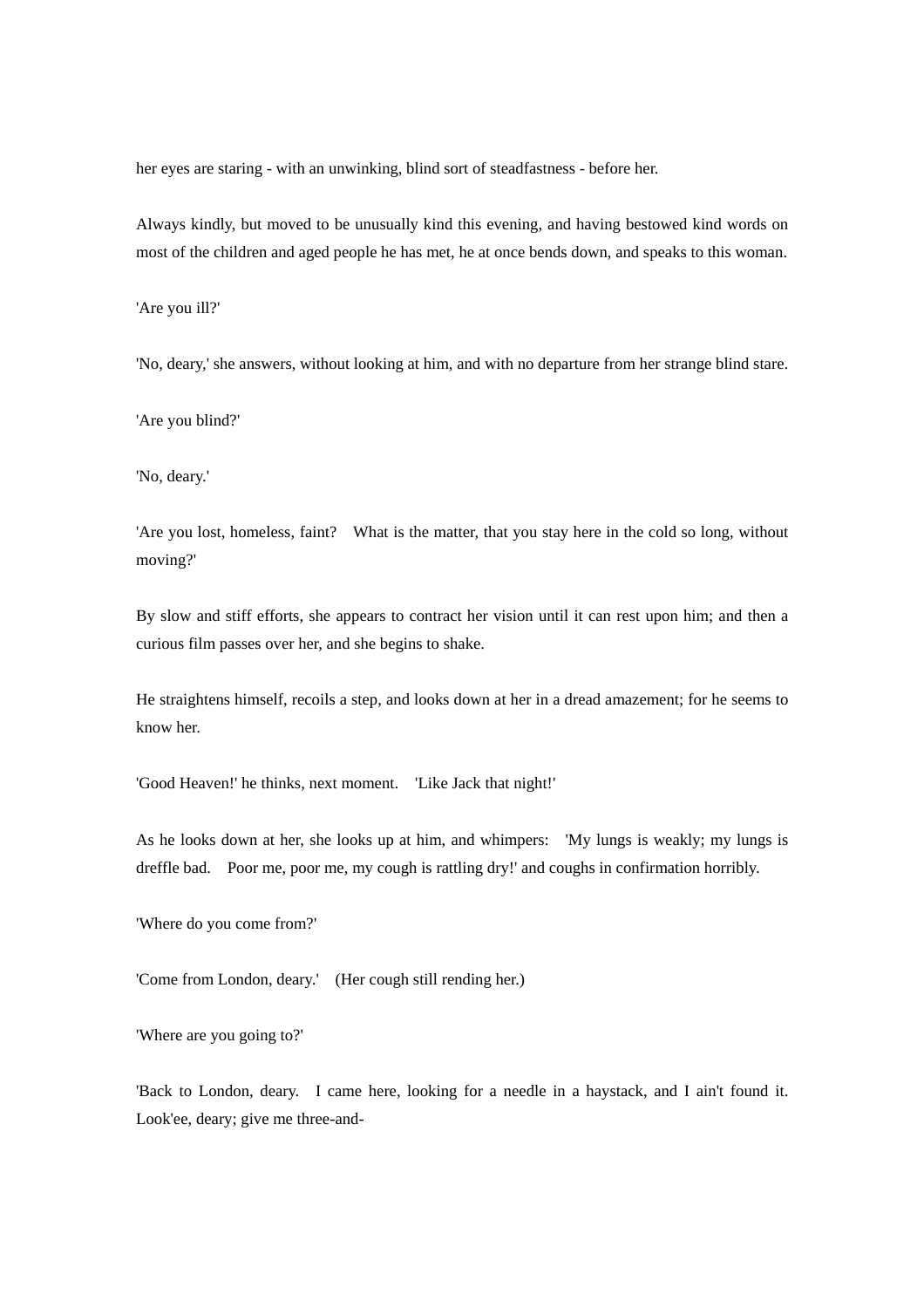her eyes are staring - with an unwinking, blind sort of steadfastness - before her.

Always kindly, but moved to be unusually kind this evening, and having bestowed kind words on most of the children and aged people he has met, he at once bends down, and speaks to this woman.

'Are you ill?'

'No, deary,' she answers, without looking at him, and with no departure from her strange blind stare.

'Are you blind?'

'No, deary.'

'Are you lost, homeless, faint? What is the matter, that you stay here in the cold so long, without moving?'

By slow and stiff efforts, she appears to contract her vision until it can rest upon him; and then a curious film passes over her, and she begins to shake.

He straightens himself, recoils a step, and looks down at her in a dread amazement; for he seems to know her.

'Good Heaven!' he thinks, next moment. 'Like Jack that night!'

As he looks down at her, she looks up at him, and whimpers: 'My lungs is weakly; my lungs is dreffle bad. Poor me, poor me, my cough is rattling dry!' and coughs in confirmation horribly.

'Where do you come from?'

'Come from London, deary.' (Her cough still rending her.)

'Where are you going to?'

'Back to London, deary. I came here, looking for a needle in a haystack, and I ain't found it. Look'ee, deary; give me three-and-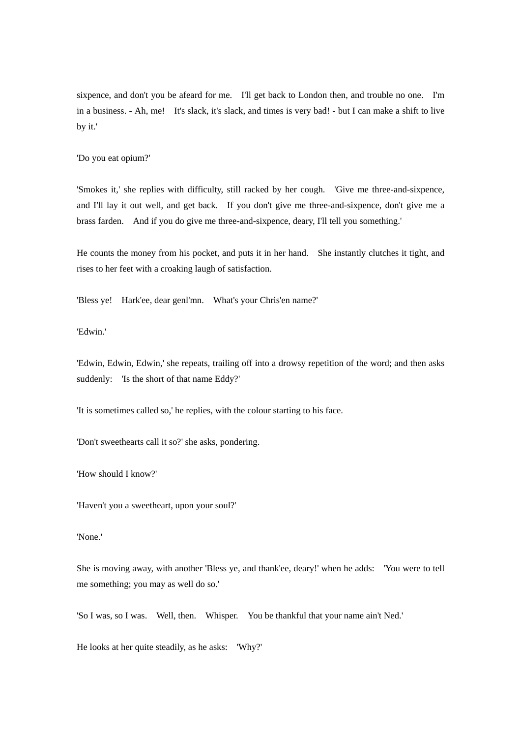sixpence, and don't you be afeard for me. I'll get back to London then, and trouble no one. I'm in a business. - Ah, me! It's slack, it's slack, and times is very bad! - but I can make a shift to live by it.'

'Do you eat opium?'

'Smokes it,' she replies with difficulty, still racked by her cough. 'Give me three-and-sixpence, and I'll lay it out well, and get back. If you don't give me three-and-sixpence, don't give me a brass farden. And if you do give me three-and-sixpence, deary, I'll tell you something.'

He counts the money from his pocket, and puts it in her hand. She instantly clutches it tight, and rises to her feet with a croaking laugh of satisfaction.

'Bless ye! Hark'ee, dear genl'mn. What's your Chris'en name?'

'Edwin.'

'Edwin, Edwin, Edwin,' she repeats, trailing off into a drowsy repetition of the word; and then asks suddenly: 'Is the short of that name Eddy?'

'It is sometimes called so,' he replies, with the colour starting to his face.

'Don't sweethearts call it so?' she asks, pondering.

'How should I know?'

'Haven't you a sweetheart, upon your soul?'

'None.'

She is moving away, with another 'Bless ye, and thank'ee, deary!' when he adds: 'You were to tell me something; you may as well do so.'

'So I was, so I was. Well, then. Whisper. You be thankful that your name ain't Ned.'

He looks at her quite steadily, as he asks: 'Why?'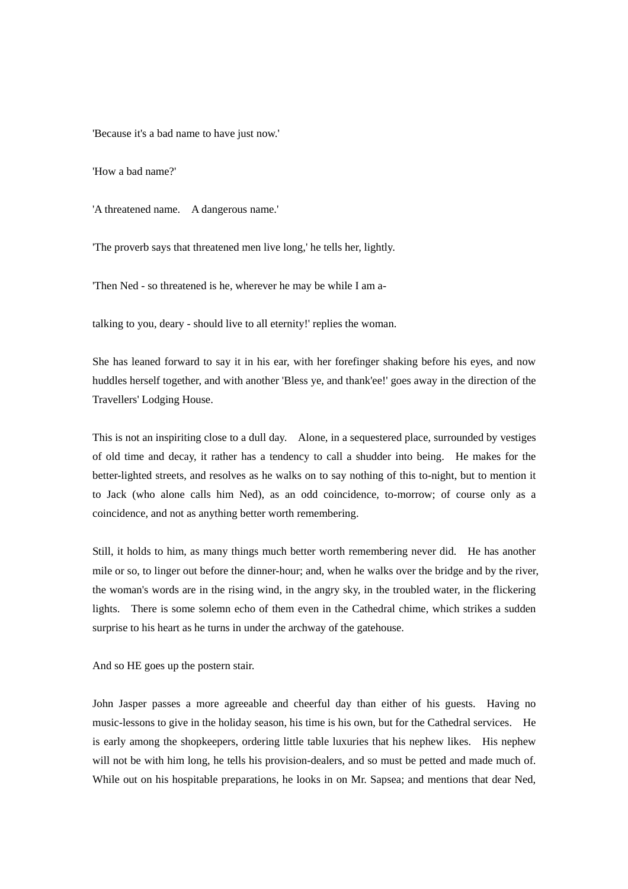'Because it's a bad name to have just now.'

'How a bad name?'

'A threatened name. A dangerous name.'

'The proverb says that threatened men live long,' he tells her, lightly.

'Then Ned - so threatened is he, wherever he may be while I am a-

talking to you, deary - should live to all eternity!' replies the woman.

She has leaned forward to say it in his ear, with her forefinger shaking before his eyes, and now huddles herself together, and with another 'Bless ye, and thank'ee!' goes away in the direction of the Travellers' Lodging House.

This is not an inspiriting close to a dull day. Alone, in a sequestered place, surrounded by vestiges of old time and decay, it rather has a tendency to call a shudder into being. He makes for the better-lighted streets, and resolves as he walks on to say nothing of this to-night, but to mention it to Jack (who alone calls him Ned), as an odd coincidence, to-morrow; of course only as a coincidence, and not as anything better worth remembering.

Still, it holds to him, as many things much better worth remembering never did. He has another mile or so, to linger out before the dinner-hour; and, when he walks over the bridge and by the river, the woman's words are in the rising wind, in the angry sky, in the troubled water, in the flickering lights. There is some solemn echo of them even in the Cathedral chime, which strikes a sudden surprise to his heart as he turns in under the archway of the gatehouse.

And so HE goes up the postern stair.

John Jasper passes a more agreeable and cheerful day than either of his guests. Having no music-lessons to give in the holiday season, his time is his own, but for the Cathedral services. He is early among the shopkeepers, ordering little table luxuries that his nephew likes. His nephew will not be with him long, he tells his provision-dealers, and so must be petted and made much of. While out on his hospitable preparations, he looks in on Mr. Sapsea; and mentions that dear Ned,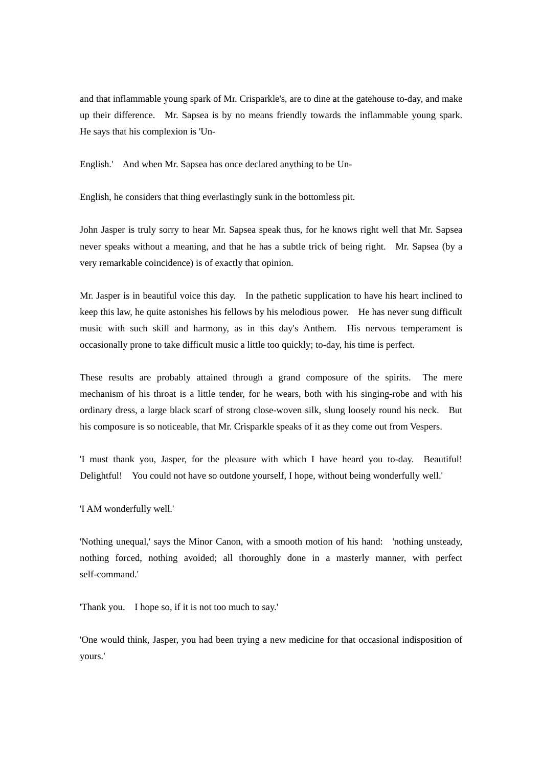and that inflammable young spark of Mr. Crisparkle's, are to dine at the gatehouse to-day, and make up their difference. Mr. Sapsea is by no means friendly towards the inflammable young spark. He says that his complexion is 'Un-

English.' And when Mr. Sapsea has once declared anything to be Un-

English, he considers that thing everlastingly sunk in the bottomless pit.

John Jasper is truly sorry to hear Mr. Sapsea speak thus, for he knows right well that Mr. Sapsea never speaks without a meaning, and that he has a subtle trick of being right. Mr. Sapsea (by a very remarkable coincidence) is of exactly that opinion.

Mr. Jasper is in beautiful voice this day. In the pathetic supplication to have his heart inclined to keep this law, he quite astonishes his fellows by his melodious power. He has never sung difficult music with such skill and harmony, as in this day's Anthem. His nervous temperament is occasionally prone to take difficult music a little too quickly; to-day, his time is perfect.

These results are probably attained through a grand composure of the spirits. The mere mechanism of his throat is a little tender, for he wears, both with his singing-robe and with his ordinary dress, a large black scarf of strong close-woven silk, slung loosely round his neck. But his composure is so noticeable, that Mr. Crisparkle speaks of it as they come out from Vespers.

'I must thank you, Jasper, for the pleasure with which I have heard you to-day. Beautiful! Delightful! You could not have so outdone yourself, I hope, without being wonderfully well.'

'I AM wonderfully well.'

'Nothing unequal,' says the Minor Canon, with a smooth motion of his hand: 'nothing unsteady, nothing forced, nothing avoided; all thoroughly done in a masterly manner, with perfect self-command.'

'Thank you. I hope so, if it is not too much to say.'

'One would think, Jasper, you had been trying a new medicine for that occasional indisposition of yours.'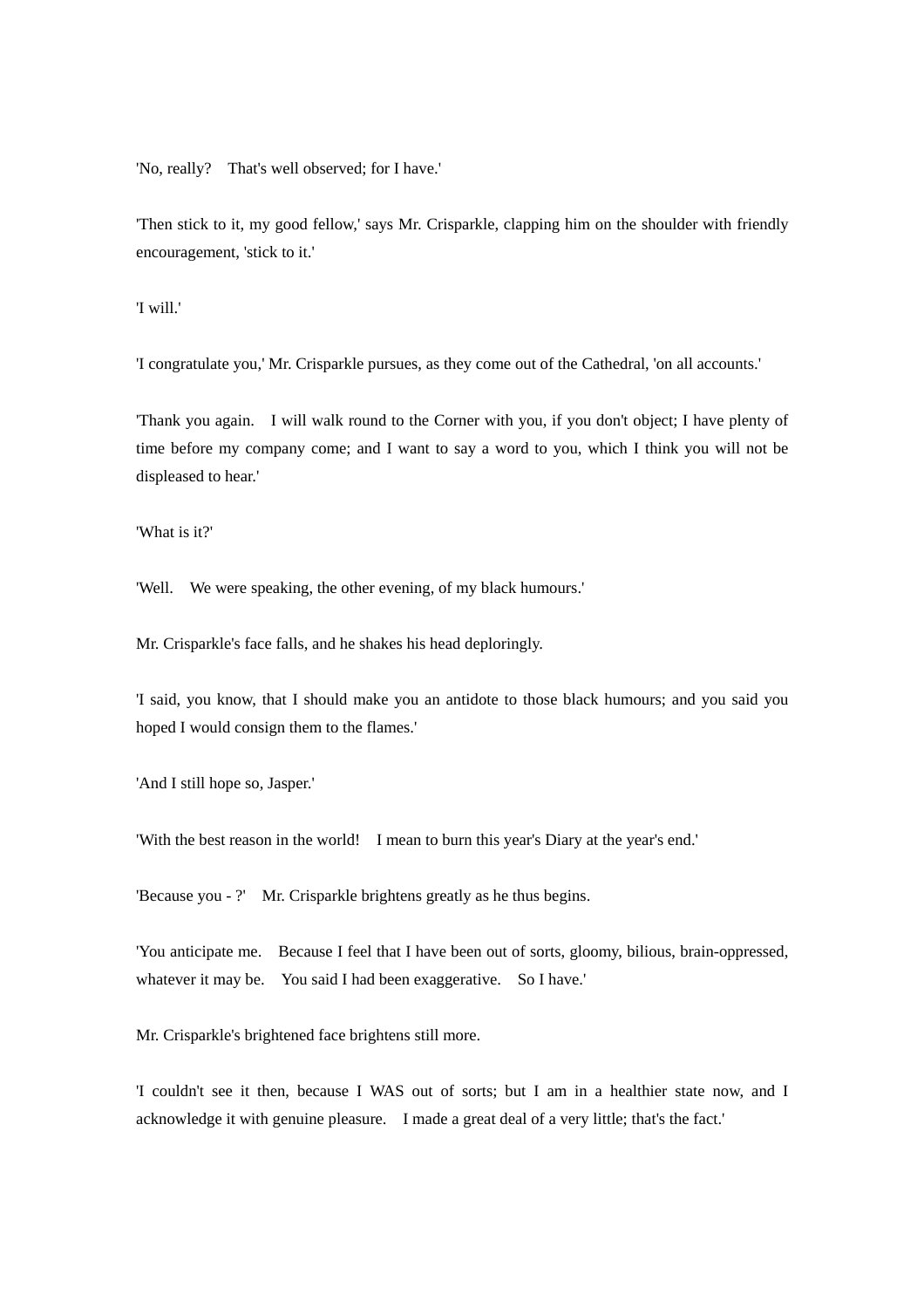'No, really? That's well observed; for I have.'

'Then stick to it, my good fellow,' says Mr. Crisparkle, clapping him on the shoulder with friendly encouragement, 'stick to it.'

'I will.'

'I congratulate you,' Mr. Crisparkle pursues, as they come out of the Cathedral, 'on all accounts.'

'Thank you again. I will walk round to the Corner with you, if you don't object; I have plenty of time before my company come; and I want to say a word to you, which I think you will not be displeased to hear.'

'What is it?'

'Well. We were speaking, the other evening, of my black humours.'

Mr. Crisparkle's face falls, and he shakes his head deploringly.

'I said, you know, that I should make you an antidote to those black humours; and you said you hoped I would consign them to the flames.'

'And I still hope so, Jasper.'

'With the best reason in the world! I mean to burn this year's Diary at the year's end.'

'Because you - ?' Mr. Crisparkle brightens greatly as he thus begins.

'You anticipate me. Because I feel that I have been out of sorts, gloomy, bilious, brain-oppressed, whatever it may be. You said I had been exaggerative. So I have.'

Mr. Crisparkle's brightened face brightens still more.

'I couldn't see it then, because I WAS out of sorts; but I am in a healthier state now, and I acknowledge it with genuine pleasure. I made a great deal of a very little; that's the fact.'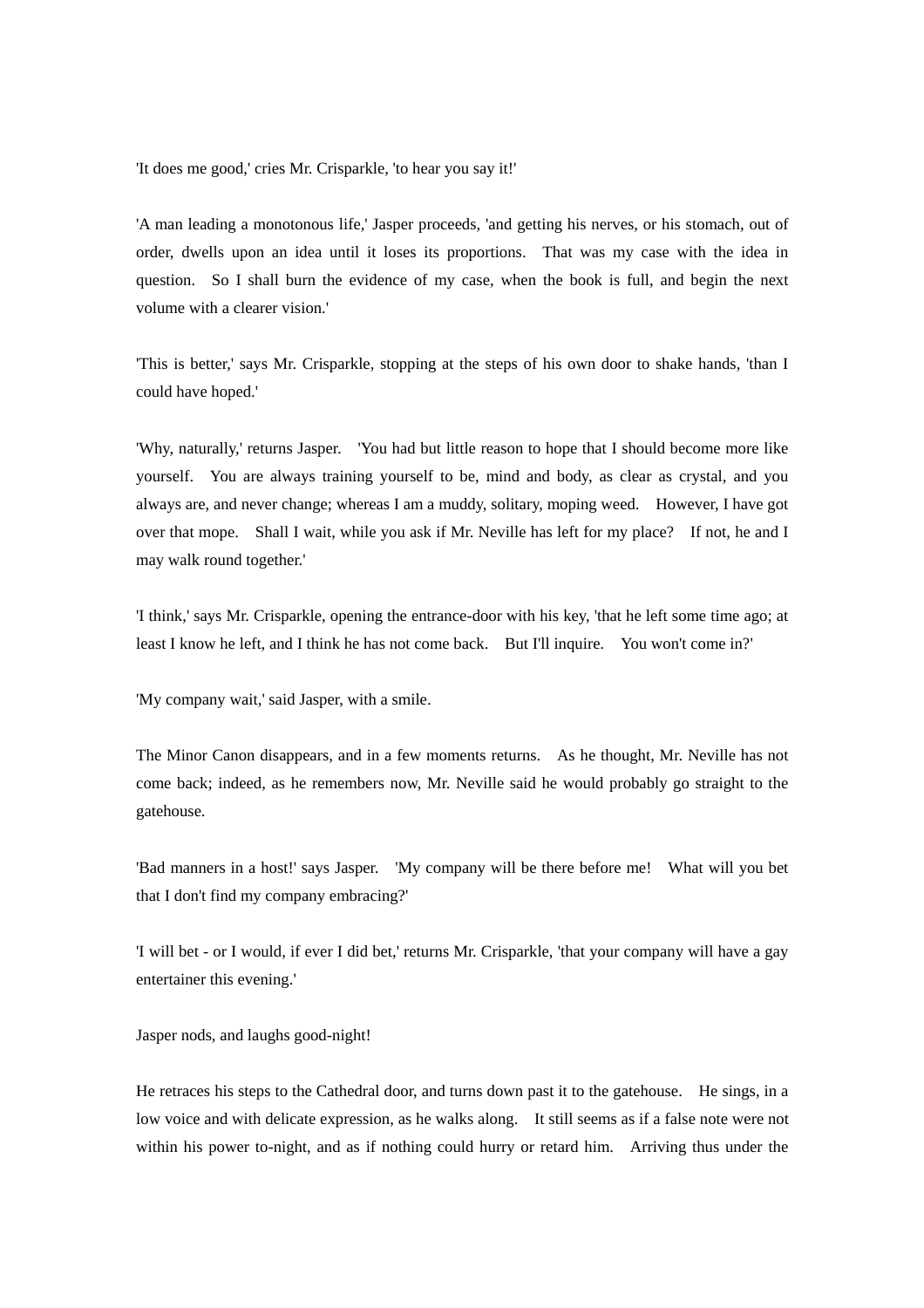'It does me good,' cries Mr. Crisparkle, 'to hear you say it!'

'A man leading a monotonous life,' Jasper proceeds, 'and getting his nerves, or his stomach, out of order, dwells upon an idea until it loses its proportions. That was my case with the idea in question. So I shall burn the evidence of my case, when the book is full, and begin the next volume with a clearer vision.'

'This is better,' says Mr. Crisparkle, stopping at the steps of his own door to shake hands, 'than I could have hoped.'

'Why, naturally,' returns Jasper. 'You had but little reason to hope that I should become more like yourself. You are always training yourself to be, mind and body, as clear as crystal, and you always are, and never change; whereas I am a muddy, solitary, moping weed. However, I have got over that mope. Shall I wait, while you ask if Mr. Neville has left for my place? If not, he and I may walk round together.'

'I think,' says Mr. Crisparkle, opening the entrance-door with his key, 'that he left some time ago; at least I know he left, and I think he has not come back. But I'll inquire. You won't come in?'

'My company wait,' said Jasper, with a smile.

The Minor Canon disappears, and in a few moments returns. As he thought, Mr. Neville has not come back; indeed, as he remembers now, Mr. Neville said he would probably go straight to the gatehouse.

'Bad manners in a host!' says Jasper. 'My company will be there before me! What will you bet that I don't find my company embracing?'

'I will bet - or I would, if ever I did bet,' returns Mr. Crisparkle, 'that your company will have a gay entertainer this evening.'

Jasper nods, and laughs good-night!

He retraces his steps to the Cathedral door, and turns down past it to the gatehouse. He sings, in a low voice and with delicate expression, as he walks along. It still seems as if a false note were not within his power to-night, and as if nothing could hurry or retard him. Arriving thus under the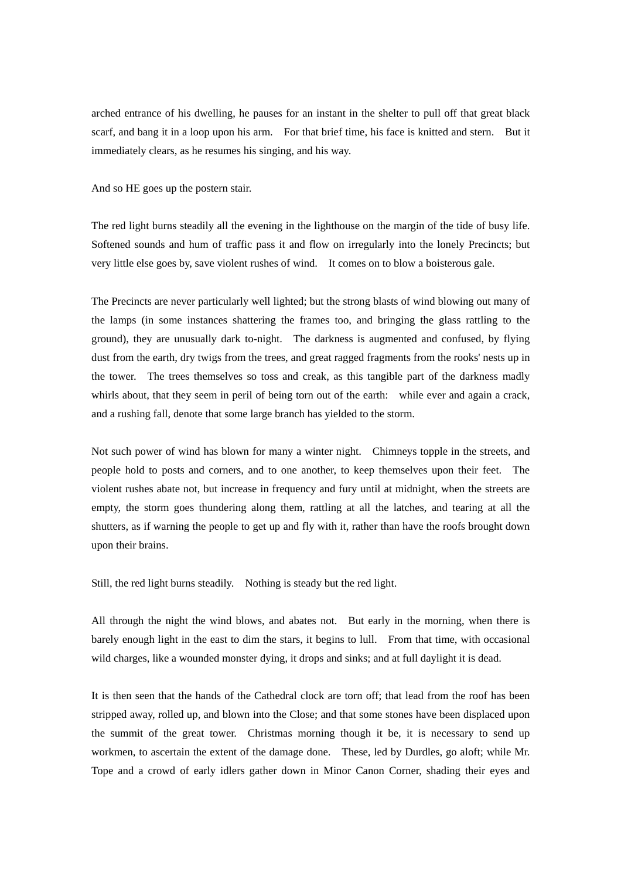arched entrance of his dwelling, he pauses for an instant in the shelter to pull off that great black scarf, and bang it in a loop upon his arm. For that brief time, his face is knitted and stern. But it immediately clears, as he resumes his singing, and his way.

And so HE goes up the postern stair.

The red light burns steadily all the evening in the lighthouse on the margin of the tide of busy life. Softened sounds and hum of traffic pass it and flow on irregularly into the lonely Precincts; but very little else goes by, save violent rushes of wind. It comes on to blow a boisterous gale.

The Precincts are never particularly well lighted; but the strong blasts of wind blowing out many of the lamps (in some instances shattering the frames too, and bringing the glass rattling to the ground), they are unusually dark to-night. The darkness is augmented and confused, by flying dust from the earth, dry twigs from the trees, and great ragged fragments from the rooks' nests up in the tower. The trees themselves so toss and creak, as this tangible part of the darkness madly whirls about, that they seem in peril of being torn out of the earth: while ever and again a crack, and a rushing fall, denote that some large branch has yielded to the storm.

Not such power of wind has blown for many a winter night. Chimneys topple in the streets, and people hold to posts and corners, and to one another, to keep themselves upon their feet. The violent rushes abate not, but increase in frequency and fury until at midnight, when the streets are empty, the storm goes thundering along them, rattling at all the latches, and tearing at all the shutters, as if warning the people to get up and fly with it, rather than have the roofs brought down upon their brains.

Still, the red light burns steadily. Nothing is steady but the red light.

All through the night the wind blows, and abates not. But early in the morning, when there is barely enough light in the east to dim the stars, it begins to lull. From that time, with occasional wild charges, like a wounded monster dying, it drops and sinks; and at full daylight it is dead.

It is then seen that the hands of the Cathedral clock are torn off; that lead from the roof has been stripped away, rolled up, and blown into the Close; and that some stones have been displaced upon the summit of the great tower. Christmas morning though it be, it is necessary to send up workmen, to ascertain the extent of the damage done. These, led by Durdles, go aloft; while Mr. Tope and a crowd of early idlers gather down in Minor Canon Corner, shading their eyes and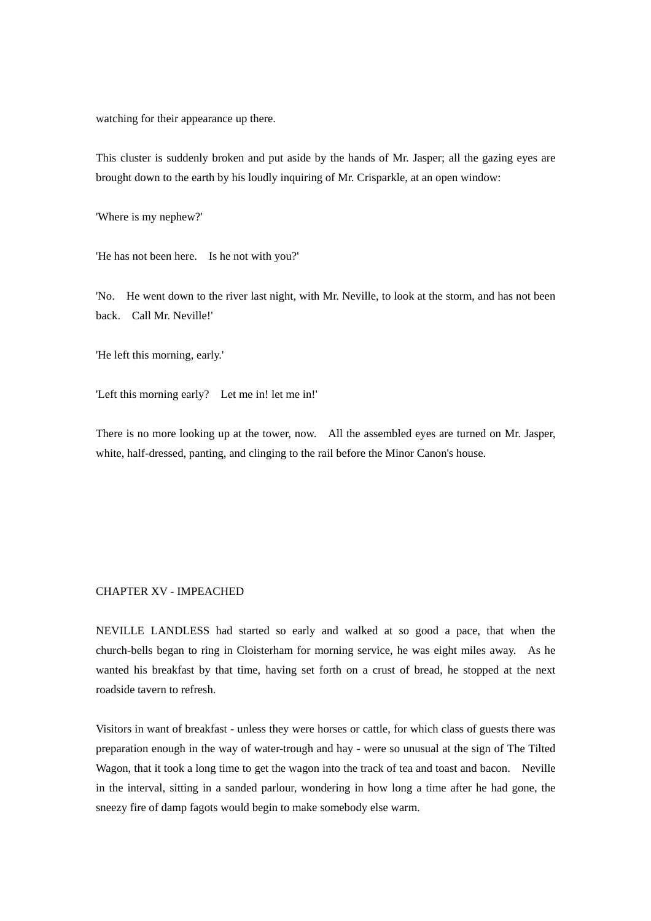watching for their appearance up there.

This cluster is suddenly broken and put aside by the hands of Mr. Jasper; all the gazing eyes are brought down to the earth by his loudly inquiring of Mr. Crisparkle, at an open window:

'Where is my nephew?'

'He has not been here. Is he not with you?'

'No. He went down to the river last night, with Mr. Neville, to look at the storm, and has not been back. Call Mr. Neville!'

'He left this morning, early.'

'Left this morning early? Let me in! let me in!'

There is no more looking up at the tower, now. All the assembled eyes are turned on Mr. Jasper, white, half-dressed, panting, and clinging to the rail before the Minor Canon's house.

## CHAPTER XV - IMPEACHED

NEVILLE LANDLESS had started so early and walked at so good a pace, that when the church-bells began to ring in Cloisterham for morning service, he was eight miles away. As he wanted his breakfast by that time, having set forth on a crust of bread, he stopped at the next roadside tavern to refresh.

Visitors in want of breakfast - unless they were horses or cattle, for which class of guests there was preparation enough in the way of water-trough and hay - were so unusual at the sign of The Tilted Wagon, that it took a long time to get the wagon into the track of tea and toast and bacon. Neville in the interval, sitting in a sanded parlour, wondering in how long a time after he had gone, the sneezy fire of damp fagots would begin to make somebody else warm.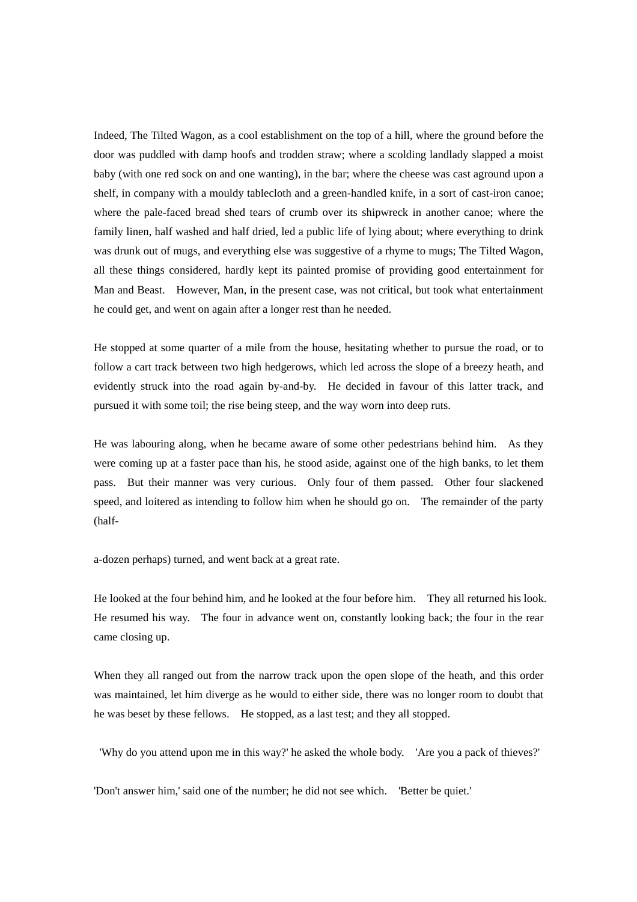Indeed, The Tilted Wagon, as a cool establishment on the top of a hill, where the ground before the door was puddled with damp hoofs and trodden straw; where a scolding landlady slapped a moist baby (with one red sock on and one wanting), in the bar; where the cheese was cast aground upon a shelf, in company with a mouldy tablecloth and a green-handled knife, in a sort of cast-iron canoe; where the pale-faced bread shed tears of crumb over its shipwreck in another canoe; where the family linen, half washed and half dried, led a public life of lying about; where everything to drink was drunk out of mugs, and everything else was suggestive of a rhyme to mugs; The Tilted Wagon, all these things considered, hardly kept its painted promise of providing good entertainment for Man and Beast. However, Man, in the present case, was not critical, but took what entertainment he could get, and went on again after a longer rest than he needed.

He stopped at some quarter of a mile from the house, hesitating whether to pursue the road, or to follow a cart track between two high hedgerows, which led across the slope of a breezy heath, and evidently struck into the road again by-and-by. He decided in favour of this latter track, and pursued it with some toil; the rise being steep, and the way worn into deep ruts.

He was labouring along, when he became aware of some other pedestrians behind him. As they were coming up at a faster pace than his, he stood aside, against one of the high banks, to let them pass. But their manner was very curious. Only four of them passed. Other four slackened speed, and loitered as intending to follow him when he should go on. The remainder of the party (half-a-dozen perhaps) turned, and went back at a great rate.

He looked at the four behind him, and he looked at the four before him. They all returned his look. He resumed his way. The four in advance went on, constantly looking back; the four in the rear came closing up.

When they all ranged out from the narrow track upon the open slope of the heath, and this order was maintained, let him diverge as he would to either side, there was no longer room to doubt that he was beset by these fellows. He stopped, as a last test; and they all stopped.

'Why do you attend upon me in this way?' he asked the whole body. 'Are you a pack of thieves?'

'Don't answer him,' said one of the number; he did not see which. 'Better be quiet.'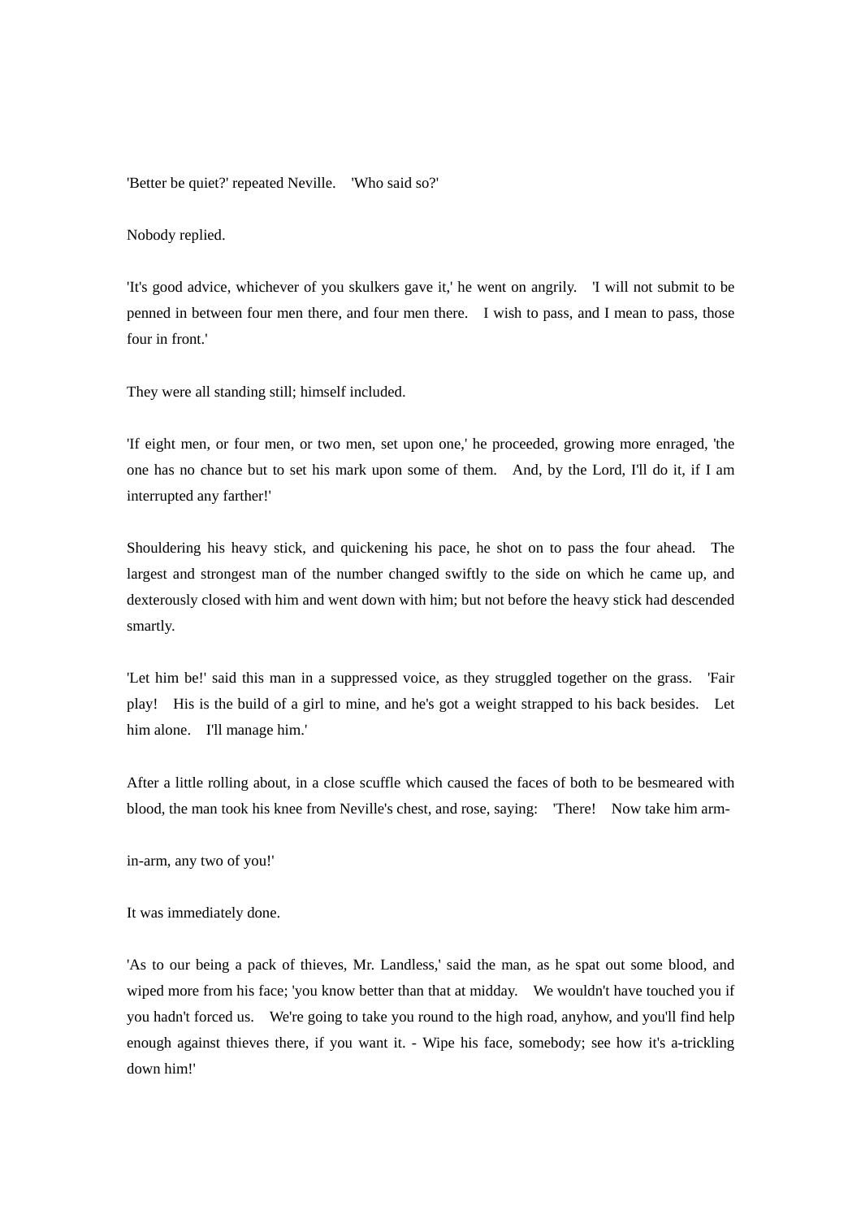'Better be quiet?' repeated Neville. 'Who said so?'

Nobody replied.

'It's good advice, whichever of you skulkers gave it,' he went on angrily. 'I will not submit to be penned in between four men there, and four men there. I wish to pass, and I mean to pass, those four in front.'

They were all standing still; himself included.

'If eight men, or four men, or two men, set upon one,' he proceeded, growing more enraged, 'the one has no chance but to set his mark upon some of them. And, by the Lord, I'll do it, if I am interrupted any farther!'

Shouldering his heavy stick, and quickening his pace, he shot on to pass the four ahead. The largest and strongest man of the number changed swiftly to the side on which he came up, and dexterously closed with him and went down with him; but not before the heavy stick had descended smartly.

'Let him be!' said this man in a suppressed voice, as they struggled together on the grass. 'Fair play! His is the build of a girl to mine, and he's got a weight strapped to his back besides. Let him alone. I'll manage him.'

After a little rolling about, in a close scuffle which caused the faces of both to be besmeared with blood, the man took his knee from Neville's chest, and rose, saying: 'There! Now take him arm-in-arm, any two of you!'

It was immediately done.

'As to our being a pack of thieves, Mr. Landless,' said the man, as he spat out some blood, and wiped more from his face; 'you know better than that at midday. We wouldn't have touched you if you hadn't forced us. We're going to take you round to the high road, anyhow, and you'll find help enough against thieves there, if you want it. - Wipe his face, somebody; see how it's a-trickling down him!'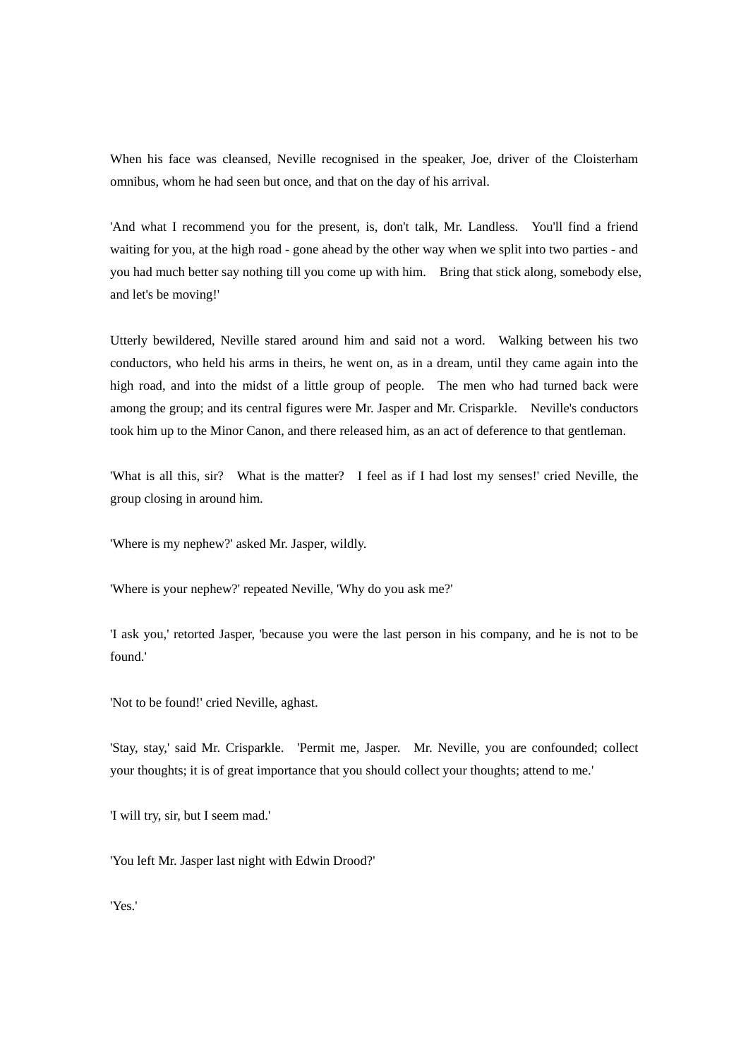When his face was cleansed, Neville recognised in the speaker, Joe, driver of the Cloisterham omnibus, whom he had seen but once, and that on the day of his arrival.

'And what I recommend you for the present, is, don't talk, Mr. Landless. You'll find a friend waiting for you, at the high road - gone ahead by the other way when we split into two parties - and you had much better say nothing till you come up with him. Bring that stick along, somebody else, and let's be moving!'

Utterly bewildered, Neville stared around him and said not a word. Walking between his two conductors, who held his arms in theirs, he went on, as in a dream, until they came again into the high road, and into the midst of a little group of people. The men who had turned back were among the group; and its central figures were Mr. Jasper and Mr. Crisparkle. Neville's conductors took him up to the Minor Canon, and there released him, as an act of deference to that gentleman.

'What is all this, sir? What is the matter? I feel as if I had lost my senses!' cried Neville, the group closing in around him.

'Where is my nephew?' asked Mr. Jasper, wildly.

'Where is your nephew?' repeated Neville, 'Why do you ask me?'

'I ask you,' retorted Jasper, 'because you were the last person in his company, and he is not to be found.'

'Not to be found!' cried Neville, aghast.

'Stay, stay,' said Mr. Crisparkle. 'Permit me, Jasper. Mr. Neville, you are confounded; collect your thoughts; it is of great importance that you should collect your thoughts; attend to me.'

'I will try, sir, but I seem mad.'

'You left Mr. Jasper last night with Edwin Drood?'

'Yes.'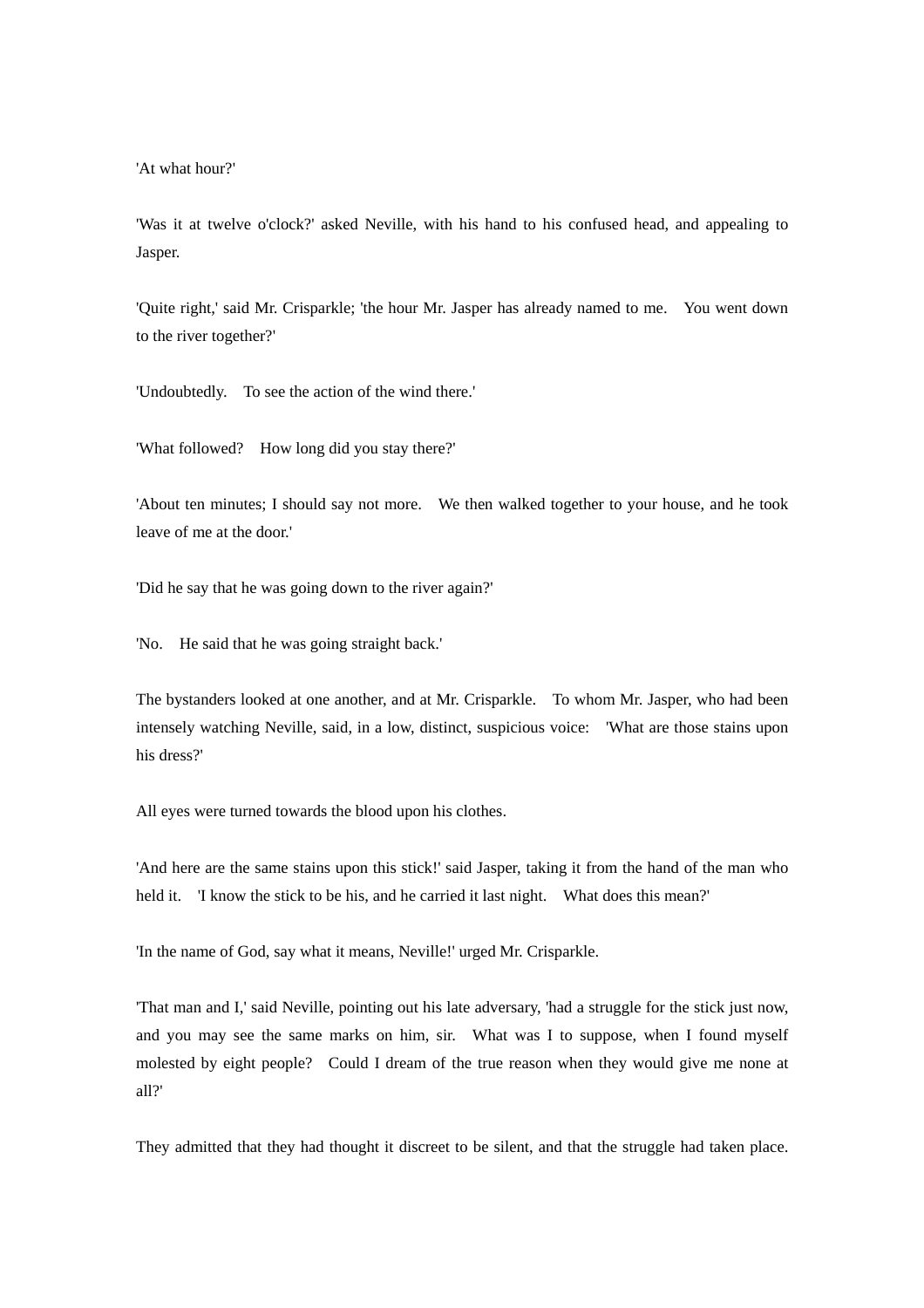'At what hour?'

'Was it at twelve o'clock?' asked Neville, with his hand to his confused head, and appealing to Jasper.

'Quite right,' said Mr. Crisparkle; 'the hour Mr. Jasper has already named to me. You went down to the river together?'

'Undoubtedly. To see the action of the wind there.'

'What followed? How long did you stay there?'

'About ten minutes; I should say not more. We then walked together to your house, and he took leave of me at the door.'

'Did he say that he was going down to the river again?'

'No. He said that he was going straight back.'

The bystanders looked at one another, and at Mr. Crisparkle. To whom Mr. Jasper, who had been intensely watching Neville, said, in a low, distinct, suspicious voice: 'What are those stains upon his dress?'

All eyes were turned towards the blood upon his clothes.

'And here are the same stains upon this stick!' said Jasper, taking it from the hand of the man who held it. 'I know the stick to be his, and he carried it last night. What does this mean?'

'In the name of God, say what it means, Neville!' urged Mr. Crisparkle.

'That man and I,' said Neville, pointing out his late adversary, 'had a struggle for the stick just now, and you may see the same marks on him, sir. What was I to suppose, when I found myself molested by eight people? Could I dream of the true reason when they would give me none at all?'

They admitted that they had thought it discreet to be silent, and that the struggle had taken place.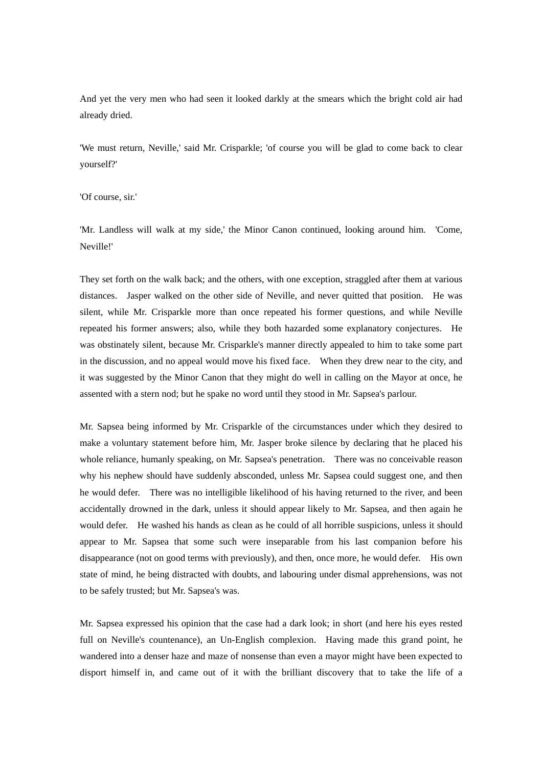And yet the very men who had seen it looked darkly at the smears which the bright cold air had already dried.

'We must return, Neville,' said Mr. Crisparkle; 'of course you will be glad to come back to clear yourself?'

'Of course, sir.'

'Mr. Landless will walk at my side,' the Minor Canon continued, looking around him. 'Come, Neville!'

They set forth on the walk back; and the others, with one exception, straggled after them at various distances. Jasper walked on the other side of Neville, and never quitted that position. He was silent, while Mr. Crisparkle more than once repeated his former questions, and while Neville repeated his former answers; also, while they both hazarded some explanatory conjectures. He was obstinately silent, because Mr. Crisparkle's manner directly appealed to him to take some part in the discussion, and no appeal would move his fixed face. When they drew near to the city, and it was suggested by the Minor Canon that they might do well in calling on the Mayor at once, he assented with a stern nod; but he spake no word until they stood in Mr. Sapsea's parlour.

Mr. Sapsea being informed by Mr. Crisparkle of the circumstances under which they desired to make a voluntary statement before him, Mr. Jasper broke silence by declaring that he placed his whole reliance, humanly speaking, on Mr. Sapsea's penetration. There was no conceivable reason why his nephew should have suddenly absconded, unless Mr. Sapsea could suggest one, and then he would defer. There was no intelligible likelihood of his having returned to the river, and been accidentally drowned in the dark, unless it should appear likely to Mr. Sapsea, and then again he would defer. He washed his hands as clean as he could of all horrible suspicions, unless it should appear to Mr. Sapsea that some such were inseparable from his last companion before his disappearance (not on good terms with previously), and then, once more, he would defer. His own state of mind, he being distracted with doubts, and labouring under dismal apprehensions, was not to be safely trusted; but Mr. Sapsea's was.

Mr. Sapsea expressed his opinion that the case had a dark look; in short (and here his eyes rested full on Neville's countenance), an Un-English complexion. Having made this grand point, he wandered into a denser haze and maze of nonsense than even a mayor might have been expected to disport himself in, and came out of it with the brilliant discovery that to take the life of a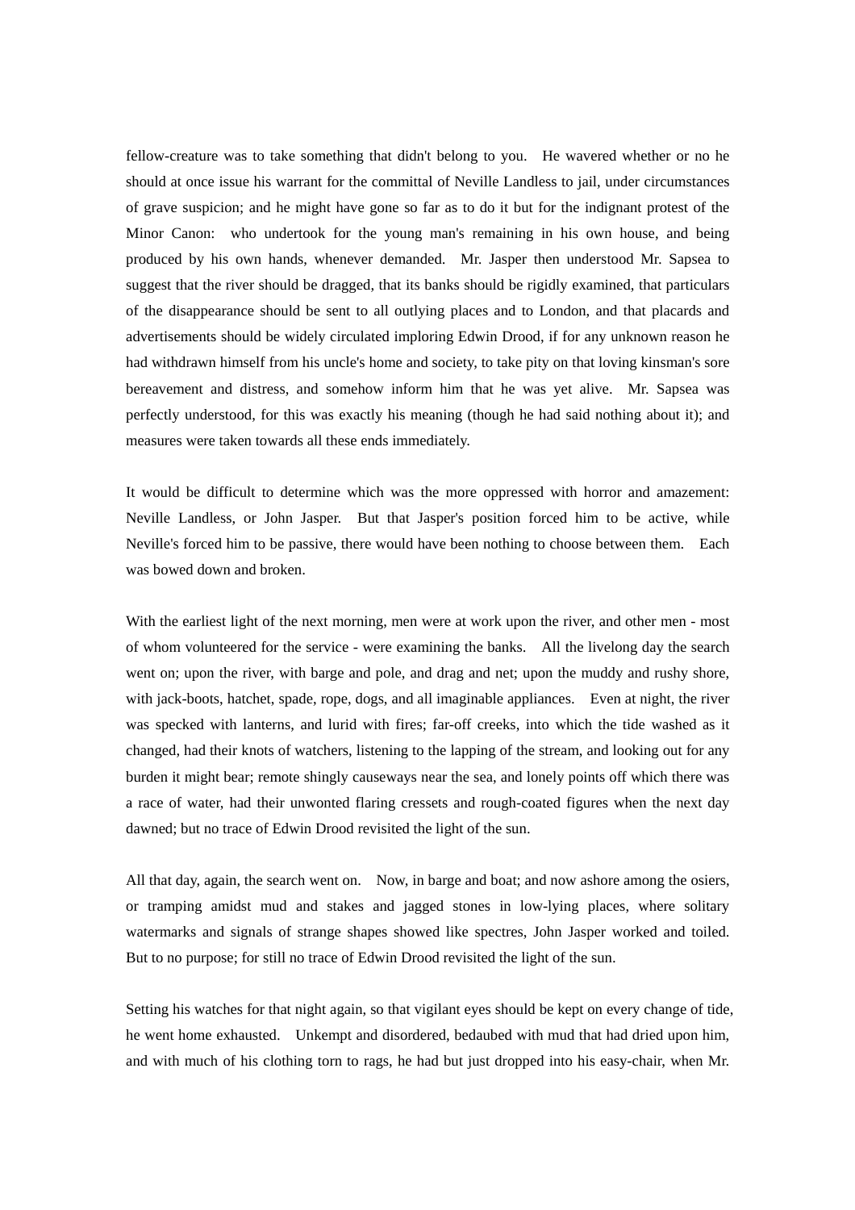fellow-creature was to take something that didn't belong to you. He wavered whether or no he should at once issue his warrant for the committal of Neville Landless to jail, under circumstances of grave suspicion; and he might have gone so far as to do it but for the indignant protest of the Minor Canon: who undertook for the young man's remaining in his own house, and being produced by his own hands, whenever demanded. Mr. Jasper then understood Mr. Sapsea to suggest that the river should be dragged, that its banks should be rigidly examined, that particulars of the disappearance should be sent to all outlying places and to London, and that placards and advertisements should be widely circulated imploring Edwin Drood, if for any unknown reason he had withdrawn himself from his uncle's home and society, to take pity on that loving kinsman's sore bereavement and distress, and somehow inform him that he was yet alive. Mr. Sapsea was perfectly understood, for this was exactly his meaning (though he had said nothing about it); and measures were taken towards all these ends immediately.

It would be difficult to determine which was the more oppressed with horror and amazement: Neville Landless, or John Jasper. But that Jasper's position forced him to be active, while Neville's forced him to be passive, there would have been nothing to choose between them. Each was bowed down and broken.

With the earliest light of the next morning, men were at work upon the river, and other men - most of whom volunteered for the service - were examining the banks. All the livelong day the search went on; upon the river, with barge and pole, and drag and net; upon the muddy and rushy shore, with jack-boots, hatchet, spade, rope, dogs, and all imaginable appliances. Even at night, the river was specked with lanterns, and lurid with fires; far-off creeks, into which the tide washed as it changed, had their knots of watchers, listening to the lapping of the stream, and looking out for any burden it might bear; remote shingly causeways near the sea, and lonely points off which there was a race of water, had their unwonted flaring cressets and rough-coated figures when the next day dawned; but no trace of Edwin Drood revisited the light of the sun.

All that day, again, the search went on. Now, in barge and boat; and now ashore among the osiers, or tramping amidst mud and stakes and jagged stones in low-lying places, where solitary watermarks and signals of strange shapes showed like spectres, John Jasper worked and toiled. But to no purpose; for still no trace of Edwin Drood revisited the light of the sun.

Setting his watches for that night again, so that vigilant eyes should be kept on every change of tide, he went home exhausted. Unkempt and disordered, bedaubed with mud that had dried upon him, and with much of his clothing torn to rags, he had but just dropped into his easy-chair, when Mr.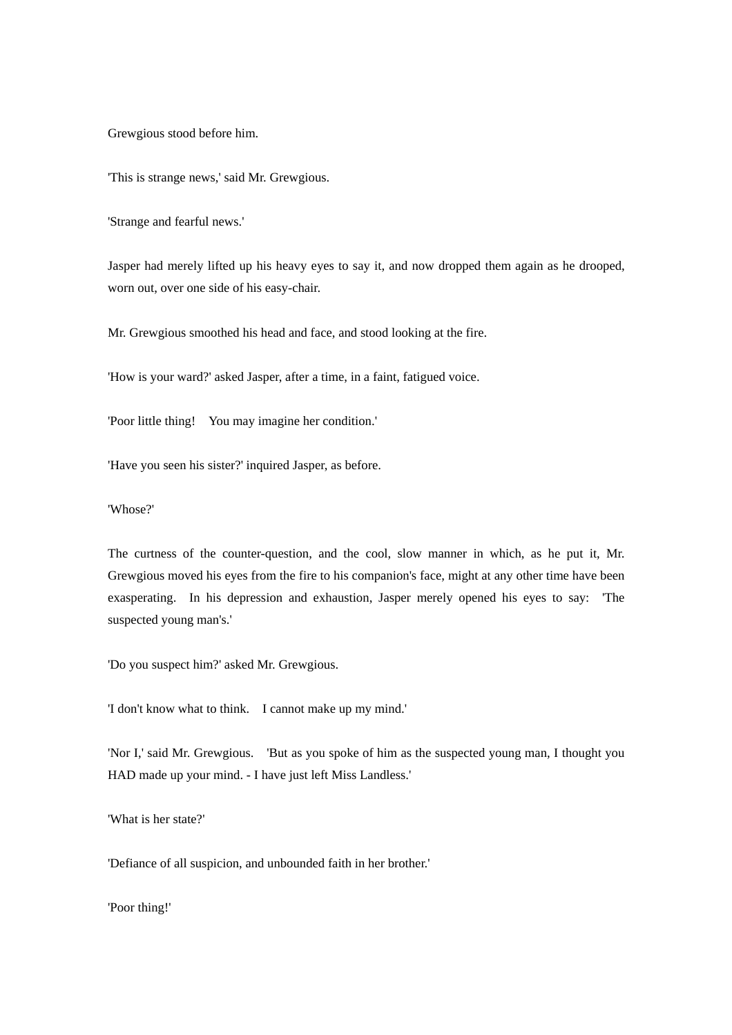Grewgious stood before him.

'This is strange news,' said Mr. Grewgious.

'Strange and fearful news.'

Jasper had merely lifted up his heavy eyes to say it, and now dropped them again as he drooped, worn out, over one side of his easy-chair.

Mr. Grewgious smoothed his head and face, and stood looking at the fire.

'How is your ward?' asked Jasper, after a time, in a faint, fatigued voice.

'Poor little thing! You may imagine her condition.'

'Have you seen his sister?' inquired Jasper, as before.

'Whose?'

The curtness of the counter-question, and the cool, slow manner in which, as he put it, Mr. Grewgious moved his eyes from the fire to his companion's face, might at any other time have been exasperating. In his depression and exhaustion, Jasper merely opened his eyes to say: 'The suspected young man's.'

'Do you suspect him?' asked Mr. Grewgious.

'I don't know what to think. I cannot make up my mind.'

'Nor I,' said Mr. Grewgious. 'But as you spoke of him as the suspected young man, I thought you HAD made up your mind. - I have just left Miss Landless.'

'What is her state?'

'Defiance of all suspicion, and unbounded faith in her brother.'

'Poor thing!'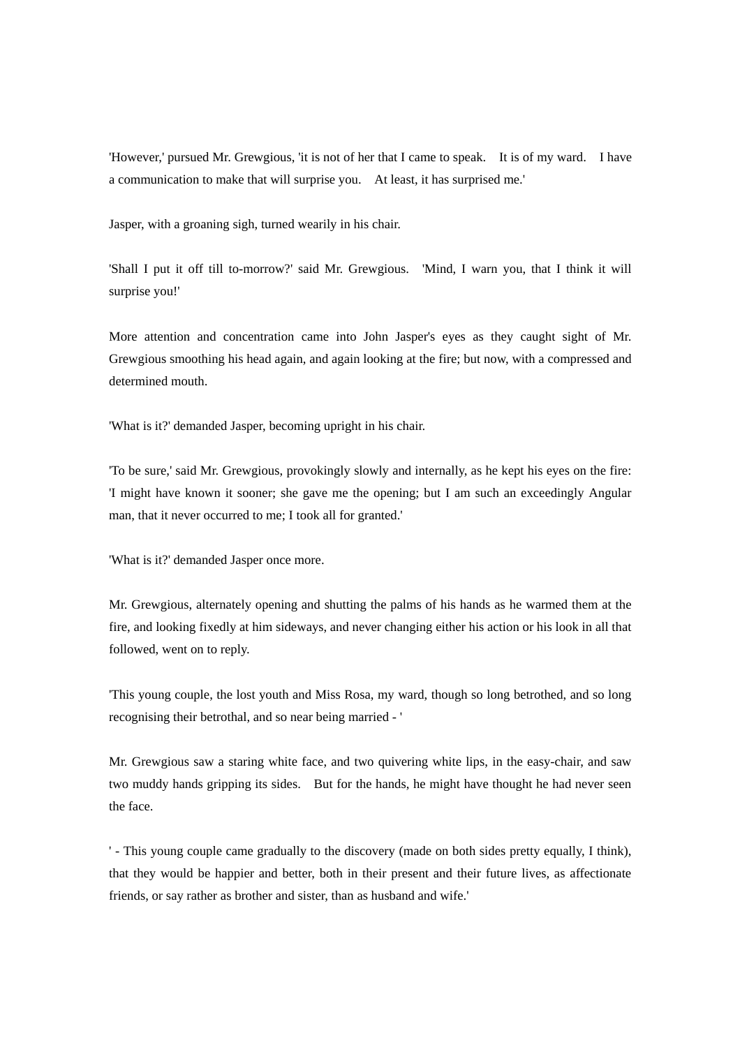'However,' pursued Mr. Grewgious, 'it is not of her that I came to speak. It is of my ward. I have a communication to make that will surprise you. At least, it has surprised me.'

Jasper, with a groaning sigh, turned wearily in his chair.

'Shall I put it off till to-morrow?' said Mr. Grewgious. 'Mind, I warn you, that I think it will surprise you!'

More attention and concentration came into John Jasper's eyes as they caught sight of Mr. Grewgious smoothing his head again, and again looking at the fire; but now, with a compressed and determined mouth.

'What is it?' demanded Jasper, becoming upright in his chair.

'To be sure,' said Mr. Grewgious, provokingly slowly and internally, as he kept his eyes on the fire: 'I might have known it sooner; she gave me the opening; but I am such an exceedingly Angular man, that it never occurred to me; I took all for granted.'

'What is it?' demanded Jasper once more.

Mr. Grewgious, alternately opening and shutting the palms of his hands as he warmed them at the fire, and looking fixedly at him sideways, and never changing either his action or his look in all that followed, went on to reply.

'This young couple, the lost youth and Miss Rosa, my ward, though so long betrothed, and so long recognising their betrothal, and so near being married - '

Mr. Grewgious saw a staring white face, and two quivering white lips, in the easy-chair, and saw two muddy hands gripping its sides. But for the hands, he might have thought he had never seen the face.

' - This young couple came gradually to the discovery (made on both sides pretty equally, I think), that they would be happier and better, both in their present and their future lives, as affectionate friends, or say rather as brother and sister, than as husband and wife.'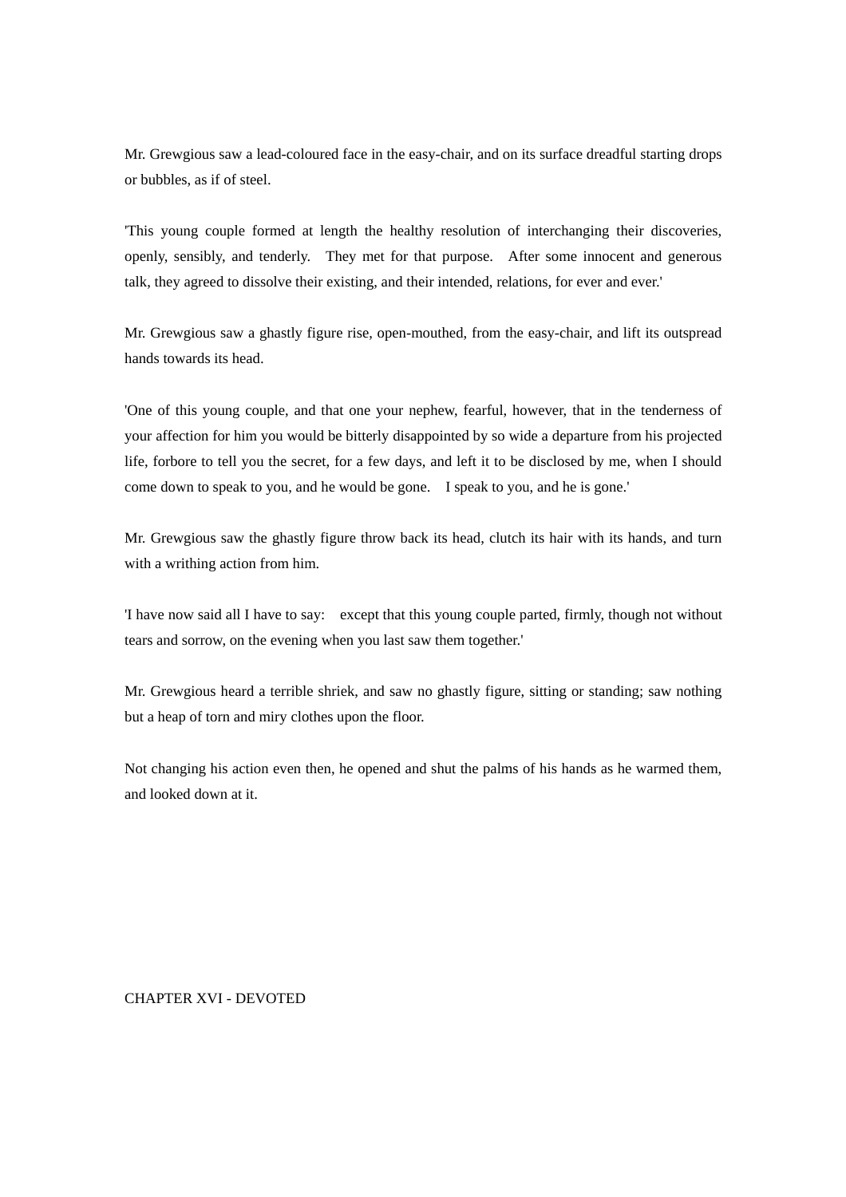Mr. Grewgious saw a lead-coloured face in the easy-chair, and on its surface dreadful starting drops or bubbles, as if of steel.

'This young couple formed at length the healthy resolution of interchanging their discoveries, openly, sensibly, and tenderly. They met for that purpose. After some innocent and generous talk, they agreed to dissolve their existing, and their intended, relations, for ever and ever.'

Mr. Grewgious saw a ghastly figure rise, open-mouthed, from the easy-chair, and lift its outspread hands towards its head.

'One of this young couple, and that one your nephew, fearful, however, that in the tenderness of your affection for him you would be bitterly disappointed by so wide a departure from his projected life, forbore to tell you the secret, for a few days, and left it to be disclosed by me, when I should come down to speak to you, and he would be gone. I speak to you, and he is gone.'

Mr. Grewgious saw the ghastly figure throw back its head, clutch its hair with its hands, and turn with a writhing action from him.

'I have now said all I have to say: except that this young couple parted, firmly, though not without tears and sorrow, on the evening when you last saw them together.'

Mr. Grewgious heard a terrible shriek, and saw no ghastly figure, sitting or standing; saw nothing but a heap of torn and miry clothes upon the floor.

Not changing his action even then, he opened and shut the palms of his hands as he warmed them, and looked down at it.

## CHAPTER XVI - DEVOTED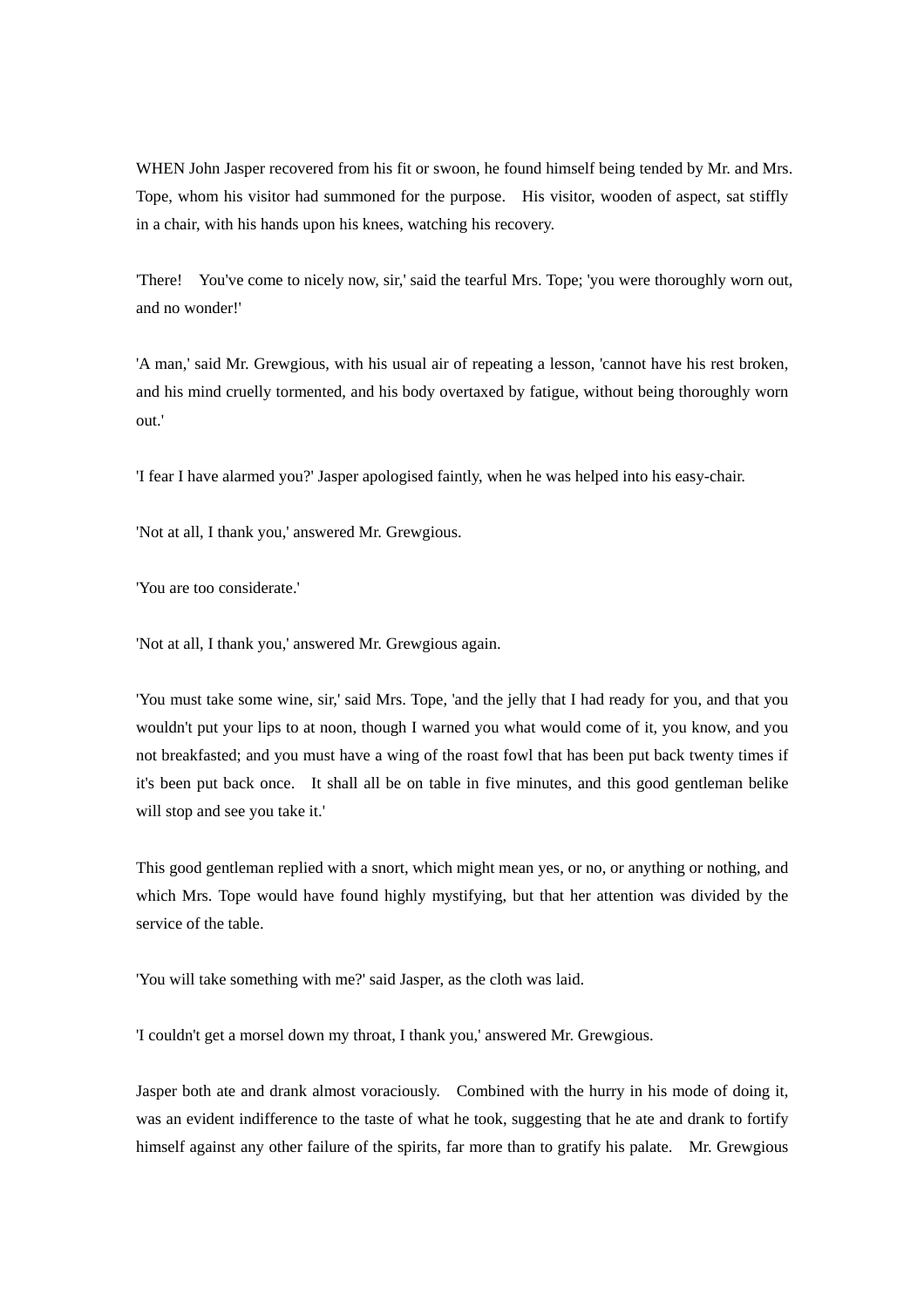WHEN John Jasper recovered from his fit or swoon, he found himself being tended by Mr. and Mrs. Tope, whom his visitor had summoned for the purpose. His visitor, wooden of aspect, sat stiffly in a chair, with his hands upon his knees, watching his recovery.

'There! You've come to nicely now, sir,' said the tearful Mrs. Tope; 'you were thoroughly worn out, and no wonder!'

'A man,' said Mr. Grewgious, with his usual air of repeating a lesson, 'cannot have his rest broken, and his mind cruelly tormented, and his body overtaxed by fatigue, without being thoroughly worn out.'

'I fear I have alarmed you?' Jasper apologised faintly, when he was helped into his easy-chair.

'Not at all, I thank you,' answered Mr. Grewgious.

'You are too considerate.'

'Not at all, I thank you,' answered Mr. Grewgious again.

'You must take some wine, sir,' said Mrs. Tope, 'and the jelly that I had ready for you, and that you wouldn't put your lips to at noon, though I warned you what would come of it, you know, and you not breakfasted; and you must have a wing of the roast fowl that has been put back twenty times if it's been put back once. It shall all be on table in five minutes, and this good gentleman belike will stop and see you take it.'

This good gentleman replied with a snort, which might mean yes, or no, or anything or nothing, and which Mrs. Tope would have found highly mystifying, but that her attention was divided by the service of the table.

'You will take something with me?' said Jasper, as the cloth was laid.

'I couldn't get a morsel down my throat, I thank you,' answered Mr. Grewgious.

Jasper both ate and drank almost voraciously. Combined with the hurry in his mode of doing it, was an evident indifference to the taste of what he took, suggesting that he ate and drank to fortify himself against any other failure of the spirits, far more than to gratify his palate. Mr. Grewgious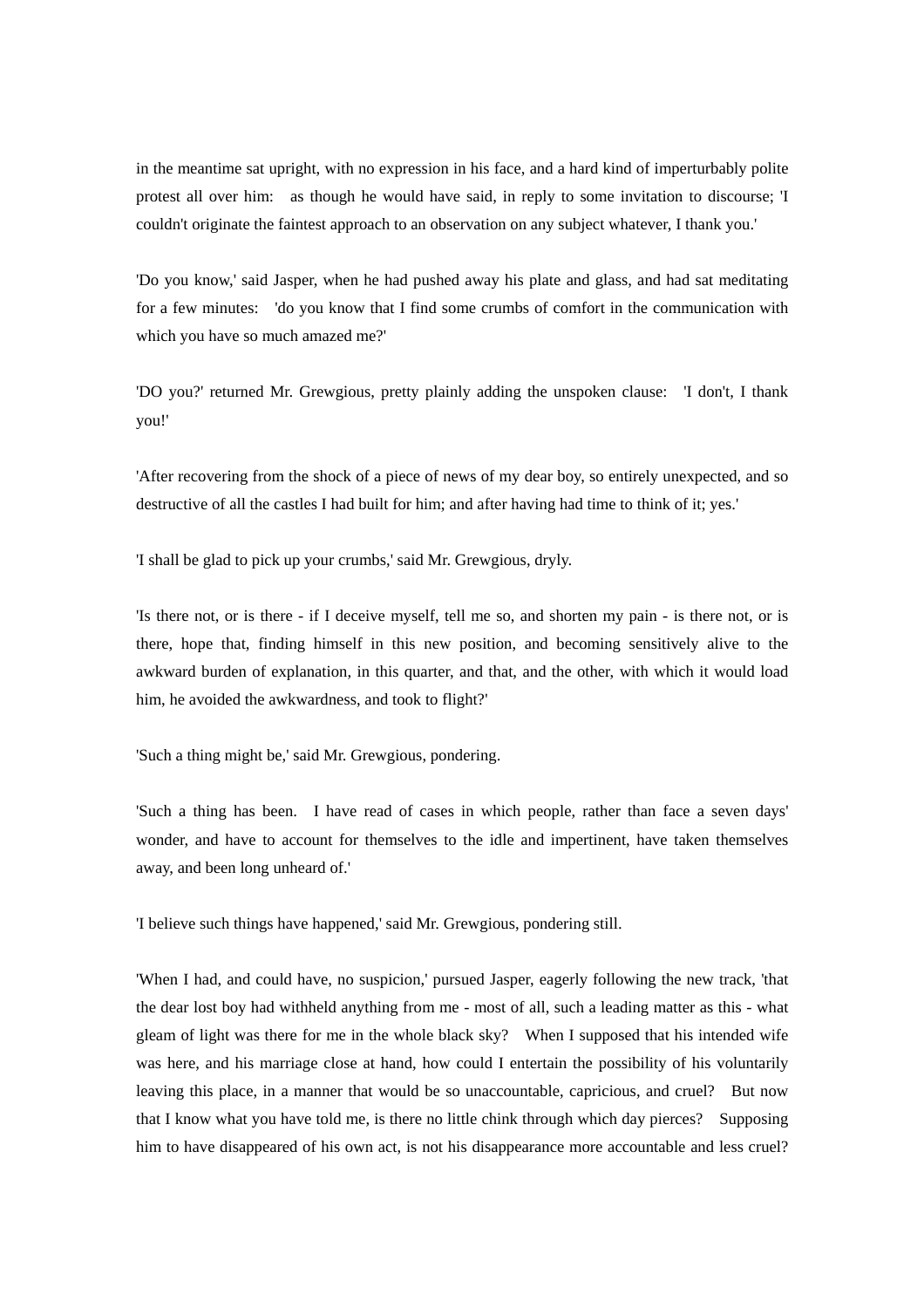in the meantime sat upright, with no expression in his face, and a hard kind of imperturbably polite protest all over him:  as though he would have said, in reply to some invitation to discourse; 'I couldn't originate the faintest approach to an observation on any subject whatever, I thank you.'

'Do you know,' said Jasper, when he had pushed away his plate and glass, and had sat meditating for a few minutes:  'do you know that I find some crumbs of comfort in the communication with which you have so much amazed me?'

'DO you?' returned Mr. Grewgious, pretty plainly adding the unspoken clause:  'I don't, I thank you!'

'After recovering from the shock of a piece of news of my dear boy, so entirely unexpected, and so destructive of all the castles I had built for him; and after having had time to think of it; yes.'

'I shall be glad to pick up your crumbs,' said Mr. Grewgious, dryly.

'Is there not, or is there - if I deceive myself, tell me so, and shorten my pain - is there not, or is there, hope that, finding himself in this new position, and becoming sensitively alive to the awkward burden of explanation, in this quarter, and that, and the other, with which it would load him, he avoided the awkwardness, and took to flight?'

'Such a thing might be,' said Mr. Grewgious, pondering.

'Such a thing has been.  I have read of cases in which people, rather than face a seven days' wonder, and have to account for themselves to the idle and impertinent, have taken themselves away, and been long unheard of.'

'I believe such things have happened,' said Mr. Grewgious, pondering still.

'When I had, and could have, no suspicion,' pursued Jasper, eagerly following the new track, 'that the dear lost boy had withheld anything from me - most of all, such a leading matter as this - what gleam of light was there for me in the whole black sky?  When I supposed that his intended wife was here, and his marriage close at hand, how could I entertain the possibility of his voluntarily leaving this place, in a manner that would be so unaccountable, capricious, and cruel?  But now that I know what you have told me, is there no little chink through which day pierces?  Supposing him to have disappeared of his own act, is not his disappearance more accountable and less cruel?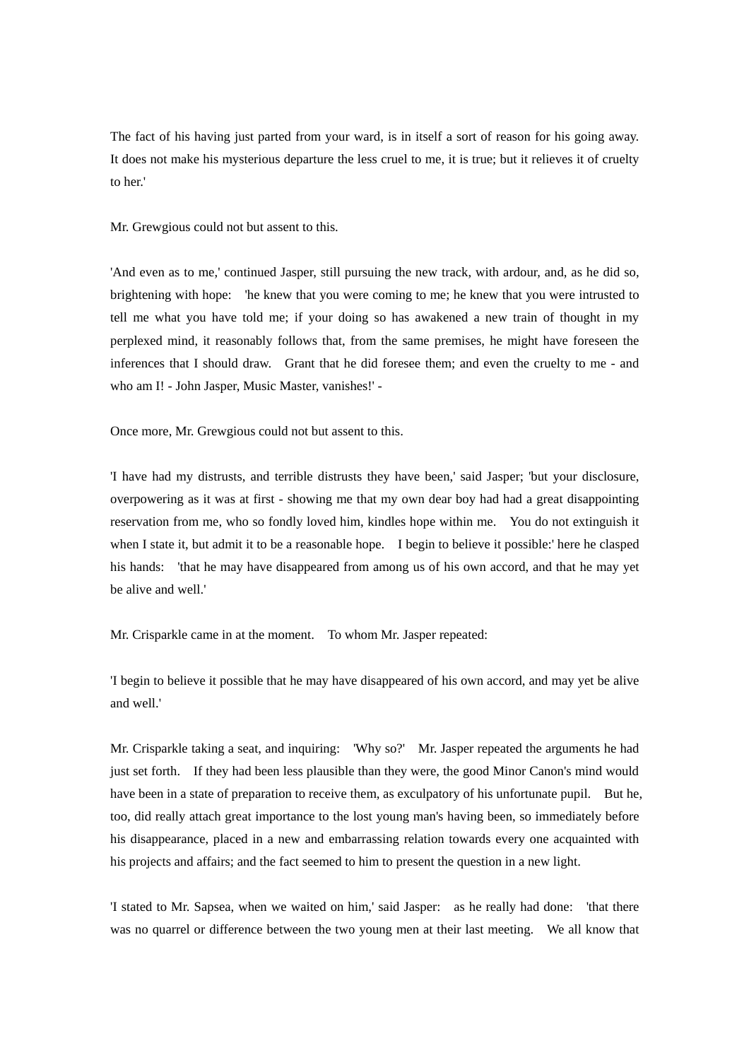The fact of his having just parted from your ward, is in itself a sort of reason for his going away. It does not make his mysterious departure the less cruel to me, it is true; but it relieves it of cruelty to her.'

Mr. Grewgious could not but assent to this.

'And even as to me,' continued Jasper, still pursuing the new track, with ardour, and, as he did so, brightening with hope: 'he knew that you were coming to me; he knew that you were intrusted to tell me what you have told me; if your doing so has awakened a new train of thought in my perplexed mind, it reasonably follows that, from the same premises, he might have foreseen the inferences that I should draw. Grant that he did foresee them; and even the cruelty to me - and who am I! - John Jasper, Music Master, vanishes!' -

Once more, Mr. Grewgious could not but assent to this.

'I have had my distrusts, and terrible distrusts they have been,' said Jasper; 'but your disclosure, overpowering as it was at first - showing me that my own dear boy had had a great disappointing reservation from me, who so fondly loved him, kindles hope within me. You do not extinguish it when I state it, but admit it to be a reasonable hope. I begin to believe it possible:' here he clasped his hands: 'that he may have disappeared from among us of his own accord, and that he may yet be alive and well.'

Mr. Crisparkle came in at the moment. To whom Mr. Jasper repeated:

'I begin to believe it possible that he may have disappeared of his own accord, and may yet be alive and well.'

Mr. Crisparkle taking a seat, and inquiring: 'Why so?' Mr. Jasper repeated the arguments he had just set forth. If they had been less plausible than they were, the good Minor Canon's mind would have been in a state of preparation to receive them, as exculpatory of his unfortunate pupil. But he, too, did really attach great importance to the lost young man's having been, so immediately before his disappearance, placed in a new and embarrassing relation towards every one acquainted with his projects and affairs; and the fact seemed to him to present the question in a new light.

'I stated to Mr. Sapsea, when we waited on him,' said Jasper: as he really had done: 'that there was no quarrel or difference between the two young men at their last meeting. We all know that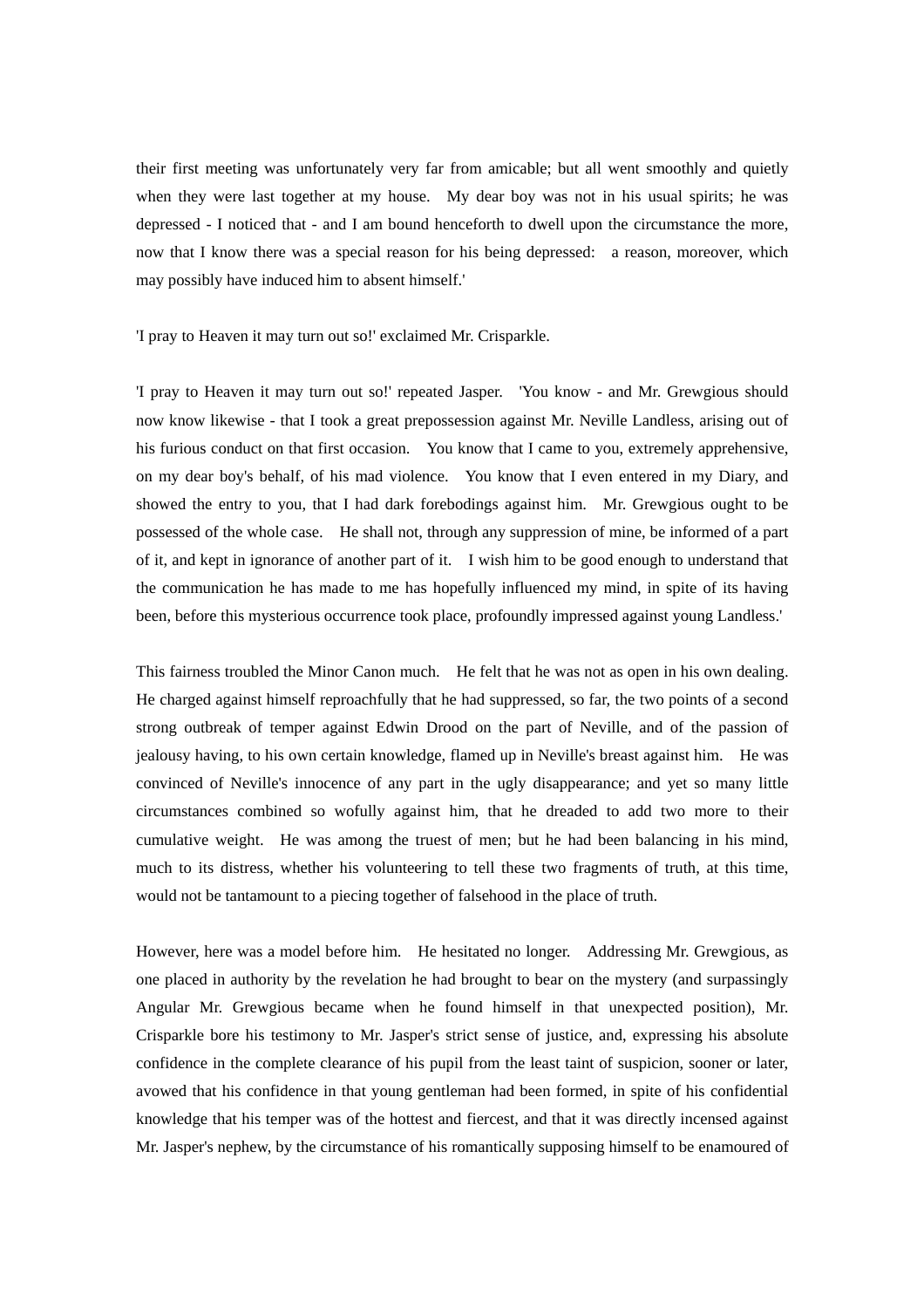their first meeting was unfortunately very far from amicable; but all went smoothly and quietly when they were last together at my house. My dear boy was not in his usual spirits; he was depressed - I noticed that - and I am bound henceforth to dwell upon the circumstance the more, now that I know there was a special reason for his being depressed: a reason, moreover, which may possibly have induced him to absent himself.'

'I pray to Heaven it may turn out so!' exclaimed Mr. Crisparkle.

'I pray to Heaven it may turn out so!' repeated Jasper. 'You know - and Mr. Grewgious should now know likewise - that I took a great prepossession against Mr. Neville Landless, arising out of his furious conduct on that first occasion. You know that I came to you, extremely apprehensive, on my dear boy's behalf, of his mad violence. You know that I even entered in my Diary, and showed the entry to you, that I had dark forebodings against him. Mr. Grewgious ought to be possessed of the whole case. He shall not, through any suppression of mine, be informed of a part of it, and kept in ignorance of another part of it. I wish him to be good enough to understand that the communication he has made to me has hopefully influenced my mind, in spite of its having been, before this mysterious occurrence took place, profoundly impressed against young Landless.'

This fairness troubled the Minor Canon much. He felt that he was not as open in his own dealing. He charged against himself reproachfully that he had suppressed, so far, the two points of a second strong outbreak of temper against Edwin Drood on the part of Neville, and of the passion of jealousy having, to his own certain knowledge, flamed up in Neville's breast against him. He was convinced of Neville's innocence of any part in the ugly disappearance; and yet so many little circumstances combined so wofully against him, that he dreaded to add two more to their cumulative weight. He was among the truest of men; but he had been balancing in his mind, much to its distress, whether his volunteering to tell these two fragments of truth, at this time, would not be tantamount to a piecing together of falsehood in the place of truth.

However, here was a model before him. He hesitated no longer. Addressing Mr. Grewgious, as one placed in authority by the revelation he had brought to bear on the mystery (and surpassingly Angular Mr. Grewgious became when he found himself in that unexpected position), Mr. Crisparkle bore his testimony to Mr. Jasper's strict sense of justice, and, expressing his absolute confidence in the complete clearance of his pupil from the least taint of suspicion, sooner or later, avowed that his confidence in that young gentleman had been formed, in spite of his confidential knowledge that his temper was of the hottest and fiercest, and that it was directly incensed against Mr. Jasper's nephew, by the circumstance of his romantically supposing himself to be enamoured of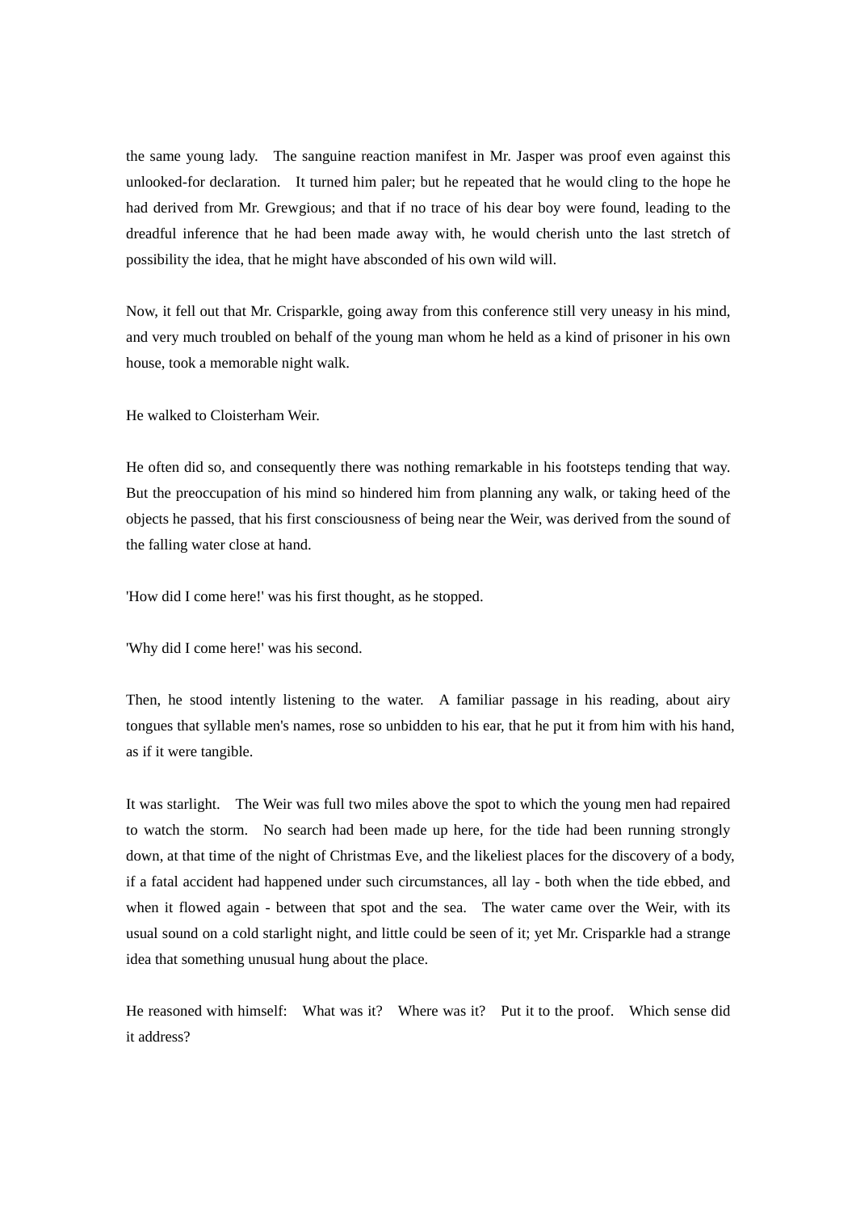the same young lady. The sanguine reaction manifest in Mr. Jasper was proof even against this unlooked-for declaration. It turned him paler; but he repeated that he would cling to the hope he had derived from Mr. Grewgious; and that if no trace of his dear boy were found, leading to the dreadful inference that he had been made away with, he would cherish unto the last stretch of possibility the idea, that he might have absconded of his own wild will.

Now, it fell out that Mr. Crisparkle, going away from this conference still very uneasy in his mind, and very much troubled on behalf of the young man whom he held as a kind of prisoner in his own house, took a memorable night walk.

He walked to Cloisterham Weir.

He often did so, and consequently there was nothing remarkable in his footsteps tending that way. But the preoccupation of his mind so hindered him from planning any walk, or taking heed of the objects he passed, that his first consciousness of being near the Weir, was derived from the sound of the falling water close at hand.

'How did I come here!' was his first thought, as he stopped.

'Why did I come here!' was his second.

Then, he stood intently listening to the water. A familiar passage in his reading, about airy tongues that syllable men's names, rose so unbidden to his ear, that he put it from him with his hand, as if it were tangible.

It was starlight. The Weir was full two miles above the spot to which the young men had repaired to watch the storm. No search had been made up here, for the tide had been running strongly down, at that time of the night of Christmas Eve, and the likeliest places for the discovery of a body, if a fatal accident had happened under such circumstances, all lay - both when the tide ebbed, and when it flowed again - between that spot and the sea. The water came over the Weir, with its usual sound on a cold starlight night, and little could be seen of it; yet Mr. Crisparkle had a strange idea that something unusual hung about the place.

He reasoned with himself: What was it? Where was it? Put it to the proof. Which sense did it address?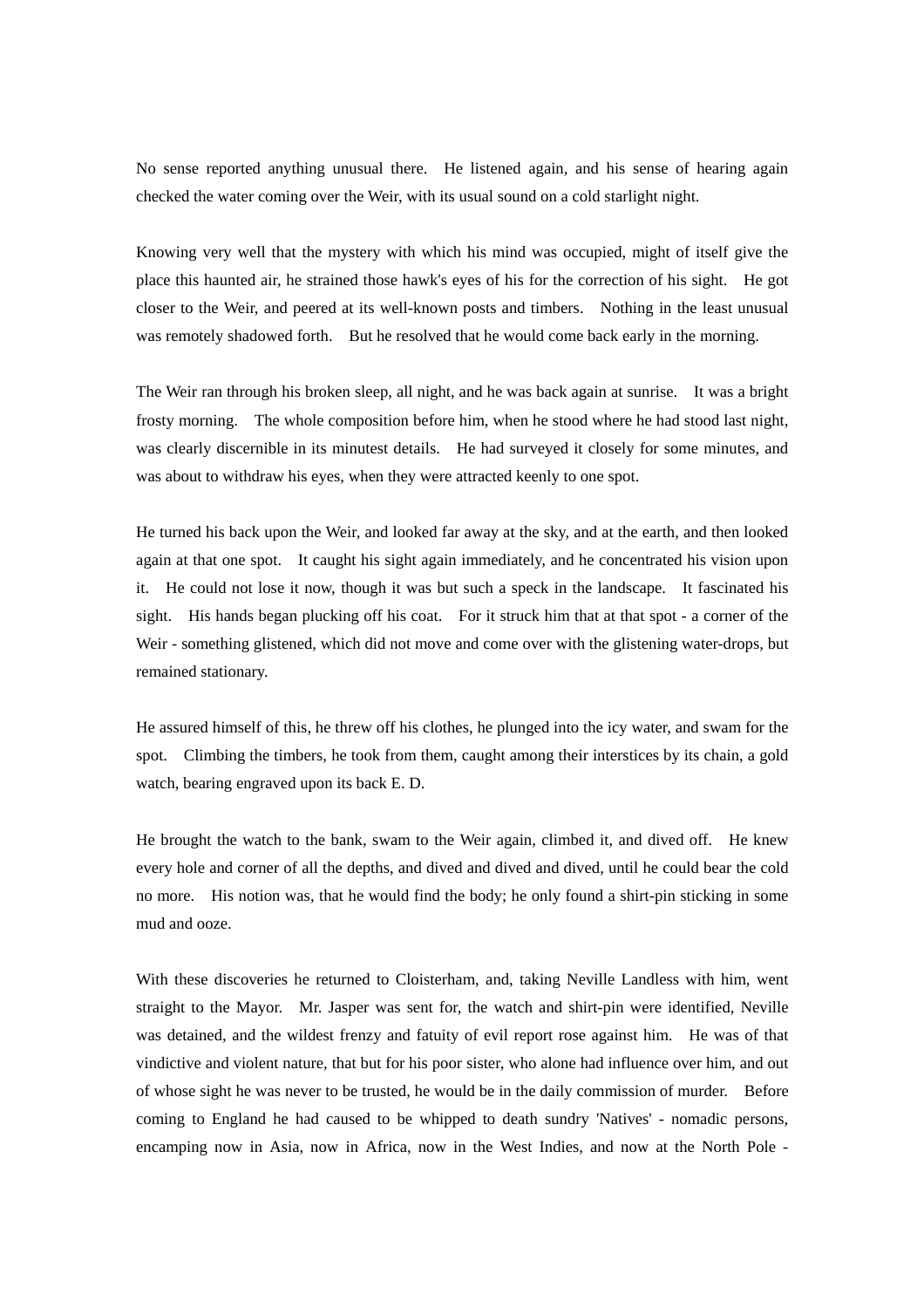No sense reported anything unusual there. He listened again, and his sense of hearing again checked the water coming over the Weir, with its usual sound on a cold starlight night.

Knowing very well that the mystery with which his mind was occupied, might of itself give the place this haunted air, he strained those hawk's eyes of his for the correction of his sight. He got closer to the Weir, and peered at its well-known posts and timbers. Nothing in the least unusual was remotely shadowed forth. But he resolved that he would come back early in the morning.

The Weir ran through his broken sleep, all night, and he was back again at sunrise. It was a bright frosty morning. The whole composition before him, when he stood where he had stood last night, was clearly discernible in its minutest details. He had surveyed it closely for some minutes, and was about to withdraw his eyes, when they were attracted keenly to one spot.

He turned his back upon the Weir, and looked far away at the sky, and at the earth, and then looked again at that one spot. It caught his sight again immediately, and he concentrated his vision upon it. He could not lose it now, though it was but such a speck in the landscape. It fascinated his sight. His hands began plucking off his coat. For it struck him that at that spot - a corner of the Weir - something glistened, which did not move and come over with the glistening water-drops, but remained stationary.

He assured himself of this, he threw off his clothes, he plunged into the icy water, and swam for the spot. Climbing the timbers, he took from them, caught among their interstices by its chain, a gold watch, bearing engraved upon its back E. D.

He brought the watch to the bank, swam to the Weir again, climbed it, and dived off. He knew every hole and corner of all the depths, and dived and dived and dived, until he could bear the cold no more. His notion was, that he would find the body; he only found a shirt-pin sticking in some mud and ooze.

With these discoveries he returned to Cloisterham, and, taking Neville Landless with him, went straight to the Mayor. Mr. Jasper was sent for, the watch and shirt-pin were identified, Neville was detained, and the wildest frenzy and fatuity of evil report rose against him. He was of that vindictive and violent nature, that but for his poor sister, who alone had influence over him, and out of whose sight he was never to be trusted, he would be in the daily commission of murder. Before coming to England he had caused to be whipped to death sundry 'Natives' - nomadic persons, encamping now in Asia, now in Africa, now in the West Indies, and now at the North Pole -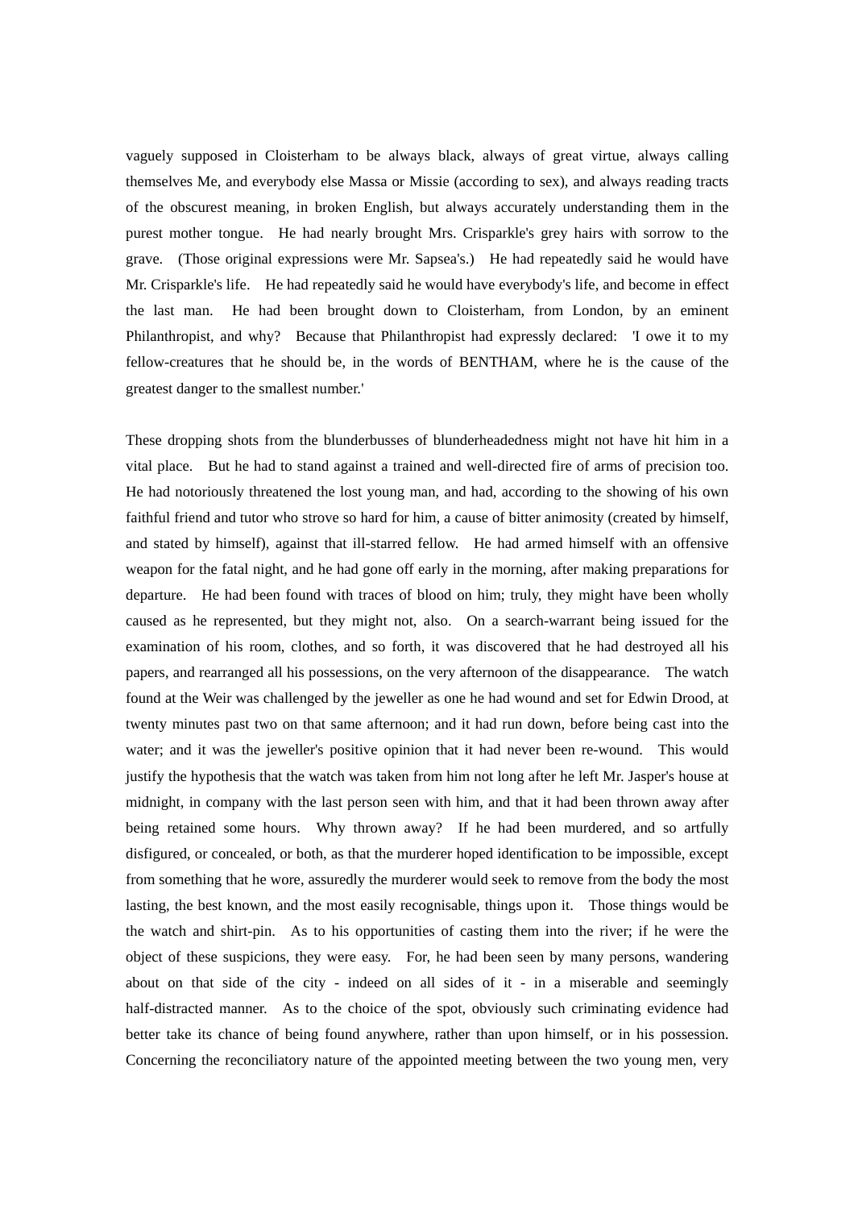vaguely supposed in Cloisterham to be always black, always of great virtue, always calling themselves Me, and everybody else Massa or Missie (according to sex), and always reading tracts of the obscurest meaning, in broken English, but always accurately understanding them in the purest mother tongue. He had nearly brought Mrs. Crisparkle's grey hairs with sorrow to the grave. (Those original expressions were Mr. Sapsea's.) He had repeatedly said he would have Mr. Crisparkle's life. He had repeatedly said he would have everybody's life, and become in effect the last man. He had been brought down to Cloisterham, from London, by an eminent Philanthropist, and why? Because that Philanthropist had expressly declared: 'I owe it to my fellow-creatures that he should be, in the words of BENTHAM, where he is the cause of the greatest danger to the smallest number.'

These dropping shots from the blunderbusses of blunderheadedness might not have hit him in a vital place. But he had to stand against a trained and well-directed fire of arms of precision too. He had notoriously threatened the lost young man, and had, according to the showing of his own faithful friend and tutor who strove so hard for him, a cause of bitter animosity (created by himself, and stated by himself), against that ill-starred fellow. He had armed himself with an offensive weapon for the fatal night, and he had gone off early in the morning, after making preparations for departure. He had been found with traces of blood on him; truly, they might have been wholly caused as he represented, but they might not, also. On a search-warrant being issued for the examination of his room, clothes, and so forth, it was discovered that he had destroyed all his papers, and rearranged all his possessions, on the very afternoon of the disappearance. The watch found at the Weir was challenged by the jeweller as one he had wound and set for Edwin Drood, at twenty minutes past two on that same afternoon; and it had run down, before being cast into the water; and it was the jeweller's positive opinion that it had never been re-wound. This would justify the hypothesis that the watch was taken from him not long after he left Mr. Jasper's house at midnight, in company with the last person seen with him, and that it had been thrown away after being retained some hours. Why thrown away? If he had been murdered, and so artfully disfigured, or concealed, or both, as that the murderer hoped identification to be impossible, except from something that he wore, assuredly the murderer would seek to remove from the body the most lasting, the best known, and the most easily recognisable, things upon it. Those things would be the watch and shirt-pin. As to his opportunities of casting them into the river; if he were the object of these suspicions, they were easy. For, he had been seen by many persons, wandering about on that side of the city - indeed on all sides of it - in a miserable and seemingly half-distracted manner. As to the choice of the spot, obviously such criminating evidence had better take its chance of being found anywhere, rather than upon himself, or in his possession. Concerning the reconciliatory nature of the appointed meeting between the two young men, very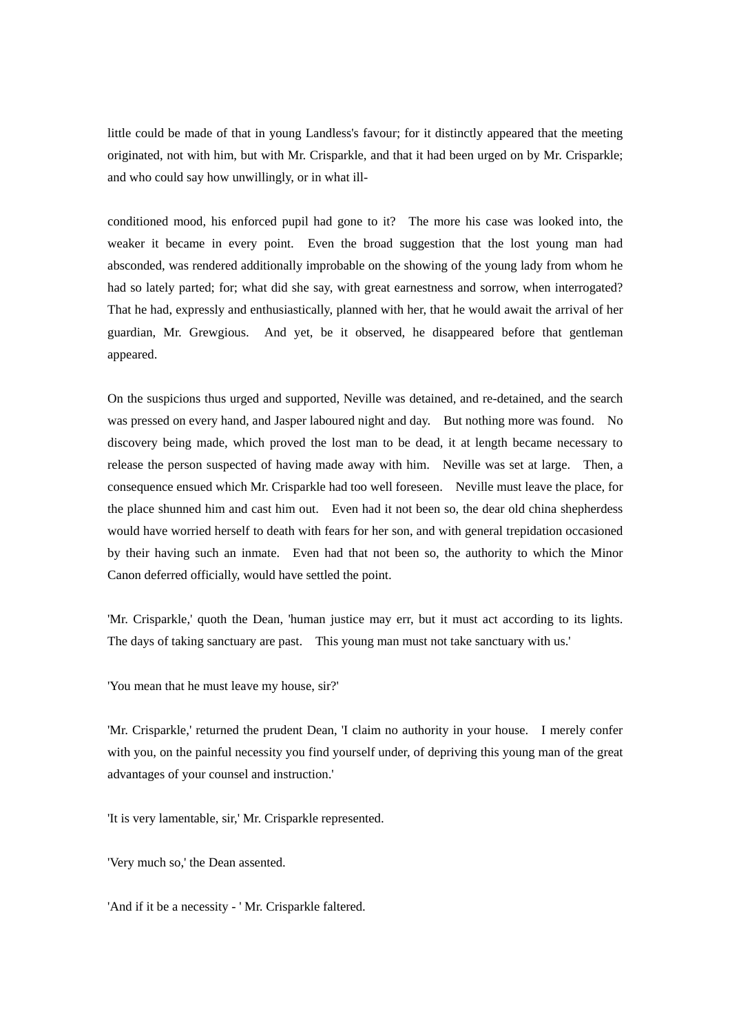little could be made of that in young Landless's favour; for it distinctly appeared that the meeting originated, not with him, but with Mr. Crisparkle, and that it had been urged on by Mr. Crisparkle; and who could say how unwillingly, or in what ill-conditioned mood, his enforced pupil had gone to it? The more his case was looked into, the weaker it became in every point. Even the broad suggestion that the lost young man had absconded, was rendered additionally improbable on the showing of the young lady from whom he had so lately parted; for, what did she say, with great earnestness and sorrow, when interrogated? That he had, expressly and enthusiastically, planned with her, that he would await the arrival of her guardian, Mr. Grewgious. And yet, be it observed, he disappeared before that gentleman appeared.

On the suspicions thus urged and supported, Neville was detained, and re-detained, and the search was pressed on every hand, and Jasper laboured night and day. But nothing more was found. No discovery being made, which proved the lost man to be dead, it at length became necessary to release the person suspected of having made away with him. Neville was set at large. Then, a consequence ensued which Mr. Crisparkle had too well foreseen. Neville must leave the place, for the place shunned him and cast him out. Even had it not been so, the dear old china shepherdess would have worried herself to death with fears for her son, and with general trepidation occasioned by their having such an inmate. Even had that not been so, the authority to which the Minor Canon deferred officially, would have settled the point.

'Mr. Crisparkle,' quoth the Dean, 'human justice may err, but it must act according to its lights. The days of taking sanctuary are past. This young man must not take sanctuary with us.'

'You mean that he must leave my house, sir?'

'Mr. Crisparkle,' returned the prudent Dean, 'I claim no authority in your house. I merely confer with you, on the painful necessity you find yourself under, of depriving this young man of the great advantages of your counsel and instruction.'

'It is very lamentable, sir,' Mr. Crisparkle represented.

'Very much so,' the Dean assented.

'And if it be a necessity - ' Mr. Crisparkle faltered.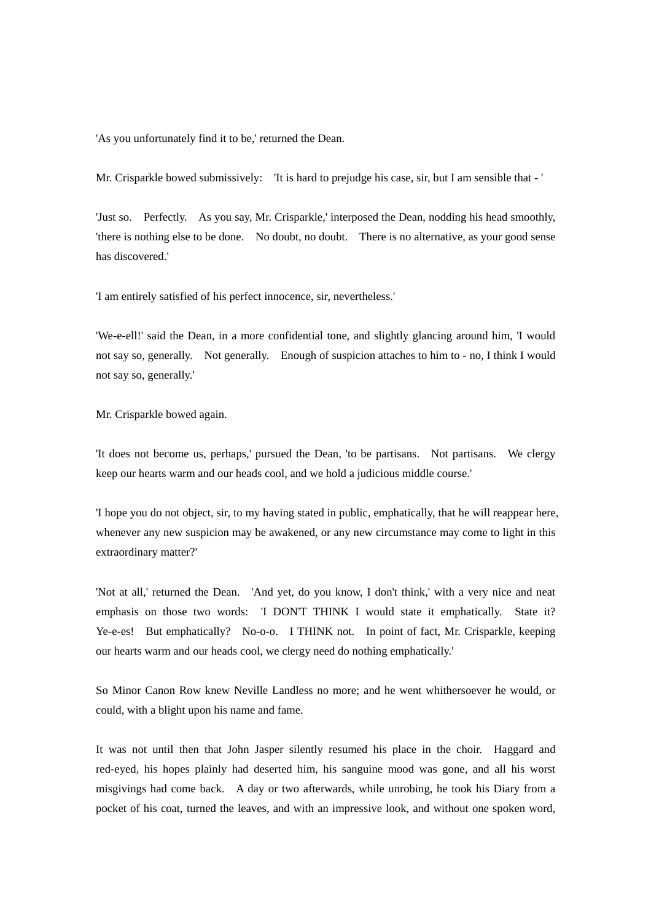'As you unfortunately find it to be,' returned the Dean.

Mr. Crisparkle bowed submissively: 'It is hard to prejudge his case, sir, but I am sensible that - '

'Just so. Perfectly. As you say, Mr. Crisparkle,' interposed the Dean, nodding his head smoothly, 'there is nothing else to be done. No doubt, no doubt. There is no alternative, as your good sense has discovered.'

'I am entirely satisfied of his perfect innocence, sir, nevertheless.'

'We-e-ell!' said the Dean, in a more confidential tone, and slightly glancing around him, 'I would not say so, generally. Not generally. Enough of suspicion attaches to him to - no, I think I would not say so, generally.'

Mr. Crisparkle bowed again.

'It does not become us, perhaps,' pursued the Dean, 'to be partisans. Not partisans. We clergy keep our hearts warm and our heads cool, and we hold a judicious middle course.'

'I hope you do not object, sir, to my having stated in public, emphatically, that he will reappear here, whenever any new suspicion may be awakened, or any new circumstance may come to light in this extraordinary matter?'

'Not at all,' returned the Dean. 'And yet, do you know, I don't think,' with a very nice and neat emphasis on those two words: 'I DON'T THINK I would state it emphatically. State it? Ye-e-es! But emphatically? No-o-o. I THINK not. In point of fact, Mr. Crisparkle, keeping our hearts warm and our heads cool, we clergy need do nothing emphatically.'

So Minor Canon Row knew Neville Landless no more; and he went whithersoever he would, or could, with a blight upon his name and fame.

It was not until then that John Jasper silently resumed his place in the choir. Haggard and red-eyed, his hopes plainly had deserted him, his sanguine mood was gone, and all his worst misgivings had come back. A day or two afterwards, while unrobing, he took his Diary from a pocket of his coat, turned the leaves, and with an impressive look, and without one spoken word,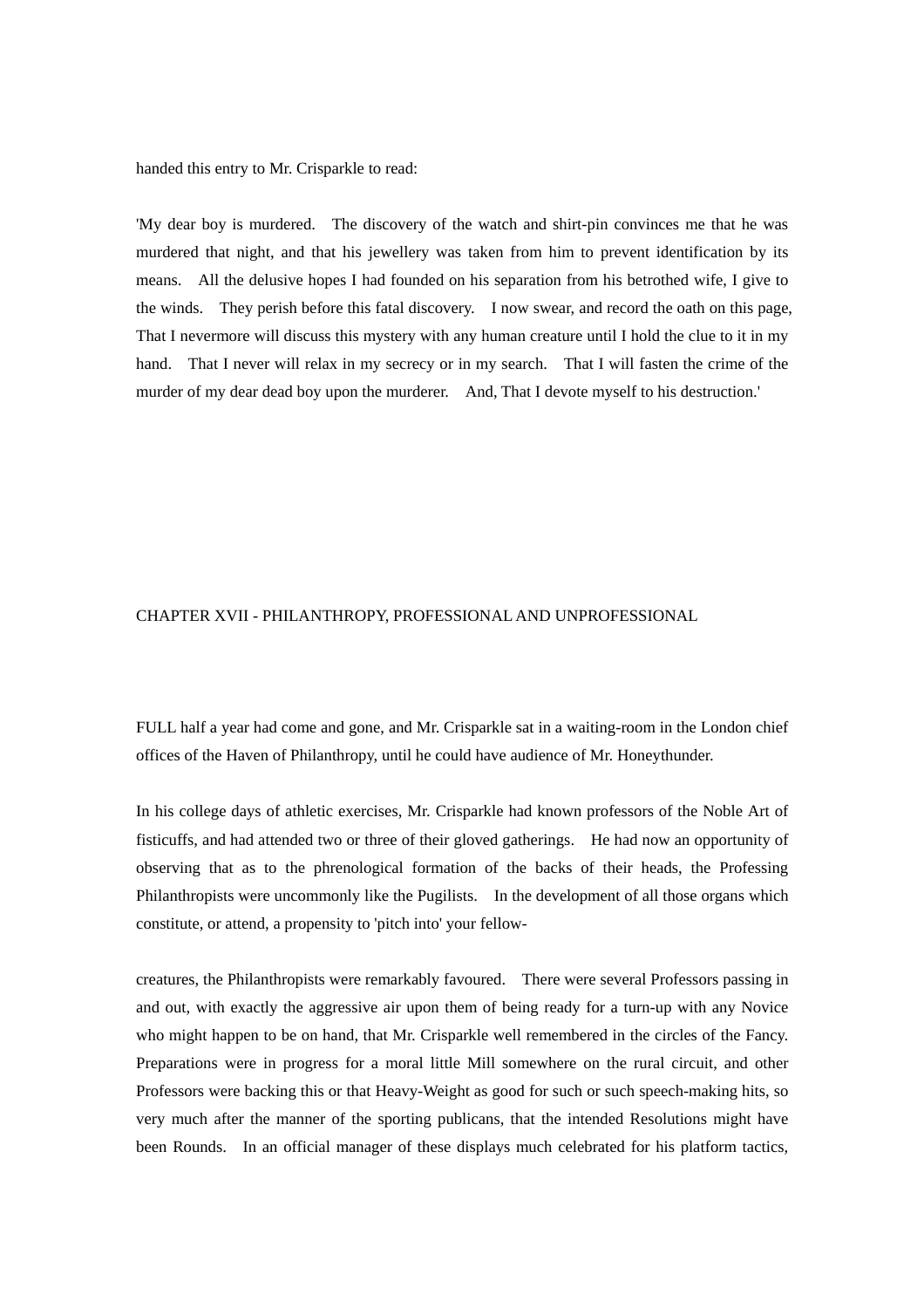handed this entry to Mr. Crisparkle to read:

'My dear boy is murdered. The discovery of the watch and shirt-pin convinces me that he was murdered that night, and that his jewellery was taken from him to prevent identification by its means. All the delusive hopes I had founded on his separation from his betrothed wife, I give to the winds. They perish before this fatal discovery. I now swear, and record the oath on this page, That I nevermore will discuss this mystery with any human creature until I hold the clue to it in my hand. That I never will relax in my secrecy or in my search. That I will fasten the crime of the murder of my dear dead boy upon the murderer. And, That I devote myself to his destruction.'

## CHAPTER XVII - PHILANTHROPY, PROFESSIONAL AND UNPROFESSIONAL

FULL half a year had come and gone, and Mr. Crisparkle sat in a waiting-room in the London chief offices of the Haven of Philanthropy, until he could have audience of Mr. Honeythunder.

In his college days of athletic exercises, Mr. Crisparkle had known professors of the Noble Art of fisticuffs, and had attended two or three of their gloved gatherings. He had now an opportunity of observing that as to the phrenological formation of the backs of their heads, the Professing Philanthropists were uncommonly like the Pugilists. In the development of all those organs which constitute, or attend, a propensity to 'pitch into' your fellow-creatures, the Philanthropists were remarkably favoured. There were several Professors passing in and out, with exactly the aggressive air upon them of being ready for a turn-up with any Novice who might happen to be on hand, that Mr. Crisparkle well remembered in the circles of the Fancy. Preparations were in progress for a moral little Mill somewhere on the rural circuit, and other Professors were backing this or that Heavy-Weight as good for such or such speech-making hits, so very much after the manner of the sporting publicans, that the intended Resolutions might have been Rounds. In an official manager of these displays much celebrated for his platform tactics,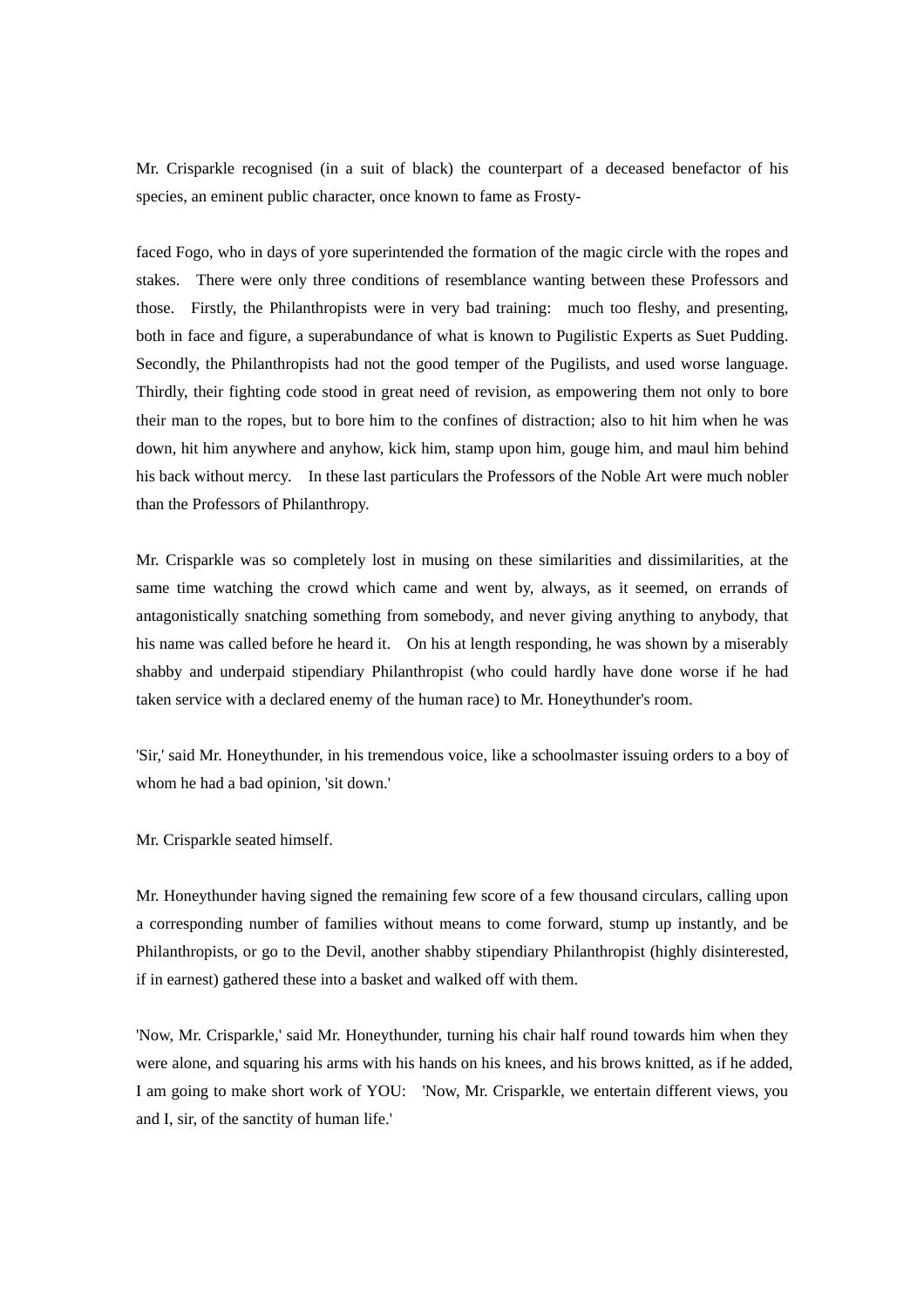Mr. Crisparkle recognised (in a suit of black) the counterpart of a deceased benefactor of his species, an eminent public character, once known to fame as Frosty-

faced Fogo, who in days of yore superintended the formation of the magic circle with the ropes and stakes. There were only three conditions of resemblance wanting between these Professors and those. Firstly, the Philanthropists were in very bad training: much too fleshy, and presenting, both in face and figure, a superabundance of what is known to Pugilistic Experts as Suet Pudding. Secondly, the Philanthropists had not the good temper of the Pugilists, and used worse language. Thirdly, their fighting code stood in great need of revision, as empowering them not only to bore their man to the ropes, but to bore him to the confines of distraction; also to hit him when he was down, hit him anywhere and anyhow, kick him, stamp upon him, gouge him, and maul him behind his back without mercy. In these last particulars the Professors of the Noble Art were much nobler than the Professors of Philanthropy.

Mr. Crisparkle was so completely lost in musing on these similarities and dissimilarities, at the same time watching the crowd which came and went by, always, as it seemed, on errands of antagonistically snatching something from somebody, and never giving anything to anybody, that his name was called before he heard it. On his at length responding, he was shown by a miserably shabby and underpaid stipendiary Philanthropist (who could hardly have done worse if he had taken service with a declared enemy of the human race) to Mr. Honeythunder's room.

'Sir,' said Mr. Honeythunder, in his tremendous voice, like a schoolmaster issuing orders to a boy of whom he had a bad opinion, 'sit down.'

Mr. Crisparkle seated himself.

Mr. Honeythunder having signed the remaining few score of a few thousand circulars, calling upon a corresponding number of families without means to come forward, stump up instantly, and be Philanthropists, or go to the Devil, another shabby stipendiary Philanthropist (highly disinterested, if in earnest) gathered these into a basket and walked off with them.

'Now, Mr. Crisparkle,' said Mr. Honeythunder, turning his chair half round towards him when they were alone, and squaring his arms with his hands on his knees, and his brows knitted, as if he added, I am going to make short work of YOU: 'Now, Mr. Crisparkle, we entertain different views, you and I, sir, of the sanctity of human life.'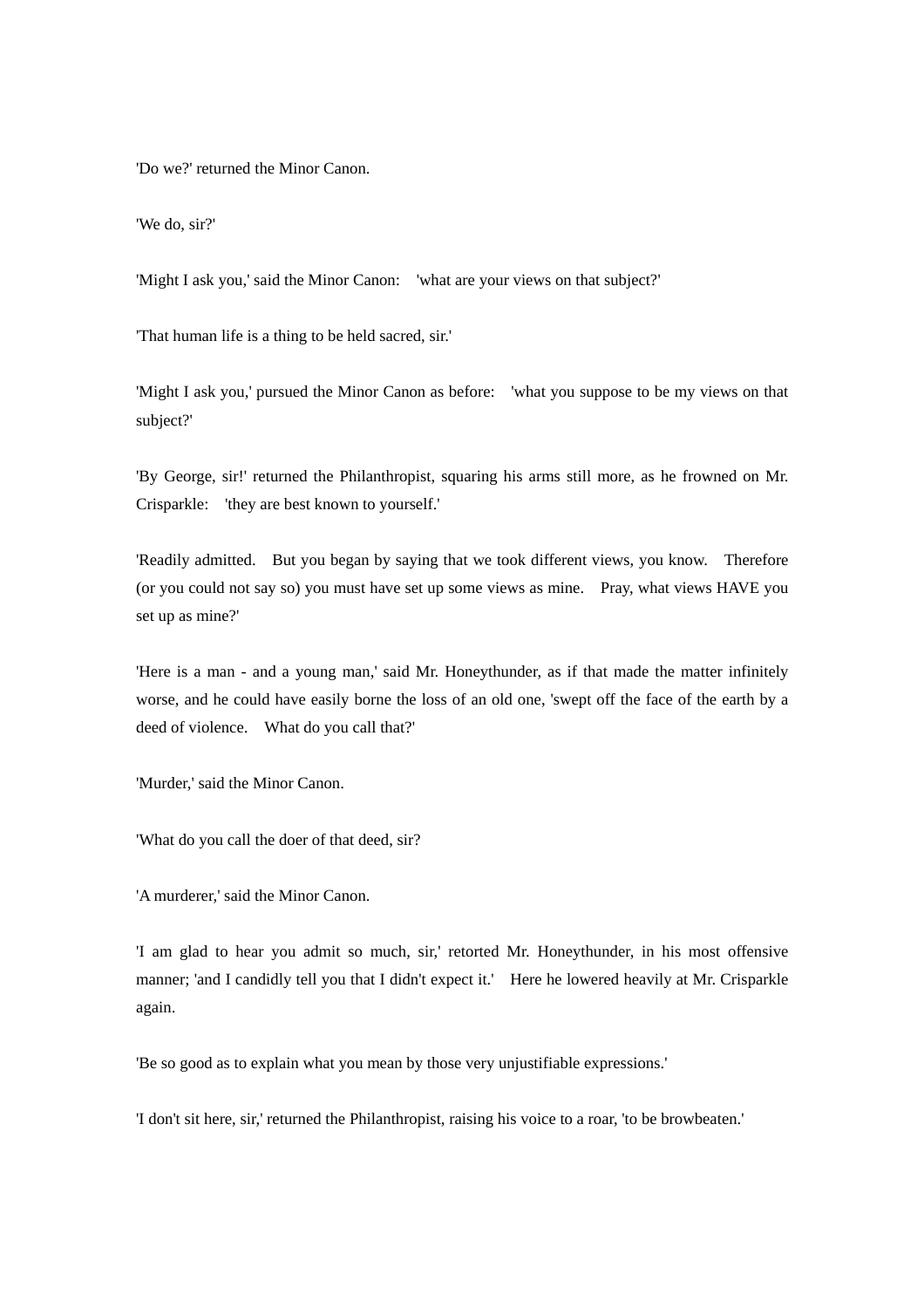'Do we?' returned the Minor Canon.

'We do, sir?'

'Might I ask you,' said the Minor Canon: 'what are your views on that subject?'

'That human life is a thing to be held sacred, sir.'

'Might I ask you,' pursued the Minor Canon as before: 'what you suppose to be my views on that subject?'

'By George, sir!' returned the Philanthropist, squaring his arms still more, as he frowned on Mr. Crisparkle: 'they are best known to yourself.'

'Readily admitted. But you began by saying that we took different views, you know. Therefore (or you could not say so) you must have set up some views as mine. Pray, what views HAVE you set up as mine?'

'Here is a man - and a young man,' said Mr. Honeythunder, as if that made the matter infinitely worse, and he could have easily borne the loss of an old one, 'swept off the face of the earth by a deed of violence. What do you call that?'

'Murder,' said the Minor Canon.

'What do you call the doer of that deed, sir?

'A murderer,' said the Minor Canon.

'I am glad to hear you admit so much, sir,' retorted Mr. Honeythunder, in his most offensive manner; 'and I candidly tell you that I didn't expect it.' Here he lowered heavily at Mr. Crisparkle again.

'Be so good as to explain what you mean by those very unjustifiable expressions.'

'I don't sit here, sir,' returned the Philanthropist, raising his voice to a roar, 'to be browbeaten.'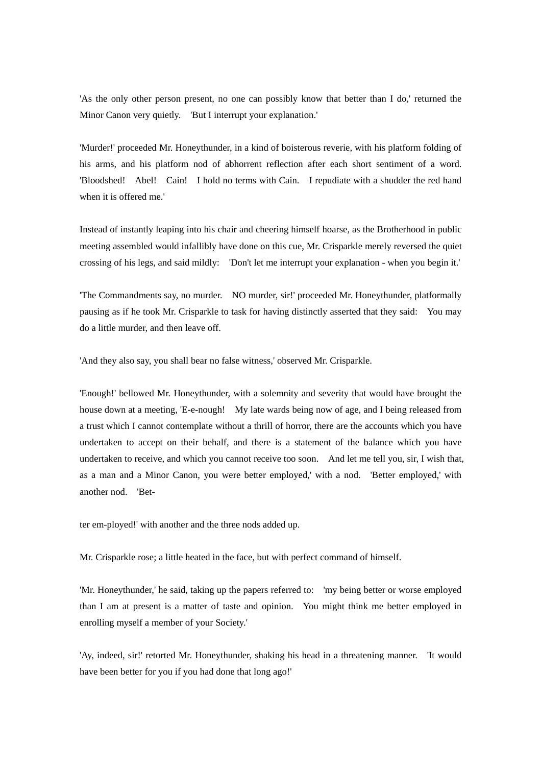'As the only other person present, no one can possibly know that better than I do,' returned the Minor Canon very quietly. 'But I interrupt your explanation.'

'Murder!' proceeded Mr. Honeythunder, in a kind of boisterous reverie, with his platform folding of his arms, and his platform nod of abhorrent reflection after each short sentiment of a word. 'Bloodshed! Abel! Cain! I hold no terms with Cain. I repudiate with a shudder the red hand when it is offered me.'

Instead of instantly leaping into his chair and cheering himself hoarse, as the Brotherhood in public meeting assembled would infallibly have done on this cue, Mr. Crisparkle merely reversed the quiet crossing of his legs, and said mildly: 'Don't let me interrupt your explanation - when you begin it.'

'The Commandments say, no murder. NO murder, sir!' proceeded Mr. Honeythunder, platformally pausing as if he took Mr. Crisparkle to task for having distinctly asserted that they said: You may do a little murder, and then leave off.

'And they also say, you shall bear no false witness,' observed Mr. Crisparkle.

'Enough!' bellowed Mr. Honeythunder, with a solemnity and severity that would have brought the house down at a meeting, 'E-e-nough! My late wards being now of age, and I being released from a trust which I cannot contemplate without a thrill of horror, there are the accounts which you have undertaken to accept on their behalf, and there is a statement of the balance which you have undertaken to receive, and which you cannot receive too soon. And let me tell you, sir, I wish that, as a man and a Minor Canon, you were better employed,' with a nod. 'Better employed,' with another nod. 'Bet-ter em-ployed!' with another and the three nods added up.

Mr. Crisparkle rose; a little heated in the face, but with perfect command of himself.

'Mr. Honeythunder,' he said, taking up the papers referred to: 'my being better or worse employed than I am at present is a matter of taste and opinion. You might think me better employed in enrolling myself a member of your Society.'

'Ay, indeed, sir!' retorted Mr. Honeythunder, shaking his head in a threatening manner. 'It would have been better for you if you had done that long ago!'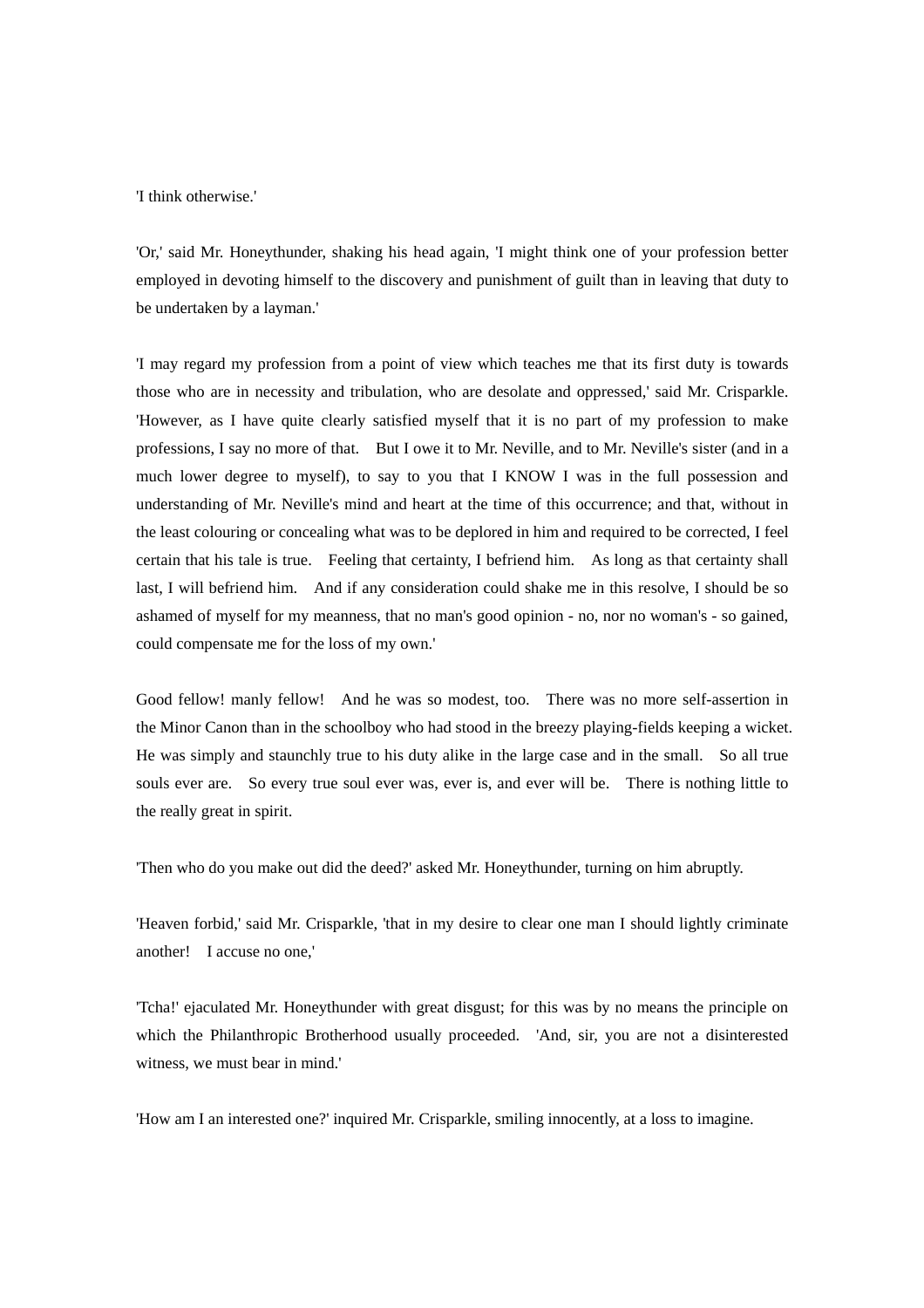'I think otherwise.'

'Or,' said Mr. Honeythunder, shaking his head again, 'I might think one of your profession better employed in devoting himself to the discovery and punishment of guilt than in leaving that duty to be undertaken by a layman.'

'I may regard my profession from a point of view which teaches me that its first duty is towards those who are in necessity and tribulation, who are desolate and oppressed,' said Mr. Crisparkle. 'However, as I have quite clearly satisfied myself that it is no part of my profession to make professions, I say no more of that. But I owe it to Mr. Neville, and to Mr. Neville's sister (and in a much lower degree to myself), to say to you that I KNOW I was in the full possession and understanding of Mr. Neville's mind and heart at the time of this occurrence; and that, without in the least colouring or concealing what was to be deplored in him and required to be corrected, I feel certain that his tale is true. Feeling that certainty, I befriend him. As long as that certainty shall last, I will befriend him. And if any consideration could shake me in this resolve, I should be so ashamed of myself for my meanness, that no man's good opinion - no, nor no woman's - so gained, could compensate me for the loss of my own.'

Good fellow! manly fellow! And he was so modest, too. There was no more self-assertion in the Minor Canon than in the schoolboy who had stood in the breezy playing-fields keeping a wicket. He was simply and staunchly true to his duty alike in the large case and in the small. So all true souls ever are. So every true soul ever was, ever is, and ever will be. There is nothing little to the really great in spirit.

'Then who do you make out did the deed?' asked Mr. Honeythunder, turning on him abruptly.

'Heaven forbid,' said Mr. Crisparkle, 'that in my desire to clear one man I should lightly criminate another! I accuse no one,'

'Tcha!' ejaculated Mr. Honeythunder with great disgust; for this was by no means the principle on which the Philanthropic Brotherhood usually proceeded. 'And, sir, you are not a disinterested witness, we must bear in mind.'

'How am I an interested one?' inquired Mr. Crisparkle, smiling innocently, at a loss to imagine.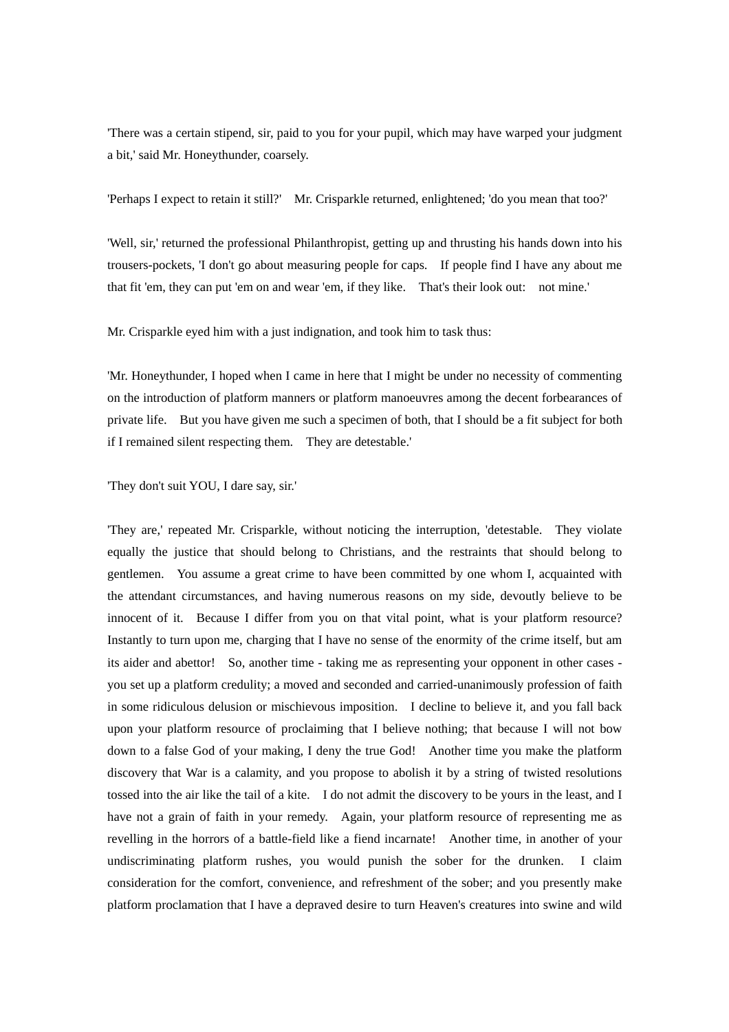'There was a certain stipend, sir, paid to you for your pupil, which may have warped your judgment a bit,' said Mr. Honeythunder, coarsely.

'Perhaps I expect to retain it still?' Mr. Crisparkle returned, enlightened; 'do you mean that too?'

'Well, sir,' returned the professional Philanthropist, getting up and thrusting his hands down into his trousers-pockets, 'I don't go about measuring people for caps. If people find I have any about me that fit 'em, they can put 'em on and wear 'em, if they like. That's their look out: not mine.'

Mr. Crisparkle eyed him with a just indignation, and took him to task thus:

'Mr. Honeythunder, I hoped when I came in here that I might be under no necessity of commenting on the introduction of platform manners or platform manoeuvres among the decent forbearances of private life. But you have given me such a specimen of both, that I should be a fit subject for both if I remained silent respecting them. They are detestable.'

'They don't suit YOU, I dare say, sir.'

'They are,' repeated Mr. Crisparkle, without noticing the interruption, 'detestable. They violate equally the justice that should belong to Christians, and the restraints that should belong to gentlemen. You assume a great crime to have been committed by one whom I, acquainted with the attendant circumstances, and having numerous reasons on my side, devoutly believe to be innocent of it. Because I differ from you on that vital point, what is your platform resource? Instantly to turn upon me, charging that I have no sense of the enormity of the crime itself, but am its aider and abettor! So, another time - taking me as representing your opponent in other cases - you set up a platform credulity; a moved and seconded and carried-unanimously profession of faith in some ridiculous delusion or mischievous imposition. I decline to believe it, and you fall back upon your platform resource of proclaiming that I believe nothing; that because I will not bow down to a false God of your making, I deny the true God! Another time you make the platform discovery that War is a calamity, and you propose to abolish it by a string of twisted resolutions tossed into the air like the tail of a kite. I do not admit the discovery to be yours in the least, and I have not a grain of faith in your remedy. Again, your platform resource of representing me as revelling in the horrors of a battle-field like a fiend incarnate! Another time, in another of your undiscriminating platform rushes, you would punish the sober for the drunken. I claim consideration for the comfort, convenience, and refreshment of the sober; and you presently make platform proclamation that I have a depraved desire to turn Heaven's creatures into swine and wild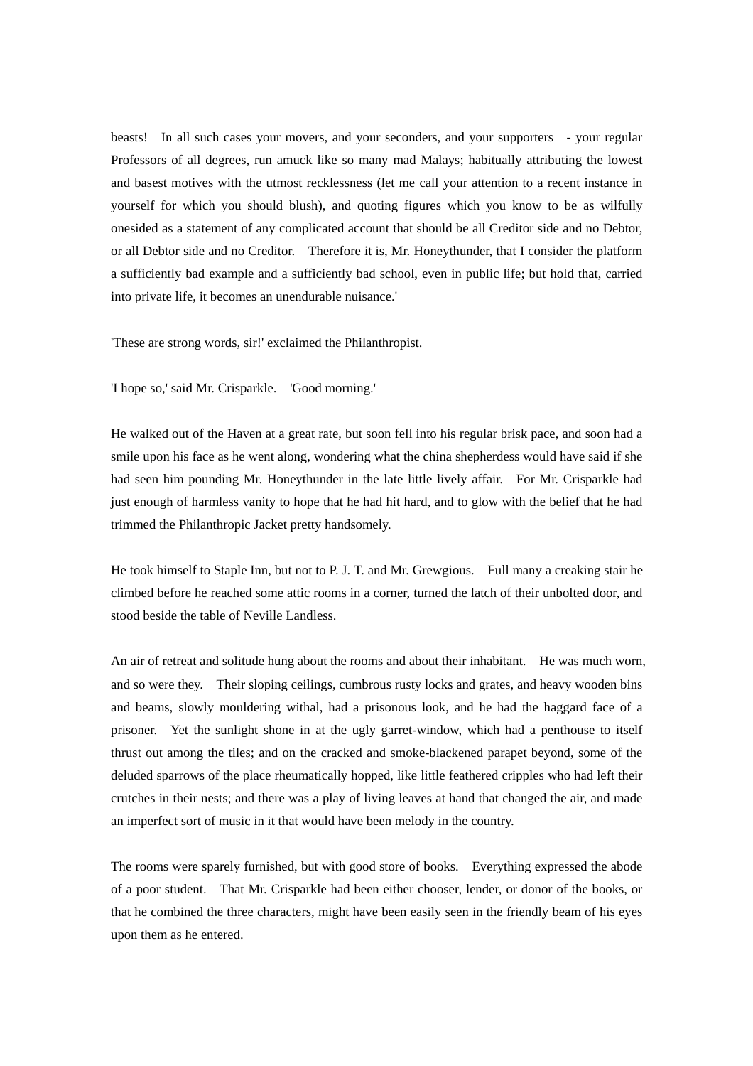beasts! In all such cases your movers, and your seconders, and your supporters - your regular Professors of all degrees, run amuck like so many mad Malays; habitually attributing the lowest and basest motives with the utmost recklessness (let me call your attention to a recent instance in yourself for which you should blush), and quoting figures which you know to be as wilfully onesided as a statement of any complicated account that should be all Creditor side and no Debtor, or all Debtor side and no Creditor. Therefore it is, Mr. Honeythunder, that I consider the platform a sufficiently bad example and a sufficiently bad school, even in public life; but hold that, carried into private life, it becomes an unendurable nuisance.'

'These are strong words, sir!' exclaimed the Philanthropist.

'I hope so,' said Mr. Crisparkle. 'Good morning.'

He walked out of the Haven at a great rate, but soon fell into his regular brisk pace, and soon had a smile upon his face as he went along, wondering what the china shepherdess would have said if she had seen him pounding Mr. Honeythunder in the late little lively affair. For Mr. Crisparkle had just enough of harmless vanity to hope that he had hit hard, and to glow with the belief that he had trimmed the Philanthropic Jacket pretty handsomely.

He took himself to Staple Inn, but not to P. J. T. and Mr. Grewgious. Full many a creaking stair he climbed before he reached some attic rooms in a corner, turned the latch of their unbolted door, and stood beside the table of Neville Landless.

An air of retreat and solitude hung about the rooms and about their inhabitant. He was much worn, and so were they. Their sloping ceilings, cumbrous rusty locks and grates, and heavy wooden bins and beams, slowly mouldering withal, had a prisonous look, and he had the haggard face of a prisoner. Yet the sunlight shone in at the ugly garret-window, which had a penthouse to itself thrust out among the tiles; and on the cracked and smoke-blackened parapet beyond, some of the deluded sparrows of the place rheumatically hopped, like little feathered cripples who had left their crutches in their nests; and there was a play of living leaves at hand that changed the air, and made an imperfect sort of music in it that would have been melody in the country.

The rooms were sparely furnished, but with good store of books. Everything expressed the abode of a poor student. That Mr. Crisparkle had been either chooser, lender, or donor of the books, or that he combined the three characters, might have been easily seen in the friendly beam of his eyes upon them as he entered.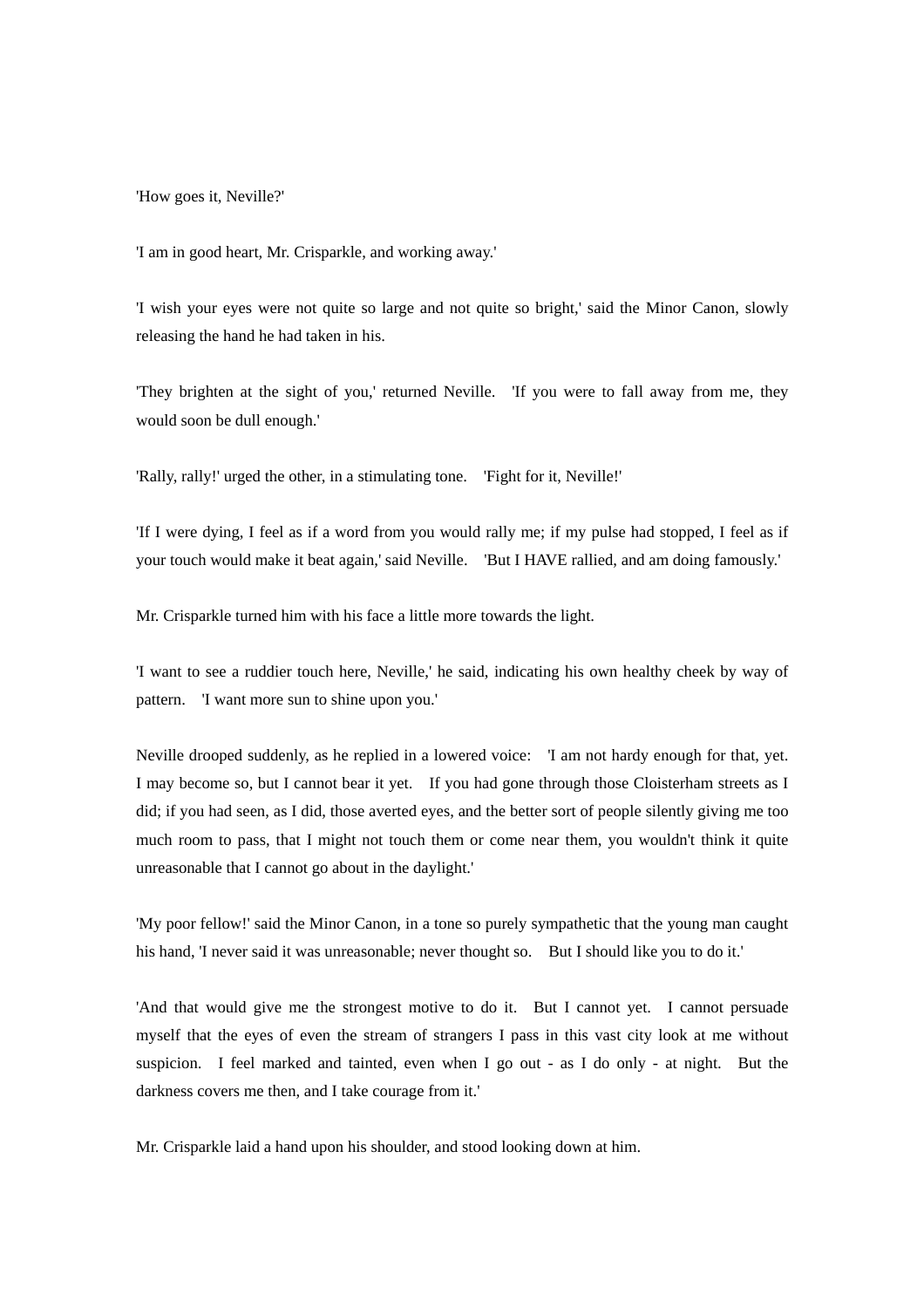'How goes it, Neville?'

'I am in good heart, Mr. Crisparkle, and working away.'

'I wish your eyes were not quite so large and not quite so bright,' said the Minor Canon, slowly releasing the hand he had taken in his.

'They brighten at the sight of you,' returned Neville. 'If you were to fall away from me, they would soon be dull enough.'

'Rally, rally!' urged the other, in a stimulating tone. 'Fight for it, Neville!'

'If I were dying, I feel as if a word from you would rally me; if my pulse had stopped, I feel as if your touch would make it beat again,' said Neville. 'But I HAVE rallied, and am doing famously.'

Mr. Crisparkle turned him with his face a little more towards the light.

'I want to see a ruddier touch here, Neville,' he said, indicating his own healthy cheek by way of pattern. 'I want more sun to shine upon you.'

Neville drooped suddenly, as he replied in a lowered voice: 'I am not hardy enough for that, yet. I may become so, but I cannot bear it yet. If you had gone through those Cloisterham streets as I did; if you had seen, as I did, those averted eyes, and the better sort of people silently giving me too much room to pass, that I might not touch them or come near them, you wouldn't think it quite unreasonable that I cannot go about in the daylight.'

'My poor fellow!' said the Minor Canon, in a tone so purely sympathetic that the young man caught his hand, 'I never said it was unreasonable; never thought so. But I should like you to do it.'

'And that would give me the strongest motive to do it. But I cannot yet. I cannot persuade myself that the eyes of even the stream of strangers I pass in this vast city look at me without suspicion. I feel marked and tainted, even when I go out - as I do only - at night. But the darkness covers me then, and I take courage from it.'

Mr. Crisparkle laid a hand upon his shoulder, and stood looking down at him.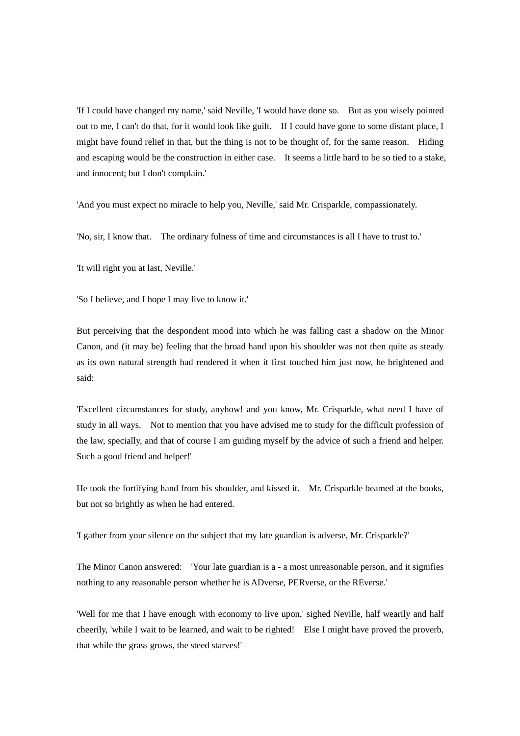'If I could have changed my name,' said Neville, 'I would have done so. But as you wisely pointed out to me, I can't do that, for it would look like guilt. If I could have gone to some distant place, I might have found relief in that, but the thing is not to be thought of, for the same reason. Hiding and escaping would be the construction in either case. It seems a little hard to be so tied to a stake, and innocent; but I don't complain.'

'And you must expect no miracle to help you, Neville,' said Mr. Crisparkle, compassionately.

'No, sir, I know that. The ordinary fulness of time and circumstances is all I have to trust to.'

'It will right you at last, Neville.'

'So I believe, and I hope I may live to know it.'

But perceiving that the despondent mood into which he was falling cast a shadow on the Minor Canon, and (it may be) feeling that the broad hand upon his shoulder was not then quite as steady as its own natural strength had rendered it when it first touched him just now, he brightened and said:

'Excellent circumstances for study, anyhow! and you know, Mr. Crisparkle, what need I have of study in all ways. Not to mention that you have advised me to study for the difficult profession of the law, specially, and that of course I am guiding myself by the advice of such a friend and helper. Such a good friend and helper!'

He took the fortifying hand from his shoulder, and kissed it. Mr. Crisparkle beamed at the books, but not so brightly as when he had entered.

'I gather from your silence on the subject that my late guardian is adverse, Mr. Crisparkle?'

The Minor Canon answered: 'Your late guardian is a - a most unreasonable person, and it signifies nothing to any reasonable person whether he is ADverse, PERverse, or the REverse.'

'Well for me that I have enough with economy to live upon,' sighed Neville, half wearily and half cheerily, 'while I wait to be learned, and wait to be righted! Else I might have proved the proverb, that while the grass grows, the steed starves!'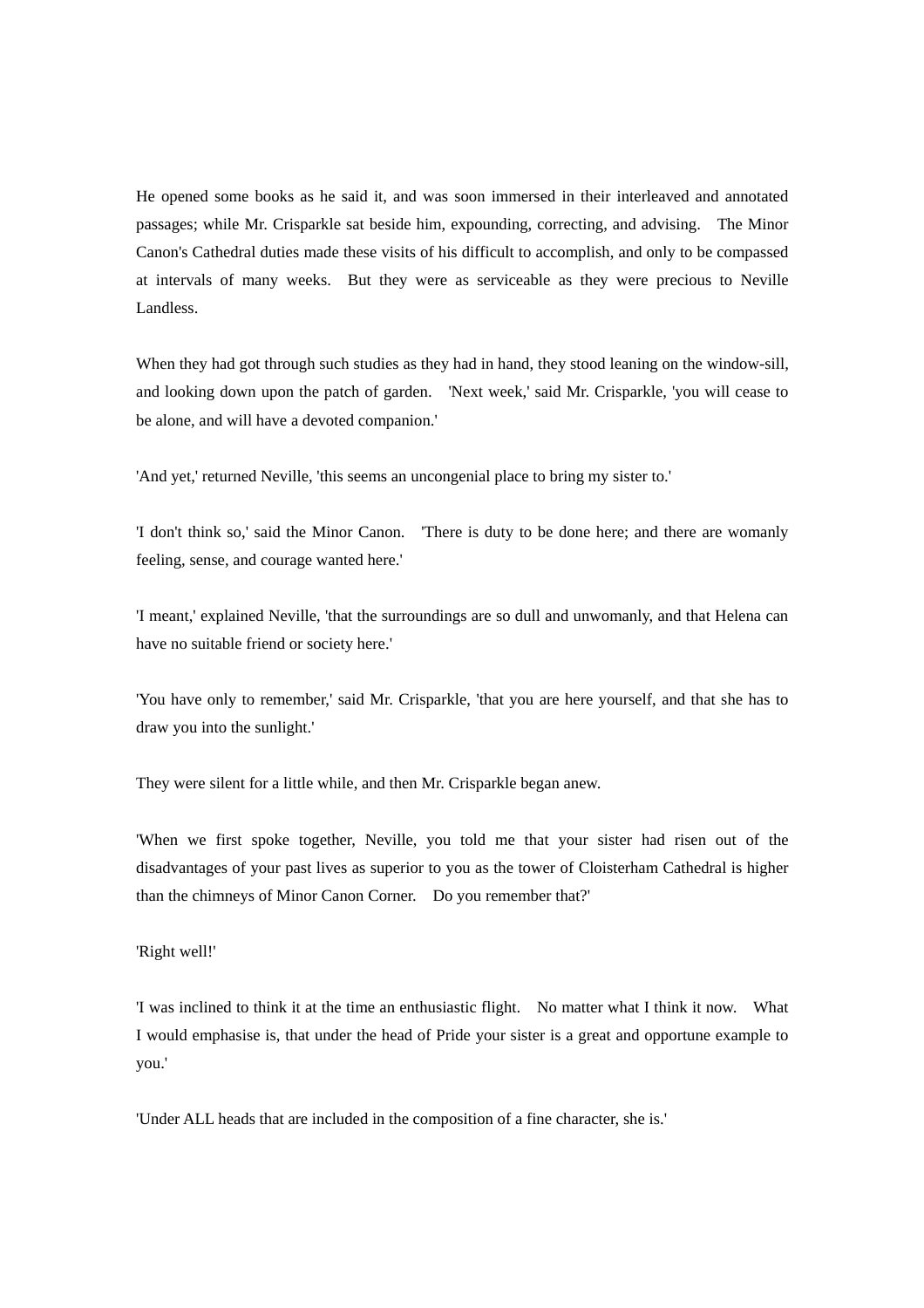He opened some books as he said it, and was soon immersed in their interleaved and annotated passages; while Mr. Crisparkle sat beside him, expounding, correcting, and advising. The Minor Canon's Cathedral duties made these visits of his difficult to accomplish, and only to be compassed at intervals of many weeks. But they were as serviceable as they were precious to Neville Landless.

When they had got through such studies as they had in hand, they stood leaning on the window-sill, and looking down upon the patch of garden. 'Next week,' said Mr. Crisparkle, 'you will cease to be alone, and will have a devoted companion.'

'And yet,' returned Neville, 'this seems an uncongenial place to bring my sister to.'

'I don't think so,' said the Minor Canon. 'There is duty to be done here; and there are womanly feeling, sense, and courage wanted here.'

'I meant,' explained Neville, 'that the surroundings are so dull and unwomanly, and that Helena can have no suitable friend or society here.'

'You have only to remember,' said Mr. Crisparkle, 'that you are here yourself, and that she has to draw you into the sunlight.'

They were silent for a little while, and then Mr. Crisparkle began anew.

'When we first spoke together, Neville, you told me that your sister had risen out of the disadvantages of your past lives as superior to you as the tower of Cloisterham Cathedral is higher than the chimneys of Minor Canon Corner. Do you remember that?'

'Right well!'

'I was inclined to think it at the time an enthusiastic flight. No matter what I think it now. What I would emphasise is, that under the head of Pride your sister is a great and opportune example to you.'

'Under ALL heads that are included in the composition of a fine character, she is.'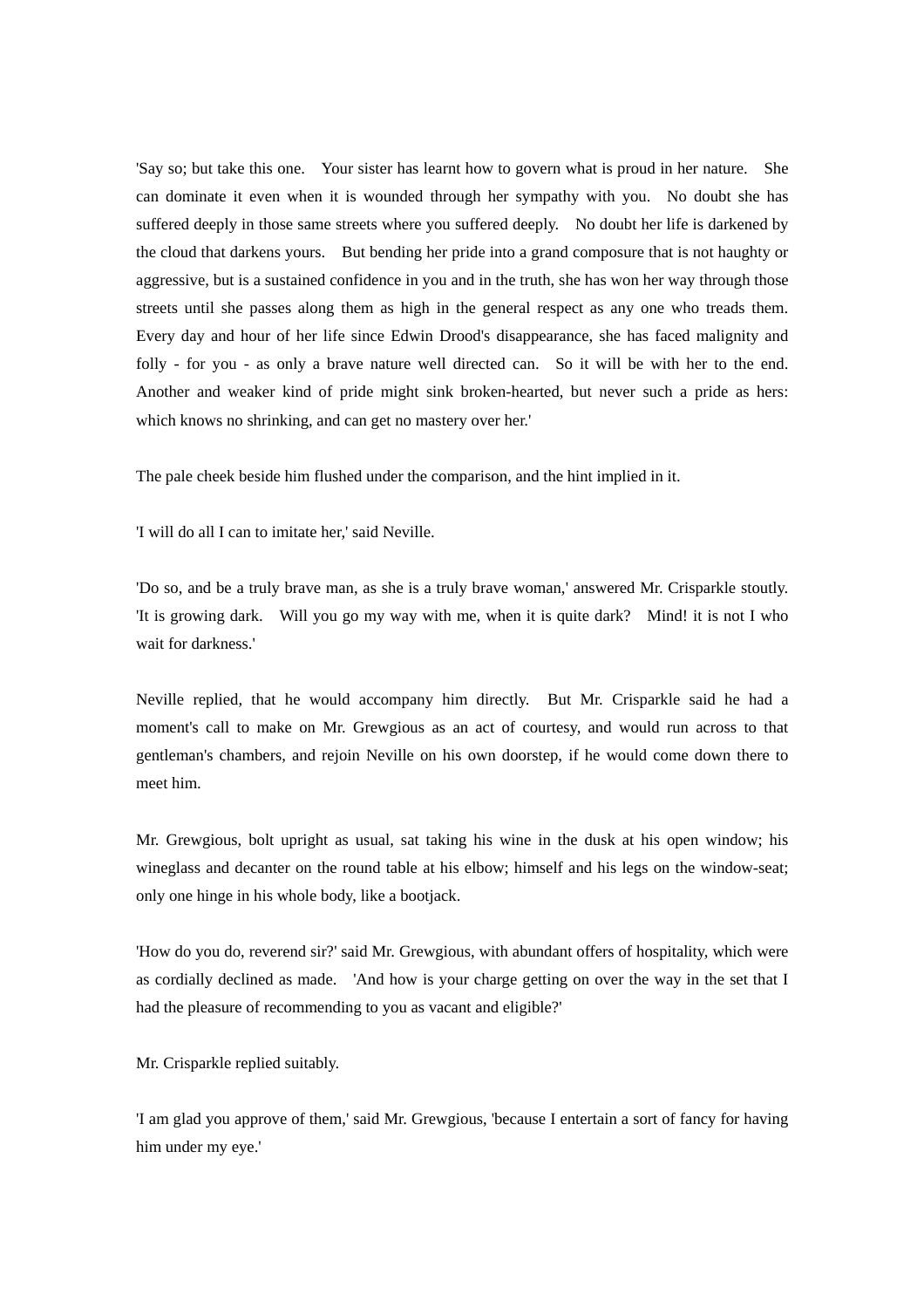'Say so; but take this one. Your sister has learnt how to govern what is proud in her nature. She can dominate it even when it is wounded through her sympathy with you. No doubt she has suffered deeply in those same streets where you suffered deeply. No doubt her life is darkened by the cloud that darkens yours. But bending her pride into a grand composure that is not haughty or aggressive, but is a sustained confidence in you and in the truth, she has won her way through those streets until she passes along them as high in the general respect as any one who treads them. Every day and hour of her life since Edwin Drood's disappearance, she has faced malignity and folly - for you - as only a brave nature well directed can. So it will be with her to the end. Another and weaker kind of pride might sink broken-hearted, but never such a pride as hers: which knows no shrinking, and can get no mastery over her.'

The pale cheek beside him flushed under the comparison, and the hint implied in it.

'I will do all I can to imitate her,' said Neville.

'Do so, and be a truly brave man, as she is a truly brave woman,' answered Mr. Crisparkle stoutly. 'It is growing dark. Will you go my way with me, when it is quite dark? Mind! it is not I who wait for darkness.'

Neville replied, that he would accompany him directly. But Mr. Crisparkle said he had a moment's call to make on Mr. Grewgious as an act of courtesy, and would run across to that gentleman's chambers, and rejoin Neville on his own doorstep, if he would come down there to meet him.

Mr. Grewgious, bolt upright as usual, sat taking his wine in the dusk at his open window; his wineglass and decanter on the round table at his elbow; himself and his legs on the window-seat; only one hinge in his whole body, like a bootjack.

'How do you do, reverend sir?' said Mr. Grewgious, with abundant offers of hospitality, which were as cordially declined as made. 'And how is your charge getting on over the way in the set that I had the pleasure of recommending to you as vacant and eligible?'

Mr. Crisparkle replied suitably.

'I am glad you approve of them,' said Mr. Grewgious, 'because I entertain a sort of fancy for having him under my eye.'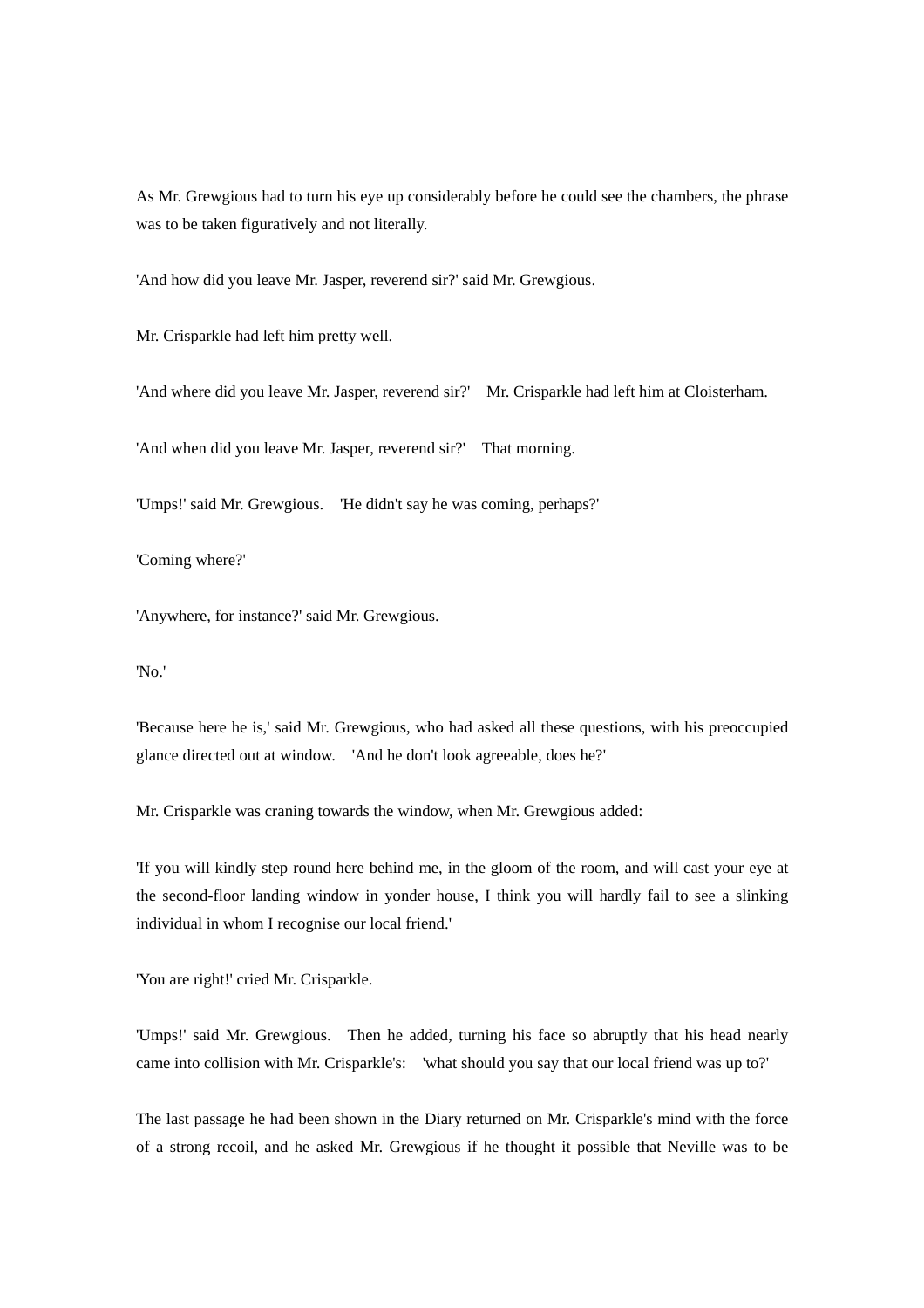As Mr. Grewgious had to turn his eye up considerably before he could see the chambers, the phrase was to be taken figuratively and not literally.

'And how did you leave Mr. Jasper, reverend sir?' said Mr. Grewgious.

Mr. Crisparkle had left him pretty well.

'And where did you leave Mr. Jasper, reverend sir?' Mr. Crisparkle had left him at Cloisterham.

'And when did you leave Mr. Jasper, reverend sir?' That morning.

'Umps!' said Mr. Grewgious. 'He didn't say he was coming, perhaps?'

'Coming where?'

'Anywhere, for instance?' said Mr. Grewgious.

'No.'

'Because here he is,' said Mr. Grewgious, who had asked all these questions, with his preoccupied glance directed out at window. 'And he don't look agreeable, does he?'

Mr. Crisparkle was craning towards the window, when Mr. Grewgious added:

'If you will kindly step round here behind me, in the gloom of the room, and will cast your eye at the second-floor landing window in yonder house, I think you will hardly fail to see a slinking individual in whom I recognise our local friend.'

'You are right!' cried Mr. Crisparkle.

'Umps!' said Mr. Grewgious. Then he added, turning his face so abruptly that his head nearly came into collision with Mr. Crisparkle's: 'what should you say that our local friend was up to?'

The last passage he had been shown in the Diary returned on Mr. Crisparkle's mind with the force of a strong recoil, and he asked Mr. Grewgious if he thought it possible that Neville was to be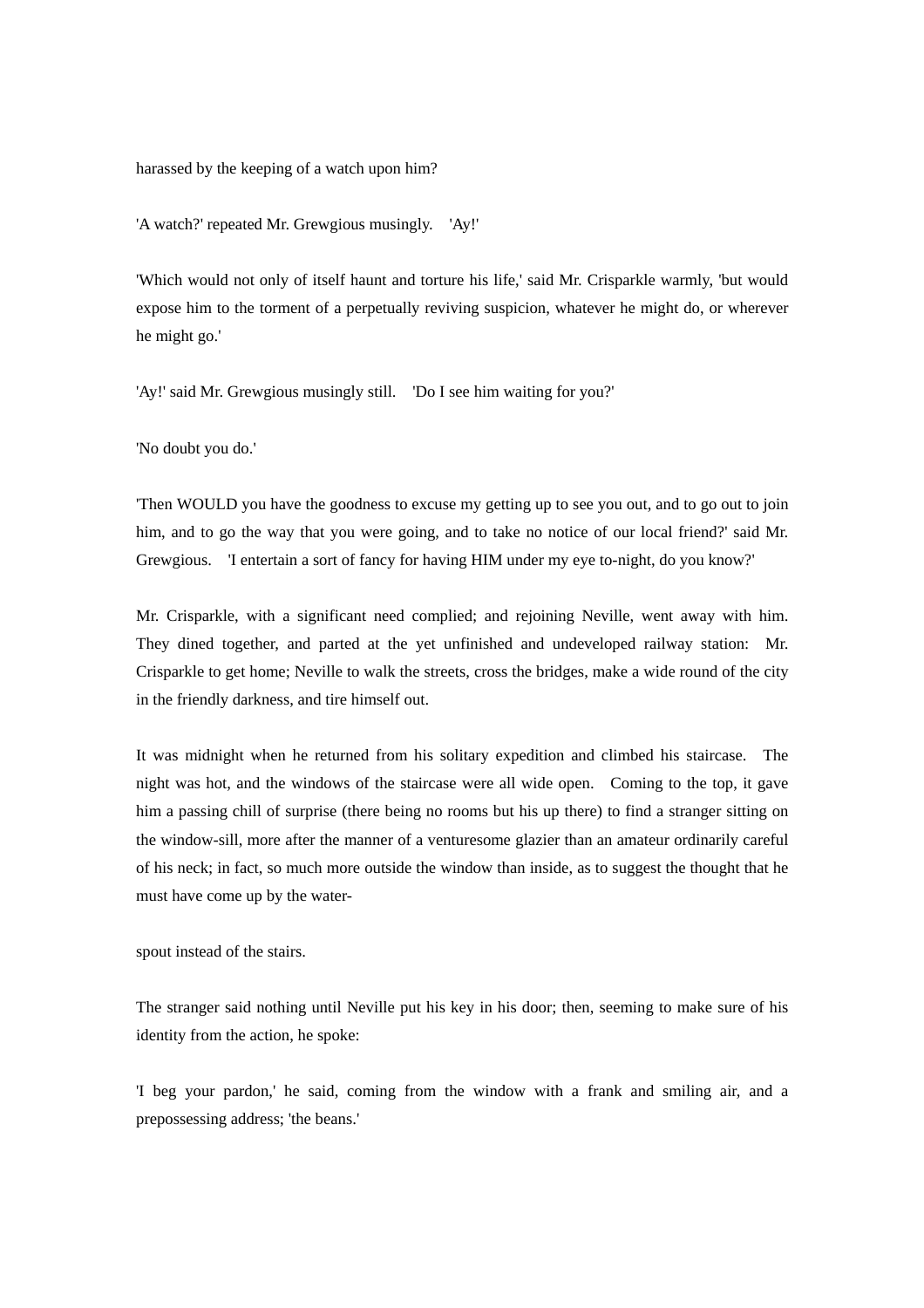harassed by the keeping of a watch upon him?

'A watch?' repeated Mr. Grewgious musingly. 'Ay!'

'Which would not only of itself haunt and torture his life,' said Mr. Crisparkle warmly, 'but would expose him to the torment of a perpetually reviving suspicion, whatever he might do, or wherever he might go.'

'Ay!' said Mr. Grewgious musingly still. 'Do I see him waiting for you?'

'No doubt you do.'

'Then WOULD you have the goodness to excuse my getting up to see you out, and to go out to join him, and to go the way that you were going, and to take no notice of our local friend?' said Mr. Grewgious. 'I entertain a sort of fancy for having HIM under my eye to-night, do you know?'

Mr. Crisparkle, with a significant need complied; and rejoining Neville, went away with him. They dined together, and parted at the yet unfinished and undeveloped railway station: Mr. Crisparkle to get home; Neville to walk the streets, cross the bridges, make a wide round of the city in the friendly darkness, and tire himself out.

It was midnight when he returned from his solitary expedition and climbed his staircase. The night was hot, and the windows of the staircase were all wide open. Coming to the top, it gave him a passing chill of surprise (there being no rooms but his up there) to find a stranger sitting on the window-sill, more after the manner of a venturesome glazier than an amateur ordinarily careful of his neck; in fact, so much more outside the window than inside, as to suggest the thought that he must have come up by the water-spout instead of the stairs.

The stranger said nothing until Neville put his key in his door; then, seeming to make sure of his identity from the action, he spoke:

'I beg your pardon,' he said, coming from the window with a frank and smiling air, and a prepossessing address; 'the beans.'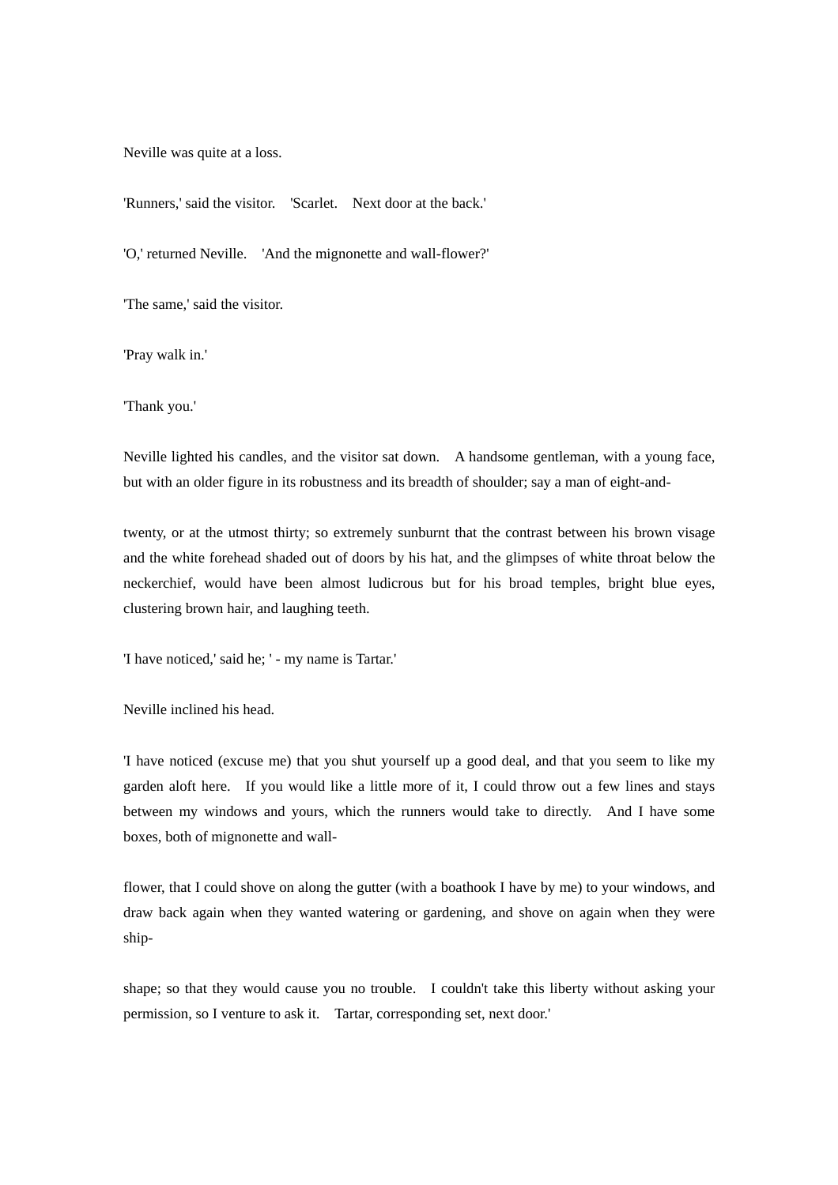Neville was quite at a loss.

'Runners,' said the visitor. 'Scarlet. Next door at the back.'

'O,' returned Neville. 'And the mignonette and wall-flower?'

'The same,' said the visitor.

'Pray walk in.'

'Thank you.'

Neville lighted his candles, and the visitor sat down. A handsome gentleman, with a young face, but with an older figure in its robustness and its breadth of shoulder; say a man of eight-and-twenty, or at the utmost thirty; so extremely sunburnt that the contrast between his brown visage and the white forehead shaded out of doors by his hat, and the glimpses of white throat below the neckerchief, would have been almost ludicrous but for his broad temples, bright blue eyes, clustering brown hair, and laughing teeth.

'I have noticed,' said he; ' - my name is Tartar.'

Neville inclined his head.

'I have noticed (excuse me) that you shut yourself up a good deal, and that you seem to like my garden aloft here. If you would like a little more of it, I could throw out a few lines and stays between my windows and yours, which the runners would take to directly. And I have some boxes, both of mignonette and wall-flower, that I could shove on along the gutter (with a boathook I have by me) to your windows, and draw back again when they wanted watering or gardening, and shove on again when they were ship-shape; so that they would cause you no trouble. I couldn't take this liberty without asking your permission, so I venture to ask it. Tartar, corresponding set, next door.'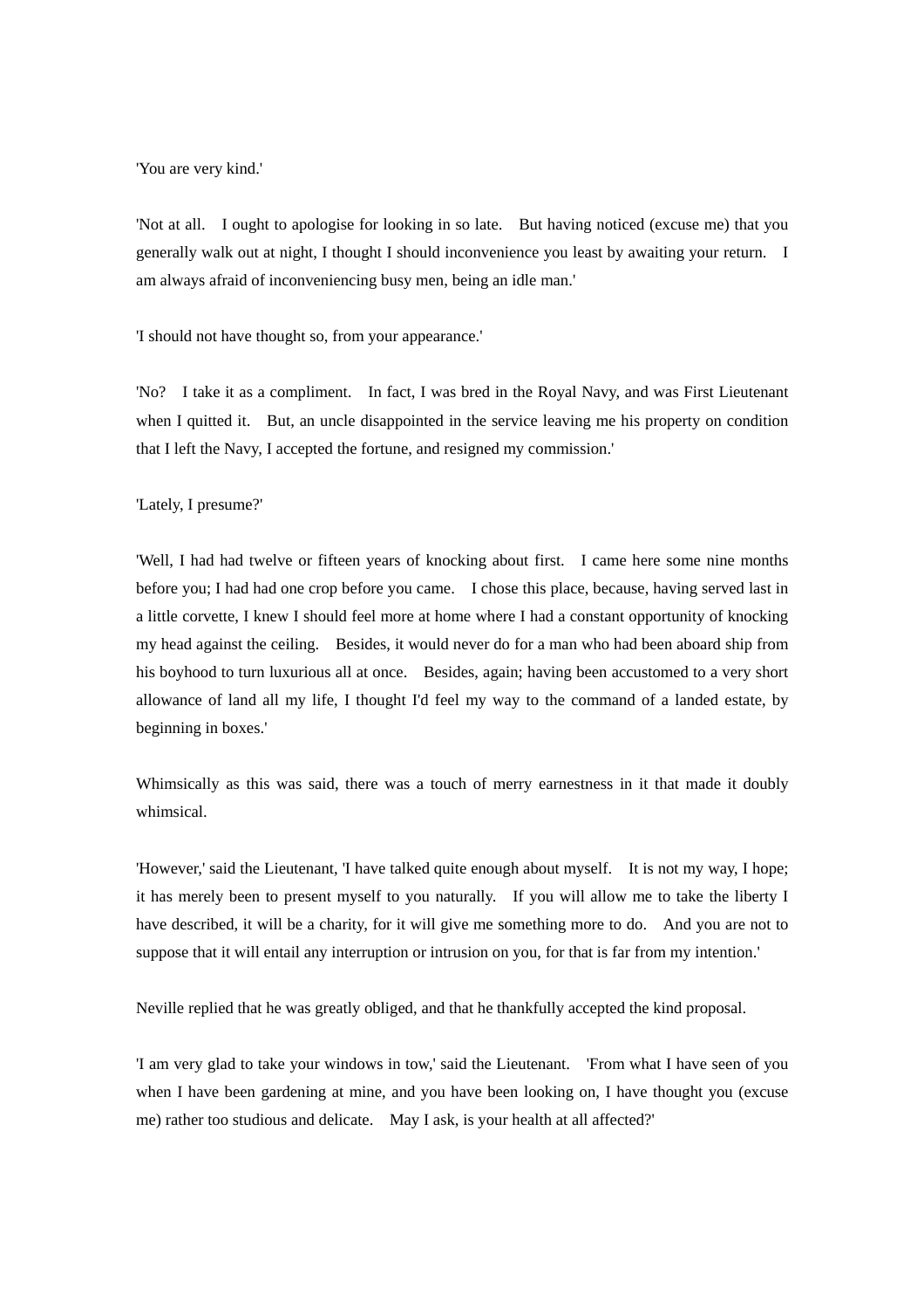'You are very kind.'

'Not at all. I ought to apologise for looking in so late. But having noticed (excuse me) that you generally walk out at night, I thought I should inconvenience you least by awaiting your return. I am always afraid of inconveniencing busy men, being an idle man.'

'I should not have thought so, from your appearance.'

'No? I take it as a compliment. In fact, I was bred in the Royal Navy, and was First Lieutenant when I quitted it. But, an uncle disappointed in the service leaving me his property on condition that I left the Navy, I accepted the fortune, and resigned my commission.'

'Lately, I presume?'

'Well, I had had twelve or fifteen years of knocking about first. I came here some nine months before you; I had had one crop before you came. I chose this place, because, having served last in a little corvette, I knew I should feel more at home where I had a constant opportunity of knocking my head against the ceiling. Besides, it would never do for a man who had been aboard ship from his boyhood to turn luxurious all at once. Besides, again; having been accustomed to a very short allowance of land all my life, I thought I'd feel my way to the command of a landed estate, by beginning in boxes.'

Whimsically as this was said, there was a touch of merry earnestness in it that made it doubly whimsical.

'However,' said the Lieutenant, 'I have talked quite enough about myself. It is not my way, I hope; it has merely been to present myself to you naturally. If you will allow me to take the liberty I have described, it will be a charity, for it will give me something more to do. And you are not to suppose that it will entail any interruption or intrusion on you, for that is far from my intention.'

Neville replied that he was greatly obliged, and that he thankfully accepted the kind proposal.

'I am very glad to take your windows in tow,' said the Lieutenant. 'From what I have seen of you when I have been gardening at mine, and you have been looking on, I have thought you (excuse me) rather too studious and delicate. May I ask, is your health at all affected?'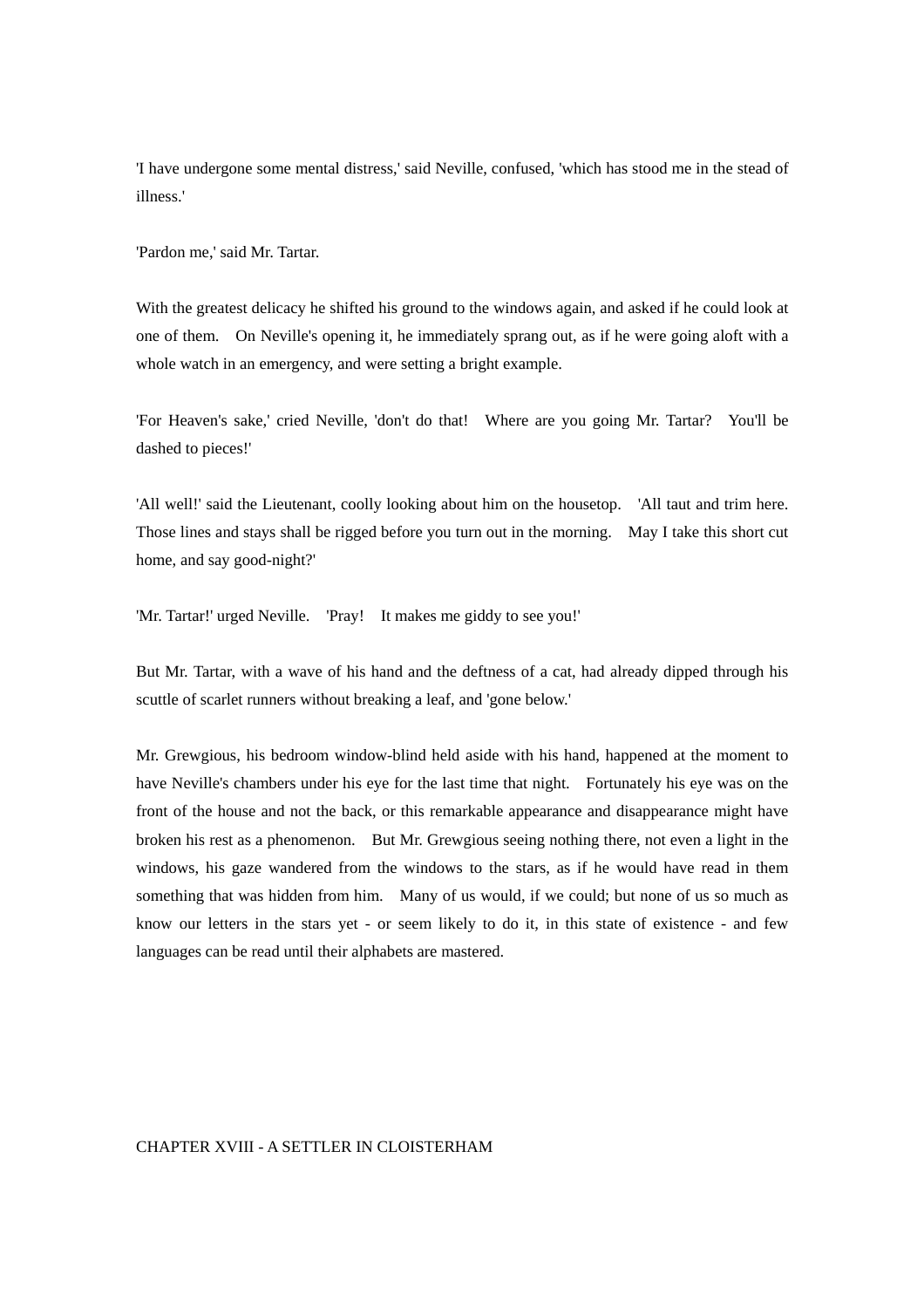'I have undergone some mental distress,' said Neville, confused, 'which has stood me in the stead of illness.'

'Pardon me,' said Mr. Tartar.

With the greatest delicacy he shifted his ground to the windows again, and asked if he could look at one of them. On Neville's opening it, he immediately sprang out, as if he were going aloft with a whole watch in an emergency, and were setting a bright example.

'For Heaven's sake,' cried Neville, 'don't do that! Where are you going Mr. Tartar? You'll be dashed to pieces!'

'All well!' said the Lieutenant, coolly looking about him on the housetop. 'All taut and trim here. Those lines and stays shall be rigged before you turn out in the morning. May I take this short cut home, and say good-night?'

'Mr. Tartar!' urged Neville. 'Pray! It makes me giddy to see you!'

But Mr. Tartar, with a wave of his hand and the deftness of a cat, had already dipped through his scuttle of scarlet runners without breaking a leaf, and 'gone below.'

Mr. Grewgious, his bedroom window-blind held aside with his hand, happened at the moment to have Neville's chambers under his eye for the last time that night. Fortunately his eye was on the front of the house and not the back, or this remarkable appearance and disappearance might have broken his rest as a phenomenon. But Mr. Grewgious seeing nothing there, not even a light in the windows, his gaze wandered from the windows to the stars, as if he would have read in them something that was hidden from him. Many of us would, if we could; but none of us so much as know our letters in the stars yet - or seem likely to do it, in this state of existence - and few languages can be read until their alphabets are mastered.

## CHAPTER XVIII - A SETTLER IN CLOISTERHAM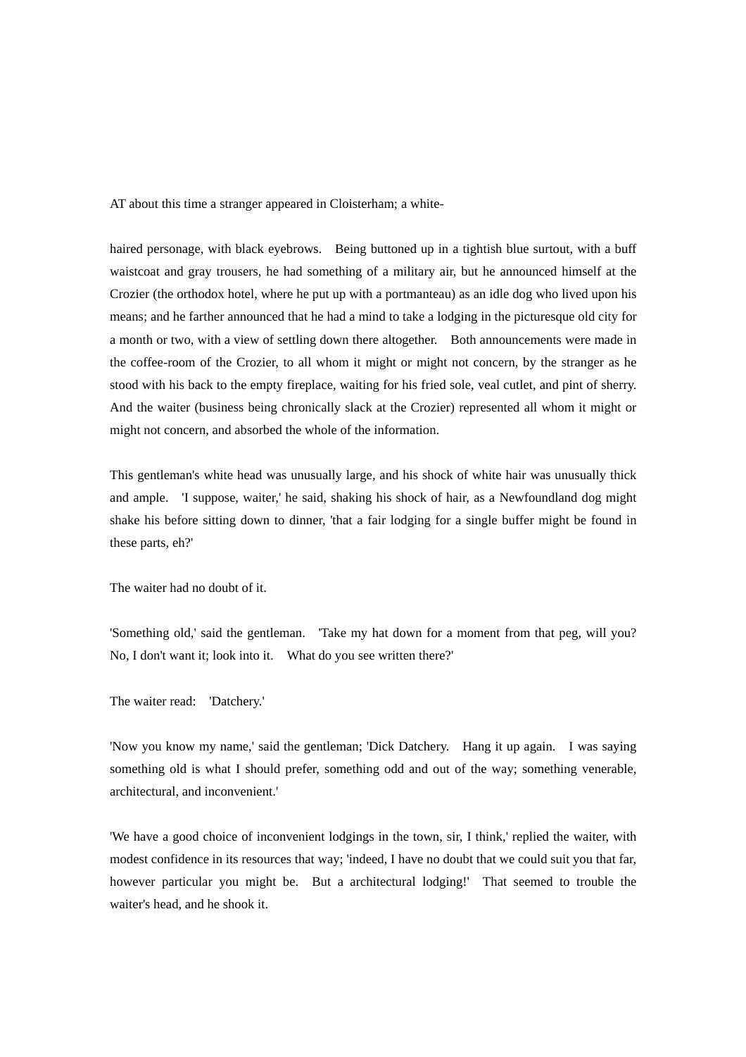AT about this time a stranger appeared in Cloisterham; a white-

haired personage, with black eyebrows. Being buttoned up in a tightish blue surtout, with a buff waistcoat and gray trousers, he had something of a military air, but he announced himself at the Crozier (the orthodox hotel, where he put up with a portmanteau) as an idle dog who lived upon his means; and he farther announced that he had a mind to take a lodging in the picturesque old city for a month or two, with a view of settling down there altogether. Both announcements were made in the coffee-room of the Crozier, to all whom it might or might not concern, by the stranger as he stood with his back to the empty fireplace, waiting for his fried sole, veal cutlet, and pint of sherry. And the waiter (business being chronically slack at the Crozier) represented all whom it might or might not concern, and absorbed the whole of the information.

This gentleman's white head was unusually large, and his shock of white hair was unusually thick and ample. 'I suppose, waiter,' he said, shaking his shock of hair, as a Newfoundland dog might shake his before sitting down to dinner, 'that a fair lodging for a single buffer might be found in these parts, eh?'

The waiter had no doubt of it.

'Something old,' said the gentleman. 'Take my hat down for a moment from that peg, will you? No, I don't want it; look into it. What do you see written there?'

The waiter read: 'Datchery.'

'Now you know my name,' said the gentleman; 'Dick Datchery. Hang it up again. I was saying something old is what I should prefer, something odd and out of the way; something venerable, architectural, and inconvenient.'

'We have a good choice of inconvenient lodgings in the town, sir, I think,' replied the waiter, with modest confidence in its resources that way; 'indeed, I have no doubt that we could suit you that far, however particular you might be. But a architectural lodging!' That seemed to trouble the waiter's head, and he shook it.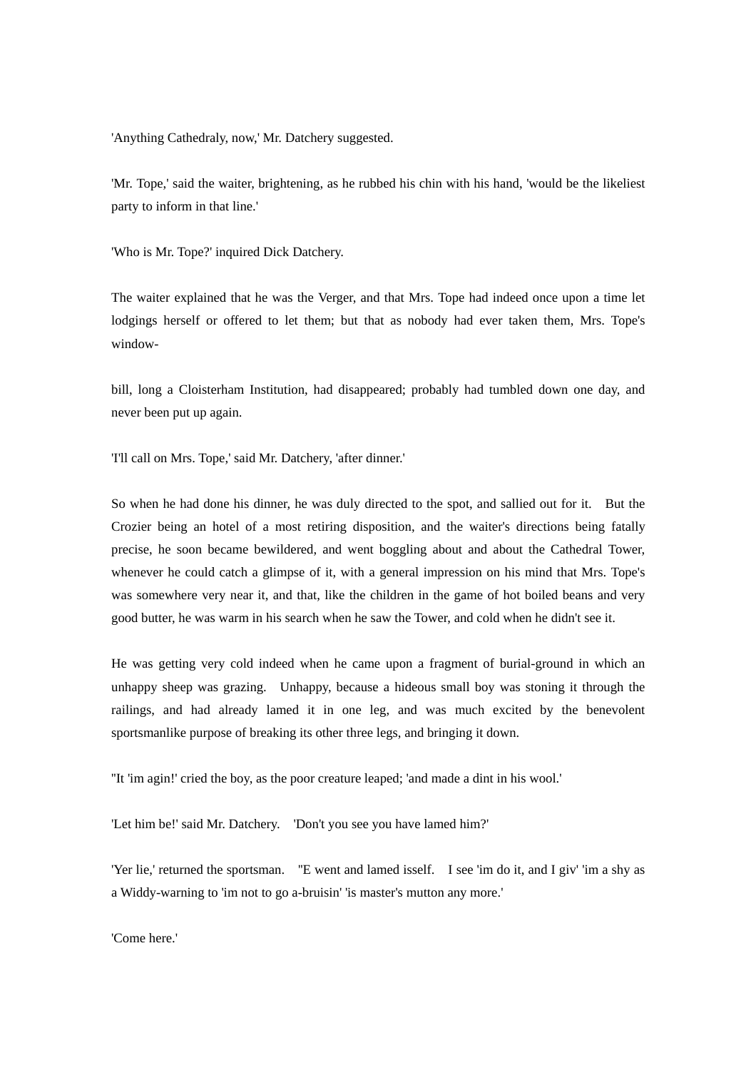'Anything Cathedraly, now,' Mr. Datchery suggested.

'Mr. Tope,' said the waiter, brightening, as he rubbed his chin with his hand, 'would be the likeliest party to inform in that line.'

'Who is Mr. Tope?' inquired Dick Datchery.

The waiter explained that he was the Verger, and that Mrs. Tope had indeed once upon a time let lodgings herself or offered to let them; but that as nobody had ever taken them, Mrs. Tope's window-

bill, long a Cloisterham Institution, had disappeared; probably had tumbled down one day, and never been put up again.

'I'll call on Mrs. Tope,' said Mr. Datchery, 'after dinner.'

So when he had done his dinner, he was duly directed to the spot, and sallied out for it. But the Crozier being an hotel of a most retiring disposition, and the waiter's directions being fatally precise, he soon became bewildered, and went boggling about and about the Cathedral Tower, whenever he could catch a glimpse of it, with a general impression on his mind that Mrs. Tope's was somewhere very near it, and that, like the children in the game of hot boiled beans and very good butter, he was warm in his search when he saw the Tower, and cold when he didn't see it.

He was getting very cold indeed when he came upon a fragment of burial-ground in which an unhappy sheep was grazing. Unhappy, because a hideous small boy was stoning it through the railings, and had already lamed it in one leg, and was much excited by the benevolent sportsmanlike purpose of breaking its other three legs, and bringing it down.

''It 'im agin!' cried the boy, as the poor creature leaped; 'and made a dint in his wool.'

'Let him be!' said Mr. Datchery. 'Don't you see you have lamed him?'

'Yer lie,' returned the sportsman. ''E went and lamed isself. I see 'im do it, and I giv' 'im a shy as a Widdy-warning to 'im not to go a-bruisin' 'is master's mutton any more.'

'Come here.'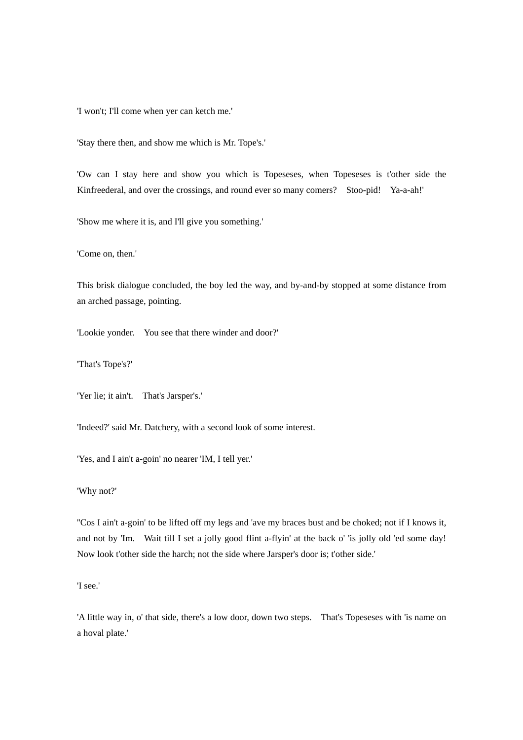'I won't; I'll come when yer can ketch me.'

'Stay there then, and show me which is Mr. Tope's.'

'Ow can I stay here and show you which is Topeseses, when Topeseses is t'other side the Kinfreederal, and over the crossings, and round ever so many comers? Stoo-pid! Ya-a-ah!'

'Show me where it is, and I'll give you something.'

'Come on, then.'

This brisk dialogue concluded, the boy led the way, and by-and-by stopped at some distance from an arched passage, pointing.

'Lookie yonder. You see that there winder and door?'

'That's Tope's?'

'Yer lie; it ain't. That's Jarsper's.'

'Indeed?' said Mr. Datchery, with a second look of some interest.

'Yes, and I ain't a-goin' no nearer 'IM, I tell yer.'

'Why not?'

''Cos I ain't a-goin' to be lifted off my legs and 'ave my braces bust and be choked; not if I knows it, and not by 'Im. Wait till I set a jolly good flint a-flyin' at the back o' 'is jolly old 'ed some day! Now look t'other side the harch; not the side where Jarsper's door is; t'other side.'

'I see.'

'A little way in, o' that side, there's a low door, down two steps. That's Topeseses with 'is name on a hoval plate.'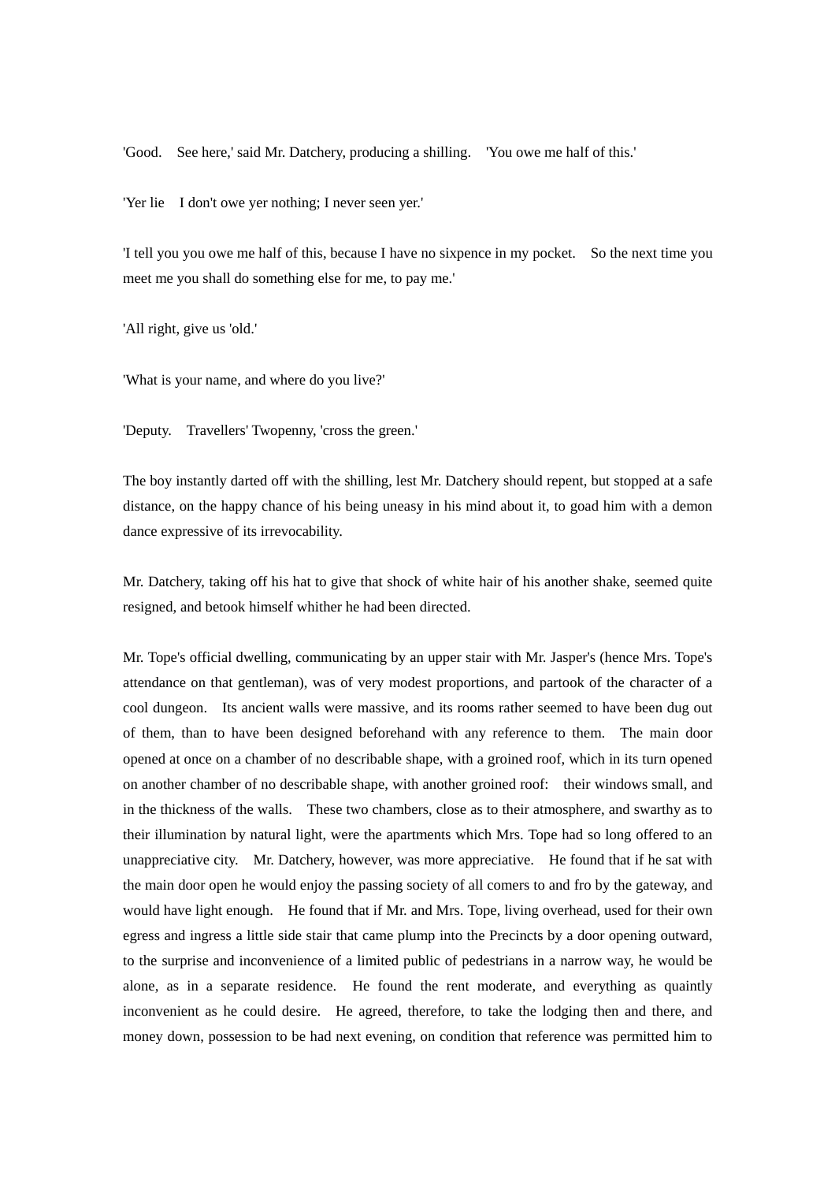'Good.  See here,' said Mr. Datchery, producing a shilling.  'You owe me half of this.'

'Yer lie  I don't owe yer nothing; I never seen yer.'

'I tell you you owe me half of this, because I have no sixpence in my pocket.  So the next time you meet me you shall do something else for me, to pay me.'

'All right, give us 'old.'

'What is your name, and where do you live?'

'Deputy.  Travellers' Twopenny, 'cross the green.'

The boy instantly darted off with the shilling, lest Mr. Datchery should repent, but stopped at a safe distance, on the happy chance of his being uneasy in his mind about it, to goad him with a demon dance expressive of its irrevocability.

Mr. Datchery, taking off his hat to give that shock of white hair of his another shake, seemed quite resigned, and betook himself whither he had been directed.

Mr. Tope's official dwelling, communicating by an upper stair with Mr. Jasper's (hence Mrs. Tope's attendance on that gentleman), was of very modest proportions, and partook of the character of a cool dungeon.  Its ancient walls were massive, and its rooms rather seemed to have been dug out of them, than to have been designed beforehand with any reference to them.  The main door opened at once on a chamber of no describable shape, with a groined roof, which in its turn opened on another chamber of no describable shape, with another groined roof:  their windows small, and in the thickness of the walls.  These two chambers, close as to their atmosphere, and swarthy as to their illumination by natural light, were the apartments which Mrs. Tope had so long offered to an unappreciative city.  Mr. Datchery, however, was more appreciative.  He found that if he sat with the main door open he would enjoy the passing society of all comers to and fro by the gateway, and would have light enough.  He found that if Mr. and Mrs. Tope, living overhead, used for their own egress and ingress a little side stair that came plump into the Precincts by a door opening outward, to the surprise and inconvenience of a limited public of pedestrians in a narrow way, he would be alone, as in a separate residence.  He found the rent moderate, and everything as quaintly inconvenient as he could desire.  He agreed, therefore, to take the lodging then and there, and money down, possession to be had next evening, on condition that reference was permitted him to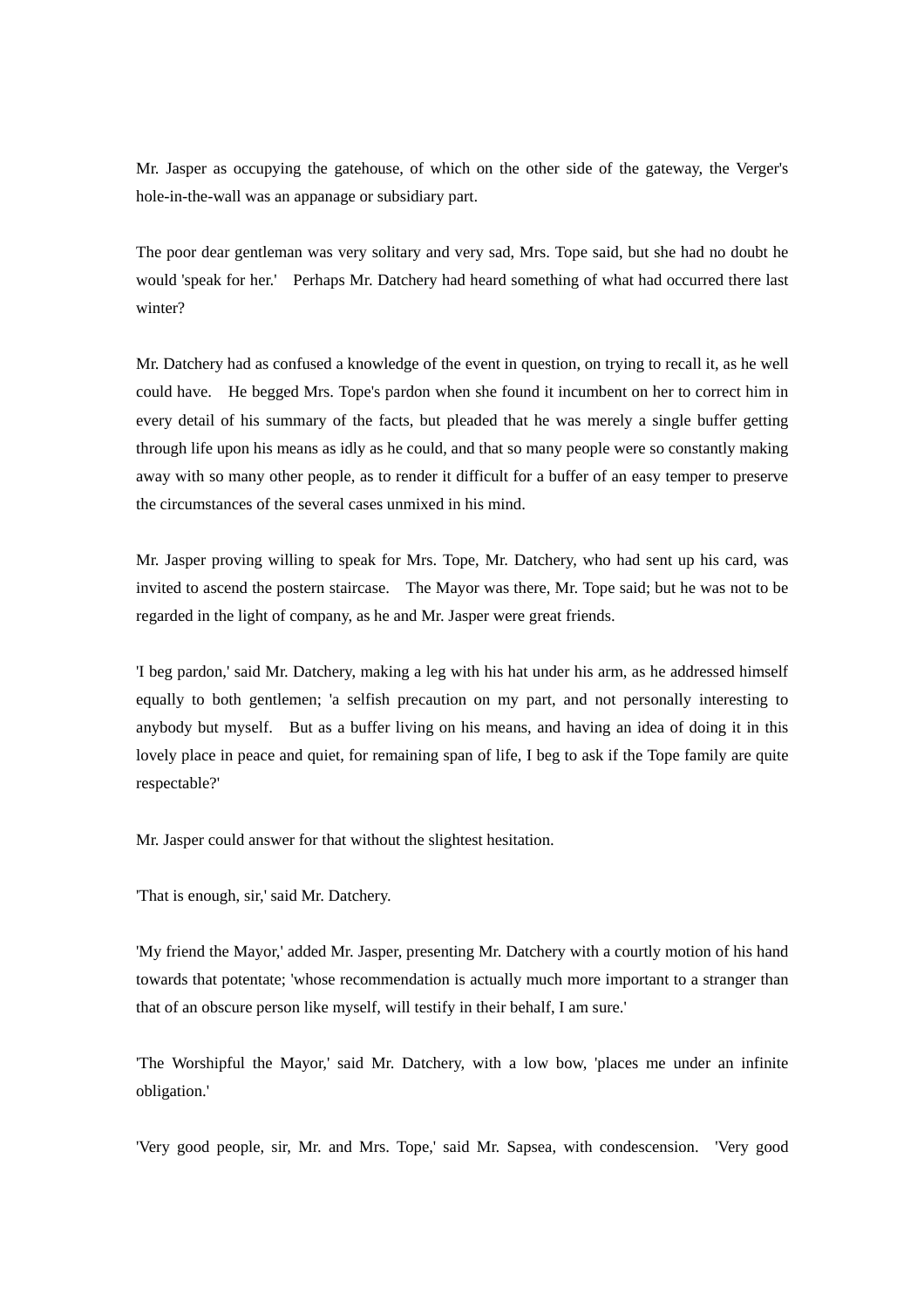Mr. Jasper as occupying the gatehouse, of which on the other side of the gateway, the Verger's hole-in-the-wall was an appanage or subsidiary part.

The poor dear gentleman was very solitary and very sad, Mrs. Tope said, but she had no doubt he would 'speak for her.' Perhaps Mr. Datchery had heard something of what had occurred there last winter?

Mr. Datchery had as confused a knowledge of the event in question, on trying to recall it, as he well could have. He begged Mrs. Tope's pardon when she found it incumbent on her to correct him in every detail of his summary of the facts, but pleaded that he was merely a single buffer getting through life upon his means as idly as he could, and that so many people were so constantly making away with so many other people, as to render it difficult for a buffer of an easy temper to preserve the circumstances of the several cases unmixed in his mind.

Mr. Jasper proving willing to speak for Mrs. Tope, Mr. Datchery, who had sent up his card, was invited to ascend the postern staircase. The Mayor was there, Mr. Tope said; but he was not to be regarded in the light of company, as he and Mr. Jasper were great friends.

'I beg pardon,' said Mr. Datchery, making a leg with his hat under his arm, as he addressed himself equally to both gentlemen; 'a selfish precaution on my part, and not personally interesting to anybody but myself. But as a buffer living on his means, and having an idea of doing it in this lovely place in peace and quiet, for remaining span of life, I beg to ask if the Tope family are quite respectable?'

Mr. Jasper could answer for that without the slightest hesitation.

'That is enough, sir,' said Mr. Datchery.

'My friend the Mayor,' added Mr. Jasper, presenting Mr. Datchery with a courtly motion of his hand towards that potentate; 'whose recommendation is actually much more important to a stranger than that of an obscure person like myself, will testify in their behalf, I am sure.'

'The Worshipful the Mayor,' said Mr. Datchery, with a low bow, 'places me under an infinite obligation.'

'Very good people, sir, Mr. and Mrs. Tope,' said Mr. Sapsea, with condescension. 'Very good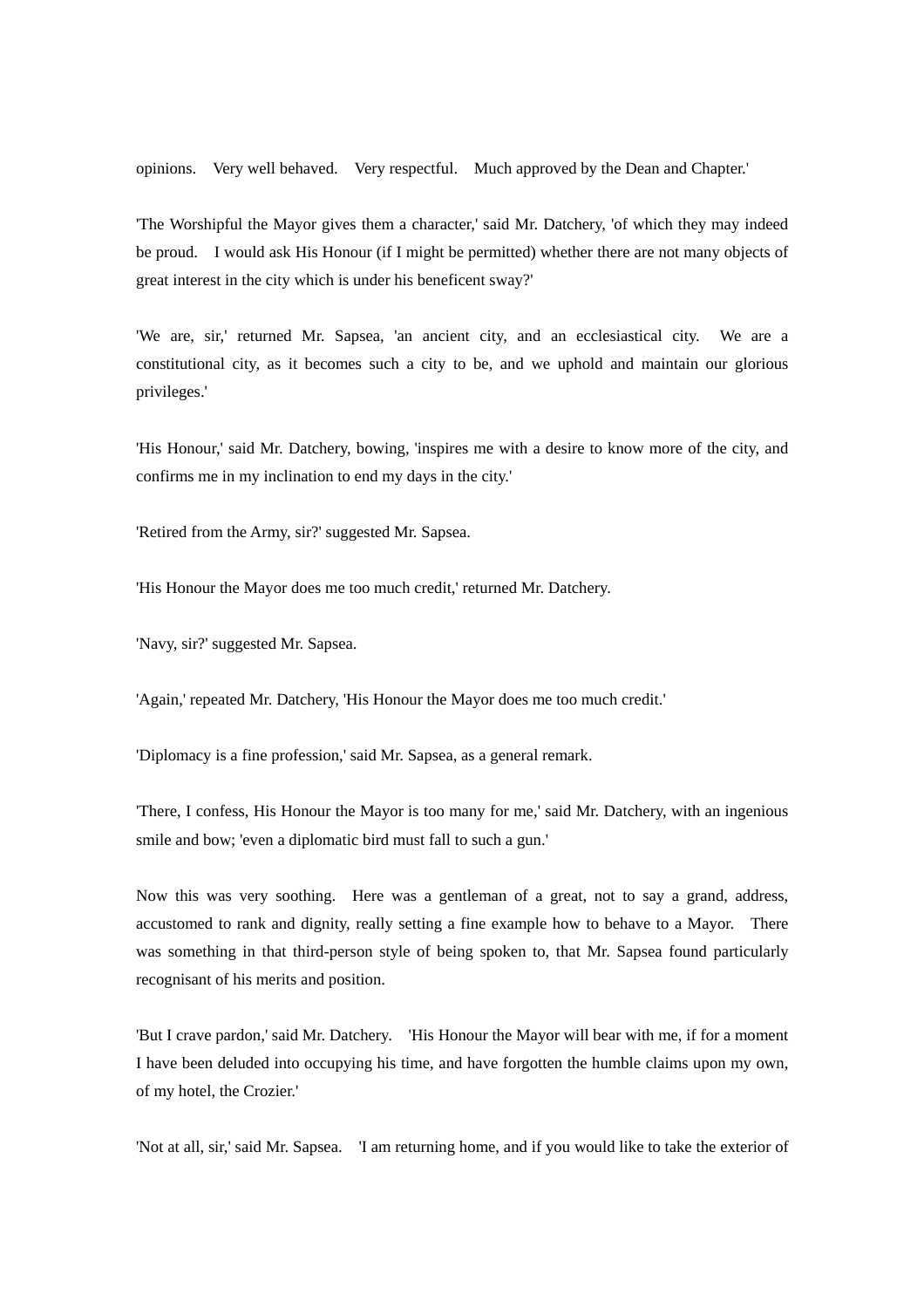opinions. Very well behaved. Very respectful. Much approved by the Dean and Chapter.'

'The Worshipful the Mayor gives them a character,' said Mr. Datchery, 'of which they may indeed be proud. I would ask His Honour (if I might be permitted) whether there are not many objects of great interest in the city which is under his beneficent sway?'

'We are, sir,' returned Mr. Sapsea, 'an ancient city, and an ecclesiastical city. We are a constitutional city, as it becomes such a city to be, and we uphold and maintain our glorious privileges.'

'His Honour,' said Mr. Datchery, bowing, 'inspires me with a desire to know more of the city, and confirms me in my inclination to end my days in the city.'

'Retired from the Army, sir?' suggested Mr. Sapsea.

'His Honour the Mayor does me too much credit,' returned Mr. Datchery.

'Navy, sir?' suggested Mr. Sapsea.

'Again,' repeated Mr. Datchery, 'His Honour the Mayor does me too much credit.'

'Diplomacy is a fine profession,' said Mr. Sapsea, as a general remark.

'There, I confess, His Honour the Mayor is too many for me,' said Mr. Datchery, with an ingenious smile and bow; 'even a diplomatic bird must fall to such a gun.'

Now this was very soothing. Here was a gentleman of a great, not to say a grand, address, accustomed to rank and dignity, really setting a fine example how to behave to a Mayor. There was something in that third-person style of being spoken to, that Mr. Sapsea found particularly recognisant of his merits and position.

'But I crave pardon,' said Mr. Datchery. 'His Honour the Mayor will bear with me, if for a moment I have been deluded into occupying his time, and have forgotten the humble claims upon my own, of my hotel, the Crozier.'

'Not at all, sir,' said Mr. Sapsea. 'I am returning home, and if you would like to take the exterior of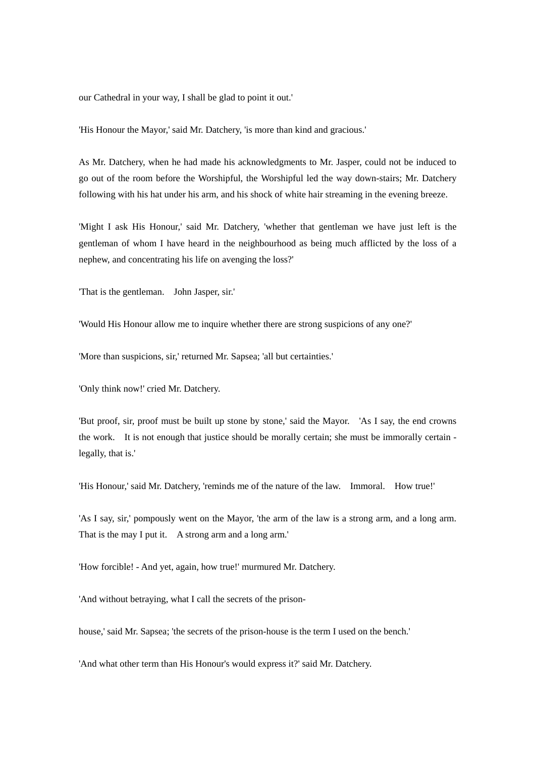our Cathedral in your way, I shall be glad to point it out.'

'His Honour the Mayor,' said Mr. Datchery, 'is more than kind and gracious.'

As Mr. Datchery, when he had made his acknowledgments to Mr. Jasper, could not be induced to go out of the room before the Worshipful, the Worshipful led the way down-stairs; Mr. Datchery following with his hat under his arm, and his shock of white hair streaming in the evening breeze.

'Might I ask His Honour,' said Mr. Datchery, 'whether that gentleman we have just left is the gentleman of whom I have heard in the neighbourhood as being much afflicted by the loss of a nephew, and concentrating his life on avenging the loss?'

'That is the gentleman. John Jasper, sir.'

'Would His Honour allow me to inquire whether there are strong suspicions of any one?'

'More than suspicions, sir,' returned Mr. Sapsea; 'all but certainties.'

'Only think now!' cried Mr. Datchery.

'But proof, sir, proof must be built up stone by stone,' said the Mayor. 'As I say, the end crowns the work. It is not enough that justice should be morally certain; she must be immorally certain - legally, that is.'

'His Honour,' said Mr. Datchery, 'reminds me of the nature of the law. Immoral. How true!'

'As I say, sir,' pompously went on the Mayor, 'the arm of the law is a strong arm, and a long arm. That is the may I put it. A strong arm and a long arm.'

'How forcible! - And yet, again, how true!' murmured Mr. Datchery.

'And without betraying, what I call the secrets of the prison-

house,' said Mr. Sapsea; 'the secrets of the prison-house is the term I used on the bench.'

'And what other term than His Honour's would express it?' said Mr. Datchery.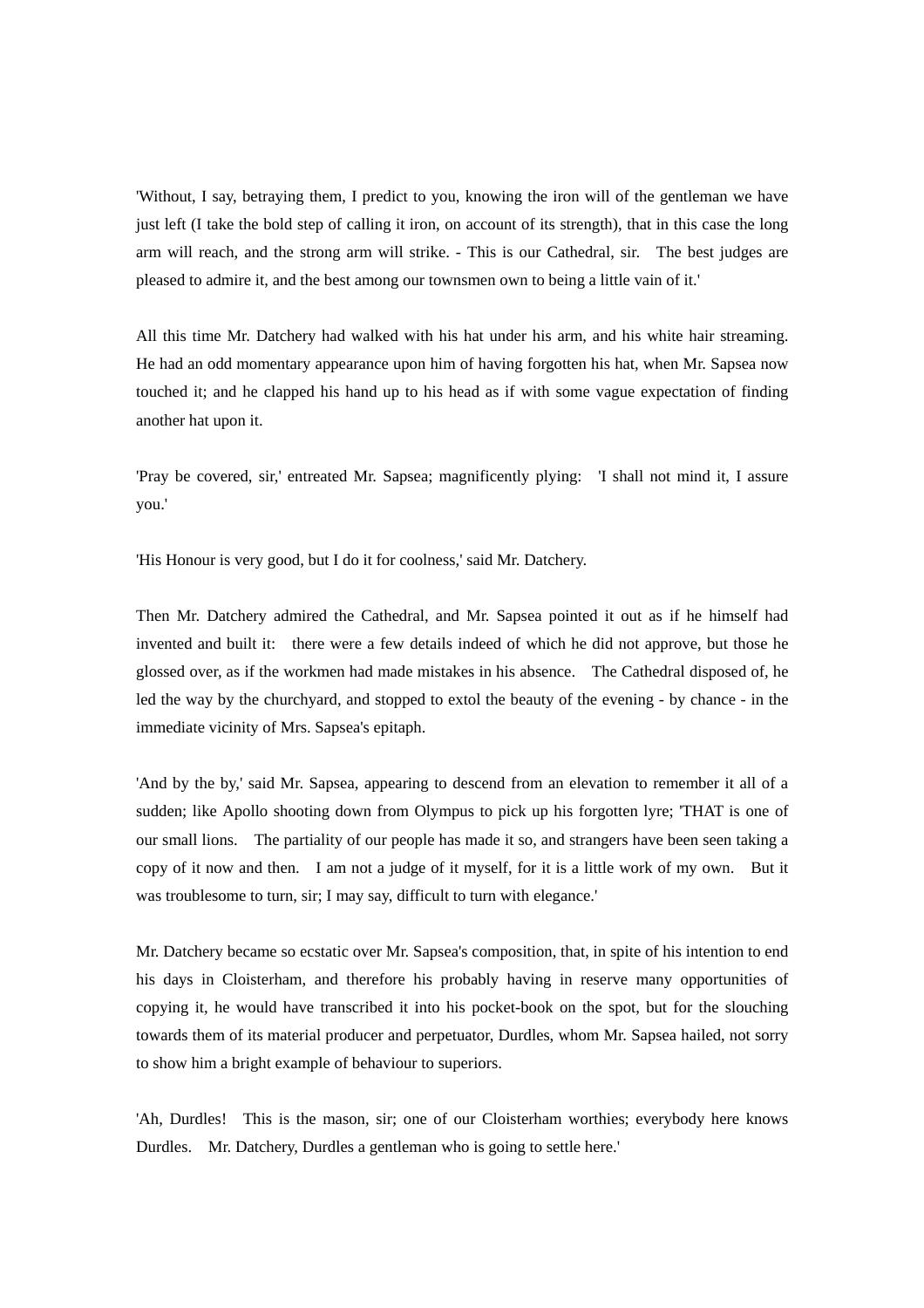'Without, I say, betraying them, I predict to you, knowing the iron will of the gentleman we have just left (I take the bold step of calling it iron, on account of its strength), that in this case the long arm will reach, and the strong arm will strike. - This is our Cathedral, sir. The best judges are pleased to admire it, and the best among our townsmen own to being a little vain of it.'

All this time Mr. Datchery had walked with his hat under his arm, and his white hair streaming. He had an odd momentary appearance upon him of having forgotten his hat, when Mr. Sapsea now touched it; and he clapped his hand up to his head as if with some vague expectation of finding another hat upon it.

'Pray be covered, sir,' entreated Mr. Sapsea; magnificently plying: 'I shall not mind it, I assure you.'

'His Honour is very good, but I do it for coolness,' said Mr. Datchery.

Then Mr. Datchery admired the Cathedral, and Mr. Sapsea pointed it out as if he himself had invented and built it: there were a few details indeed of which he did not approve, but those he glossed over, as if the workmen had made mistakes in his absence. The Cathedral disposed of, he led the way by the churchyard, and stopped to extol the beauty of the evening - by chance - in the immediate vicinity of Mrs. Sapsea's epitaph.

'And by the by,' said Mr. Sapsea, appearing to descend from an elevation to remember it all of a sudden; like Apollo shooting down from Olympus to pick up his forgotten lyre; 'THAT is one of our small lions. The partiality of our people has made it so, and strangers have been seen taking a copy of it now and then. I am not a judge of it myself, for it is a little work of my own. But it was troublesome to turn, sir; I may say, difficult to turn with elegance.'

Mr. Datchery became so ecstatic over Mr. Sapsea's composition, that, in spite of his intention to end his days in Cloisterham, and therefore his probably having in reserve many opportunities of copying it, he would have transcribed it into his pocket-book on the spot, but for the slouching towards them of its material producer and perpetuator, Durdles, whom Mr. Sapsea hailed, not sorry to show him a bright example of behaviour to superiors.

'Ah, Durdles! This is the mason, sir; one of our Cloisterham worthies; everybody here knows Durdles. Mr. Datchery, Durdles a gentleman who is going to settle here.'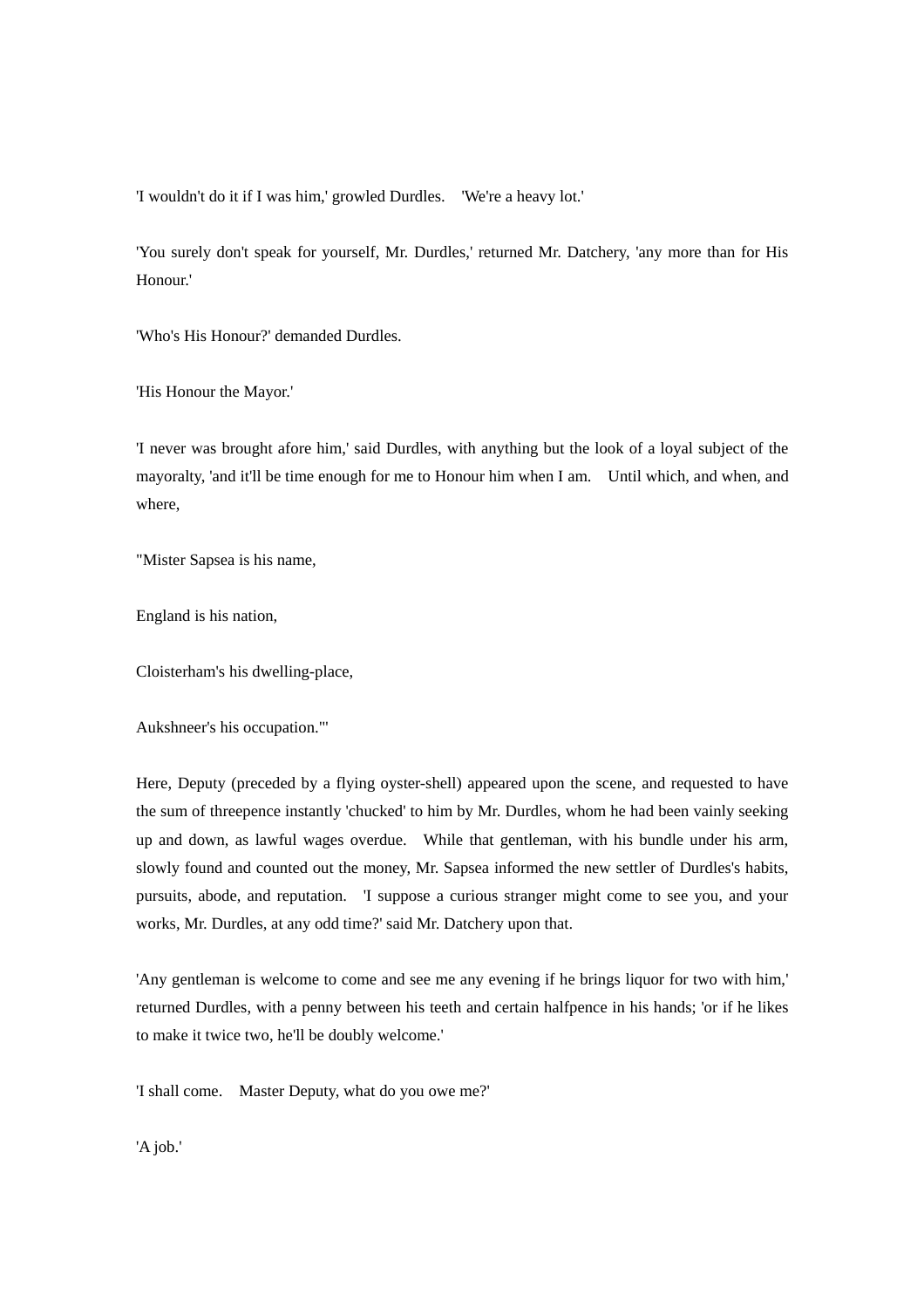'I wouldn't do it if I was him,' growled Durdles. 'We're a heavy lot.'

'You surely don't speak for yourself, Mr. Durdles,' returned Mr. Datchery, 'any more than for His Honour.'

'Who's His Honour?' demanded Durdles.

'His Honour the Mayor.'

'I never was brought afore him,' said Durdles, with anything but the look of a loyal subject of the mayoralty, 'and it'll be time enough for me to Honour him when I am. Until which, and when, and where,

"Mister Sapsea is his name,

England is his nation,

Cloisterham's his dwelling-place,

Aukshneer's his occupation."'

Here, Deputy (preceded by a flying oyster-shell) appeared upon the scene, and requested to have the sum of threepence instantly 'chucked' to him by Mr. Durdles, whom he had been vainly seeking up and down, as lawful wages overdue. While that gentleman, with his bundle under his arm, slowly found and counted out the money, Mr. Sapsea informed the new settler of Durdles's habits, pursuits, abode, and reputation. 'I suppose a curious stranger might come to see you, and your works, Mr. Durdles, at any odd time?' said Mr. Datchery upon that.

'Any gentleman is welcome to come and see me any evening if he brings liquor for two with him,' returned Durdles, with a penny between his teeth and certain halfpence in his hands; 'or if he likes to make it twice two, he'll be doubly welcome.'

'I shall come. Master Deputy, what do you owe me?'

'A job.'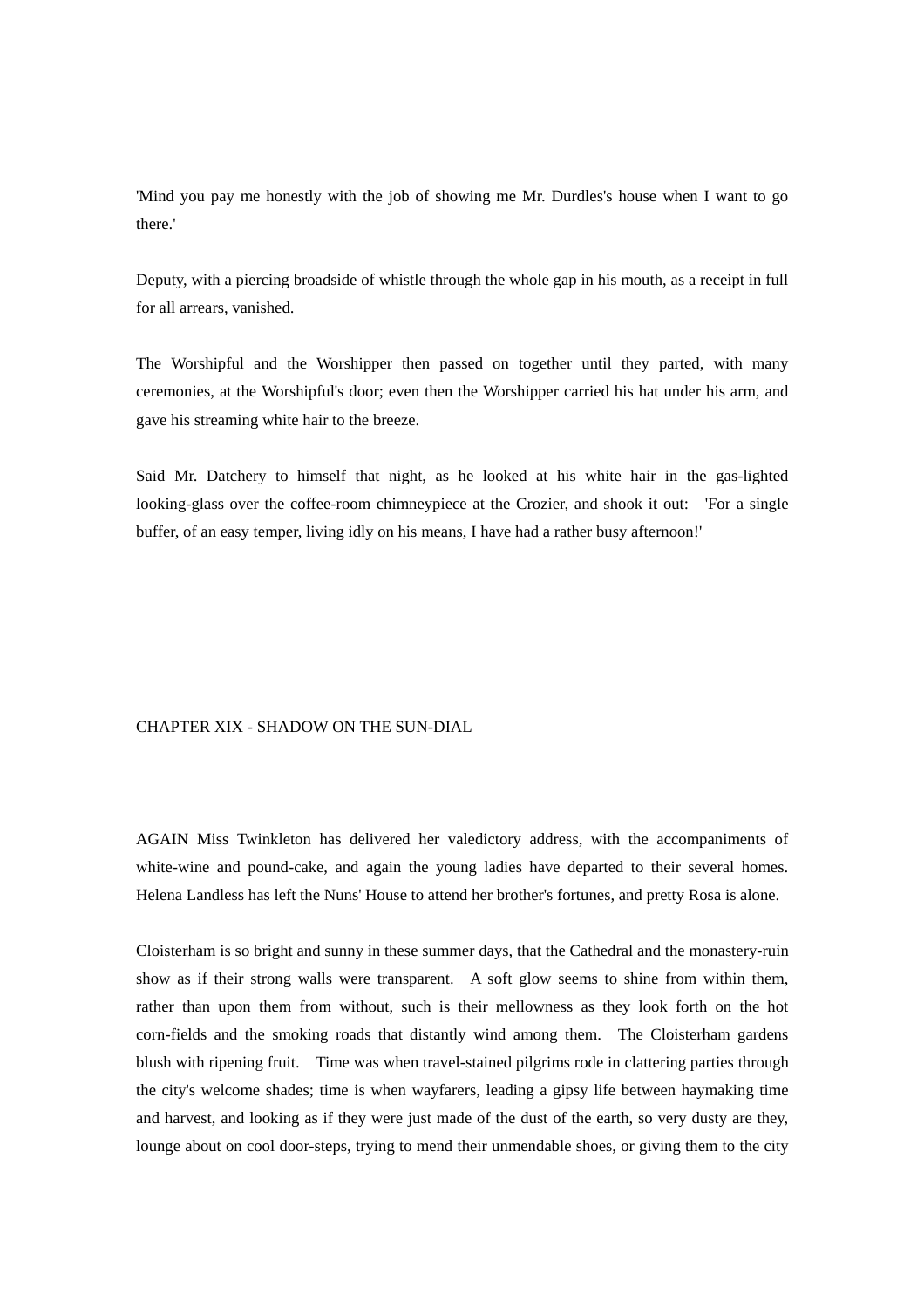'Mind you pay me honestly with the job of showing me Mr. Durdles's house when I want to go there.'

Deputy, with a piercing broadside of whistle through the whole gap in his mouth, as a receipt in full for all arrears, vanished.

The Worshipful and the Worshipper then passed on together until they parted, with many ceremonies, at the Worshipful's door; even then the Worshipper carried his hat under his arm, and gave his streaming white hair to the breeze.

Said Mr. Datchery to himself that night, as he looked at his white hair in the gas-lighted looking-glass over the coffee-room chimneypiece at the Crozier, and shook it out: 'For a single buffer, of an easy temper, living idly on his means, I have had a rather busy afternoon!'

## CHAPTER XIX - SHADOW ON THE SUN-DIAL

AGAIN Miss Twinkleton has delivered her valedictory address, with the accompaniments of white-wine and pound-cake, and again the young ladies have departed to their several homes. Helena Landless has left the Nuns' House to attend her brother's fortunes, and pretty Rosa is alone.

Cloisterham is so bright and sunny in these summer days, that the Cathedral and the monastery-ruin show as if their strong walls were transparent. A soft glow seems to shine from within them, rather than upon them from without, such is their mellowness as they look forth on the hot corn-fields and the smoking roads that distantly wind among them. The Cloisterham gardens blush with ripening fruit. Time was when travel-stained pilgrims rode in clattering parties through the city's welcome shades; time is when wayfarers, leading a gipsy life between haymaking time and harvest, and looking as if they were just made of the dust of the earth, so very dusty are they, lounge about on cool door-steps, trying to mend their unmendable shoes, or giving them to the city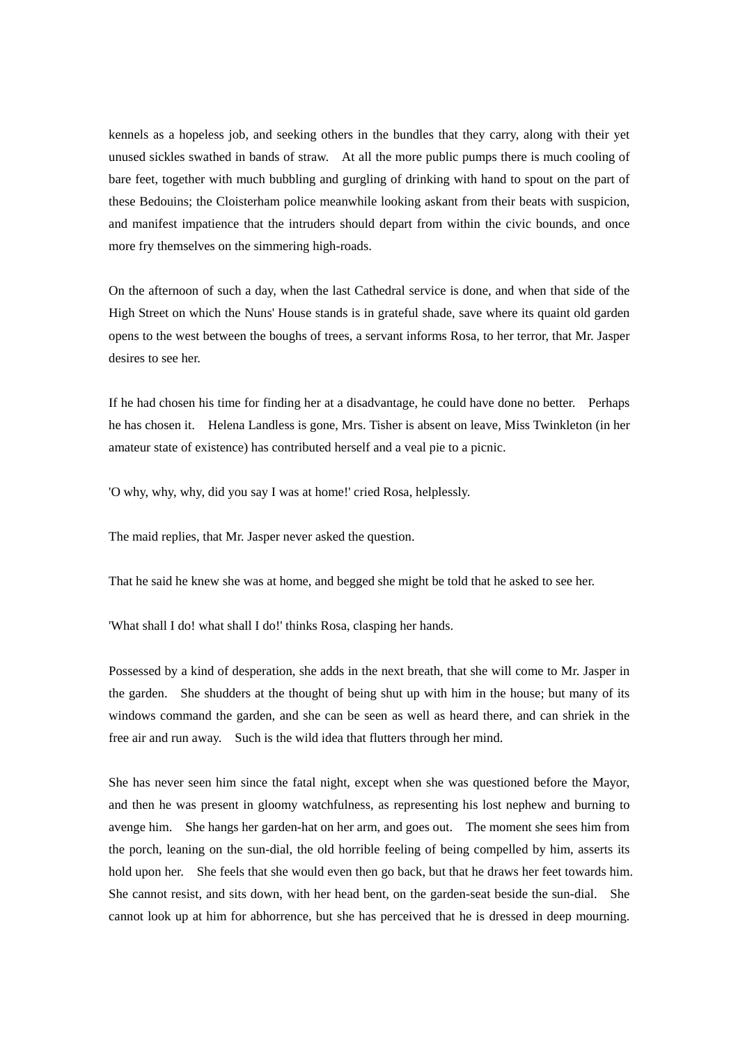kennels as a hopeless job, and seeking others in the bundles that they carry, along with their yet unused sickles swathed in bands of straw. At all the more public pumps there is much cooling of bare feet, together with much bubbling and gurgling of drinking with hand to spout on the part of these Bedouins; the Cloisterham police meanwhile looking askant from their beats with suspicion, and manifest impatience that the intruders should depart from within the civic bounds, and once more fry themselves on the simmering high-roads.

On the afternoon of such a day, when the last Cathedral service is done, and when that side of the High Street on which the Nuns' House stands is in grateful shade, save where its quaint old garden opens to the west between the boughs of trees, a servant informs Rosa, to her terror, that Mr. Jasper desires to see her.

If he had chosen his time for finding her at a disadvantage, he could have done no better. Perhaps he has chosen it. Helena Landless is gone, Mrs. Tisher is absent on leave, Miss Twinkleton (in her amateur state of existence) has contributed herself and a veal pie to a picnic.

'O why, why, why, did you say I was at home!' cried Rosa, helplessly.

The maid replies, that Mr. Jasper never asked the question.

That he said he knew she was at home, and begged she might be told that he asked to see her.

'What shall I do! what shall I do!' thinks Rosa, clasping her hands.

Possessed by a kind of desperation, she adds in the next breath, that she will come to Mr. Jasper in the garden. She shudders at the thought of being shut up with him in the house; but many of its windows command the garden, and she can be seen as well as heard there, and can shriek in the free air and run away. Such is the wild idea that flutters through her mind.

She has never seen him since the fatal night, except when she was questioned before the Mayor, and then he was present in gloomy watchfulness, as representing his lost nephew and burning to avenge him. She hangs her garden-hat on her arm, and goes out. The moment she sees him from the porch, leaning on the sun-dial, the old horrible feeling of being compelled by him, asserts its hold upon her. She feels that she would even then go back, but that he draws her feet towards him. She cannot resist, and sits down, with her head bent, on the garden-seat beside the sun-dial. She cannot look up at him for abhorrence, but she has perceived that he is dressed in deep mourning.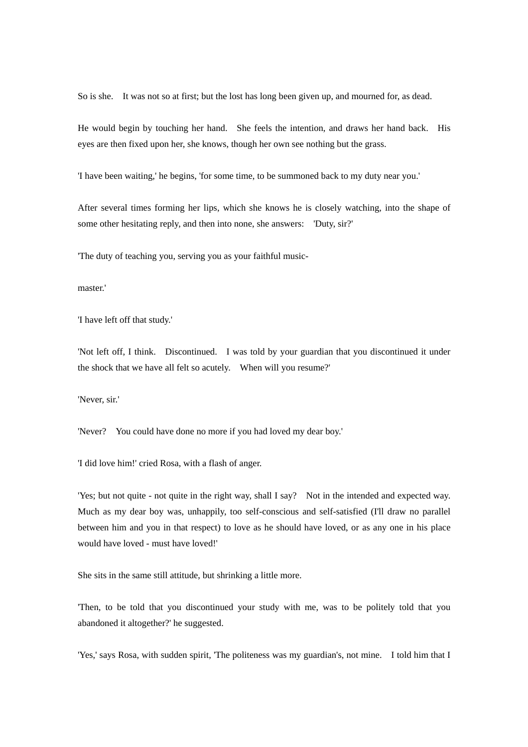So is she. It was not so at first; but the lost has long been given up, and mourned for, as dead.

He would begin by touching her hand. She feels the intention, and draws her hand back. His eyes are then fixed upon her, she knows, though her own see nothing but the grass.

'I have been waiting,' he begins, 'for some time, to be summoned back to my duty near you.'

After several times forming her lips, which she knows he is closely watching, into the shape of some other hesitating reply, and then into none, she answers: 'Duty, sir?'

'The duty of teaching you, serving you as your faithful music-

master.'

'I have left off that study.'

'Not left off, I think. Discontinued. I was told by your guardian that you discontinued it under the shock that we have all felt so acutely. When will you resume?'

'Never, sir.'

'Never? You could have done no more if you had loved my dear boy.'

'I did love him!' cried Rosa, with a flash of anger.

'Yes; but not quite - not quite in the right way, shall I say? Not in the intended and expected way. Much as my dear boy was, unhappily, too self-conscious and self-satisfied (I'll draw no parallel between him and you in that respect) to love as he should have loved, or as any one in his place would have loved - must have loved!'

She sits in the same still attitude, but shrinking a little more.

'Then, to be told that you discontinued your study with me, was to be politely told that you abandoned it altogether?' he suggested.

'Yes,' says Rosa, with sudden spirit, 'The politeness was my guardian's, not mine. I told him that I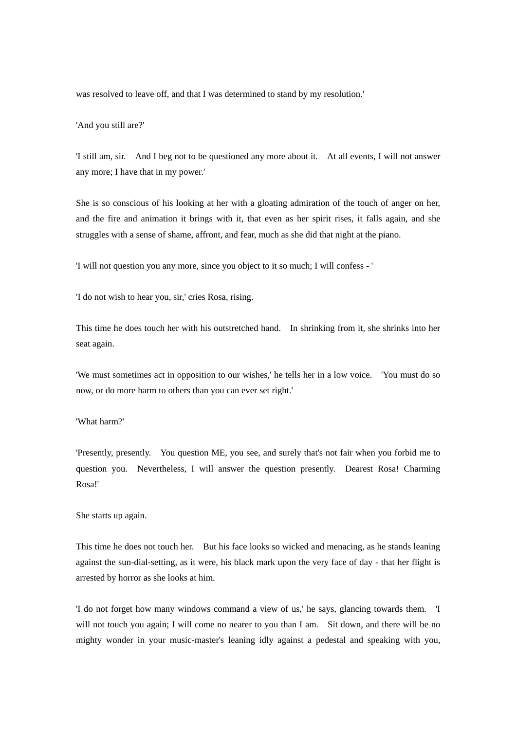was resolved to leave off, and that I was determined to stand by my resolution.'

'And you still are?'

'I still am, sir. And I beg not to be questioned any more about it. At all events, I will not answer any more; I have that in my power.'

She is so conscious of his looking at her with a gloating admiration of the touch of anger on her, and the fire and animation it brings with it, that even as her spirit rises, it falls again, and she struggles with a sense of shame, affront, and fear, much as she did that night at the piano.

'I will not question you any more, since you object to it so much; I will confess - '

'I do not wish to hear you, sir,' cries Rosa, rising.

This time he does touch her with his outstretched hand. In shrinking from it, she shrinks into her seat again.

'We must sometimes act in opposition to our wishes,' he tells her in a low voice. 'You must do so now, or do more harm to others than you can ever set right.'

'What harm?'

'Presently, presently. You question ME, you see, and surely that's not fair when you forbid me to question you. Nevertheless, I will answer the question presently. Dearest Rosa! Charming Rosa!'

She starts up again.

This time he does not touch her. But his face looks so wicked and menacing, as he stands leaning against the sun-dial-setting, as it were, his black mark upon the very face of day - that her flight is arrested by horror as she looks at him.

'I do not forget how many windows command a view of us,' he says, glancing towards them. 'I will not touch you again; I will come no nearer to you than I am. Sit down, and there will be no mighty wonder in your music-master's leaning idly against a pedestal and speaking with you,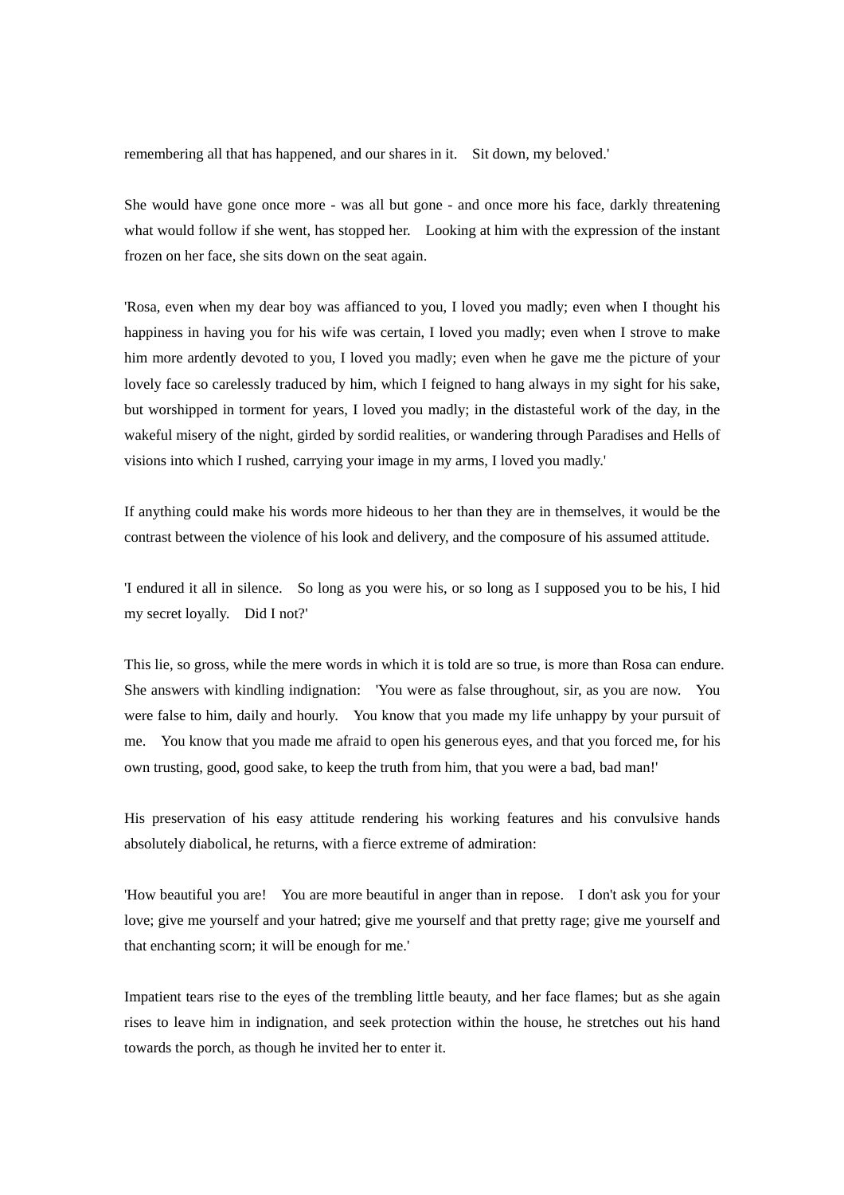remembering all that has happened, and our shares in it. Sit down, my beloved.'

She would have gone once more - was all but gone - and once more his face, darkly threatening what would follow if she went, has stopped her. Looking at him with the expression of the instant frozen on her face, she sits down on the seat again.

'Rosa, even when my dear boy was affianced to you, I loved you madly; even when I thought his happiness in having you for his wife was certain, I loved you madly; even when I strove to make him more ardently devoted to you, I loved you madly; even when he gave me the picture of your lovely face so carelessly traduced by him, which I feigned to hang always in my sight for his sake, but worshipped in torment for years, I loved you madly; in the distasteful work of the day, in the wakeful misery of the night, girded by sordid realities, or wandering through Paradises and Hells of visions into which I rushed, carrying your image in my arms, I loved you madly.'

If anything could make his words more hideous to her than they are in themselves, it would be the contrast between the violence of his look and delivery, and the composure of his assumed attitude.

'I endured it all in silence. So long as you were his, or so long as I supposed you to be his, I hid my secret loyally. Did I not?'

This lie, so gross, while the mere words in which it is told are so true, is more than Rosa can endure. She answers with kindling indignation: 'You were as false throughout, sir, as you are now. You were false to him, daily and hourly. You know that you made my life unhappy by your pursuit of me. You know that you made me afraid to open his generous eyes, and that you forced me, for his own trusting, good, good sake, to keep the truth from him, that you were a bad, bad man!'

His preservation of his easy attitude rendering his working features and his convulsive hands absolutely diabolical, he returns, with a fierce extreme of admiration:

'How beautiful you are! You are more beautiful in anger than in repose. I don't ask you for your love; give me yourself and your hatred; give me yourself and that pretty rage; give me yourself and that enchanting scorn; it will be enough for me.'

Impatient tears rise to the eyes of the trembling little beauty, and her face flames; but as she again rises to leave him in indignation, and seek protection within the house, he stretches out his hand towards the porch, as though he invited her to enter it.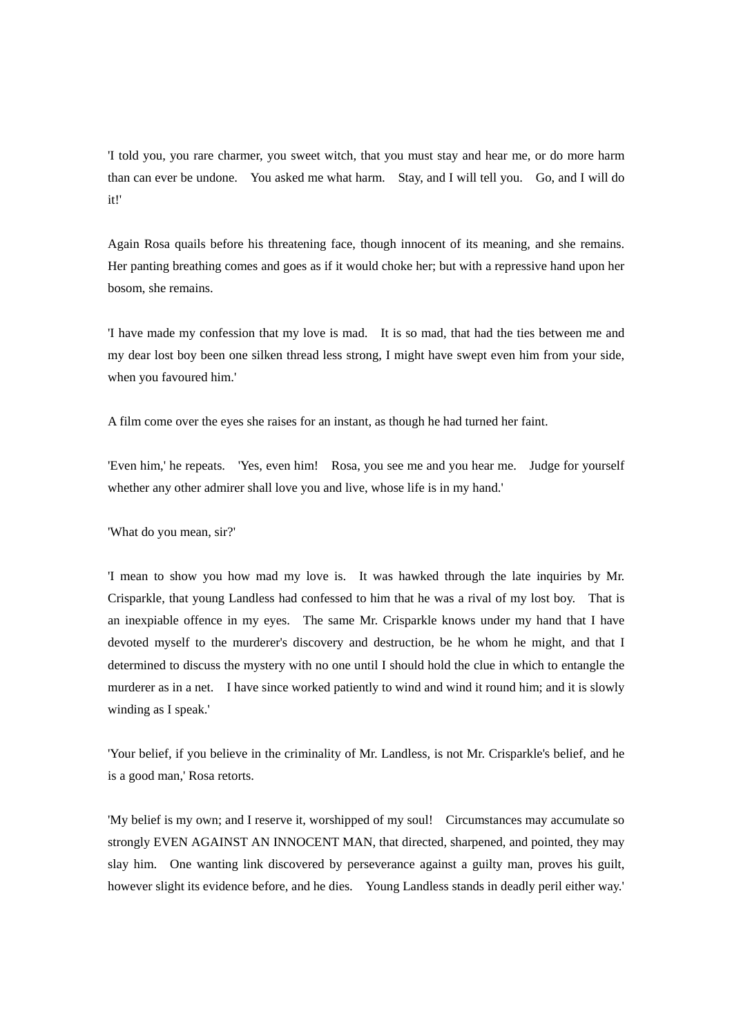'I told you, you rare charmer, you sweet witch, that you must stay and hear me, or do more harm than can ever be undone. You asked me what harm. Stay, and I will tell you. Go, and I will do it!'

Again Rosa quails before his threatening face, though innocent of its meaning, and she remains. Her panting breathing comes and goes as if it would choke her; but with a repressive hand upon her bosom, she remains.

'I have made my confession that my love is mad. It is so mad, that had the ties between me and my dear lost boy been one silken thread less strong, I might have swept even him from your side, when you favoured him.'

A film come over the eyes she raises for an instant, as though he had turned her faint.

'Even him,' he repeats. 'Yes, even him! Rosa, you see me and you hear me. Judge for yourself whether any other admirer shall love you and live, whose life is in my hand.'

'What do you mean, sir?'

'I mean to show you how mad my love is. It was hawked through the late inquiries by Mr. Crisparkle, that young Landless had confessed to him that he was a rival of my lost boy. That is an inexpiable offence in my eyes. The same Mr. Crisparkle knows under my hand that I have devoted myself to the murderer's discovery and destruction, be he whom he might, and that I determined to discuss the mystery with no one until I should hold the clue in which to entangle the murderer as in a net. I have since worked patiently to wind and wind it round him; and it is slowly winding as I speak.'

'Your belief, if you believe in the criminality of Mr. Landless, is not Mr. Crisparkle's belief, and he is a good man,' Rosa retorts.

'My belief is my own; and I reserve it, worshipped of my soul! Circumstances may accumulate so strongly EVEN AGAINST AN INNOCENT MAN, that directed, sharpened, and pointed, they may slay him. One wanting link discovered by perseverance against a guilty man, proves his guilt, however slight its evidence before, and he dies. Young Landless stands in deadly peril either way.'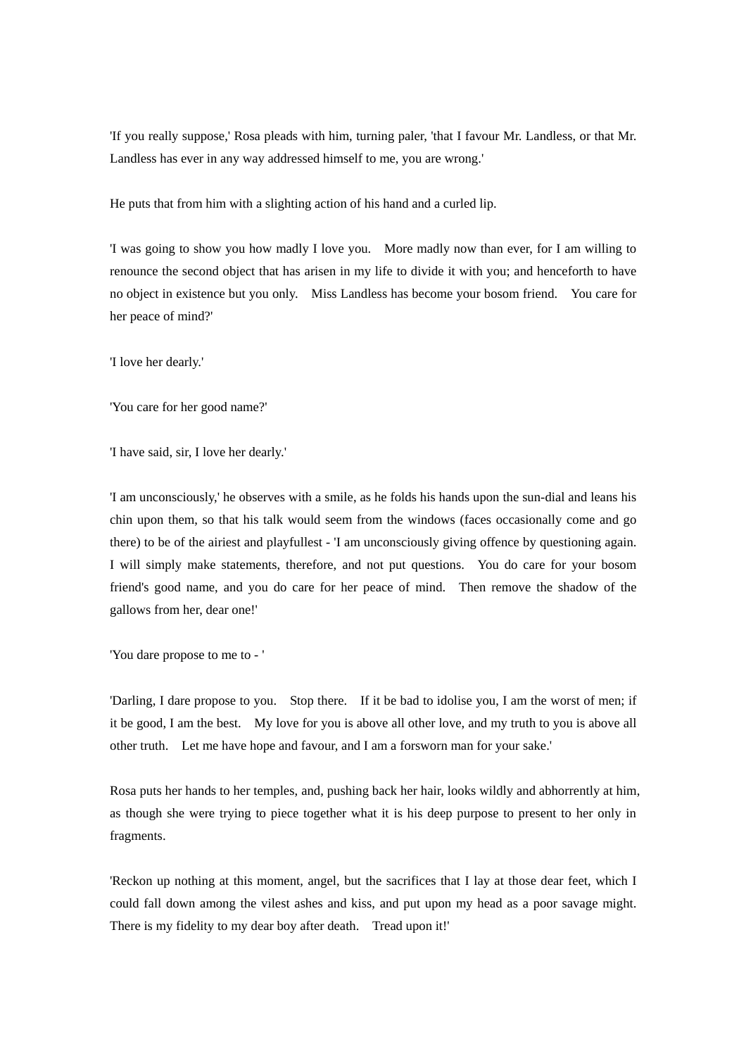'If you really suppose,' Rosa pleads with him, turning paler, 'that I favour Mr. Landless, or that Mr. Landless has ever in any way addressed himself to me, you are wrong.'

He puts that from him with a slighting action of his hand and a curled lip.

'I was going to show you how madly I love you. More madly now than ever, for I am willing to renounce the second object that has arisen in my life to divide it with you; and henceforth to have no object in existence but you only. Miss Landless has become your bosom friend. You care for her peace of mind?'

'I love her dearly.'

'You care for her good name?'

'I have said, sir, I love her dearly.'

'I am unconsciously,' he observes with a smile, as he folds his hands upon the sun-dial and leans his chin upon them, so that his talk would seem from the windows (faces occasionally come and go there) to be of the airiest and playfullest - 'I am unconsciously giving offence by questioning again. I will simply make statements, therefore, and not put questions. You do care for your bosom friend's good name, and you do care for her peace of mind. Then remove the shadow of the gallows from her, dear one!'

'You dare propose to me to - '

'Darling, I dare propose to you. Stop there. If it be bad to idolise you, I am the worst of men; if it be good, I am the best. My love for you is above all other love, and my truth to you is above all other truth. Let me have hope and favour, and I am a forsworn man for your sake.'

Rosa puts her hands to her temples, and, pushing back her hair, looks wildly and abhorrently at him, as though she were trying to piece together what it is his deep purpose to present to her only in fragments.

'Reckon up nothing at this moment, angel, but the sacrifices that I lay at those dear feet, which I could fall down among the vilest ashes and kiss, and put upon my head as a poor savage might. There is my fidelity to my dear boy after death. Tread upon it!'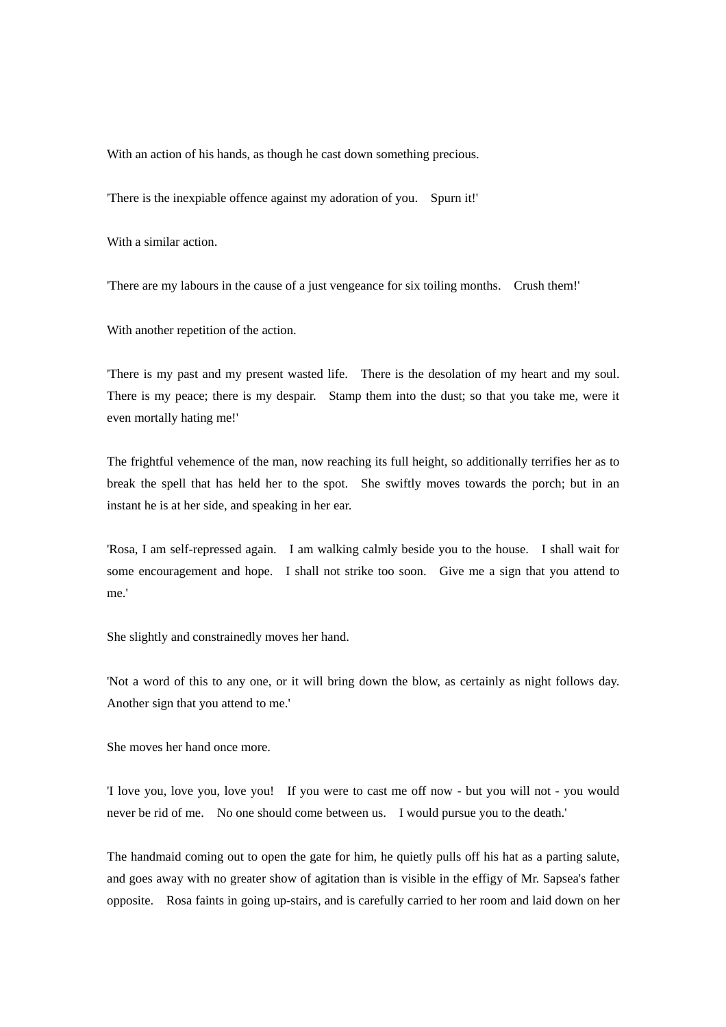With an action of his hands, as though he cast down something precious.

'There is the inexpiable offence against my adoration of you.   Spurn it!'

With a similar action.

'There are my labours in the cause of a just vengeance for six toiling months.   Crush them!'

With another repetition of the action.

'There is my past and my present wasted life.   There is the desolation of my heart and my soul. There is my peace; there is my despair.   Stamp them into the dust; so that you take me, were it even mortally hating me!'

The frightful vehemence of the man, now reaching its full height, so additionally terrifies her as to break the spell that has held her to the spot.   She swiftly moves towards the porch; but in an instant he is at her side, and speaking in her ear.

'Rosa, I am self-repressed again.   I am walking calmly beside you to the house.   I shall wait for some encouragement and hope.   I shall not strike too soon.   Give me a sign that you attend to me.'

She slightly and constrainedly moves her hand.

'Not a word of this to any one, or it will bring down the blow, as certainly as night follows day. Another sign that you attend to me.'

She moves her hand once more.

'I love you, love you, love you!   If you were to cast me off now - but you will not - you would never be rid of me.   No one should come between us.   I would pursue you to the death.'

The handmaid coming out to open the gate for him, he quietly pulls off his hat as a parting salute, and goes away with no greater show of agitation than is visible in the effigy of Mr. Sapsea's father opposite.   Rosa faints in going up-stairs, and is carefully carried to her room and laid down on her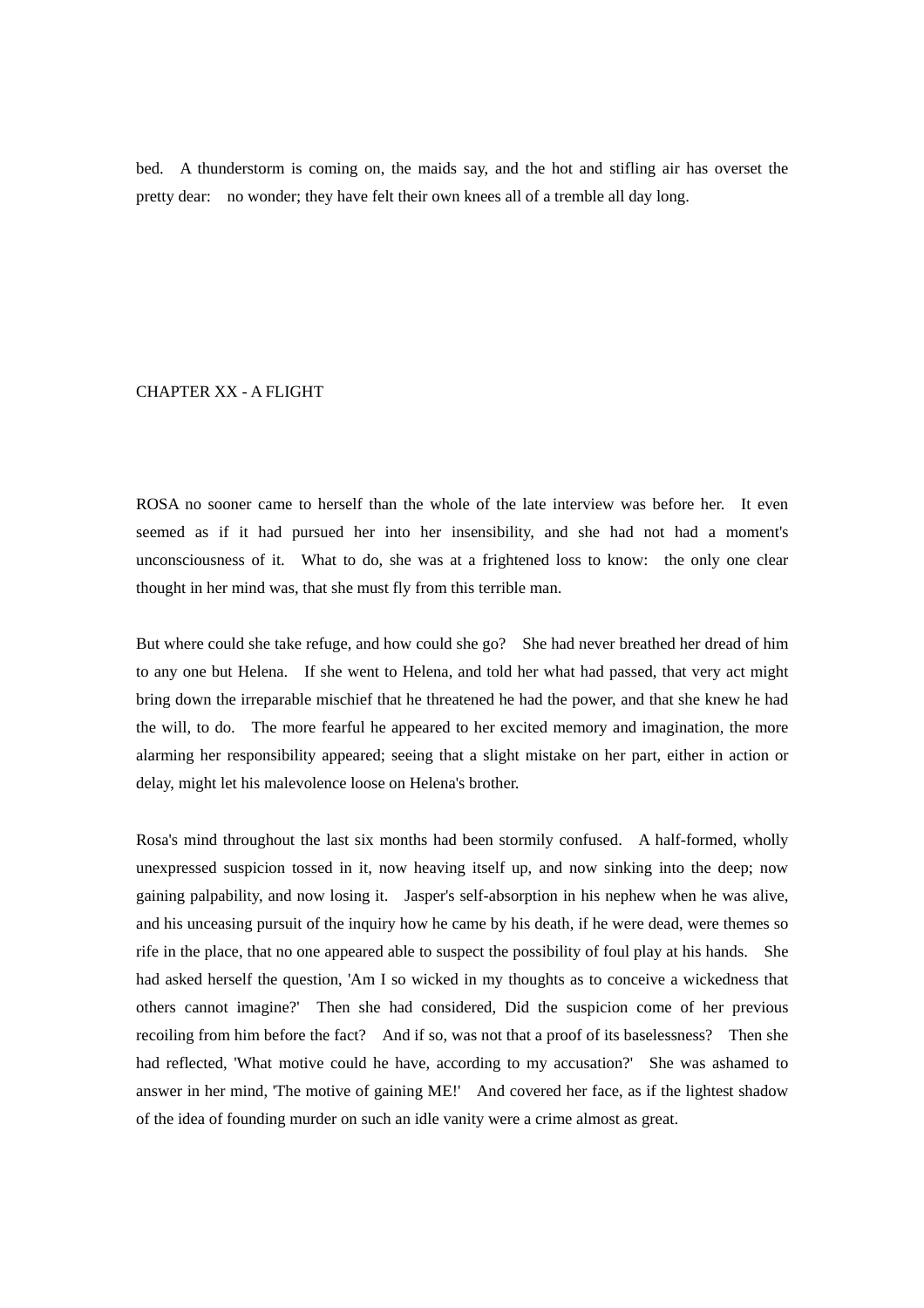bed. A thunderstorm is coming on, the maids say, and the hot and stifling air has overset the pretty dear: no wonder; they have felt their own knees all of a tremble all day long.

## CHAPTER XX - A FLIGHT

ROSA no sooner came to herself than the whole of the late interview was before her. It even seemed as if it had pursued her into her insensibility, and she had not had a moment's unconsciousness of it. What to do, she was at a frightened loss to know: the only one clear thought in her mind was, that she must fly from this terrible man.

But where could she take refuge, and how could she go? She had never breathed her dread of him to any one but Helena. If she went to Helena, and told her what had passed, that very act might bring down the irreparable mischief that he threatened he had the power, and that she knew he had the will, to do. The more fearful he appeared to her excited memory and imagination, the more alarming her responsibility appeared; seeing that a slight mistake on her part, either in action or delay, might let his malevolence loose on Helena's brother.

Rosa's mind throughout the last six months had been stormily confused. A half-formed, wholly unexpressed suspicion tossed in it, now heaving itself up, and now sinking into the deep; now gaining palpability, and now losing it. Jasper's self-absorption in his nephew when he was alive, and his unceasing pursuit of the inquiry how he came by his death, if he were dead, were themes so rife in the place, that no one appeared able to suspect the possibility of foul play at his hands. She had asked herself the question, 'Am I so wicked in my thoughts as to conceive a wickedness that others cannot imagine?' Then she had considered, Did the suspicion come of her previous recoiling from him before the fact? And if so, was not that a proof of its baselessness? Then she had reflected, 'What motive could he have, according to my accusation?' She was ashamed to answer in her mind, 'The motive of gaining ME!' And covered her face, as if the lightest shadow of the idea of founding murder on such an idle vanity were a crime almost as great.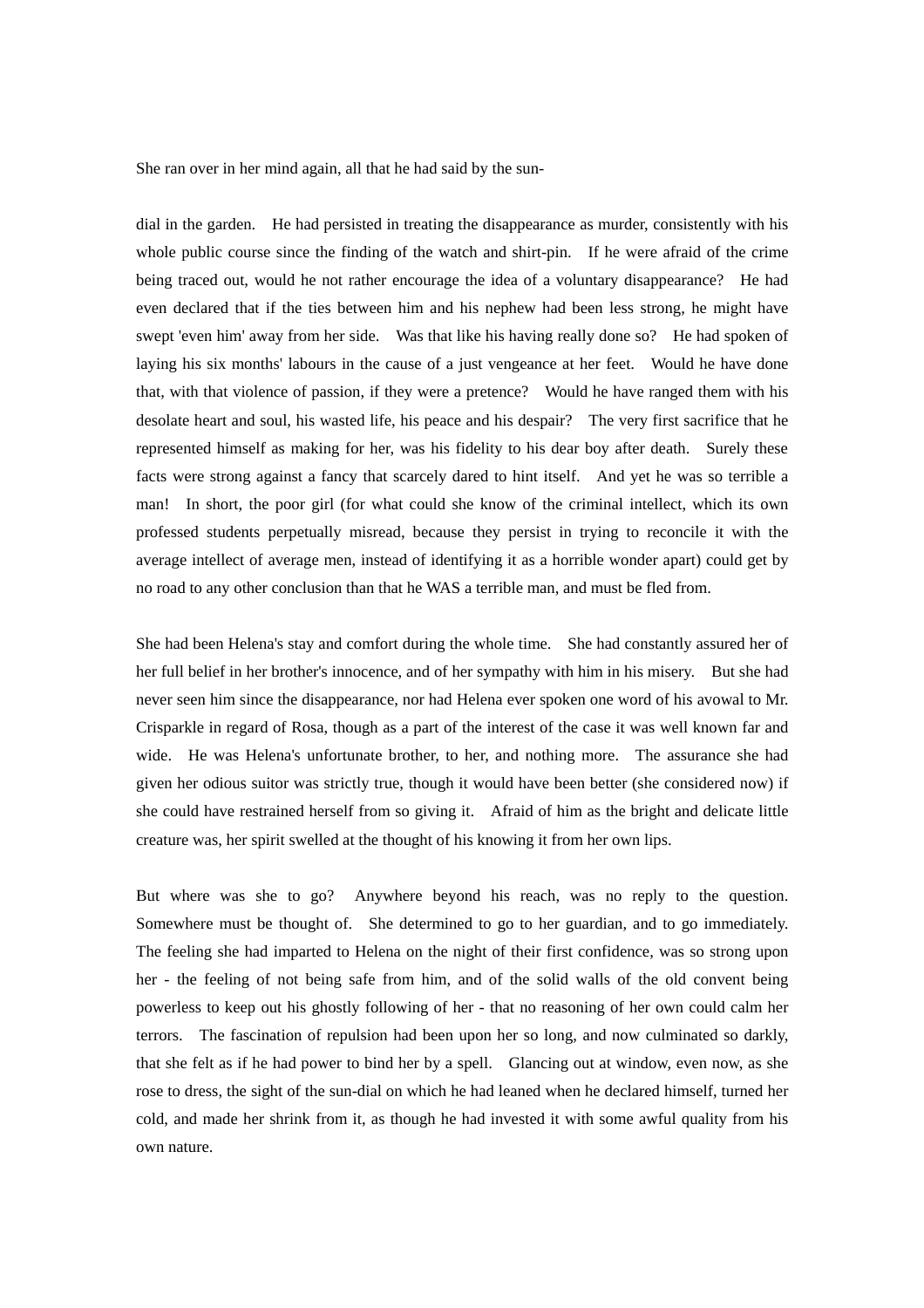She ran over in her mind again, all that he had said by the sun-

dial in the garden. He had persisted in treating the disappearance as murder, consistently with his whole public course since the finding of the watch and shirt-pin. If he were afraid of the crime being traced out, would he not rather encourage the idea of a voluntary disappearance? He had even declared that if the ties between him and his nephew had been less strong, he might have swept 'even him' away from her side. Was that like his having really done so? He had spoken of laying his six months' labours in the cause of a just vengeance at her feet. Would he have done that, with that violence of passion, if they were a pretence? Would he have ranged them with his desolate heart and soul, his wasted life, his peace and his despair? The very first sacrifice that he represented himself as making for her, was his fidelity to his dear boy after death. Surely these facts were strong against a fancy that scarcely dared to hint itself. And yet he was so terrible a man! In short, the poor girl (for what could she know of the criminal intellect, which its own professed students perpetually misread, because they persist in trying to reconcile it with the average intellect of average men, instead of identifying it as a horrible wonder apart) could get by no road to any other conclusion than that he WAS a terrible man, and must be fled from.

She had been Helena's stay and comfort during the whole time. She had constantly assured her of her full belief in her brother's innocence, and of her sympathy with him in his misery. But she had never seen him since the disappearance, nor had Helena ever spoken one word of his avowal to Mr. Crisparkle in regard of Rosa, though as a part of the interest of the case it was well known far and wide. He was Helena's unfortunate brother, to her, and nothing more. The assurance she had given her odious suitor was strictly true, though it would have been better (she considered now) if she could have restrained herself from so giving it. Afraid of him as the bright and delicate little creature was, her spirit swelled at the thought of his knowing it from her own lips.

But where was she to go? Anywhere beyond his reach, was no reply to the question. Somewhere must be thought of. She determined to go to her guardian, and to go immediately. The feeling she had imparted to Helena on the night of their first confidence, was so strong upon her - the feeling of not being safe from him, and of the solid walls of the old convent being powerless to keep out his ghostly following of her - that no reasoning of her own could calm her terrors. The fascination of repulsion had been upon her so long, and now culminated so darkly, that she felt as if he had power to bind her by a spell. Glancing out at window, even now, as she rose to dress, the sight of the sun-dial on which he had leaned when he declared himself, turned her cold, and made her shrink from it, as though he had invested it with some awful quality from his own nature.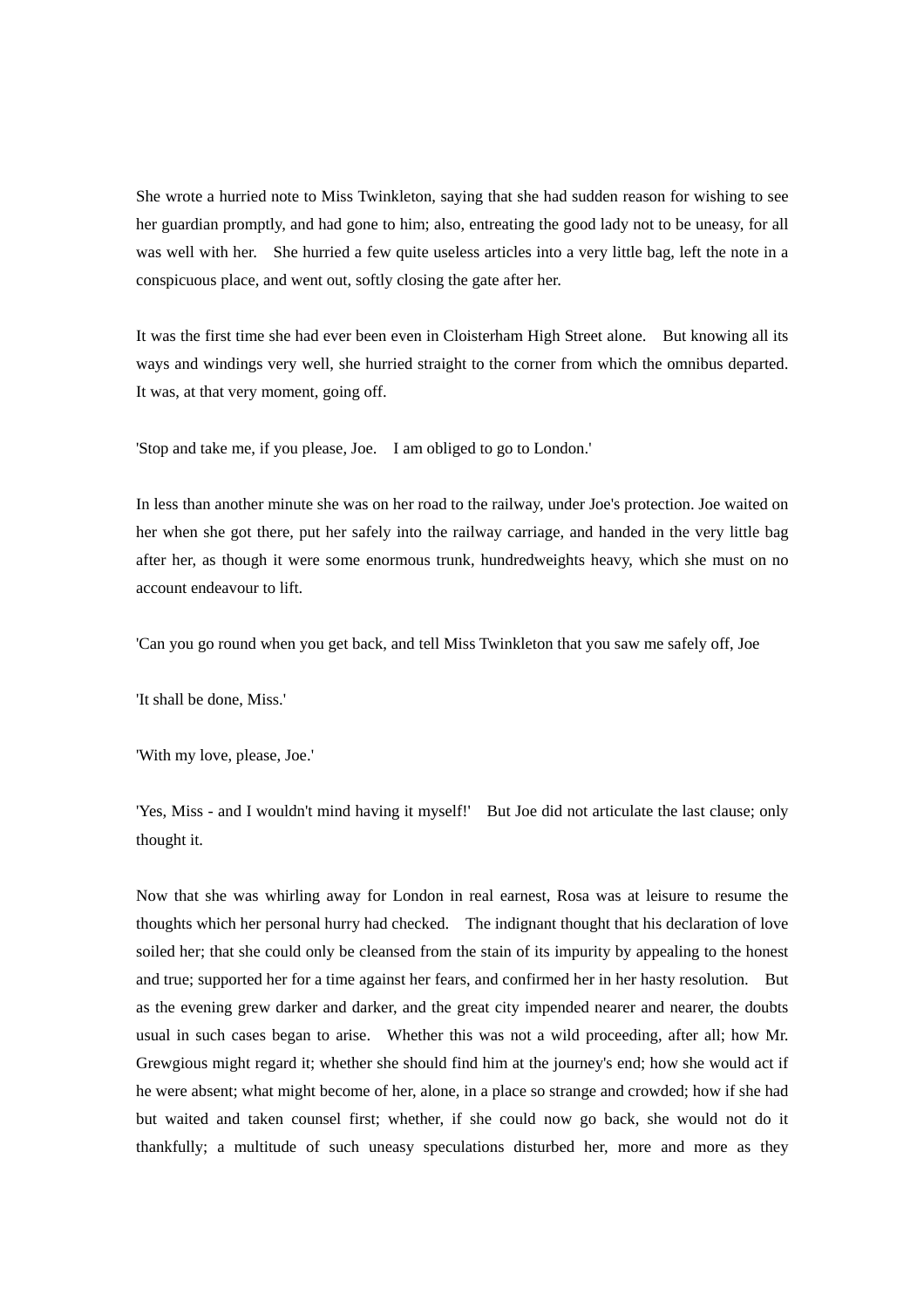She wrote a hurried note to Miss Twinkleton, saying that she had sudden reason for wishing to see her guardian promptly, and had gone to him; also, entreating the good lady not to be uneasy, for all was well with her. She hurried a few quite useless articles into a very little bag, left the note in a conspicuous place, and went out, softly closing the gate after her.

It was the first time she had ever been even in Cloisterham High Street alone. But knowing all its ways and windings very well, she hurried straight to the corner from which the omnibus departed. It was, at that very moment, going off.

'Stop and take me, if you please, Joe. I am obliged to go to London.'

In less than another minute she was on her road to the railway, under Joe's protection. Joe waited on her when she got there, put her safely into the railway carriage, and handed in the very little bag after her, as though it were some enormous trunk, hundredweights heavy, which she must on no account endeavour to lift.

'Can you go round when you get back, and tell Miss Twinkleton that you saw me safely off, Joe

'It shall be done, Miss.'

'With my love, please, Joe.'

'Yes, Miss - and I wouldn't mind having it myself!' But Joe did not articulate the last clause; only thought it.

Now that she was whirling away for London in real earnest, Rosa was at leisure to resume the thoughts which her personal hurry had checked. The indignant thought that his declaration of love soiled her; that she could only be cleansed from the stain of its impurity by appealing to the honest and true; supported her for a time against her fears, and confirmed her in her hasty resolution. But as the evening grew darker and darker, and the great city impended nearer and nearer, the doubts usual in such cases began to arise. Whether this was not a wild proceeding, after all; how Mr. Grewgious might regard it; whether she should find him at the journey's end; how she would act if he were absent; what might become of her, alone, in a place so strange and crowded; how if she had but waited and taken counsel first; whether, if she could now go back, she would not do it thankfully; a multitude of such uneasy speculations disturbed her, more and more as they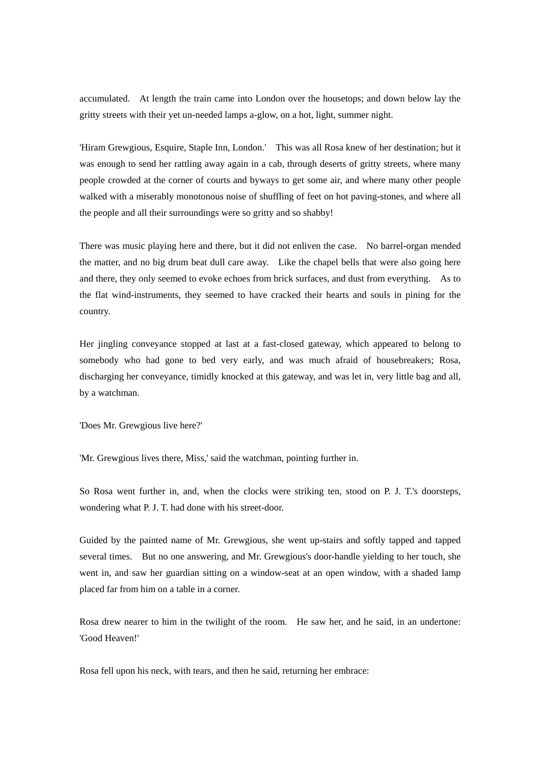accumulated.  At length the train came into London over the housetops; and down below lay the gritty streets with their yet un-needed lamps a-glow, on a hot, light, summer night.

'Hiram Grewgious, Esquire, Staple Inn, London.'  This was all Rosa knew of her destination; but it was enough to send her rattling away again in a cab, through deserts of gritty streets, where many people crowded at the corner of courts and byways to get some air, and where many other people walked with a miserably monotonous noise of shuffling of feet on hot paving-stones, and where all the people and all their surroundings were so gritty and so shabby!

There was music playing here and there, but it did not enliven the case.  No barrel-organ mended the matter, and no big drum beat dull care away.  Like the chapel bells that were also going here and there, they only seemed to evoke echoes from brick surfaces, and dust from everything.  As to the flat wind-instruments, they seemed to have cracked their hearts and souls in pining for the country.

Her jingling conveyance stopped at last at a fast-closed gateway, which appeared to belong to somebody who had gone to bed very early, and was much afraid of housebreakers; Rosa, discharging her conveyance, timidly knocked at this gateway, and was let in, very little bag and all, by a watchman.

'Does Mr. Grewgious live here?'

'Mr. Grewgious lives there, Miss,' said the watchman, pointing further in.

So Rosa went further in, and, when the clocks were striking ten, stood on P. J. T.'s doorsteps, wondering what P. J. T. had done with his street-door.

Guided by the painted name of Mr. Grewgious, she went up-stairs and softly tapped and tapped several times.  But no one answering, and Mr. Grewgious's door-handle yielding to her touch, she went in, and saw her guardian sitting on a window-seat at an open window, with a shaded lamp placed far from him on a table in a corner.

Rosa drew nearer to him in the twilight of the room.  He saw her, and he said, in an undertone: 'Good Heaven!'

Rosa fell upon his neck, with tears, and then he said, returning her embrace: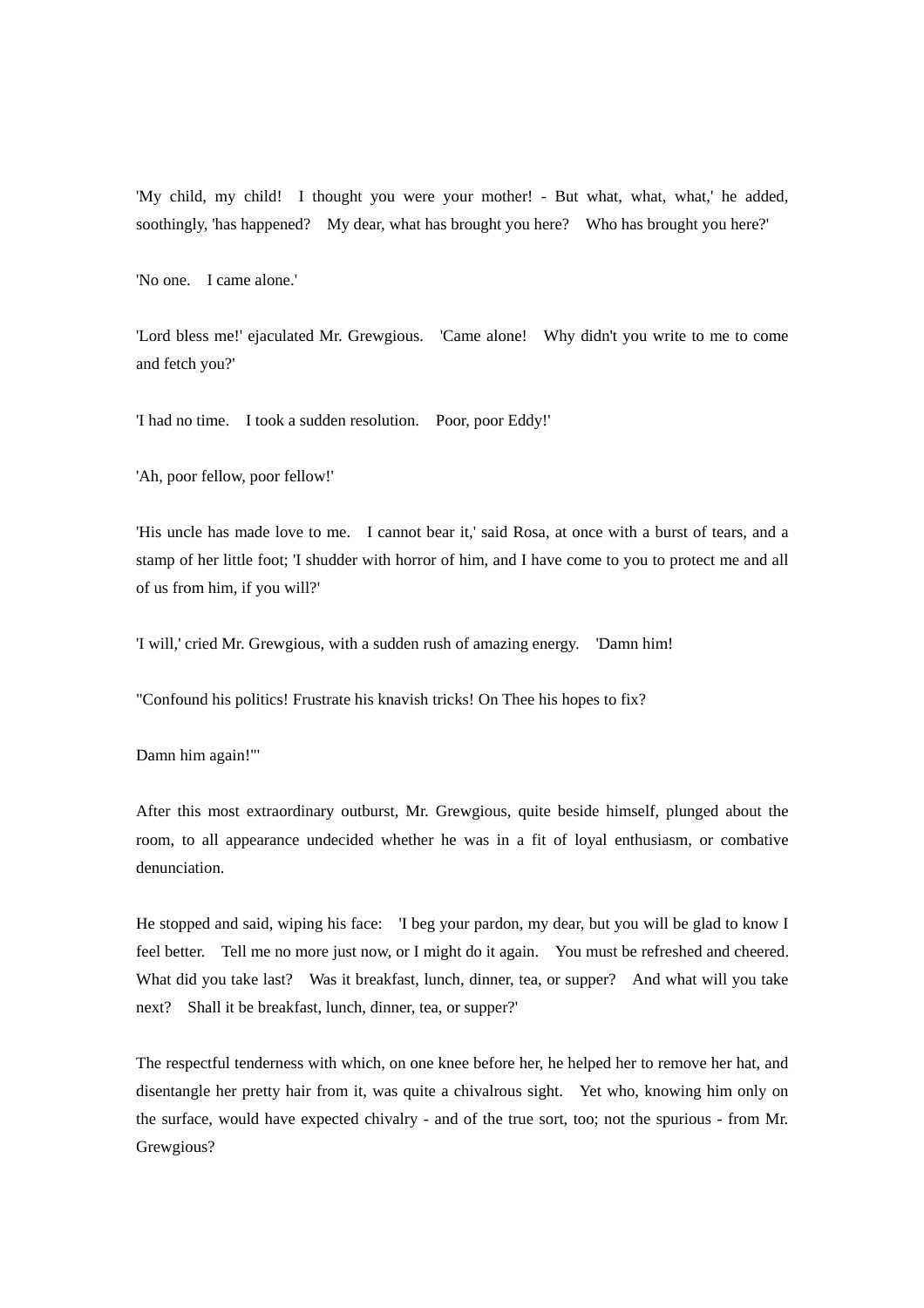'My child, my child! I thought you were your mother! - But what, what, what,' he added, soothingly, 'has happened? My dear, what has brought you here? Who has brought you here?'

'No one. I came alone.'

'Lord bless me!' ejaculated Mr. Grewgious. 'Came alone! Why didn't you write to me to come and fetch you?'

'I had no time. I took a sudden resolution. Poor, poor Eddy!'

'Ah, poor fellow, poor fellow!'

'His uncle has made love to me. I cannot bear it,' said Rosa, at once with a burst of tears, and a stamp of her little foot; 'I shudder with horror of him, and I have come to you to protect me and all of us from him, if you will?'

'I will,' cried Mr. Grewgious, with a sudden rush of amazing energy. 'Damn him!

"Confound his politics! Frustrate his knavish tricks! On Thee his hopes to fix?

Damn him again!"'

After this most extraordinary outburst, Mr. Grewgious, quite beside himself, plunged about the room, to all appearance undecided whether he was in a fit of loyal enthusiasm, or combative denunciation.

He stopped and said, wiping his face: 'I beg your pardon, my dear, but you will be glad to know I feel better. Tell me no more just now, or I might do it again. You must be refreshed and cheered. What did you take last? Was it breakfast, lunch, dinner, tea, or supper? And what will you take next? Shall it be breakfast, lunch, dinner, tea, or supper?'

The respectful tenderness with which, on one knee before her, he helped her to remove her hat, and disentangle her pretty hair from it, was quite a chivalrous sight. Yet who, knowing him only on the surface, would have expected chivalry - and of the true sort, too; not the spurious - from Mr. Grewgious?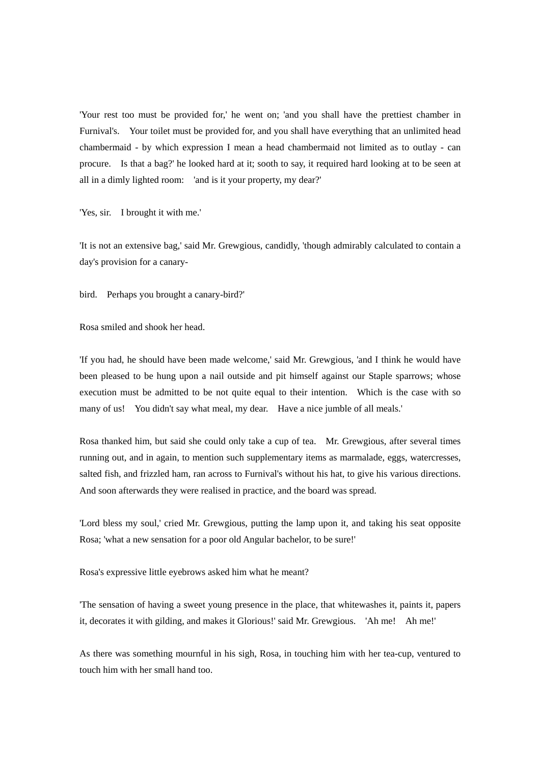'Your rest too must be provided for,' he went on; 'and you shall have the prettiest chamber in Furnival's.    Your toilet must be provided for, and you shall have everything that an unlimited head chambermaid - by which expression I mean a head chambermaid not limited as to outlay - can procure.    Is that a bag?' he looked hard at it; sooth to say, it required hard looking at to be seen at all in a dimly lighted room:    'and is it your property, my dear?'

'Yes, sir.    I brought it with me.'

'It is not an extensive bag,' said Mr. Grewgious, candidly, 'though admirably calculated to contain a day's provision for a canary-

bird.    Perhaps you brought a canary-bird?'

Rosa smiled and shook her head.

'If you had, he should have been made welcome,' said Mr. Grewgious, 'and I think he would have been pleased to be hung upon a nail outside and pit himself against our Staple sparrows; whose execution must be admitted to be not quite equal to their intention.    Which is the case with so many of us!    You didn't say what meal, my dear.    Have a nice jumble of all meals.'

Rosa thanked him, but said she could only take a cup of tea.    Mr. Grewgious, after several times running out, and in again, to mention such supplementary items as marmalade, eggs, watercresses, salted fish, and frizzled ham, ran across to Furnival's without his hat, to give his various directions. And soon afterwards they were realised in practice, and the board was spread.

'Lord bless my soul,' cried Mr. Grewgious, putting the lamp upon it, and taking his seat opposite Rosa; 'what a new sensation for a poor old Angular bachelor, to be sure!'

Rosa's expressive little eyebrows asked him what he meant?

'The sensation of having a sweet young presence in the place, that whitewashes it, paints it, papers it, decorates it with gilding, and makes it Glorious!' said Mr. Grewgious.    'Ah me!    Ah me!'

As there was something mournful in his sigh, Rosa, in touching him with her tea-cup, ventured to touch him with her small hand too.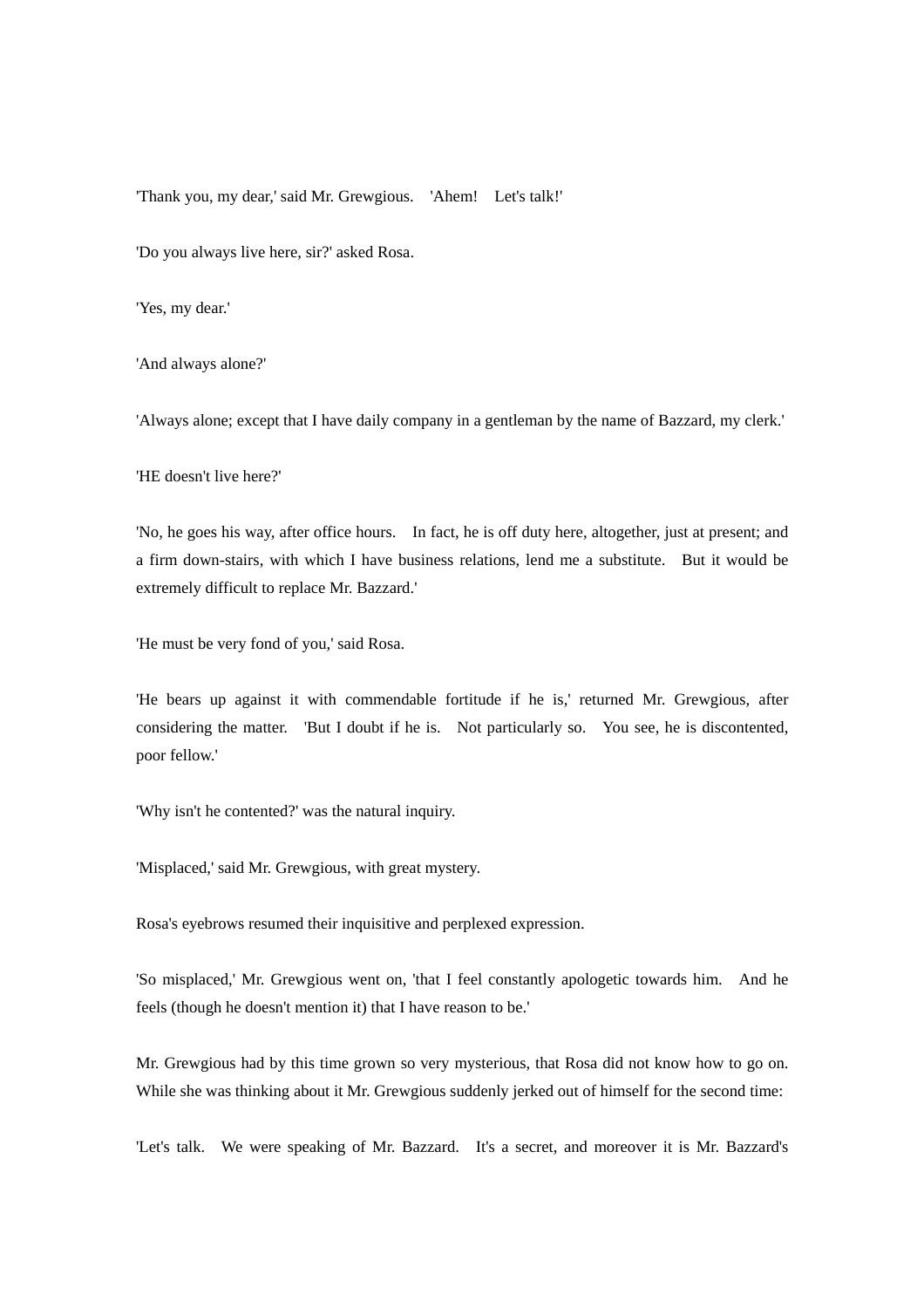'Thank you, my dear,' said Mr. Grewgious. 'Ahem! Let's talk!'

'Do you always live here, sir?' asked Rosa.

'Yes, my dear.'

'And always alone?'

'Always alone; except that I have daily company in a gentleman by the name of Bazzard, my clerk.'

'HE doesn't live here?'

'No, he goes his way, after office hours. In fact, he is off duty here, altogether, just at present; and a firm down-stairs, with which I have business relations, lend me a substitute. But it would be extremely difficult to replace Mr. Bazzard.'

'He must be very fond of you,' said Rosa.

'He bears up against it with commendable fortitude if he is,' returned Mr. Grewgious, after considering the matter. 'But I doubt if he is. Not particularly so. You see, he is discontented, poor fellow.'

'Why isn't he contented?' was the natural inquiry.

'Misplaced,' said Mr. Grewgious, with great mystery.

Rosa's eyebrows resumed their inquisitive and perplexed expression.

'So misplaced,' Mr. Grewgious went on, 'that I feel constantly apologetic towards him. And he feels (though he doesn't mention it) that I have reason to be.'

Mr. Grewgious had by this time grown so very mysterious, that Rosa did not know how to go on. While she was thinking about it Mr. Grewgious suddenly jerked out of himself for the second time:

'Let's talk. We were speaking of Mr. Bazzard. It's a secret, and moreover it is Mr. Bazzard's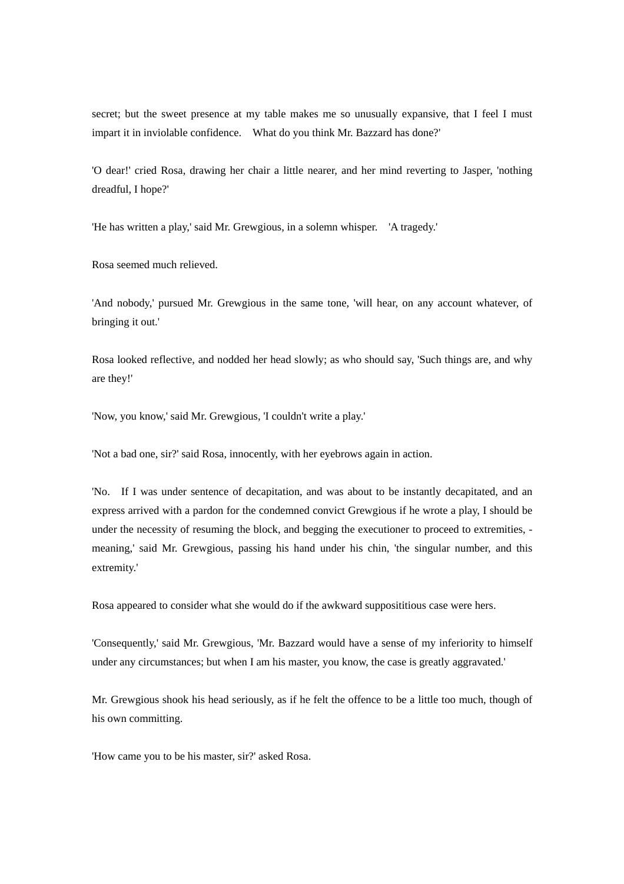secret; but the sweet presence at my table makes me so unusually expansive, that I feel I must impart it in inviolable confidence. What do you think Mr. Bazzard has done?'

'O dear!' cried Rosa, drawing her chair a little nearer, and her mind reverting to Jasper, 'nothing dreadful, I hope?'

'He has written a play,' said Mr. Grewgious, in a solemn whisper. 'A tragedy.'

Rosa seemed much relieved.

'And nobody,' pursued Mr. Grewgious in the same tone, 'will hear, on any account whatever, of bringing it out.'

Rosa looked reflective, and nodded her head slowly; as who should say, 'Such things are, and why are they!'

'Now, you know,' said Mr. Grewgious, 'I couldn't write a play.'

'Not a bad one, sir?' said Rosa, innocently, with her eyebrows again in action.

'No. If I was under sentence of decapitation, and was about to be instantly decapitated, and an express arrived with a pardon for the condemned convict Grewgious if he wrote a play, I should be under the necessity of resuming the block, and begging the executioner to proceed to extremities, - meaning,' said Mr. Grewgious, passing his hand under his chin, 'the singular number, and this extremity.'

Rosa appeared to consider what she would do if the awkward supposititious case were hers.

'Consequently,' said Mr. Grewgious, 'Mr. Bazzard would have a sense of my inferiority to himself under any circumstances; but when I am his master, you know, the case is greatly aggravated.'

Mr. Grewgious shook his head seriously, as if he felt the offence to be a little too much, though of his own committing.

'How came you to be his master, sir?' asked Rosa.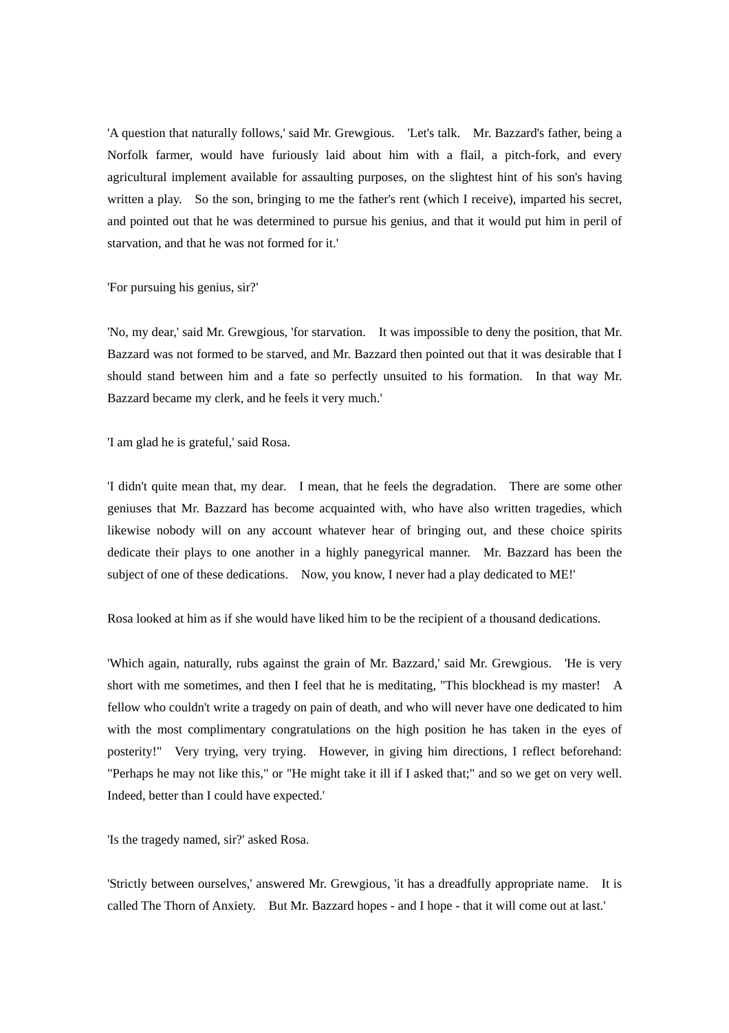'A question that naturally follows,' said Mr. Grewgious. 'Let's talk. Mr. Bazzard's father, being a Norfolk farmer, would have furiously laid about him with a flail, a pitch-fork, and every agricultural implement available for assaulting purposes, on the slightest hint of his son's having written a play. So the son, bringing to me the father's rent (which I receive), imparted his secret, and pointed out that he was determined to pursue his genius, and that it would put him in peril of starvation, and that he was not formed for it.'

'For pursuing his genius, sir?'

'No, my dear,' said Mr. Grewgious, 'for starvation. It was impossible to deny the position, that Mr. Bazzard was not formed to be starved, and Mr. Bazzard then pointed out that it was desirable that I should stand between him and a fate so perfectly unsuited to his formation. In that way Mr. Bazzard became my clerk, and he feels it very much.'

'I am glad he is grateful,' said Rosa.

'I didn't quite mean that, my dear. I mean, that he feels the degradation. There are some other geniuses that Mr. Bazzard has become acquainted with, who have also written tragedies, which likewise nobody will on any account whatever hear of bringing out, and these choice spirits dedicate their plays to one another in a highly panegyrical manner. Mr. Bazzard has been the subject of one of these dedications. Now, you know, I never had a play dedicated to ME!'

Rosa looked at him as if she would have liked him to be the recipient of a thousand dedications.

'Which again, naturally, rubs against the grain of Mr. Bazzard,' said Mr. Grewgious. 'He is very short with me sometimes, and then I feel that he is meditating, "This blockhead is my master! A fellow who couldn't write a tragedy on pain of death, and who will never have one dedicated to him with the most complimentary congratulations on the high position he has taken in the eyes of posterity!" Very trying, very trying. However, in giving him directions, I reflect beforehand: "Perhaps he may not like this," or "He might take it ill if I asked that;" and so we get on very well. Indeed, better than I could have expected.'

'Is the tragedy named, sir?' asked Rosa.

'Strictly between ourselves,' answered Mr. Grewgious, 'it has a dreadfully appropriate name. It is called The Thorn of Anxiety. But Mr. Bazzard hopes - and I hope - that it will come out at last.'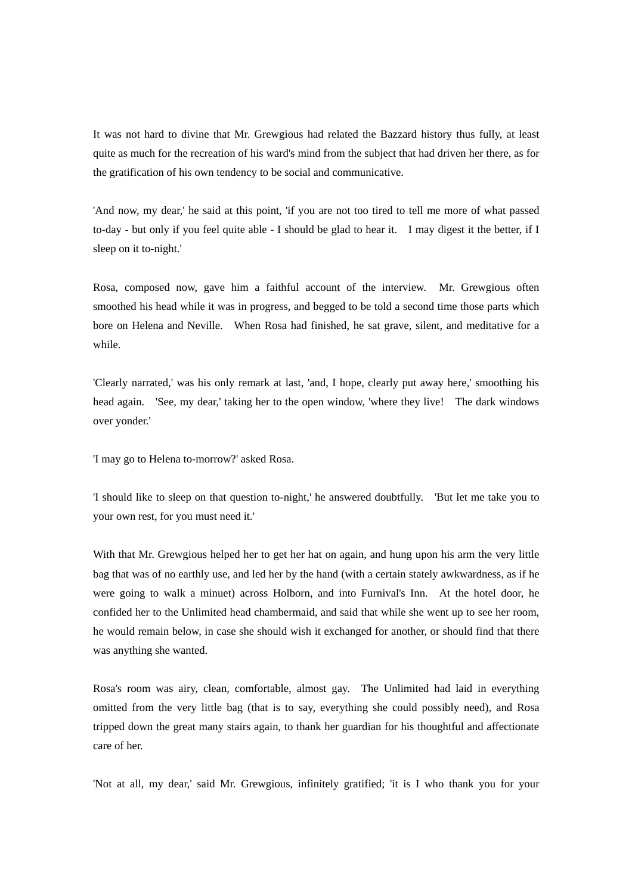It was not hard to divine that Mr. Grewgious had related the Bazzard history thus fully, at least quite as much for the recreation of his ward's mind from the subject that had driven her there, as for the gratification of his own tendency to be social and communicative.

'And now, my dear,' he said at this point, 'if you are not too tired to tell me more of what passed to-day - but only if you feel quite able - I should be glad to hear it. I may digest it the better, if I sleep on it to-night.'

Rosa, composed now, gave him a faithful account of the interview. Mr. Grewgious often smoothed his head while it was in progress, and begged to be told a second time those parts which bore on Helena and Neville. When Rosa had finished, he sat grave, silent, and meditative for a while.

'Clearly narrated,' was his only remark at last, 'and, I hope, clearly put away here,' smoothing his head again. 'See, my dear,' taking her to the open window, 'where they live! The dark windows over yonder.'

'I may go to Helena to-morrow?' asked Rosa.

'I should like to sleep on that question to-night,' he answered doubtfully. 'But let me take you to your own rest, for you must need it.'

With that Mr. Grewgious helped her to get her hat on again, and hung upon his arm the very little bag that was of no earthly use, and led her by the hand (with a certain stately awkwardness, as if he were going to walk a minuet) across Holborn, and into Furnival's Inn. At the hotel door, he confided her to the Unlimited head chambermaid, and said that while she went up to see her room, he would remain below, in case she should wish it exchanged for another, or should find that there was anything she wanted.

Rosa's room was airy, clean, comfortable, almost gay. The Unlimited had laid in everything omitted from the very little bag (that is to say, everything she could possibly need), and Rosa tripped down the great many stairs again, to thank her guardian for his thoughtful and affectionate care of her.

'Not at all, my dear,' said Mr. Grewgious, infinitely gratified; 'it is I who thank you for your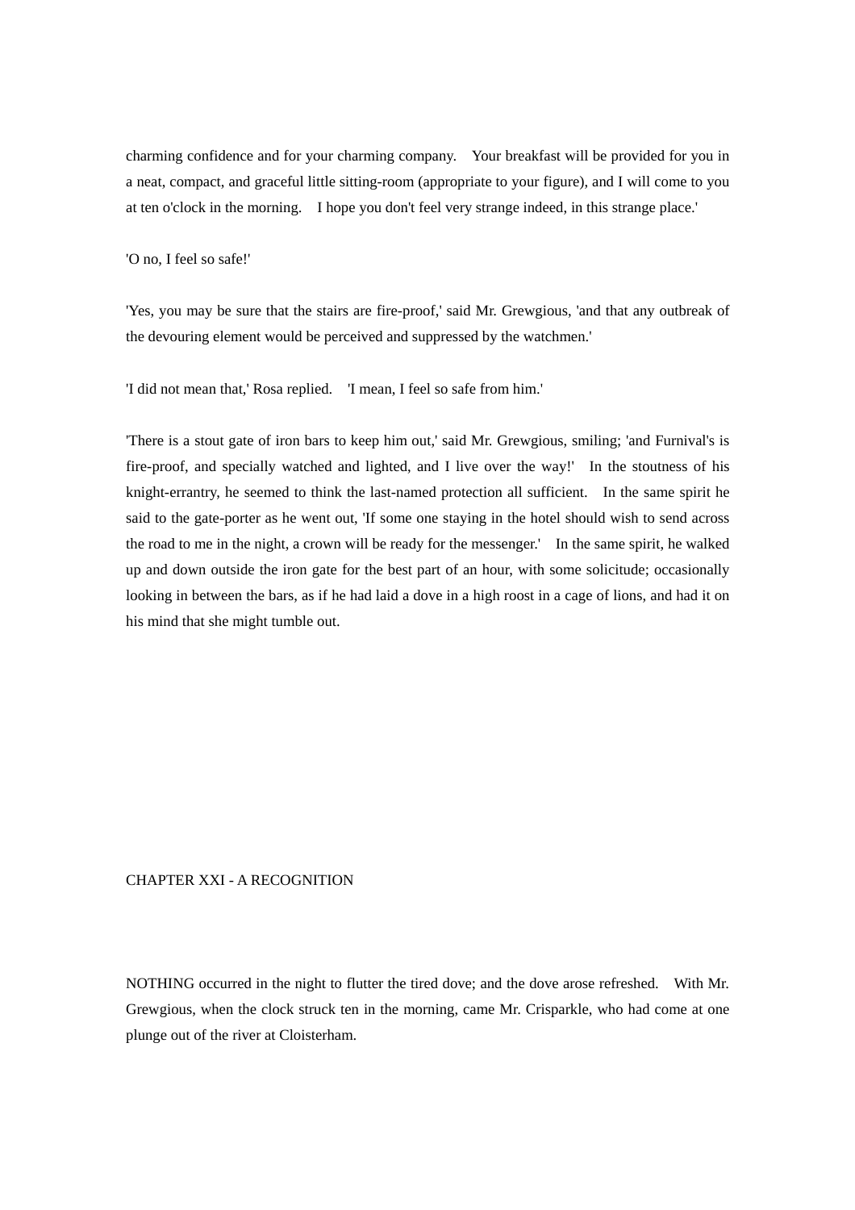charming confidence and for your charming company. Your breakfast will be provided for you in a neat, compact, and graceful little sitting-room (appropriate to your figure), and I will come to you at ten o'clock in the morning. I hope you don't feel very strange indeed, in this strange place.'

'O no, I feel so safe!'

'Yes, you may be sure that the stairs are fire-proof,' said Mr. Grewgious, 'and that any outbreak of the devouring element would be perceived and suppressed by the watchmen.'

'I did not mean that,' Rosa replied. 'I mean, I feel so safe from him.'

'There is a stout gate of iron bars to keep him out,' said Mr. Grewgious, smiling; 'and Furnival's is fire-proof, and specially watched and lighted, and I live over the way!' In the stoutness of his knight-errantry, he seemed to think the last-named protection all sufficient. In the same spirit he said to the gate-porter as he went out, 'If some one staying in the hotel should wish to send across the road to me in the night, a crown will be ready for the messenger.' In the same spirit, he walked up and down outside the iron gate for the best part of an hour, with some solicitude; occasionally looking in between the bars, as if he had laid a dove in a high roost in a cage of lions, and had it on his mind that she might tumble out.

## CHAPTER XXI - A RECOGNITION

NOTHING occurred in the night to flutter the tired dove; and the dove arose refreshed. With Mr. Grewgious, when the clock struck ten in the morning, came Mr. Crisparkle, who had come at one plunge out of the river at Cloisterham.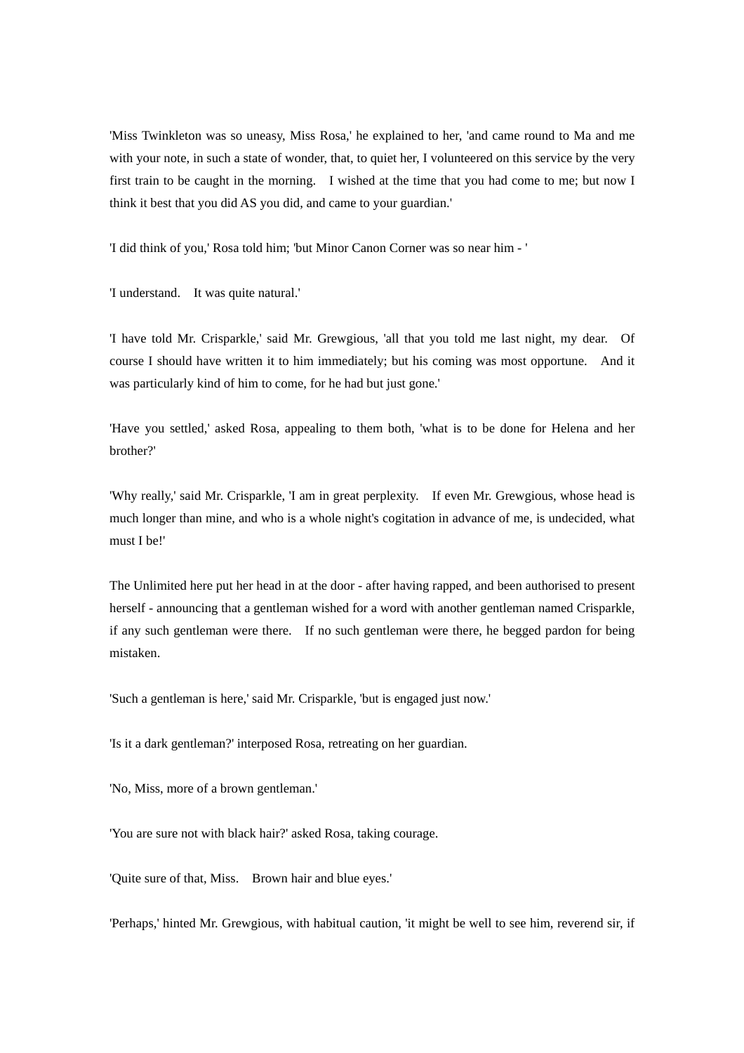'Miss Twinkleton was so uneasy, Miss Rosa,' he explained to her, 'and came round to Ma and me with your note, in such a state of wonder, that, to quiet her, I volunteered on this service by the very first train to be caught in the morning.  I wished at the time that you had come to me; but now I think it best that you did AS you did, and came to your guardian.'

'I did think of you,' Rosa told him; 'but Minor Canon Corner was so near him - '

'I understand.  It was quite natural.'

'I have told Mr. Crisparkle,' said Mr. Grewgious, 'all that you told me last night, my dear.  Of course I should have written it to him immediately; but his coming was most opportune.  And it was particularly kind of him to come, for he had but just gone.'

'Have you settled,' asked Rosa, appealing to them both, 'what is to be done for Helena and her brother?'

'Why really,' said Mr. Crisparkle, 'I am in great perplexity.  If even Mr. Grewgious, whose head is much longer than mine, and who is a whole night's cogitation in advance of me, is undecided, what must I be!'

The Unlimited here put her head in at the door - after having rapped, and been authorised to present herself - announcing that a gentleman wished for a word with another gentleman named Crisparkle, if any such gentleman were there.  If no such gentleman were there, he begged pardon for being mistaken.

'Such a gentleman is here,' said Mr. Crisparkle, 'but is engaged just now.'

'Is it a dark gentleman?' interposed Rosa, retreating on her guardian.

'No, Miss, more of a brown gentleman.'

'You are sure not with black hair?' asked Rosa, taking courage.

'Quite sure of that, Miss.  Brown hair and blue eyes.'

'Perhaps,' hinted Mr. Grewgious, with habitual caution, 'it might be well to see him, reverend sir, if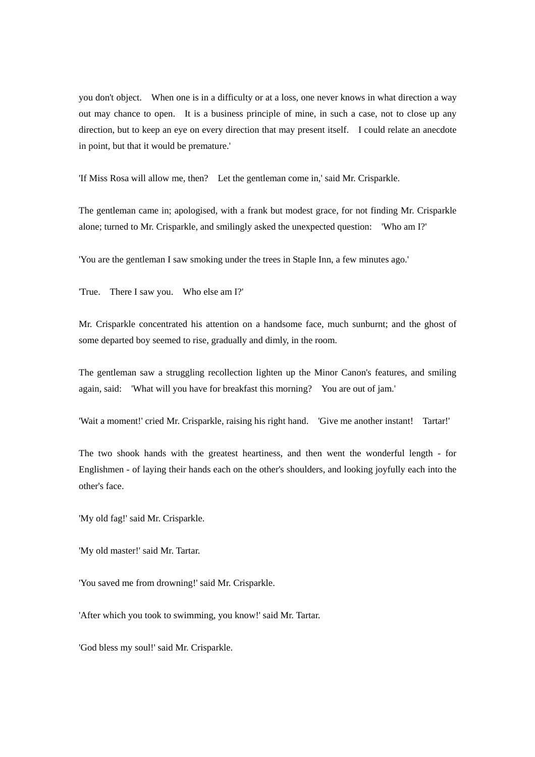you don't object. When one is in a difficulty or at a loss, one never knows in what direction a way out may chance to open. It is a business principle of mine, in such a case, not to close up any direction, but to keep an eye on every direction that may present itself. I could relate an anecdote in point, but that it would be premature.'

'If Miss Rosa will allow me, then? Let the gentleman come in,' said Mr. Crisparkle.

The gentleman came in; apologised, with a frank but modest grace, for not finding Mr. Crisparkle alone; turned to Mr. Crisparkle, and smilingly asked the unexpected question: 'Who am I?'

'You are the gentleman I saw smoking under the trees in Staple Inn, a few minutes ago.'

'True. There I saw you. Who else am I?'

Mr. Crisparkle concentrated his attention on a handsome face, much sunburnt; and the ghost of some departed boy seemed to rise, gradually and dimly, in the room.

The gentleman saw a struggling recollection lighten up the Minor Canon's features, and smiling again, said: 'What will you have for breakfast this morning? You are out of jam.'

'Wait a moment!' cried Mr. Crisparkle, raising his right hand. 'Give me another instant! Tartar!'

The two shook hands with the greatest heartiness, and then went the wonderful length - for Englishmen - of laying their hands each on the other's shoulders, and looking joyfully each into the other's face.

'My old fag!' said Mr. Crisparkle.

'My old master!' said Mr. Tartar.

'You saved me from drowning!' said Mr. Crisparkle.

'After which you took to swimming, you know!' said Mr. Tartar.

'God bless my soul!' said Mr. Crisparkle.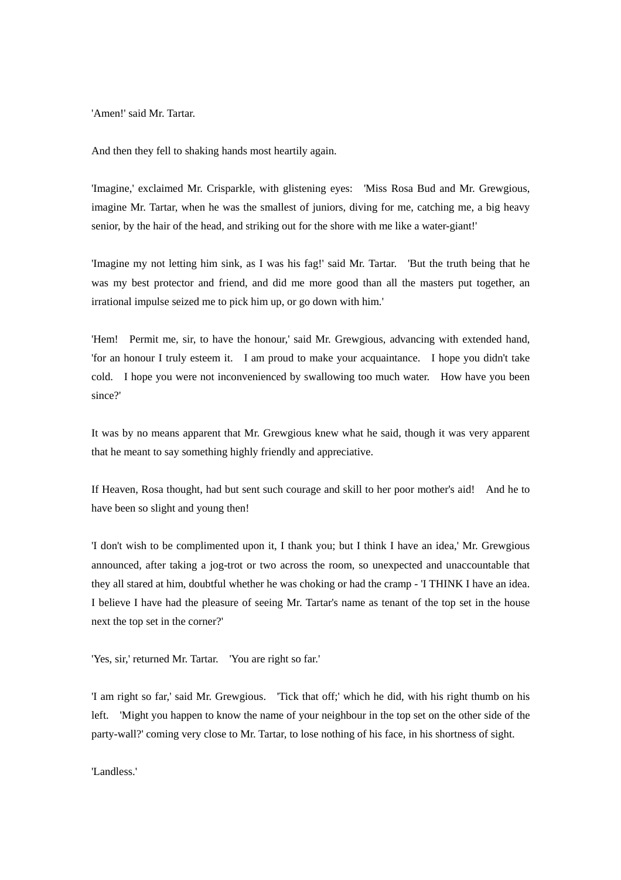'Amen!' said Mr. Tartar.

And then they fell to shaking hands most heartily again.

'Imagine,' exclaimed Mr. Crisparkle, with glistening eyes: 'Miss Rosa Bud and Mr. Grewgious, imagine Mr. Tartar, when he was the smallest of juniors, diving for me, catching me, a big heavy senior, by the hair of the head, and striking out for the shore with me like a water-giant!'

'Imagine my not letting him sink, as I was his fag!' said Mr. Tartar. 'But the truth being that he was my best protector and friend, and did me more good than all the masters put together, an irrational impulse seized me to pick him up, or go down with him.'

'Hem! Permit me, sir, to have the honour,' said Mr. Grewgious, advancing with extended hand, 'for an honour I truly esteem it. I am proud to make your acquaintance. I hope you didn't take cold. I hope you were not inconvenienced by swallowing too much water. How have you been since?'

It was by no means apparent that Mr. Grewgious knew what he said, though it was very apparent that he meant to say something highly friendly and appreciative.

If Heaven, Rosa thought, had but sent such courage and skill to her poor mother's aid! And he to have been so slight and young then!

'I don't wish to be complimented upon it, I thank you; but I think I have an idea,' Mr. Grewgious announced, after taking a jog-trot or two across the room, so unexpected and unaccountable that they all stared at him, doubtful whether he was choking or had the cramp - 'I THINK I have an idea. I believe I have had the pleasure of seeing Mr. Tartar's name as tenant of the top set in the house next the top set in the corner?'

'Yes, sir,' returned Mr. Tartar. 'You are right so far.'

'I am right so far,' said Mr. Grewgious. 'Tick that off;' which he did, with his right thumb on his left. 'Might you happen to know the name of your neighbour in the top set on the other side of the party-wall?' coming very close to Mr. Tartar, to lose nothing of his face, in his shortness of sight.

'Landless.'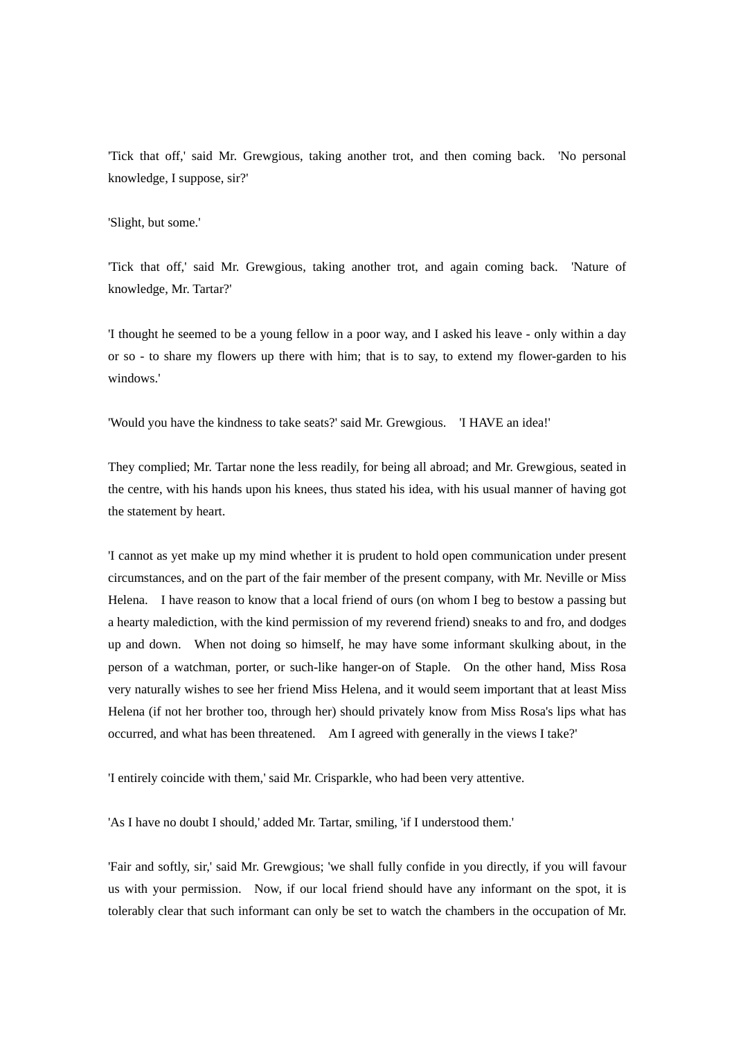'Tick that off,' said Mr. Grewgious, taking another trot, and then coming back. 'No personal knowledge, I suppose, sir?'

'Slight, but some.'

'Tick that off,' said Mr. Grewgious, taking another trot, and again coming back. 'Nature of knowledge, Mr. Tartar?'

'I thought he seemed to be a young fellow in a poor way, and I asked his leave - only within a day or so - to share my flowers up there with him; that is to say, to extend my flower-garden to his windows.'

'Would you have the kindness to take seats?' said Mr. Grewgious. 'I HAVE an idea!'

They complied; Mr. Tartar none the less readily, for being all abroad; and Mr. Grewgious, seated in the centre, with his hands upon his knees, thus stated his idea, with his usual manner of having got the statement by heart.

'I cannot as yet make up my mind whether it is prudent to hold open communication under present circumstances, and on the part of the fair member of the present company, with Mr. Neville or Miss Helena. I have reason to know that a local friend of ours (on whom I beg to bestow a passing but a hearty malediction, with the kind permission of my reverend friend) sneaks to and fro, and dodges up and down. When not doing so himself, he may have some informant skulking about, in the person of a watchman, porter, or such-like hanger-on of Staple. On the other hand, Miss Rosa very naturally wishes to see her friend Miss Helena, and it would seem important that at least Miss Helena (if not her brother too, through her) should privately know from Miss Rosa's lips what has occurred, and what has been threatened. Am I agreed with generally in the views I take?'

'I entirely coincide with them,' said Mr. Crisparkle, who had been very attentive.

'As I have no doubt I should,' added Mr. Tartar, smiling, 'if I understood them.'

'Fair and softly, sir,' said Mr. Grewgious; 'we shall fully confide in you directly, if you will favour us with your permission. Now, if our local friend should have any informant on the spot, it is tolerably clear that such informant can only be set to watch the chambers in the occupation of Mr.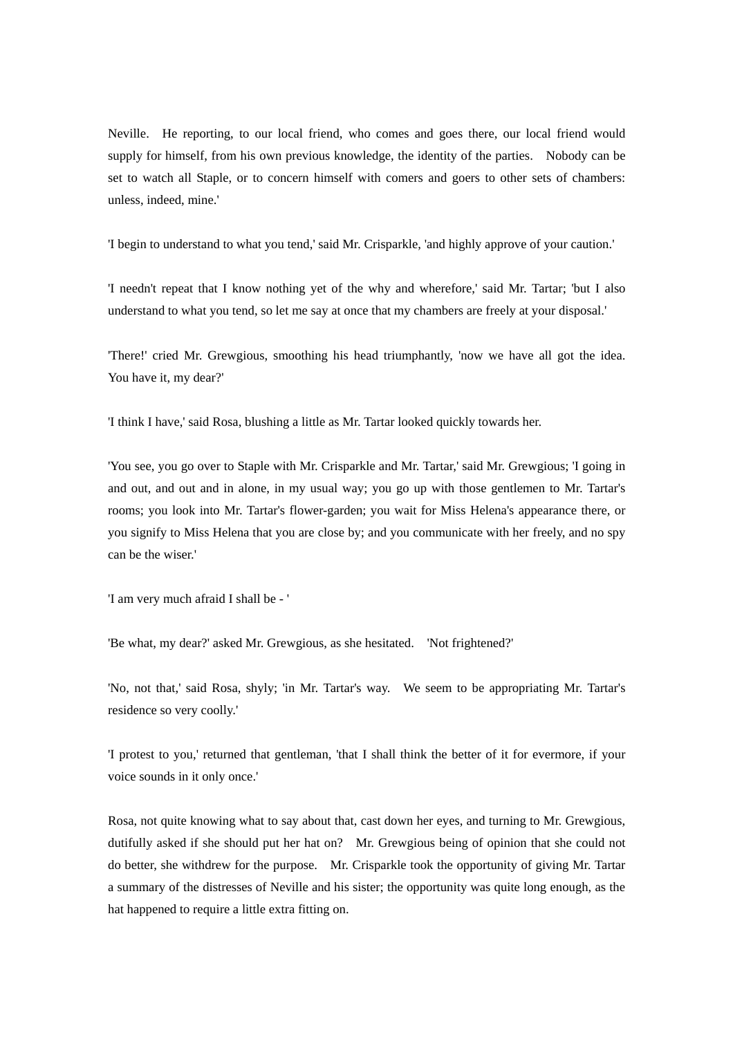Neville. He reporting, to our local friend, who comes and goes there, our local friend would supply for himself, from his own previous knowledge, the identity of the parties. Nobody can be set to watch all Staple, or to concern himself with comers and goers to other sets of chambers: unless, indeed, mine.'

'I begin to understand to what you tend,' said Mr. Crisparkle, 'and highly approve of your caution.'

'I needn't repeat that I know nothing yet of the why and wherefore,' said Mr. Tartar; 'but I also understand to what you tend, so let me say at once that my chambers are freely at your disposal.'

'There!' cried Mr. Grewgious, smoothing his head triumphantly, 'now we have all got the idea. You have it, my dear?'

'I think I have,' said Rosa, blushing a little as Mr. Tartar looked quickly towards her.

'You see, you go over to Staple with Mr. Crisparkle and Mr. Tartar,' said Mr. Grewgious; 'I going in and out, and out and in alone, in my usual way; you go up with those gentlemen to Mr. Tartar's rooms; you look into Mr. Tartar's flower-garden; you wait for Miss Helena's appearance there, or you signify to Miss Helena that you are close by; and you communicate with her freely, and no spy can be the wiser.'

'I am very much afraid I shall be - '

'Be what, my dear?' asked Mr. Grewgious, as she hesitated. 'Not frightened?'

'No, not that,' said Rosa, shyly; 'in Mr. Tartar's way. We seem to be appropriating Mr. Tartar's residence so very coolly.'

'I protest to you,' returned that gentleman, 'that I shall think the better of it for evermore, if your voice sounds in it only once.'

Rosa, not quite knowing what to say about that, cast down her eyes, and turning to Mr. Grewgious, dutifully asked if she should put her hat on? Mr. Grewgious being of opinion that she could not do better, she withdrew for the purpose. Mr. Crisparkle took the opportunity of giving Mr. Tartar a summary of the distresses of Neville and his sister; the opportunity was quite long enough, as the hat happened to require a little extra fitting on.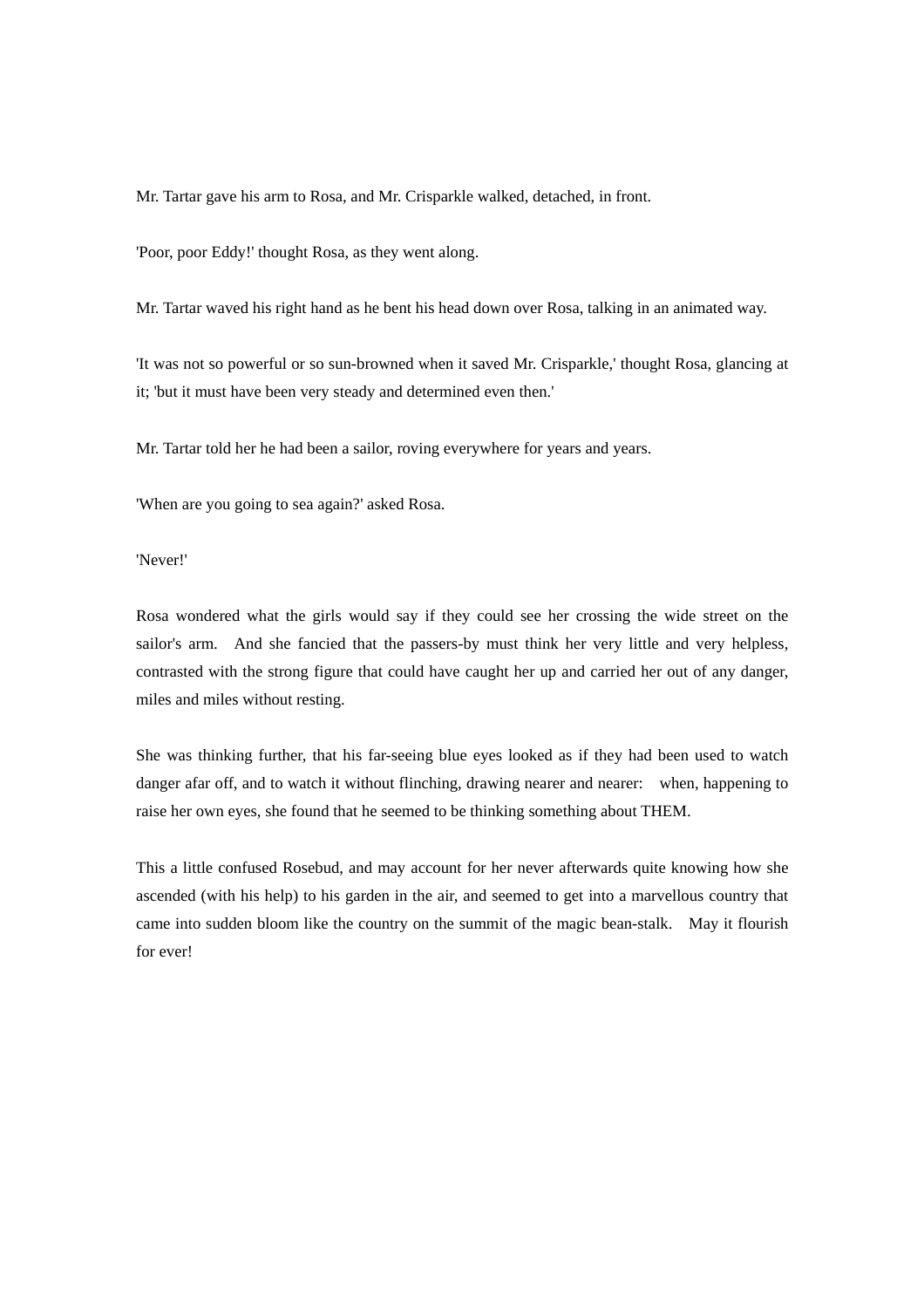Mr. Tartar gave his arm to Rosa, and Mr. Crisparkle walked, detached, in front.

'Poor, poor Eddy!' thought Rosa, as they went along.

Mr. Tartar waved his right hand as he bent his head down over Rosa, talking in an animated way.

'It was not so powerful or so sun-browned when it saved Mr. Crisparkle,' thought Rosa, glancing at it; 'but it must have been very steady and determined even then.'

Mr. Tartar told her he had been a sailor, roving everywhere for years and years.

'When are you going to sea again?' asked Rosa.

'Never!'

Rosa wondered what the girls would say if they could see her crossing the wide street on the sailor's arm. And she fancied that the passers-by must think her very little and very helpless, contrasted with the strong figure that could have caught her up and carried her out of any danger, miles and miles without resting.

She was thinking further, that his far-seeing blue eyes looked as if they had been used to watch danger afar off, and to watch it without flinching, drawing nearer and nearer: when, happening to raise her own eyes, she found that he seemed to be thinking something about THEM.

This a little confused Rosebud, and may account for her never afterwards quite knowing how she ascended (with his help) to his garden in the air, and seemed to get into a marvellous country that came into sudden bloom like the country on the summit of the magic bean-stalk. May it flourish for ever!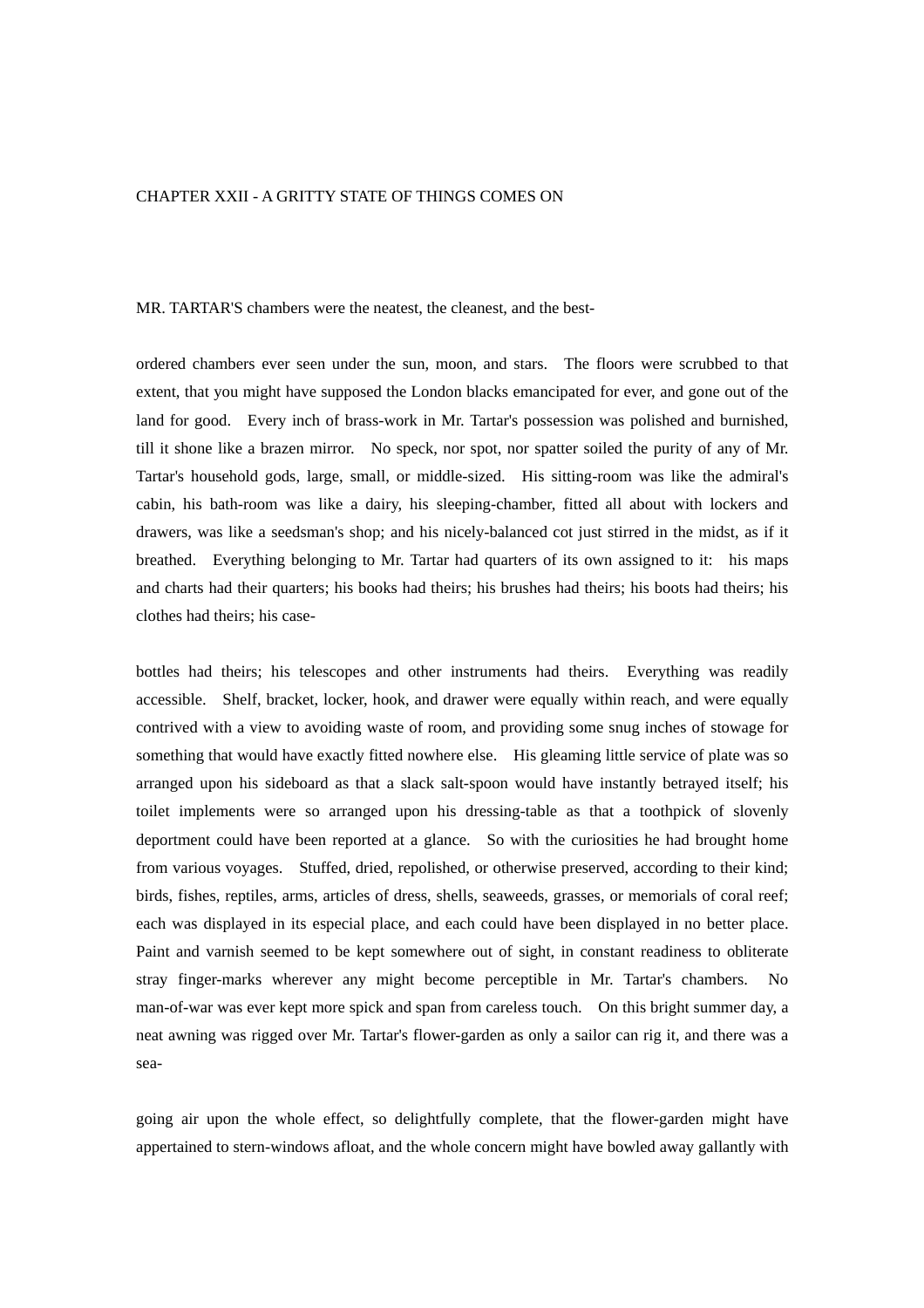## CHAPTER XXII - A GRITTY STATE OF THINGS COMES ON

MR. TARTAR'S chambers were the neatest, the cleanest, and the best-ordered chambers ever seen under the sun, moon, and stars. The floors were scrubbed to that extent, that you might have supposed the London blacks emancipated for ever, and gone out of the land for good. Every inch of brass-work in Mr. Tartar's possession was polished and burnished, till it shone like a brazen mirror. No speck, nor spot, nor spatter soiled the purity of any of Mr. Tartar's household gods, large, small, or middle-sized. His sitting-room was like the admiral's cabin, his bath-room was like a dairy, his sleeping-chamber, fitted all about with lockers and drawers, was like a seedsman's shop; and his nicely-balanced cot just stirred in the midst, as if it breathed. Everything belonging to Mr. Tartar had quarters of its own assigned to it: his maps and charts had their quarters; his books had theirs; his brushes had theirs; his boots had theirs; his clothes had theirs; his case-bottles had theirs; his telescopes and other instruments had theirs. Everything was readily accessible. Shelf, bracket, locker, hook, and drawer were equally within reach, and were equally contrived with a view to avoiding waste of room, and providing some snug inches of stowage for something that would have exactly fitted nowhere else. His gleaming little service of plate was so arranged upon his sideboard as that a slack salt-spoon would have instantly betrayed itself; his toilet implements were so arranged upon his dressing-table as that a toothpick of slovenly deportment could have been reported at a glance. So with the curiosities he had brought home from various voyages. Stuffed, dried, repolished, or otherwise preserved, according to their kind; birds, fishes, reptiles, arms, articles of dress, shells, seaweeds, grasses, or memorials of coral reef; each was displayed in its especial place, and each could have been displayed in no better place. Paint and varnish seemed to be kept somewhere out of sight, in constant readiness to obliterate stray finger-marks wherever any might become perceptible in Mr. Tartar's chambers. No man-of-war was ever kept more spick and span from careless touch. On this bright summer day, a neat awning was rigged over Mr. Tartar's flower-garden as only a sailor can rig it, and there was a sea-going air upon the whole effect, so delightfully complete, that the flower-garden might have appertained to stern-windows afloat, and the whole concern might have bowled away gallantly with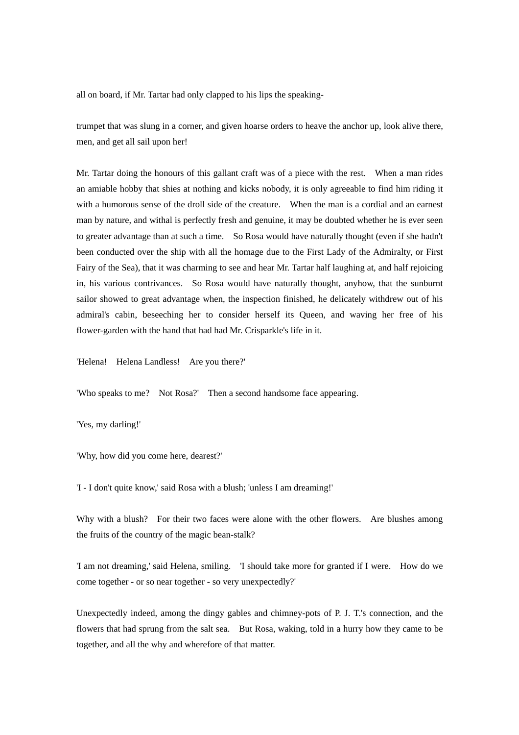all on board, if Mr. Tartar had only clapped to his lips the speaking-

trumpet that was slung in a corner, and given hoarse orders to heave the anchor up, look alive there, men, and get all sail upon her!

Mr. Tartar doing the honours of this gallant craft was of a piece with the rest. When a man rides an amiable hobby that shies at nothing and kicks nobody, it is only agreeable to find him riding it with a humorous sense of the droll side of the creature. When the man is a cordial and an earnest man by nature, and withal is perfectly fresh and genuine, it may be doubted whether he is ever seen to greater advantage than at such a time. So Rosa would have naturally thought (even if she hadn't been conducted over the ship with all the homage due to the First Lady of the Admiralty, or First Fairy of the Sea), that it was charming to see and hear Mr. Tartar half laughing at, and half rejoicing in, his various contrivances. So Rosa would have naturally thought, anyhow, that the sunburnt sailor showed to great advantage when, the inspection finished, he delicately withdrew out of his admiral's cabin, beseeching her to consider herself its Queen, and waving her free of his flower-garden with the hand that had had Mr. Crisparkle's life in it.

'Helena! Helena Landless! Are you there?'

'Who speaks to me? Not Rosa?' Then a second handsome face appearing.

'Yes, my darling!'

'Why, how did you come here, dearest?'

'I - I don't quite know,' said Rosa with a blush; 'unless I am dreaming!'

Why with a blush? For their two faces were alone with the other flowers. Are blushes among the fruits of the country of the magic bean-stalk?

'I am not dreaming,' said Helena, smiling. 'I should take more for granted if I were. How do we come together - or so near together - so very unexpectedly?'

Unexpectedly indeed, among the dingy gables and chimney-pots of P. J. T.'s connection, and the flowers that had sprung from the salt sea. But Rosa, waking, told in a hurry how they came to be together, and all the why and wherefore of that matter.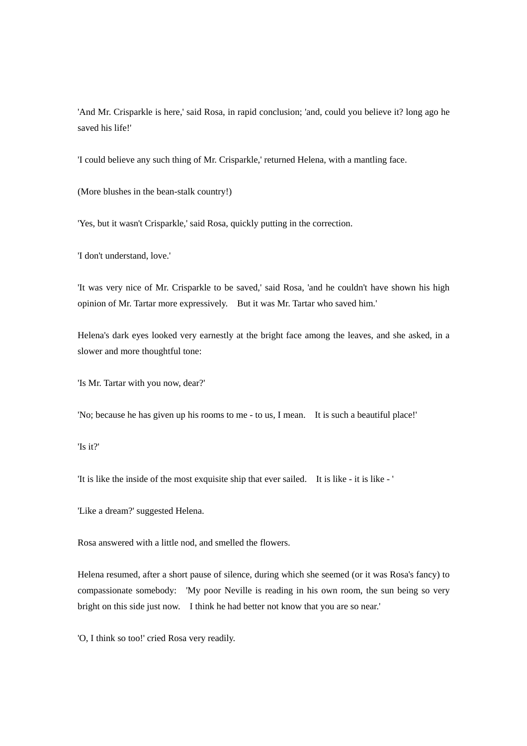'And Mr. Crisparkle is here,' said Rosa, in rapid conclusion; 'and, could you believe it? long ago he saved his life!'

'I could believe any such thing of Mr. Crisparkle,' returned Helena, with a mantling face.

(More blushes in the bean-stalk country!)

'Yes, but it wasn't Crisparkle,' said Rosa, quickly putting in the correction.

'I don't understand, love.'

'It was very nice of Mr. Crisparkle to be saved,' said Rosa, 'and he couldn't have shown his high opinion of Mr. Tartar more expressively. But it was Mr. Tartar who saved him.'

Helena's dark eyes looked very earnestly at the bright face among the leaves, and she asked, in a slower and more thoughtful tone:

'Is Mr. Tartar with you now, dear?'

'No; because he has given up his rooms to me - to us, I mean. It is such a beautiful place!'

'Is it?'

'It is like the inside of the most exquisite ship that ever sailed. It is like - it is like - '

'Like a dream?' suggested Helena.

Rosa answered with a little nod, and smelled the flowers.

Helena resumed, after a short pause of silence, during which she seemed (or it was Rosa's fancy) to compassionate somebody: 'My poor Neville is reading in his own room, the sun being so very bright on this side just now. I think he had better not know that you are so near.'

'O, I think so too!' cried Rosa very readily.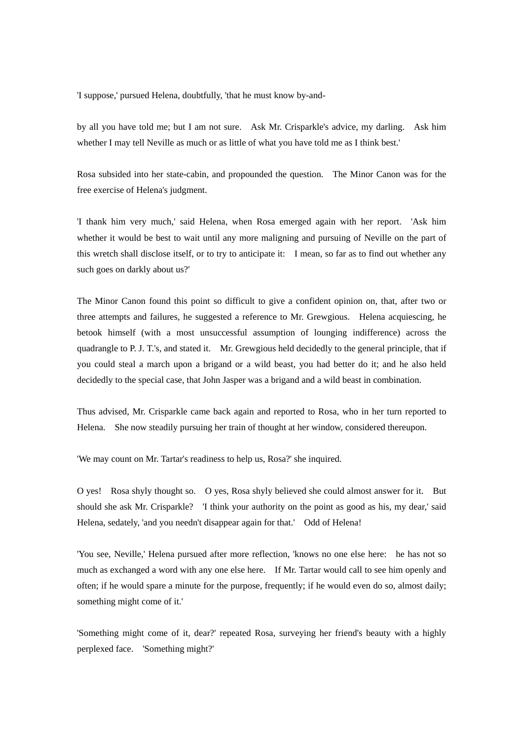'I suppose,' pursued Helena, doubtfully, 'that he must know by-and-

by all you have told me; but I am not sure. Ask Mr. Crisparkle's advice, my darling. Ask him whether I may tell Neville as much or as little of what you have told me as I think best.'

Rosa subsided into her state-cabin, and propounded the question. The Minor Canon was for the free exercise of Helena's judgment.

'I thank him very much,' said Helena, when Rosa emerged again with her report. 'Ask him whether it would be best to wait until any more maligning and pursuing of Neville on the part of this wretch shall disclose itself, or to try to anticipate it: I mean, so far as to find out whether any such goes on darkly about us?'

The Minor Canon found this point so difficult to give a confident opinion on, that, after two or three attempts and failures, he suggested a reference to Mr. Grewgious. Helena acquiescing, he betook himself (with a most unsuccessful assumption of lounging indifference) across the quadrangle to P. J. T.'s, and stated it. Mr. Grewgious held decidedly to the general principle, that if you could steal a march upon a brigand or a wild beast, you had better do it; and he also held decidedly to the special case, that John Jasper was a brigand and a wild beast in combination.

Thus advised, Mr. Crisparkle came back again and reported to Rosa, who in her turn reported to Helena. She now steadily pursuing her train of thought at her window, considered thereupon.

'We may count on Mr. Tartar's readiness to help us, Rosa?' she inquired.

O yes! Rosa shyly thought so. O yes, Rosa shyly believed she could almost answer for it. But should she ask Mr. Crisparkle? 'I think your authority on the point as good as his, my dear,' said Helena, sedately, 'and you needn't disappear again for that.' Odd of Helena!

'You see, Neville,' Helena pursued after more reflection, 'knows no one else here: he has not so much as exchanged a word with any one else here. If Mr. Tartar would call to see him openly and often; if he would spare a minute for the purpose, frequently; if he would even do so, almost daily; something might come of it.'

'Something might come of it, dear?' repeated Rosa, surveying her friend's beauty with a highly perplexed face. 'Something might?'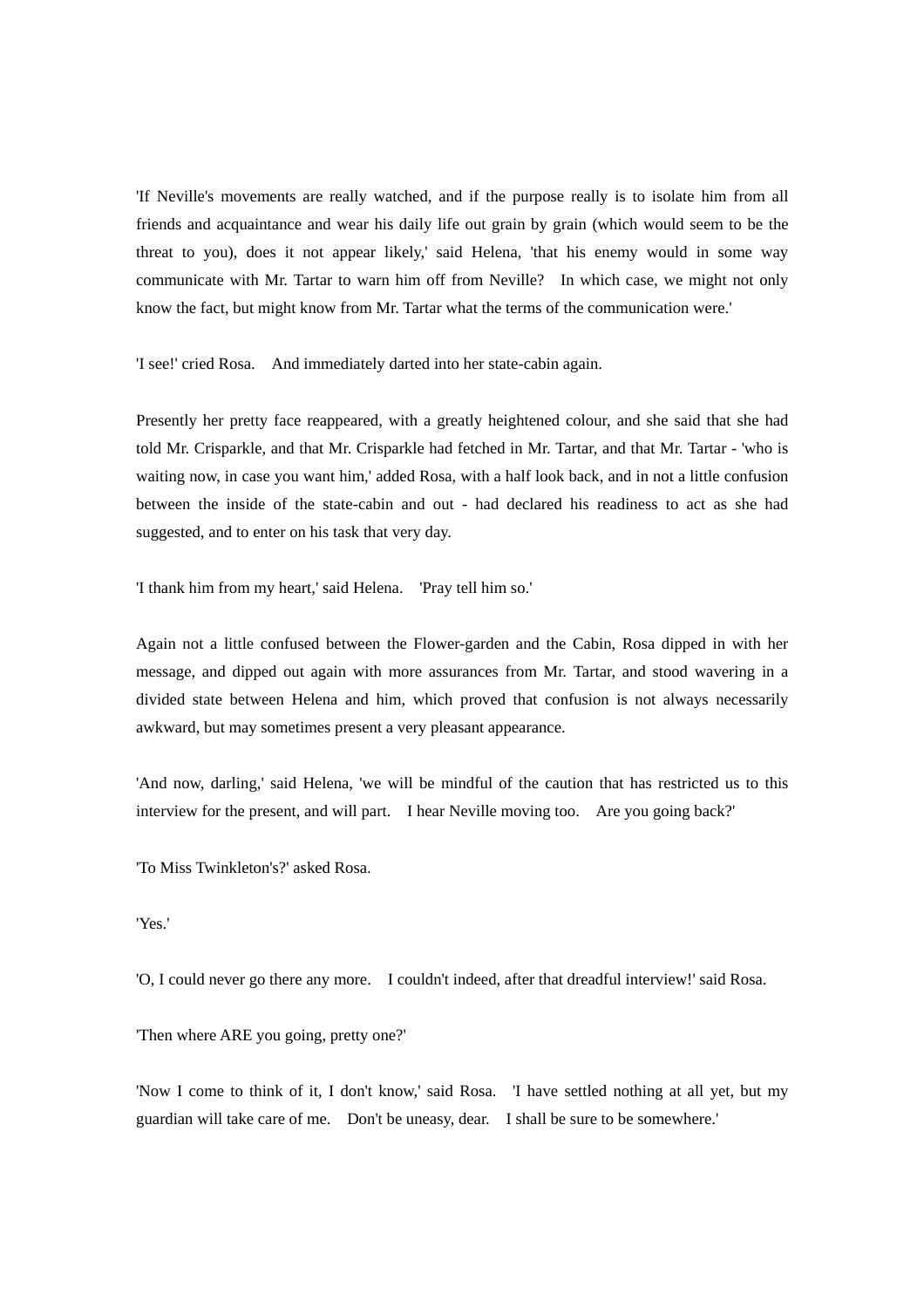'If Neville's movements are really watched, and if the purpose really is to isolate him from all friends and acquaintance and wear his daily life out grain by grain (which would seem to be the threat to you), does it not appear likely,' said Helena, 'that his enemy would in some way communicate with Mr. Tartar to warn him off from Neville? In which case, we might not only know the fact, but might know from Mr. Tartar what the terms of the communication were.'

'I see!' cried Rosa. And immediately darted into her state-cabin again.

Presently her pretty face reappeared, with a greatly heightened colour, and she said that she had told Mr. Crisparkle, and that Mr. Crisparkle had fetched in Mr. Tartar, and that Mr. Tartar - 'who is waiting now, in case you want him,' added Rosa, with a half look back, and in not a little confusion between the inside of the state-cabin and out - had declared his readiness to act as she had suggested, and to enter on his task that very day.

'I thank him from my heart,' said Helena. 'Pray tell him so.'

Again not a little confused between the Flower-garden and the Cabin, Rosa dipped in with her message, and dipped out again with more assurances from Mr. Tartar, and stood wavering in a divided state between Helena and him, which proved that confusion is not always necessarily awkward, but may sometimes present a very pleasant appearance.

'And now, darling,' said Helena, 'we will be mindful of the caution that has restricted us to this interview for the present, and will part. I hear Neville moving too. Are you going back?'

'To Miss Twinkleton's?' asked Rosa.

'Yes.'

'O, I could never go there any more. I couldn't indeed, after that dreadful interview!' said Rosa.

'Then where ARE you going, pretty one?'

'Now I come to think of it, I don't know,' said Rosa. 'I have settled nothing at all yet, but my guardian will take care of me. Don't be uneasy, dear. I shall be sure to be somewhere.'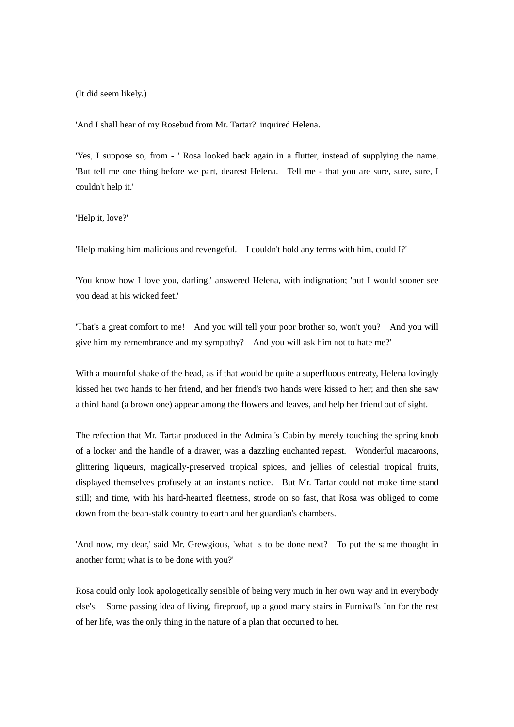(It did seem likely.)

'And I shall hear of my Rosebud from Mr. Tartar?' inquired Helena.

'Yes, I suppose so; from - ' Rosa looked back again in a flutter, instead of supplying the name. 'But tell me one thing before we part, dearest Helena. Tell me - that you are sure, sure, sure, I couldn't help it.'

'Help it, love?'

'Help making him malicious and revengeful. I couldn't hold any terms with him, could I?'

'You know how I love you, darling,' answered Helena, with indignation; 'but I would sooner see you dead at his wicked feet.'

'That's a great comfort to me! And you will tell your poor brother so, won't you? And you will give him my remembrance and my sympathy? And you will ask him not to hate me?'

With a mournful shake of the head, as if that would be quite a superfluous entreaty, Helena lovingly kissed her two hands to her friend, and her friend's two hands were kissed to her; and then she saw a third hand (a brown one) appear among the flowers and leaves, and help her friend out of sight.

The refection that Mr. Tartar produced in the Admiral's Cabin by merely touching the spring knob of a locker and the handle of a drawer, was a dazzling enchanted repast. Wonderful macaroons, glittering liqueurs, magically-preserved tropical spices, and jellies of celestial tropical fruits, displayed themselves profusely at an instant's notice. But Mr. Tartar could not make time stand still; and time, with his hard-hearted fleetness, strode on so fast, that Rosa was obliged to come down from the bean-stalk country to earth and her guardian's chambers.

'And now, my dear,' said Mr. Grewgious, 'what is to be done next? To put the same thought in another form; what is to be done with you?'

Rosa could only look apologetically sensible of being very much in her own way and in everybody else's. Some passing idea of living, fireproof, up a good many stairs in Furnival's Inn for the rest of her life, was the only thing in the nature of a plan that occurred to her.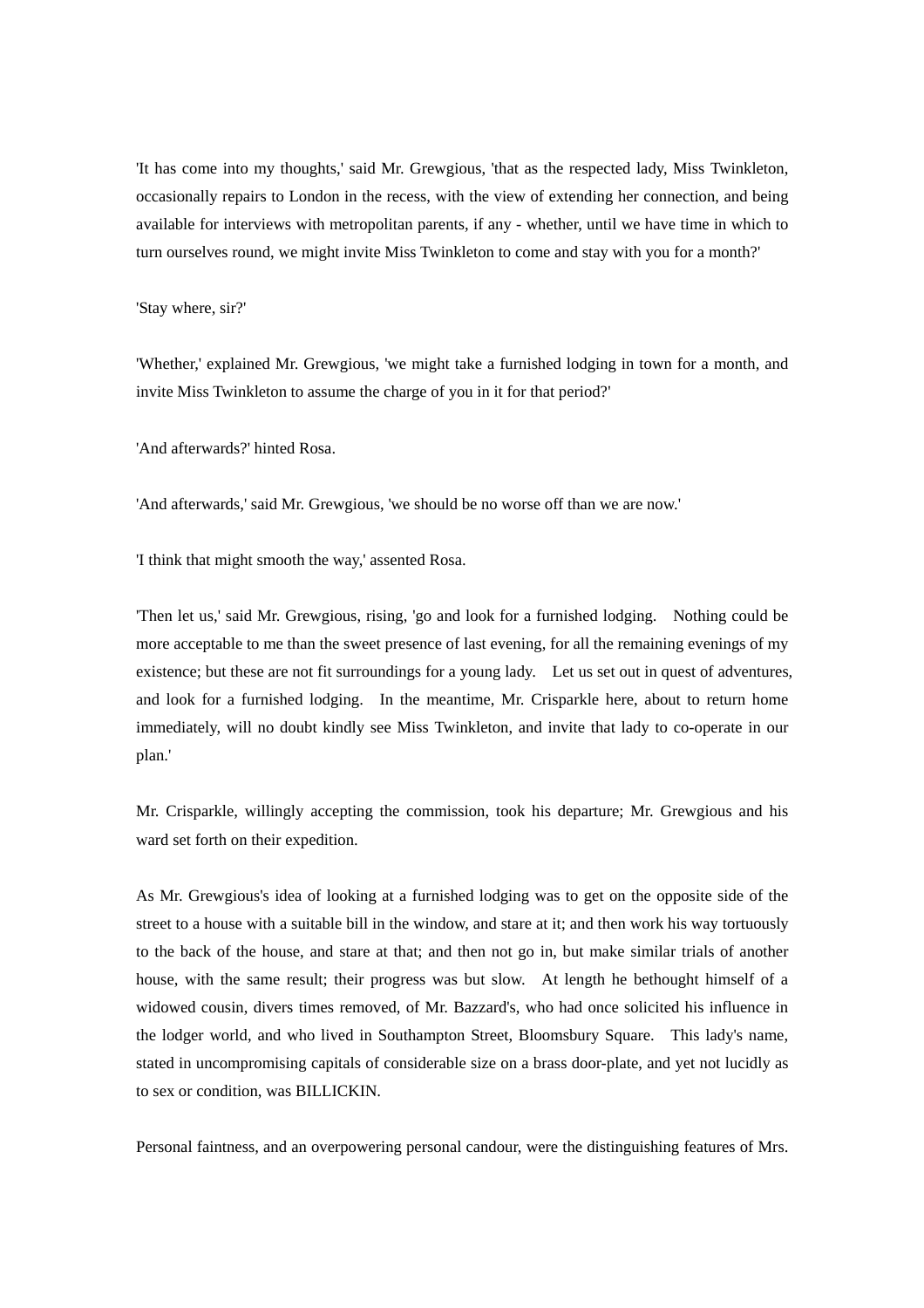'It has come into my thoughts,' said Mr. Grewgious, 'that as the respected lady, Miss Twinkleton, occasionally repairs to London in the recess, with the view of extending her connection, and being available for interviews with metropolitan parents, if any - whether, until we have time in which to turn ourselves round, we might invite Miss Twinkleton to come and stay with you for a month?'

'Stay where, sir?'

'Whether,' explained Mr. Grewgious, 'we might take a furnished lodging in town for a month, and invite Miss Twinkleton to assume the charge of you in it for that period?'

'And afterwards?' hinted Rosa.

'And afterwards,' said Mr. Grewgious, 'we should be no worse off than we are now.'

'I think that might smooth the way,' assented Rosa.

'Then let us,' said Mr. Grewgious, rising, 'go and look for a furnished lodging. Nothing could be more acceptable to me than the sweet presence of last evening, for all the remaining evenings of my existence; but these are not fit surroundings for a young lady. Let us set out in quest of adventures, and look for a furnished lodging. In the meantime, Mr. Crisparkle here, about to return home immediately, will no doubt kindly see Miss Twinkleton, and invite that lady to co-operate in our plan.'

Mr. Crisparkle, willingly accepting the commission, took his departure; Mr. Grewgious and his ward set forth on their expedition.

As Mr. Grewgious's idea of looking at a furnished lodging was to get on the opposite side of the street to a house with a suitable bill in the window, and stare at it; and then work his way tortuously to the back of the house, and stare at that; and then not go in, but make similar trials of another house, with the same result; their progress was but slow. At length he bethought himself of a widowed cousin, divers times removed, of Mr. Bazzard's, who had once solicited his influence in the lodger world, and who lived in Southampton Street, Bloomsbury Square. This lady's name, stated in uncompromising capitals of considerable size on a brass door-plate, and yet not lucidly as to sex or condition, was BILLICKIN.

Personal faintness, and an overpowering personal candour, were the distinguishing features of Mrs.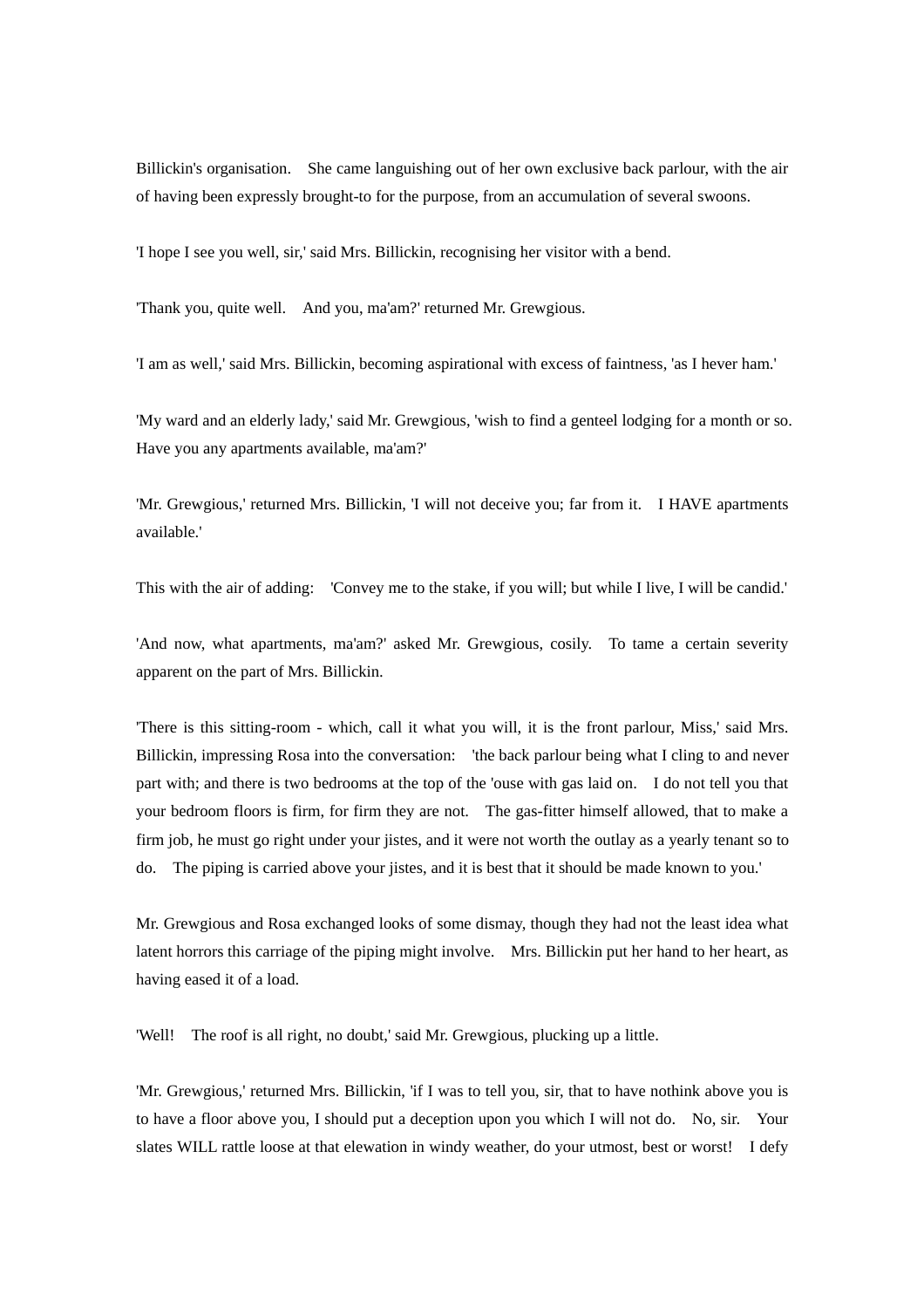Billickin's organisation. She came languishing out of her own exclusive back parlour, with the air of having been expressly brought-to for the purpose, from an accumulation of several swoons.

'I hope I see you well, sir,' said Mrs. Billickin, recognising her visitor with a bend.

'Thank you, quite well. And you, ma'am?' returned Mr. Grewgious.

'I am as well,' said Mrs. Billickin, becoming aspirational with excess of faintness, 'as I hever ham.'

'My ward and an elderly lady,' said Mr. Grewgious, 'wish to find a genteel lodging for a month or so. Have you any apartments available, ma'am?'

'Mr. Grewgious,' returned Mrs. Billickin, 'I will not deceive you; far from it. I HAVE apartments available.'

This with the air of adding: 'Convey me to the stake, if you will; but while I live, I will be candid.'

'And now, what apartments, ma'am?' asked Mr. Grewgious, cosily. To tame a certain severity apparent on the part of Mrs. Billickin.

'There is this sitting-room - which, call it what you will, it is the front parlour, Miss,' said Mrs. Billickin, impressing Rosa into the conversation: 'the back parlour being what I cling to and never part with; and there is two bedrooms at the top of the 'ouse with gas laid on. I do not tell you that your bedroom floors is firm, for firm they are not. The gas-fitter himself allowed, that to make a firm job, he must go right under your jistes, and it were not worth the outlay as a yearly tenant so to do. The piping is carried above your jistes, and it is best that it should be made known to you.'

Mr. Grewgious and Rosa exchanged looks of some dismay, though they had not the least idea what latent horrors this carriage of the piping might involve. Mrs. Billickin put her hand to her heart, as having eased it of a load.

'Well! The roof is all right, no doubt,' said Mr. Grewgious, plucking up a little.

'Mr. Grewgious,' returned Mrs. Billickin, 'if I was to tell you, sir, that to have nothink above you is to have a floor above you, I should put a deception upon you which I will not do. No, sir. Your slates WILL rattle loose at that elewation in windy weather, do your utmost, best or worst! I defy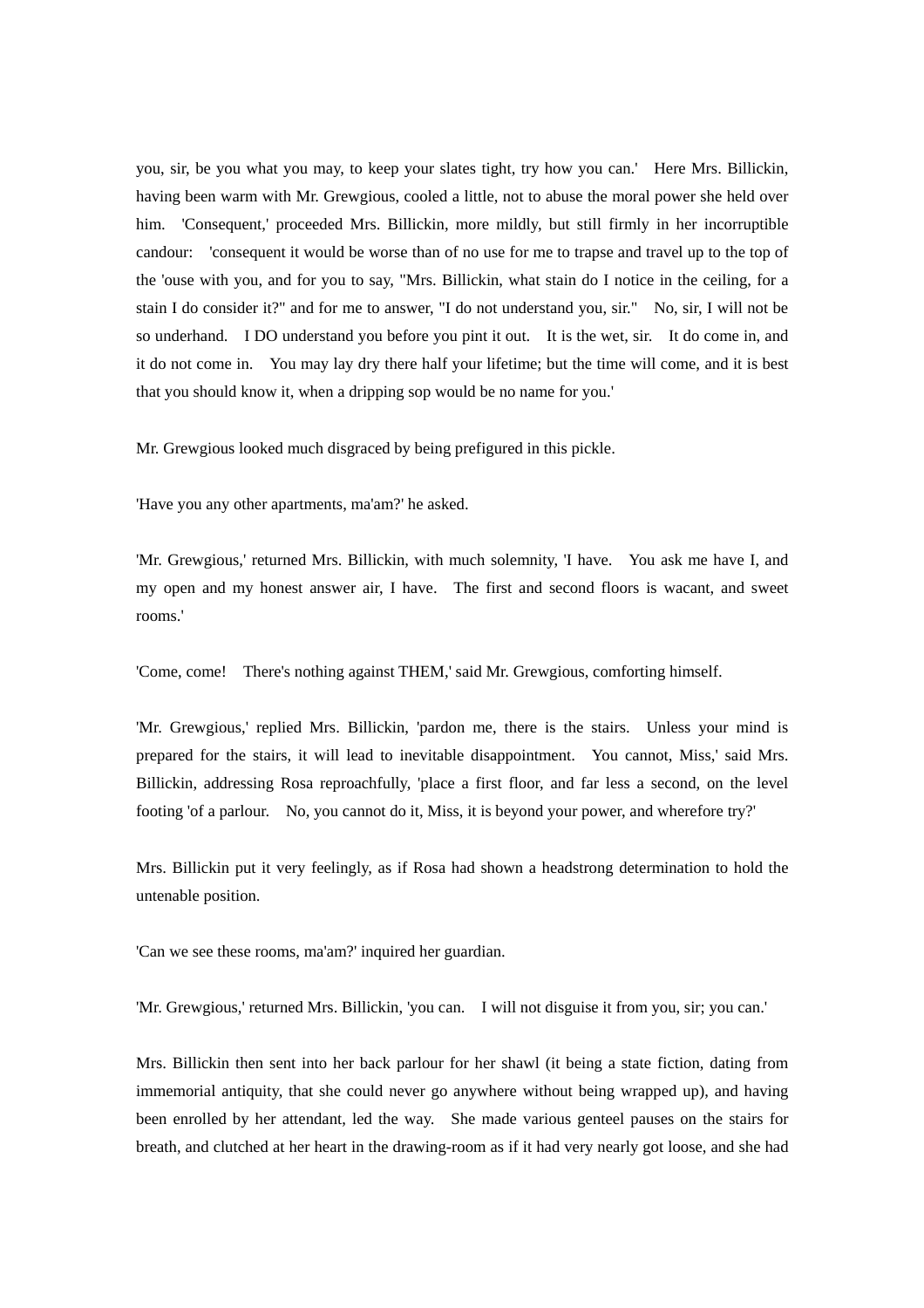you, sir, be you what you may, to keep your slates tight, try how you can.' Here Mrs. Billickin, having been warm with Mr. Grewgious, cooled a little, not to abuse the moral power she held over him. 'Consequent,' proceeded Mrs. Billickin, more mildly, but still firmly in her incorruptible candour: 'consequent it would be worse than of no use for me to trapse and travel up to the top of the 'ouse with you, and for you to say, "Mrs. Billickin, what stain do I notice in the ceiling, for a stain I do consider it?" and for me to answer, "I do not understand you, sir." No, sir, I will not be so underhand. I DO understand you before you pint it out. It is the wet, sir. It do come in, and it do not come in. You may lay dry there half your lifetime; but the time will come, and it is best that you should know it, when a dripping sop would be no name for you.'

Mr. Grewgious looked much disgraced by being prefigured in this pickle.

'Have you any other apartments, ma'am?' he asked.

'Mr. Grewgious,' returned Mrs. Billickin, with much solemnity, 'I have. You ask me have I, and my open and my honest answer air, I have. The first and second floors is wacant, and sweet rooms.'

'Come, come! There's nothing against THEM,' said Mr. Grewgious, comforting himself.

'Mr. Grewgious,' replied Mrs. Billickin, 'pardon me, there is the stairs. Unless your mind is prepared for the stairs, it will lead to inevitable disappointment. You cannot, Miss,' said Mrs. Billickin, addressing Rosa reproachfully, 'place a first floor, and far less a second, on the level footing 'of a parlour. No, you cannot do it, Miss, it is beyond your power, and wherefore try?'

Mrs. Billickin put it very feelingly, as if Rosa had shown a headstrong determination to hold the untenable position.

'Can we see these rooms, ma'am?' inquired her guardian.

'Mr. Grewgious,' returned Mrs. Billickin, 'you can. I will not disguise it from you, sir; you can.'

Mrs. Billickin then sent into her back parlour for her shawl (it being a state fiction, dating from immemorial antiquity, that she could never go anywhere without being wrapped up), and having been enrolled by her attendant, led the way. She made various genteel pauses on the stairs for breath, and clutched at her heart in the drawing-room as if it had very nearly got loose, and she had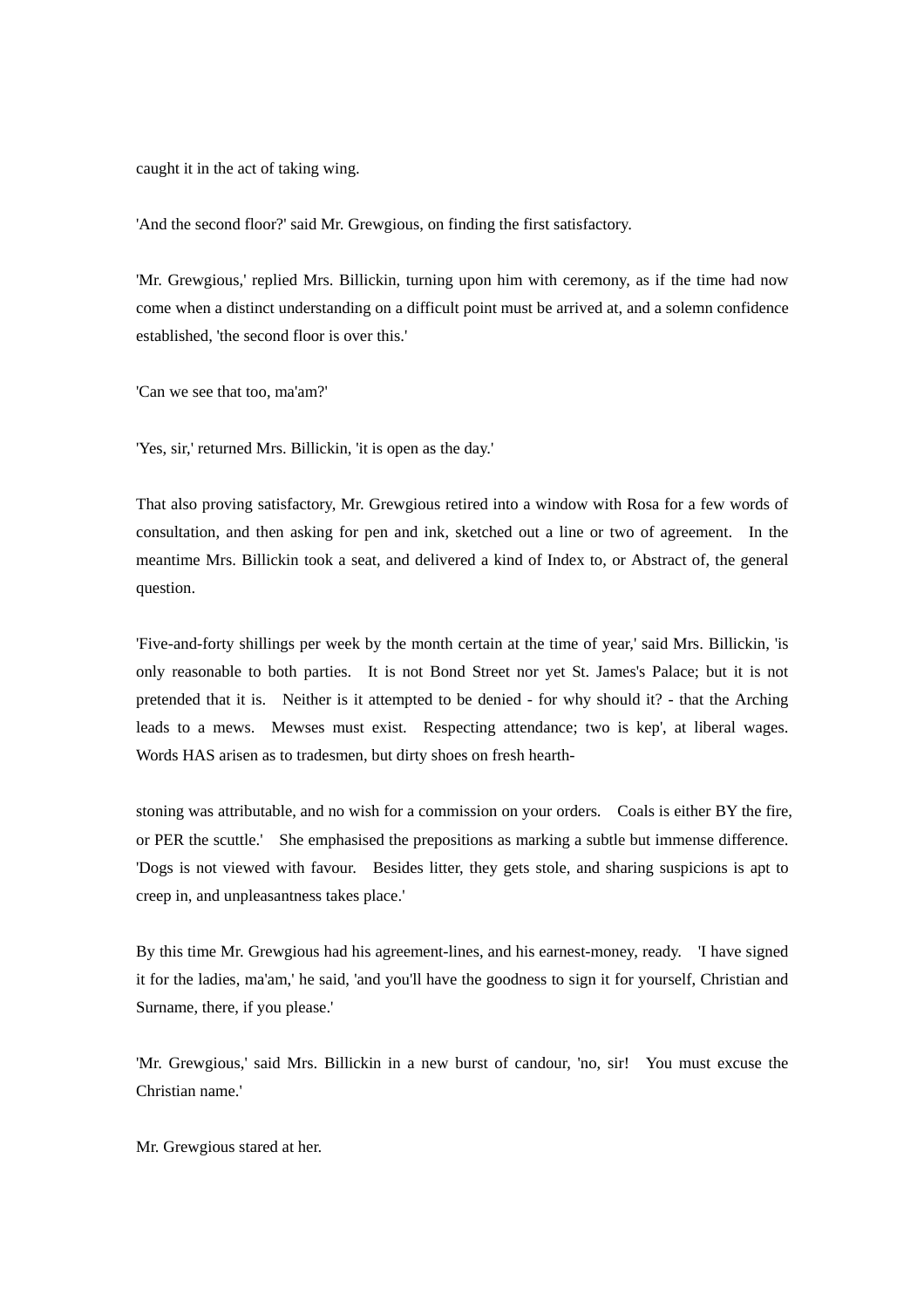caught it in the act of taking wing.

'And the second floor?' said Mr. Grewgious, on finding the first satisfactory.

'Mr. Grewgious,' replied Mrs. Billickin, turning upon him with ceremony, as if the time had now come when a distinct understanding on a difficult point must be arrived at, and a solemn confidence established, 'the second floor is over this.'

'Can we see that too, ma'am?'

'Yes, sir,' returned Mrs. Billickin, 'it is open as the day.'

That also proving satisfactory, Mr. Grewgious retired into a window with Rosa for a few words of consultation, and then asking for pen and ink, sketched out a line or two of agreement. In the meantime Mrs. Billickin took a seat, and delivered a kind of Index to, or Abstract of, the general question.

'Five-and-forty shillings per week by the month certain at the time of year,' said Mrs. Billickin, 'is only reasonable to both parties. It is not Bond Street nor yet St. James's Palace; but it is not pretended that it is. Neither is it attempted to be denied - for why should it? - that the Arching leads to a mews. Mewses must exist. Respecting attendance; two is kep', at liberal wages. Words HAS arisen as to tradesmen, but dirty shoes on fresh hearth-stoning was attributable, and no wish for a commission on your orders. Coals is either BY the fire, or PER the scuttle.' She emphasised the prepositions as marking a subtle but immense difference. 'Dogs is not viewed with favour. Besides litter, they gets stole, and sharing suspicions is apt to creep in, and unpleasantness takes place.'

By this time Mr. Grewgious had his agreement-lines, and his earnest-money, ready. 'I have signed it for the ladies, ma'am,' he said, 'and you'll have the goodness to sign it for yourself, Christian and Surname, there, if you please.'

'Mr. Grewgious,' said Mrs. Billickin in a new burst of candour, 'no, sir! You must excuse the Christian name.'

Mr. Grewgious stared at her.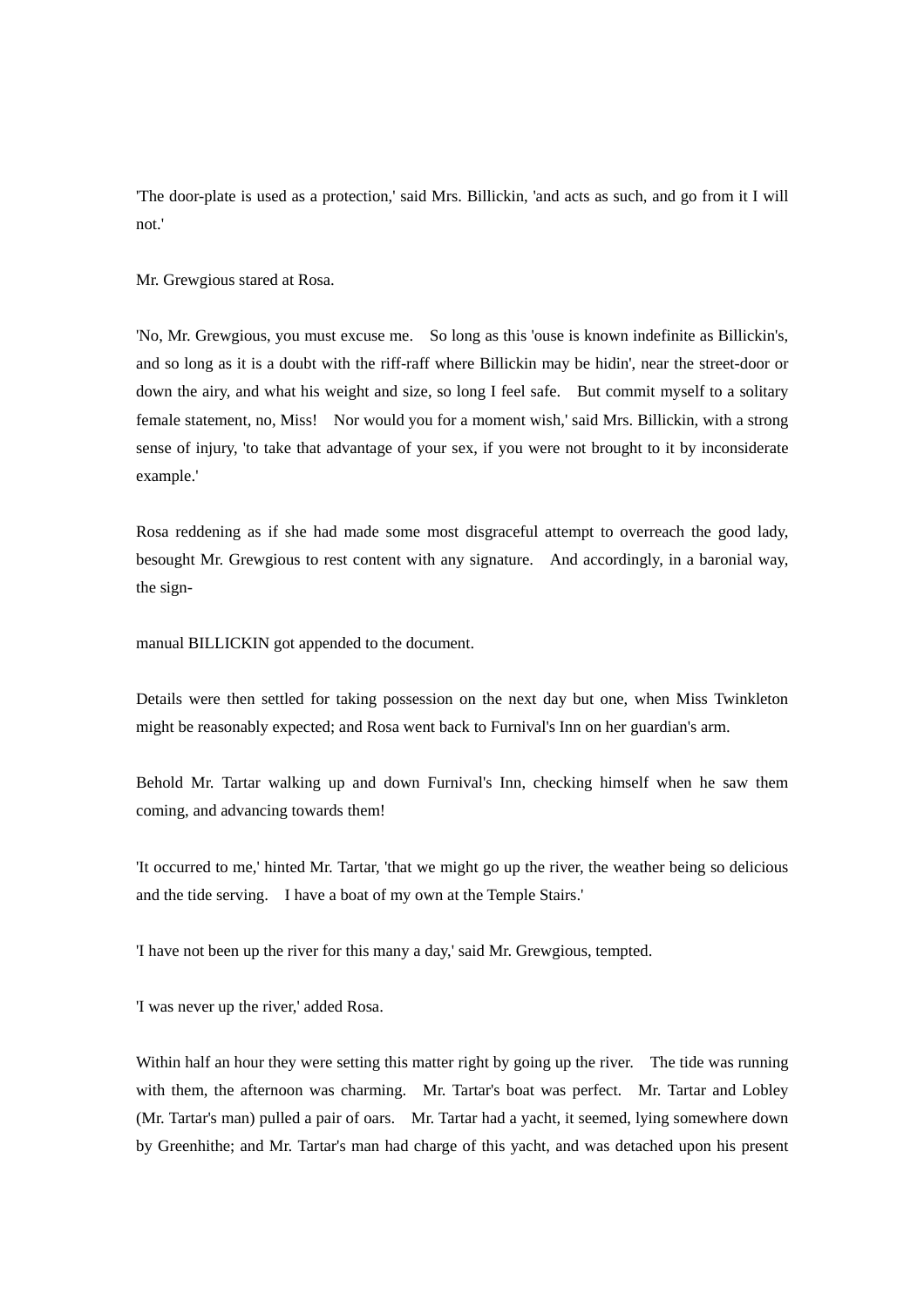'The door-plate is used as a protection,' said Mrs. Billickin, 'and acts as such, and go from it I will not.'

Mr. Grewgious stared at Rosa.

'No, Mr. Grewgious, you must excuse me. So long as this 'ouse is known indefinite as Billickin's, and so long as it is a doubt with the riff-raff where Billickin may be hidin', near the street-door or down the airy, and what his weight and size, so long I feel safe. But commit myself to a solitary female statement, no, Miss! Nor would you for a moment wish,' said Mrs. Billickin, with a strong sense of injury, 'to take that advantage of your sex, if you were not brought to it by inconsiderate example.'

Rosa reddening as if she had made some most disgraceful attempt to overreach the good lady, besought Mr. Grewgious to rest content with any signature. And accordingly, in a baronial way, the sign-

manual BILLICKIN got appended to the document.

Details were then settled for taking possession on the next day but one, when Miss Twinkleton might be reasonably expected; and Rosa went back to Furnival's Inn on her guardian's arm.

Behold Mr. Tartar walking up and down Furnival's Inn, checking himself when he saw them coming, and advancing towards them!

'It occurred to me,' hinted Mr. Tartar, 'that we might go up the river, the weather being so delicious and the tide serving. I have a boat of my own at the Temple Stairs.'

'I have not been up the river for this many a day,' said Mr. Grewgious, tempted.

'I was never up the river,' added Rosa.

Within half an hour they were setting this matter right by going up the river. The tide was running with them, the afternoon was charming. Mr. Tartar's boat was perfect. Mr. Tartar and Lobley (Mr. Tartar's man) pulled a pair of oars. Mr. Tartar had a yacht, it seemed, lying somewhere down by Greenhithe; and Mr. Tartar's man had charge of this yacht, and was detached upon his present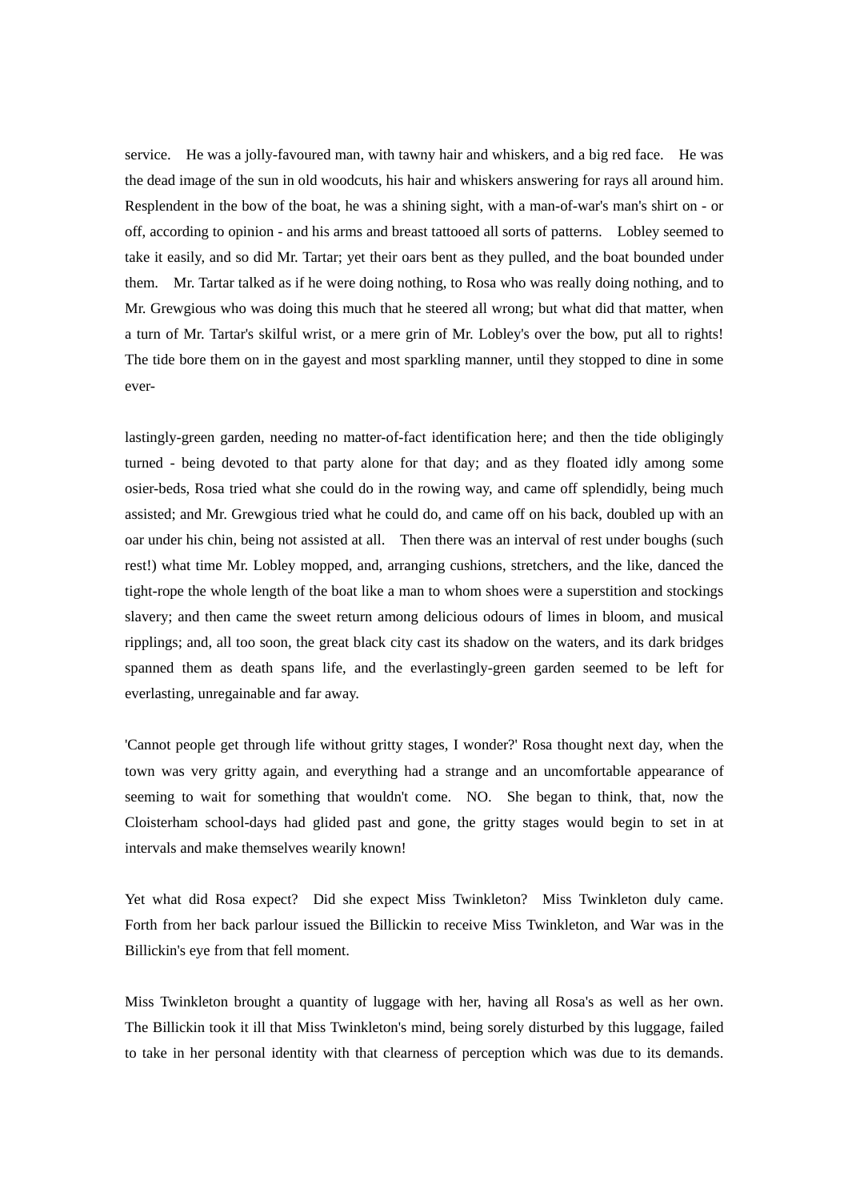service. He was a jolly-favoured man, with tawny hair and whiskers, and a big red face. He was the dead image of the sun in old woodcuts, his hair and whiskers answering for rays all around him. Resplendent in the bow of the boat, he was a shining sight, with a man-of-war's man's shirt on - or off, according to opinion - and his arms and breast tattooed all sorts of patterns. Lobley seemed to take it easily, and so did Mr. Tartar; yet their oars bent as they pulled, and the boat bounded under them. Mr. Tartar talked as if he were doing nothing, to Rosa who was really doing nothing, and to Mr. Grewgious who was doing this much that he steered all wrong; but what did that matter, when a turn of Mr. Tartar's skilful wrist, or a mere grin of Mr. Lobley's over the bow, put all to rights! The tide bore them on in the gayest and most sparkling manner, until they stopped to dine in some ever-

lastingly-green garden, needing no matter-of-fact identification here; and then the tide obligingly turned - being devoted to that party alone for that day; and as they floated idly among some osier-beds, Rosa tried what she could do in the rowing way, and came off splendidly, being much assisted; and Mr. Grewgious tried what he could do, and came off on his back, doubled up with an oar under his chin, being not assisted at all. Then there was an interval of rest under boughs (such rest!) what time Mr. Lobley mopped, and, arranging cushions, stretchers, and the like, danced the tight-rope the whole length of the boat like a man to whom shoes were a superstition and stockings slavery; and then came the sweet return among delicious odours of limes in bloom, and musical ripplings; and, all too soon, the great black city cast its shadow on the waters, and its dark bridges spanned them as death spans life, and the everlastingly-green garden seemed to be left for everlasting, unregainable and far away.

'Cannot people get through life without gritty stages, I wonder?' Rosa thought next day, when the town was very gritty again, and everything had a strange and an uncomfortable appearance of seeming to wait for something that wouldn't come. NO. She began to think, that, now the Cloisterham school-days had glided past and gone, the gritty stages would begin to set in at intervals and make themselves wearily known!

Yet what did Rosa expect? Did she expect Miss Twinkleton? Miss Twinkleton duly came. Forth from her back parlour issued the Billickin to receive Miss Twinkleton, and War was in the Billickin's eye from that fell moment.

Miss Twinkleton brought a quantity of luggage with her, having all Rosa's as well as her own. The Billickin took it ill that Miss Twinkleton's mind, being sorely disturbed by this luggage, failed to take in her personal identity with that clearness of perception which was due to its demands.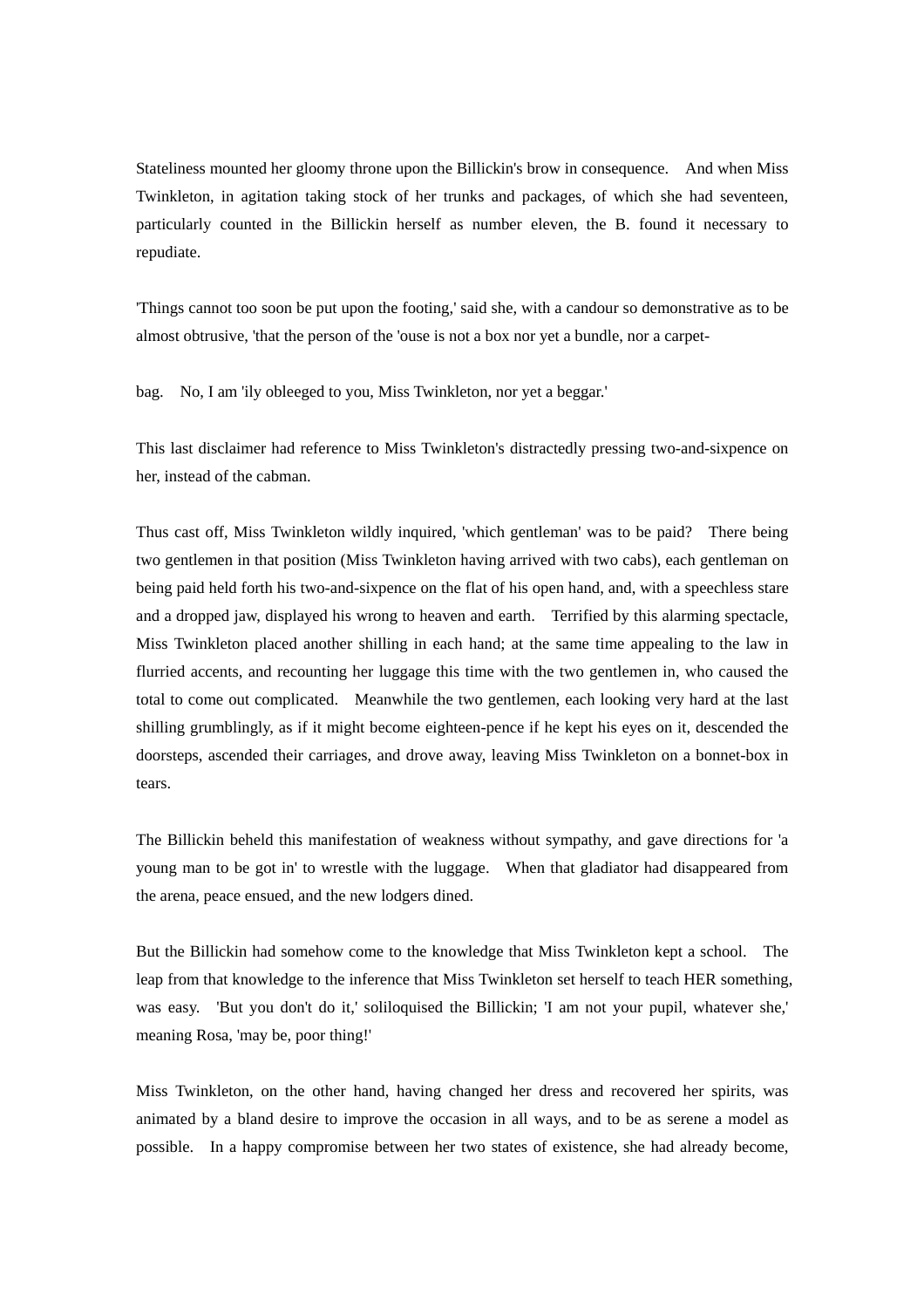Stateliness mounted her gloomy throne upon the Billickin's brow in consequence. And when Miss Twinkleton, in agitation taking stock of her trunks and packages, of which she had seventeen, particularly counted in the Billickin herself as number eleven, the B. found it necessary to repudiate.

'Things cannot too soon be put upon the footing,' said she, with a candour so demonstrative as to be almost obtrusive, 'that the person of the 'ouse is not a box nor yet a bundle, nor a carpet-

bag. No, I am 'ily obleeged to you, Miss Twinkleton, nor yet a beggar.'

This last disclaimer had reference to Miss Twinkleton's distractedly pressing two-and-sixpence on her, instead of the cabman.

Thus cast off, Miss Twinkleton wildly inquired, 'which gentleman' was to be paid? There being two gentlemen in that position (Miss Twinkleton having arrived with two cabs), each gentleman on being paid held forth his two-and-sixpence on the flat of his open hand, and, with a speechless stare and a dropped jaw, displayed his wrong to heaven and earth. Terrified by this alarming spectacle, Miss Twinkleton placed another shilling in each hand; at the same time appealing to the law in flurried accents, and recounting her luggage this time with the two gentlemen in, who caused the total to come out complicated. Meanwhile the two gentlemen, each looking very hard at the last shilling grumblingly, as if it might become eighteen-pence if he kept his eyes on it, descended the doorsteps, ascended their carriages, and drove away, leaving Miss Twinkleton on a bonnet-box in tears.

The Billickin beheld this manifestation of weakness without sympathy, and gave directions for 'a young man to be got in' to wrestle with the luggage. When that gladiator had disappeared from the arena, peace ensued, and the new lodgers dined.

But the Billickin had somehow come to the knowledge that Miss Twinkleton kept a school. The leap from that knowledge to the inference that Miss Twinkleton set herself to teach HER something, was easy. 'But you don't do it,' soliloquised the Billickin; 'I am not your pupil, whatever she,' meaning Rosa, 'may be, poor thing!'

Miss Twinkleton, on the other hand, having changed her dress and recovered her spirits, was animated by a bland desire to improve the occasion in all ways, and to be as serene a model as possible. In a happy compromise between her two states of existence, she had already become,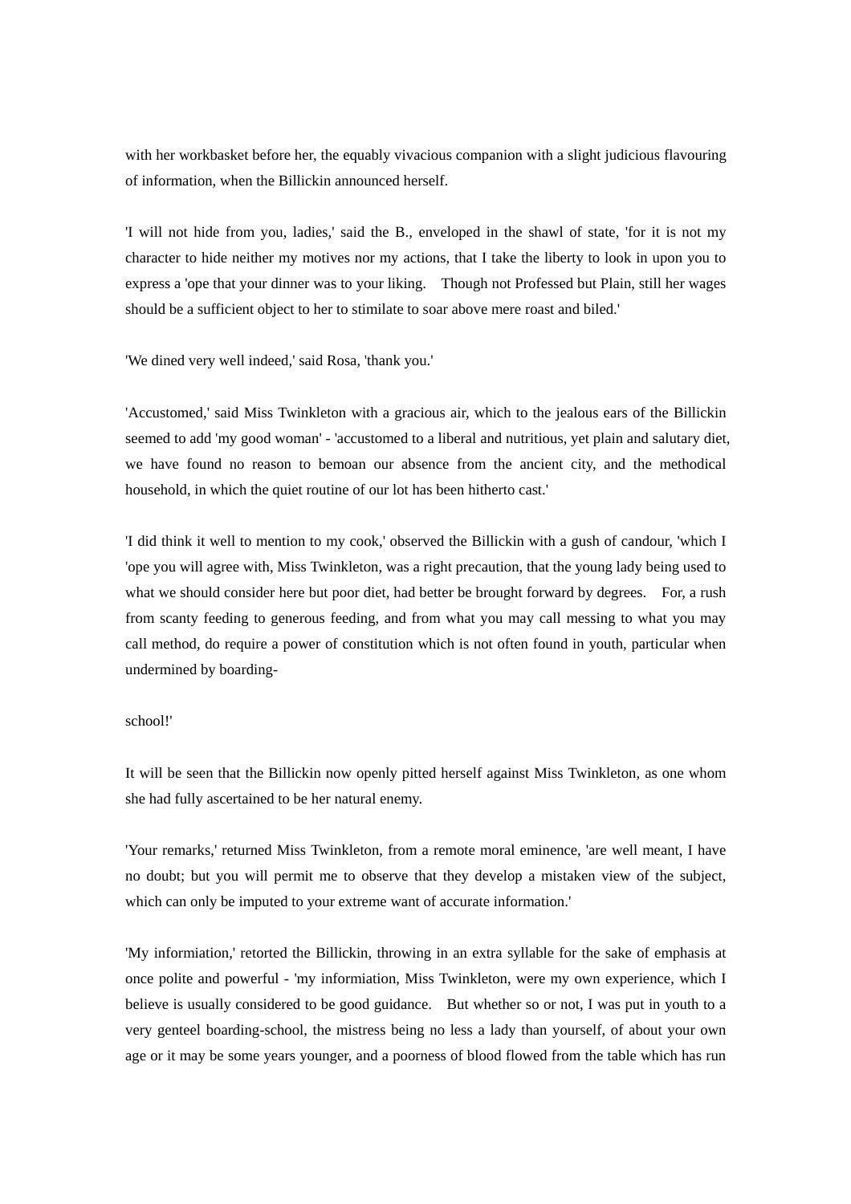with her workbasket before her, the equably vivacious companion with a slight judicious flavouring of information, when the Billickin announced herself.

'I will not hide from you, ladies,' said the B., enveloped in the shawl of state, 'for it is not my character to hide neither my motives nor my actions, that I take the liberty to look in upon you to express a 'ope that your dinner was to your liking. Though not Professed but Plain, still her wages should be a sufficient object to her to stimilate to soar above mere roast and biled.'

'We dined very well indeed,' said Rosa, 'thank you.'

'Accustomed,' said Miss Twinkleton with a gracious air, which to the jealous ears of the Billickin seemed to add 'my good woman' - 'accustomed to a liberal and nutritious, yet plain and salutary diet, we have found no reason to bemoan our absence from the ancient city, and the methodical household, in which the quiet routine of our lot has been hitherto cast.'

'I did think it well to mention to my cook,' observed the Billickin with a gush of candour, 'which I 'ope you will agree with, Miss Twinkleton, was a right precaution, that the young lady being used to what we should consider here but poor diet, had better be brought forward by degrees. For, a rush from scanty feeding to generous feeding, and from what you may call messing to what you may call method, do require a power of constitution which is not often found in youth, particular when undermined by boarding-school!'

It will be seen that the Billickin now openly pitted herself against Miss Twinkleton, as one whom she had fully ascertained to be her natural enemy.

'Your remarks,' returned Miss Twinkleton, from a remote moral eminence, 'are well meant, I have no doubt; but you will permit me to observe that they develop a mistaken view of the subject, which can only be imputed to your extreme want of accurate information.'

'My informiation,' retorted the Billickin, throwing in an extra syllable for the sake of emphasis at once polite and powerful - 'my informiation, Miss Twinkleton, were my own experience, which I believe is usually considered to be good guidance. But whether so or not, I was put in youth to a very genteel boarding-school, the mistress being no less a lady than yourself, of about your own age or it may be some years younger, and a poorness of blood flowed from the table which has run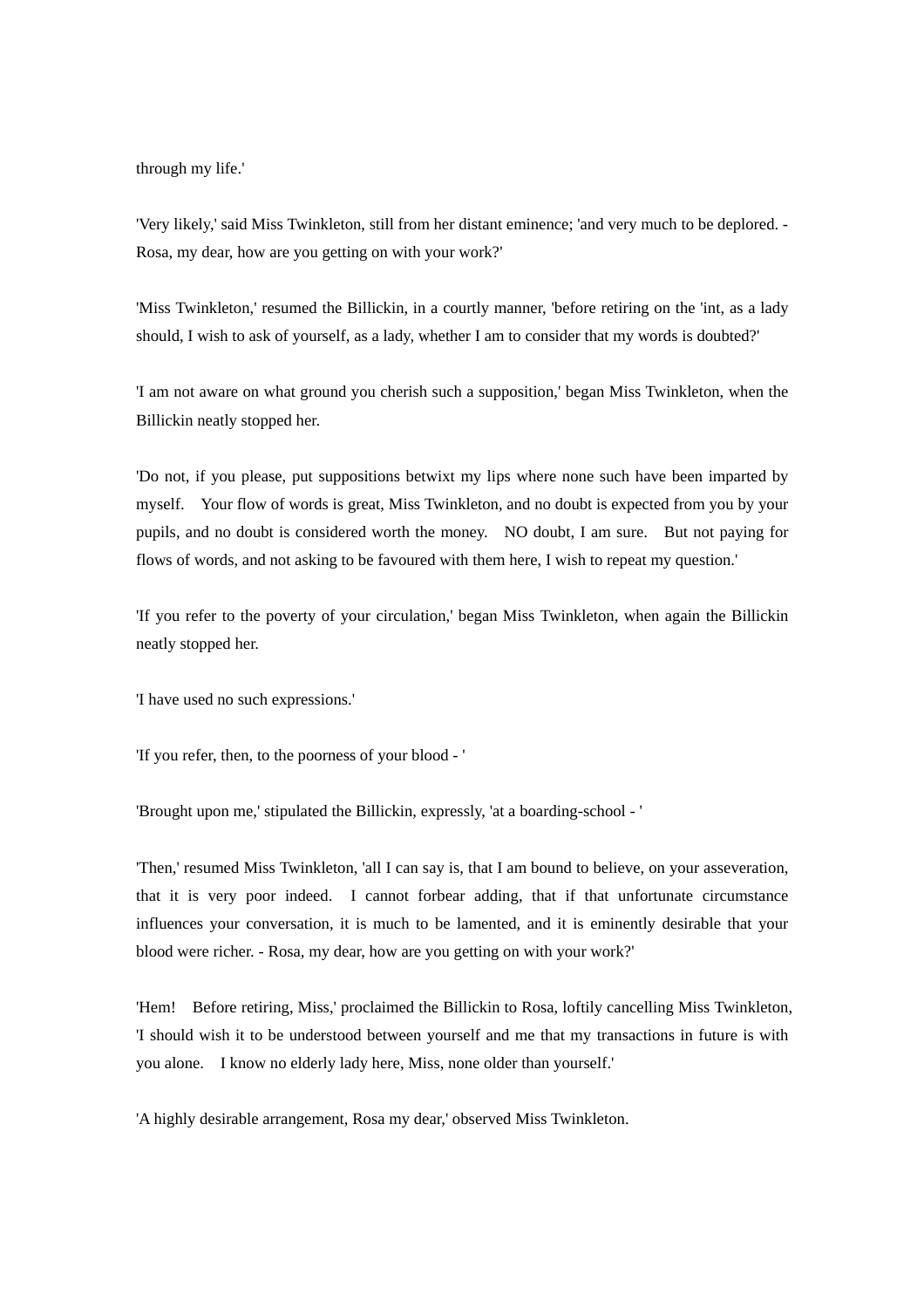through my life.'

'Very likely,' said Miss Twinkleton, still from her distant eminence; 'and very much to be deplored. - Rosa, my dear, how are you getting on with your work?'

'Miss Twinkleton,' resumed the Billickin, in a courtly manner, 'before retiring on the 'int, as a lady should, I wish to ask of yourself, as a lady, whether I am to consider that my words is doubted?'

'I am not aware on what ground you cherish such a supposition,' began Miss Twinkleton, when the Billickin neatly stopped her.

'Do not, if you please, put suppositions betwixt my lips where none such have been imparted by myself. Your flow of words is great, Miss Twinkleton, and no doubt is expected from you by your pupils, and no doubt is considered worth the money. NO doubt, I am sure. But not paying for flows of words, and not asking to be favoured with them here, I wish to repeat my question.'

'If you refer to the poverty of your circulation,' began Miss Twinkleton, when again the Billickin neatly stopped her.

'I have used no such expressions.'

'If you refer, then, to the poorness of your blood - '

'Brought upon me,' stipulated the Billickin, expressly, 'at a boarding-school - '

'Then,' resumed Miss Twinkleton, 'all I can say is, that I am bound to believe, on your asseveration, that it is very poor indeed. I cannot forbear adding, that if that unfortunate circumstance influences your conversation, it is much to be lamented, and it is eminently desirable that your blood were richer. - Rosa, my dear, how are you getting on with your work?'

'Hem! Before retiring, Miss,' proclaimed the Billickin to Rosa, loftily cancelling Miss Twinkleton, 'I should wish it to be understood between yourself and me that my transactions in future is with you alone. I know no elderly lady here, Miss, none older than yourself.'

'A highly desirable arrangement, Rosa my dear,' observed Miss Twinkleton.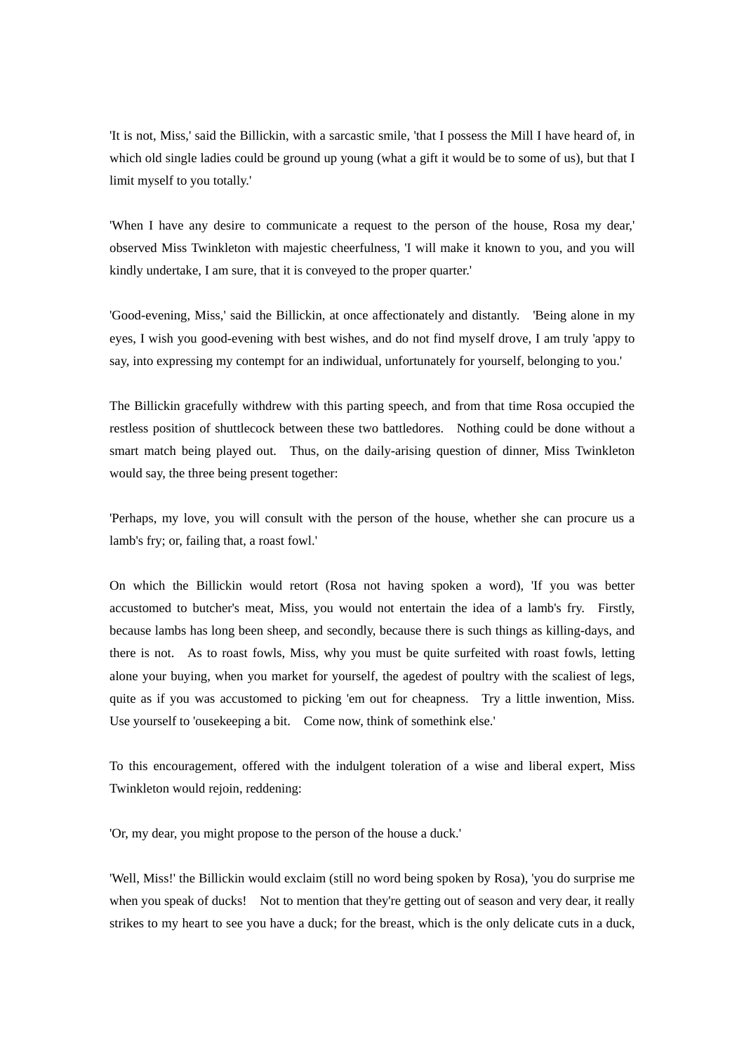'It is not, Miss,' said the Billickin, with a sarcastic smile, 'that I possess the Mill I have heard of, in which old single ladies could be ground up young (what a gift it would be to some of us), but that I limit myself to you totally.'

'When I have any desire to communicate a request to the person of the house, Rosa my dear,' observed Miss Twinkleton with majestic cheerfulness, 'I will make it known to you, and you will kindly undertake, I am sure, that it is conveyed to the proper quarter.'

'Good-evening, Miss,' said the Billickin, at once affectionately and distantly. 'Being alone in my eyes, I wish you good-evening with best wishes, and do not find myself drove, I am truly 'appy to say, into expressing my contempt for an indiwidual, unfortunately for yourself, belonging to you.'

The Billickin gracefully withdrew with this parting speech, and from that time Rosa occupied the restless position of shuttlecock between these two battledores. Nothing could be done without a smart match being played out. Thus, on the daily-arising question of dinner, Miss Twinkleton would say, the three being present together:

'Perhaps, my love, you will consult with the person of the house, whether she can procure us a lamb's fry; or, failing that, a roast fowl.'

On which the Billickin would retort (Rosa not having spoken a word), 'If you was better accustomed to butcher's meat, Miss, you would not entertain the idea of a lamb's fry. Firstly, because lambs has long been sheep, and secondly, because there is such things as killing-days, and there is not. As to roast fowls, Miss, why you must be quite surfeited with roast fowls, letting alone your buying, when you market for yourself, the agedest of poultry with the scaliest of legs, quite as if you was accustomed to picking 'em out for cheapness. Try a little inwention, Miss. Use yourself to 'ousekeeping a bit. Come now, think of somethink else.'

To this encouragement, offered with the indulgent toleration of a wise and liberal expert, Miss Twinkleton would rejoin, reddening:

'Or, my dear, you might propose to the person of the house a duck.'

'Well, Miss!' the Billickin would exclaim (still no word being spoken by Rosa), 'you do surprise me when you speak of ducks! Not to mention that they're getting out of season and very dear, it really strikes to my heart to see you have a duck; for the breast, which is the only delicate cuts in a duck,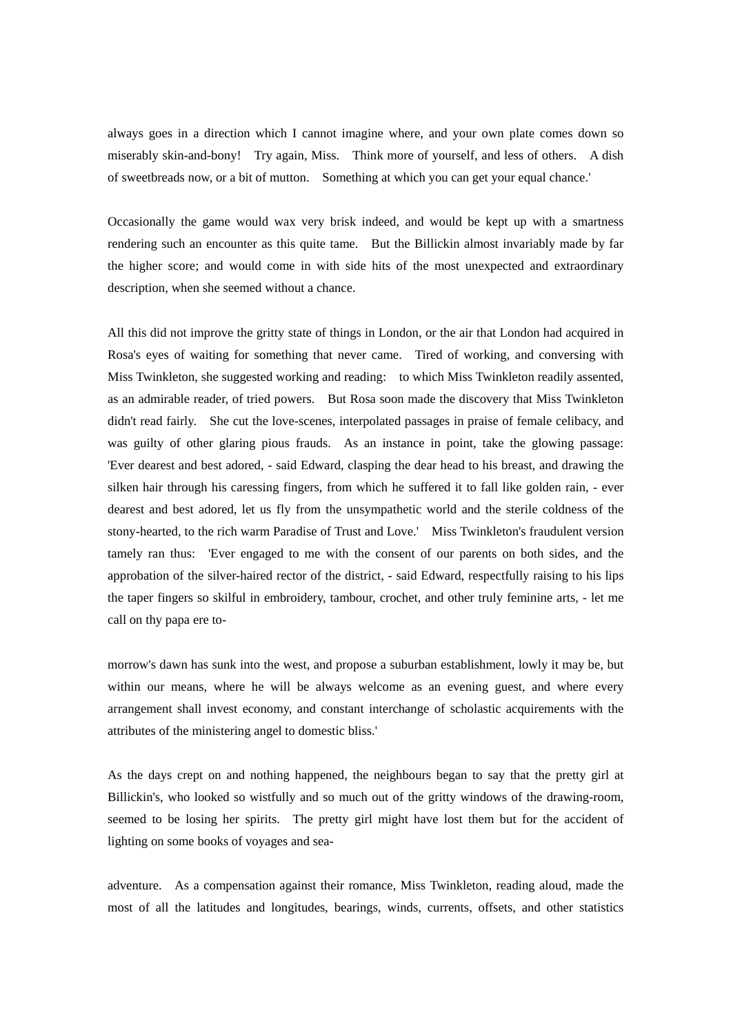always goes in a direction which I cannot imagine where, and your own plate comes down so miserably skin-and-bony! Try again, Miss. Think more of yourself, and less of others. A dish of sweetbreads now, or a bit of mutton. Something at which you can get your equal chance.'

Occasionally the game would wax very brisk indeed, and would be kept up with a smartness rendering such an encounter as this quite tame. But the Billickin almost invariably made by far the higher score; and would come in with side hits of the most unexpected and extraordinary description, when she seemed without a chance.

All this did not improve the gritty state of things in London, or the air that London had acquired in Rosa's eyes of waiting for something that never came. Tired of working, and conversing with Miss Twinkleton, she suggested working and reading: to which Miss Twinkleton readily assented, as an admirable reader, of tried powers. But Rosa soon made the discovery that Miss Twinkleton didn't read fairly. She cut the love-scenes, interpolated passages in praise of female celibacy, and was guilty of other glaring pious frauds. As an instance in point, take the glowing passage: 'Ever dearest and best adored, - said Edward, clasping the dear head to his breast, and drawing the silken hair through his caressing fingers, from which he suffered it to fall like golden rain, - ever dearest and best adored, let us fly from the unsympathetic world and the sterile coldness of the stony-hearted, to the rich warm Paradise of Trust and Love.' Miss Twinkleton's fraudulent version tamely ran thus: 'Ever engaged to me with the consent of our parents on both sides, and the approbation of the silver-haired rector of the district, - said Edward, respectfully raising to his lips the taper fingers so skilful in embroidery, tambour, crochet, and other truly feminine arts, - let me call on thy papa ere to-morrow's dawn has sunk into the west, and propose a suburban establishment, lowly it may be, but within our means, where he will be always welcome as an evening guest, and where every arrangement shall invest economy, and constant interchange of scholastic acquirements with the attributes of the ministering angel to domestic bliss.'

As the days crept on and nothing happened, the neighbours began to say that the pretty girl at Billickin's, who looked so wistfully and so much out of the gritty windows of the drawing-room, seemed to be losing her spirits. The pretty girl might have lost them but for the accident of lighting on some books of voyages and sea-adventure. As a compensation against their romance, Miss Twinkleton, reading aloud, made the most of all the latitudes and longitudes, bearings, winds, currents, offsets, and other statistics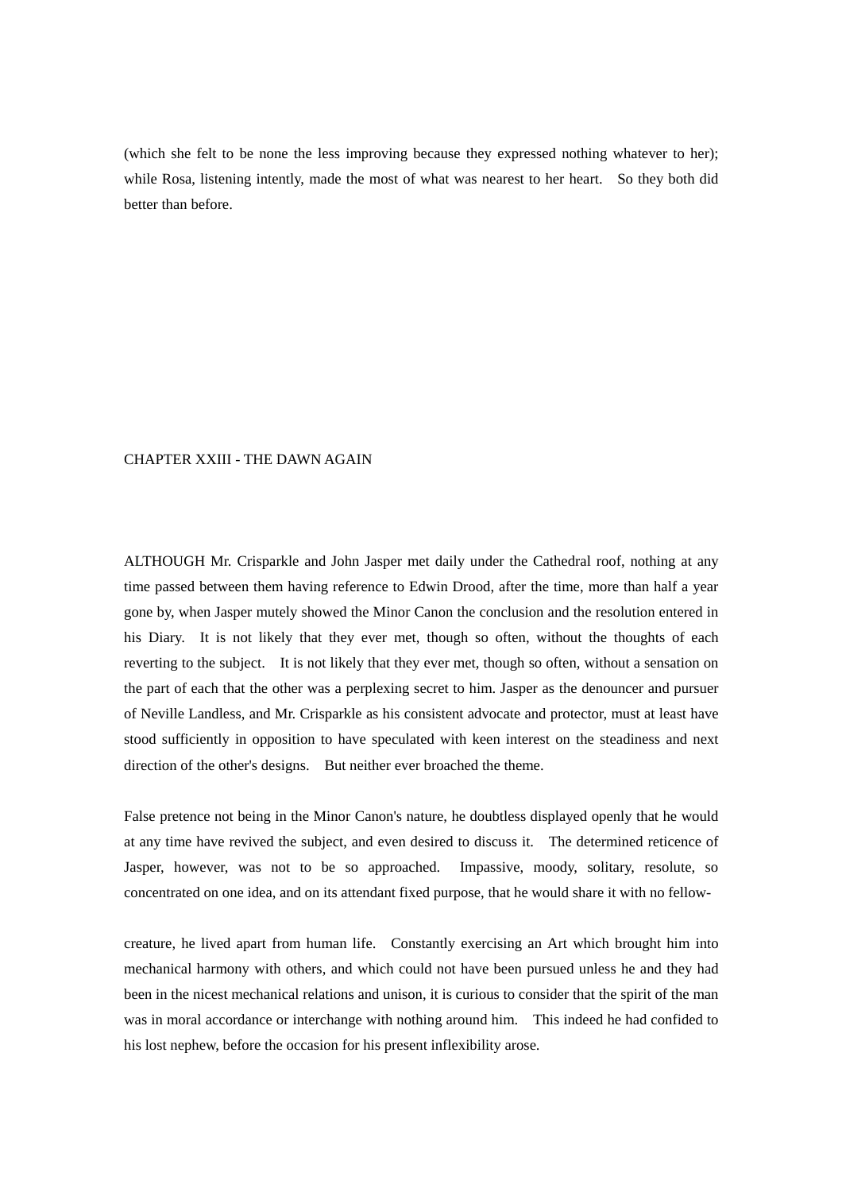(which she felt to be none the less improving because they expressed nothing whatever to her); while Rosa, listening intently, made the most of what was nearest to her heart. So they both did better than before.

## CHAPTER XXIII - THE DAWN AGAIN

ALTHOUGH Mr. Crisparkle and John Jasper met daily under the Cathedral roof, nothing at any time passed between them having reference to Edwin Drood, after the time, more than half a year gone by, when Jasper mutely showed the Minor Canon the conclusion and the resolution entered in his Diary. It is not likely that they ever met, though so often, without the thoughts of each reverting to the subject. It is not likely that they ever met, though so often, without a sensation on the part of each that the other was a perplexing secret to him. Jasper as the denouncer and pursuer of Neville Landless, and Mr. Crisparkle as his consistent advocate and protector, must at least have stood sufficiently in opposition to have speculated with keen interest on the steadiness and next direction of the other's designs. But neither ever broached the theme.

False pretence not being in the Minor Canon's nature, he doubtless displayed openly that he would at any time have revived the subject, and even desired to discuss it. The determined reticence of Jasper, however, was not to be so approached. Impassive, moody, solitary, resolute, so concentrated on one idea, and on its attendant fixed purpose, that he would share it with no fellow-creature, he lived apart from human life. Constantly exercising an Art which brought him into mechanical harmony with others, and which could not have been pursued unless he and they had been in the nicest mechanical relations and unison, it is curious to consider that the spirit of the man was in moral accordance or interchange with nothing around him. This indeed he had confided to his lost nephew, before the occasion for his present inflexibility arose.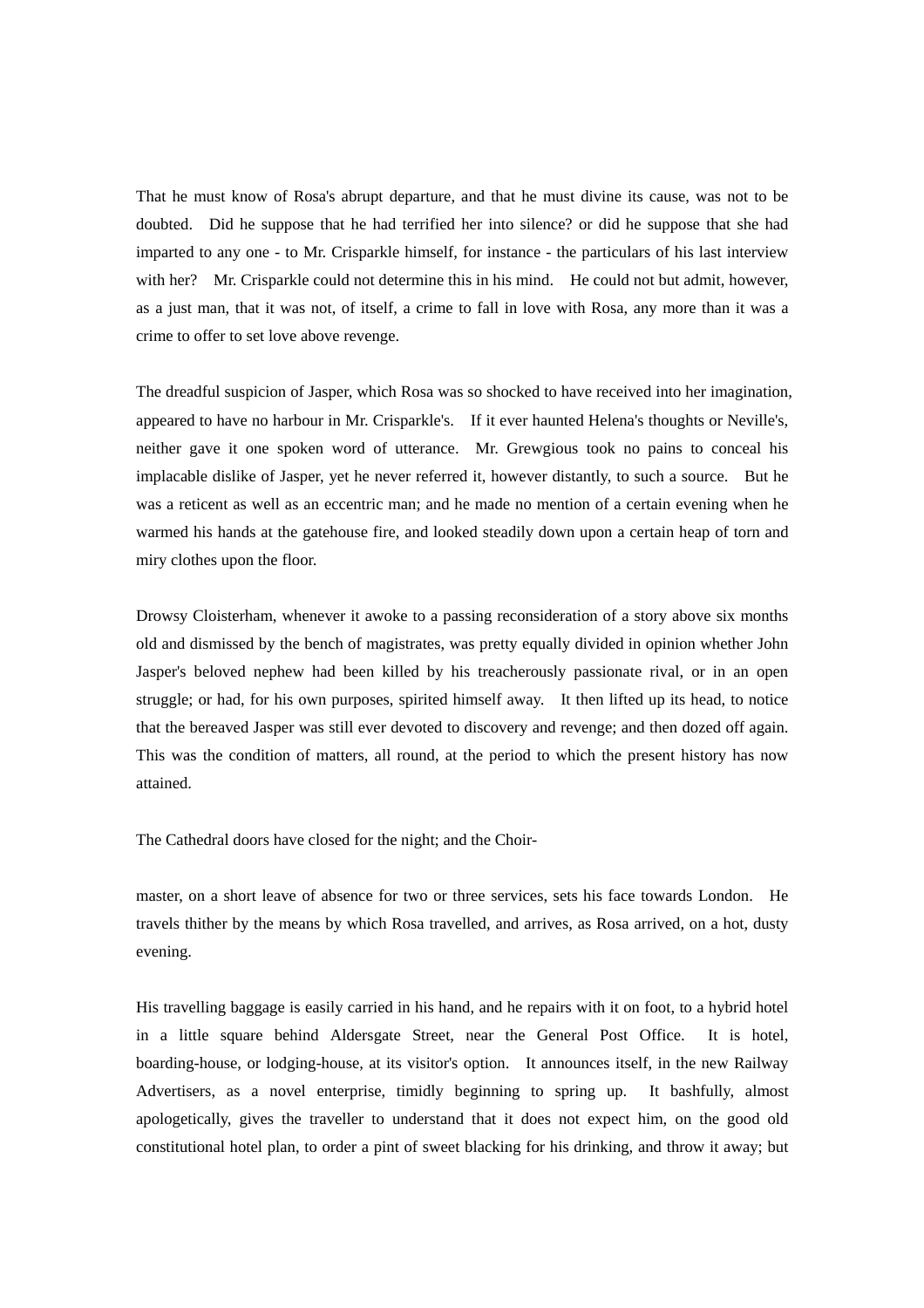That he must know of Rosa's abrupt departure, and that he must divine its cause, was not to be doubted. Did he suppose that he had terrified her into silence? or did he suppose that she had imparted to any one - to Mr. Crisparkle himself, for instance - the particulars of his last interview with her? Mr. Crisparkle could not determine this in his mind. He could not but admit, however, as a just man, that it was not, of itself, a crime to fall in love with Rosa, any more than it was a crime to offer to set love above revenge.

The dreadful suspicion of Jasper, which Rosa was so shocked to have received into her imagination, appeared to have no harbour in Mr. Crisparkle's. If it ever haunted Helena's thoughts or Neville's, neither gave it one spoken word of utterance. Mr. Grewgious took no pains to conceal his implacable dislike of Jasper, yet he never referred it, however distantly, to such a source. But he was a reticent as well as an eccentric man; and he made no mention of a certain evening when he warmed his hands at the gatehouse fire, and looked steadily down upon a certain heap of torn and miry clothes upon the floor.

Drowsy Cloisterham, whenever it awoke to a passing reconsideration of a story above six months old and dismissed by the bench of magistrates, was pretty equally divided in opinion whether John Jasper's beloved nephew had been killed by his treacherously passionate rival, or in an open struggle; or had, for his own purposes, spirited himself away. It then lifted up its head, to notice that the bereaved Jasper was still ever devoted to discovery and revenge; and then dozed off again. This was the condition of matters, all round, at the period to which the present history has now attained.

The Cathedral doors have closed for the night; and the Choir-master, on a short leave of absence for two or three services, sets his face towards London. He travels thither by the means by which Rosa travelled, and arrives, as Rosa arrived, on a hot, dusty evening.

His travelling baggage is easily carried in his hand, and he repairs with it on foot, to a hybrid hotel in a little square behind Aldersgate Street, near the General Post Office. It is hotel, boarding-house, or lodging-house, at its visitor's option. It announces itself, in the new Railway Advertisers, as a novel enterprise, timidly beginning to spring up. It bashfully, almost apologetically, gives the traveller to understand that it does not expect him, on the good old constitutional hotel plan, to order a pint of sweet blacking for his drinking, and throw it away; but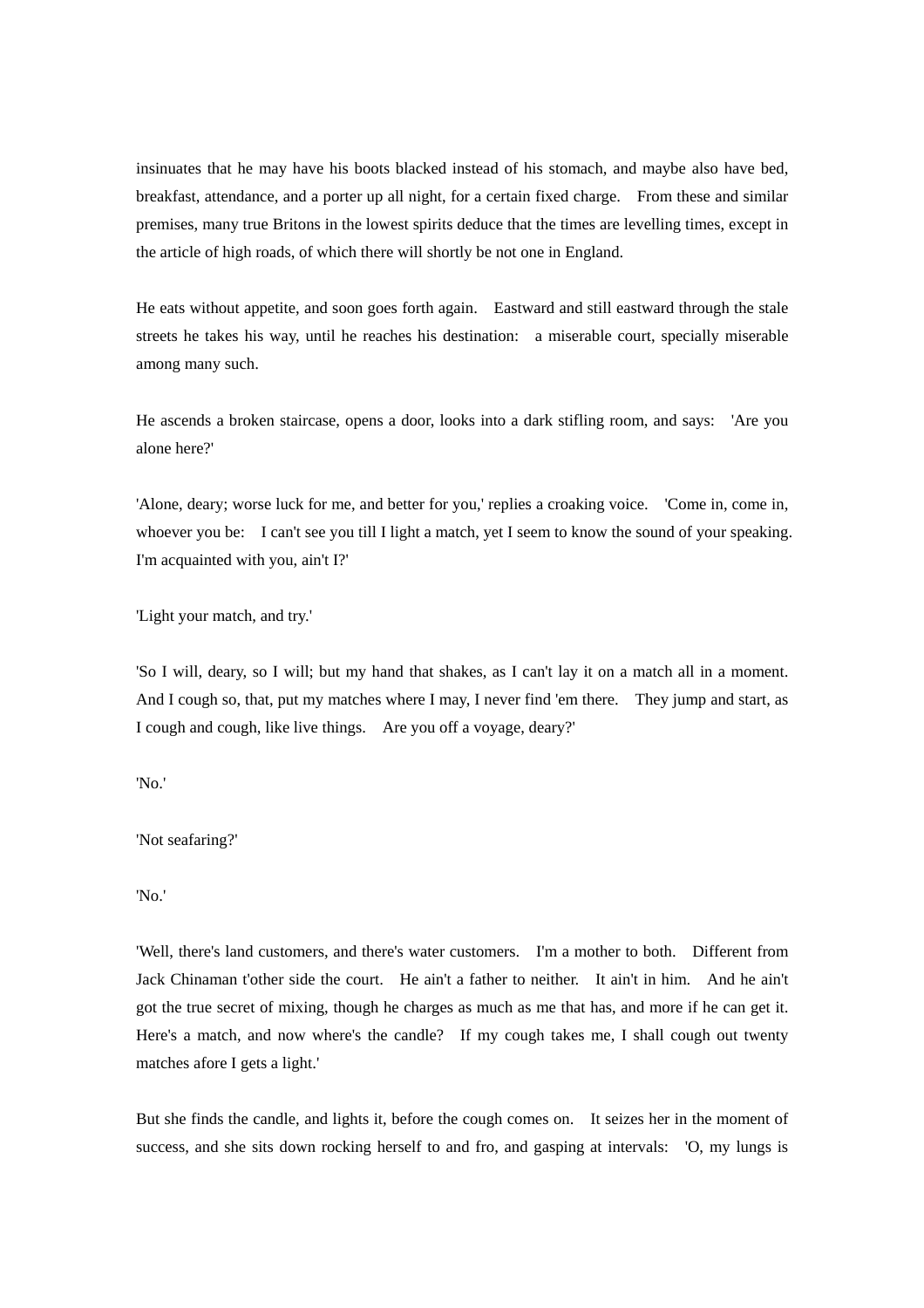insinuates that he may have his boots blacked instead of his stomach, and maybe also have bed, breakfast, attendance, and a porter up all night, for a certain fixed charge. From these and similar premises, many true Britons in the lowest spirits deduce that the times are levelling times, except in the article of high roads, of which there will shortly be not one in England.

He eats without appetite, and soon goes forth again. Eastward and still eastward through the stale streets he takes his way, until he reaches his destination: a miserable court, specially miserable among many such.

He ascends a broken staircase, opens a door, looks into a dark stifling room, and says: 'Are you alone here?'

'Alone, deary; worse luck for me, and better for you,' replies a croaking voice. 'Come in, come in, whoever you be: I can't see you till I light a match, yet I seem to know the sound of your speaking. I'm acquainted with you, ain't I?'

'Light your match, and try.'

'So I will, deary, so I will; but my hand that shakes, as I can't lay it on a match all in a moment. And I cough so, that, put my matches where I may, I never find 'em there. They jump and start, as I cough and cough, like live things. Are you off a voyage, deary?'

'No.'

'Not seafaring?'

'No.'

'Well, there's land customers, and there's water customers. I'm a mother to both. Different from Jack Chinaman t'other side the court. He ain't a father to neither. It ain't in him. And he ain't got the true secret of mixing, though he charges as much as me that has, and more if he can get it. Here's a match, and now where's the candle? If my cough takes me, I shall cough out twenty matches afore I gets a light.'

But she finds the candle, and lights it, before the cough comes on. It seizes her in the moment of success, and she sits down rocking herself to and fro, and gasping at intervals: 'O, my lungs is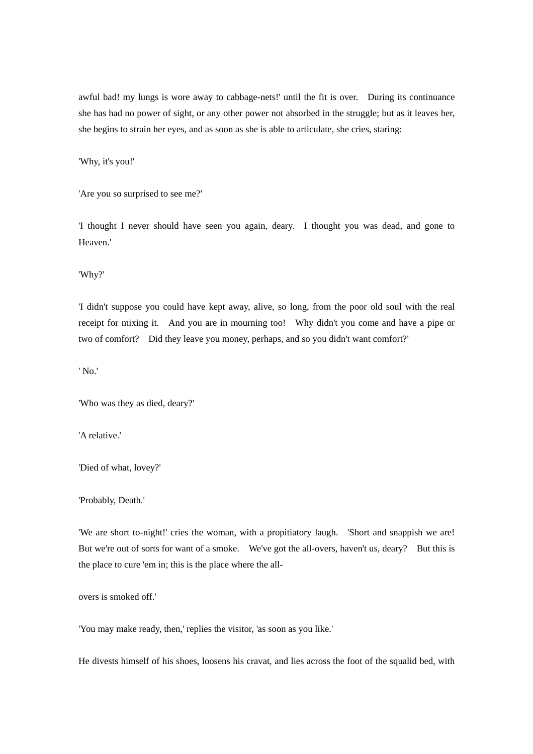awful bad! my lungs is wore away to cabbage-nets!' until the fit is over. During its continuance she has had no power of sight, or any other power not absorbed in the struggle; but as it leaves her, she begins to strain her eyes, and as soon as she is able to articulate, she cries, staring:

'Why, it's you!'

'Are you so surprised to see me?'

'I thought I never should have seen you again, deary. I thought you was dead, and gone to Heaven.'

'Why?'

'I didn't suppose you could have kept away, alive, so long, from the poor old soul with the real receipt for mixing it. And you are in mourning too! Why didn't you come and have a pipe or two of comfort? Did they leave you money, perhaps, and so you didn't want comfort?'

' No.'

'Who was they as died, deary?'

'A relative.'

'Died of what, lovey?'

'Probably, Death.'

'We are short to-night!' cries the woman, with a propitiatory laugh. 'Short and snappish we are! But we're out of sorts for want of a smoke. We've got the all-overs, haven't us, deary? But this is the place to cure 'em in; this is the place where the all-

overs is smoked off.'

'You may make ready, then,' replies the visitor, 'as soon as you like.'

He divests himself of his shoes, loosens his cravat, and lies across the foot of the squalid bed, with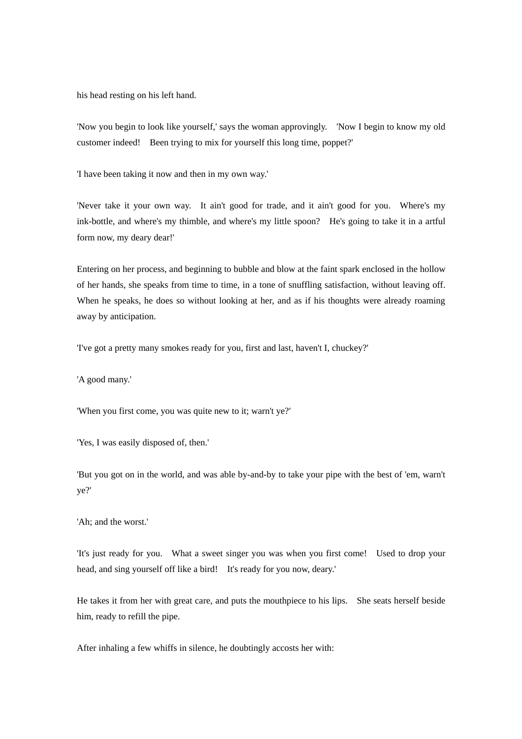his head resting on his left hand.

'Now you begin to look like yourself,' says the woman approvingly. 'Now I begin to know my old customer indeed! Been trying to mix for yourself this long time, poppet?'

'I have been taking it now and then in my own way.'

'Never take it your own way. It ain't good for trade, and it ain't good for you. Where's my ink-bottle, and where's my thimble, and where's my little spoon? He's going to take it in a artful form now, my deary dear!'

Entering on her process, and beginning to bubble and blow at the faint spark enclosed in the hollow of her hands, she speaks from time to time, in a tone of snuffling satisfaction, without leaving off. When he speaks, he does so without looking at her, and as if his thoughts were already roaming away by anticipation.

'I've got a pretty many smokes ready for you, first and last, haven't I, chuckey?'

'A good many.'

'When you first come, you was quite new to it; warn't ye?'

'Yes, I was easily disposed of, then.'

'But you got on in the world, and was able by-and-by to take your pipe with the best of 'em, warn't ye?'

'Ah; and the worst.'

'It's just ready for you. What a sweet singer you was when you first come! Used to drop your head, and sing yourself off like a bird! It's ready for you now, deary.'

He takes it from her with great care, and puts the mouthpiece to his lips. She seats herself beside him, ready to refill the pipe.

After inhaling a few whiffs in silence, he doubtingly accosts her with: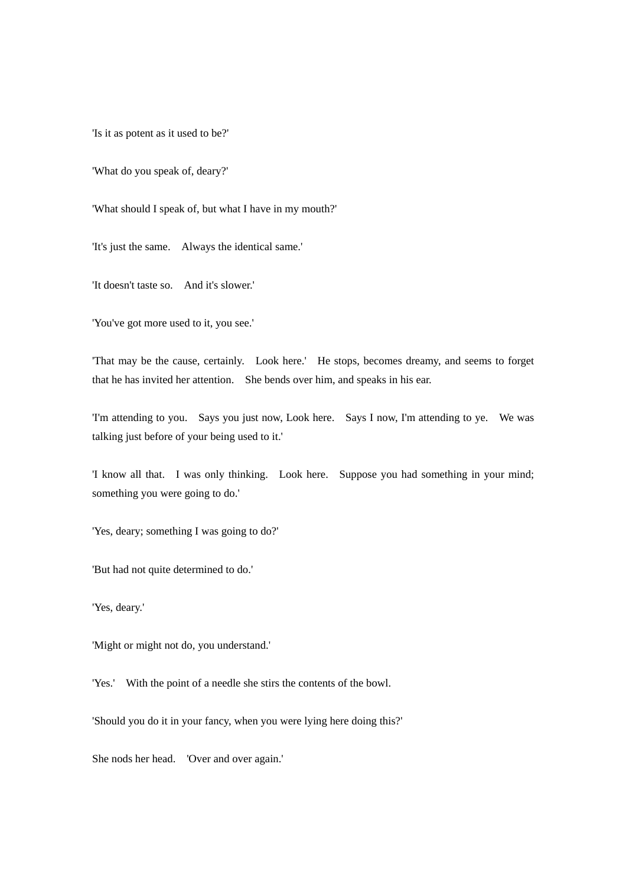'Is it as potent as it used to be?'

'What do you speak of, deary?'

'What should I speak of, but what I have in my mouth?'

'It's just the same. Always the identical same.'

'It doesn't taste so. And it's slower.'

'You've got more used to it, you see.'

'That may be the cause, certainly. Look here.' He stops, becomes dreamy, and seems to forget that he has invited her attention. She bends over him, and speaks in his ear.

'I'm attending to you. Says you just now, Look here. Says I now, I'm attending to ye. We was talking just before of your being used to it.'

'I know all that. I was only thinking. Look here. Suppose you had something in your mind; something you were going to do.'

'Yes, deary; something I was going to do?'

'But had not quite determined to do.'

'Yes, deary.'

'Might or might not do, you understand.'

'Yes.' With the point of a needle she stirs the contents of the bowl.

'Should you do it in your fancy, when you were lying here doing this?'

She nods her head. 'Over and over again.'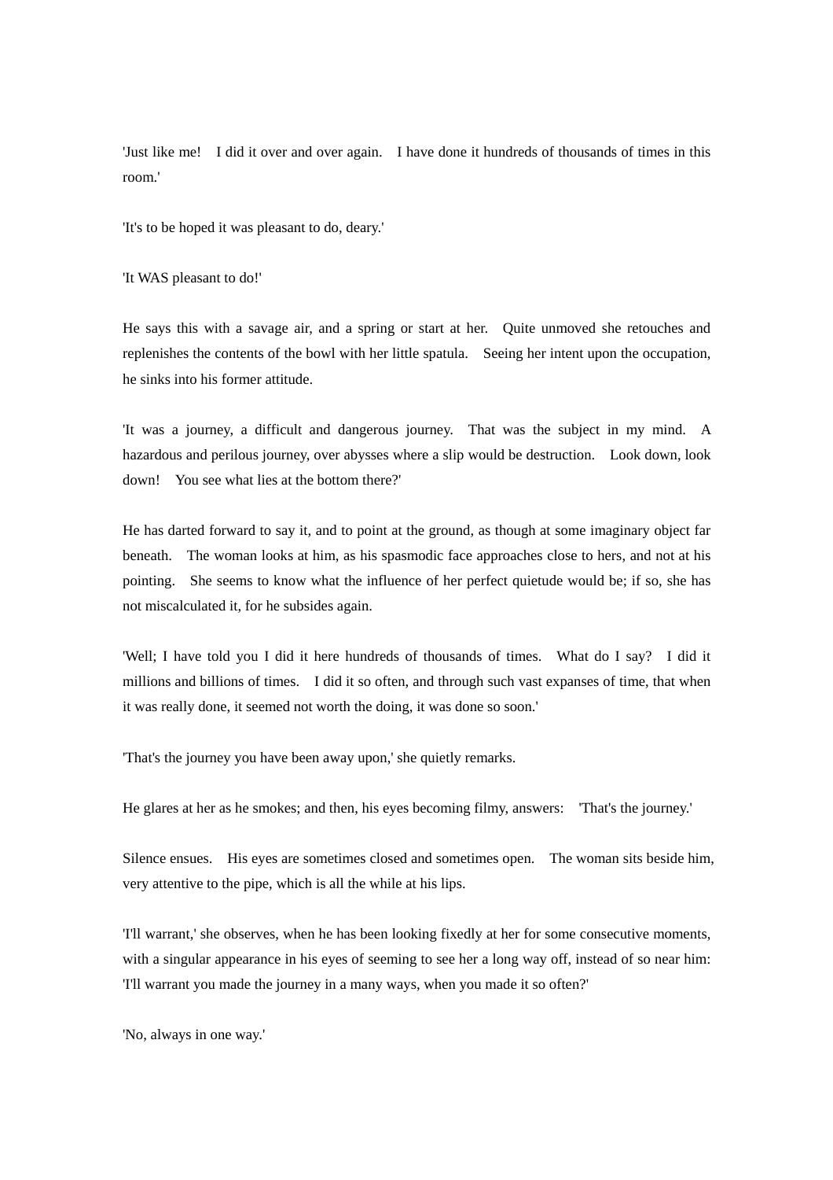'Just like me! I did it over and over again. I have done it hundreds of thousands of times in this room.'

'It's to be hoped it was pleasant to do, deary.'

'It WAS pleasant to do!'

He says this with a savage air, and a spring or start at her. Quite unmoved she retouches and replenishes the contents of the bowl with her little spatula. Seeing her intent upon the occupation, he sinks into his former attitude.

'It was a journey, a difficult and dangerous journey. That was the subject in my mind. A hazardous and perilous journey, over abysses where a slip would be destruction. Look down, look down! You see what lies at the bottom there?'

He has darted forward to say it, and to point at the ground, as though at some imaginary object far beneath. The woman looks at him, as his spasmodic face approaches close to hers, and not at his pointing. She seems to know what the influence of her perfect quietude would be; if so, she has not miscalculated it, for he subsides again.

'Well; I have told you I did it here hundreds of thousands of times. What do I say? I did it millions and billions of times. I did it so often, and through such vast expanses of time, that when it was really done, it seemed not worth the doing, it was done so soon.'

'That's the journey you have been away upon,' she quietly remarks.

He glares at her as he smokes; and then, his eyes becoming filmy, answers: 'That's the journey.'

Silence ensues. His eyes are sometimes closed and sometimes open. The woman sits beside him, very attentive to the pipe, which is all the while at his lips.

'I'll warrant,' she observes, when he has been looking fixedly at her for some consecutive moments, with a singular appearance in his eyes of seeming to see her a long way off, instead of so near him: 'I'll warrant you made the journey in a many ways, when you made it so often?'

'No, always in one way.'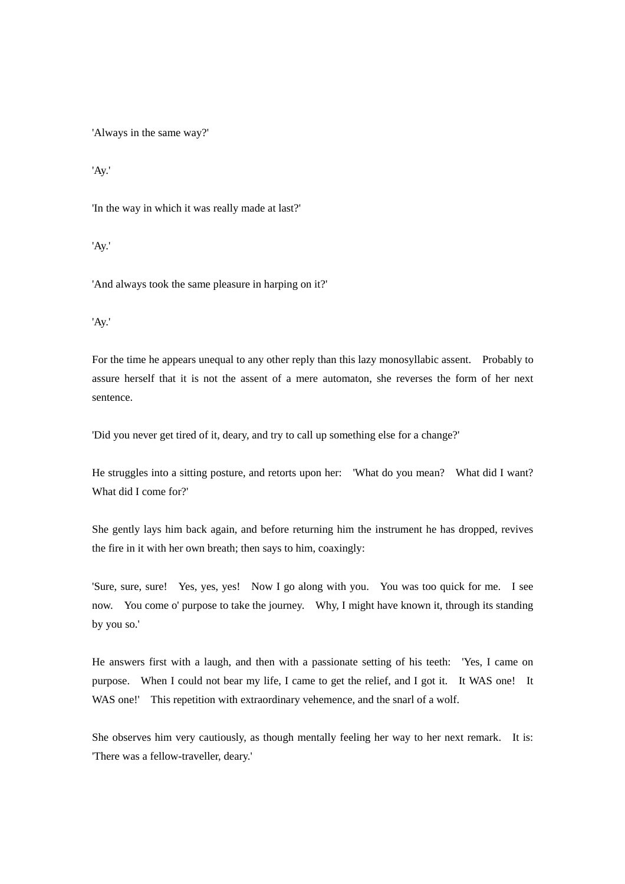'Always in the same way?'

'Ay.'

'In the way in which it was really made at last?'

'Ay.'

'And always took the same pleasure in harping on it?'

'Ay.'

For the time he appears unequal to any other reply than this lazy monosyllabic assent. Probably to assure herself that it is not the assent of a mere automaton, she reverses the form of her next sentence.

'Did you never get tired of it, deary, and try to call up something else for a change?'

He struggles into a sitting posture, and retorts upon her: 'What do you mean? What did I want? What did I come for?'

She gently lays him back again, and before returning him the instrument he has dropped, revives the fire in it with her own breath; then says to him, coaxingly:

'Sure, sure, sure! Yes, yes, yes! Now I go along with you. You was too quick for me. I see now. You come o' purpose to take the journey. Why, I might have known it, through its standing by you so.'

He answers first with a laugh, and then with a passionate setting of his teeth: 'Yes, I came on purpose. When I could not bear my life, I came to get the relief, and I got it. It WAS one! It WAS one!' This repetition with extraordinary vehemence, and the snarl of a wolf.

She observes him very cautiously, as though mentally feeling her way to her next remark. It is: 'There was a fellow-traveller, deary.'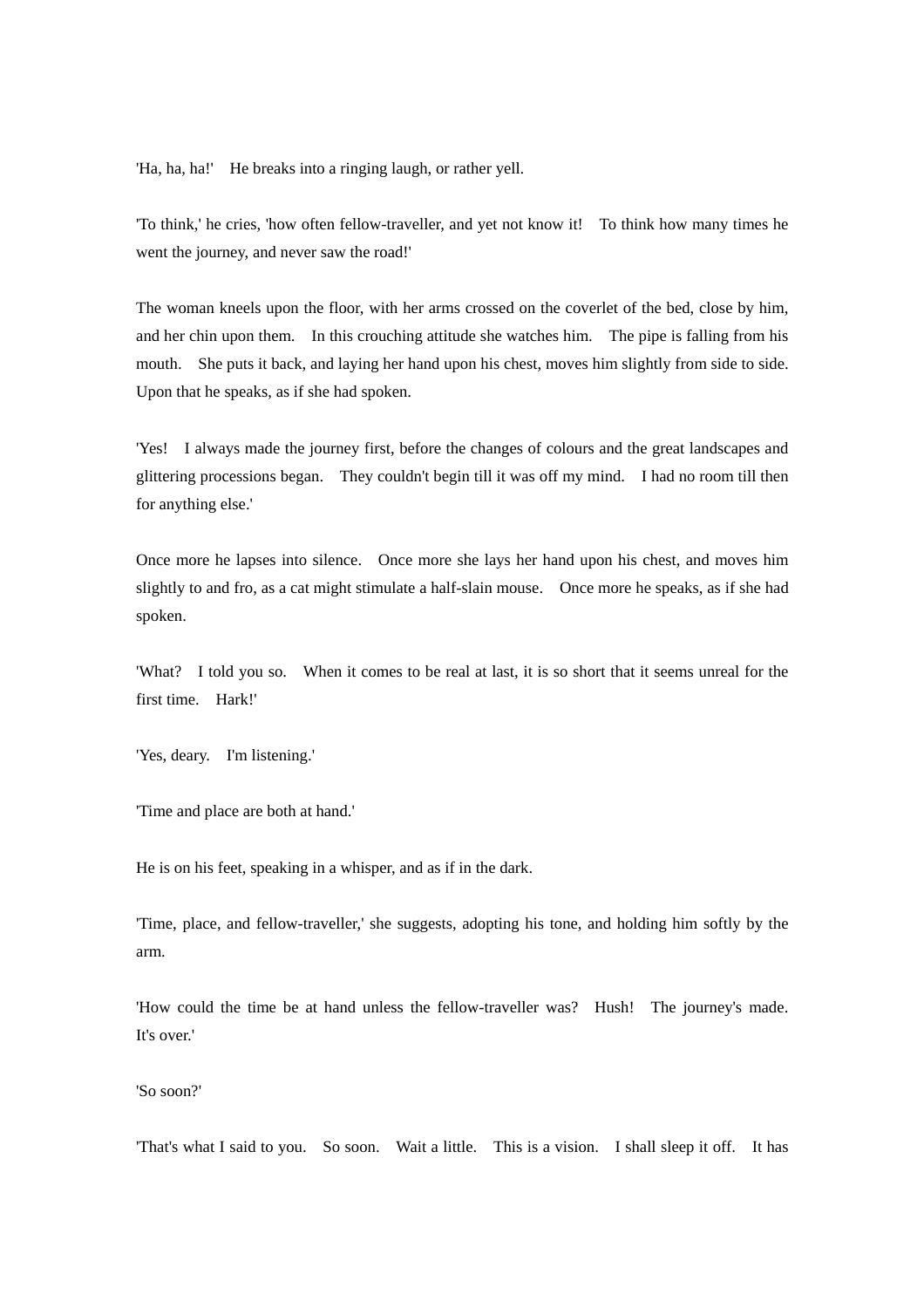'Ha, ha, ha!' He breaks into a ringing laugh, or rather yell.

'To think,' he cries, 'how often fellow-traveller, and yet not know it! To think how many times he went the journey, and never saw the road!'

The woman kneels upon the floor, with her arms crossed on the coverlet of the bed, close by him, and her chin upon them. In this crouching attitude she watches him. The pipe is falling from his mouth. She puts it back, and laying her hand upon his chest, moves him slightly from side to side. Upon that he speaks, as if she had spoken.

'Yes! I always made the journey first, before the changes of colours and the great landscapes and glittering processions began. They couldn't begin till it was off my mind. I had no room till then for anything else.'

Once more he lapses into silence. Once more she lays her hand upon his chest, and moves him slightly to and fro, as a cat might stimulate a half-slain mouse. Once more he speaks, as if she had spoken.

'What? I told you so. When it comes to be real at last, it is so short that it seems unreal for the first time. Hark!'

'Yes, deary. I'm listening.'

'Time and place are both at hand.'

He is on his feet, speaking in a whisper, and as if in the dark.

'Time, place, and fellow-traveller,' she suggests, adopting his tone, and holding him softly by the arm.

'How could the time be at hand unless the fellow-traveller was? Hush! The journey's made. It's over.'

'So soon?'

'That's what I said to you. So soon. Wait a little. This is a vision. I shall sleep it off. It has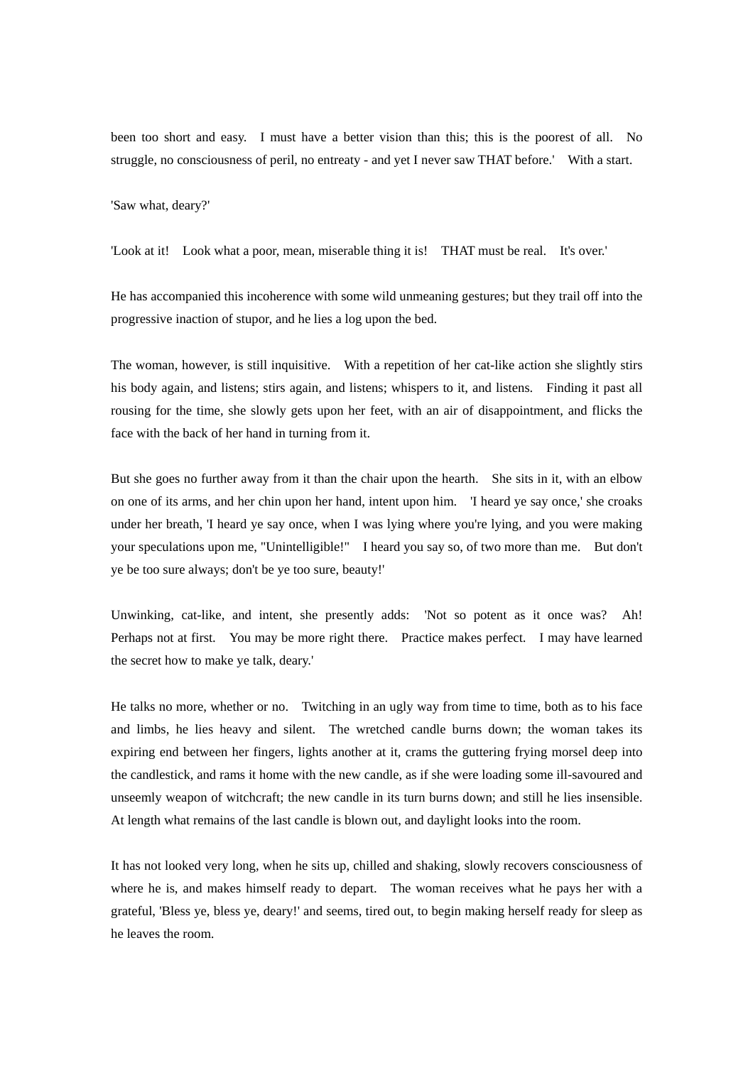been too short and easy. I must have a better vision than this; this is the poorest of all. No struggle, no consciousness of peril, no entreaty - and yet I never saw THAT before.' With a start.

'Saw what, deary?'

'Look at it! Look what a poor, mean, miserable thing it is! THAT must be real. It's over.'

He has accompanied this incoherence with some wild unmeaning gestures; but they trail off into the progressive inaction of stupor, and he lies a log upon the bed.

The woman, however, is still inquisitive. With a repetition of her cat-like action she slightly stirs his body again, and listens; stirs again, and listens; whispers to it, and listens. Finding it past all rousing for the time, she slowly gets upon her feet, with an air of disappointment, and flicks the face with the back of her hand in turning from it.

But she goes no further away from it than the chair upon the hearth. She sits in it, with an elbow on one of its arms, and her chin upon her hand, intent upon him. 'I heard ye say once,' she croaks under her breath, 'I heard ye say once, when I was lying where you're lying, and you were making your speculations upon me, "Unintelligible!" I heard you say so, of two more than me. But don't ye be too sure always; don't be ye too sure, beauty!'

Unwinking, cat-like, and intent, she presently adds: 'Not so potent as it once was? Ah! Perhaps not at first. You may be more right there. Practice makes perfect. I may have learned the secret how to make ye talk, deary.'

He talks no more, whether or no. Twitching in an ugly way from time to time, both as to his face and limbs, he lies heavy and silent. The wretched candle burns down; the woman takes its expiring end between her fingers, lights another at it, crams the guttering frying morsel deep into the candlestick, and rams it home with the new candle, as if she were loading some ill-savoured and unseemly weapon of witchcraft; the new candle in its turn burns down; and still he lies insensible. At length what remains of the last candle is blown out, and daylight looks into the room.

It has not looked very long, when he sits up, chilled and shaking, slowly recovers consciousness of where he is, and makes himself ready to depart. The woman receives what he pays her with a grateful, 'Bless ye, bless ye, deary!' and seems, tired out, to begin making herself ready for sleep as he leaves the room.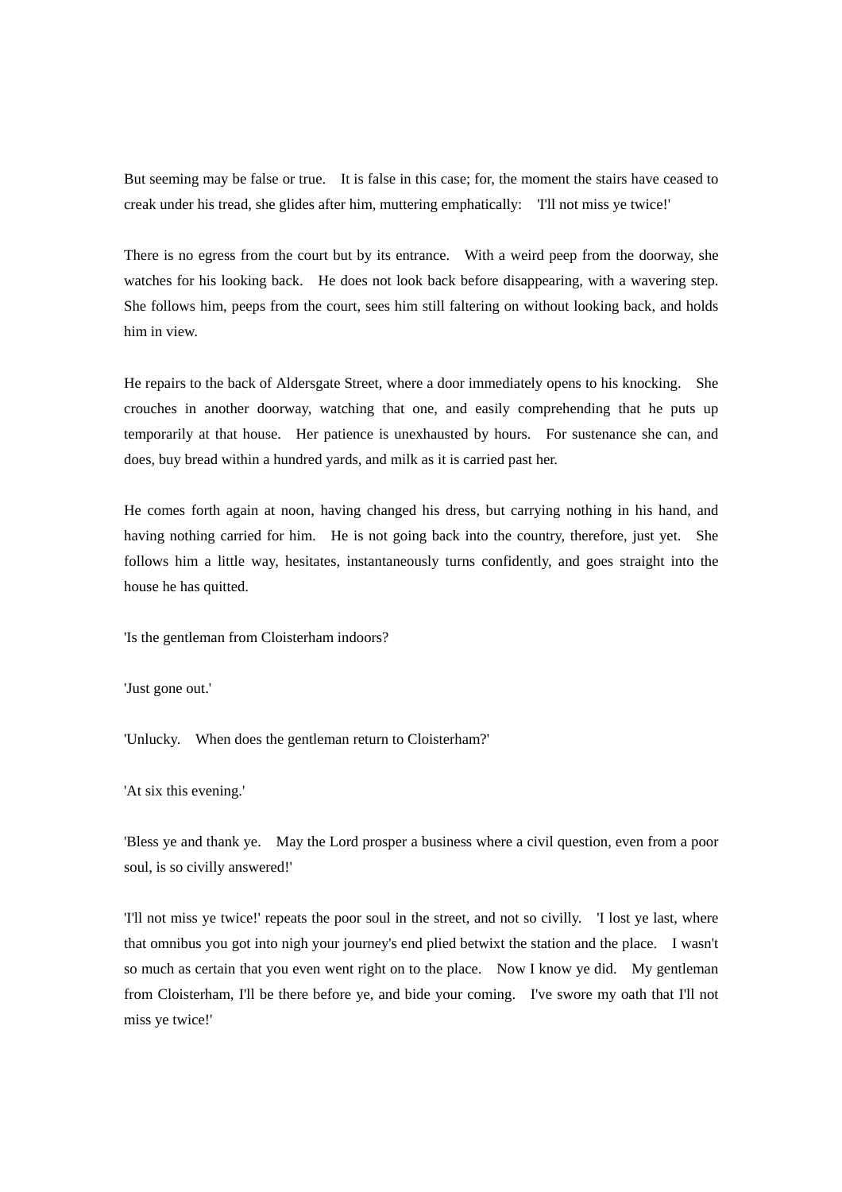But seeming may be false or true. It is false in this case; for, the moment the stairs have ceased to creak under his tread, she glides after him, muttering emphatically: 'I'll not miss ye twice!'

There is no egress from the court but by its entrance. With a weird peep from the doorway, she watches for his looking back. He does not look back before disappearing, with a wavering step. She follows him, peeps from the court, sees him still faltering on without looking back, and holds him in view.

He repairs to the back of Aldersgate Street, where a door immediately opens to his knocking. She crouches in another doorway, watching that one, and easily comprehending that he puts up temporarily at that house. Her patience is unexhausted by hours. For sustenance she can, and does, buy bread within a hundred yards, and milk as it is carried past her.

He comes forth again at noon, having changed his dress, but carrying nothing in his hand, and having nothing carried for him. He is not going back into the country, therefore, just yet. She follows him a little way, hesitates, instantaneously turns confidently, and goes straight into the house he has quitted.

'Is the gentleman from Cloisterham indoors?

'Just gone out.'

'Unlucky. When does the gentleman return to Cloisterham?'

'At six this evening.'

'Bless ye and thank ye. May the Lord prosper a business where a civil question, even from a poor soul, is so civilly answered!'

'I'll not miss ye twice!' repeats the poor soul in the street, and not so civilly. 'I lost ye last, where that omnibus you got into nigh your journey's end plied betwixt the station and the place. I wasn't so much as certain that you even went right on to the place. Now I know ye did. My gentleman from Cloisterham, I'll be there before ye, and bide your coming. I've swore my oath that I'll not miss ye twice!'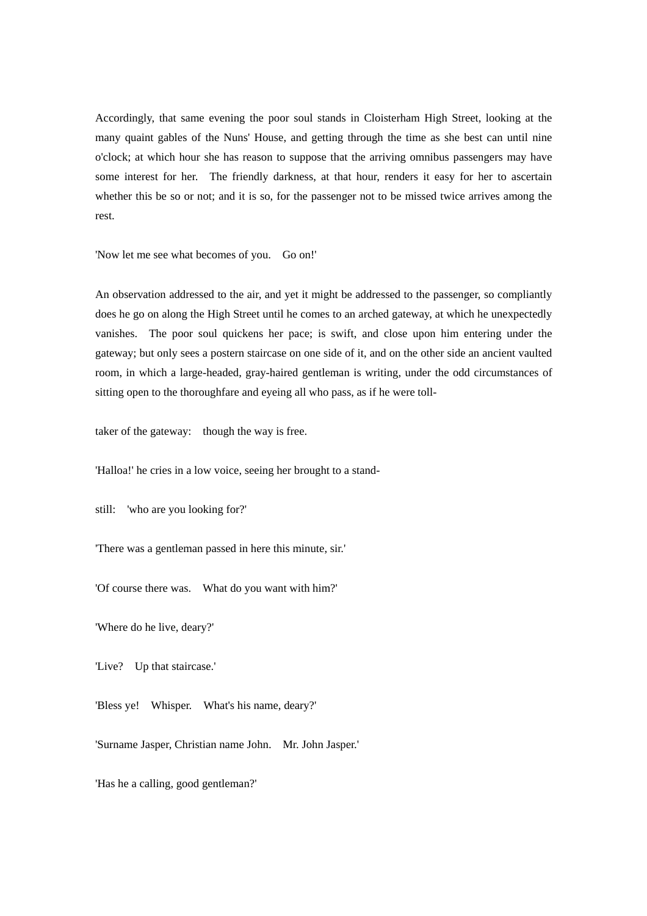Accordingly, that same evening the poor soul stands in Cloisterham High Street, looking at the many quaint gables of the Nuns' House, and getting through the time as she best can until nine o'clock; at which hour she has reason to suppose that the arriving omnibus passengers may have some interest for her. The friendly darkness, at that hour, renders it easy for her to ascertain whether this be so or not; and it is so, for the passenger not to be missed twice arrives among the rest.

'Now let me see what becomes of you. Go on!'

An observation addressed to the air, and yet it might be addressed to the passenger, so compliantly does he go on along the High Street until he comes to an arched gateway, at which he unexpectedly vanishes. The poor soul quickens her pace; is swift, and close upon him entering under the gateway; but only sees a postern staircase on one side of it, and on the other side an ancient vaulted room, in which a large-headed, gray-haired gentleman is writing, under the odd circumstances of sitting open to the thoroughfare and eyeing all who pass, as if he were toll-taker of the gateway: though the way is free.

'Halloa!' he cries in a low voice, seeing her brought to a stand-still: 'who are you looking for?'

'There was a gentleman passed in here this minute, sir.'

'Of course there was. What do you want with him?'

'Where do he live, deary?'

'Live? Up that staircase.'

'Bless ye! Whisper. What's his name, deary?'

'Surname Jasper, Christian name John. Mr. John Jasper.'

'Has he a calling, good gentleman?'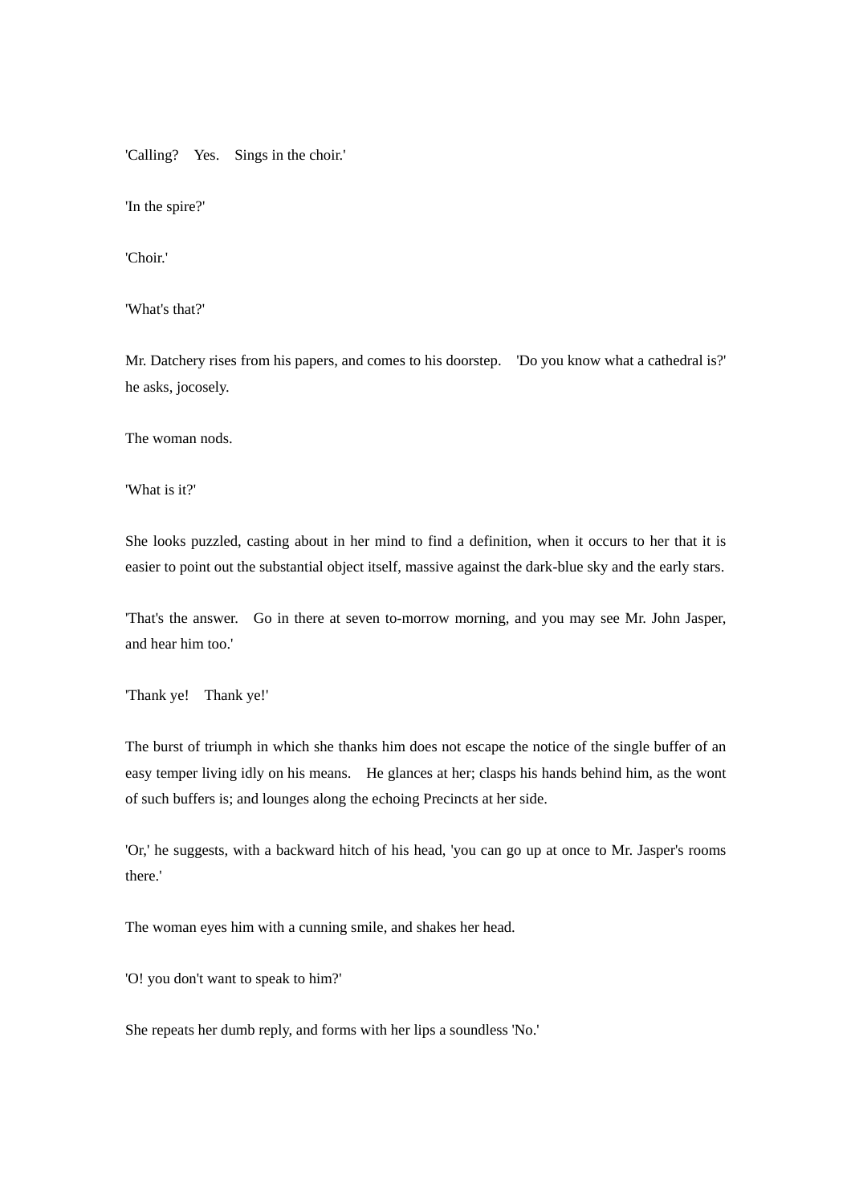'Calling? Yes. Sings in the choir.'

'In the spire?'

'Choir.'

'What's that?'

Mr. Datchery rises from his papers, and comes to his doorstep. 'Do you know what a cathedral is?' he asks, jocosely.

The woman nods.

'What is it?'

She looks puzzled, casting about in her mind to find a definition, when it occurs to her that it is easier to point out the substantial object itself, massive against the dark-blue sky and the early stars.

'That's the answer. Go in there at seven to-morrow morning, and you may see Mr. John Jasper, and hear him too.'

'Thank ye! Thank ye!'

The burst of triumph in which she thanks him does not escape the notice of the single buffer of an easy temper living idly on his means. He glances at her; clasps his hands behind him, as the wont of such buffers is; and lounges along the echoing Precincts at her side.

'Or,' he suggests, with a backward hitch of his head, 'you can go up at once to Mr. Jasper's rooms there.'

The woman eyes him with a cunning smile, and shakes her head.

'O! you don't want to speak to him?'

She repeats her dumb reply, and forms with her lips a soundless 'No.'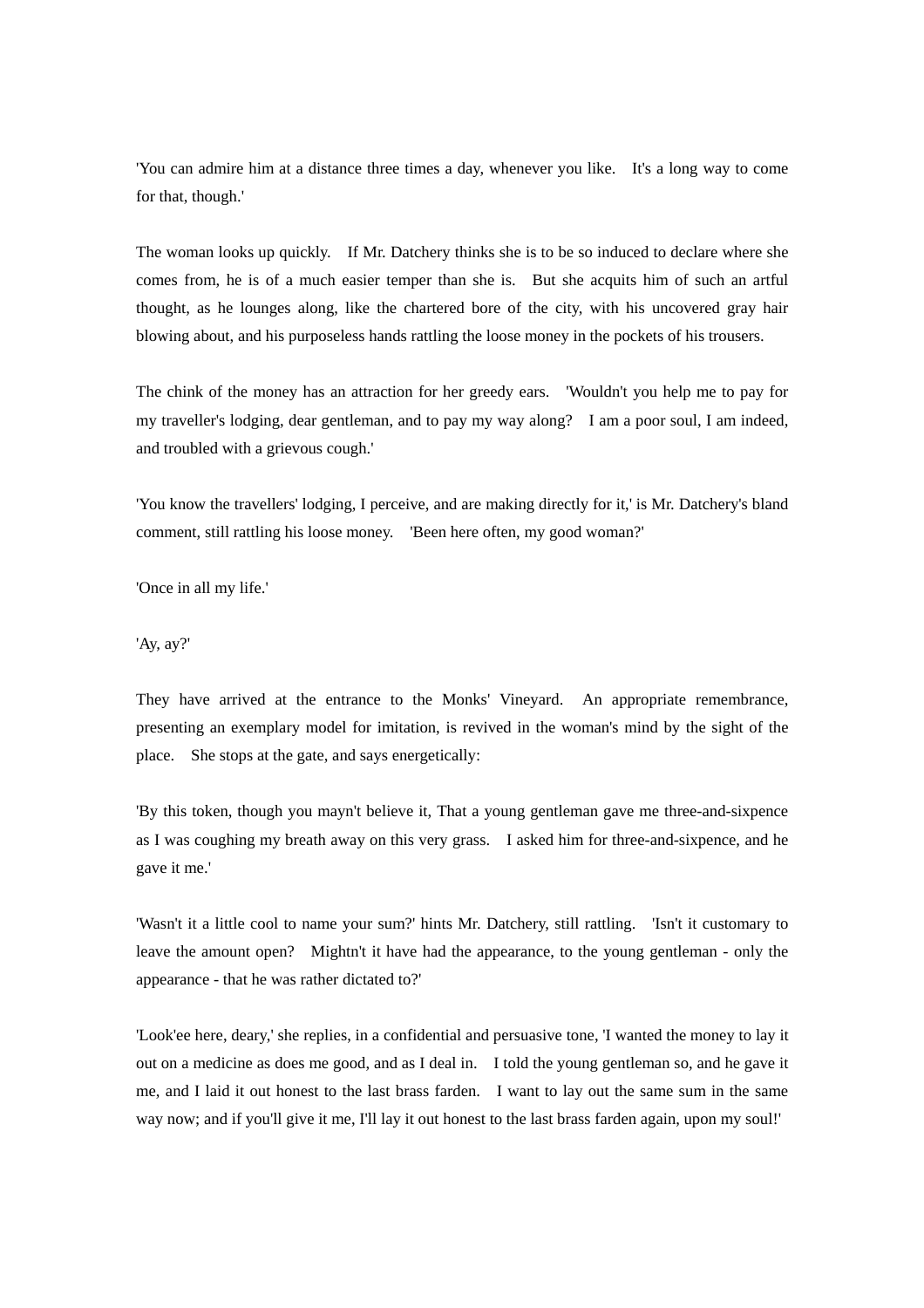'You can admire him at a distance three times a day, whenever you like. It's a long way to come for that, though.'

The woman looks up quickly. If Mr. Datchery thinks she is to be so induced to declare where she comes from, he is of a much easier temper than she is. But she acquits him of such an artful thought, as he lounges along, like the chartered bore of the city, with his uncovered gray hair blowing about, and his purposeless hands rattling the loose money in the pockets of his trousers.

The chink of the money has an attraction for her greedy ears. 'Wouldn't you help me to pay for my traveller's lodging, dear gentleman, and to pay my way along? I am a poor soul, I am indeed, and troubled with a grievous cough.'

'You know the travellers' lodging, I perceive, and are making directly for it,' is Mr. Datchery's bland comment, still rattling his loose money. 'Been here often, my good woman?'

'Once in all my life.'

'Ay, ay?'

They have arrived at the entrance to the Monks' Vineyard. An appropriate remembrance, presenting an exemplary model for imitation, is revived in the woman's mind by the sight of the place. She stops at the gate, and says energetically:

'By this token, though you mayn't believe it, That a young gentleman gave me three-and-sixpence as I was coughing my breath away on this very grass. I asked him for three-and-sixpence, and he gave it me.'

'Wasn't it a little cool to name your sum?' hints Mr. Datchery, still rattling. 'Isn't it customary to leave the amount open? Mightn't it have had the appearance, to the young gentleman - only the appearance - that he was rather dictated to?'

'Look'ee here, deary,' she replies, in a confidential and persuasive tone, 'I wanted the money to lay it out on a medicine as does me good, and as I deal in. I told the young gentleman so, and he gave it me, and I laid it out honest to the last brass farden. I want to lay out the same sum in the same way now; and if you'll give it me, I'll lay it out honest to the last brass farden again, upon my soul!'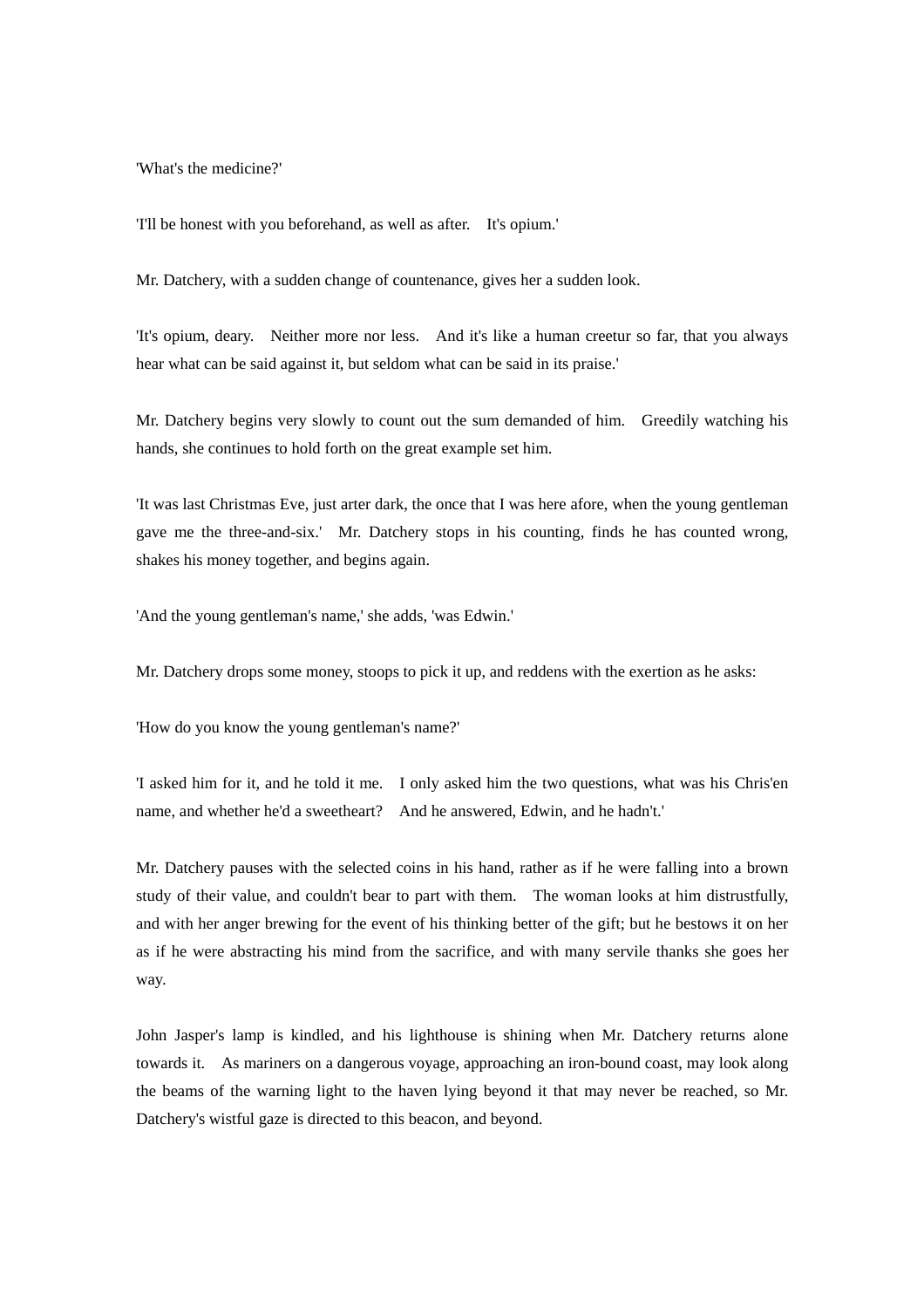'What's the medicine?'

'I'll be honest with you beforehand, as well as after. It's opium.'

Mr. Datchery, with a sudden change of countenance, gives her a sudden look.

'It's opium, deary. Neither more nor less. And it's like a human creetur so far, that you always hear what can be said against it, but seldom what can be said in its praise.'

Mr. Datchery begins very slowly to count out the sum demanded of him. Greedily watching his hands, she continues to hold forth on the great example set him.

'It was last Christmas Eve, just arter dark, the once that I was here afore, when the young gentleman gave me the three-and-six.' Mr. Datchery stops in his counting, finds he has counted wrong, shakes his money together, and begins again.

'And the young gentleman's name,' she adds, 'was Edwin.'

Mr. Datchery drops some money, stoops to pick it up, and reddens with the exertion as he asks:

'How do you know the young gentleman's name?'

'I asked him for it, and he told it me. I only asked him the two questions, what was his Chris'en name, and whether he'd a sweetheart? And he answered, Edwin, and he hadn't.'

Mr. Datchery pauses with the selected coins in his hand, rather as if he were falling into a brown study of their value, and couldn't bear to part with them. The woman looks at him distrustfully, and with her anger brewing for the event of his thinking better of the gift; but he bestows it on her as if he were abstracting his mind from the sacrifice, and with many servile thanks she goes her way.

John Jasper's lamp is kindled, and his lighthouse is shining when Mr. Datchery returns alone towards it. As mariners on a dangerous voyage, approaching an iron-bound coast, may look along the beams of the warning light to the haven lying beyond it that may never be reached, so Mr. Datchery's wistful gaze is directed to this beacon, and beyond.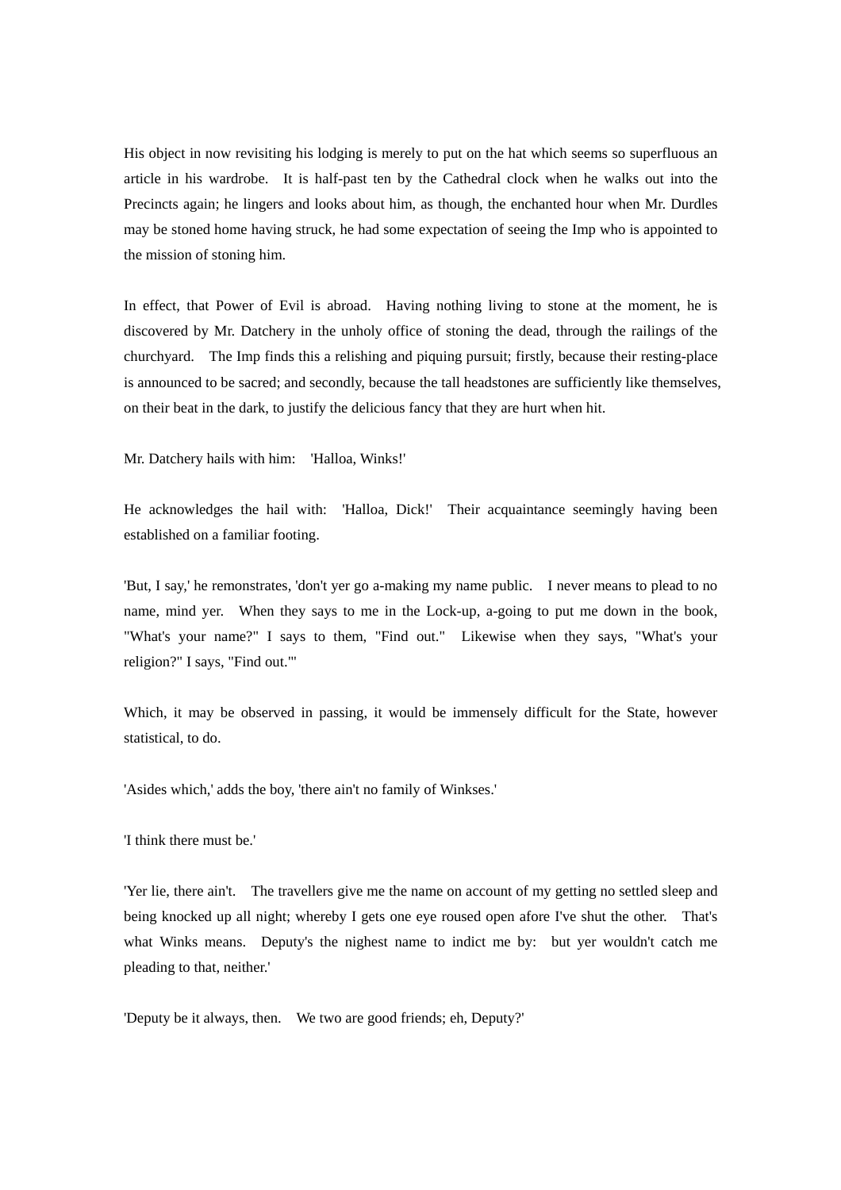His object in now revisiting his lodging is merely to put on the hat which seems so superfluous an article in his wardrobe. It is half-past ten by the Cathedral clock when he walks out into the Precincts again; he lingers and looks about him, as though, the enchanted hour when Mr. Durdles may be stoned home having struck, he had some expectation of seeing the Imp who is appointed to the mission of stoning him.

In effect, that Power of Evil is abroad. Having nothing living to stone at the moment, he is discovered by Mr. Datchery in the unholy office of stoning the dead, through the railings of the churchyard. The Imp finds this a relishing and piquing pursuit; firstly, because their resting-place is announced to be sacred; and secondly, because the tall headstones are sufficiently like themselves, on their beat in the dark, to justify the delicious fancy that they are hurt when hit.

Mr. Datchery hails with him: 'Halloa, Winks!'

He acknowledges the hail with: 'Halloa, Dick!' Their acquaintance seemingly having been established on a familiar footing.

'But, I say,' he remonstrates, 'don't yer go a-making my name public. I never means to plead to no name, mind yer. When they says to me in the Lock-up, a-going to put me down in the book, "What's your name?" I says to them, "Find out." Likewise when they says, "What's your religion?" I says, "Find out."'

Which, it may be observed in passing, it would be immensely difficult for the State, however statistical, to do.

'Asides which,' adds the boy, 'there ain't no family of Winkses.'

'I think there must be.'

'Yer lie, there ain't. The travellers give me the name on account of my getting no settled sleep and being knocked up all night; whereby I gets one eye roused open afore I've shut the other. That's what Winks means. Deputy's the nighest name to indict me by: but yer wouldn't catch me pleading to that, neither.'

'Deputy be it always, then. We two are good friends; eh, Deputy?'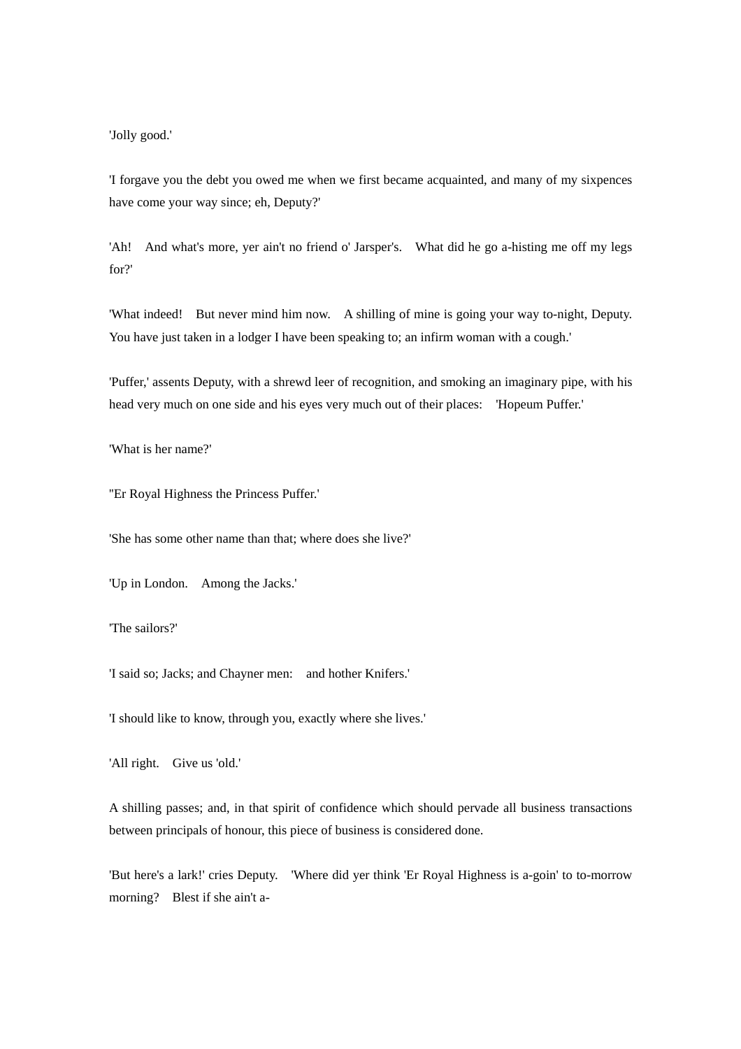'Jolly good.'

'I forgave you the debt you owed me when we first became acquainted, and many of my sixpences have come your way since; eh, Deputy?'

'Ah! And what's more, yer ain't no friend o' Jarsper's. What did he go a-histing me off my legs for?'

'What indeed! But never mind him now. A shilling of mine is going your way to-night, Deputy. You have just taken in a lodger I have been speaking to; an infirm woman with a cough.'

'Puffer,' assents Deputy, with a shrewd leer of recognition, and smoking an imaginary pipe, with his head very much on one side and his eyes very much out of their places: 'Hopeum Puffer.'

'What is her name?'

''Er Royal Highness the Princess Puffer.'

'She has some other name than that; where does she live?'

'Up in London. Among the Jacks.'

'The sailors?'

'I said so; Jacks; and Chayner men: and hother Knifers.'

'I should like to know, through you, exactly where she lives.'

'All right. Give us 'old.'

A shilling passes; and, in that spirit of confidence which should pervade all business transactions between principals of honour, this piece of business is considered done.

'But here's a lark!' cries Deputy. 'Where did yer think 'Er Royal Highness is a-goin' to to-morrow morning? Blest if she ain't a-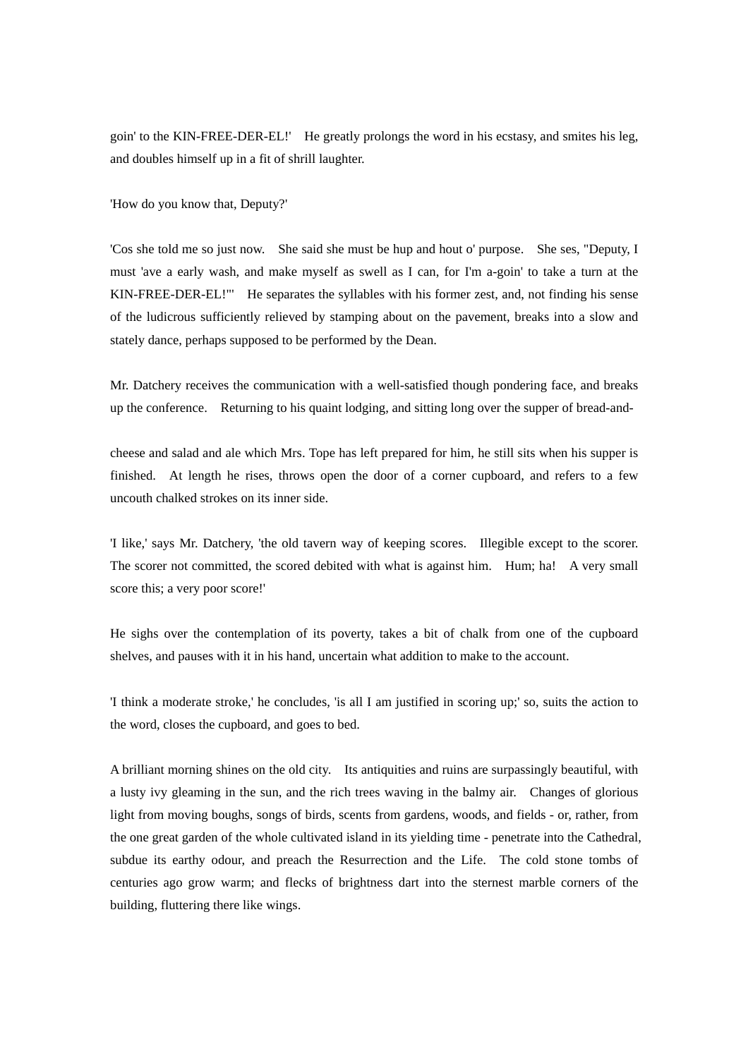goin' to the KIN-FREE-DER-EL!' He greatly prolongs the word in his ecstasy, and smites his leg, and doubles himself up in a fit of shrill laughter.

'How do you know that, Deputy?'

'Cos she told me so just now. She said she must be hup and hout o' purpose. She ses, "Deputy, I must 'ave a early wash, and make myself as swell as I can, for I'm a-goin' to take a turn at the KIN-FREE-DER-EL!"' He separates the syllables with his former zest, and, not finding his sense of the ludicrous sufficiently relieved by stamping about on the pavement, breaks into a slow and stately dance, perhaps supposed to be performed by the Dean.

Mr. Datchery receives the communication with a well-satisfied though pondering face, and breaks up the conference. Returning to his quaint lodging, and sitting long over the supper of bread-and-cheese and salad and ale which Mrs. Tope has left prepared for him, he still sits when his supper is finished. At length he rises, throws open the door of a corner cupboard, and refers to a few uncouth chalked strokes on its inner side.

'I like,' says Mr. Datchery, 'the old tavern way of keeping scores. Illegible except to the scorer. The scorer not committed, the scored debited with what is against him. Hum; ha! A very small score this; a very poor score!'

He sighs over the contemplation of its poverty, takes a bit of chalk from one of the cupboard shelves, and pauses with it in his hand, uncertain what addition to make to the account.

'I think a moderate stroke,' he concludes, 'is all I am justified in scoring up;' so, suits the action to the word, closes the cupboard, and goes to bed.

A brilliant morning shines on the old city. Its antiquities and ruins are surpassingly beautiful, with a lusty ivy gleaming in the sun, and the rich trees waving in the balmy air. Changes of glorious light from moving boughs, songs of birds, scents from gardens, woods, and fields - or, rather, from the one great garden of the whole cultivated island in its yielding time - penetrate into the Cathedral, subdue its earthy odour, and preach the Resurrection and the Life. The cold stone tombs of centuries ago grow warm; and flecks of brightness dart into the sternest marble corners of the building, fluttering there like wings.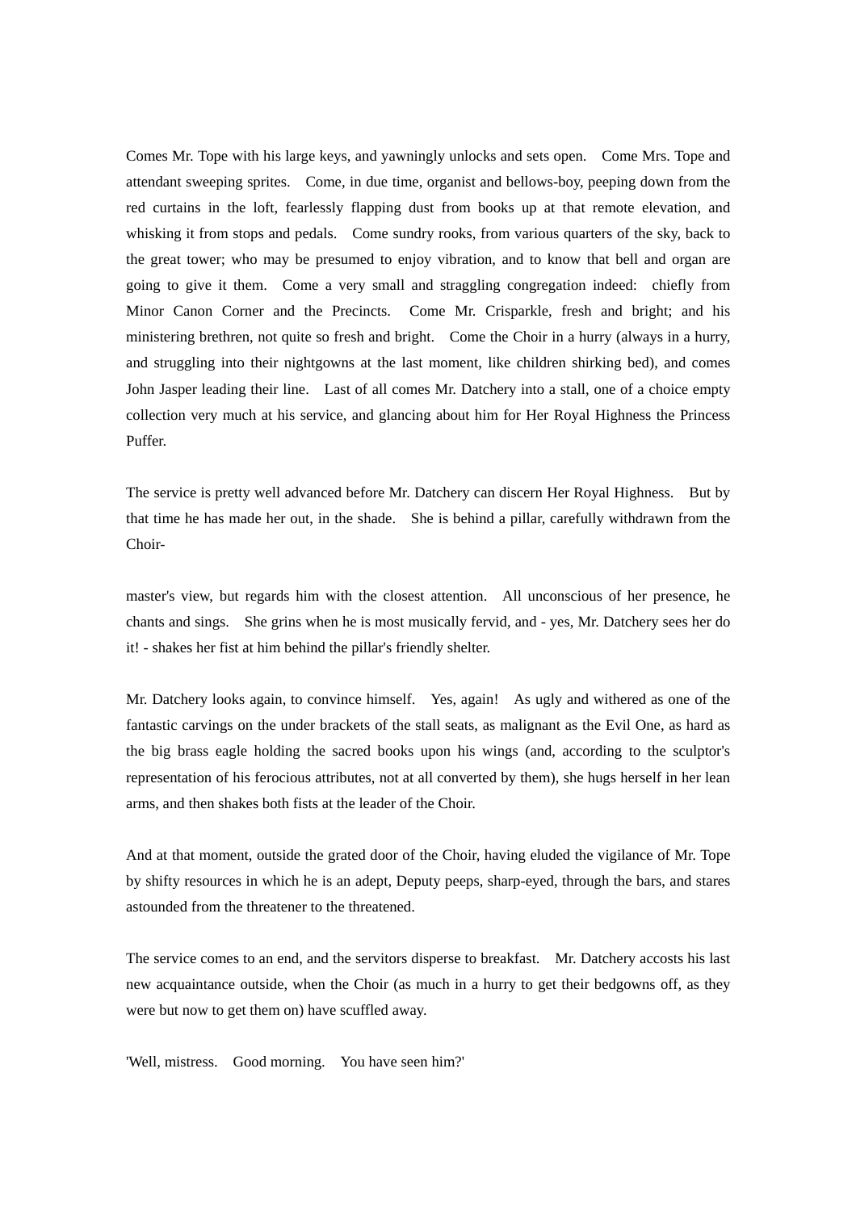Comes Mr. Tope with his large keys, and yawningly unlocks and sets open. Come Mrs. Tope and attendant sweeping sprites. Come, in due time, organist and bellows-boy, peeping down from the red curtains in the loft, fearlessly flapping dust from books up at that remote elevation, and whisking it from stops and pedals. Come sundry rooks, from various quarters of the sky, back to the great tower; who may be presumed to enjoy vibration, and to know that bell and organ are going to give it them. Come a very small and straggling congregation indeed: chiefly from Minor Canon Corner and the Precincts. Come Mr. Crisparkle, fresh and bright; and his ministering brethren, not quite so fresh and bright. Come the Choir in a hurry (always in a hurry, and struggling into their nightgowns at the last moment, like children shirking bed), and comes John Jasper leading their line. Last of all comes Mr. Datchery into a stall, one of a choice empty collection very much at his service, and glancing about him for Her Royal Highness the Princess Puffer.

The service is pretty well advanced before Mr. Datchery can discern Her Royal Highness. But by that time he has made her out, in the shade. She is behind a pillar, carefully withdrawn from the Choir-master's view, but regards him with the closest attention. All unconscious of her presence, he chants and sings. She grins when he is most musically fervid, and - yes, Mr. Datchery sees her do it! - shakes her fist at him behind the pillar's friendly shelter.

Mr. Datchery looks again, to convince himself. Yes, again! As ugly and withered as one of the fantastic carvings on the under brackets of the stall seats, as malignant as the Evil One, as hard as the big brass eagle holding the sacred books upon his wings (and, according to the sculptor's representation of his ferocious attributes, not at all converted by them), she hugs herself in her lean arms, and then shakes both fists at the leader of the Choir.

And at that moment, outside the grated door of the Choir, having eluded the vigilance of Mr. Tope by shifty resources in which he is an adept, Deputy peeps, sharp-eyed, through the bars, and stares astounded from the threatener to the threatened.

The service comes to an end, and the servitors disperse to breakfast. Mr. Datchery accosts his last new acquaintance outside, when the Choir (as much in a hurry to get their bedgowns off, as they were but now to get them on) have scuffled away.

'Well, mistress. Good morning. You have seen him?'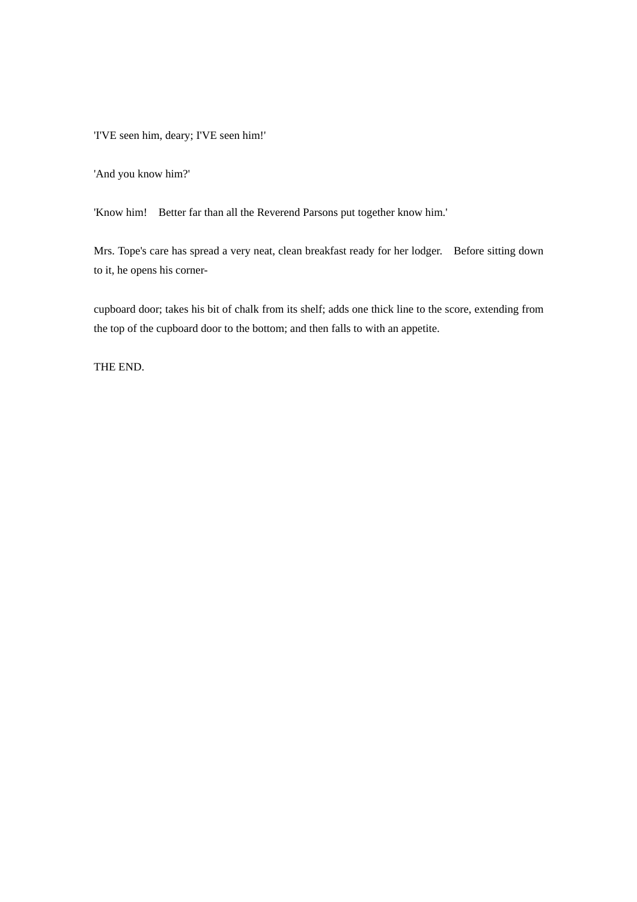'I'VE seen him, deary; I'VE seen him!'

'And you know him?'

'Know him! Better far than all the Reverend Parsons put together know him.'

Mrs. Tope's care has spread a very neat, clean breakfast ready for her lodger. Before sitting down to it, he opens his corner-

cupboard door; takes his bit of chalk from its shelf; adds one thick line to the score, extending from the top of the cupboard door to the bottom; and then falls to with an appetite.

THE END.